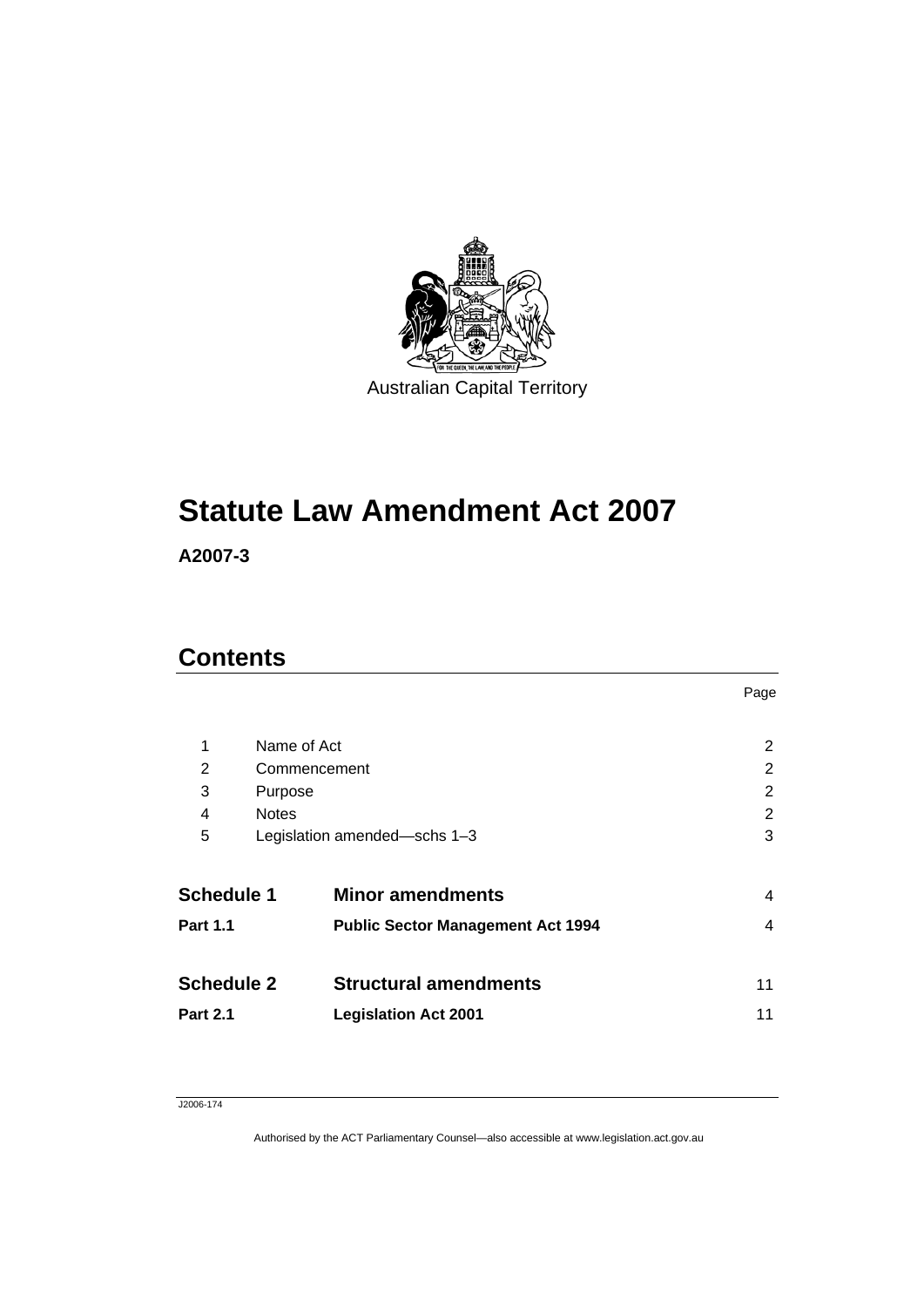Australian Capital Territory

# Statute Law Amendment Act 2007

**A2007-3**

## Contents

| | | Page |
|---|---|---|
| 1 | Name of Act | 2 |
| 2 | Commencement | 2 |
| 3 | Purpose | 2 |
| 4 | Notes | 2 |
| 5 | Legislation amended—schs 1–3 | 3 |
| **Schedule 1** | **Minor amendments** | 4 |
| **Part 1.1** | **Public Sector Management Act 1994** | 4 |
| **Schedule 2** | **Structural amendments** | 11 |
| **Part 2.1** | **Legislation Act 2001** | 11 |

J2006-174

Authorised by the ACT Parliamentary Counsel—also accessible at www.legislation.act.gov.au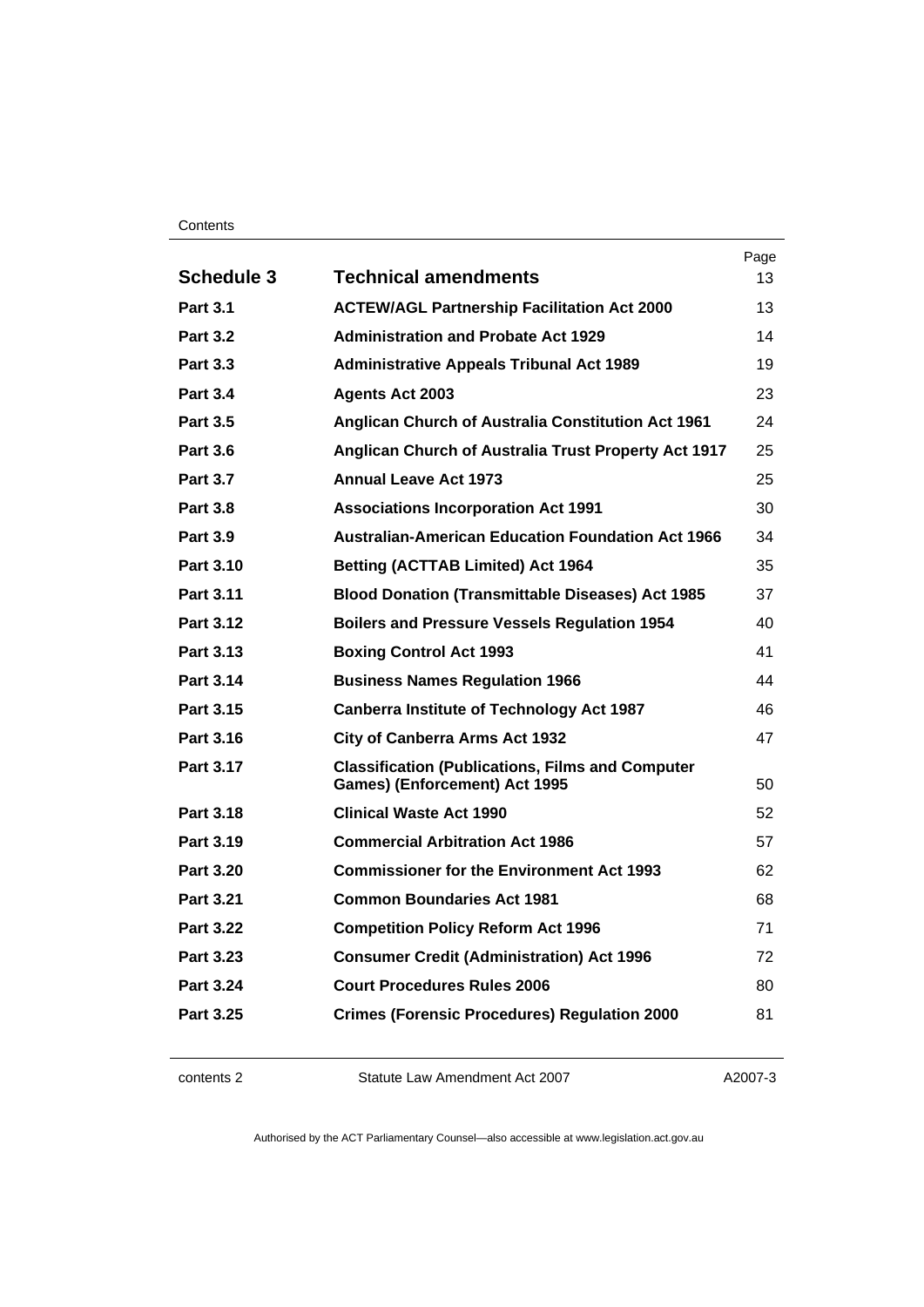| | | Page |
|---|---|---|
| **Schedule 3** | **Technical amendments** | 13 |
| **Part 3.1** | **ACTEW/AGL Partnership Facilitation Act 2000** | 13 |
| **Part 3.2** | **Administration and Probate Act 1929** | 14 |
| **Part 3.3** | **Administrative Appeals Tribunal Act 1989** | 19 |
| **Part 3.4** | **Agents Act 2003** | 23 |
| **Part 3.5** | **Anglican Church of Australia Constitution Act 1961** | 24 |
| **Part 3.6** | **Anglican Church of Australia Trust Property Act 1917** | 25 |
| **Part 3.7** | **Annual Leave Act 1973** | 25 |
| **Part 3.8** | **Associations Incorporation Act 1991** | 30 |
| **Part 3.9** | **Australian-American Education Foundation Act 1966** | 34 |
| **Part 3.10** | **Betting (ACTTAB Limited) Act 1964** | 35 |
| **Part 3.11** | **Blood Donation (Transmittable Diseases) Act 1985** | 37 |
| **Part 3.12** | **Boilers and Pressure Vessels Regulation 1954** | 40 |
| **Part 3.13** | **Boxing Control Act 1993** | 41 |
| **Part 3.14** | **Business Names Regulation 1966** | 44 |
| **Part 3.15** | **Canberra Institute of Technology Act 1987** | 46 |
| **Part 3.16** | **City of Canberra Arms Act 1932** | 47 |
| **Part 3.17** | **Classification (Publications, Films and Computer Games) (Enforcement) Act 1995** | 50 |
| **Part 3.18** | **Clinical Waste Act 1990** | 52 |
| **Part 3.19** | **Commercial Arbitration Act 1986** | 57 |
| **Part 3.20** | **Commissioner for the Environment Act 1993** | 62 |
| **Part 3.21** | **Common Boundaries Act 1981** | 68 |
| **Part 3.22** | **Competition Policy Reform Act 1996** | 71 |
| **Part 3.23** | **Consumer Credit (Administration) Act 1996** | 72 |
| **Part 3.24** | **Court Procedures Rules 2006** | 80 |
| **Part 3.25** | **Crimes (Forensic Procedures) Regulation 2000** | 81 |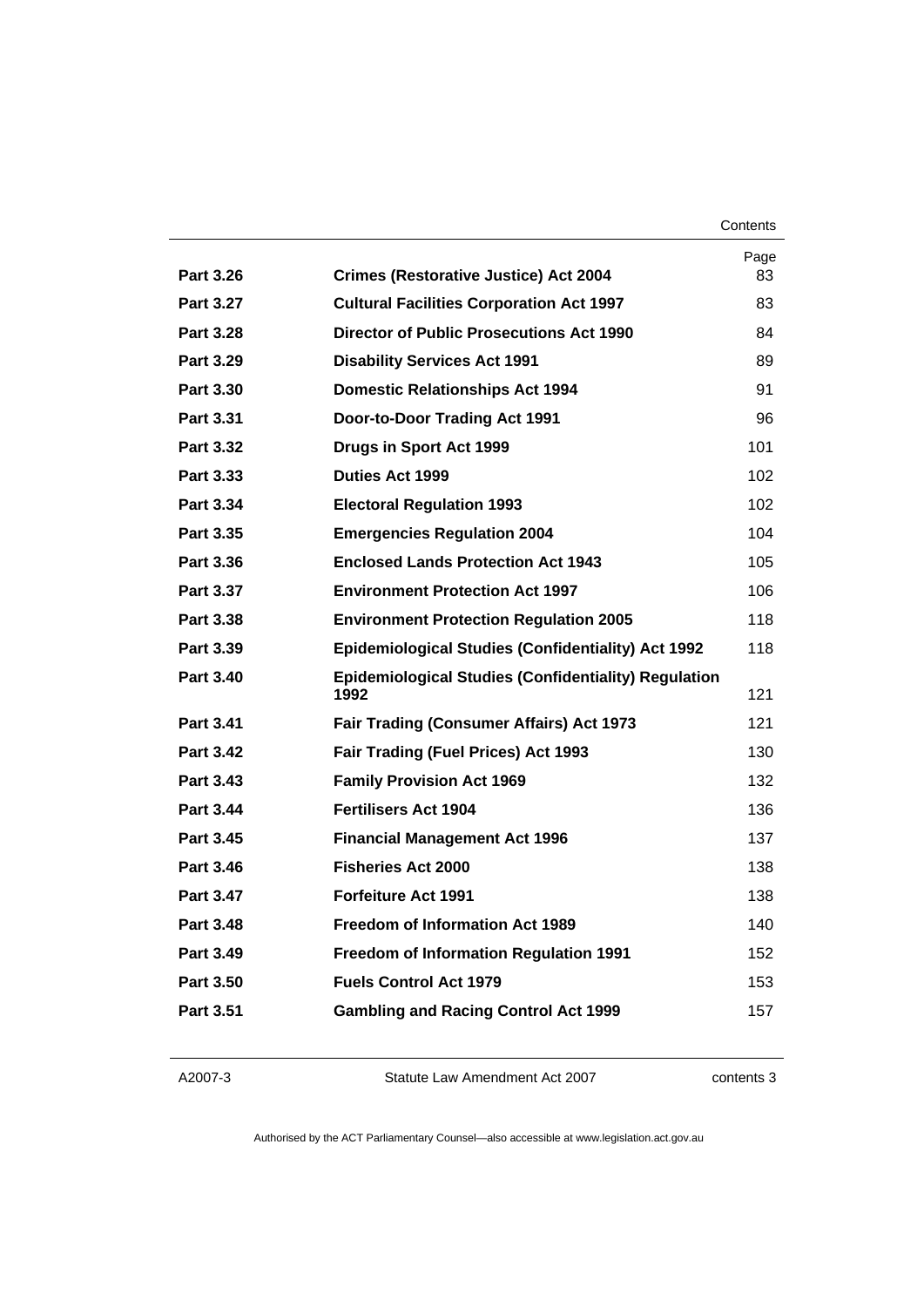| | | Page |
|---|---|---|
| **Part 3.26** | **Crimes (Restorative Justice) Act 2004** | 83 |
| **Part 3.27** | **Cultural Facilities Corporation Act 1997** | 83 |
| **Part 3.28** | **Director of Public Prosecutions Act 1990** | 84 |
| **Part 3.29** | **Disability Services Act 1991** | 89 |
| **Part 3.30** | **Domestic Relationships Act 1994** | 91 |
| **Part 3.31** | **Door-to-Door Trading Act 1991** | 96 |
| **Part 3.32** | **Drugs in Sport Act 1999** | 101 |
| **Part 3.33** | **Duties Act 1999** | 102 |
| **Part 3.34** | **Electoral Regulation 1993** | 102 |
| **Part 3.35** | **Emergencies Regulation 2004** | 104 |
| **Part 3.36** | **Enclosed Lands Protection Act 1943** | 105 |
| **Part 3.37** | **Environment Protection Act 1997** | 106 |
| **Part 3.38** | **Environment Protection Regulation 2005** | 118 |
| **Part 3.39** | **Epidemiological Studies (Confidentiality) Act 1992** | 118 |
| **Part 3.40** | **Epidemiological Studies (Confidentiality) Regulation 1992** | 121 |
| **Part 3.41** | **Fair Trading (Consumer Affairs) Act 1973** | 121 |
| **Part 3.42** | **Fair Trading (Fuel Prices) Act 1993** | 130 |
| **Part 3.43** | **Family Provision Act 1969** | 132 |
| **Part 3.44** | **Fertilisers Act 1904** | 136 |
| **Part 3.45** | **Financial Management Act 1996** | 137 |
| **Part 3.46** | **Fisheries Act 2000** | 138 |
| **Part 3.47** | **Forfeiture Act 1991** | 138 |
| **Part 3.48** | **Freedom of Information Act 1989** | 140 |
| **Part 3.49** | **Freedom of Information Regulation 1991** | 152 |
| **Part 3.50** | **Fuels Control Act 1979** | 153 |
| **Part 3.51** | **Gambling and Racing Control Act 1999** | 157 |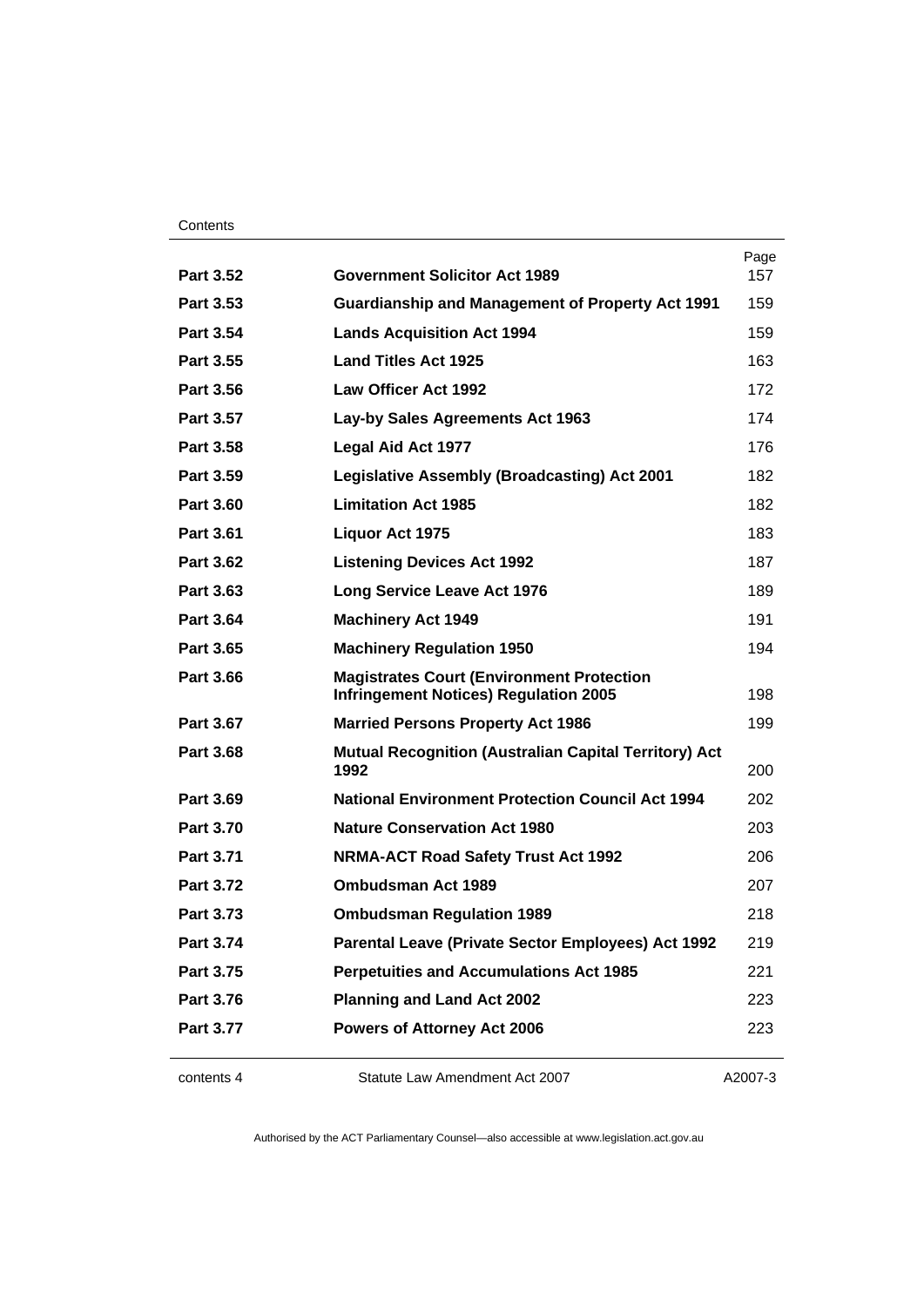| | | Page |
|---|---|---|
| **Part 3.52** | **Government Solicitor Act 1989** | 157 |
| **Part 3.53** | **Guardianship and Management of Property Act 1991** | 159 |
| **Part 3.54** | **Lands Acquisition Act 1994** | 159 |
| **Part 3.55** | **Land Titles Act 1925** | 163 |
| **Part 3.56** | **Law Officer Act 1992** | 172 |
| **Part 3.57** | **Lay-by Sales Agreements Act 1963** | 174 |
| **Part 3.58** | **Legal Aid Act 1977** | 176 |
| **Part 3.59** | **Legislative Assembly (Broadcasting) Act 2001** | 182 |
| **Part 3.60** | **Limitation Act 1985** | 182 |
| **Part 3.61** | **Liquor Act 1975** | 183 |
| **Part 3.62** | **Listening Devices Act 1992** | 187 |
| **Part 3.63** | **Long Service Leave Act 1976** | 189 |
| **Part 3.64** | **Machinery Act 1949** | 191 |
| **Part 3.65** | **Machinery Regulation 1950** | 194 |
| **Part 3.66** | **Magistrates Court (Environment Protection Infringement Notices) Regulation 2005** | 198 |
| **Part 3.67** | **Married Persons Property Act 1986** | 199 |
| **Part 3.68** | **Mutual Recognition (Australian Capital Territory) Act 1992** | 200 |
| **Part 3.69** | **National Environment Protection Council Act 1994** | 202 |
| **Part 3.70** | **Nature Conservation Act 1980** | 203 |
| **Part 3.71** | **NRMA-ACT Road Safety Trust Act 1992** | 206 |
| **Part 3.72** | **Ombudsman Act 1989** | 207 |
| **Part 3.73** | **Ombudsman Regulation 1989** | 218 |
| **Part 3.74** | **Parental Leave (Private Sector Employees) Act 1992** | 219 |
| **Part 3.75** | **Perpetuities and Accumulations Act 1985** | 221 |
| **Part 3.76** | **Planning and Land Act 2002** | 223 |
| **Part 3.77** | **Powers of Attorney Act 2006** | 223 |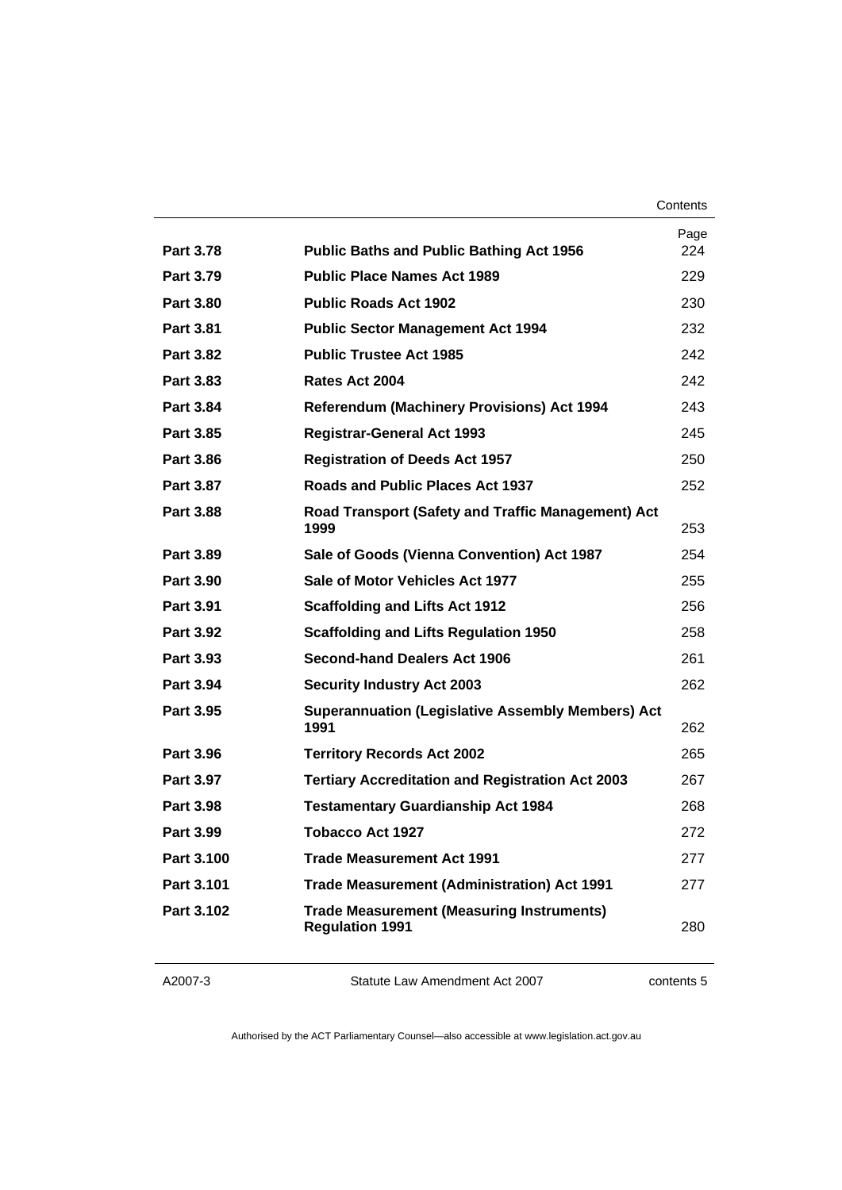| | | Page |
|---|---|---|
| **Part 3.78** | **Public Baths and Public Bathing Act 1956** | 224 |
| **Part 3.79** | **Public Place Names Act 1989** | 229 |
| **Part 3.80** | **Public Roads Act 1902** | 230 |
| **Part 3.81** | **Public Sector Management Act 1994** | 232 |
| **Part 3.82** | **Public Trustee Act 1985** | 242 |
| **Part 3.83** | **Rates Act 2004** | 242 |
| **Part 3.84** | **Referendum (Machinery Provisions) Act 1994** | 243 |
| **Part 3.85** | **Registrar-General Act 1993** | 245 |
| **Part 3.86** | **Registration of Deeds Act 1957** | 250 |
| **Part 3.87** | **Roads and Public Places Act 1937** | 252 |
| **Part 3.88** | **Road Transport (Safety and Traffic Management) Act 1999** | 253 |
| **Part 3.89** | **Sale of Goods (Vienna Convention) Act 1987** | 254 |
| **Part 3.90** | **Sale of Motor Vehicles Act 1977** | 255 |
| **Part 3.91** | **Scaffolding and Lifts Act 1912** | 256 |
| **Part 3.92** | **Scaffolding and Lifts Regulation 1950** | 258 |
| **Part 3.93** | **Second-hand Dealers Act 1906** | 261 |
| **Part 3.94** | **Security Industry Act 2003** | 262 |
| **Part 3.95** | **Superannuation (Legislative Assembly Members) Act 1991** | 262 |
| **Part 3.96** | **Territory Records Act 2002** | 265 |
| **Part 3.97** | **Tertiary Accreditation and Registration Act 2003** | 267 |
| **Part 3.98** | **Testamentary Guardianship Act 1984** | 268 |
| **Part 3.99** | **Tobacco Act 1927** | 272 |
| **Part 3.100** | **Trade Measurement Act 1991** | 277 |
| **Part 3.101** | **Trade Measurement (Administration) Act 1991** | 277 |
| **Part 3.102** | **Trade Measurement (Measuring Instruments) Regulation 1991** | 280 |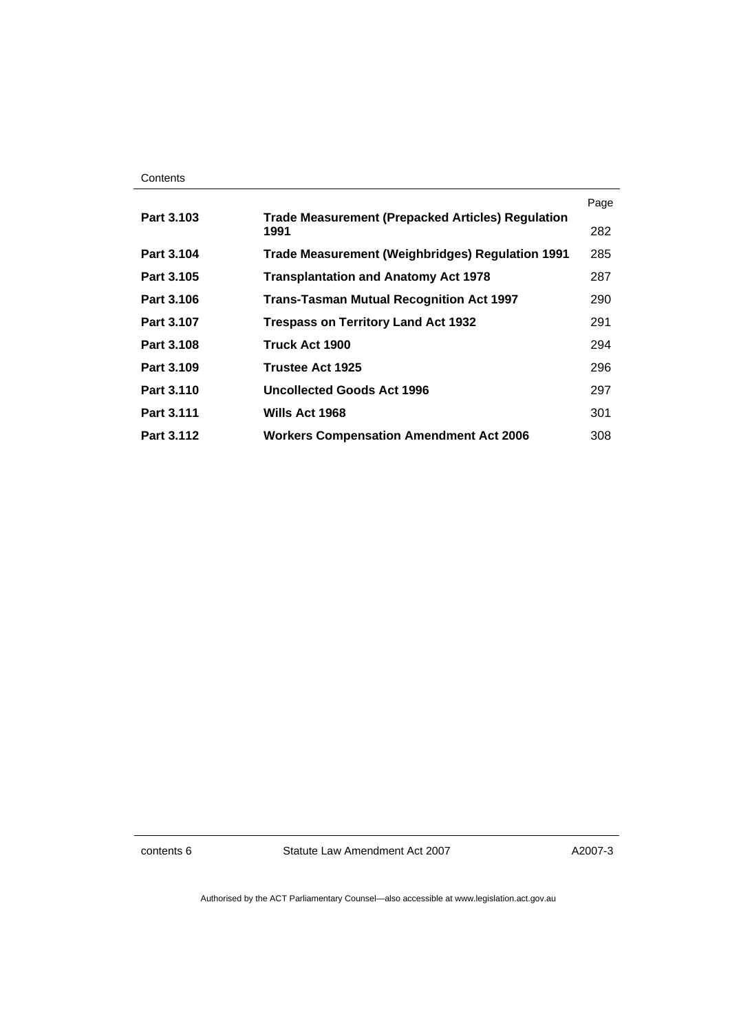| | | Page |
|---|---|---|
| **Part 3.103** | **Trade Measurement (Prepacked Articles) Regulation 1991** | 282 |
| **Part 3.104** | **Trade Measurement (Weighbridges) Regulation 1991** | 285 |
| **Part 3.105** | **Transplantation and Anatomy Act 1978** | 287 |
| **Part 3.106** | **Trans-Tasman Mutual Recognition Act 1997** | 290 |
| **Part 3.107** | **Trespass on Territory Land Act 1932** | 291 |
| **Part 3.108** | **Truck Act 1900** | 294 |
| **Part 3.109** | **Trustee Act 1925** | 296 |
| **Part 3.110** | **Uncollected Goods Act 1996** | 297 |
| **Part 3.111** | **Wills Act 1968** | 301 |
| **Part 3.112** | **Workers Compensation Amendment Act 2006** | 308 |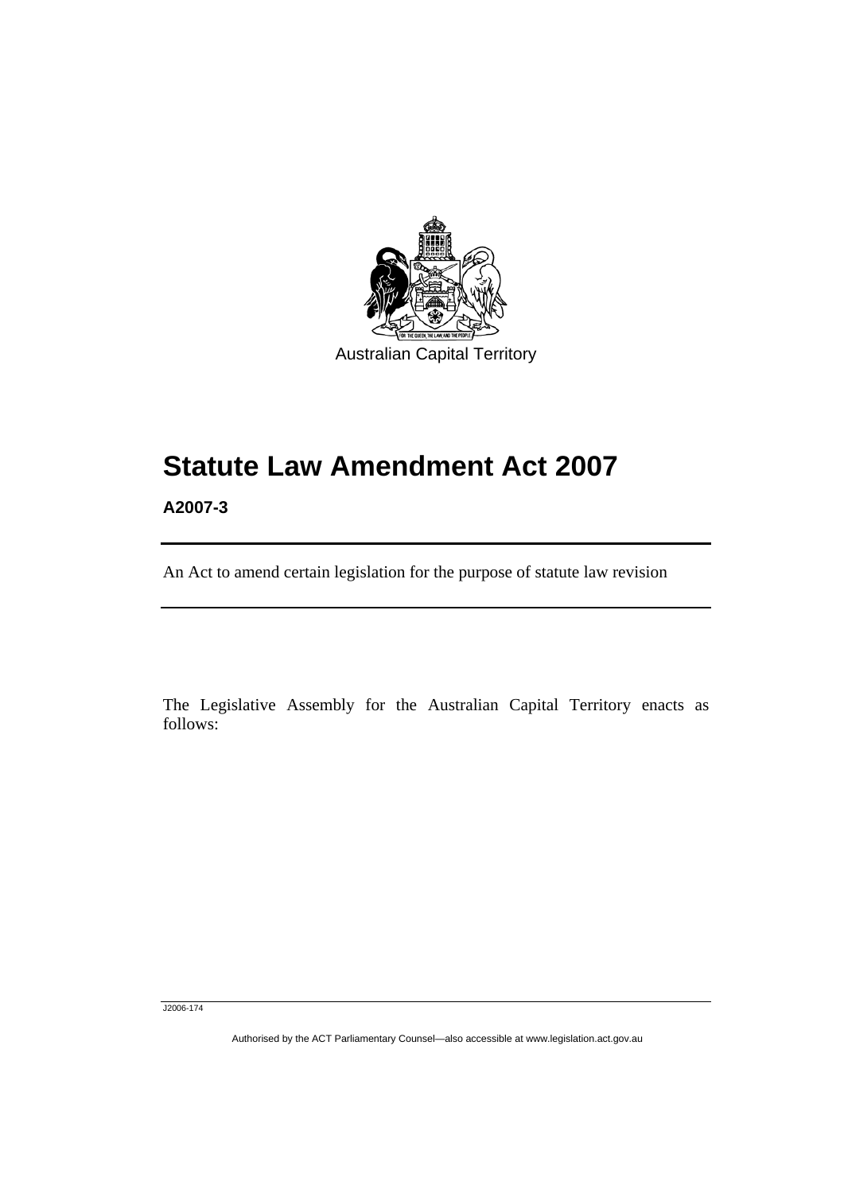Australian Capital Territory

# Statute Law Amendment Act 2007

**A2007-3**

An Act to amend certain legislation for the purpose of statute law revision

The Legislative Assembly for the Australian Capital Territory enacts as follows: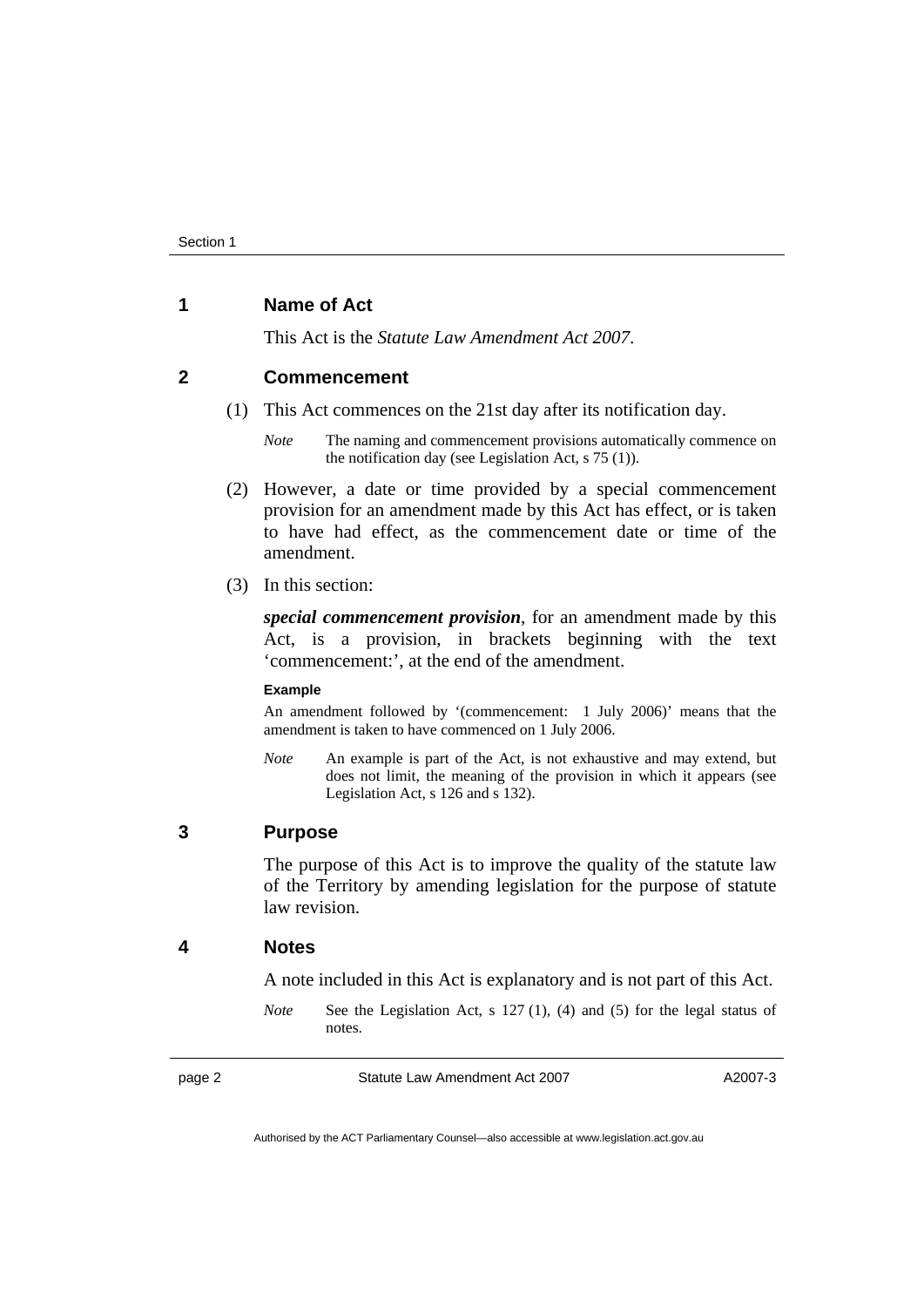## 1 Name of Act

This Act is the *Statute Law Amendment Act 2007*.

## 2 Commencement

(1) This Act commences on the 21st day after its notification day.

*Note* The naming and commencement provisions automatically commence on the notification day (see Legislation Act, s 75 (1)).

(2) However, a date or time provided by a special commencement provision for an amendment made by this Act has effect, or is taken to have had effect, as the commencement date or time of the amendment.

(3) In this section:

***special commencement provision***, for an amendment made by this Act, is a provision, in brackets beginning with the text 'commencement:', at the end of the amendment.

**Example**

An amendment followed by '(commencement: 1 July 2006)' means that the amendment is taken to have commenced on 1 July 2006.

*Note* An example is part of the Act, is not exhaustive and may extend, but does not limit, the meaning of the provision in which it appears (see Legislation Act, s 126 and s 132).

## 3 Purpose

The purpose of this Act is to improve the quality of the statute law of the Territory by amending legislation for the purpose of statute law revision.

## 4 Notes

A note included in this Act is explanatory and is not part of this Act.

*Note* See the Legislation Act, s 127 (1), (4) and (5) for the legal status of notes.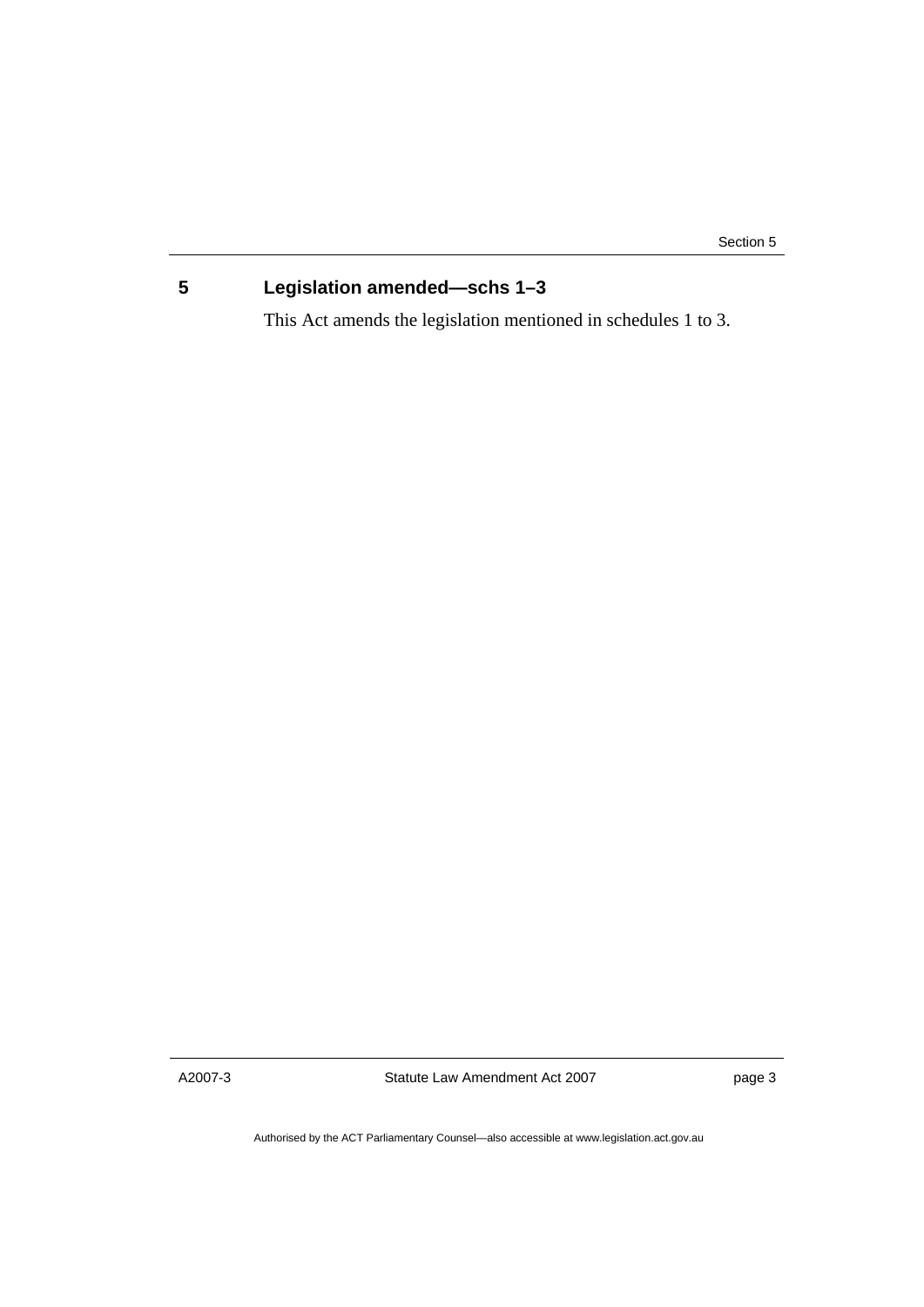## 5 Legislation amended—schs 1–3

This Act amends the legislation mentioned in schedules 1 to 3.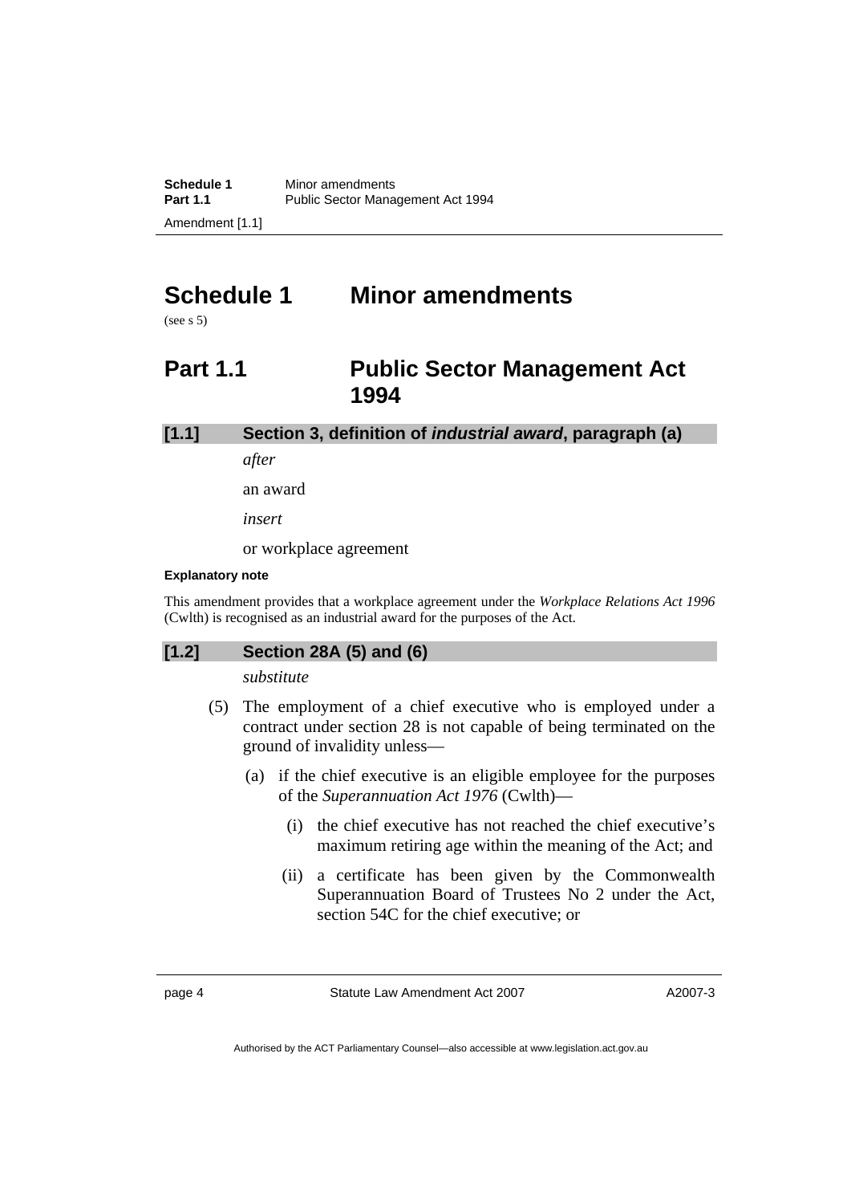# Schedule 1 Minor amendments

(see s 5)

## Part 1.1 Public Sector Management Act 1994

### [1.1] Section 3, definition of *industrial award*, paragraph (a)

*after*

an award

*insert*

or workplace agreement

**Explanatory note**

This amendment provides that a workplace agreement under the *Workplace Relations Act 1996* (Cwlth) is recognised as an industrial award for the purposes of the Act.

### [1.2] Section 28A (5) and (6)

*substitute*

(5) The employment of a chief executive who is employed under a contract under section 28 is not capable of being terminated on the ground of invalidity unless—

(a) if the chief executive is an eligible employee for the purposes of the *Superannuation Act 1976* (Cwlth)—

(i) the chief executive has not reached the chief executive's maximum retiring age within the meaning of the Act; and

(ii) a certificate has been given by the Commonwealth Superannuation Board of Trustees No 2 under the Act, section 54C for the chief executive; or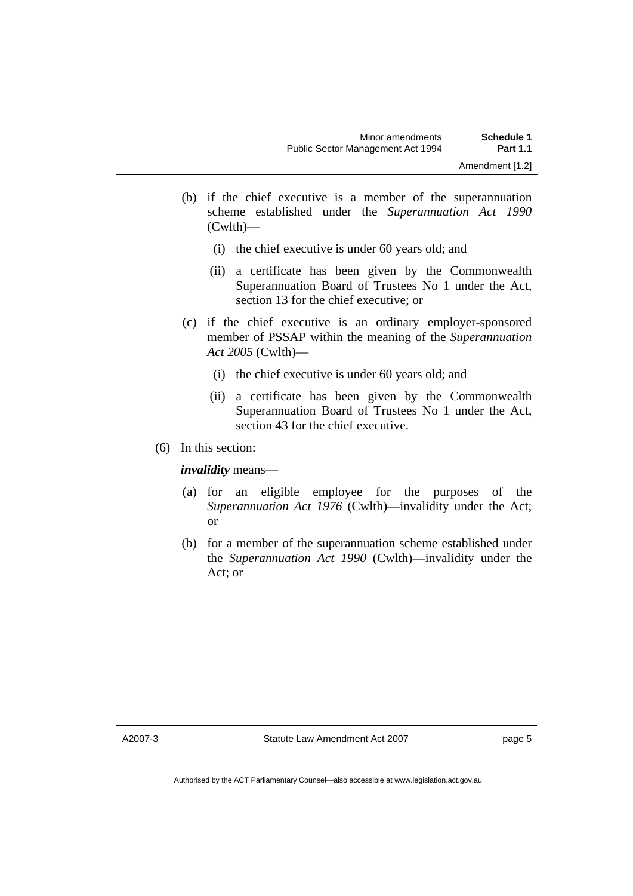(b) if the chief executive is a member of the superannuation scheme established under the *Superannuation Act 1990* (Cwlth)—

(i) the chief executive is under 60 years old; and

(ii) a certificate has been given by the Commonwealth Superannuation Board of Trustees No 1 under the Act, section 13 for the chief executive; or

(c) if the chief executive is an ordinary employer-sponsored member of PSSAP within the meaning of the *Superannuation Act 2005* (Cwlth)—

(i) the chief executive is under 60 years old; and

(ii) a certificate has been given by the Commonwealth Superannuation Board of Trustees No 1 under the Act, section 43 for the chief executive.

(6) In this section:

***invalidity*** means—

(a) for an eligible employee for the purposes of the *Superannuation Act 1976* (Cwlth)—invalidity under the Act; or

(b) for a member of the superannuation scheme established under the *Superannuation Act 1990* (Cwlth)—invalidity under the Act; or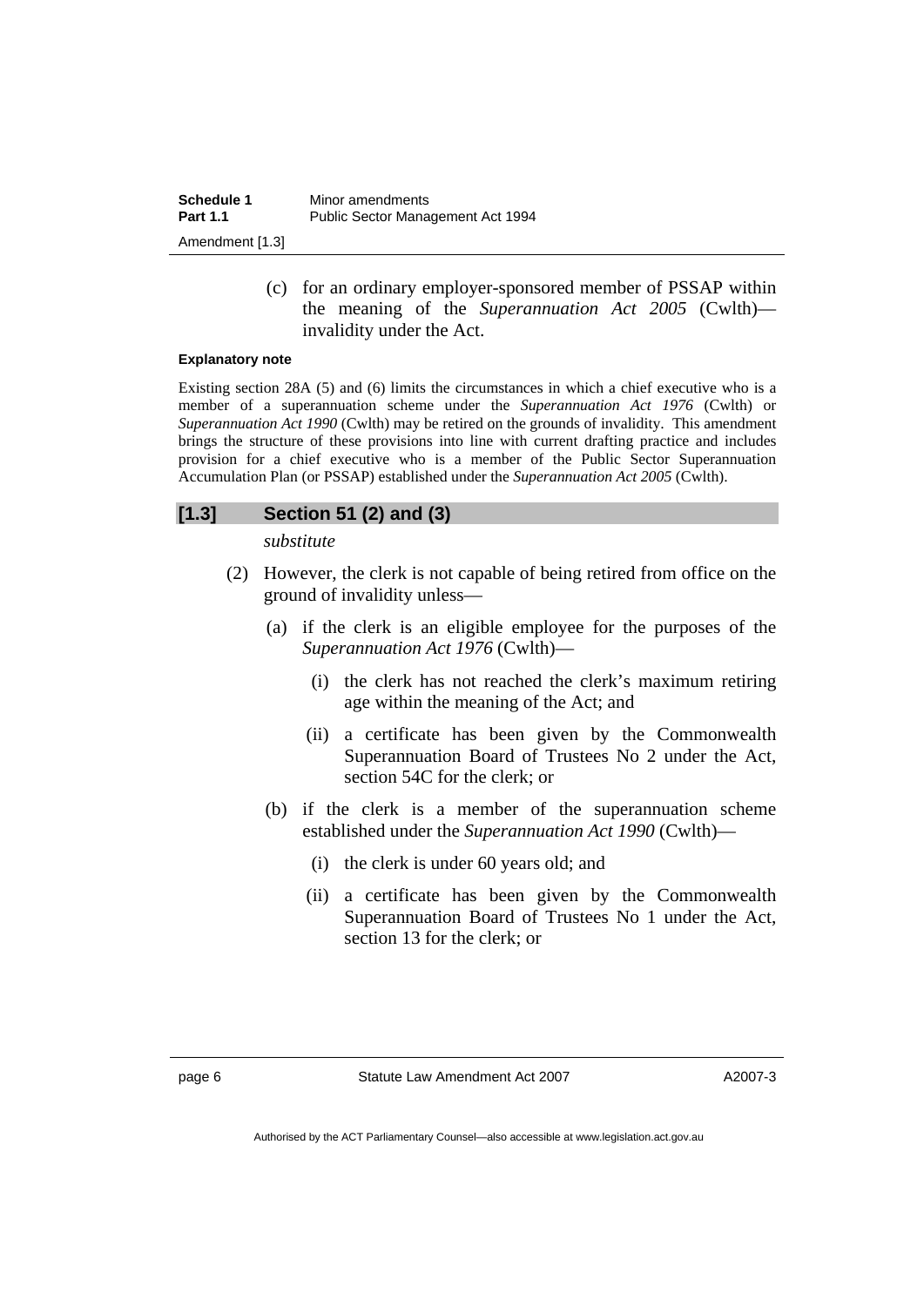(c) for an ordinary employer-sponsored member of PSSAP within the meaning of the *Superannuation Act 2005* (Cwlth)—invalidity under the Act.

**Explanatory note**

Existing section 28A (5) and (6) limits the circumstances in which a chief executive who is a member of a superannuation scheme under the *Superannuation Act 1976* (Cwlth) or *Superannuation Act 1990* (Cwlth) may be retired on the grounds of invalidity. This amendment brings the structure of these provisions into line with current drafting practice and includes provision for a chief executive who is a member of the Public Sector Superannuation Accumulation Plan (or PSSAP) established under the *Superannuation Act 2005* (Cwlth).

### [1.3] Section 51 (2) and (3)

*substitute*

(2) However, the clerk is not capable of being retired from office on the ground of invalidity unless—

(a) if the clerk is an eligible employee for the purposes of the *Superannuation Act 1976* (Cwlth)—

(i) the clerk has not reached the clerk's maximum retiring age within the meaning of the Act; and

(ii) a certificate has been given by the Commonwealth Superannuation Board of Trustees No 2 under the Act, section 54C for the clerk; or

(b) if the clerk is a member of the superannuation scheme established under the *Superannuation Act 1990* (Cwlth)—

(i) the clerk is under 60 years old; and

(ii) a certificate has been given by the Commonwealth Superannuation Board of Trustees No 1 under the Act, section 13 for the clerk; or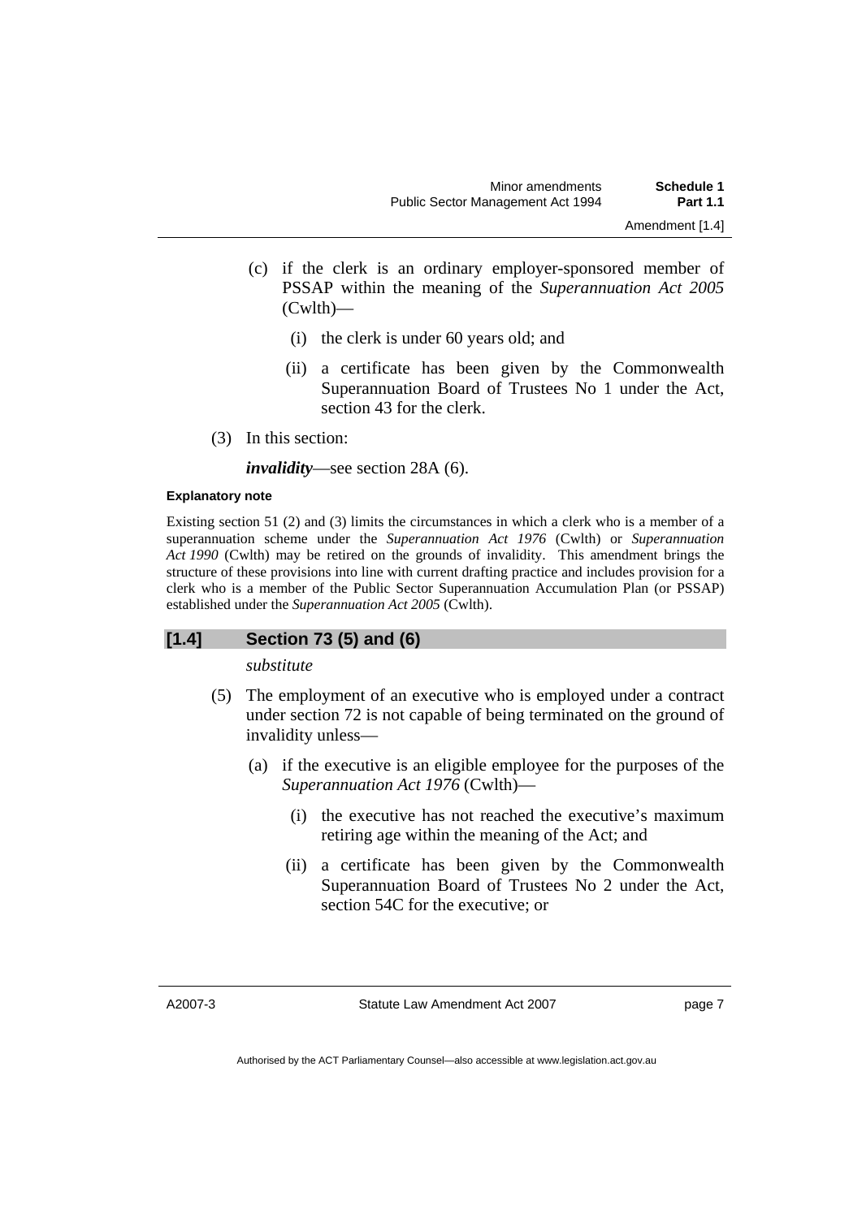(c) if the clerk is an ordinary employer-sponsored member of PSSAP within the meaning of the *Superannuation Act 2005* (Cwlth)—

  (i) the clerk is under 60 years old; and

  (ii) a certificate has been given by the Commonwealth Superannuation Board of Trustees No 1 under the Act, section 43 for the clerk.

(3) In this section:

***invalidity***—see section 28A (6).

**Explanatory note**

Existing section 51 (2) and (3) limits the circumstances in which a clerk who is a member of a superannuation scheme under the *Superannuation Act 1976* (Cwlth) or *Superannuation Act 1990* (Cwlth) may be retired on the grounds of invalidity. This amendment brings the structure of these provisions into line with current drafting practice and includes provision for a clerk who is a member of the Public Sector Superannuation Accumulation Plan (or PSSAP) established under the *Superannuation Act 2005* (Cwlth).

## [1.4] Section 73 (5) and (6)

*substitute*

(5) The employment of an executive who is employed under a contract under section 72 is not capable of being terminated on the ground of invalidity unless—

  (a) if the executive is an eligible employee for the purposes of the *Superannuation Act 1976* (Cwlth)—

    (i) the executive has not reached the executive's maximum retiring age within the meaning of the Act; and

    (ii) a certificate has been given by the Commonwealth Superannuation Board of Trustees No 2 under the Act, section 54C for the executive; or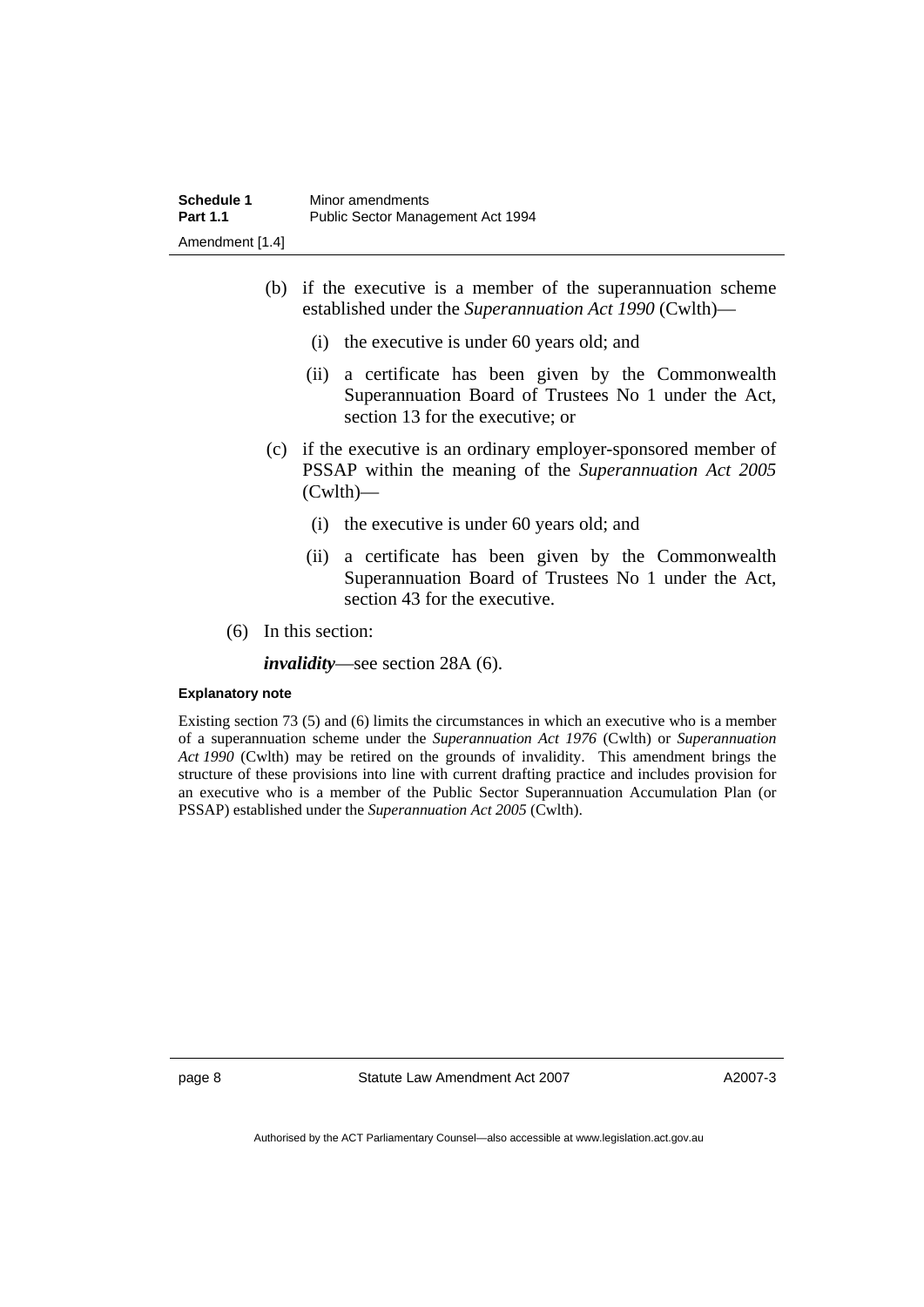(b) if the executive is a member of the superannuation scheme established under the *Superannuation Act 1990* (Cwlth)—

(i) the executive is under 60 years old; and

(ii) a certificate has been given by the Commonwealth Superannuation Board of Trustees No 1 under the Act, section 13 for the executive; or

(c) if the executive is an ordinary employer-sponsored member of PSSAP within the meaning of the *Superannuation Act 2005* (Cwlth)—

(i) the executive is under 60 years old; and

(ii) a certificate has been given by the Commonwealth Superannuation Board of Trustees No 1 under the Act, section 43 for the executive.

(6) In this section:

***invalidity***—see section 28A (6).

**Explanatory note**

Existing section 73 (5) and (6) limits the circumstances in which an executive who is a member of a superannuation scheme under the *Superannuation Act 1976* (Cwlth) or *Superannuation Act 1990* (Cwlth) may be retired on the grounds of invalidity. This amendment brings the structure of these provisions into line with current drafting practice and includes provision for an executive who is a member of the Public Sector Superannuation Accumulation Plan (or PSSAP) established under the *Superannuation Act 2005* (Cwlth).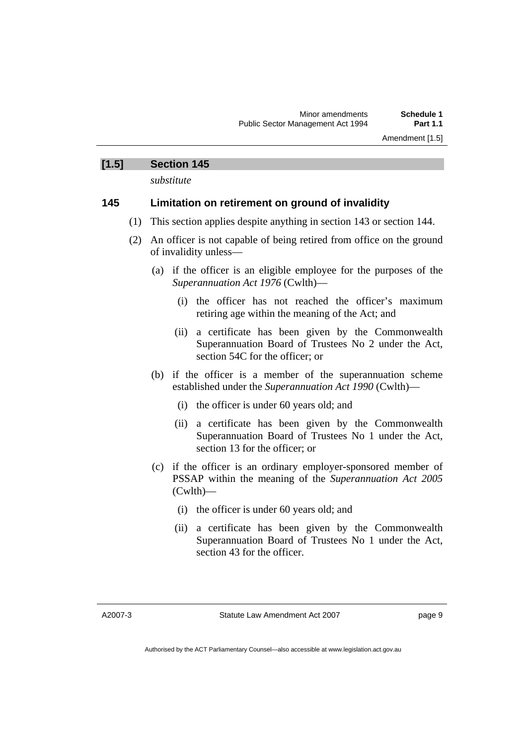## [1.5] Section 145

*substitute*

### 145 Limitation on retirement on ground of invalidity

(1) This section applies despite anything in section 143 or section 144.

(2) An officer is not capable of being retired from office on the ground of invalidity unless—

(a) if the officer is an eligible employee for the purposes of the *Superannuation Act 1976* (Cwlth)—

(i) the officer has not reached the officer's maximum retiring age within the meaning of the Act; and

(ii) a certificate has been given by the Commonwealth Superannuation Board of Trustees No 2 under the Act, section 54C for the officer; or

(b) if the officer is a member of the superannuation scheme established under the *Superannuation Act 1990* (Cwlth)—

(i) the officer is under 60 years old; and

(ii) a certificate has been given by the Commonwealth Superannuation Board of Trustees No 1 under the Act, section 13 for the officer; or

(c) if the officer is an ordinary employer-sponsored member of PSSAP within the meaning of the *Superannuation Act 2005* (Cwlth)—

(i) the officer is under 60 years old; and

(ii) a certificate has been given by the Commonwealth Superannuation Board of Trustees No 1 under the Act, section 43 for the officer.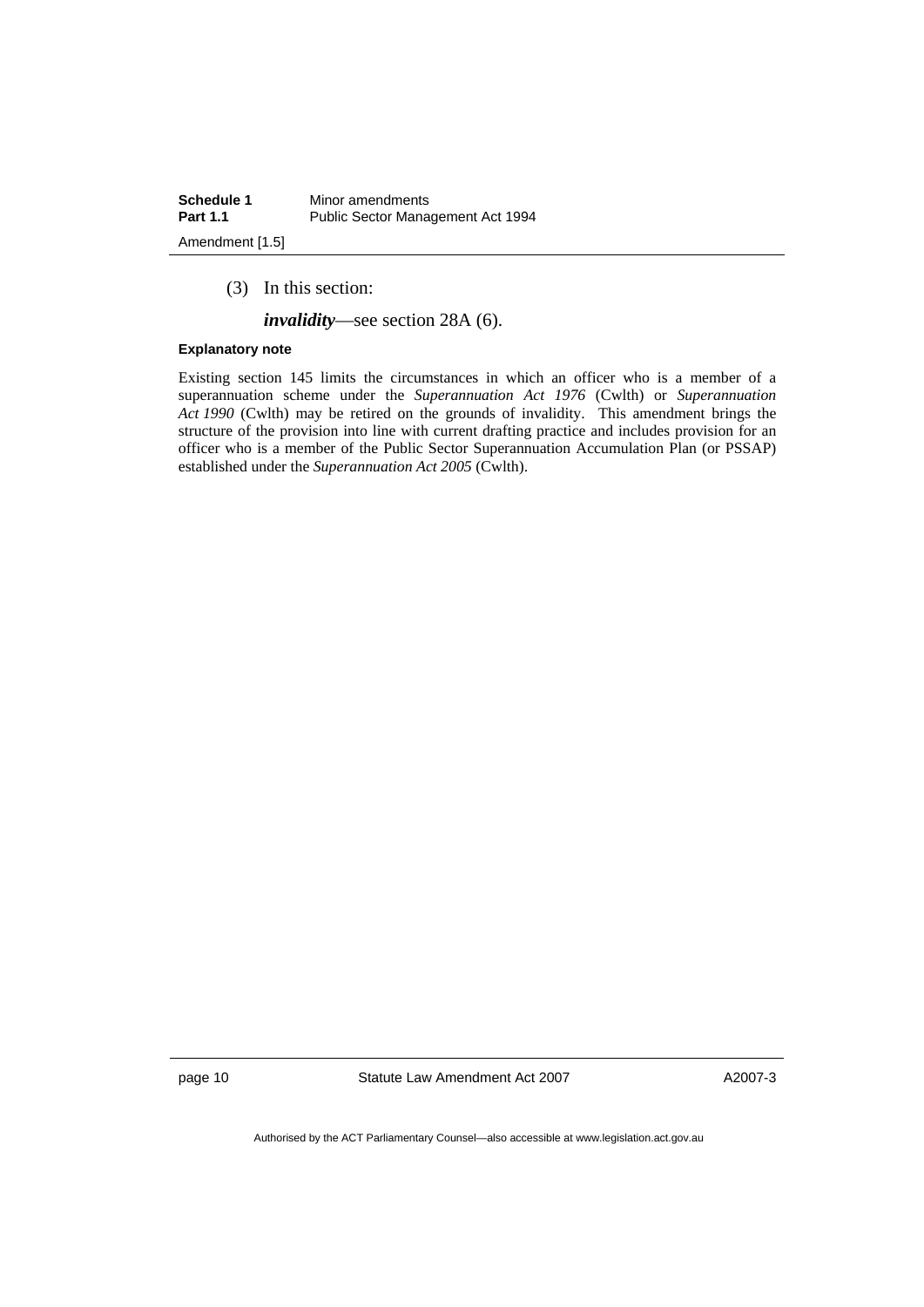(3) In this section:

***invalidity***—see section 28A (6).

**Explanatory note**

Existing section 145 limits the circumstances in which an officer who is a member of a superannuation scheme under the *Superannuation Act 1976* (Cwlth) or *Superannuation Act 1990* (Cwlth) may be retired on the grounds of invalidity. This amendment brings the structure of the provision into line with current drafting practice and includes provision for an officer who is a member of the Public Sector Superannuation Accumulation Plan (or PSSAP) established under the *Superannuation Act 2005* (Cwlth).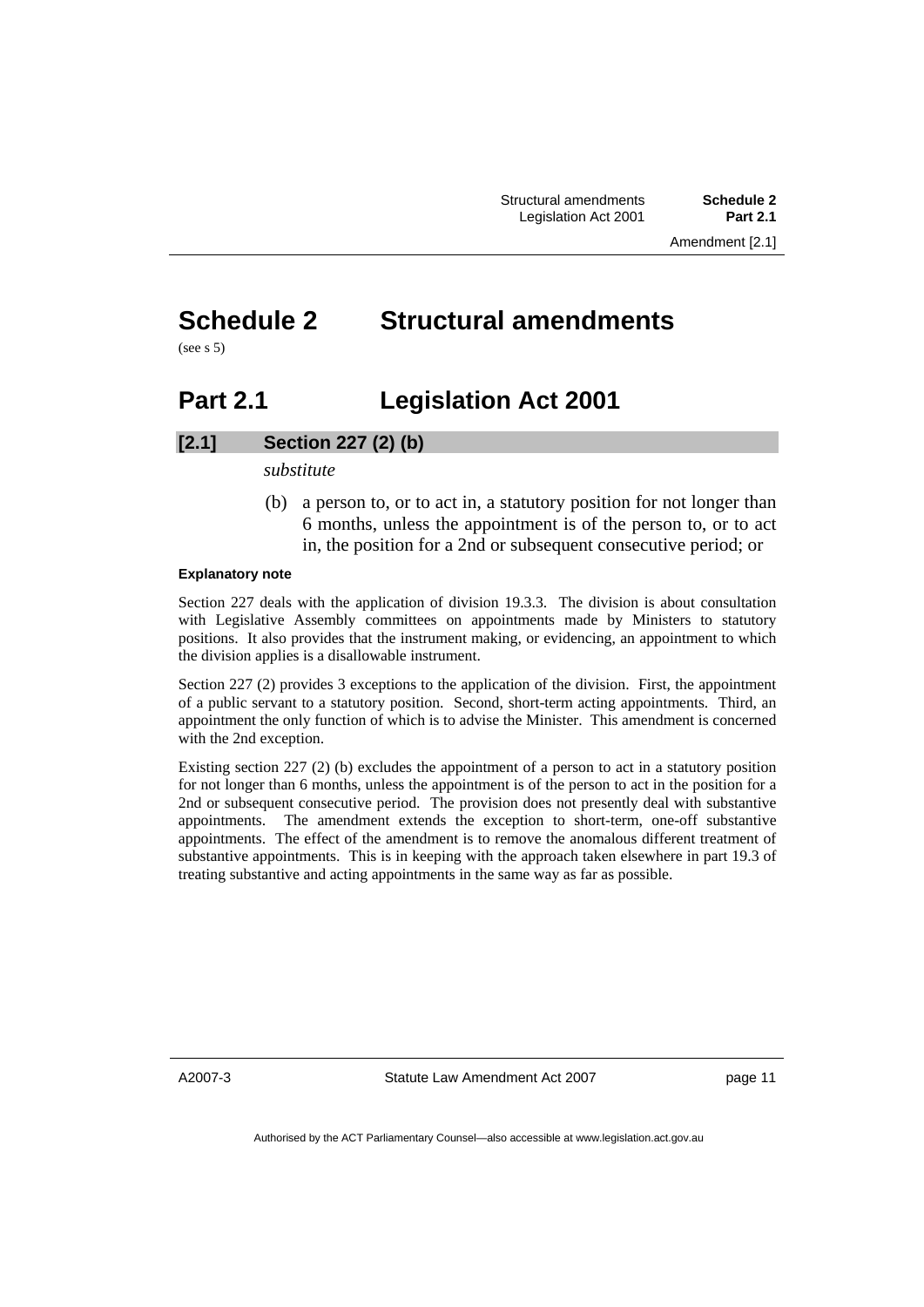# Schedule 2 Structural amendments

(see s 5)

## Part 2.1 Legislation Act 2001

### [2.1] Section 227 (2) (b)

*substitute*

(b) a person to, or to act in, a statutory position for not longer than 6 months, unless the appointment is of the person to, or to act in, the position for a 2nd or subsequent consecutive period; or

**Explanatory note**

Section 227 deals with the application of division 19.3.3. The division is about consultation with Legislative Assembly committees on appointments made by Ministers to statutory positions. It also provides that the instrument making, or evidencing, an appointment to which the division applies is a disallowable instrument.

Section 227 (2) provides 3 exceptions to the application of the division. First, the appointment of a public servant to a statutory position. Second, short-term acting appointments. Third, an appointment the only function of which is to advise the Minister. This amendment is concerned with the 2nd exception.

Existing section 227 (2) (b) excludes the appointment of a person to act in a statutory position for not longer than 6 months, unless the appointment is of the person to act in the position for a 2nd or subsequent consecutive period. The provision does not presently deal with substantive appointments. The amendment extends the exception to short-term, one-off substantive appointments. The effect of the amendment is to remove the anomalous different treatment of substantive appointments. This is in keeping with the approach taken elsewhere in part 19.3 of treating substantive and acting appointments in the same way as far as possible.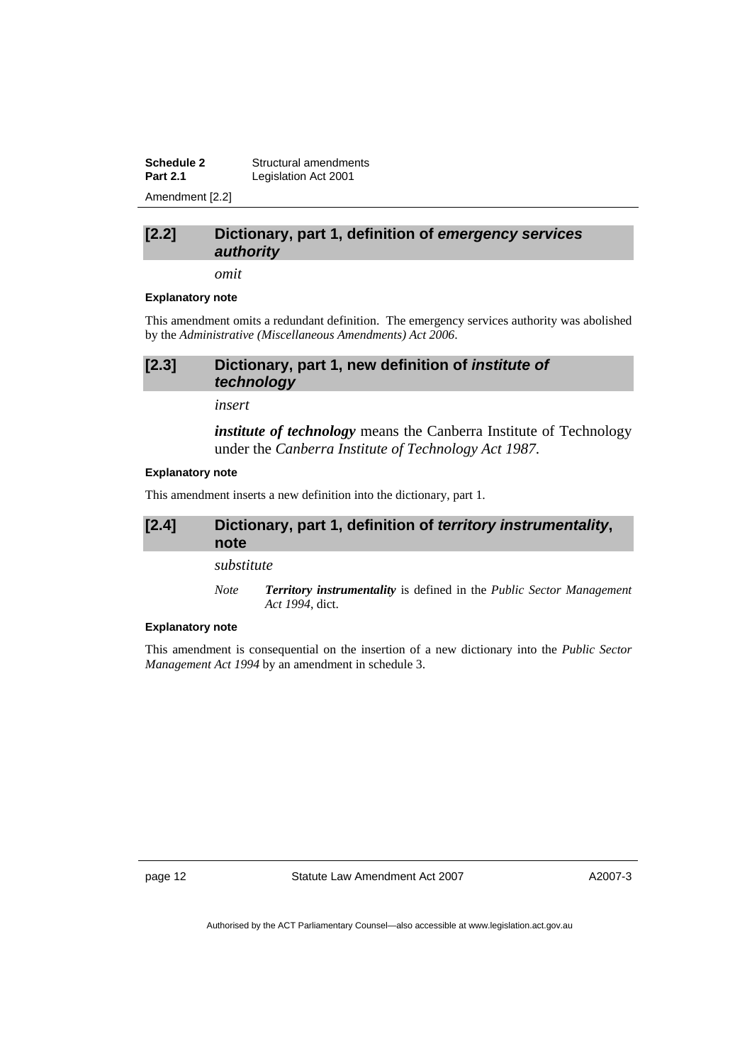### [2.2] Dictionary, part 1, definition of *emergency services authority*

*omit*

**Explanatory note**

This amendment omits a redundant definition. The emergency services authority was abolished by the *Administrative (Miscellaneous Amendments) Act 2006*.

### [2.3] Dictionary, part 1, new definition of *institute of technology*

*insert*

***institute of technology*** means the Canberra Institute of Technology under the *Canberra Institute of Technology Act 1987*.

**Explanatory note**

This amendment inserts a new definition into the dictionary, part 1.

### [2.4] Dictionary, part 1, definition of *territory instrumentality*, note

*substitute*

*Note* ***Territory instrumentality*** is defined in the *Public Sector Management Act 1994*, dict.

**Explanatory note**

This amendment is consequential on the insertion of a new dictionary into the *Public Sector Management Act 1994* by an amendment in schedule 3.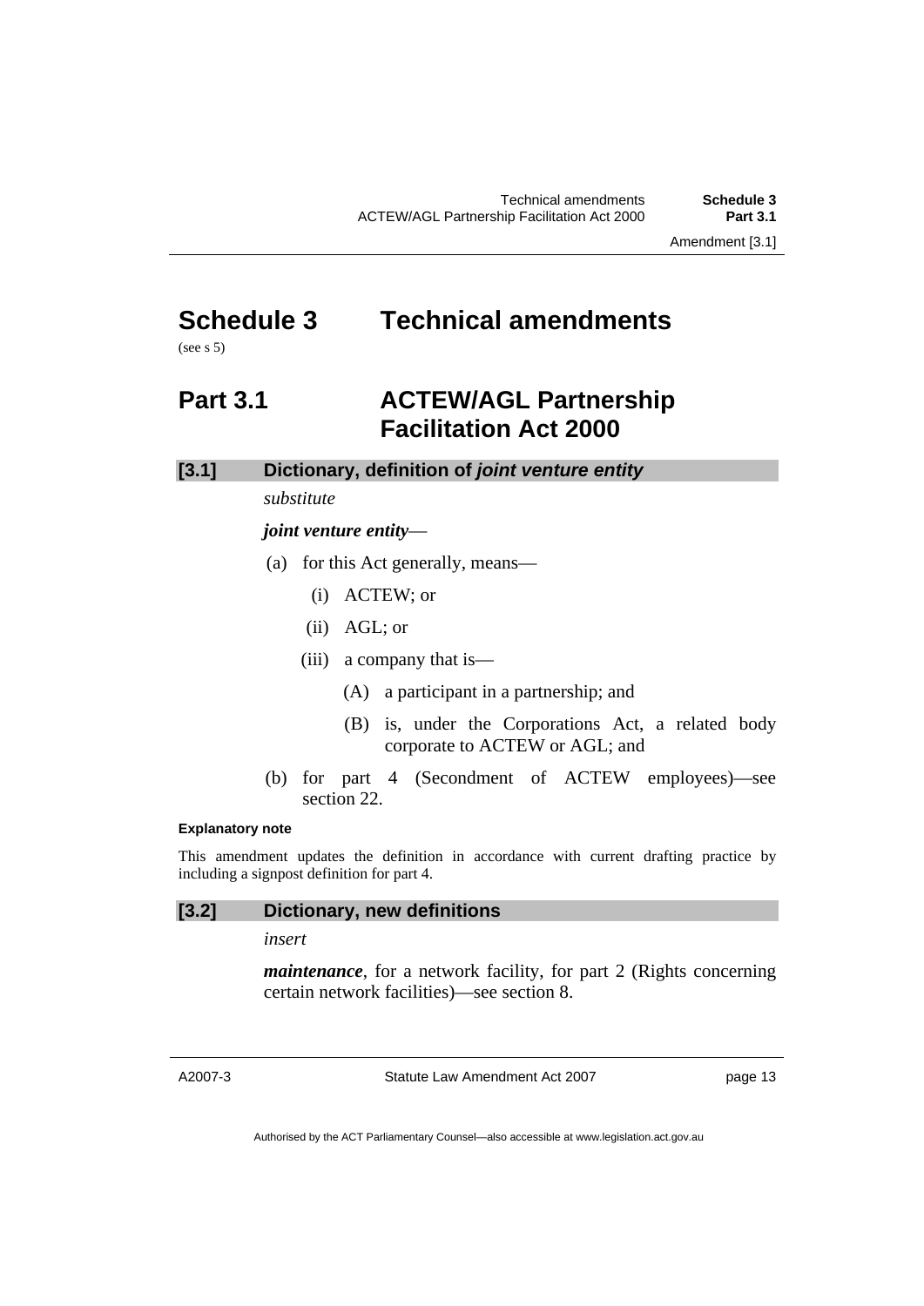# Schedule 3 Technical amendments

(see s 5)

## Part 3.1 ACTEW/AGL Partnership Facilitation Act 2000

### [3.1] Dictionary, definition of *joint venture entity*

*substitute*

***joint venture entity***—

(a) for this Act generally, means—

  (i) ACTEW; or

  (ii) AGL; or

  (iii) a company that is—

    (A) a participant in a partnership; and

    (B) is, under the Corporations Act, a related body corporate to ACTEW or AGL; and

(b) for part 4 (Secondment of ACTEW employees)—see section 22.

**Explanatory note**

This amendment updates the definition in accordance with current drafting practice by including a signpost definition for part 4.

### [3.2] Dictionary, new definitions

*insert*

***maintenance***, for a network facility, for part 2 (Rights concerning certain network facilities)—see section 8.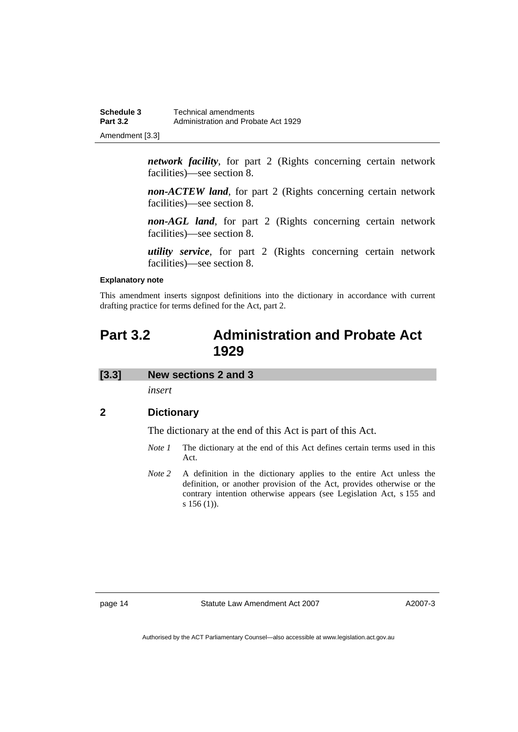***network facility***, for part 2 (Rights concerning certain network facilities)—see section 8.

***non-ACTEW land***, for part 2 (Rights concerning certain network facilities)—see section 8.

***non-AGL land***, for part 2 (Rights concerning certain network facilities)—see section 8.

***utility service***, for part 2 (Rights concerning certain network facilities)—see section 8.

**Explanatory note**

This amendment inserts signpost definitions into the dictionary in accordance with current drafting practice for terms defined for the Act, part 2.

# Part 3.2 Administration and Probate Act 1929

## [3.3] New sections 2 and 3

*insert*

### 2 Dictionary

The dictionary at the end of this Act is part of this Act.

*Note 1* The dictionary at the end of this Act defines certain terms used in this Act.

*Note 2* A definition in the dictionary applies to the entire Act unless the definition, or another provision of the Act, provides otherwise or the contrary intention otherwise appears (see Legislation Act, s 155 and s 156 (1)).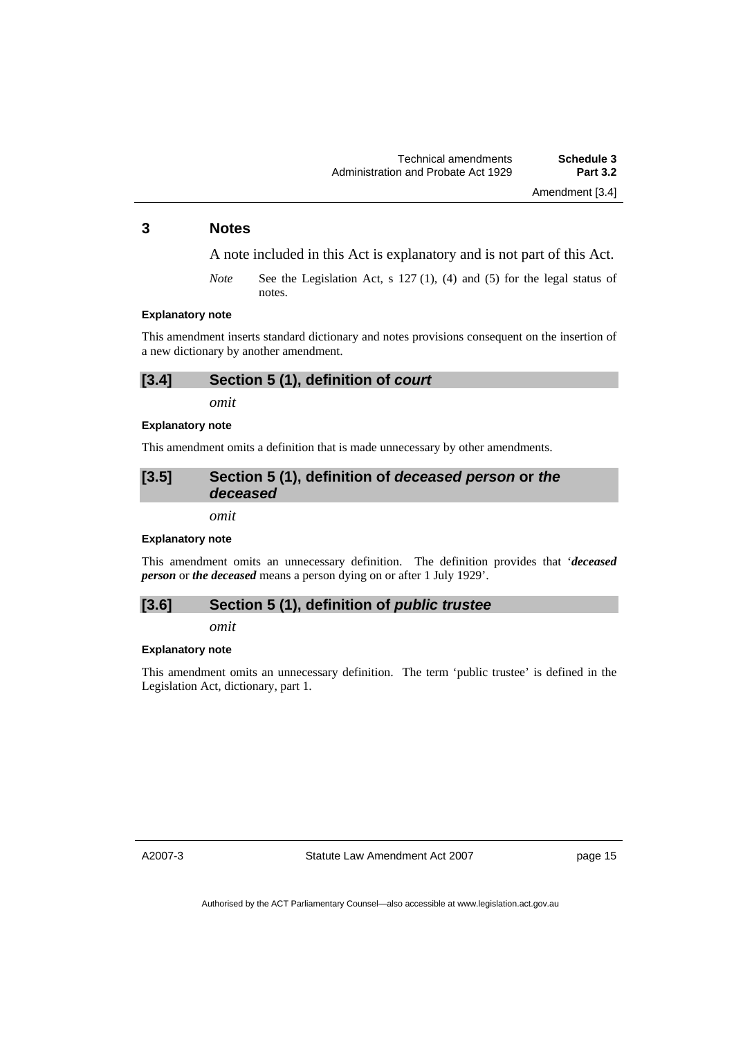## 3 Notes

A note included in this Act is explanatory and is not part of this Act.

*Note* See the Legislation Act, s 127 (1), (4) and (5) for the legal status of notes.

**Explanatory note**

This amendment inserts standard dictionary and notes provisions consequent on the insertion of a new dictionary by another amendment.

### [3.4] Section 5 (1), definition of *court*

*omit*

**Explanatory note**

This amendment omits a definition that is made unnecessary by other amendments.

### [3.5] Section 5 (1), definition of *deceased person* or *the deceased*

*omit*

**Explanatory note**

This amendment omits an unnecessary definition. The definition provides that '***deceased person*** or ***the deceased*** means a person dying on or after 1 July 1929'.

### [3.6] Section 5 (1), definition of *public trustee*

*omit*

**Explanatory note**

This amendment omits an unnecessary definition. The term 'public trustee' is defined in the Legislation Act, dictionary, part 1.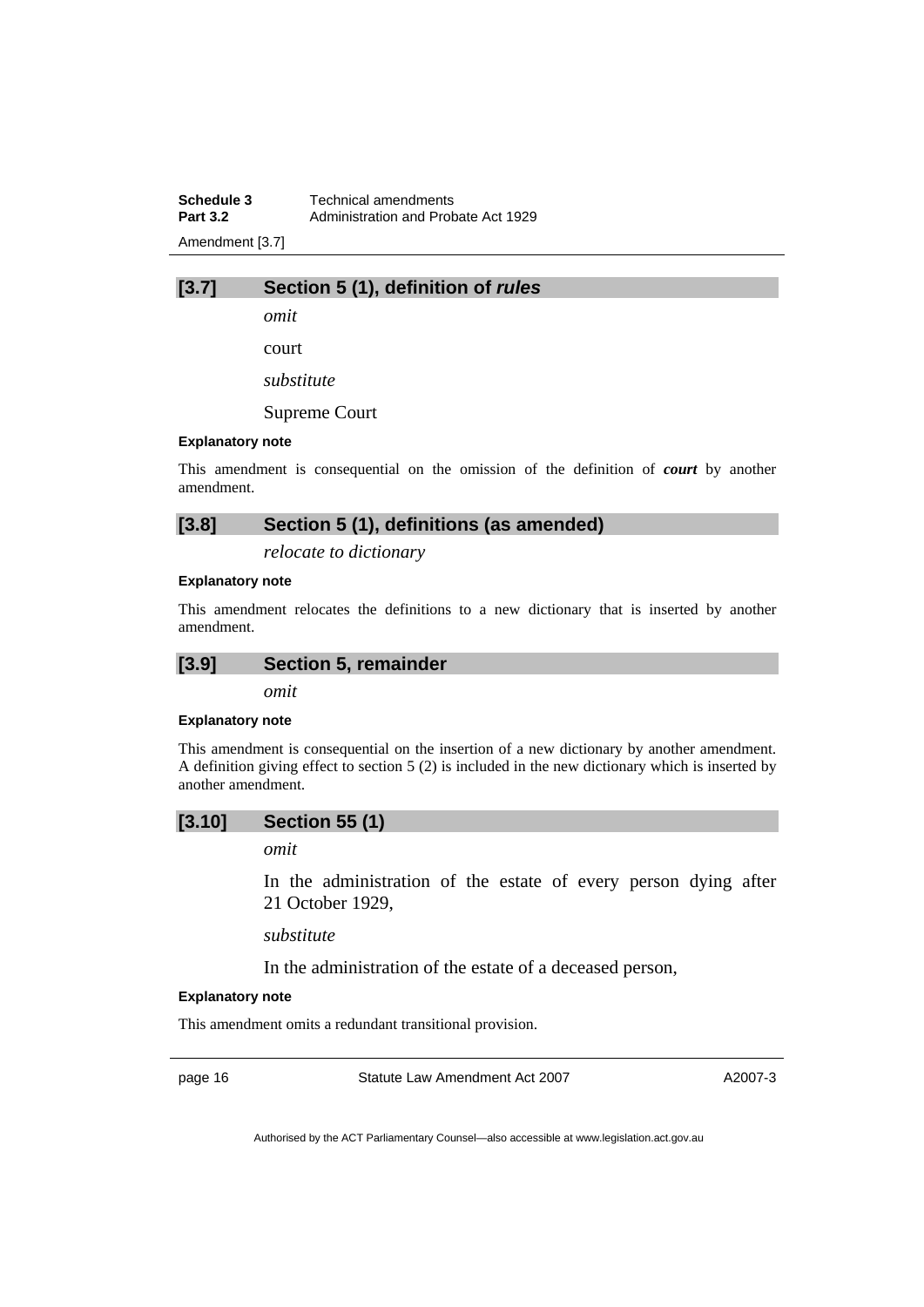## [3.7] Section 5 (1), definition of *rules*

*omit*

court

*substitute*

Supreme Court

**Explanatory note**

This amendment is consequential on the omission of the definition of ***court*** by another amendment.

## [3.8] Section 5 (1), definitions (as amended)

*relocate to dictionary*

**Explanatory note**

This amendment relocates the definitions to a new dictionary that is inserted by another amendment.

## [3.9] Section 5, remainder

*omit*

**Explanatory note**

This amendment is consequential on the insertion of a new dictionary by another amendment. A definition giving effect to section 5 (2) is included in the new dictionary which is inserted by another amendment.

## [3.10] Section 55 (1)

*omit*

In the administration of the estate of every person dying after 21 October 1929,

*substitute*

In the administration of the estate of a deceased person,

**Explanatory note**

This amendment omits a redundant transitional provision.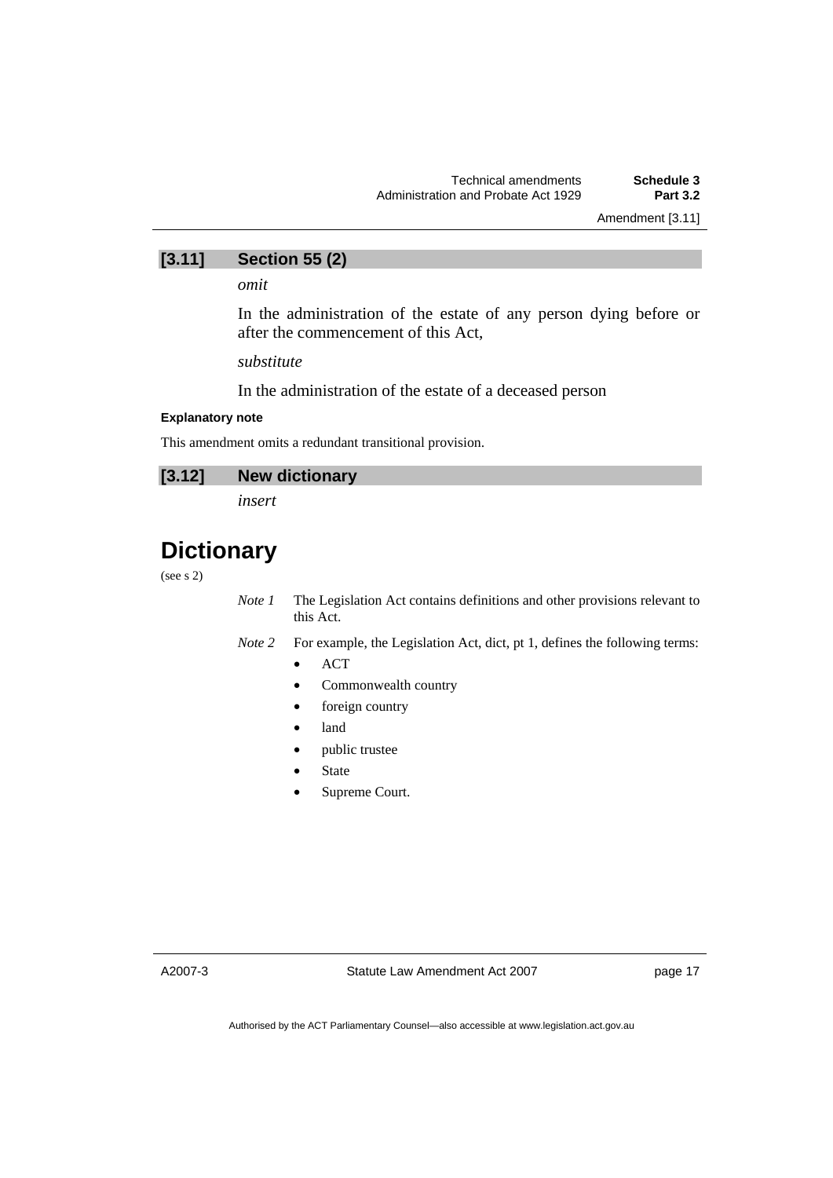## [3.11] Section 55 (2)

*omit*

In the administration of the estate of any person dying before or after the commencement of this Act,

*substitute*

In the administration of the estate of a deceased person

**Explanatory note**

This amendment omits a redundant transitional provision.

## [3.12] New dictionary

*insert*

# Dictionary

(see s 2)

*Note 1* The Legislation Act contains definitions and other provisions relevant to this Act.

*Note 2* For example, the Legislation Act, dict, pt 1, defines the following terms:

- ACT
- Commonwealth country
- foreign country
- land
- public trustee
- State
- Supreme Court.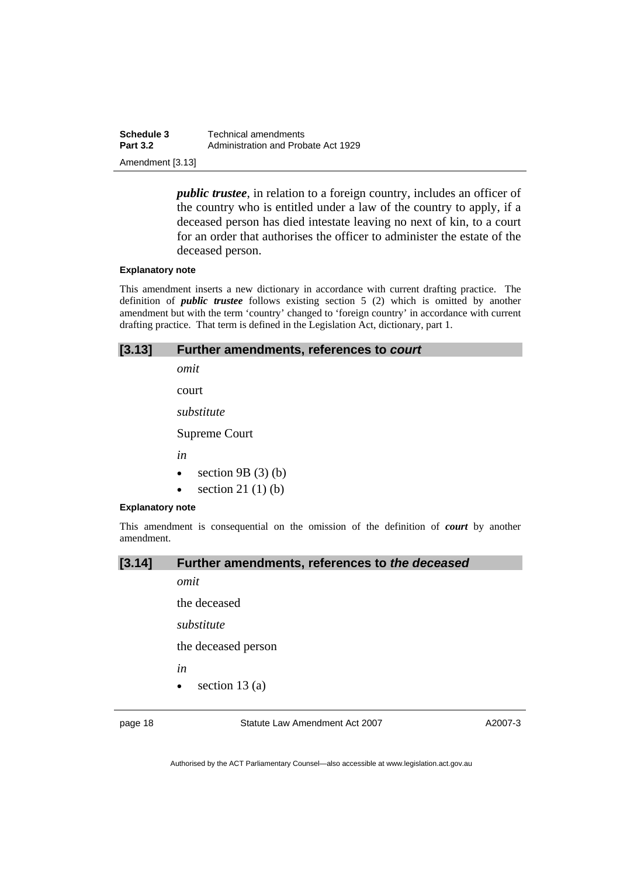***public trustee***, in relation to a foreign country, includes an officer of the country who is entitled under a law of the country to apply, if a deceased person has died intestate leaving no next of kin, to a court for an order that authorises the officer to administer the estate of the deceased person.

**Explanatory note**

This amendment inserts a new dictionary in accordance with current drafting practice. The definition of ***public trustee*** follows existing section 5 (2) which is omitted by another amendment but with the term 'country' changed to 'foreign country' in accordance with current drafting practice. That term is defined in the Legislation Act, dictionary, part 1.

## [3.13] Further amendments, references to *court*

*omit*

court

*substitute*

Supreme Court

*in*

- section 9B (3) (b)
- section 21 (1) (b)

**Explanatory note**

This amendment is consequential on the omission of the definition of ***court*** by another amendment.

## [3.14] Further amendments, references to *the deceased*

*omit*

the deceased

*substitute*

the deceased person

*in*

- section 13 (a)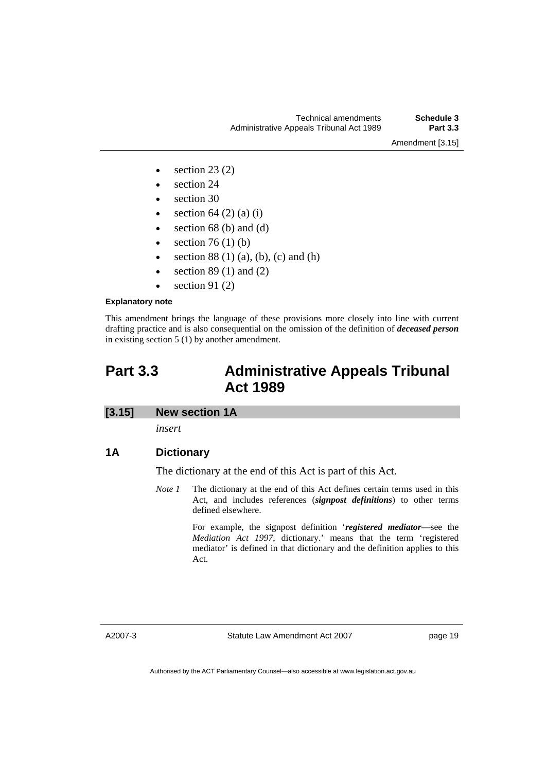- section 23 (2)
- section 24
- section 30
- section 64 (2) (a) (i)
- section 68 (b) and (d)
- section 76 (1) (b)
- section 88 (1) (a), (b), (c) and (h)
- section 89 (1) and (2)
- section 91 (2)

**Explanatory note**

This amendment brings the language of these provisions more closely into line with current drafting practice and is also consequential on the omission of the definition of ***deceased person*** in existing section 5 (1) by another amendment.

# Part 3.3 Administrative Appeals Tribunal Act 1989

## [3.15] New section 1A

*insert*

### 1A Dictionary

The dictionary at the end of this Act is part of this Act.

*Note 1* The dictionary at the end of this Act defines certain terms used in this Act, and includes references (***signpost definitions***) to other terms defined elsewhere.

For example, the signpost definition '***registered mediator***—see the *Mediation Act 1997*, dictionary.' means that the term 'registered mediator' is defined in that dictionary and the definition applies to this Act.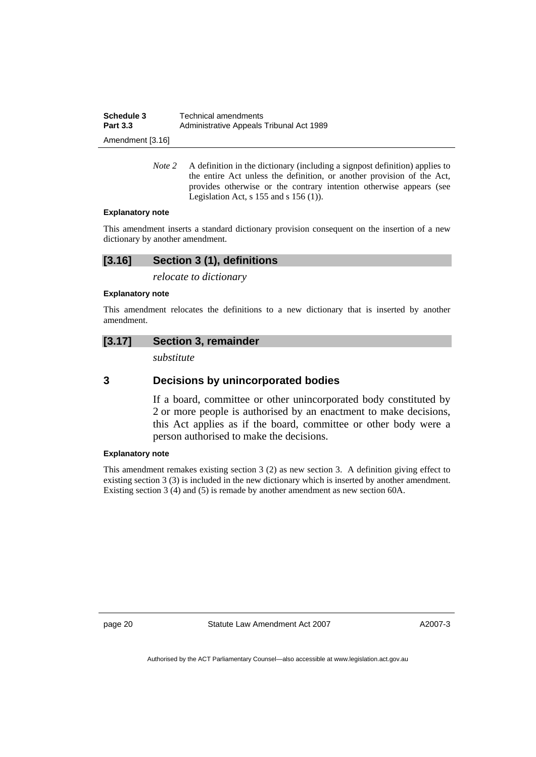*Note 2* A definition in the dictionary (including a signpost definition) applies to the entire Act unless the definition, or another provision of the Act, provides otherwise or the contrary intention otherwise appears (see Legislation Act, s 155 and s 156 (1)).

**Explanatory note**

This amendment inserts a standard dictionary provision consequent on the insertion of a new dictionary by another amendment.

## [3.16] Section 3 (1), definitions

*relocate to dictionary*

**Explanatory note**

This amendment relocates the definitions to a new dictionary that is inserted by another amendment.

## [3.17] Section 3, remainder

*substitute*

## 3 Decisions by unincorporated bodies

If a board, committee or other unincorporated body constituted by 2 or more people is authorised by an enactment to make decisions, this Act applies as if the board, committee or other body were a person authorised to make the decisions.

**Explanatory note**

This amendment remakes existing section 3 (2) as new section 3. A definition giving effect to existing section 3 (3) is included in the new dictionary which is inserted by another amendment. Existing section 3 (4) and (5) is remade by another amendment as new section 60A.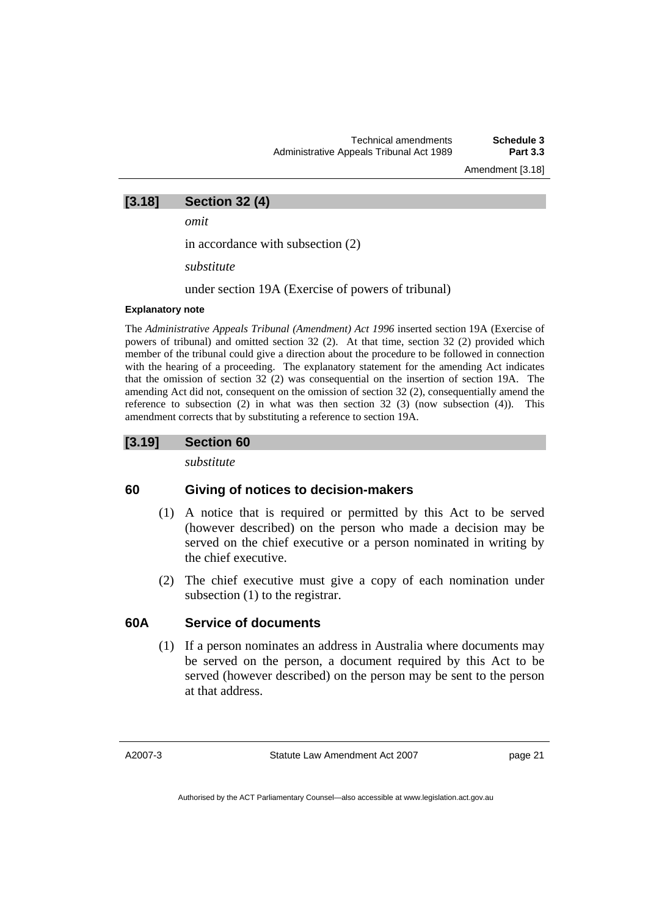### [3.18] Section 32 (4)

*omit*

in accordance with subsection (2)

*substitute*

under section 19A (Exercise of powers of tribunal)

**Explanatory note**

The *Administrative Appeals Tribunal (Amendment) Act 1996* inserted section 19A (Exercise of powers of tribunal) and omitted section 32 (2). At that time, section 32 (2) provided which member of the tribunal could give a direction about the procedure to be followed in connection with the hearing of a proceeding. The explanatory statement for the amending Act indicates that the omission of section 32 (2) was consequential on the insertion of section 19A. The amending Act did not, consequent on the omission of section 32 (2), consequentially amend the reference to subsection (2) in what was then section 32 (3) (now subsection (4)). This amendment corrects that by substituting a reference to section 19A.

### [3.19] Section 60

*substitute*

**60 Giving of notices to decision-makers**

(1) A notice that is required or permitted by this Act to be served (however described) on the person who made a decision may be served on the chief executive or a person nominated in writing by the chief executive.

(2) The chief executive must give a copy of each nomination under subsection (1) to the registrar.

**60A Service of documents**

(1) If a person nominates an address in Australia where documents may be served on the person, a document required by this Act to be served (however described) on the person may be sent to the person at that address.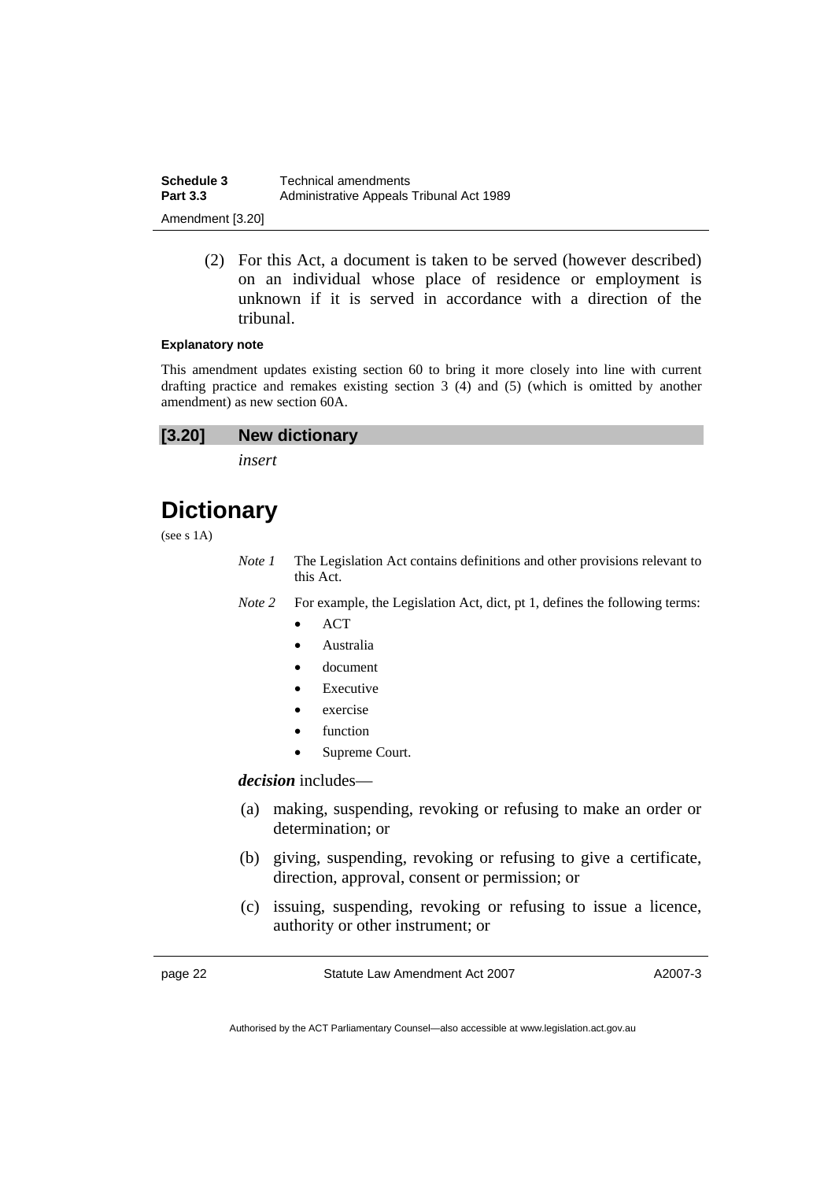(2) For this Act, a document is taken to be served (however described) on an individual whose place of residence or employment is unknown if it is served in accordance with a direction of the tribunal.

**Explanatory note**

This amendment updates existing section 60 to bring it more closely into line with current drafting practice and remakes existing section 3 (4) and (5) (which is omitted by another amendment) as new section 60A.

### [3.20] New dictionary

*insert*

# Dictionary

(see s 1A)

*Note 1* The Legislation Act contains definitions and other provisions relevant to this Act.

*Note 2* For example, the Legislation Act, dict, pt 1, defines the following terms:

- ACT
- Australia
- document
- Executive
- exercise
- function
- Supreme Court.

***decision*** includes—

(a) making, suspending, revoking or refusing to make an order or determination; or

(b) giving, suspending, revoking or refusing to give a certificate, direction, approval, consent or permission; or

(c) issuing, suspending, revoking or refusing to issue a licence, authority or other instrument; or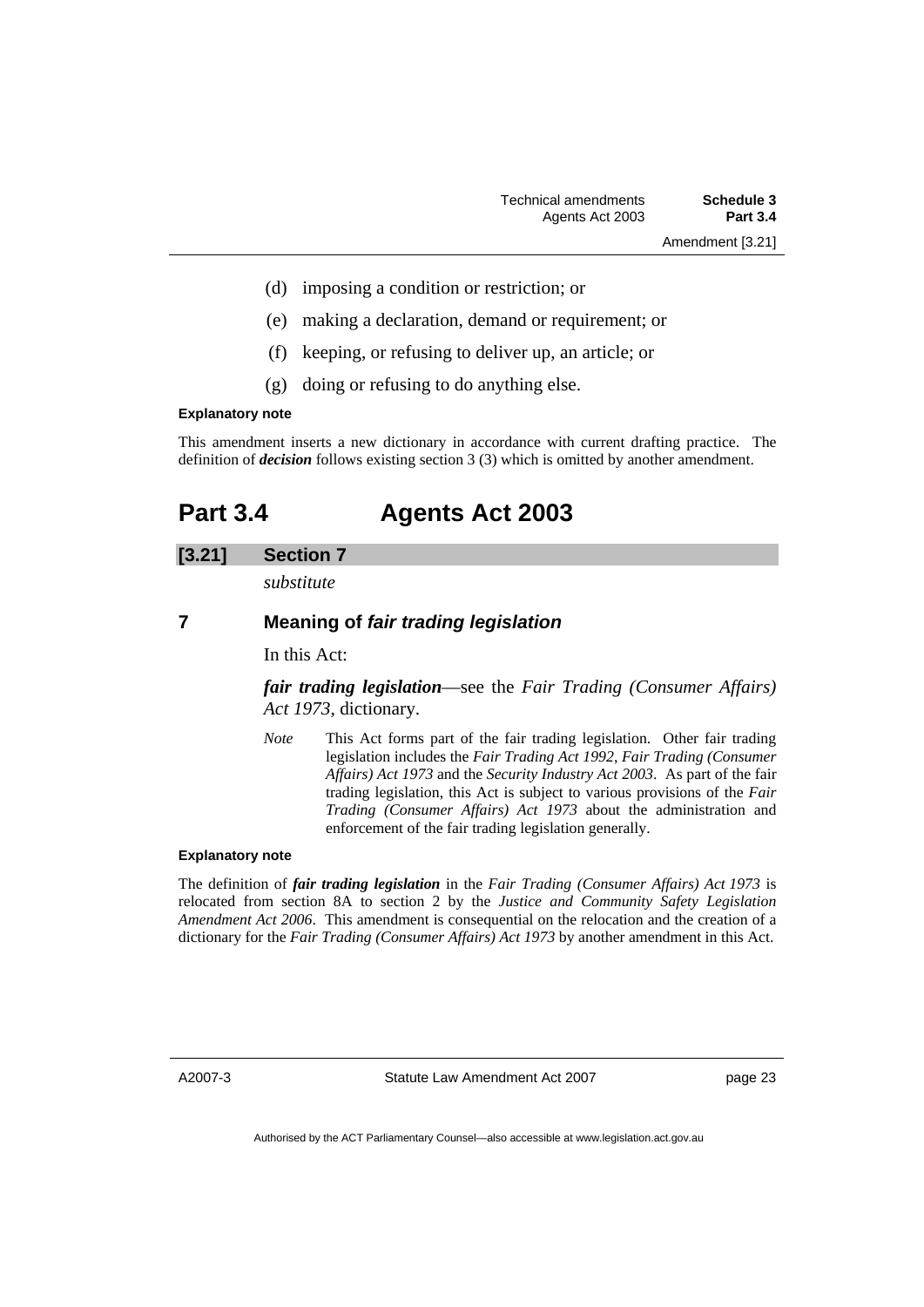(d) imposing a condition or restriction; or

(e) making a declaration, demand or requirement; or

(f) keeping, or refusing to deliver up, an article; or

(g) doing or refusing to do anything else.

**Explanatory note**

This amendment inserts a new dictionary in accordance with current drafting practice. The definition of ***decision*** follows existing section 3 (3) which is omitted by another amendment.

# Part 3.4 Agents Act 2003

## [3.21] Section 7

*substitute*

### 7 Meaning of *fair trading legislation*

In this Act:

***fair trading legislation***—see the *Fair Trading (Consumer Affairs) Act 1973*, dictionary.

*Note* This Act forms part of the fair trading legislation. Other fair trading legislation includes the *Fair Trading Act 1992*, *Fair Trading (Consumer Affairs) Act 1973* and the *Security Industry Act 2003*. As part of the fair trading legislation, this Act is subject to various provisions of the *Fair Trading (Consumer Affairs) Act 1973* about the administration and enforcement of the fair trading legislation generally.

**Explanatory note**

The definition of ***fair trading legislation*** in the *Fair Trading (Consumer Affairs) Act 1973* is relocated from section 8A to section 2 by the *Justice and Community Safety Legislation Amendment Act 2006*. This amendment is consequential on the relocation and the creation of a dictionary for the *Fair Trading (Consumer Affairs) Act 1973* by another amendment in this Act.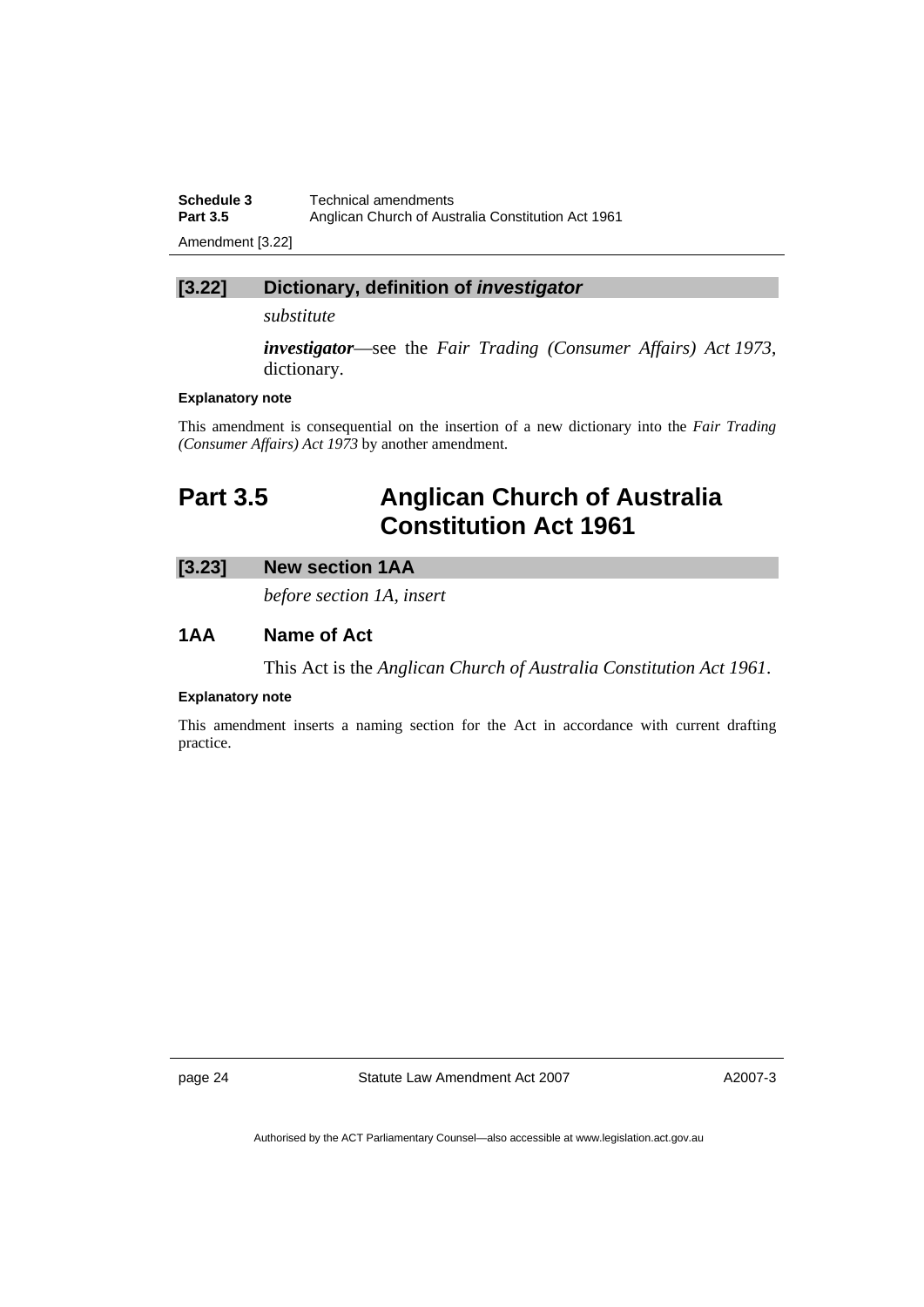### [3.22] Dictionary, definition of *investigator*

*substitute*

***investigator***—see the *Fair Trading (Consumer Affairs) Act 1973*, dictionary.

**Explanatory note**

This amendment is consequential on the insertion of a new dictionary into the *Fair Trading (Consumer Affairs) Act 1973* by another amendment.

## Part 3.5 Anglican Church of Australia Constitution Act 1961

### [3.23] New section 1AA

*before section 1A, insert*

### 1AA Name of Act

This Act is the *Anglican Church of Australia Constitution Act 1961*.

**Explanatory note**

This amendment inserts a naming section for the Act in accordance with current drafting practice.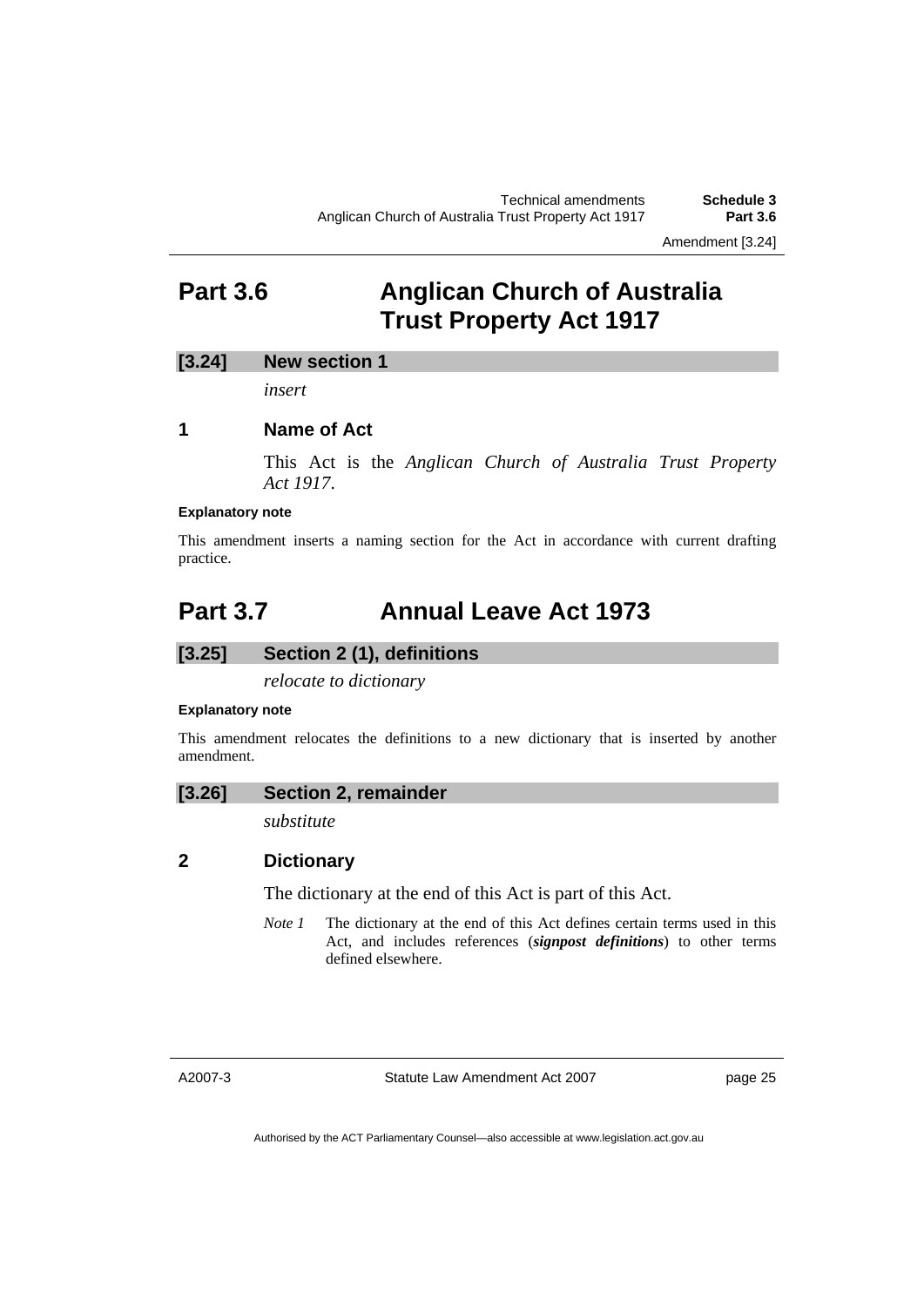## Part 3.6 Anglican Church of Australia Trust Property Act 1917

### [3.24] New section 1

*insert*

### 1 Name of Act

This Act is the *Anglican Church of Australia Trust Property Act 1917*.

**Explanatory note**

This amendment inserts a naming section for the Act in accordance with current drafting practice.

## Part 3.7 Annual Leave Act 1973

### [3.25] Section 2 (1), definitions

*relocate to dictionary*

**Explanatory note**

This amendment relocates the definitions to a new dictionary that is inserted by another amendment.

### [3.26] Section 2, remainder

*substitute*

### 2 Dictionary

The dictionary at the end of this Act is part of this Act.

*Note 1* The dictionary at the end of this Act defines certain terms used in this Act, and includes references (***signpost definitions***) to other terms defined elsewhere.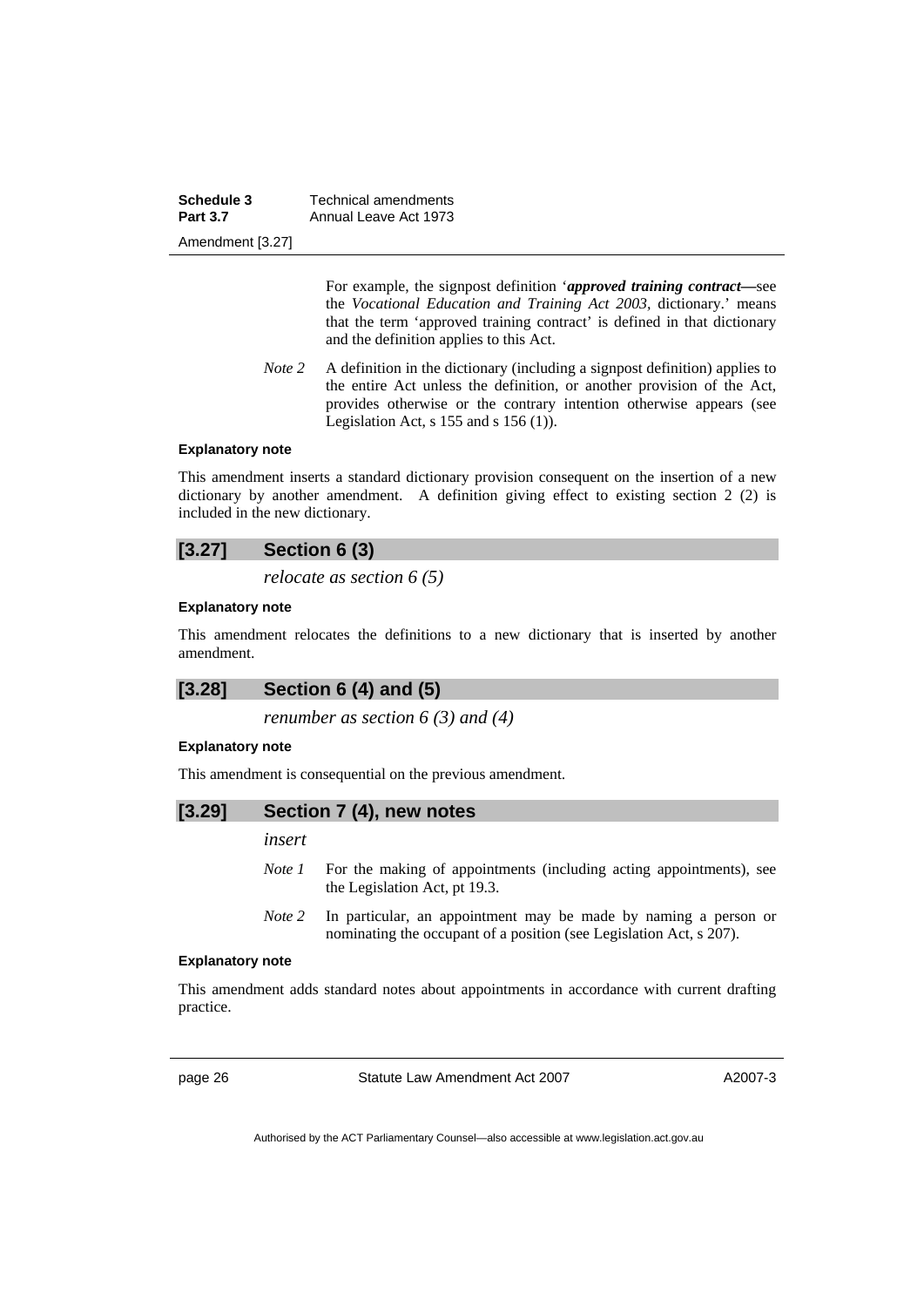For example, the signpost definition '***approved training contract***—see the *Vocational Education and Training Act 2003*, dictionary.' means that the term 'approved training contract' is defined in that dictionary and the definition applies to this Act.

*Note 2* A definition in the dictionary (including a signpost definition) applies to the entire Act unless the definition, or another provision of the Act, provides otherwise or the contrary intention otherwise appears (see Legislation Act, s 155 and s 156 (1)).

**Explanatory note**

This amendment inserts a standard dictionary provision consequent on the insertion of a new dictionary by another amendment. A definition giving effect to existing section 2 (2) is included in the new dictionary.

## [3.27] Section 6 (3)

*relocate as section 6 (5)*

**Explanatory note**

This amendment relocates the definitions to a new dictionary that is inserted by another amendment.

## [3.28] Section 6 (4) and (5)

*renumber as section 6 (3) and (4)*

**Explanatory note**

This amendment is consequential on the previous amendment.

## [3.29] Section 7 (4), new notes

*insert*

*Note 1* For the making of appointments (including acting appointments), see the Legislation Act, pt 19.3.

*Note 2* In particular, an appointment may be made by naming a person or nominating the occupant of a position (see Legislation Act, s 207).

**Explanatory note**

This amendment adds standard notes about appointments in accordance with current drafting practice.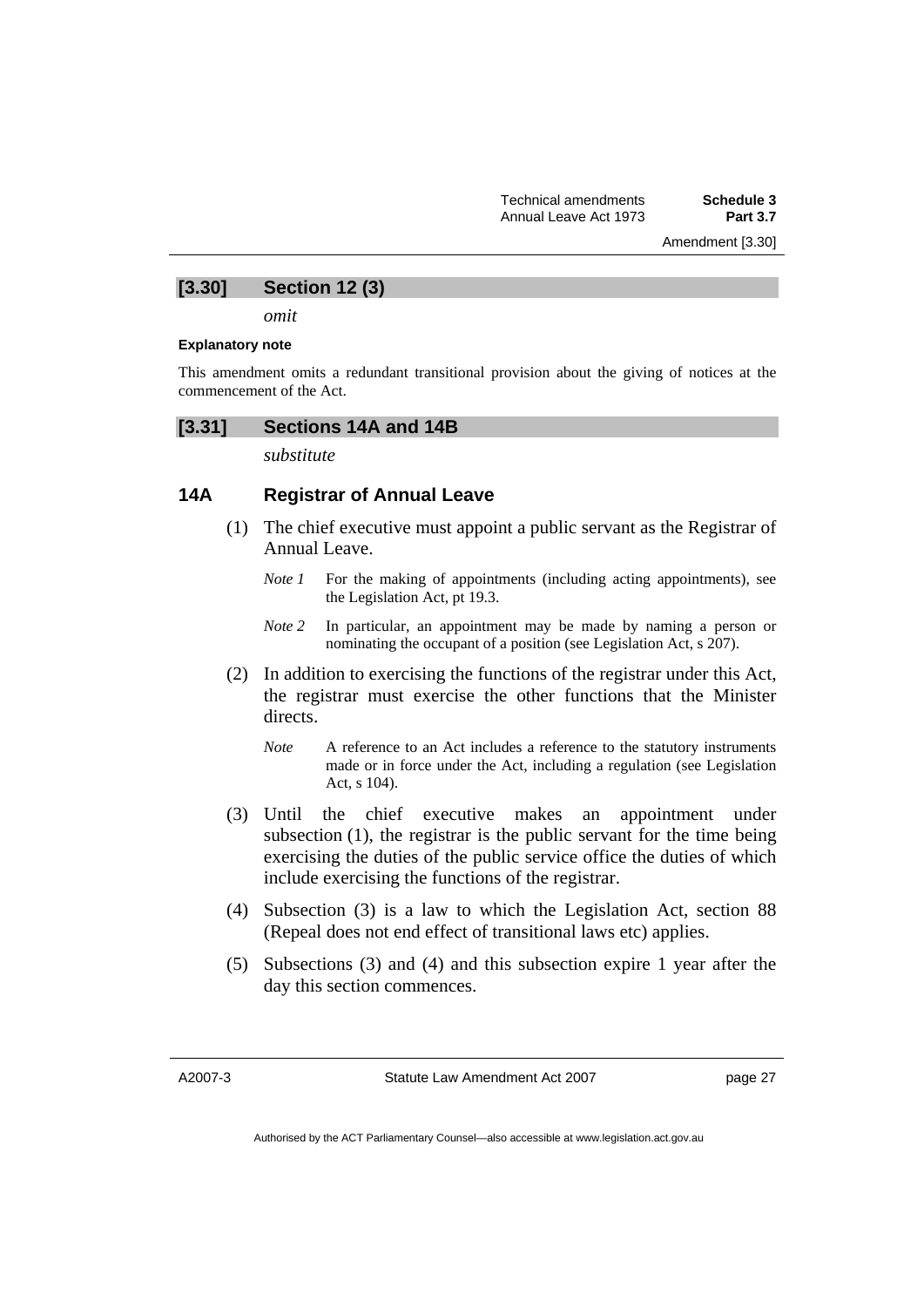## [3.30] Section 12 (3)

*omit*

**Explanatory note**

This amendment omits a redundant transitional provision about the giving of notices at the commencement of the Act.

## [3.31] Sections 14A and 14B

*substitute*

### 14A Registrar of Annual Leave

(1) The chief executive must appoint a public servant as the Registrar of Annual Leave.

*Note 1* For the making of appointments (including acting appointments), see the Legislation Act, pt 19.3.

*Note 2* In particular, an appointment may be made by naming a person or nominating the occupant of a position (see Legislation Act, s 207).

(2) In addition to exercising the functions of the registrar under this Act, the registrar must exercise the other functions that the Minister directs.

*Note* A reference to an Act includes a reference to the statutory instruments made or in force under the Act, including a regulation (see Legislation Act, s 104).

(3) Until the chief executive makes an appointment under subsection (1), the registrar is the public servant for the time being exercising the duties of the public service office the duties of which include exercising the functions of the registrar.

(4) Subsection (3) is a law to which the Legislation Act, section 88 (Repeal does not end effect of transitional laws etc) applies.

(5) Subsections (3) and (4) and this subsection expire 1 year after the day this section commences.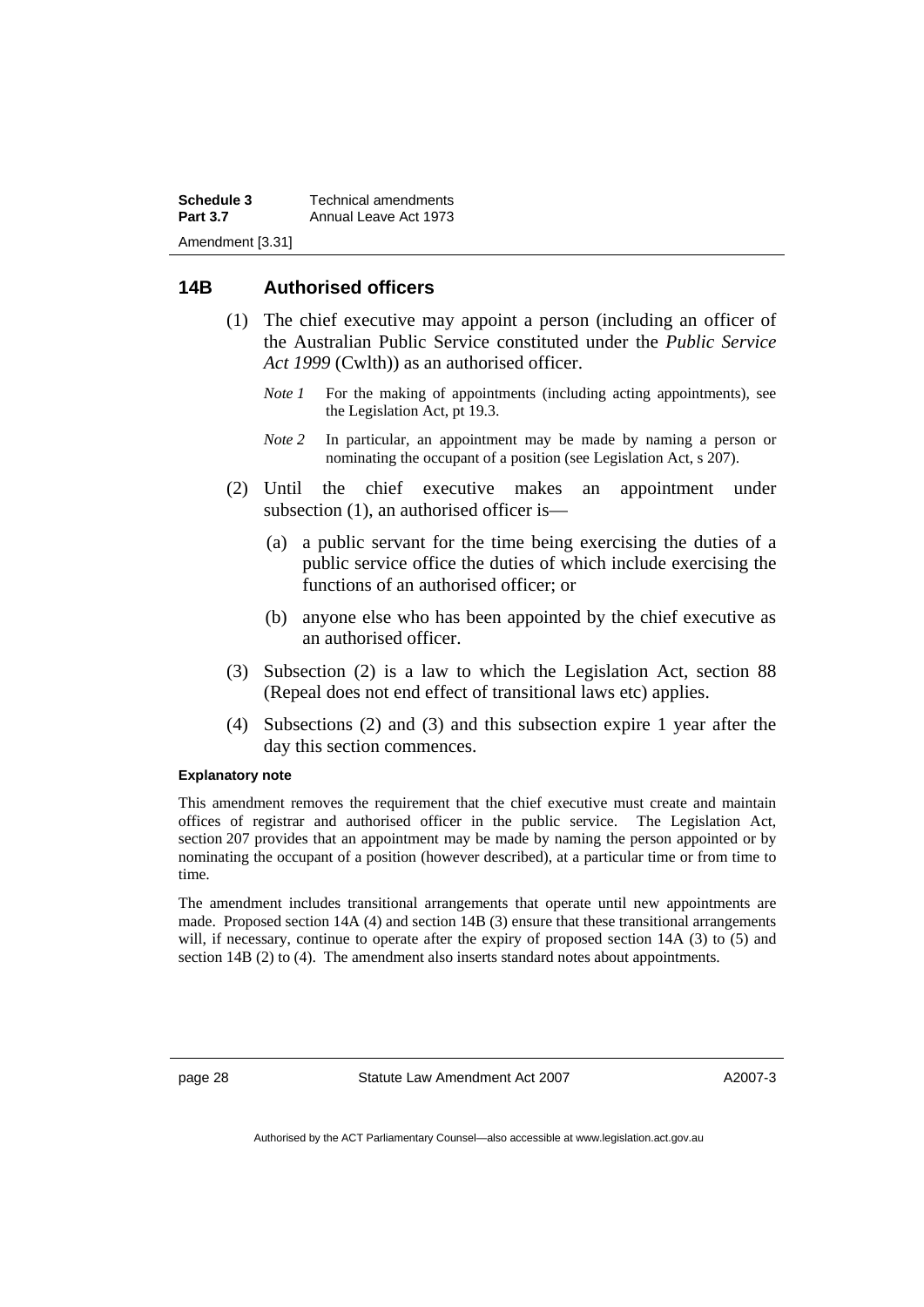## 14B Authorised officers

(1) The chief executive may appoint a person (including an officer of the Australian Public Service constituted under the *Public Service Act 1999* (Cwlth)) as an authorised officer.

*Note 1* For the making of appointments (including acting appointments), see the Legislation Act, pt 19.3.

*Note 2* In particular, an appointment may be made by naming a person or nominating the occupant of a position (see Legislation Act, s 207).

(2) Until the chief executive makes an appointment under subsection (1), an authorised officer is—

(a) a public servant for the time being exercising the duties of a public service office the duties of which include exercising the functions of an authorised officer; or

(b) anyone else who has been appointed by the chief executive as an authorised officer.

(3) Subsection (2) is a law to which the Legislation Act, section 88 (Repeal does not end effect of transitional laws etc) applies.

(4) Subsections (2) and (3) and this subsection expire 1 year after the day this section commences.

**Explanatory note**

This amendment removes the requirement that the chief executive must create and maintain offices of registrar and authorised officer in the public service. The Legislation Act, section 207 provides that an appointment may be made by naming the person appointed or by nominating the occupant of a position (however described), at a particular time or from time to time.

The amendment includes transitional arrangements that operate until new appointments are made. Proposed section 14A (4) and section 14B (3) ensure that these transitional arrangements will, if necessary, continue to operate after the expiry of proposed section 14A (3) to (5) and section 14B (2) to (4). The amendment also inserts standard notes about appointments.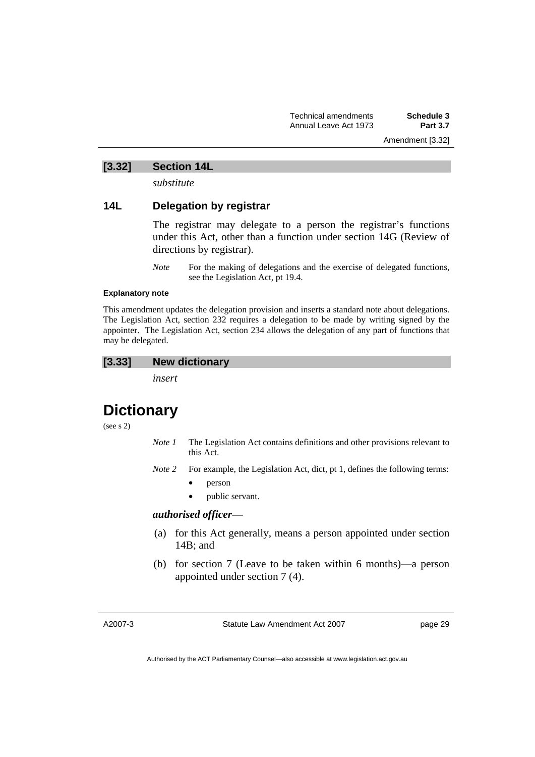## [3.32] Section 14L

*substitute*

### 14L Delegation by registrar

The registrar may delegate to a person the registrar's functions under this Act, other than a function under section 14G (Review of directions by registrar).

*Note* For the making of delegations and the exercise of delegated functions, see the Legislation Act, pt 19.4.

**Explanatory note**

This amendment updates the delegation provision and inserts a standard note about delegations. The Legislation Act, section 232 requires a delegation to be made by writing signed by the appointer. The Legislation Act, section 234 allows the delegation of any part of functions that may be delegated.

## [3.33] New dictionary

*insert*

# Dictionary

(see s 2)

*Note 1* The Legislation Act contains definitions and other provisions relevant to this Act.

*Note 2* For example, the Legislation Act, dict, pt 1, defines the following terms:

- person
- public servant.

***authorised officer***—

(a) for this Act generally, means a person appointed under section 14B; and

(b) for section 7 (Leave to be taken within 6 months)—a person appointed under section 7 (4).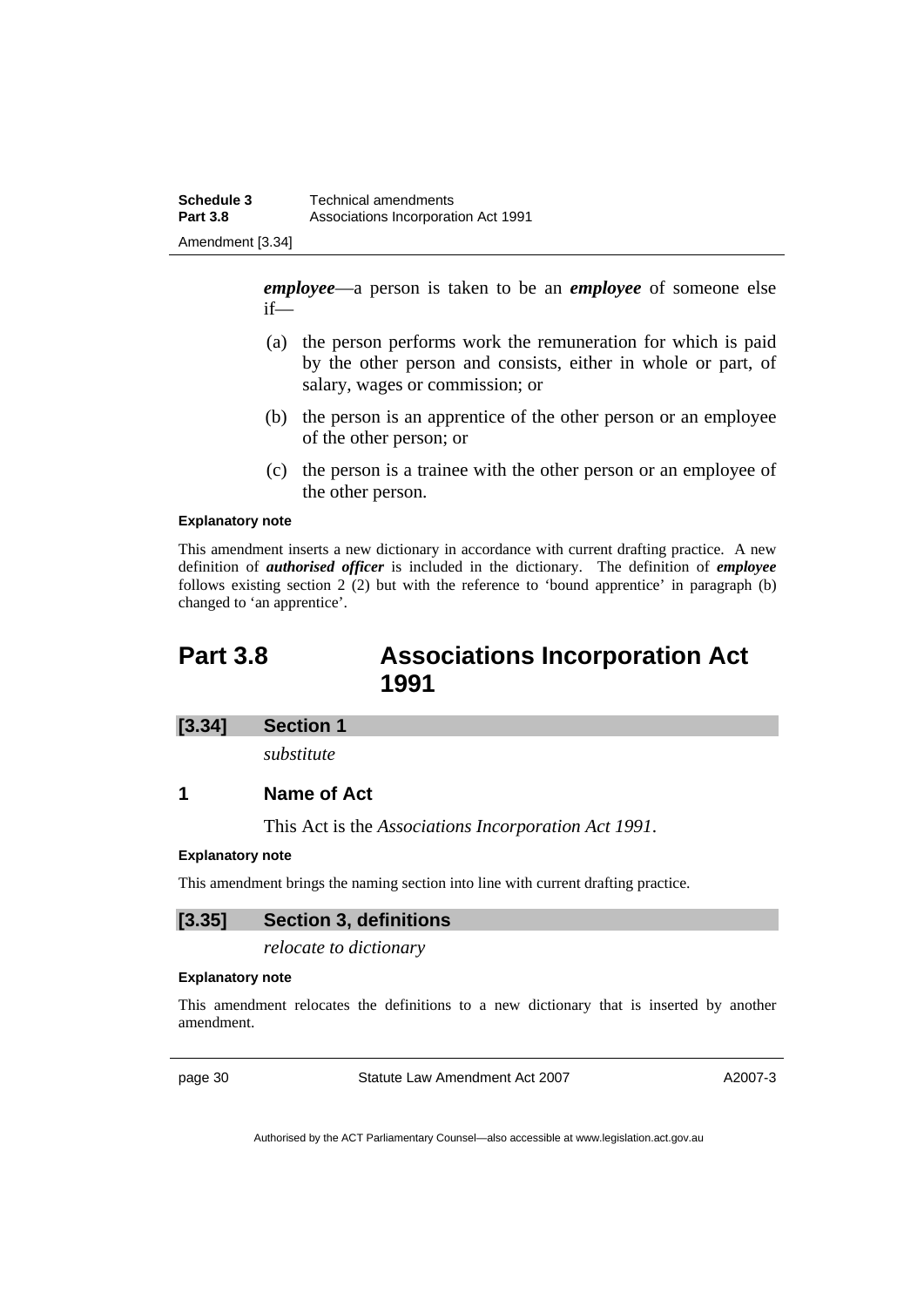***employee***—a person is taken to be an ***employee*** of someone else if—

(a) the person performs work the remuneration for which is paid by the other person and consists, either in whole or part, of salary, wages or commission; or

(b) the person is an apprentice of the other person or an employee of the other person; or

(c) the person is a trainee with the other person or an employee of the other person.

**Explanatory note**

This amendment inserts a new dictionary in accordance with current drafting practice. A new definition of ***authorised officer*** is included in the dictionary. The definition of ***employee*** follows existing section 2 (2) but with the reference to 'bound apprentice' in paragraph (b) changed to 'an apprentice'.

## Part 3.8 Associations Incorporation Act 1991

### [3.34] Section 1

*substitute*

### 1 Name of Act

This Act is the *Associations Incorporation Act 1991*.

**Explanatory note**

This amendment brings the naming section into line with current drafting practice.

### [3.35] Section 3, definitions

*relocate to dictionary*

**Explanatory note**

This amendment relocates the definitions to a new dictionary that is inserted by another amendment.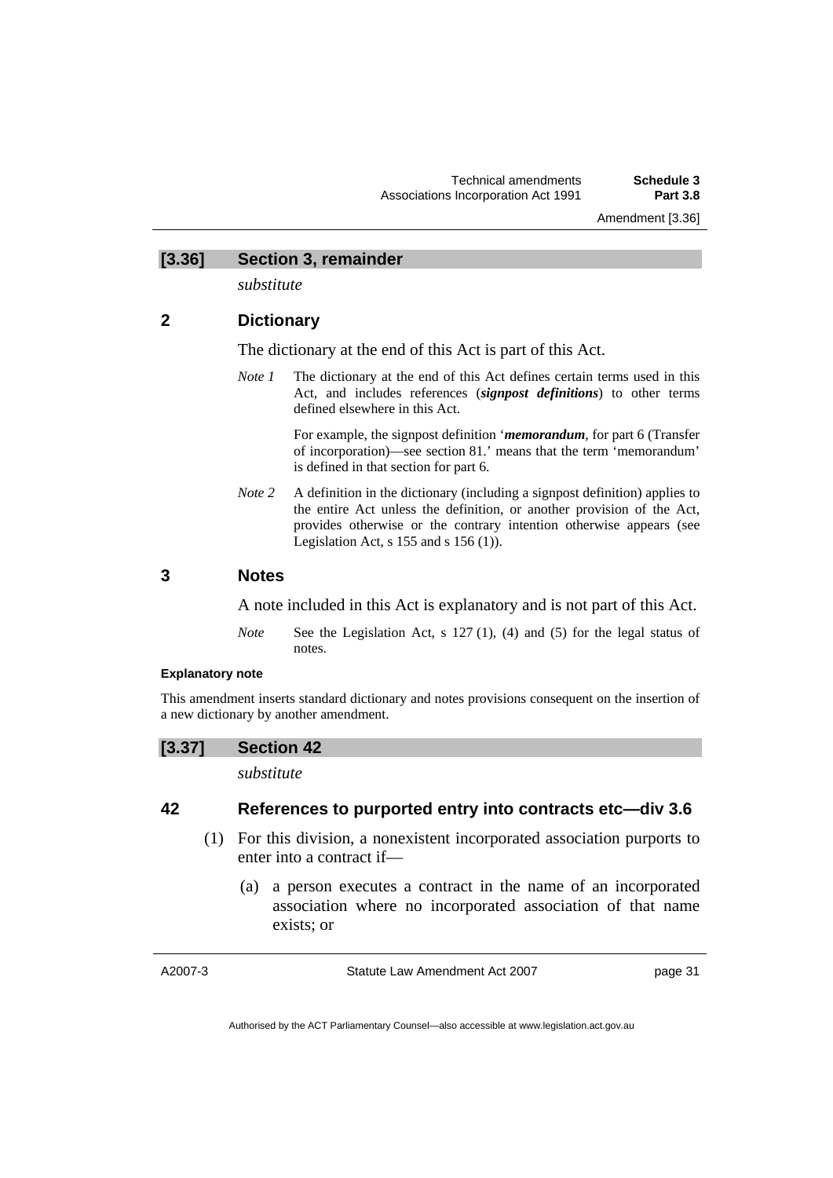### [3.36] Section 3, remainder

*substitute*

### 2 Dictionary

The dictionary at the end of this Act is part of this Act.

*Note 1* The dictionary at the end of this Act defines certain terms used in this Act, and includes references (***signpost definitions***) to other terms defined elsewhere in this Act.

For example, the signpost definition '***memorandum***, for part 6 (Transfer of incorporation)—see section 81.' means that the term 'memorandum' is defined in that section for part 6.

*Note 2* A definition in the dictionary (including a signpost definition) applies to the entire Act unless the definition, or another provision of the Act, provides otherwise or the contrary intention otherwise appears (see Legislation Act, s 155 and s 156 (1)).

### 3 Notes

A note included in this Act is explanatory and is not part of this Act.

*Note* See the Legislation Act, s 127 (1), (4) and (5) for the legal status of notes.

**Explanatory note**

This amendment inserts standard dictionary and notes provisions consequent on the insertion of a new dictionary by another amendment.

### [3.37] Section 42

*substitute*

### 42 References to purported entry into contracts etc—div 3.6

(1) For this division, a nonexistent incorporated association purports to enter into a contract if—

(a) a person executes a contract in the name of an incorporated association where no incorporated association of that name exists; or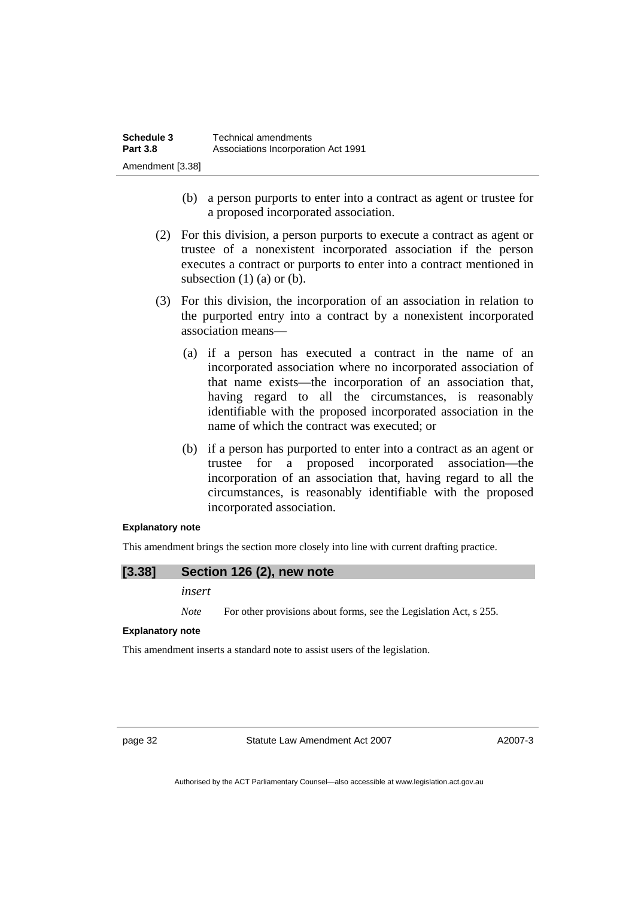(b) a person purports to enter into a contract as agent or trustee for a proposed incorporated association.

(2) For this division, a person purports to execute a contract as agent or trustee of a nonexistent incorporated association if the person executes a contract or purports to enter into a contract mentioned in subsection (1) (a) or (b).

(3) For this division, the incorporation of an association in relation to the purported entry into a contract by a nonexistent incorporated association means—

(a) if a person has executed a contract in the name of an incorporated association where no incorporated association of that name exists—the incorporation of an association that, having regard to all the circumstances, is reasonably identifiable with the proposed incorporated association in the name of which the contract was executed; or

(b) if a person has purported to enter into a contract as an agent or trustee for a proposed incorporated association—the incorporation of an association that, having regard to all the circumstances, is reasonably identifiable with the proposed incorporated association.

**Explanatory note**

This amendment brings the section more closely into line with current drafting practice.

## [3.38] Section 126 (2), new note

*insert*

*Note* For other provisions about forms, see the Legislation Act, s 255.

**Explanatory note**

This amendment inserts a standard note to assist users of the legislation.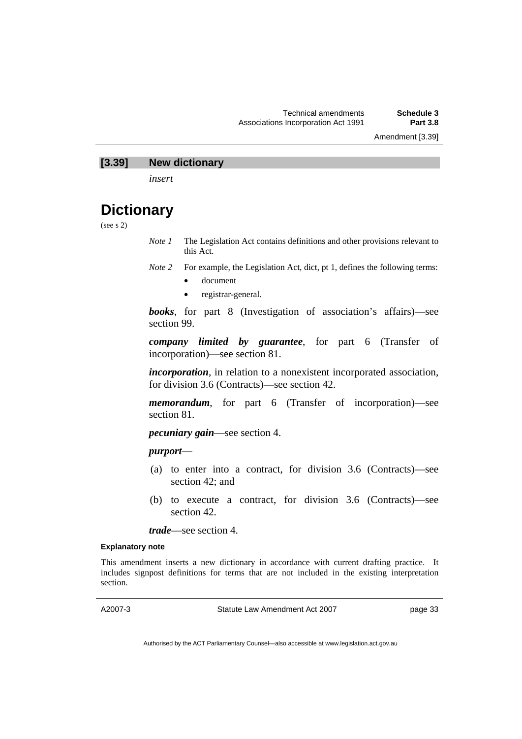## [3.39] New dictionary

*insert*

# Dictionary

(see s 2)

*Note 1* The Legislation Act contains definitions and other provisions relevant to this Act.

*Note 2* For example, the Legislation Act, dict, pt 1, defines the following terms:

- document
- registrar-general.

***books***, for part 8 (Investigation of association's affairs)—see section 99.

***company limited by guarantee***, for part 6 (Transfer of incorporation)—see section 81.

***incorporation***, in relation to a nonexistent incorporated association, for division 3.6 (Contracts)—see section 42.

***memorandum***, for part 6 (Transfer of incorporation)—see section 81.

***pecuniary gain***—see section 4.

***purport***—

(a) to enter into a contract, for division 3.6 (Contracts)—see section 42; and

(b) to execute a contract, for division 3.6 (Contracts)—see section 42.

***trade***—see section 4.

**Explanatory note**

This amendment inserts a new dictionary in accordance with current drafting practice. It includes signpost definitions for terms that are not included in the existing interpretation section.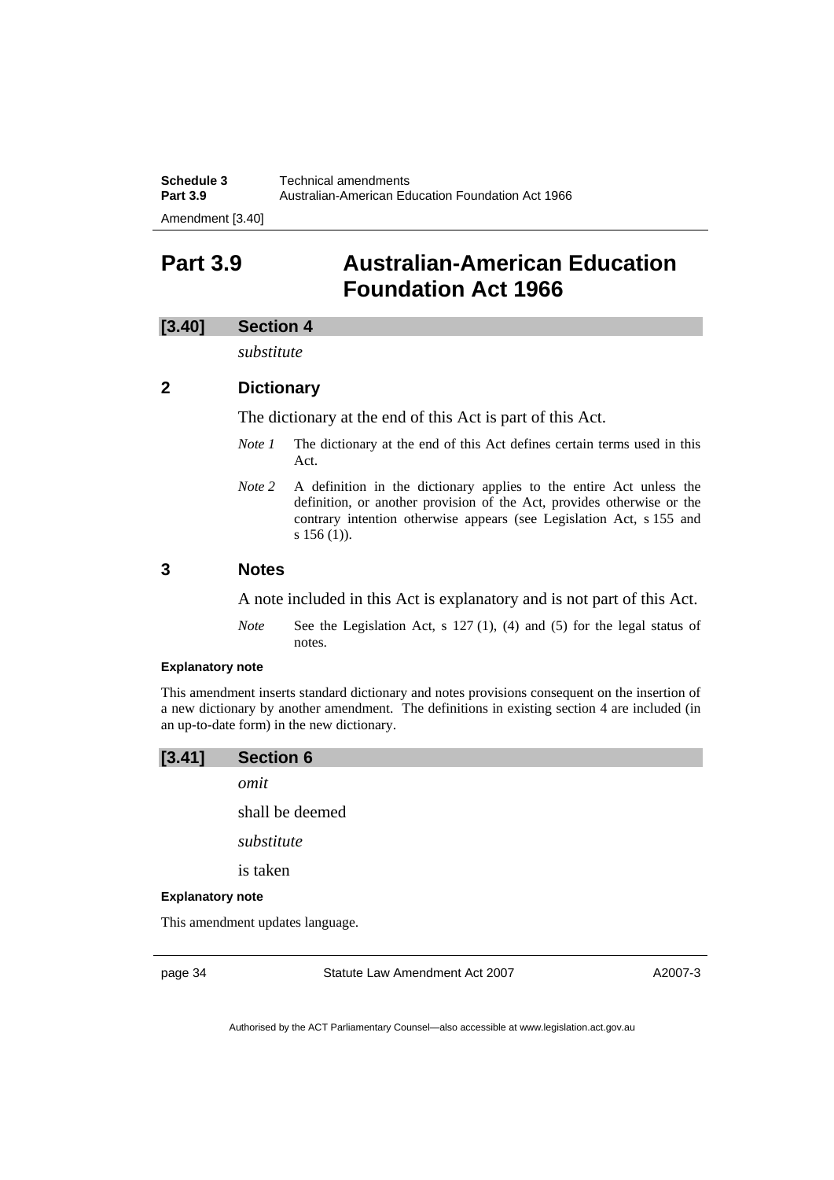# Part 3.9 Australian-American Education Foundation Act 1966

## [3.40] Section 4

*substitute*

### 2 Dictionary

The dictionary at the end of this Act is part of this Act.

*Note 1* The dictionary at the end of this Act defines certain terms used in this Act.

*Note 2* A definition in the dictionary applies to the entire Act unless the definition, or another provision of the Act, provides otherwise or the contrary intention otherwise appears (see Legislation Act, s 155 and s 156 (1)).

### 3 Notes

A note included in this Act is explanatory and is not part of this Act.

*Note* See the Legislation Act, s 127 (1), (4) and (5) for the legal status of notes.

**Explanatory note**

This amendment inserts standard dictionary and notes provisions consequent on the insertion of a new dictionary by another amendment. The definitions in existing section 4 are included (in an up-to-date form) in the new dictionary.

## [3.41] Section 6

*omit*

shall be deemed

*substitute*

is taken

**Explanatory note**

This amendment updates language.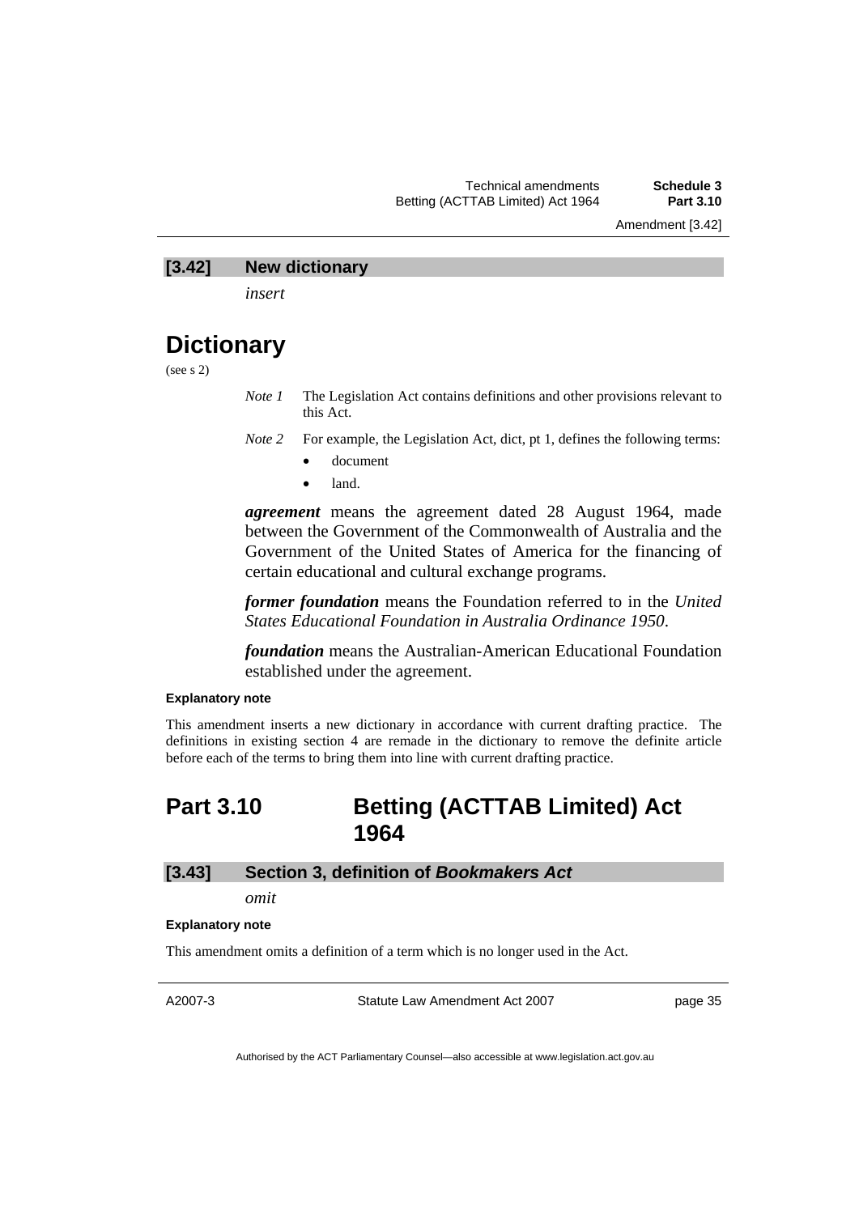### [3.42] New dictionary

*insert*

# Dictionary

(see s 2)

*Note 1* The Legislation Act contains definitions and other provisions relevant to this Act.

*Note 2* For example, the Legislation Act, dict, pt 1, defines the following terms:

- document
- land.

***agreement*** means the agreement dated 28 August 1964, made between the Government of the Commonwealth of Australia and the Government of the United States of America for the financing of certain educational and cultural exchange programs.

***former foundation*** means the Foundation referred to in the *United States Educational Foundation in Australia Ordinance 1950*.

***foundation*** means the Australian-American Educational Foundation established under the agreement.

**Explanatory note**

This amendment inserts a new dictionary in accordance with current drafting practice. The definitions in existing section 4 are remade in the dictionary to remove the definite article before each of the terms to bring them into line with current drafting practice.

## Part 3.10 Betting (ACTTAB Limited) Act 1964

### [3.43] Section 3, definition of *Bookmakers Act*

*omit*

**Explanatory note**

This amendment omits a definition of a term which is no longer used in the Act.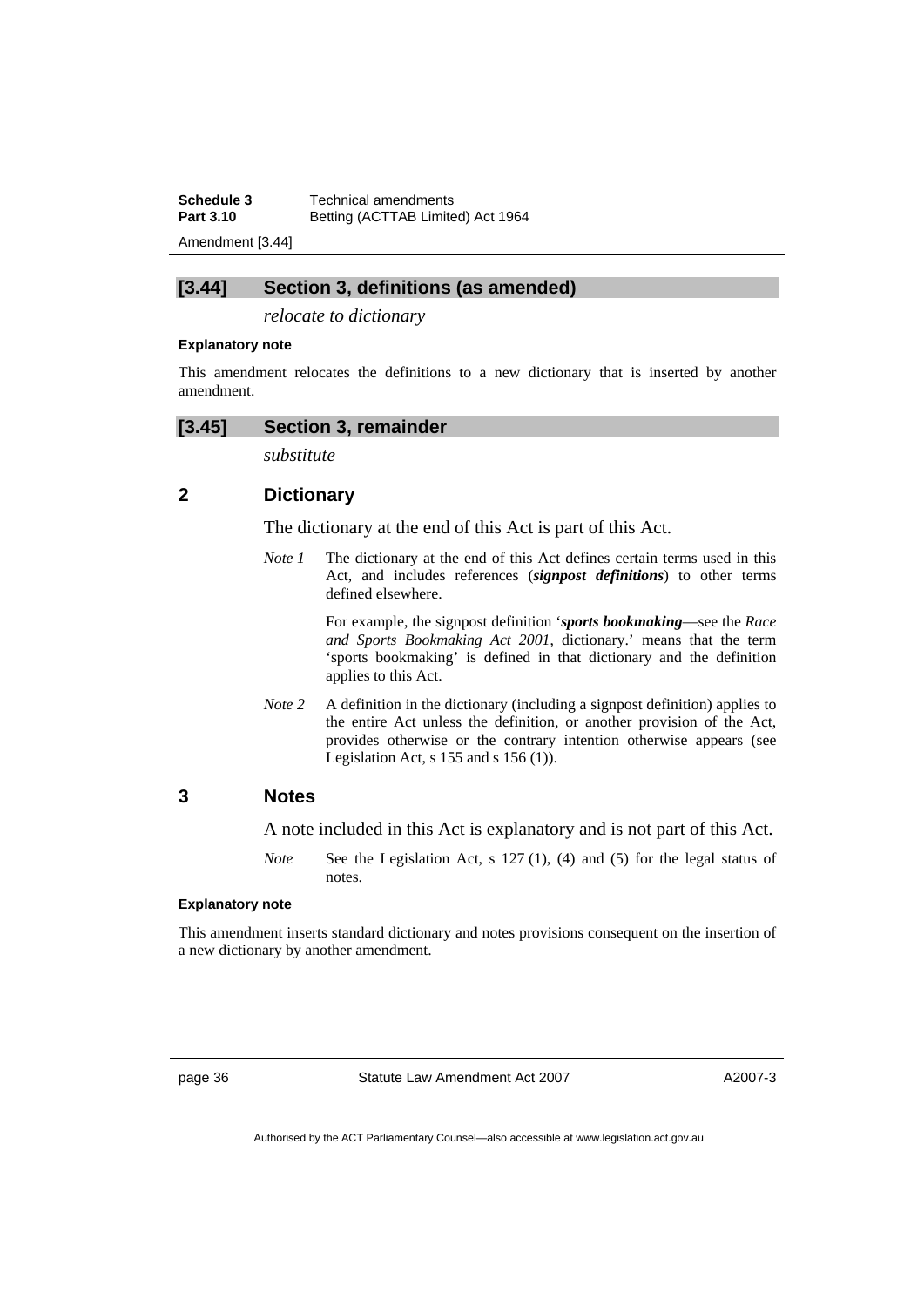## [3.44] Section 3, definitions (as amended)

*relocate to dictionary*

**Explanatory note**

This amendment relocates the definitions to a new dictionary that is inserted by another amendment.

## [3.45] Section 3, remainder

*substitute*

### 2 Dictionary

The dictionary at the end of this Act is part of this Act.

*Note 1* The dictionary at the end of this Act defines certain terms used in this Act, and includes references (***signpost definitions***) to other terms defined elsewhere.

For example, the signpost definition '***sports bookmaking***—see the *Race and Sports Bookmaking Act 2001*, dictionary.' means that the term 'sports bookmaking' is defined in that dictionary and the definition applies to this Act.

*Note 2* A definition in the dictionary (including a signpost definition) applies to the entire Act unless the definition, or another provision of the Act, provides otherwise or the contrary intention otherwise appears (see Legislation Act, s 155 and s 156 (1)).

### 3 Notes

A note included in this Act is explanatory and is not part of this Act.

*Note* See the Legislation Act, s 127 (1), (4) and (5) for the legal status of notes.

**Explanatory note**

This amendment inserts standard dictionary and notes provisions consequent on the insertion of a new dictionary by another amendment.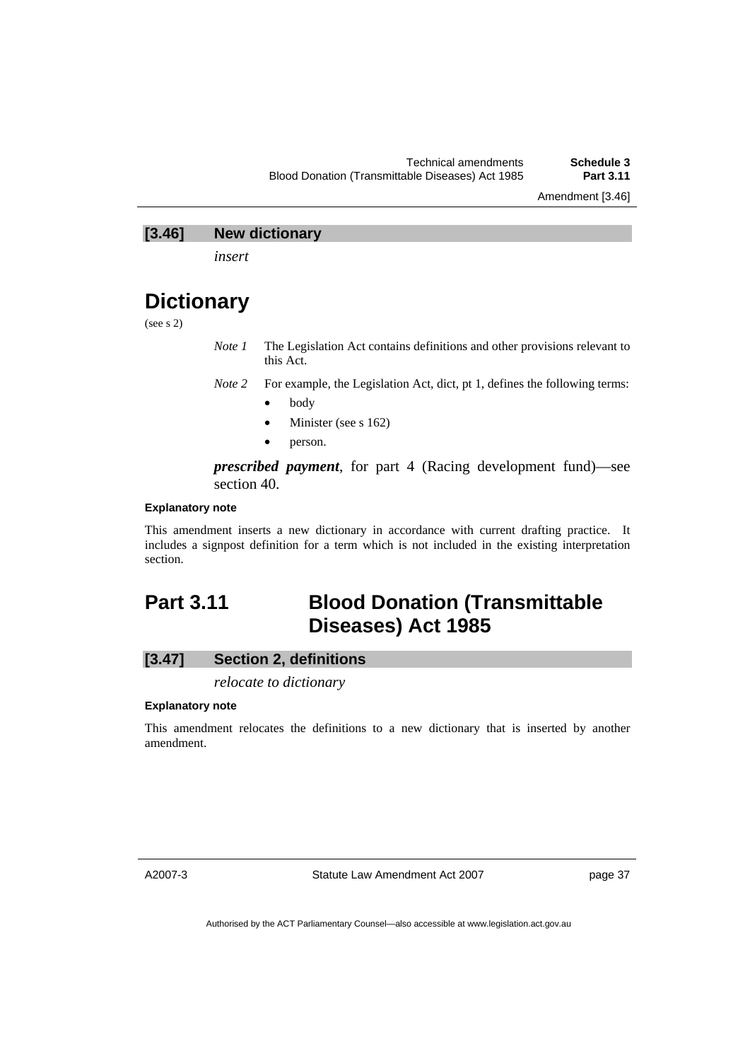### [3.46] New dictionary

*insert*

# Dictionary

(see s 2)

*Note 1* The Legislation Act contains definitions and other provisions relevant to this Act.

*Note 2* For example, the Legislation Act, dict, pt 1, defines the following terms:

- body
- Minister (see s 162)
- person.

***prescribed payment***, for part 4 (Racing development fund)—see section 40.

**Explanatory note**

This amendment inserts a new dictionary in accordance with current drafting practice. It includes a signpost definition for a term which is not included in the existing interpretation section.

## Part 3.11 Blood Donation (Transmittable Diseases) Act 1985

### [3.47] Section 2, definitions

*relocate to dictionary*

**Explanatory note**

This amendment relocates the definitions to a new dictionary that is inserted by another amendment.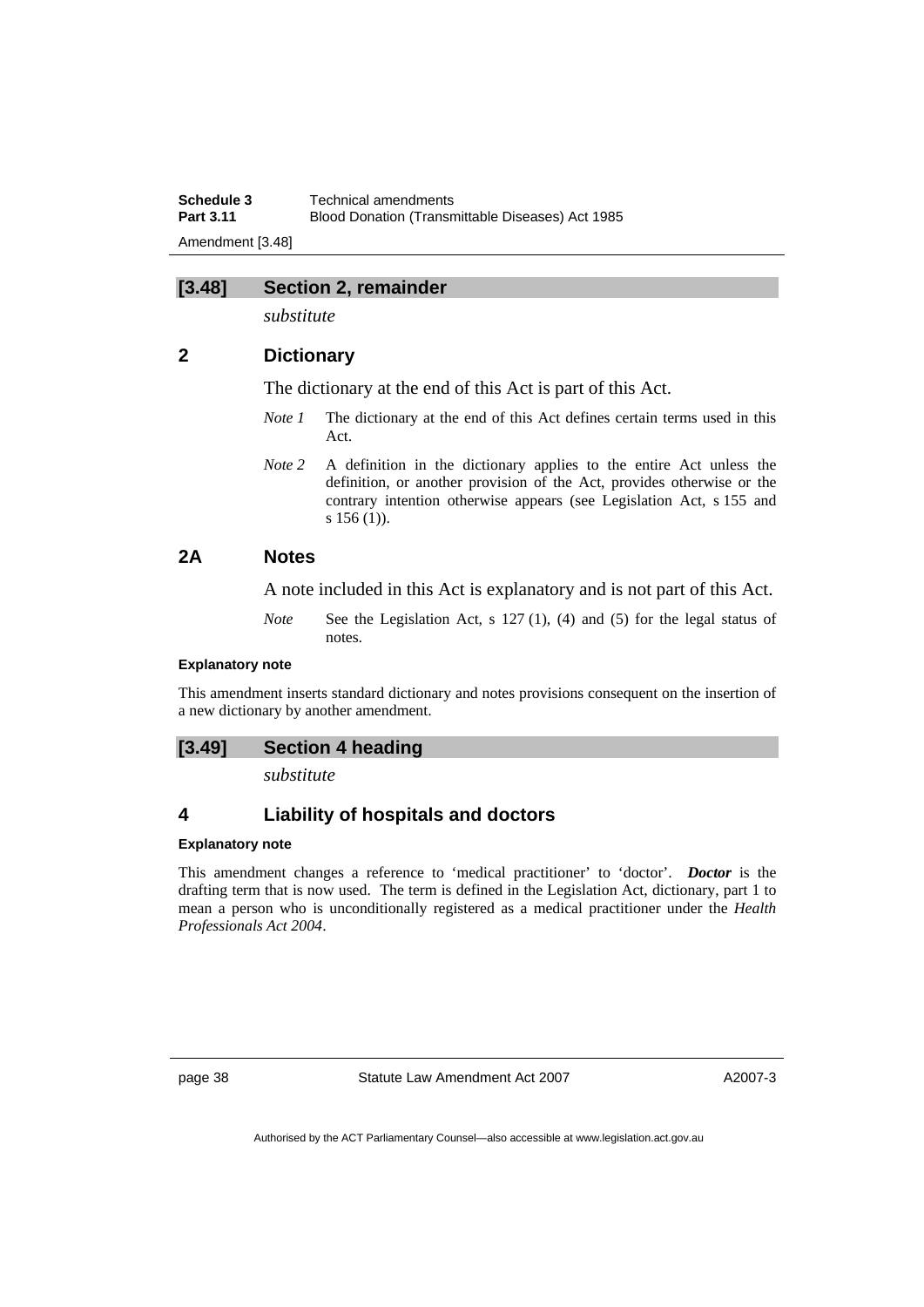## [3.48] Section 2, remainder

*substitute*

### 2 Dictionary

The dictionary at the end of this Act is part of this Act.

*Note 1* The dictionary at the end of this Act defines certain terms used in this Act.

*Note 2* A definition in the dictionary applies to the entire Act unless the definition, or another provision of the Act, provides otherwise or the contrary intention otherwise appears (see Legislation Act, s 155 and s 156 (1)).

### 2A Notes

A note included in this Act is explanatory and is not part of this Act.

*Note* See the Legislation Act, s 127 (1), (4) and (5) for the legal status of notes.

**Explanatory note**

This amendment inserts standard dictionary and notes provisions consequent on the insertion of a new dictionary by another amendment.

## [3.49] Section 4 heading

*substitute*

### 4 Liability of hospitals and doctors

**Explanatory note**

This amendment changes a reference to 'medical practitioner' to 'doctor'. ***Doctor*** is the drafting term that is now used. The term is defined in the Legislation Act, dictionary, part 1 to mean a person who is unconditionally registered as a medical practitioner under the *Health Professionals Act 2004*.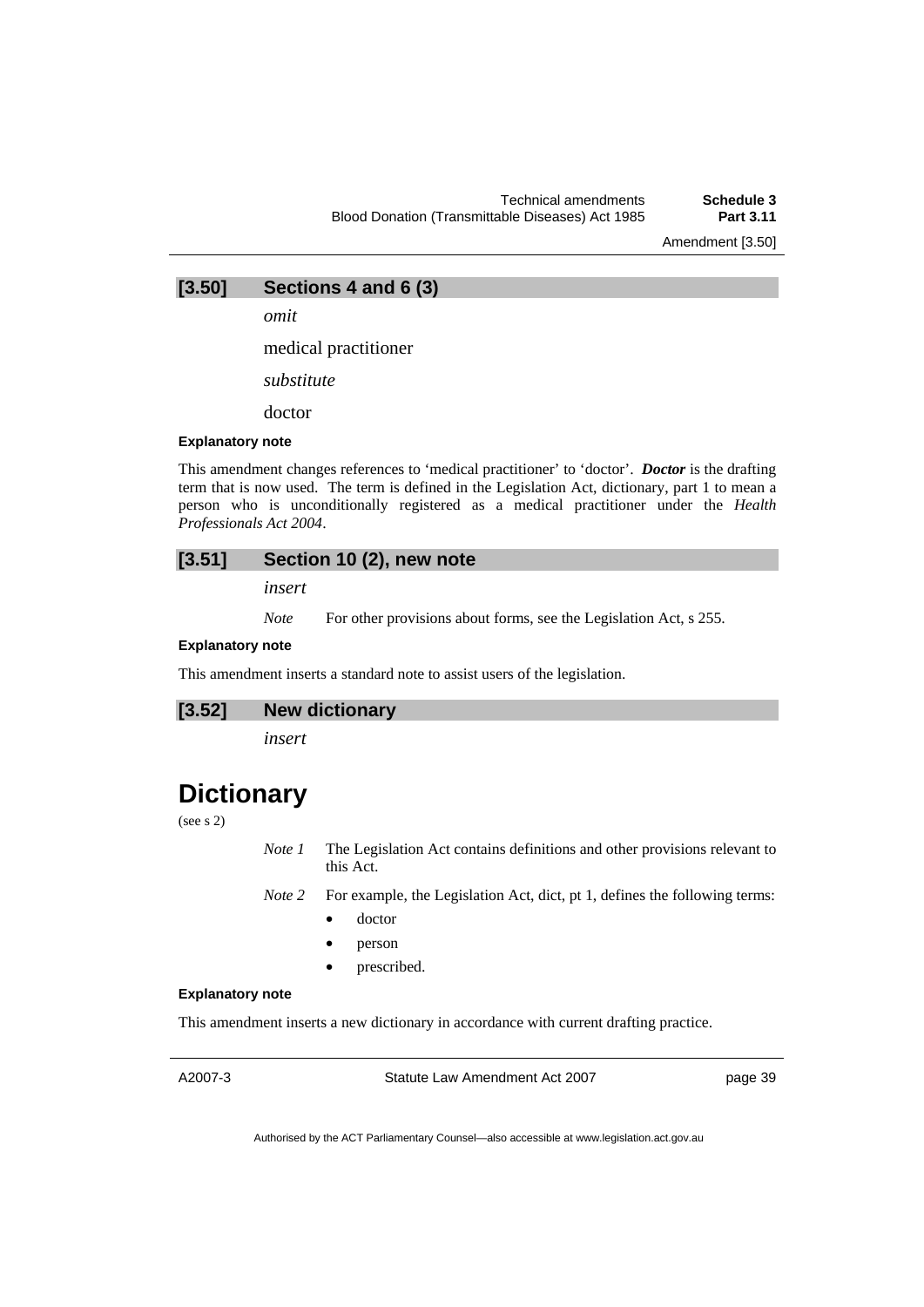### [3.50] Sections 4 and 6 (3)

*omit*

medical practitioner

*substitute*

doctor

**Explanatory note**

This amendment changes references to 'medical practitioner' to 'doctor'. ***Doctor*** is the drafting term that is now used. The term is defined in the Legislation Act, dictionary, part 1 to mean a person who is unconditionally registered as a medical practitioner under the *Health Professionals Act 2004*.

### [3.51] Section 10 (2), new note

*insert*

*Note* For other provisions about forms, see the Legislation Act, s 255.

**Explanatory note**

This amendment inserts a standard note to assist users of the legislation.

### [3.52] New dictionary

*insert*

# Dictionary

(see s 2)

*Note 1* The Legislation Act contains definitions and other provisions relevant to this Act.

*Note 2* For example, the Legislation Act, dict, pt 1, defines the following terms:

- doctor
- person
- prescribed.

**Explanatory note**

This amendment inserts a new dictionary in accordance with current drafting practice.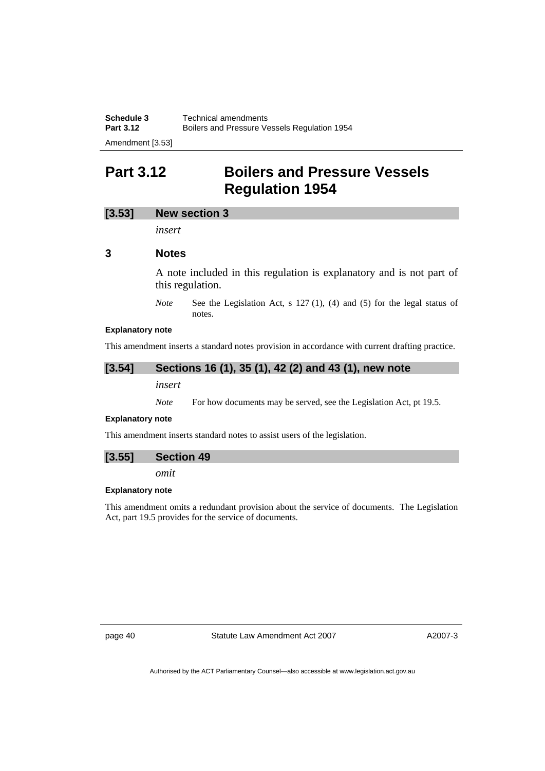# Part 3.12 Boilers and Pressure Vessels Regulation 1954

### [3.53] New section 3

*insert*

### 3 Notes

A note included in this regulation is explanatory and is not part of this regulation.

*Note* See the Legislation Act, s 127 (1), (4) and (5) for the legal status of notes.

**Explanatory note**

This amendment inserts a standard notes provision in accordance with current drafting practice.

### [3.54] Sections 16 (1), 35 (1), 42 (2) and 43 (1), new note

*insert*

*Note* For how documents may be served, see the Legislation Act, pt 19.5.

**Explanatory note**

This amendment inserts standard notes to assist users of the legislation.

### [3.55] Section 49

*omit*

**Explanatory note**

This amendment omits a redundant provision about the service of documents. The Legislation Act, part 19.5 provides for the service of documents.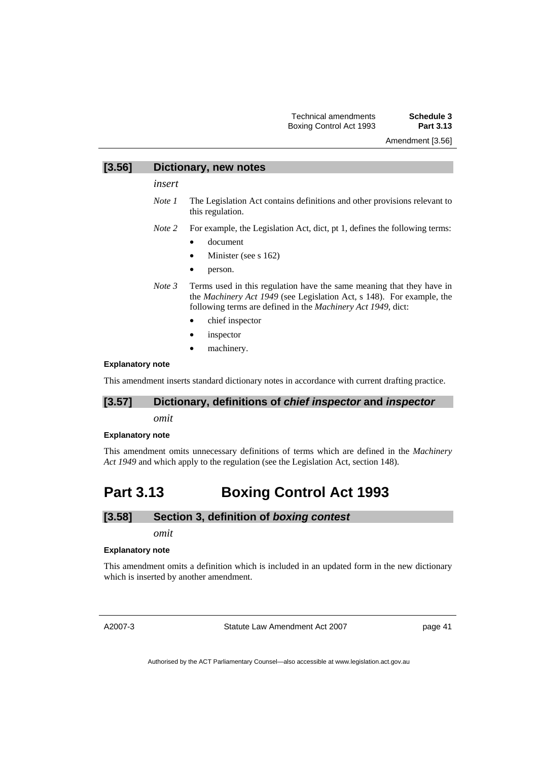### [3.56] Dictionary, new notes

*insert*

*Note 1* The Legislation Act contains definitions and other provisions relevant to this regulation.

*Note 2* For example, the Legislation Act, dict, pt 1, defines the following terms:

- document
- Minister (see s 162)
- person.

*Note 3* Terms used in this regulation have the same meaning that they have in the *Machinery Act 1949* (see Legislation Act, s 148). For example, the following terms are defined in the *Machinery Act 1949*, dict:

- chief inspector
- inspector
- machinery.

**Explanatory note**

This amendment inserts standard dictionary notes in accordance with current drafting practice.

### [3.57] Dictionary, definitions of *chief inspector* and *inspector*

*omit*

**Explanatory note**

This amendment omits unnecessary definitions of terms which are defined in the *Machinery Act 1949* and which apply to the regulation (see the Legislation Act, section 148).

## Part 3.13 Boxing Control Act 1993

### [3.58] Section 3, definition of *boxing contest*

*omit*

**Explanatory note**

This amendment omits a definition which is included in an updated form in the new dictionary which is inserted by another amendment.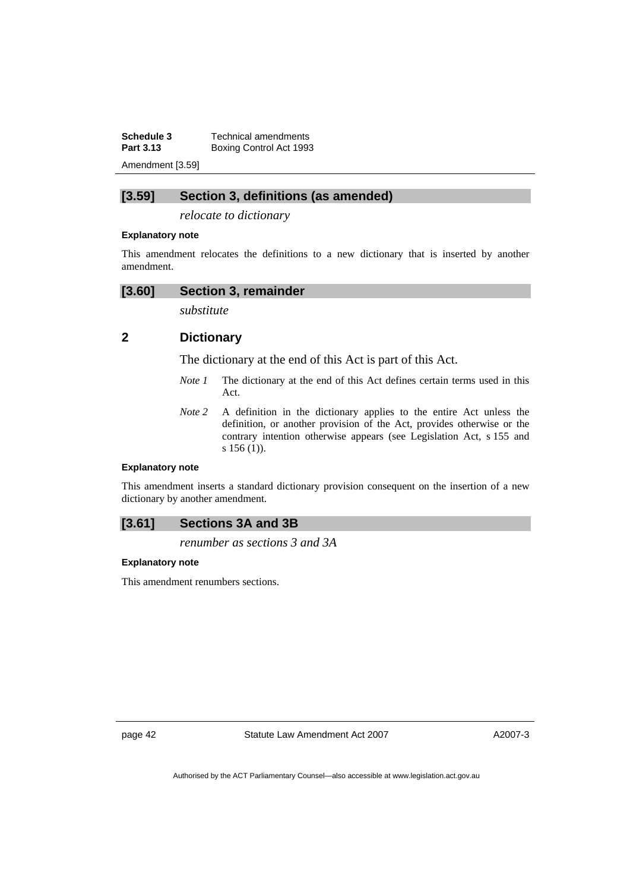## [3.59] Section 3, definitions (as amended)

*relocate to dictionary*

**Explanatory note**

This amendment relocates the definitions to a new dictionary that is inserted by another amendment.

## [3.60] Section 3, remainder

*substitute*

### 2 Dictionary

The dictionary at the end of this Act is part of this Act.

*Note 1* The dictionary at the end of this Act defines certain terms used in this Act.

*Note 2* A definition in the dictionary applies to the entire Act unless the definition, or another provision of the Act, provides otherwise or the contrary intention otherwise appears (see Legislation Act, s 155 and s 156 (1)).

**Explanatory note**

This amendment inserts a standard dictionary provision consequent on the insertion of a new dictionary by another amendment.

## [3.61] Sections 3A and 3B

*renumber as sections 3 and 3A*

**Explanatory note**

This amendment renumbers sections.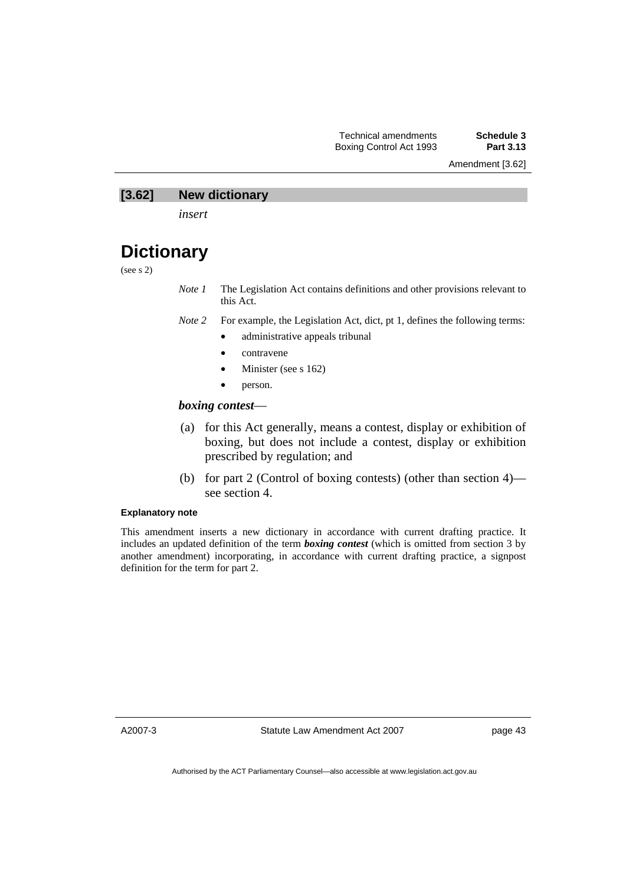## [3.62] New dictionary

*insert*

# Dictionary

(see s 2)

*Note 1* The Legislation Act contains definitions and other provisions relevant to this Act.

*Note 2* For example, the Legislation Act, dict, pt 1, defines the following terms:

- administrative appeals tribunal
- contravene
- Minister (see s 162)
- person.

***boxing contest***—

(a) for this Act generally, means a contest, display or exhibition of boxing, but does not include a contest, display or exhibition prescribed by regulation; and

(b) for part 2 (Control of boxing contests) (other than section 4)—see section 4.

**Explanatory note**

This amendment inserts a new dictionary in accordance with current drafting practice. It includes an updated definition of the term ***boxing contest*** (which is omitted from section 3 by another amendment) incorporating, in accordance with current drafting practice, a signpost definition for the term for part 2.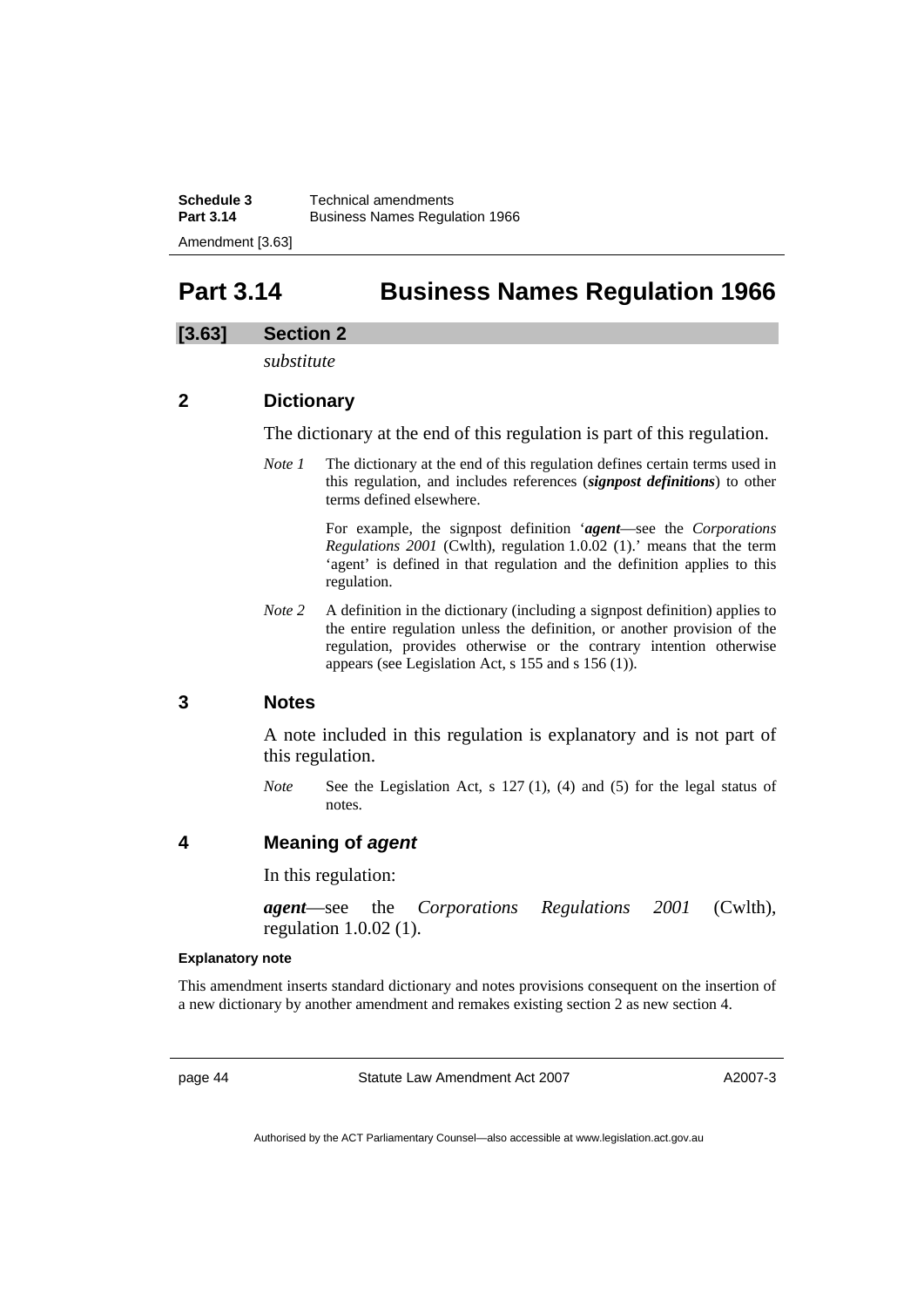# Part 3.14 Business Names Regulation 1966

## [3.63] Section 2

*substitute*

### 2 Dictionary

The dictionary at the end of this regulation is part of this regulation.

*Note 1* The dictionary at the end of this regulation defines certain terms used in this regulation, and includes references (***signpost definitions***) to other terms defined elsewhere.

For example, the signpost definition '***agent***—see the *Corporations Regulations 2001* (Cwlth), regulation 1.0.02 (1).' means that the term 'agent' is defined in that regulation and the definition applies to this regulation.

*Note 2* A definition in the dictionary (including a signpost definition) applies to the entire regulation unless the definition, or another provision of the regulation, provides otherwise or the contrary intention otherwise appears (see Legislation Act, s 155 and s 156 (1)).

### 3 Notes

A note included in this regulation is explanatory and is not part of this regulation.

*Note* See the Legislation Act, s 127 (1), (4) and (5) for the legal status of notes.

### 4 Meaning of *agent*

In this regulation:

***agent***—see the *Corporations Regulations 2001* (Cwlth), regulation 1.0.02 (1).

**Explanatory note**

This amendment inserts standard dictionary and notes provisions consequent on the insertion of a new dictionary by another amendment and remakes existing section 2 as new section 4.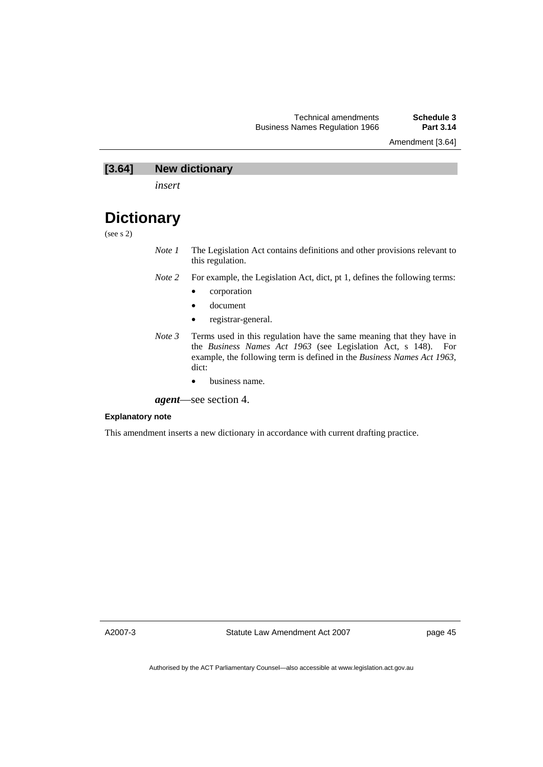## [3.64] New dictionary

*insert*

# Dictionary

(see s 2)

*Note 1* The Legislation Act contains definitions and other provisions relevant to this regulation.

*Note 2* For example, the Legislation Act, dict, pt 1, defines the following terms:

- corporation
- document
- registrar-general.

*Note 3* Terms used in this regulation have the same meaning that they have in the *Business Names Act 1963* (see Legislation Act, s 148). For example, the following term is defined in the *Business Names Act 1963*, dict:

- business name.

***agent***—see section 4.

**Explanatory note**

This amendment inserts a new dictionary in accordance with current drafting practice.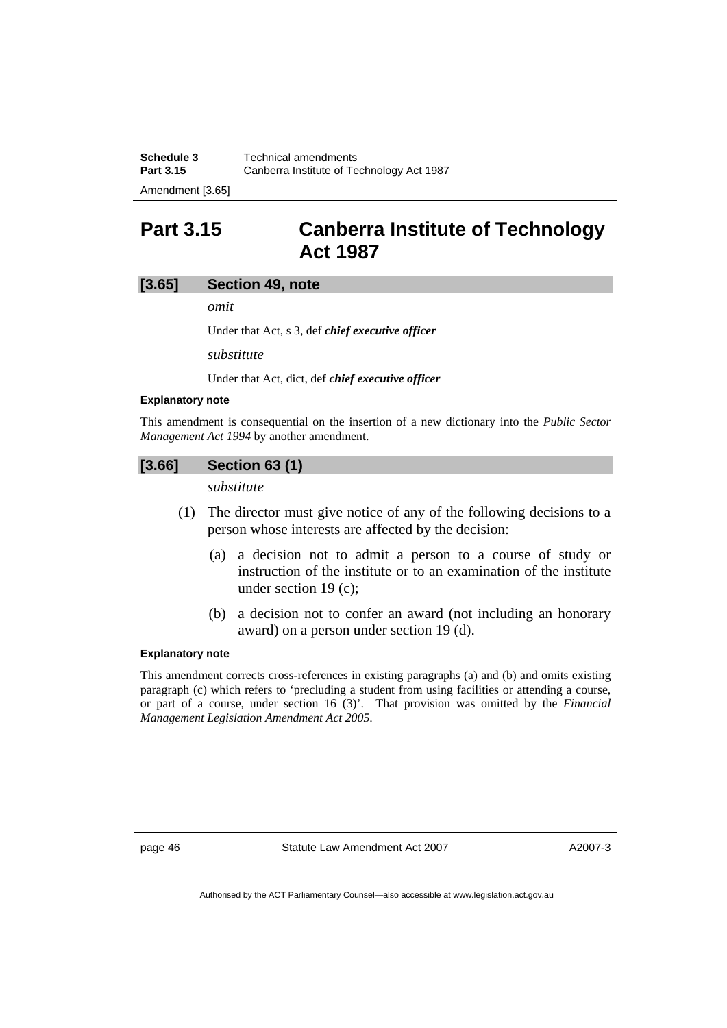## Part 3.15 Canberra Institute of Technology Act 1987

### [3.65] Section 49, note

*omit*

Under that Act, s 3, def ***chief executive officer***

*substitute*

Under that Act, dict, def ***chief executive officer***

**Explanatory note**

This amendment is consequential on the insertion of a new dictionary into the *Public Sector Management Act 1994* by another amendment.

### [3.66] Section 63 (1)

*substitute*

(1) The director must give notice of any of the following decisions to a person whose interests are affected by the decision:

(a) a decision not to admit a person to a course of study or instruction of the institute or to an examination of the institute under section 19 (c);

(b) a decision not to confer an award (not including an honorary award) on a person under section 19 (d).

**Explanatory note**

This amendment corrects cross-references in existing paragraphs (a) and (b) and omits existing paragraph (c) which refers to 'precluding a student from using facilities or attending a course, or part of a course, under section 16 (3)'. That provision was omitted by the *Financial Management Legislation Amendment Act 2005*.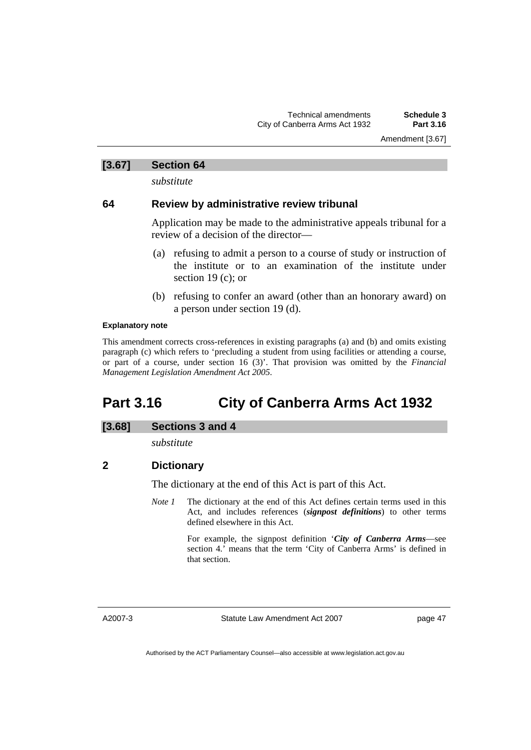### [3.67] Section 64

*substitute*

### 64 Review by administrative review tribunal

Application may be made to the administrative appeals tribunal for a review of a decision of the director—

(a) refusing to admit a person to a course of study or instruction of the institute or to an examination of the institute under section 19 (c); or

(b) refusing to confer an award (other than an honorary award) on a person under section 19 (d).

**Explanatory note**

This amendment corrects cross-references in existing paragraphs (a) and (b) and omits existing paragraph (c) which refers to 'precluding a student from using facilities or attending a course, or part of a course, under section 16 (3)'. That provision was omitted by the *Financial Management Legislation Amendment Act 2005*.

## Part 3.16 City of Canberra Arms Act 1932

### [3.68] Sections 3 and 4

*substitute*

### 2 Dictionary

The dictionary at the end of this Act is part of this Act.

*Note 1* The dictionary at the end of this Act defines certain terms used in this Act, and includes references (***signpost definitions***) to other terms defined elsewhere in this Act.

For example, the signpost definition '***City of Canberra Arms***—see section 4.' means that the term 'City of Canberra Arms' is defined in that section.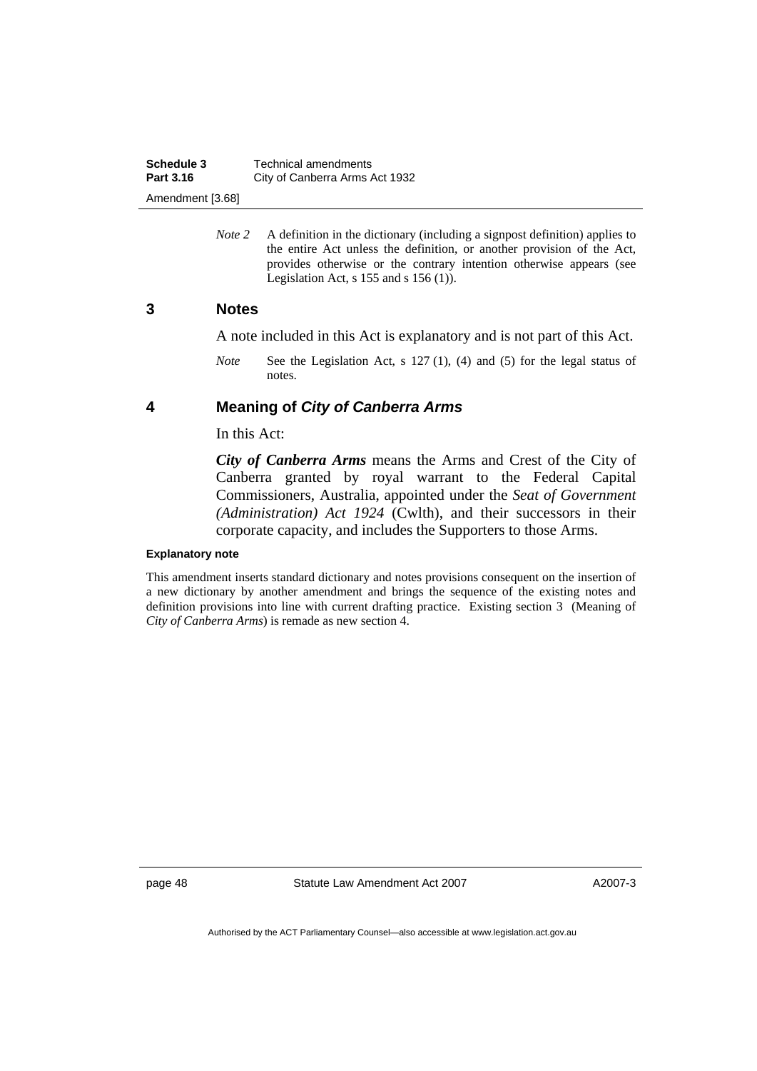*Note 2* A definition in the dictionary (including a signpost definition) applies to the entire Act unless the definition, or another provision of the Act, provides otherwise or the contrary intention otherwise appears (see Legislation Act, s 155 and s 156 (1)).

## 3 Notes

A note included in this Act is explanatory and is not part of this Act.

*Note* See the Legislation Act, s 127 (1), (4) and (5) for the legal status of notes.

## 4 Meaning of *City of Canberra Arms*

In this Act:

***City of Canberra Arms*** means the Arms and Crest of the City of Canberra granted by royal warrant to the Federal Capital Commissioners, Australia, appointed under the *Seat of Government (Administration) Act 1924* (Cwlth), and their successors in their corporate capacity, and includes the Supporters to those Arms.

**Explanatory note**

This amendment inserts standard dictionary and notes provisions consequent on the insertion of a new dictionary by another amendment and brings the sequence of the existing notes and definition provisions into line with current drafting practice. Existing section 3 (Meaning of *City of Canberra Arms*) is remade as new section 4.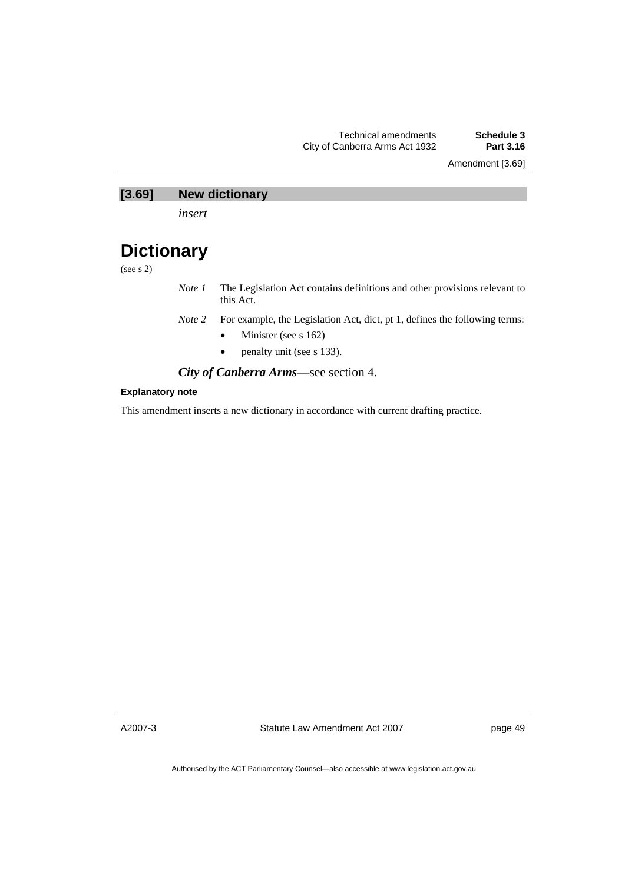## [3.69] New dictionary

*insert*

# Dictionary

(see s 2)

*Note 1* The Legislation Act contains definitions and other provisions relevant to this Act.

*Note 2* For example, the Legislation Act, dict, pt 1, defines the following terms:

- Minister (see s 162)
- penalty unit (see s 133).

***City of Canberra Arms***—see section 4.

**Explanatory note**

This amendment inserts a new dictionary in accordance with current drafting practice.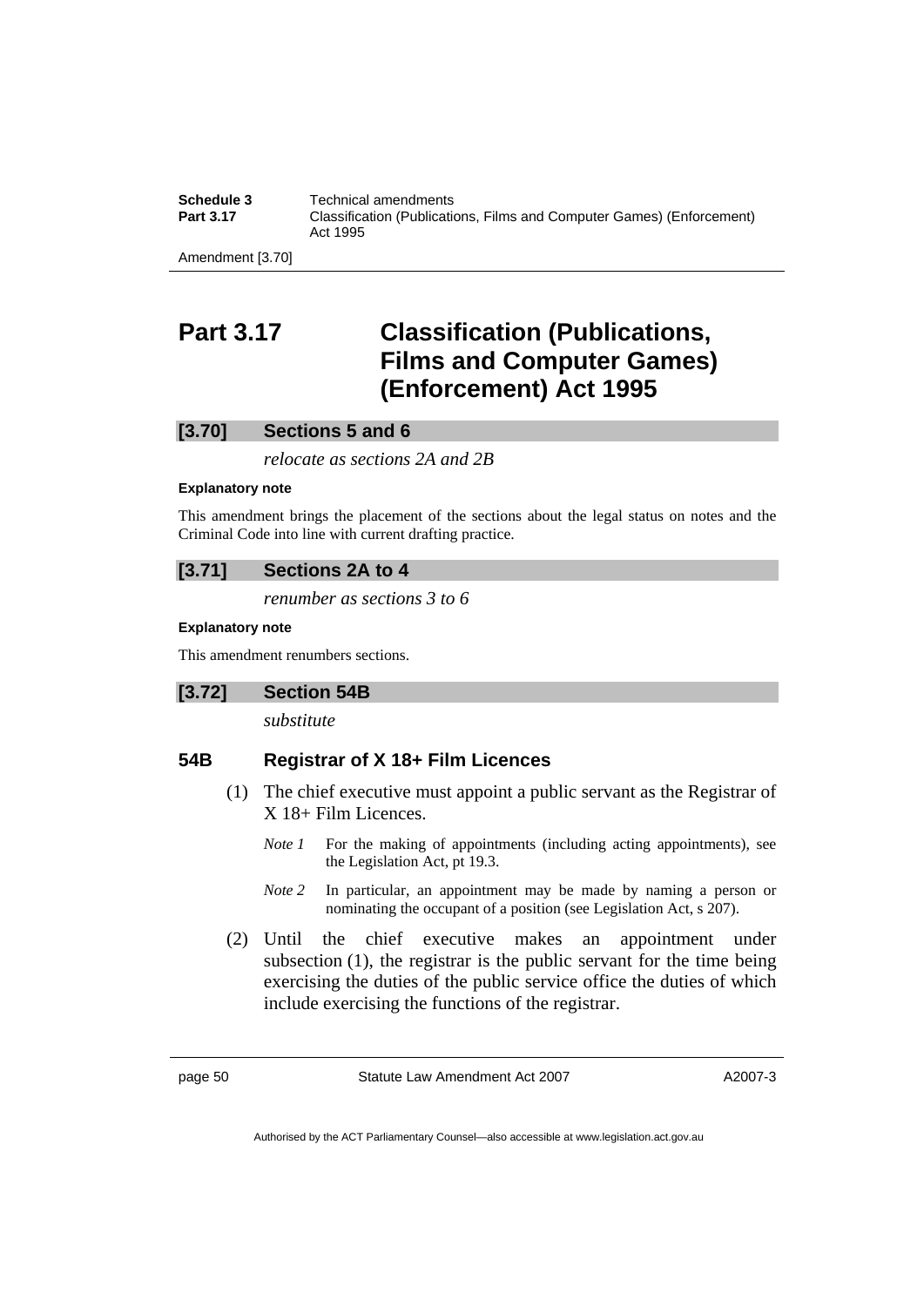# Part 3.17 Classification (Publications, Films and Computer Games) (Enforcement) Act 1995

## [3.70] Sections 5 and 6

*relocate as sections 2A and 2B*

**Explanatory note**

This amendment brings the placement of the sections about the legal status on notes and the Criminal Code into line with current drafting practice.

## [3.71] Sections 2A to 4

*renumber as sections 3 to 6*

**Explanatory note**

This amendment renumbers sections.

## [3.72] Section 54B

*substitute*

### 54B Registrar of X 18+ Film Licences

(1) The chief executive must appoint a public servant as the Registrar of X 18+ Film Licences.

*Note 1* For the making of appointments (including acting appointments), see the Legislation Act, pt 19.3.

*Note 2* In particular, an appointment may be made by naming a person or nominating the occupant of a position (see Legislation Act, s 207).

(2) Until the chief executive makes an appointment under subsection (1), the registrar is the public servant for the time being exercising the duties of the public service office the duties of which include exercising the functions of the registrar.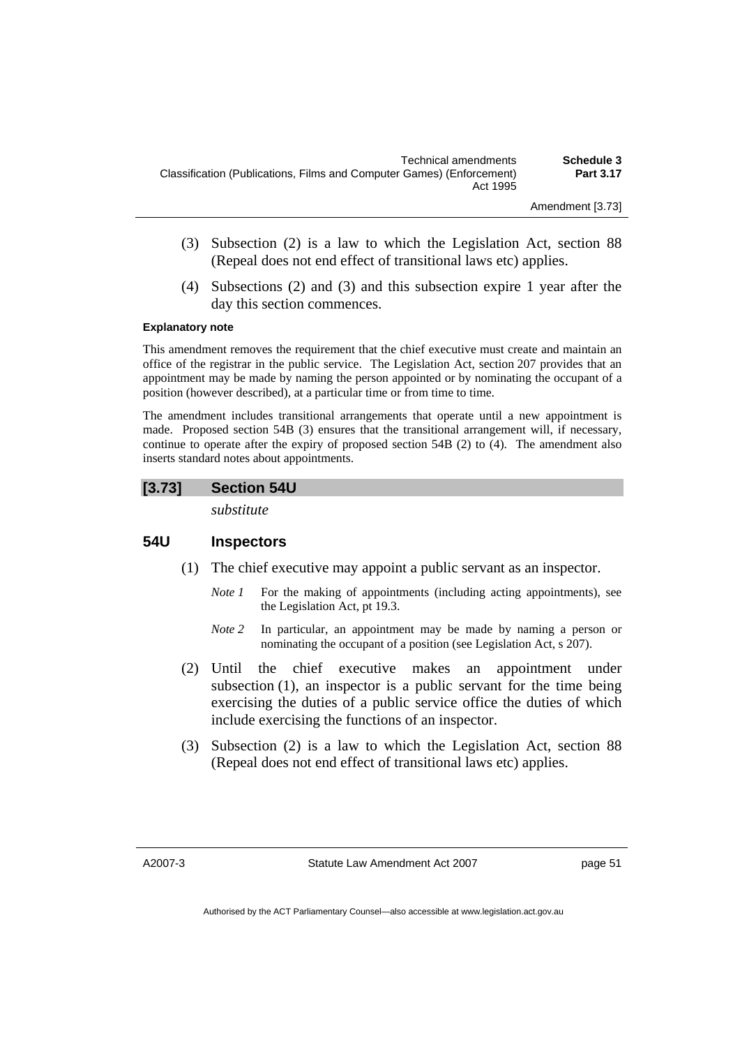(3) Subsection (2) is a law to which the Legislation Act, section 88 (Repeal does not end effect of transitional laws etc) applies.

(4) Subsections (2) and (3) and this subsection expire 1 year after the day this section commences.

**Explanatory note**

This amendment removes the requirement that the chief executive must create and maintain an office of the registrar in the public service. The Legislation Act, section 207 provides that an appointment may be made by naming the person appointed or by nominating the occupant of a position (however described), at a particular time or from time to time.

The amendment includes transitional arrangements that operate until a new appointment is made. Proposed section 54B (3) ensures that the transitional arrangement will, if necessary, continue to operate after the expiry of proposed section 54B (2) to (4). The amendment also inserts standard notes about appointments.

## [3.73] Section 54U

*substitute*

### 54U Inspectors

(1) The chief executive may appoint a public servant as an inspector.

*Note 1* For the making of appointments (including acting appointments), see the Legislation Act, pt 19.3.

*Note 2* In particular, an appointment may be made by naming a person or nominating the occupant of a position (see Legislation Act, s 207).

(2) Until the chief executive makes an appointment under subsection (1), an inspector is a public servant for the time being exercising the duties of a public service office the duties of which include exercising the functions of an inspector.

(3) Subsection (2) is a law to which the Legislation Act, section 88 (Repeal does not end effect of transitional laws etc) applies.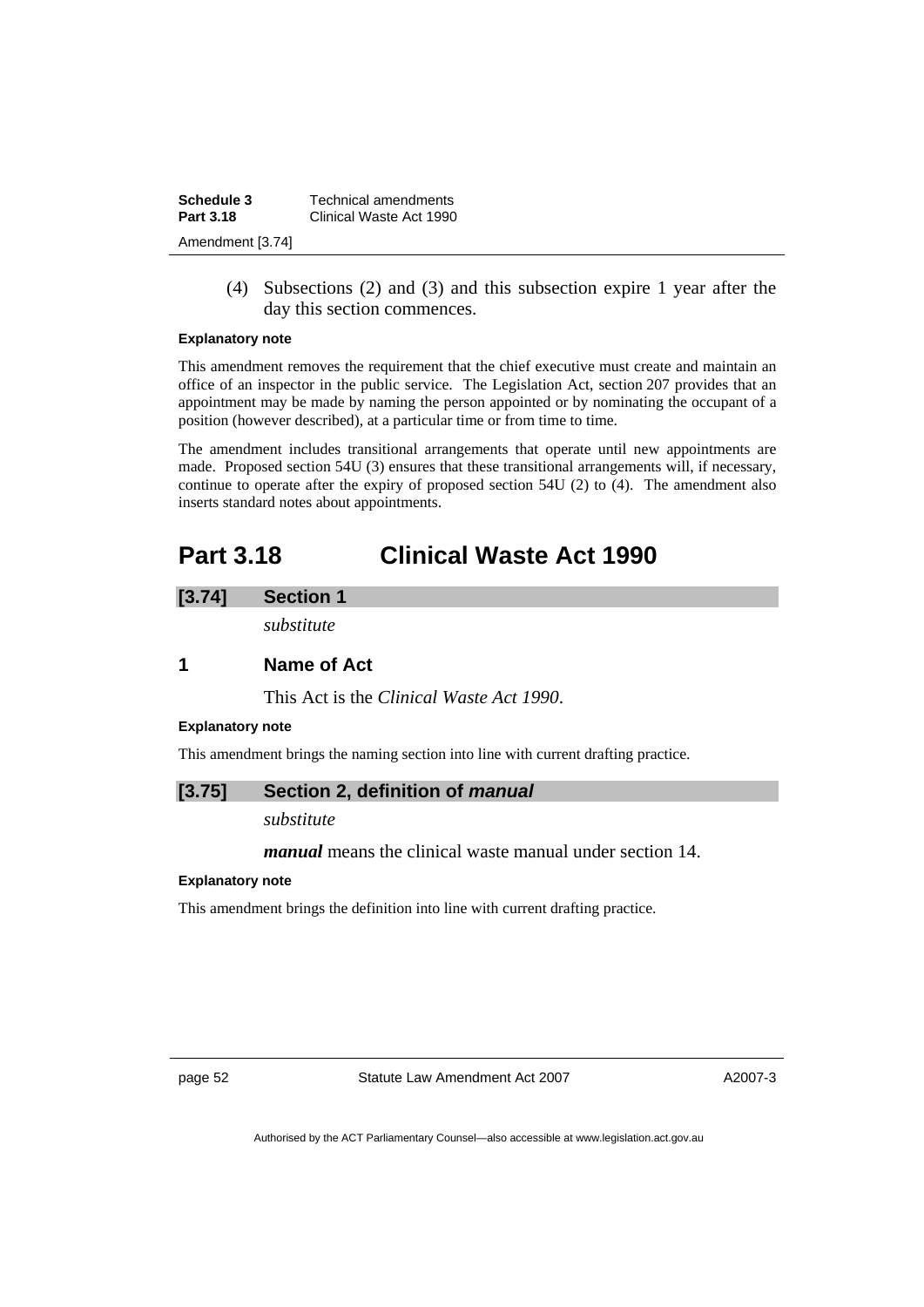(4) Subsections (2) and (3) and this subsection expire 1 year after the day this section commences.

**Explanatory note**

This amendment removes the requirement that the chief executive must create and maintain an office of an inspector in the public service. The Legislation Act, section 207 provides that an appointment may be made by naming the person appointed or by nominating the occupant of a position (however described), at a particular time or from time to time.

The amendment includes transitional arrangements that operate until new appointments are made. Proposed section 54U (3) ensures that these transitional arrangements will, if necessary, continue to operate after the expiry of proposed section 54U (2) to (4). The amendment also inserts standard notes about appointments.

# Part 3.18 Clinical Waste Act 1990

## [3.74] Section 1

*substitute*

### 1 Name of Act

This Act is the *Clinical Waste Act 1990*.

**Explanatory note**

This amendment brings the naming section into line with current drafting practice.

## [3.75] Section 2, definition of *manual*

*substitute*

***manual*** means the clinical waste manual under section 14.

**Explanatory note**

This amendment brings the definition into line with current drafting practice.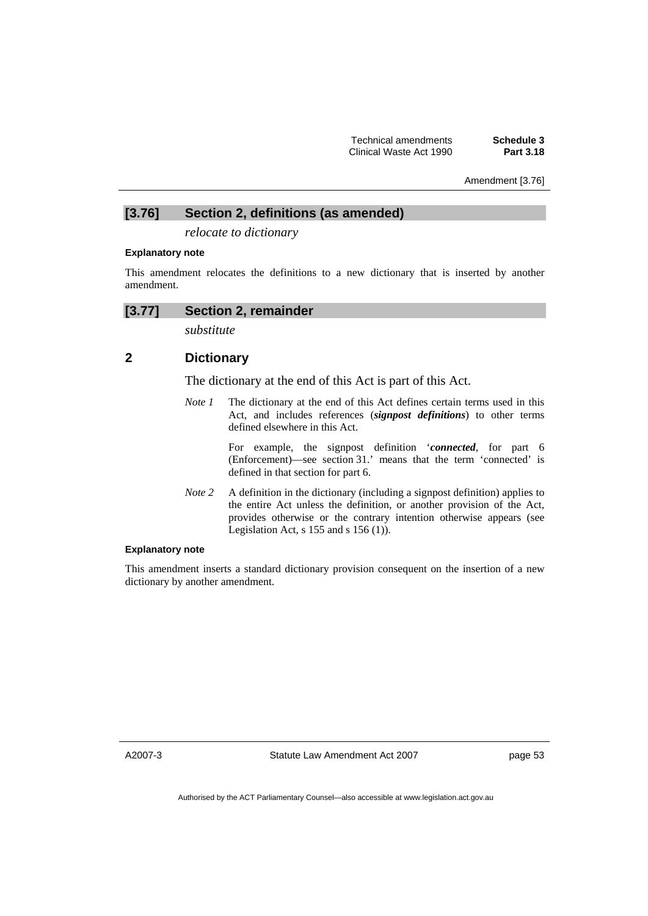## [3.76] Section 2, definitions (as amended)

*relocate to dictionary*

**Explanatory note**

This amendment relocates the definitions to a new dictionary that is inserted by another amendment.

## [3.77] Section 2, remainder

*substitute*

### 2 Dictionary

The dictionary at the end of this Act is part of this Act.

*Note 1* The dictionary at the end of this Act defines certain terms used in this Act, and includes references (***signpost definitions***) to other terms defined elsewhere in this Act.

For example, the signpost definition '***connected***, for part 6 (Enforcement)—see section 31.' means that the term 'connected' is defined in that section for part 6.

*Note 2* A definition in the dictionary (including a signpost definition) applies to the entire Act unless the definition, or another provision of the Act, provides otherwise or the contrary intention otherwise appears (see Legislation Act, s 155 and s 156 (1)).

**Explanatory note**

This amendment inserts a standard dictionary provision consequent on the insertion of a new dictionary by another amendment.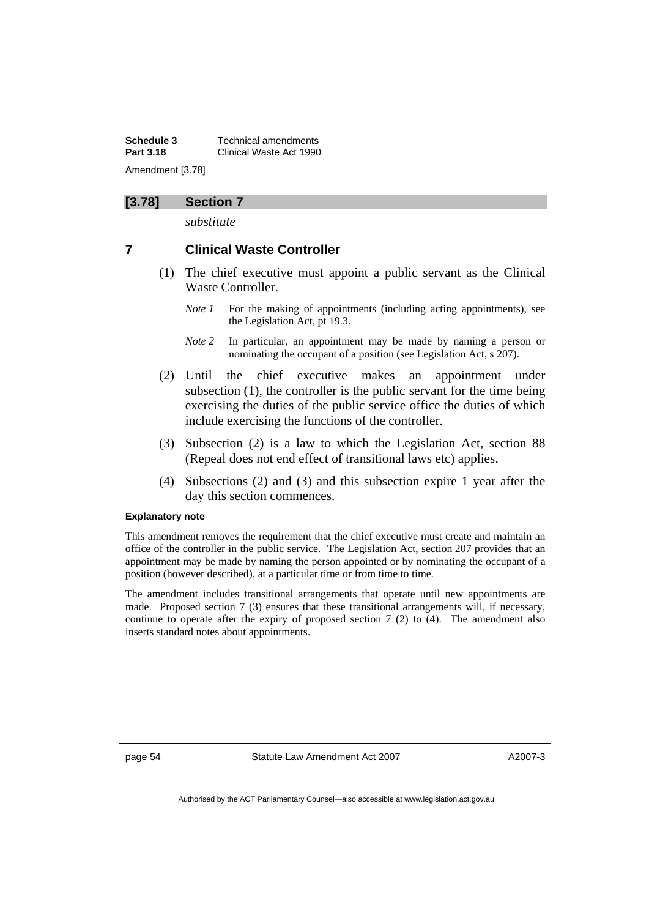## [3.78] Section 7

*substitute*

### 7 Clinical Waste Controller

(1) The chief executive must appoint a public servant as the Clinical Waste Controller.

*Note 1* For the making of appointments (including acting appointments), see the Legislation Act, pt 19.3.

*Note 2* In particular, an appointment may be made by naming a person or nominating the occupant of a position (see Legislation Act, s 207).

(2) Until the chief executive makes an appointment under subsection (1), the controller is the public servant for the time being exercising the duties of the public service office the duties of which include exercising the functions of the controller.

(3) Subsection (2) is a law to which the Legislation Act, section 88 (Repeal does not end effect of transitional laws etc) applies.

(4) Subsections (2) and (3) and this subsection expire 1 year after the day this section commences.

**Explanatory note**

This amendment removes the requirement that the chief executive must create and maintain an office of the controller in the public service. The Legislation Act, section 207 provides that an appointment may be made by naming the person appointed or by nominating the occupant of a position (however described), at a particular time or from time to time.

The amendment includes transitional arrangements that operate until new appointments are made. Proposed section 7 (3) ensures that these transitional arrangements will, if necessary, continue to operate after the expiry of proposed section 7 (2) to (4). The amendment also inserts standard notes about appointments.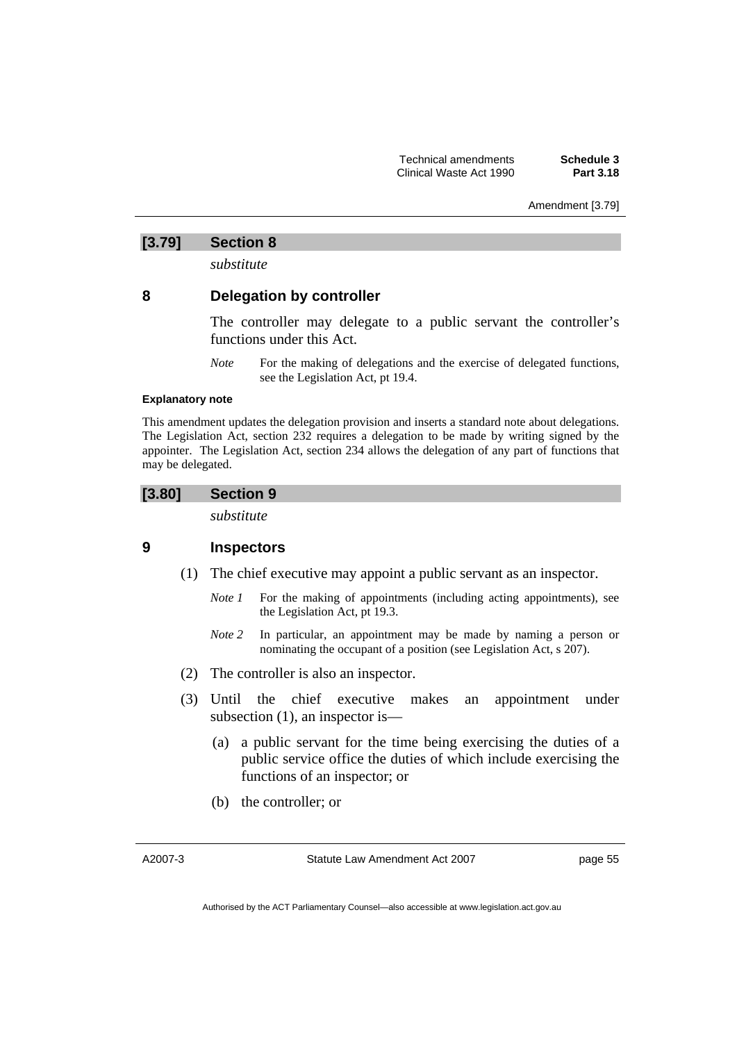## [3.79] Section 8

*substitute*

### 8 Delegation by controller

The controller may delegate to a public servant the controller's functions under this Act.

*Note* For the making of delegations and the exercise of delegated functions, see the Legislation Act, pt 19.4.

**Explanatory note**

This amendment updates the delegation provision and inserts a standard note about delegations. The Legislation Act, section 232 requires a delegation to be made by writing signed by the appointer. The Legislation Act, section 234 allows the delegation of any part of functions that may be delegated.

## [3.80] Section 9

*substitute*

### 9 Inspectors

(1) The chief executive may appoint a public servant as an inspector.

*Note 1* For the making of appointments (including acting appointments), see the Legislation Act, pt 19.3.

*Note 2* In particular, an appointment may be made by naming a person or nominating the occupant of a position (see Legislation Act, s 207).

(2) The controller is also an inspector.

(3) Until the chief executive makes an appointment under subsection (1), an inspector is—

(a) a public servant for the time being exercising the duties of a public service office the duties of which include exercising the functions of an inspector; or

(b) the controller; or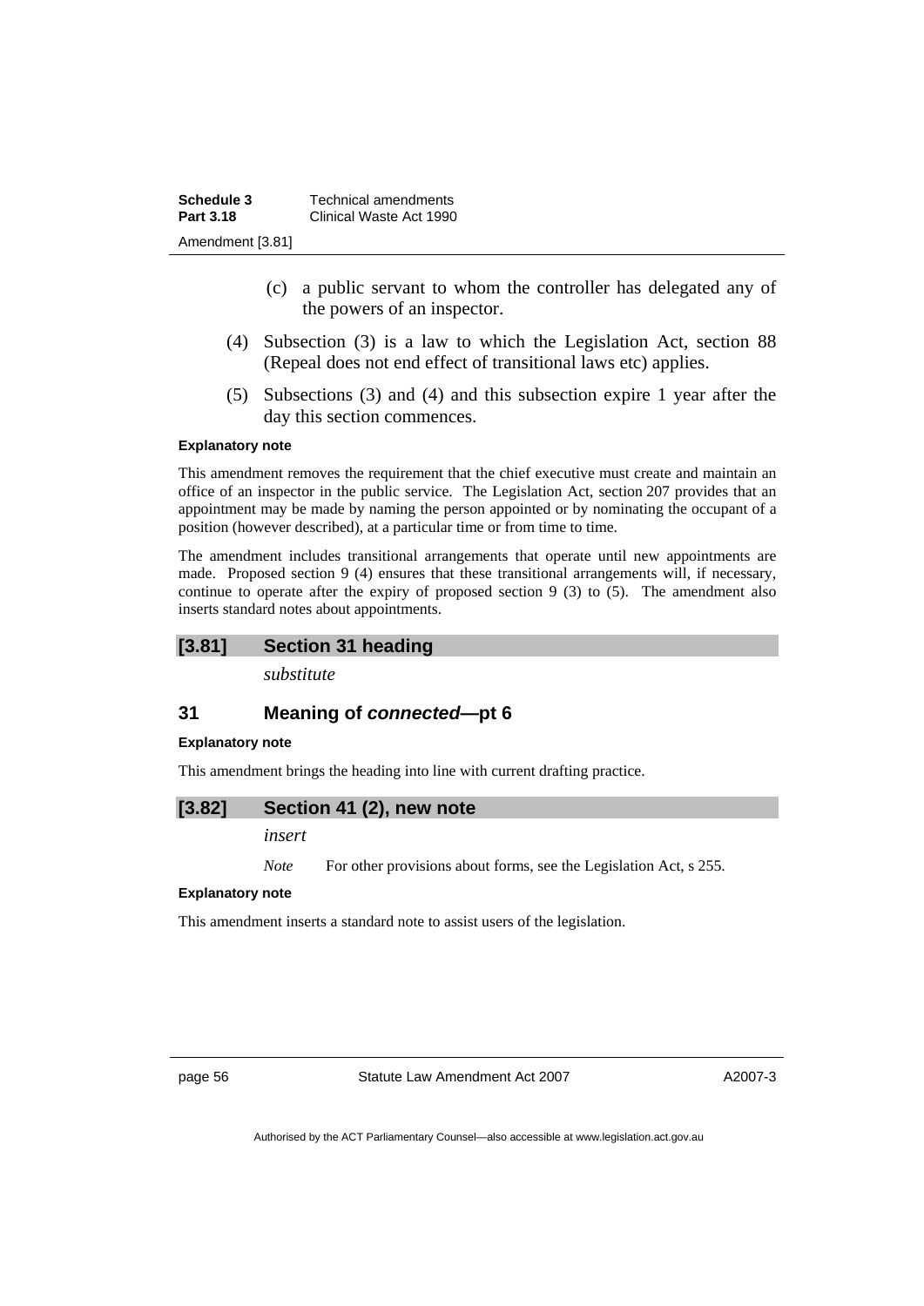(c) a public servant to whom the controller has delegated any of the powers of an inspector.

(4) Subsection (3) is a law to which the Legislation Act, section 88 (Repeal does not end effect of transitional laws etc) applies.

(5) Subsections (3) and (4) and this subsection expire 1 year after the day this section commences.

**Explanatory note**

This amendment removes the requirement that the chief executive must create and maintain an office of an inspector in the public service. The Legislation Act, section 207 provides that an appointment may be made by naming the person appointed or by nominating the occupant of a position (however described), at a particular time or from time to time.

The amendment includes transitional arrangements that operate until new appointments are made. Proposed section 9 (4) ensures that these transitional arrangements will, if necessary, continue to operate after the expiry of proposed section 9 (3) to (5). The amendment also inserts standard notes about appointments.

## [3.81] Section 31 heading

*substitute*

### 31 Meaning of *connected*—pt 6

**Explanatory note**

This amendment brings the heading into line with current drafting practice.

## [3.82] Section 41 (2), new note

*insert*

*Note* For other provisions about forms, see the Legislation Act, s 255.

**Explanatory note**

This amendment inserts a standard note to assist users of the legislation.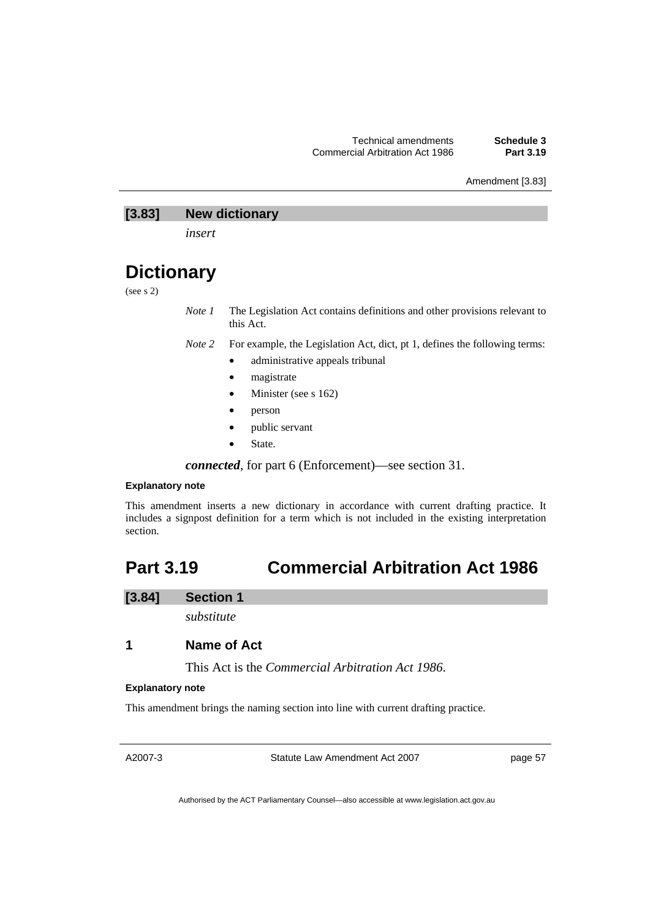**[3.83] New dictionary**

*insert*

# Dictionary

(see s 2)

*Note 1* The Legislation Act contains definitions and other provisions relevant to this Act.

*Note 2* For example, the Legislation Act, dict, pt 1, defines the following terms:

- administrative appeals tribunal
- magistrate
- Minister (see s 162)
- person
- public servant
- State.

***connected***, for part 6 (Enforcement)—see section 31.

**Explanatory note**

This amendment inserts a new dictionary in accordance with current drafting practice. It includes a signpost definition for a term which is not included in the existing interpretation section.

# Part 3.19 Commercial Arbitration Act 1986

**[3.84] Section 1**

*substitute*

## 1 Name of Act

This Act is the *Commercial Arbitration Act 1986*.

**Explanatory note**

This amendment brings the naming section into line with current drafting practice.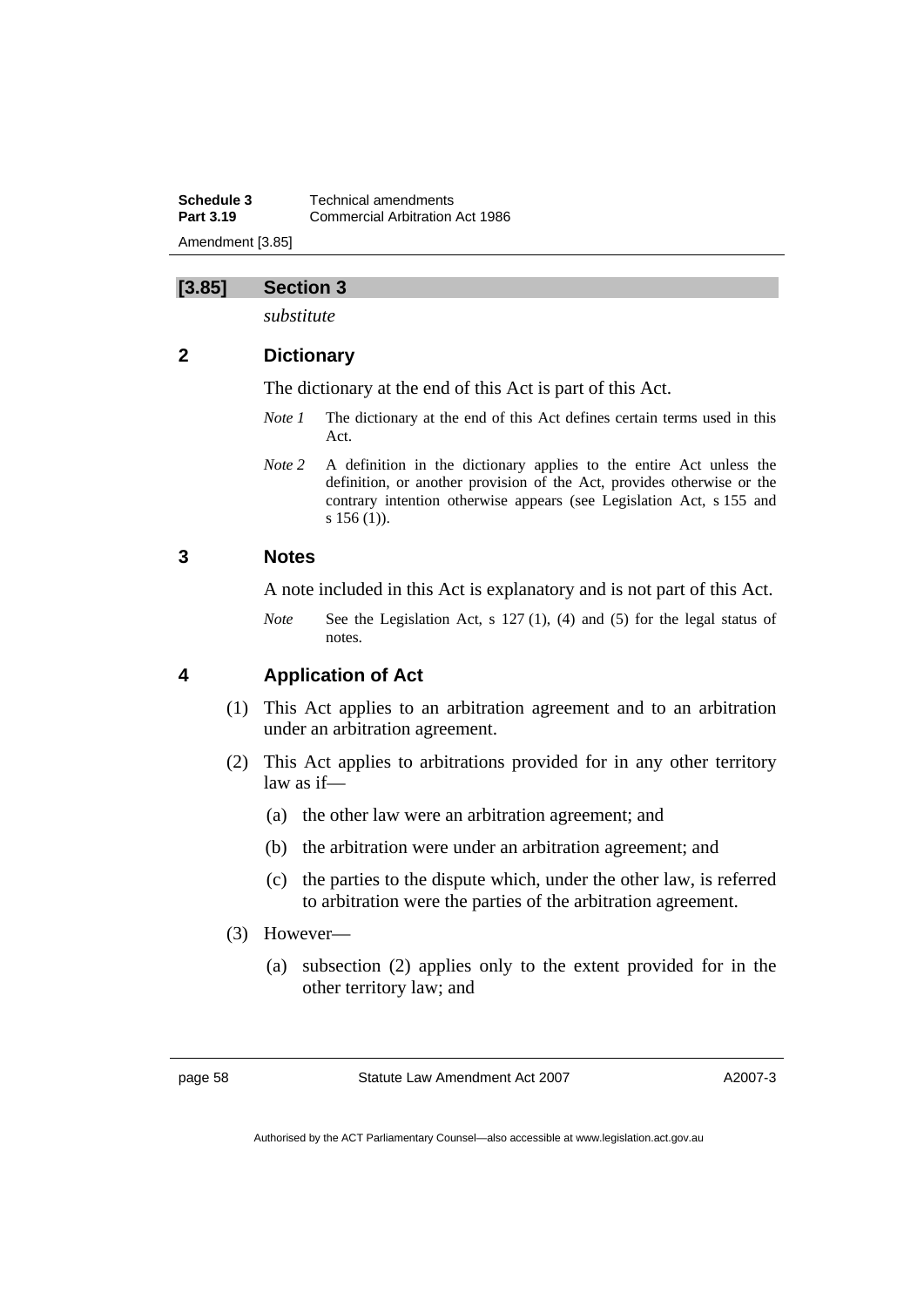## [3.85] Section 3

*substitute*

### 2 Dictionary

The dictionary at the end of this Act is part of this Act.

*Note 1* The dictionary at the end of this Act defines certain terms used in this Act.

*Note 2* A definition in the dictionary applies to the entire Act unless the definition, or another provision of the Act, provides otherwise or the contrary intention otherwise appears (see Legislation Act, s 155 and s 156 (1)).

### 3 Notes

A note included in this Act is explanatory and is not part of this Act.

*Note* See the Legislation Act, s 127 (1), (4) and (5) for the legal status of notes.

### 4 Application of Act

(1) This Act applies to an arbitration agreement and to an arbitration under an arbitration agreement.

(2) This Act applies to arbitrations provided for in any other territory law as if—

(a) the other law were an arbitration agreement; and

(b) the arbitration were under an arbitration agreement; and

(c) the parties to the dispute which, under the other law, is referred to arbitration were the parties of the arbitration agreement.

(3) However—

(a) subsection (2) applies only to the extent provided for in the other territory law; and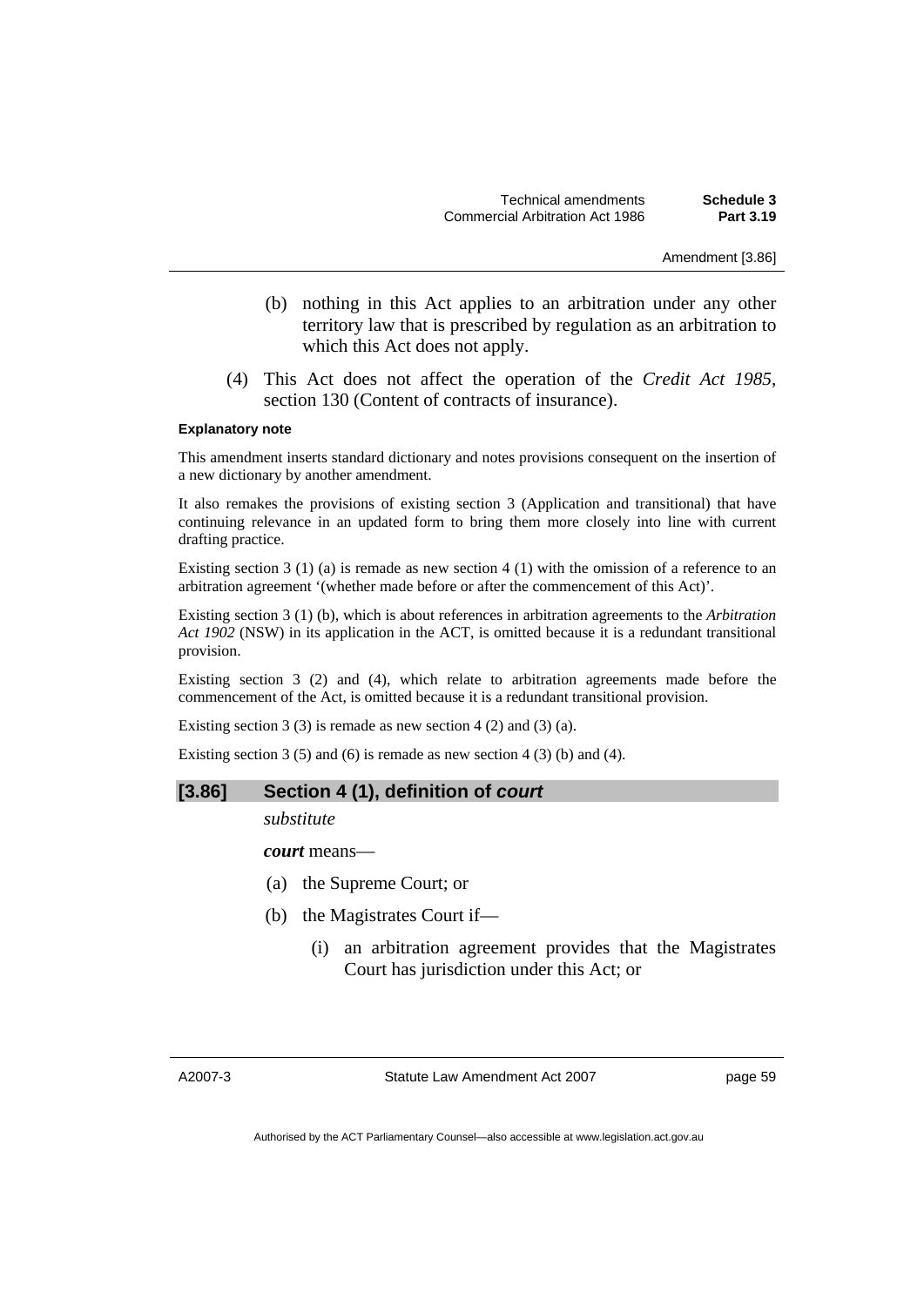(b) nothing in this Act applies to an arbitration under any other territory law that is prescribed by regulation as an arbitration to which this Act does not apply.

(4) This Act does not affect the operation of the *Credit Act 1985*, section 130 (Content of contracts of insurance).

**Explanatory note**

This amendment inserts standard dictionary and notes provisions consequent on the insertion of a new dictionary by another amendment.

It also remakes the provisions of existing section 3 (Application and transitional) that have continuing relevance in an updated form to bring them more closely into line with current drafting practice.

Existing section 3 (1) (a) is remade as new section 4 (1) with the omission of a reference to an arbitration agreement '(whether made before or after the commencement of this Act)'.

Existing section 3 (1) (b), which is about references in arbitration agreements to the *Arbitration Act 1902* (NSW) in its application in the ACT, is omitted because it is a redundant transitional provision.

Existing section 3 (2) and (4), which relate to arbitration agreements made before the commencement of the Act, is omitted because it is a redundant transitional provision.

Existing section 3 (3) is remade as new section 4 (2) and (3) (a).

Existing section 3 (5) and (6) is remade as new section 4 (3) (b) and (4).

## [3.86] Section 4 (1), definition of *court*

*substitute*

***court*** means—

(a) the Supreme Court; or

(b) the Magistrates Court if—

(i) an arbitration agreement provides that the Magistrates Court has jurisdiction under this Act; or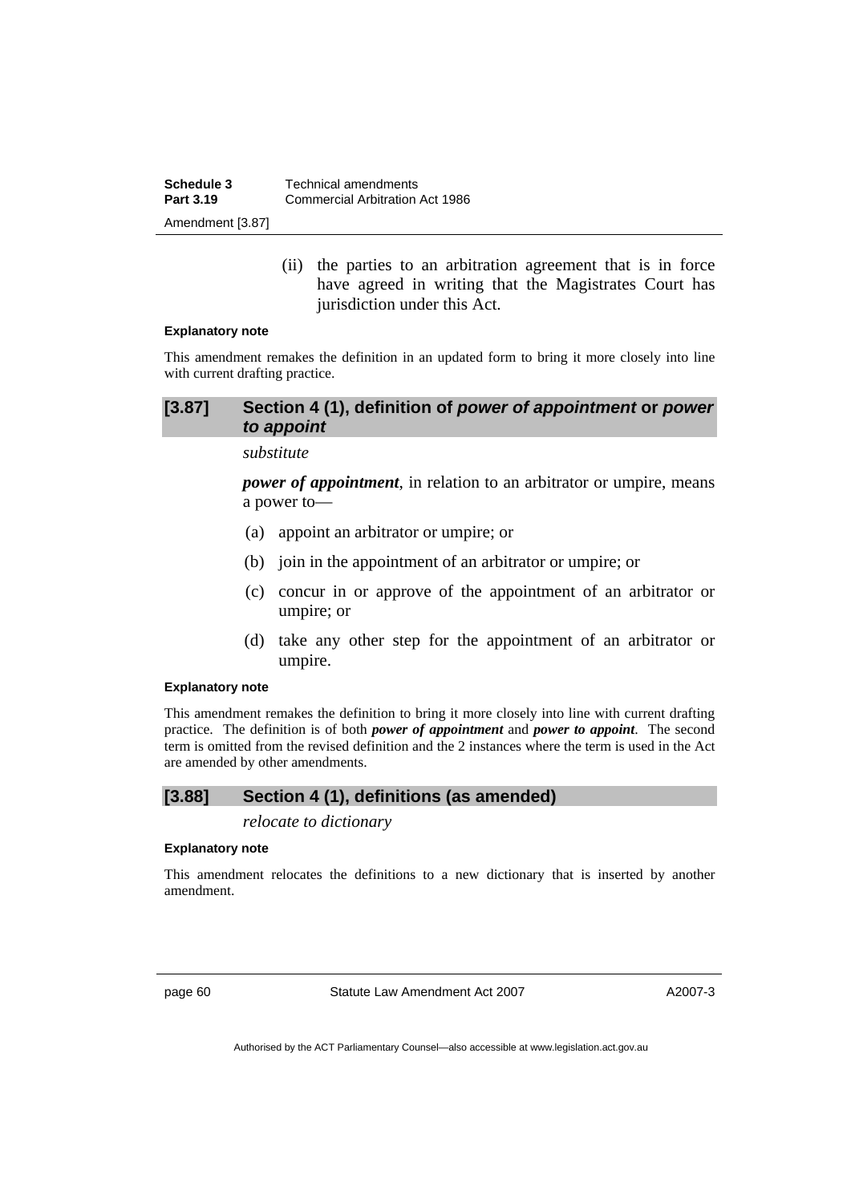(ii) the parties to an arbitration agreement that is in force have agreed in writing that the Magistrates Court has jurisdiction under this Act.

**Explanatory note**

This amendment remakes the definition in an updated form to bring it more closely into line with current drafting practice.

## [3.87] Section 4 (1), definition of *power of appointment* or *power to appoint*

*substitute*

***power of appointment***, in relation to an arbitrator or umpire, means a power to—

(a) appoint an arbitrator or umpire; or

(b) join in the appointment of an arbitrator or umpire; or

(c) concur in or approve of the appointment of an arbitrator or umpire; or

(d) take any other step for the appointment of an arbitrator or umpire.

**Explanatory note**

This amendment remakes the definition to bring it more closely into line with current drafting practice. The definition is of both ***power of appointment*** and ***power to appoint***. The second term is omitted from the revised definition and the 2 instances where the term is used in the Act are amended by other amendments.

## [3.88] Section 4 (1), definitions (as amended)

*relocate to dictionary*

**Explanatory note**

This amendment relocates the definitions to a new dictionary that is inserted by another amendment.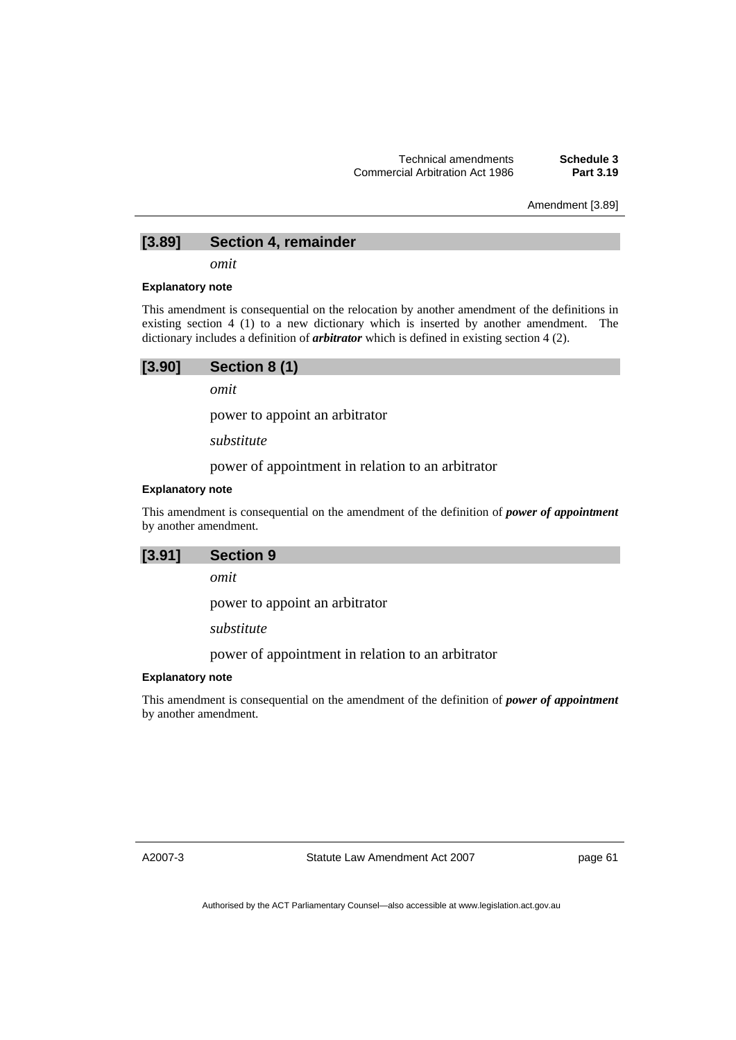## [3.89] Section 4, remainder

*omit*

**Explanatory note**

This amendment is consequential on the relocation by another amendment of the definitions in existing section 4 (1) to a new dictionary which is inserted by another amendment. The dictionary includes a definition of ***arbitrator*** which is defined in existing section 4 (2).

## [3.90] Section 8 (1)

*omit*

power to appoint an arbitrator

*substitute*

power of appointment in relation to an arbitrator

**Explanatory note**

This amendment is consequential on the amendment of the definition of ***power of appointment*** by another amendment.

## [3.91] Section 9

*omit*

power to appoint an arbitrator

*substitute*

power of appointment in relation to an arbitrator

**Explanatory note**

This amendment is consequential on the amendment of the definition of ***power of appointment*** by another amendment.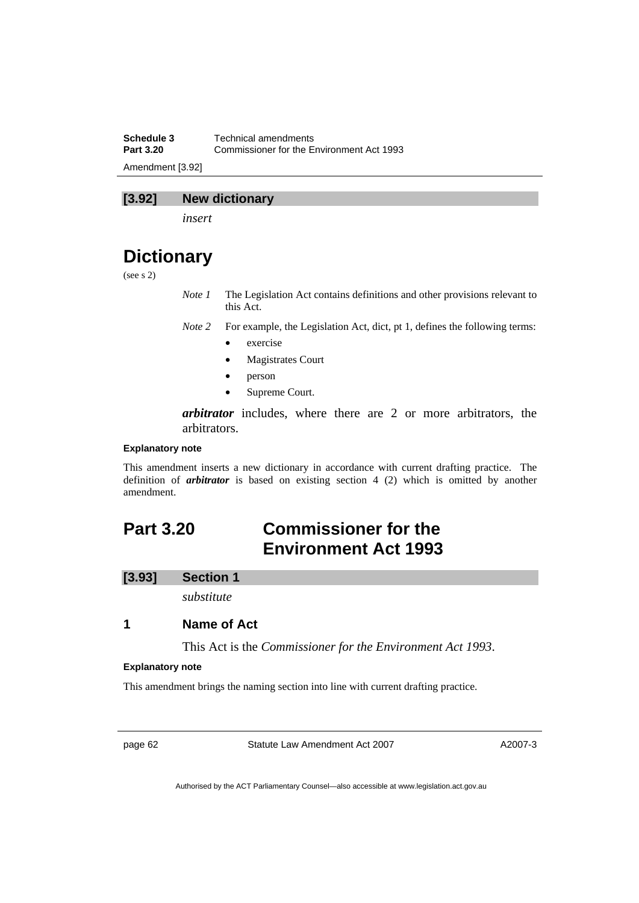## [3.92] New dictionary

*insert*

# Dictionary

(see s 2)

*Note 1* The Legislation Act contains definitions and other provisions relevant to this Act.

*Note 2* For example, the Legislation Act, dict, pt 1, defines the following terms:

- exercise
- Magistrates Court
- person
- Supreme Court.

***arbitrator*** includes, where there are 2 or more arbitrators, the arbitrators.

**Explanatory note**

This amendment inserts a new dictionary in accordance with current drafting practice. The definition of ***arbitrator*** is based on existing section 4 (2) which is omitted by another amendment.

# Part 3.20 Commissioner for the Environment Act 1993

## [3.93] Section 1

*substitute*

### 1 Name of Act

This Act is the *Commissioner for the Environment Act 1993*.

**Explanatory note**

This amendment brings the naming section into line with current drafting practice.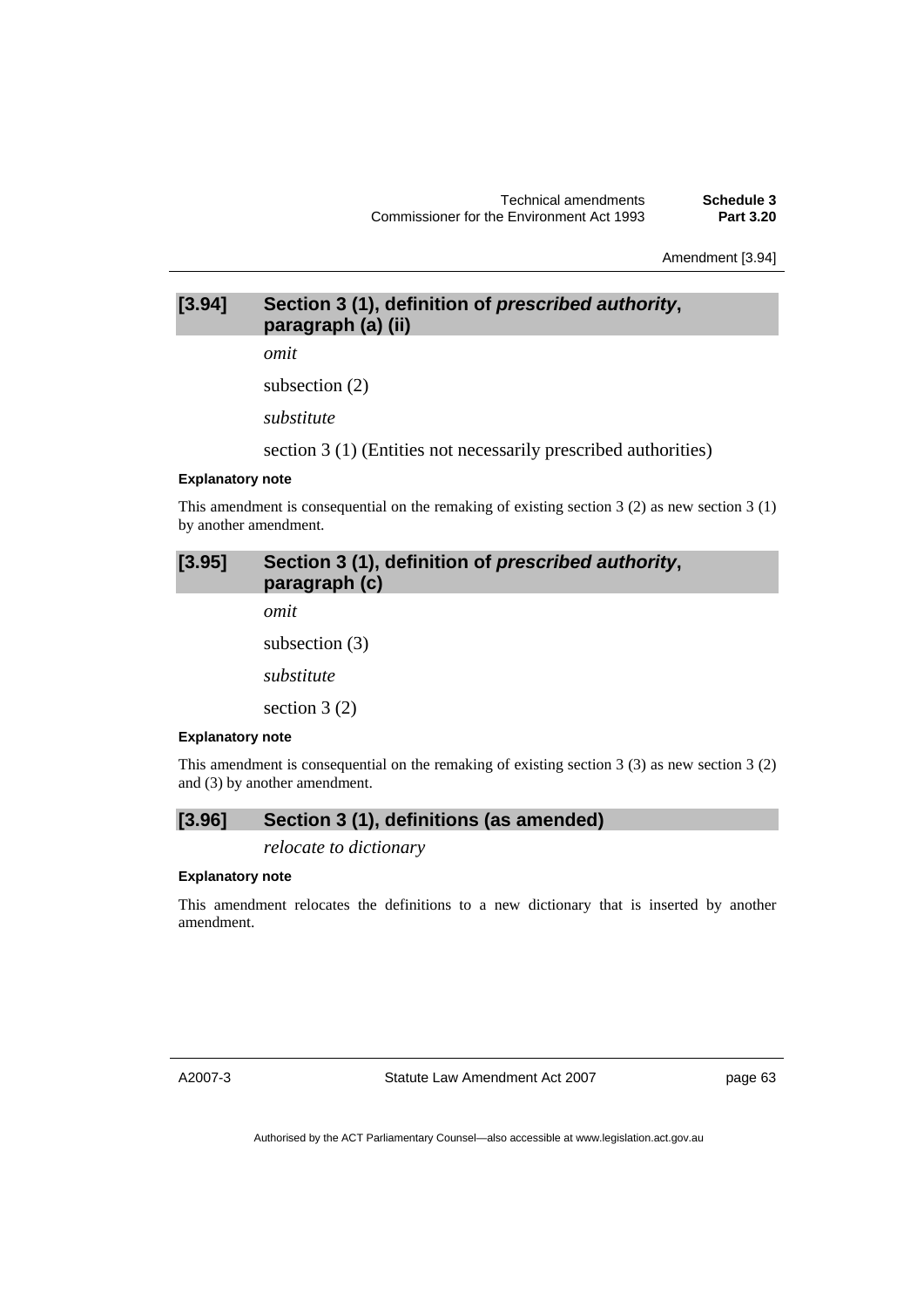### [3.94] Section 3 (1), definition of *prescribed authority*, paragraph (a) (ii)

*omit*

subsection (2)

*substitute*

section 3 (1) (Entities not necessarily prescribed authorities)

**Explanatory note**

This amendment is consequential on the remaking of existing section 3 (2) as new section 3 (1) by another amendment.

### [3.95] Section 3 (1), definition of *prescribed authority*, paragraph (c)

*omit*

subsection (3)

*substitute*

section 3 (2)

**Explanatory note**

This amendment is consequential on the remaking of existing section 3 (3) as new section 3 (2) and (3) by another amendment.

### [3.96] Section 3 (1), definitions (as amended)

*relocate to dictionary*

**Explanatory note**

This amendment relocates the definitions to a new dictionary that is inserted by another amendment.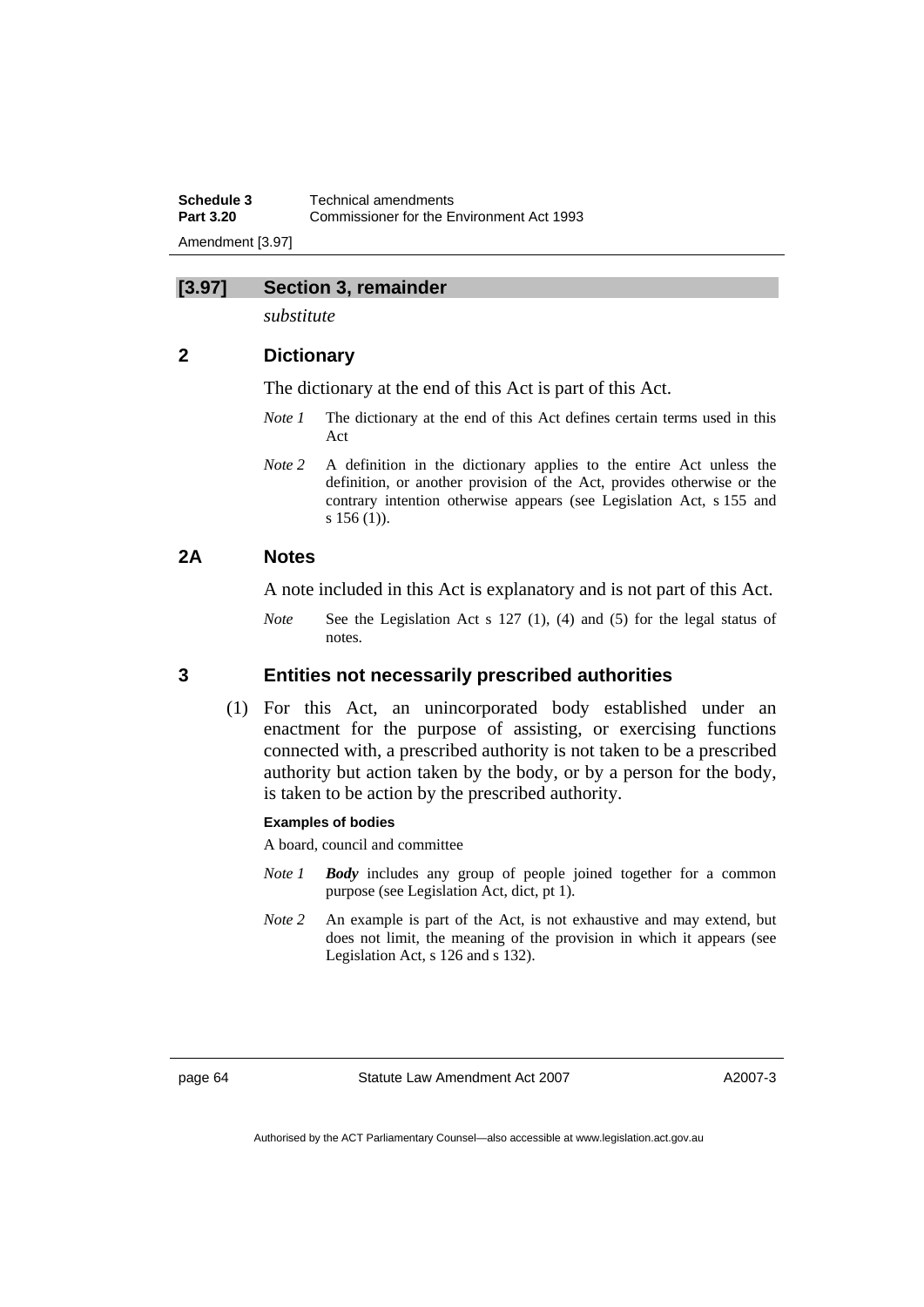## [3.97] Section 3, remainder

*substitute*

### 2 Dictionary

The dictionary at the end of this Act is part of this Act.

*Note 1* The dictionary at the end of this Act defines certain terms used in this Act

*Note 2* A definition in the dictionary applies to the entire Act unless the definition, or another provision of the Act, provides otherwise or the contrary intention otherwise appears (see Legislation Act, s 155 and s 156 (1)).

### 2A Notes

A note included in this Act is explanatory and is not part of this Act.

*Note* See the Legislation Act s 127 (1), (4) and (5) for the legal status of notes.

### 3 Entities not necessarily prescribed authorities

(1) For this Act, an unincorporated body established under an enactment for the purpose of assisting, or exercising functions connected with, a prescribed authority is not taken to be a prescribed authority but action taken by the body, or by a person for the body, is taken to be action by the prescribed authority.

**Examples of bodies**

A board, council and committee

*Note 1* ***Body*** includes any group of people joined together for a common purpose (see Legislation Act, dict, pt 1).

*Note 2* An example is part of the Act, is not exhaustive and may extend, but does not limit, the meaning of the provision in which it appears (see Legislation Act, s 126 and s 132).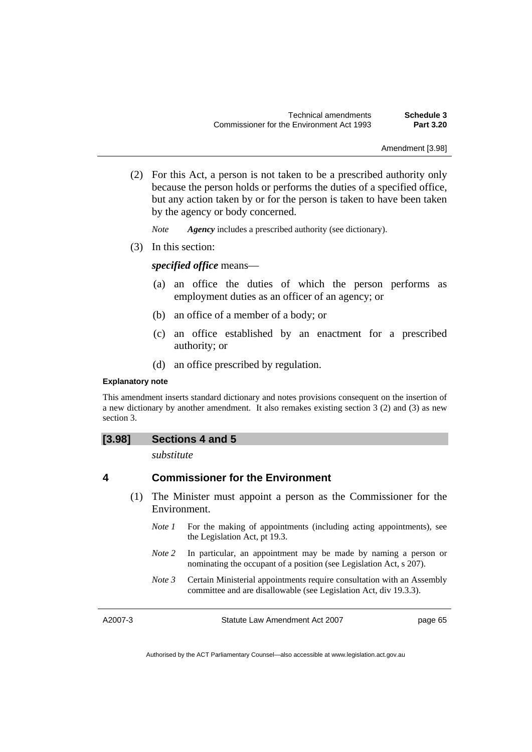(2) For this Act, a person is not taken to be a prescribed authority only because the person holds or performs the duties of a specified office, but any action taken by or for the person is taken to have been taken by the agency or body concerned.

*Note* ***Agency*** includes a prescribed authority (see dictionary).

(3) In this section:

***specified office*** means—

(a) an office the duties of which the person performs as employment duties as an officer of an agency; or

(b) an office of a member of a body; or

(c) an office established by an enactment for a prescribed authority; or

(d) an office prescribed by regulation.

**Explanatory note**

This amendment inserts standard dictionary and notes provisions consequent on the insertion of a new dictionary by another amendment. It also remakes existing section 3 (2) and (3) as new section 3.

## [3.98] Sections 4 and 5

*substitute*

## 4 Commissioner for the Environment

(1) The Minister must appoint a person as the Commissioner for the Environment.

*Note 1* For the making of appointments (including acting appointments), see the Legislation Act, pt 19.3.

*Note 2* In particular, an appointment may be made by naming a person or nominating the occupant of a position (see Legislation Act, s 207).

*Note 3* Certain Ministerial appointments require consultation with an Assembly committee and are disallowable (see Legislation Act, div 19.3.3).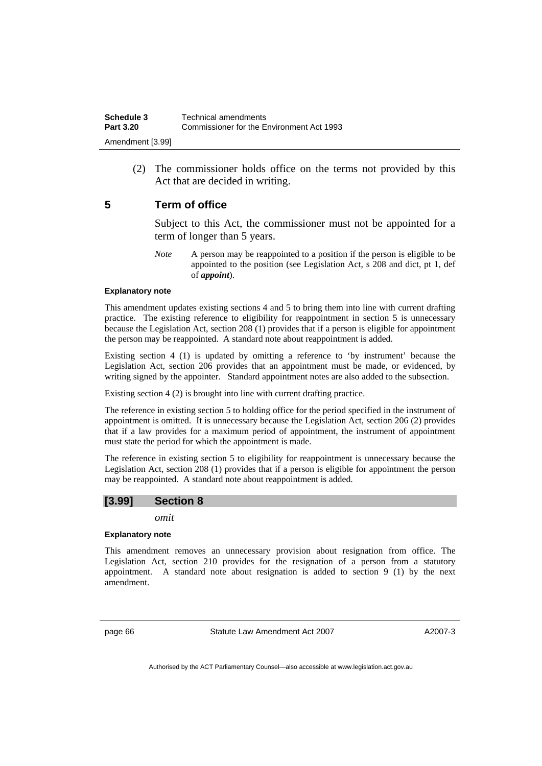(2) The commissioner holds office on the terms not provided by this Act that are decided in writing.

## 5 Term of office

Subject to this Act, the commissioner must not be appointed for a term of longer than 5 years.

*Note* A person may be reappointed to a position if the person is eligible to be appointed to the position (see Legislation Act, s 208 and dict, pt 1, def of ***appoint***).

**Explanatory note**

This amendment updates existing sections 4 and 5 to bring them into line with current drafting practice. The existing reference to eligibility for reappointment in section 5 is unnecessary because the Legislation Act, section 208 (1) provides that if a person is eligible for appointment the person may be reappointed. A standard note about reappointment is added.

Existing section 4 (1) is updated by omitting a reference to 'by instrument' because the Legislation Act, section 206 provides that an appointment must be made, or evidenced, by writing signed by the appointer. Standard appointment notes are also added to the subsection.

Existing section 4 (2) is brought into line with current drafting practice.

The reference in existing section 5 to holding office for the period specified in the instrument of appointment is omitted. It is unnecessary because the Legislation Act, section 206 (2) provides that if a law provides for a maximum period of appointment, the instrument of appointment must state the period for which the appointment is made.

The reference in existing section 5 to eligibility for reappointment is unnecessary because the Legislation Act, section 208 (1) provides that if a person is eligible for appointment the person may be reappointed. A standard note about reappointment is added.

## [3.99] Section 8

*omit*

**Explanatory note**

This amendment removes an unnecessary provision about resignation from office. The Legislation Act, section 210 provides for the resignation of a person from a statutory appointment. A standard note about resignation is added to section 9 (1) by the next amendment.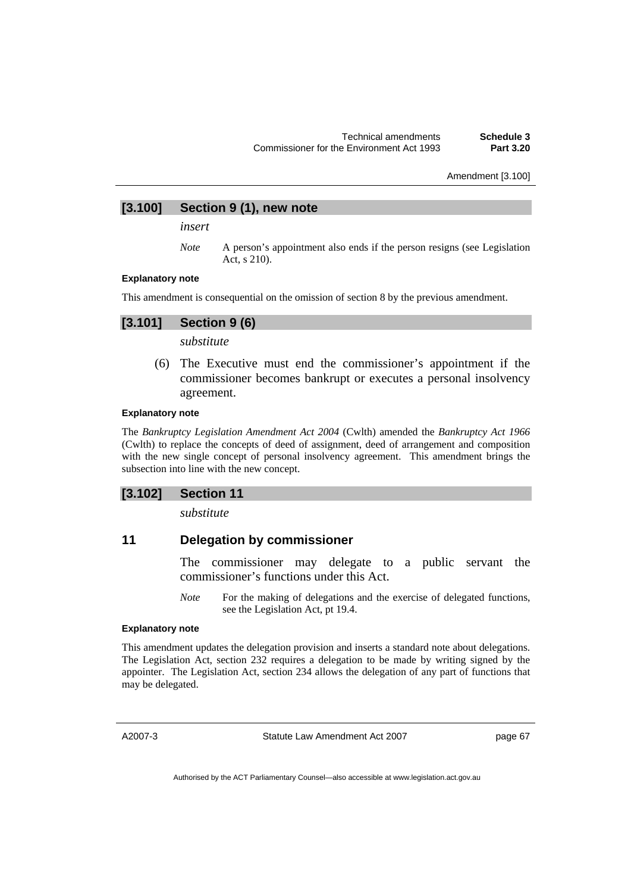### [3.100] Section 9 (1), new note

*insert*

*Note* A person's appointment also ends if the person resigns (see Legislation Act, s 210).

#### Explanatory note

This amendment is consequential on the omission of section 8 by the previous amendment.

### [3.101] Section 9 (6)

*substitute*

(6) The Executive must end the commissioner's appointment if the commissioner becomes bankrupt or executes a personal insolvency agreement.

#### Explanatory note

The *Bankruptcy Legislation Amendment Act 2004* (Cwlth) amended the *Bankruptcy Act 1966* (Cwlth) to replace the concepts of deed of assignment, deed of arrangement and composition with the new single concept of personal insolvency agreement. This amendment brings the subsection into line with the new concept.

### [3.102] Section 11

*substitute*

### 11 Delegation by commissioner

The commissioner may delegate to a public servant the commissioner's functions under this Act.

*Note* For the making of delegations and the exercise of delegated functions, see the Legislation Act, pt 19.4.

#### Explanatory note

This amendment updates the delegation provision and inserts a standard note about delegations. The Legislation Act, section 232 requires a delegation to be made by writing signed by the appointer. The Legislation Act, section 234 allows the delegation of any part of functions that may be delegated.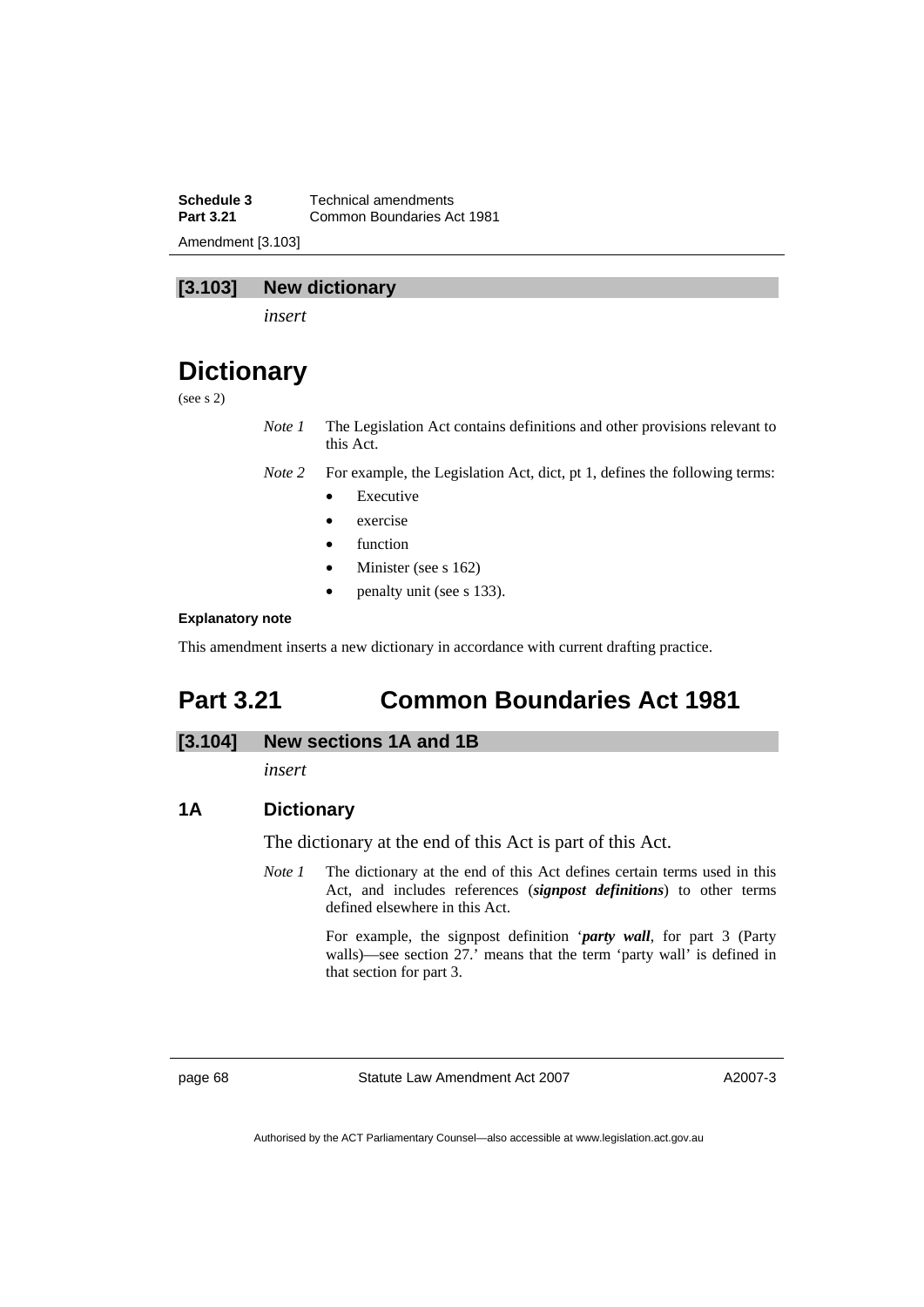## [3.103] New dictionary

*insert*

# Dictionary

(see s 2)

*Note 1* The Legislation Act contains definitions and other provisions relevant to this Act.

*Note 2* For example, the Legislation Act, dict, pt 1, defines the following terms:

- Executive
- exercise
- function
- Minister (see s 162)
- penalty unit (see s 133).

**Explanatory note**

This amendment inserts a new dictionary in accordance with current drafting practice.

# Part 3.21 Common Boundaries Act 1981

## [3.104] New sections 1A and 1B

*insert*

### 1A Dictionary

The dictionary at the end of this Act is part of this Act.

*Note 1* The dictionary at the end of this Act defines certain terms used in this Act, and includes references (***signpost definitions***) to other terms defined elsewhere in this Act.

For example, the signpost definition '***party wall***, for part 3 (Party walls)—see section 27.' means that the term 'party wall' is defined in that section for part 3.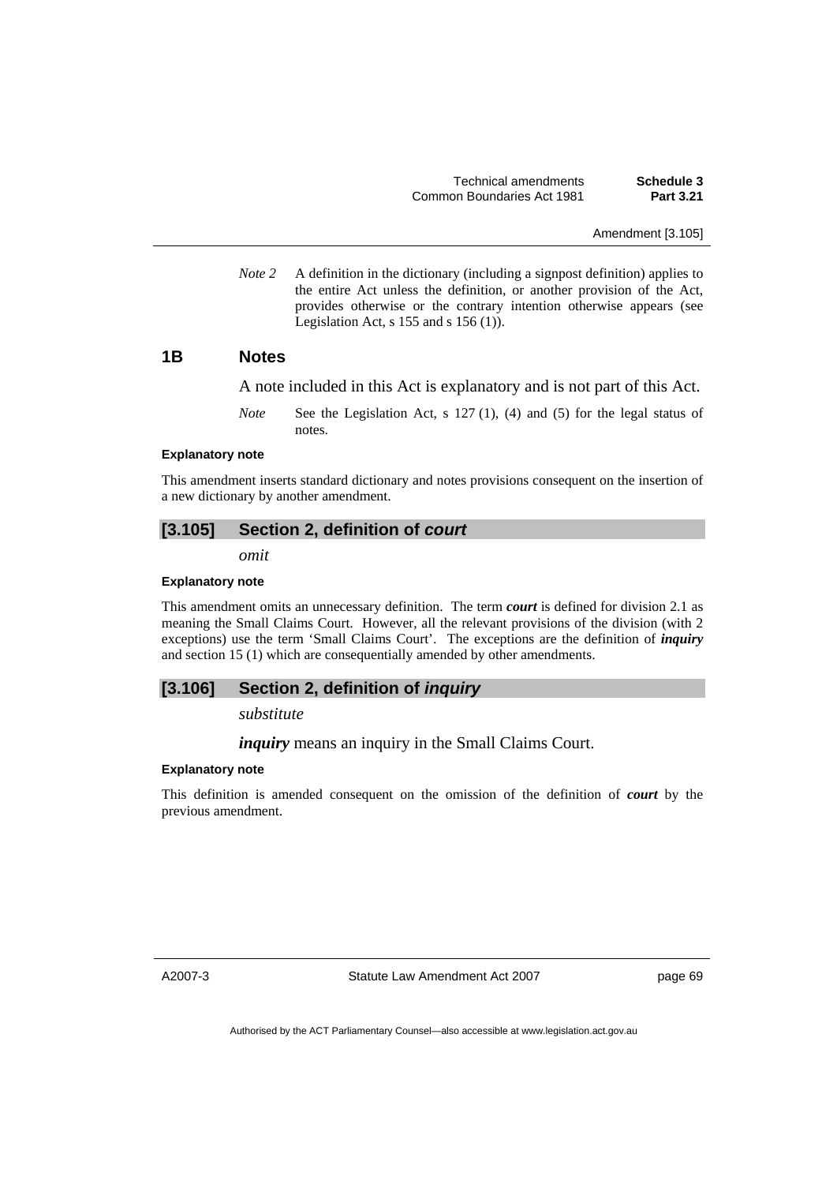*Note 2* A definition in the dictionary (including a signpost definition) applies to the entire Act unless the definition, or another provision of the Act, provides otherwise or the contrary intention otherwise appears (see Legislation Act, s 155 and s 156 (1)).

## 1B Notes

A note included in this Act is explanatory and is not part of this Act.

*Note* See the Legislation Act, s 127 (1), (4) and (5) for the legal status of notes.

**Explanatory note**

This amendment inserts standard dictionary and notes provisions consequent on the insertion of a new dictionary by another amendment.

## [3.105] Section 2, definition of *court*

*omit*

**Explanatory note**

This amendment omits an unnecessary definition. The term ***court*** is defined for division 2.1 as meaning the Small Claims Court. However, all the relevant provisions of the division (with 2 exceptions) use the term 'Small Claims Court'. The exceptions are the definition of ***inquiry*** and section 15 (1) which are consequentially amended by other amendments.

## [3.106] Section 2, definition of *inquiry*

*substitute*

***inquiry*** means an inquiry in the Small Claims Court.

**Explanatory note**

This definition is amended consequent on the omission of the definition of ***court*** by the previous amendment.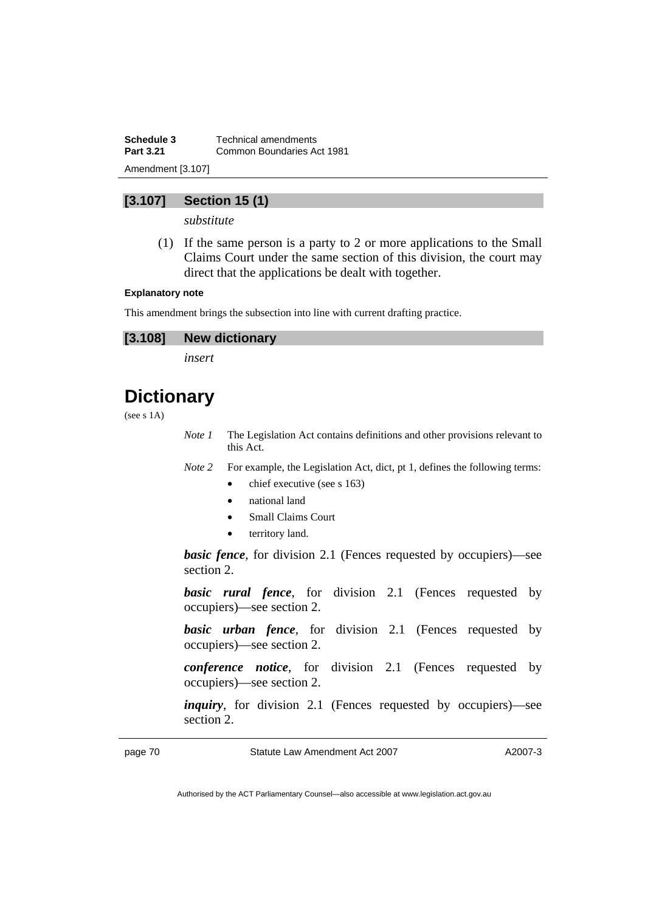## [3.107] Section 15 (1)

*substitute*

(1) If the same person is a party to 2 or more applications to the Small Claims Court under the same section of this division, the court may direct that the applications be dealt with together.

**Explanatory note**

This amendment brings the subsection into line with current drafting practice.

## [3.108] New dictionary

*insert*

# Dictionary

(see s 1A)

*Note 1* The Legislation Act contains definitions and other provisions relevant to this Act.

*Note 2* For example, the Legislation Act, dict, pt 1, defines the following terms:

- chief executive (see s 163)
- national land
- Small Claims Court
- territory land.

***basic fence***, for division 2.1 (Fences requested by occupiers)—see section 2.

***basic rural fence***, for division 2.1 (Fences requested by occupiers)—see section 2.

***basic urban fence***, for division 2.1 (Fences requested by occupiers)—see section 2.

***conference notice***, for division 2.1 (Fences requested by occupiers)—see section 2.

***inquiry***, for division 2.1 (Fences requested by occupiers)—see section 2.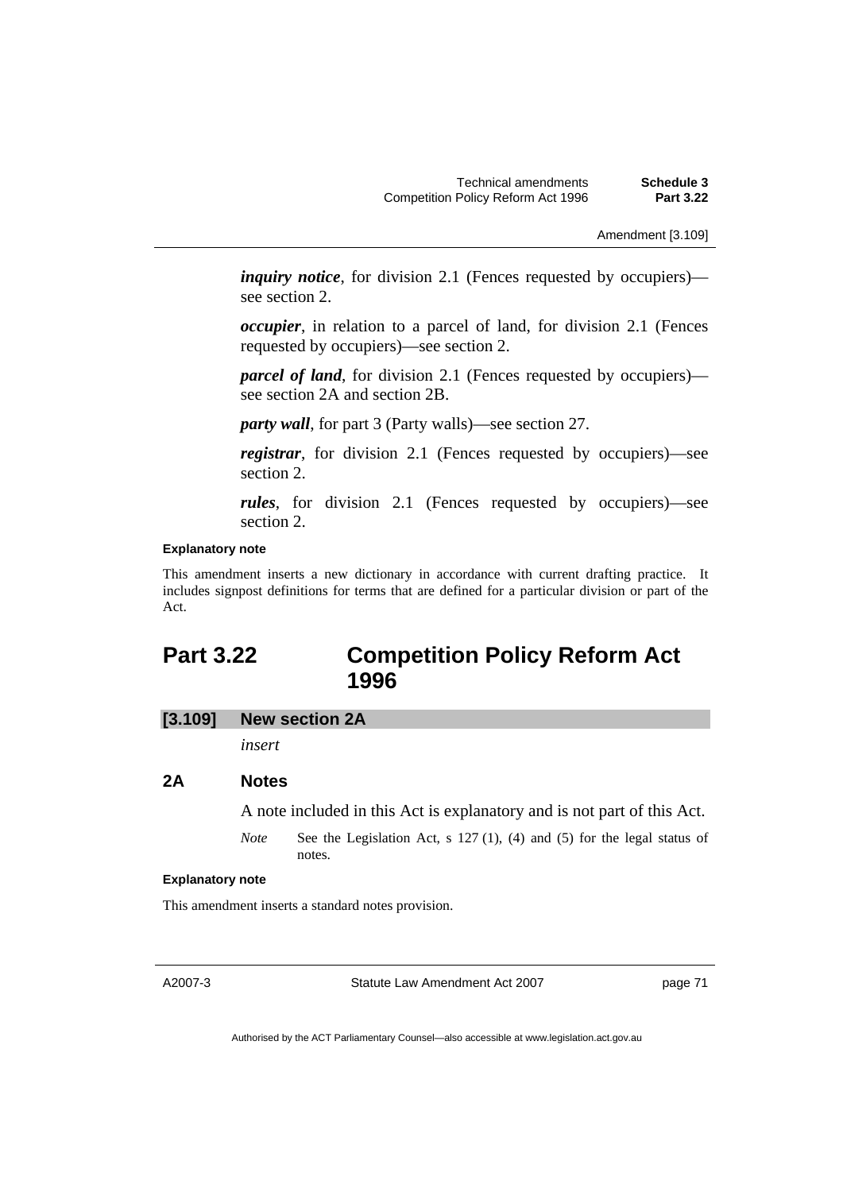***inquiry notice***, for division 2.1 (Fences requested by occupiers)—see section 2.

***occupier***, in relation to a parcel of land, for division 2.1 (Fences requested by occupiers)—see section 2.

***parcel of land***, for division 2.1 (Fences requested by occupiers)—see section 2A and section 2B.

***party wall***, for part 3 (Party walls)—see section 27.

***registrar***, for division 2.1 (Fences requested by occupiers)—see section 2.

***rules***, for division 2.1 (Fences requested by occupiers)—see section 2.

**Explanatory note**

This amendment inserts a new dictionary in accordance with current drafting practice. It includes signpost definitions for terms that are defined for a particular division or part of the Act.

# Part 3.22 Competition Policy Reform Act 1996

## [3.109] New section 2A

*insert*

### 2A Notes

A note included in this Act is explanatory and is not part of this Act.

*Note* See the Legislation Act, s 127 (1), (4) and (5) for the legal status of notes.

**Explanatory note**

This amendment inserts a standard notes provision.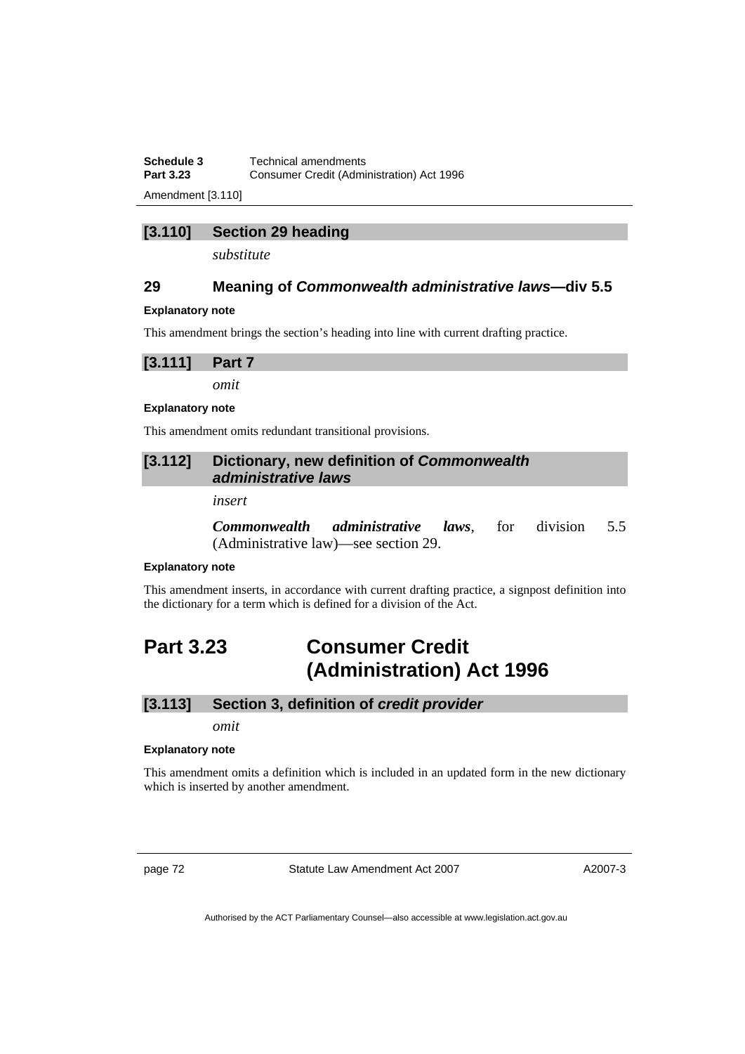### [3.110] Section 29 heading

*substitute*

### 29 Meaning of *Commonwealth administrative laws*—div 5.5

**Explanatory note**

This amendment brings the section's heading into line with current drafting practice.

### [3.111] Part 7

*omit*

**Explanatory note**

This amendment omits redundant transitional provisions.

### [3.112] Dictionary, new definition of *Commonwealth administrative laws*

*insert*

***Commonwealth administrative laws***, for division 5.5 (Administrative law)—see section 29.

**Explanatory note**

This amendment inserts, in accordance with current drafting practice, a signpost definition into the dictionary for a term which is defined for a division of the Act.

## Part 3.23 Consumer Credit (Administration) Act 1996

### [3.113] Section 3, definition of *credit provider*

*omit*

**Explanatory note**

This amendment omits a definition which is included in an updated form in the new dictionary which is inserted by another amendment.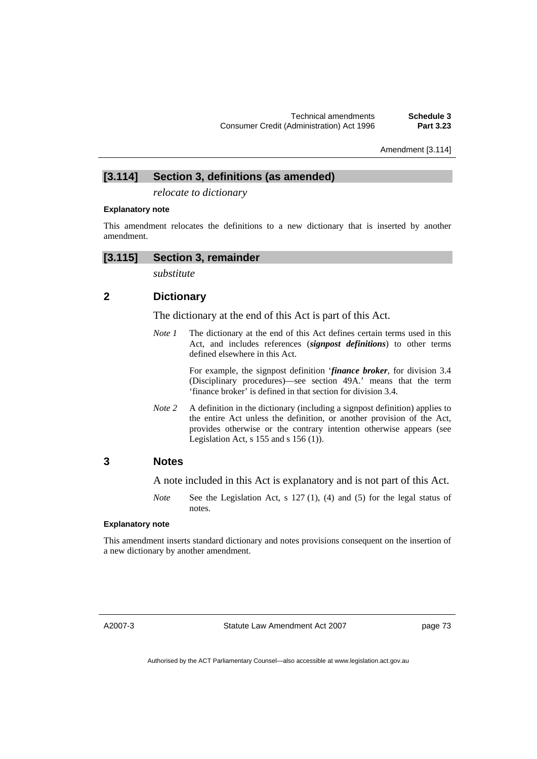## [3.114] Section 3, definitions (as amended)

*relocate to dictionary*

**Explanatory note**

This amendment relocates the definitions to a new dictionary that is inserted by another amendment.

## [3.115] Section 3, remainder

*substitute*

### 2 Dictionary

The dictionary at the end of this Act is part of this Act.

*Note 1* The dictionary at the end of this Act defines certain terms used in this Act, and includes references (***signpost definitions***) to other terms defined elsewhere in this Act.

For example, the signpost definition '***finance broker***, for division 3.4 (Disciplinary procedures)—see section 49A.' means that the term 'finance broker' is defined in that section for division 3.4.

*Note 2* A definition in the dictionary (including a signpost definition) applies to the entire Act unless the definition, or another provision of the Act, provides otherwise or the contrary intention otherwise appears (see Legislation Act, s 155 and s 156 (1)).

### 3 Notes

A note included in this Act is explanatory and is not part of this Act.

*Note* See the Legislation Act, s 127 (1), (4) and (5) for the legal status of notes.

**Explanatory note**

This amendment inserts standard dictionary and notes provisions consequent on the insertion of a new dictionary by another amendment.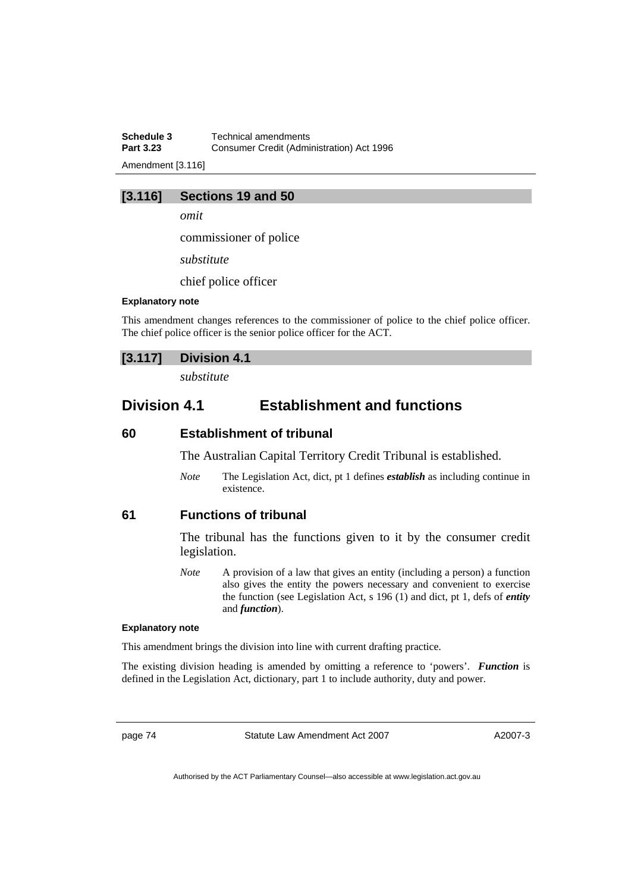### [3.116] Sections 19 and 50

*omit*

commissioner of police

*substitute*

chief police officer

#### Explanatory note

This amendment changes references to the commissioner of police to the chief police officer. The chief police officer is the senior police officer for the ACT.

### [3.117] Division 4.1

*substitute*

## Division 4.1 Establishment and functions

### 60 Establishment of tribunal

The Australian Capital Territory Credit Tribunal is established.

*Note* The Legislation Act, dict, pt 1 defines ***establish*** as including continue in existence.

### 61 Functions of tribunal

The tribunal has the functions given to it by the consumer credit legislation.

*Note* A provision of a law that gives an entity (including a person) a function also gives the entity the powers necessary and convenient to exercise the function (see Legislation Act, s 196 (1) and dict, pt 1, defs of ***entity*** and ***function***).

#### Explanatory note

This amendment brings the division into line with current drafting practice.

The existing division heading is amended by omitting a reference to 'powers'. ***Function*** is defined in the Legislation Act, dictionary, part 1 to include authority, duty and power.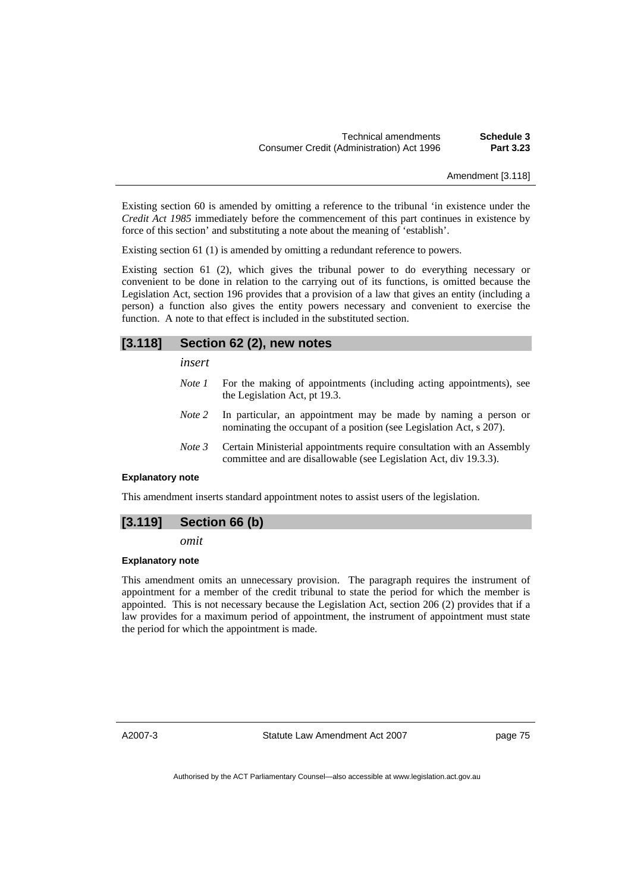Existing section 60 is amended by omitting a reference to the tribunal 'in existence under the *Credit Act 1985* immediately before the commencement of this part continues in existence by force of this section' and substituting a note about the meaning of 'establish'.

Existing section 61 (1) is amended by omitting a redundant reference to powers.

Existing section 61 (2), which gives the tribunal power to do everything necessary or convenient to be done in relation to the carrying out of its functions, is omitted because the Legislation Act, section 196 provides that a provision of a law that gives an entity (including a person) a function also gives the entity powers necessary and convenient to exercise the function. A note to that effect is included in the substituted section.

## [3.118] Section 62 (2), new notes

*insert*

*Note 1* For the making of appointments (including acting appointments), see the Legislation Act, pt 19.3.

*Note 2* In particular, an appointment may be made by naming a person or nominating the occupant of a position (see Legislation Act, s 207).

*Note 3* Certain Ministerial appointments require consultation with an Assembly committee and are disallowable (see Legislation Act, div 19.3.3).

**Explanatory note**

This amendment inserts standard appointment notes to assist users of the legislation.

## [3.119] Section 66 (b)

*omit*

**Explanatory note**

This amendment omits an unnecessary provision. The paragraph requires the instrument of appointment for a member of the credit tribunal to state the period for which the member is appointed. This is not necessary because the Legislation Act, section 206 (2) provides that if a law provides for a maximum period of appointment, the instrument of appointment must state the period for which the appointment is made.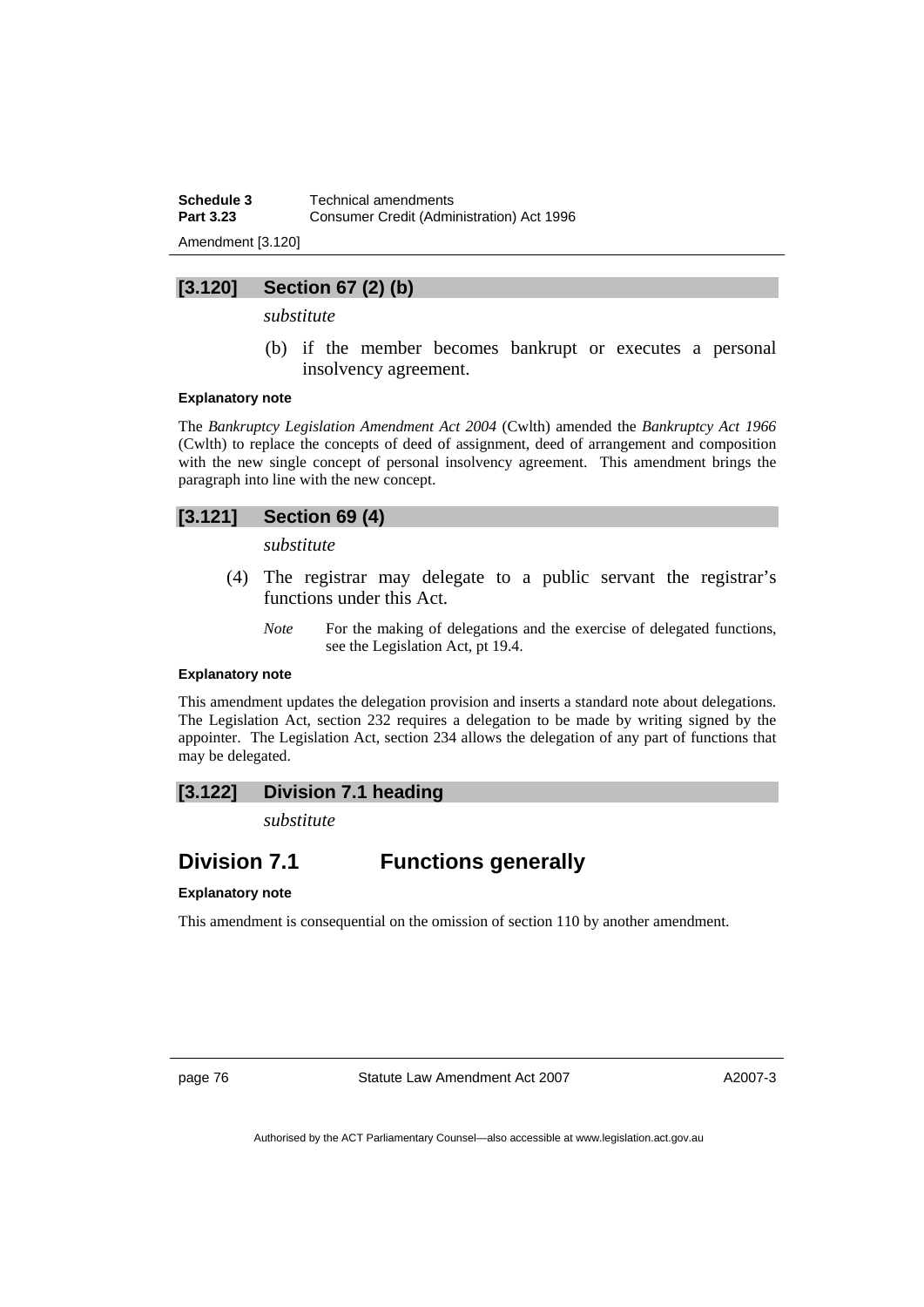### [3.120] Section 67 (2) (b)

*substitute*

(b) if the member becomes bankrupt or executes a personal insolvency agreement.

**Explanatory note**

The *Bankruptcy Legislation Amendment Act 2004* (Cwlth) amended the *Bankruptcy Act 1966* (Cwlth) to replace the concepts of deed of assignment, deed of arrangement and composition with the new single concept of personal insolvency agreement. This amendment brings the paragraph into line with the new concept.

### [3.121] Section 69 (4)

*substitute*

(4) The registrar may delegate to a public servant the registrar's functions under this Act.

*Note* For the making of delegations and the exercise of delegated functions, see the Legislation Act, pt 19.4.

**Explanatory note**

This amendment updates the delegation provision and inserts a standard note about delegations. The Legislation Act, section 232 requires a delegation to be made by writing signed by the appointer. The Legislation Act, section 234 allows the delegation of any part of functions that may be delegated.

### [3.122] Division 7.1 heading

*substitute*

## Division 7.1 Functions generally

**Explanatory note**

This amendment is consequential on the omission of section 110 by another amendment.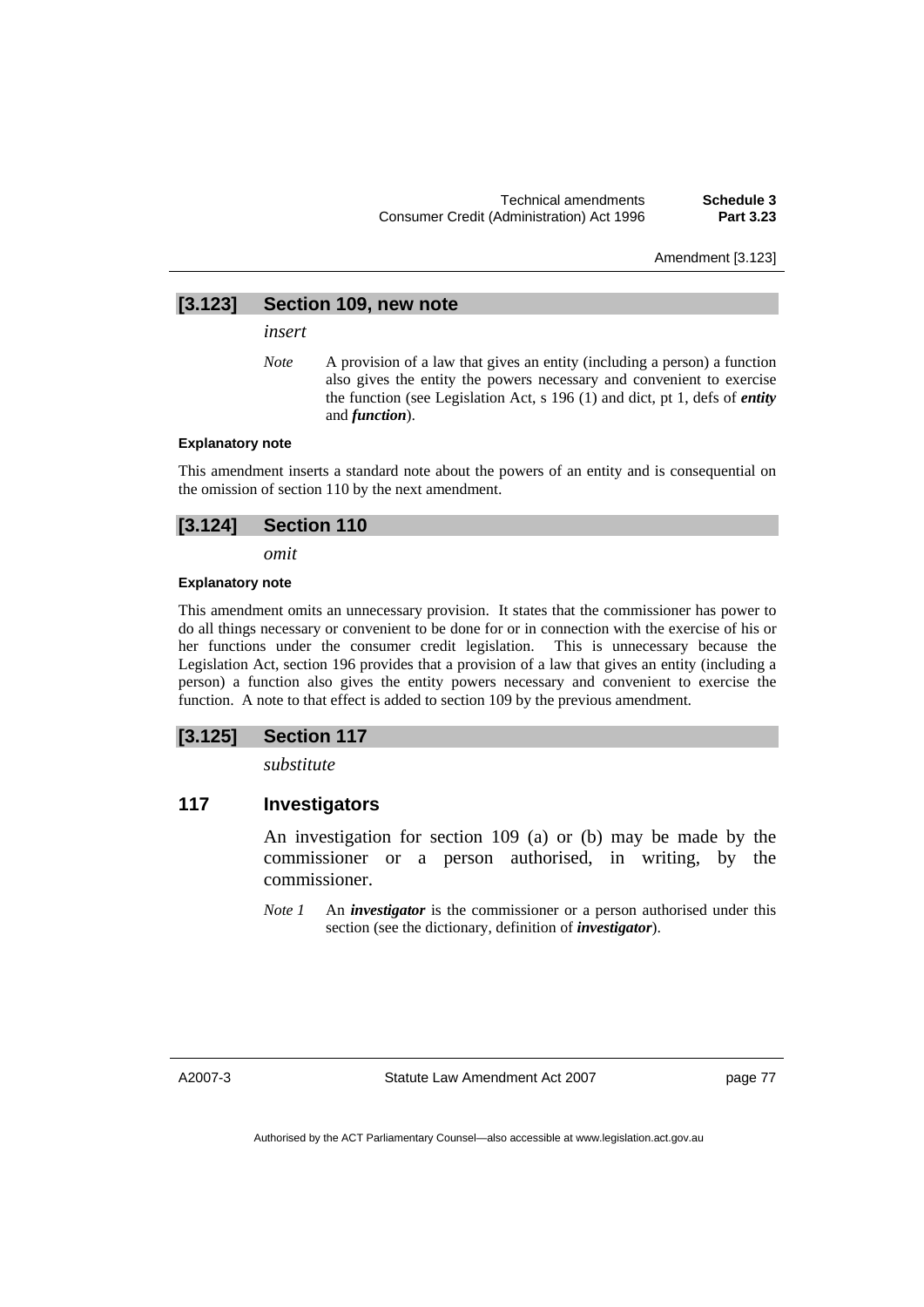### [3.123] Section 109, new note

*insert*

*Note* A provision of a law that gives an entity (including a person) a function also gives the entity the powers necessary and convenient to exercise the function (see Legislation Act, s 196 (1) and dict, pt 1, defs of ***entity*** and ***function***).

#### Explanatory note

This amendment inserts a standard note about the powers of an entity and is consequential on the omission of section 110 by the next amendment.

### [3.124] Section 110

*omit*

#### Explanatory note

This amendment omits an unnecessary provision. It states that the commissioner has power to do all things necessary or convenient to be done for or in connection with the exercise of his or her functions under the consumer credit legislation. This is unnecessary because the Legislation Act, section 196 provides that a provision of a law that gives an entity (including a person) a function also gives the entity powers necessary and convenient to exercise the function. A note to that effect is added to section 109 by the previous amendment.

### [3.125] Section 117

*substitute*

### 117 Investigators

An investigation for section 109 (a) or (b) may be made by the commissioner or a person authorised, in writing, by the commissioner.

*Note 1* An ***investigator*** is the commissioner or a person authorised under this section (see the dictionary, definition of ***investigator***).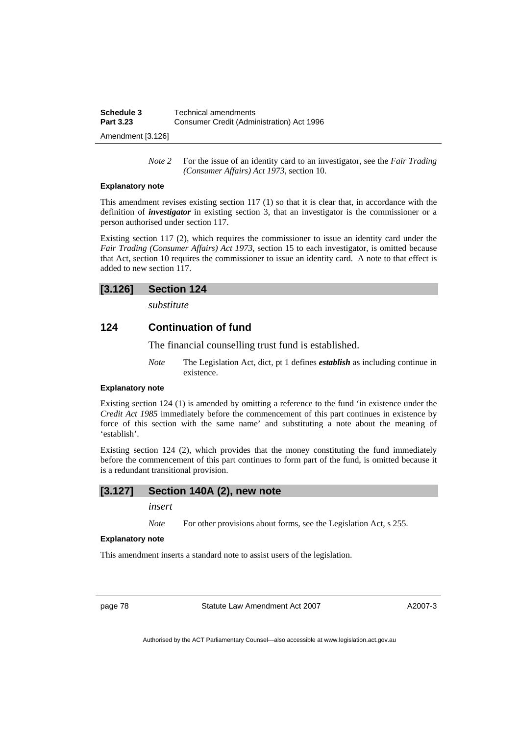*Note 2* For the issue of an identity card to an investigator, see the *Fair Trading (Consumer Affairs) Act 1973*, section 10.

#### Explanatory note

This amendment revises existing section 117 (1) so that it is clear that, in accordance with the definition of ***investigator*** in existing section 3, that an investigator is the commissioner or a person authorised under section 117.

Existing section 117 (2), which requires the commissioner to issue an identity card under the *Fair Trading (Consumer Affairs) Act 1973*, section 15 to each investigator, is omitted because that Act, section 10 requires the commissioner to issue an identity card. A note to that effect is added to new section 117.

## [3.126] Section 124

*substitute*

### 124 Continuation of fund

The financial counselling trust fund is established.

*Note* The Legislation Act, dict, pt 1 defines ***establish*** as including continue in existence.

#### Explanatory note

Existing section 124 (1) is amended by omitting a reference to the fund 'in existence under the *Credit Act 1985* immediately before the commencement of this part continues in existence by force of this section with the same name' and substituting a note about the meaning of 'establish'.

Existing section 124 (2), which provides that the money constituting the fund immediately before the commencement of this part continues to form part of the fund, is omitted because it is a redundant transitional provision.

## [3.127] Section 140A (2), new note

*insert*

*Note* For other provisions about forms, see the Legislation Act, s 255.

#### Explanatory note

This amendment inserts a standard note to assist users of the legislation.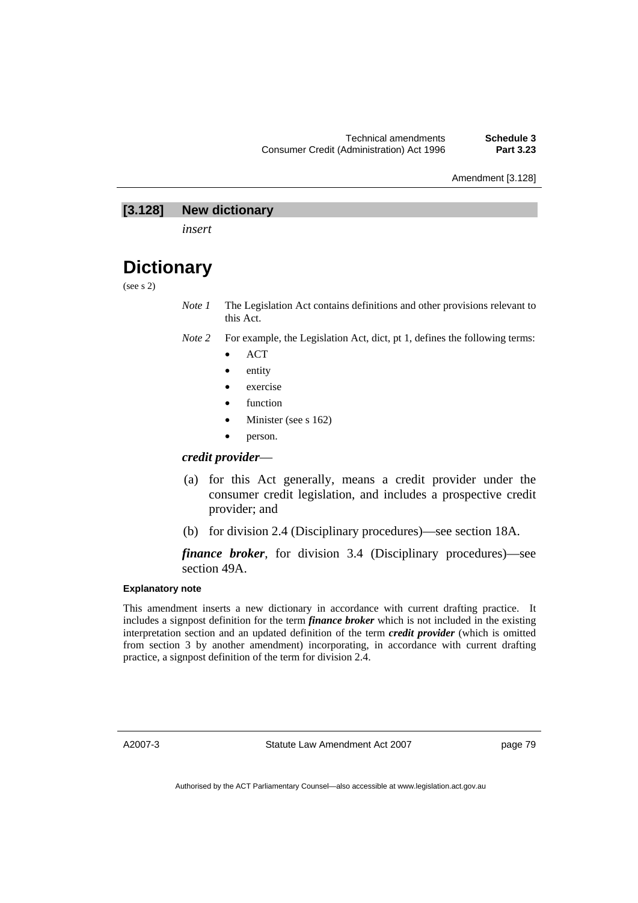## [3.128] New dictionary

*insert*

# Dictionary

(see s 2)

*Note 1* The Legislation Act contains definitions and other provisions relevant to this Act.

*Note 2* For example, the Legislation Act, dict, pt 1, defines the following terms:

- ACT
- entity
- exercise
- function
- Minister (see s 162)
- person.

***credit provider***—

(a) for this Act generally, means a credit provider under the consumer credit legislation, and includes a prospective credit provider; and

(b) for division 2.4 (Disciplinary procedures)—see section 18A.

***finance broker***, for division 3.4 (Disciplinary procedures)—see section 49A.

#### Explanatory note

This amendment inserts a new dictionary in accordance with current drafting practice. It includes a signpost definition for the term ***finance broker*** which is not included in the existing interpretation section and an updated definition of the term ***credit provider*** (which is omitted from section 3 by another amendment) incorporating, in accordance with current drafting practice, a signpost definition of the term for division 2.4.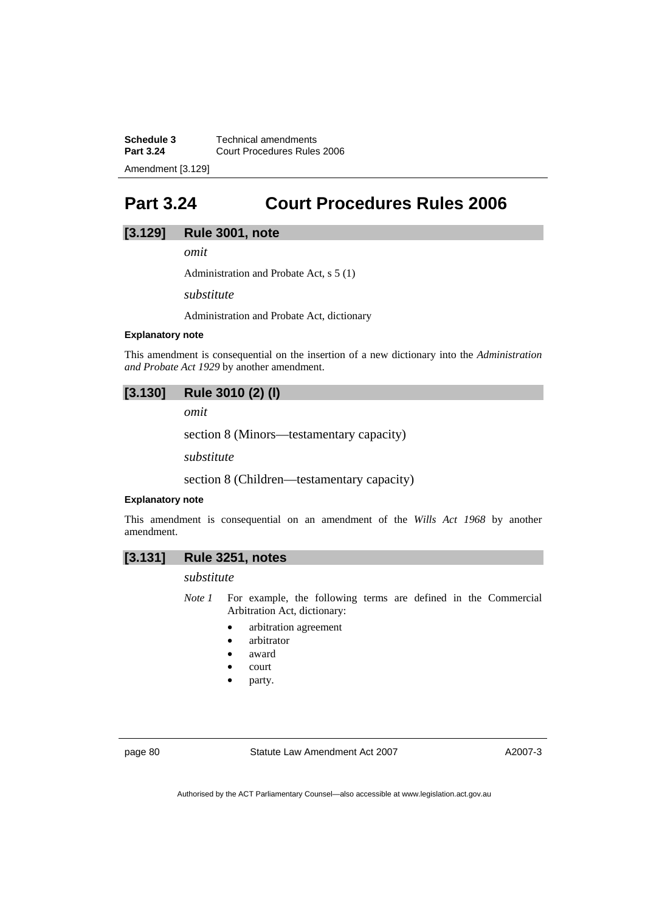# Part 3.24 Court Procedures Rules 2006

## [3.129] Rule 3001, note

*omit*

Administration and Probate Act, s 5 (1)

*substitute*

Administration and Probate Act, dictionary

**Explanatory note**

This amendment is consequential on the insertion of a new dictionary into the *Administration and Probate Act 1929* by another amendment.

## [3.130] Rule 3010 (2) (l)

*omit*

section 8 (Minors—testamentary capacity)

*substitute*

section 8 (Children—testamentary capacity)

**Explanatory note**

This amendment is consequential on an amendment of the *Wills Act 1968* by another amendment.

## [3.131] Rule 3251, notes

*substitute*

*Note 1* For example, the following terms are defined in the Commercial Arbitration Act, dictionary:

- arbitration agreement
- arbitrator
- award
- court
- party.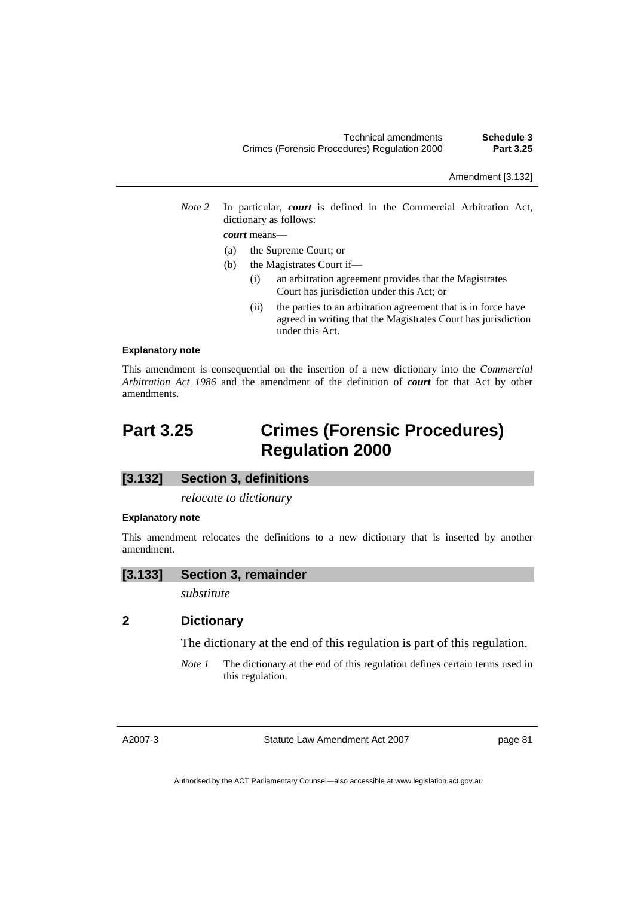*Note 2* In particular, ***court*** is defined in the Commercial Arbitration Act, dictionary as follows:

***court*** means—

(a) the Supreme Court; or

(b) the Magistrates Court if—

(i) an arbitration agreement provides that the Magistrates Court has jurisdiction under this Act; or

(ii) the parties to an arbitration agreement that is in force have agreed in writing that the Magistrates Court has jurisdiction under this Act.

**Explanatory note**

This amendment is consequential on the insertion of a new dictionary into the *Commercial Arbitration Act 1986* and the amendment of the definition of ***court*** for that Act by other amendments.

# Part 3.25 Crimes (Forensic Procedures) Regulation 2000

## [3.132] Section 3, definitions

*relocate to dictionary*

**Explanatory note**

This amendment relocates the definitions to a new dictionary that is inserted by another amendment.

## [3.133] Section 3, remainder

*substitute*

### 2 Dictionary

The dictionary at the end of this regulation is part of this regulation.

*Note 1* The dictionary at the end of this regulation defines certain terms used in this regulation.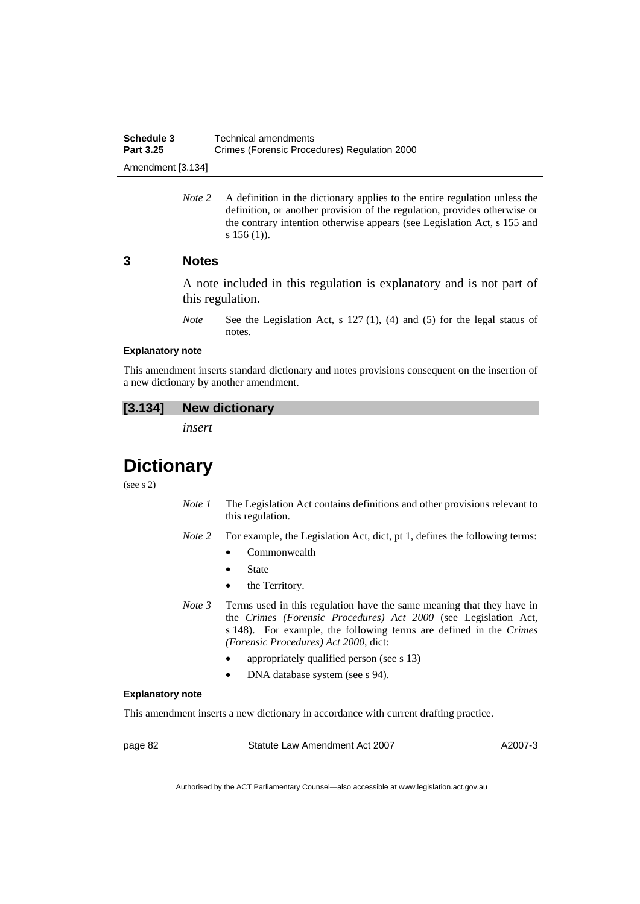*Note 2* A definition in the dictionary applies to the entire regulation unless the definition, or another provision of the regulation, provides otherwise or the contrary intention otherwise appears (see Legislation Act, s 155 and s 156 (1)).

### 3 Notes

A note included in this regulation is explanatory and is not part of this regulation.

*Note* See the Legislation Act, s 127 (1), (4) and (5) for the legal status of notes.

**Explanatory note**

This amendment inserts standard dictionary and notes provisions consequent on the insertion of a new dictionary by another amendment.

### [3.134] New dictionary

*insert*

# Dictionary

(see s 2)

*Note 1* The Legislation Act contains definitions and other provisions relevant to this regulation.

*Note 2* For example, the Legislation Act, dict, pt 1, defines the following terms:

- Commonwealth
- State
- the Territory.

*Note 3* Terms used in this regulation have the same meaning that they have in the *Crimes (Forensic Procedures) Act 2000* (see Legislation Act, s 148). For example, the following terms are defined in the *Crimes (Forensic Procedures) Act 2000*, dict:

- appropriately qualified person (see s 13)
- DNA database system (see s 94).

**Explanatory note**

This amendment inserts a new dictionary in accordance with current drafting practice.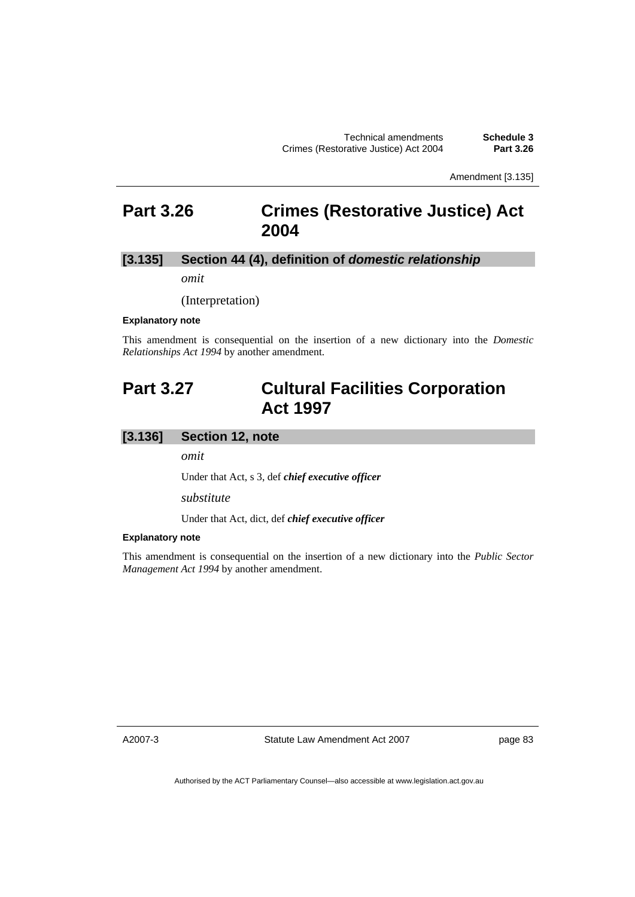# Part 3.26 Crimes (Restorative Justice) Act 2004

## [3.135] Section 44 (4), definition of *domestic relationship*

*omit*

(Interpretation)

**Explanatory note**

This amendment is consequential on the insertion of a new dictionary into the *Domestic Relationships Act 1994* by another amendment.

# Part 3.27 Cultural Facilities Corporation Act 1997

## [3.136] Section 12, note

*omit*

Under that Act, s 3, def ***chief executive officer***

*substitute*

Under that Act, dict, def ***chief executive officer***

**Explanatory note**

This amendment is consequential on the insertion of a new dictionary into the *Public Sector Management Act 1994* by another amendment.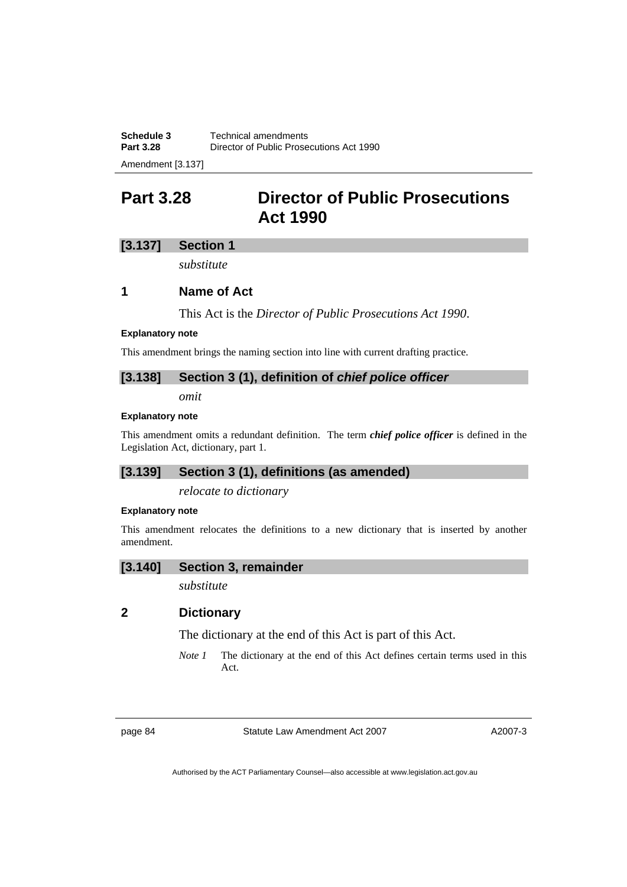# Part 3.28 Director of Public Prosecutions Act 1990

## [3.137] Section 1

*substitute*

### 1 Name of Act

This Act is the *Director of Public Prosecutions Act 1990*.

**Explanatory note**

This amendment brings the naming section into line with current drafting practice.

## [3.138] Section 3 (1), definition of *chief police officer*

*omit*

**Explanatory note**

This amendment omits a redundant definition. The term ***chief police officer*** is defined in the Legislation Act, dictionary, part 1.

## [3.139] Section 3 (1), definitions (as amended)

*relocate to dictionary*

**Explanatory note**

This amendment relocates the definitions to a new dictionary that is inserted by another amendment.

## [3.140] Section 3, remainder

*substitute*

### 2 Dictionary

The dictionary at the end of this Act is part of this Act.

*Note 1* The dictionary at the end of this Act defines certain terms used in this Act.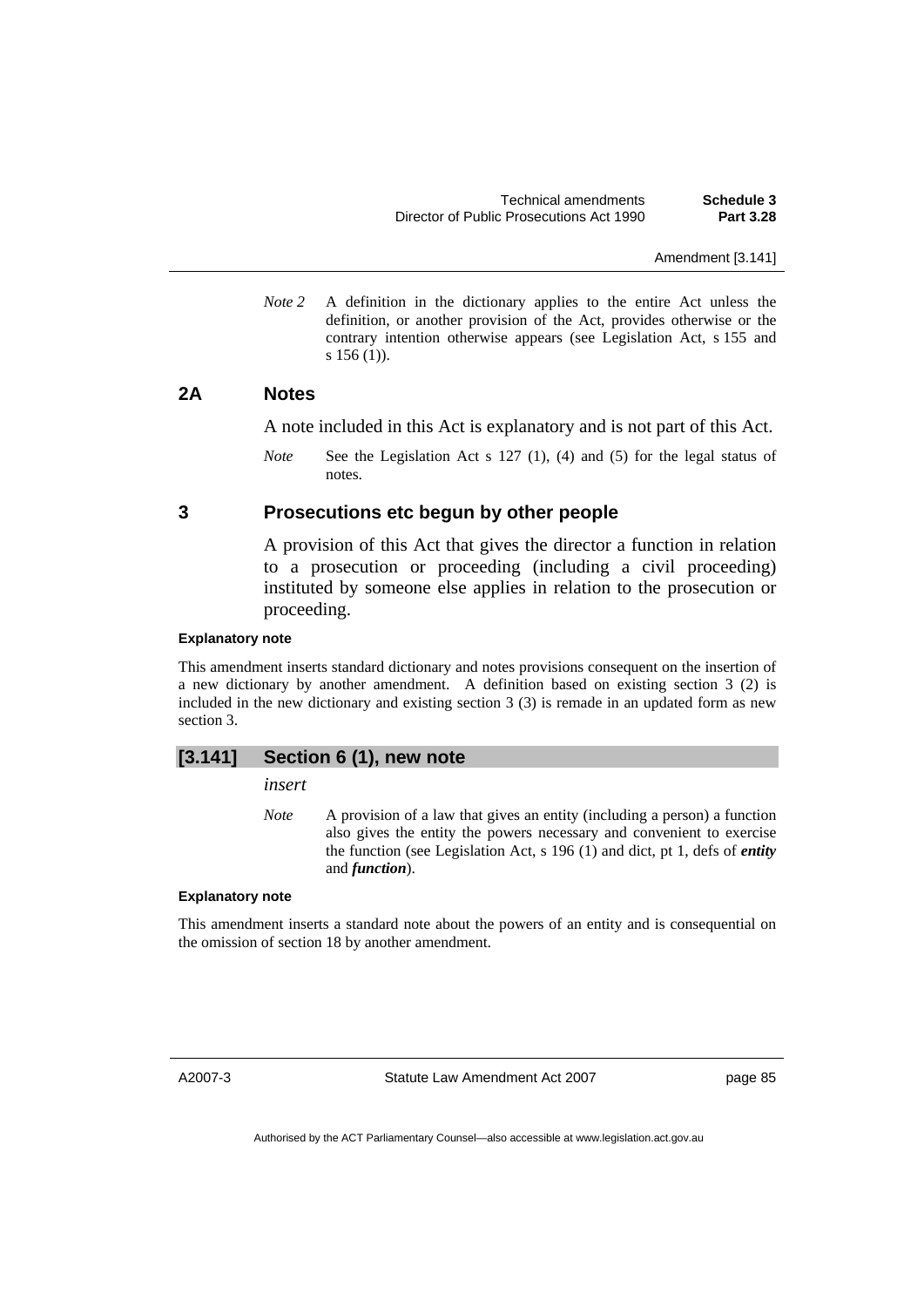*Note 2* A definition in the dictionary applies to the entire Act unless the definition, or another provision of the Act, provides otherwise or the contrary intention otherwise appears (see Legislation Act, s 155 and s 156 (1)).

## 2A Notes

A note included in this Act is explanatory and is not part of this Act.

*Note* See the Legislation Act s 127 (1), (4) and (5) for the legal status of notes.

## 3 Prosecutions etc begun by other people

A provision of this Act that gives the director a function in relation to a prosecution or proceeding (including a civil proceeding) instituted by someone else applies in relation to the prosecution or proceeding.

**Explanatory note**

This amendment inserts standard dictionary and notes provisions consequent on the insertion of a new dictionary by another amendment. A definition based on existing section 3 (2) is included in the new dictionary and existing section 3 (3) is remade in an updated form as new section 3.

## [3.141] Section 6 (1), new note

*insert*

*Note* A provision of a law that gives an entity (including a person) a function also gives the entity the powers necessary and convenient to exercise the function (see Legislation Act, s 196 (1) and dict, pt 1, defs of ***entity*** and ***function***).

**Explanatory note**

This amendment inserts a standard note about the powers of an entity and is consequential on the omission of section 18 by another amendment.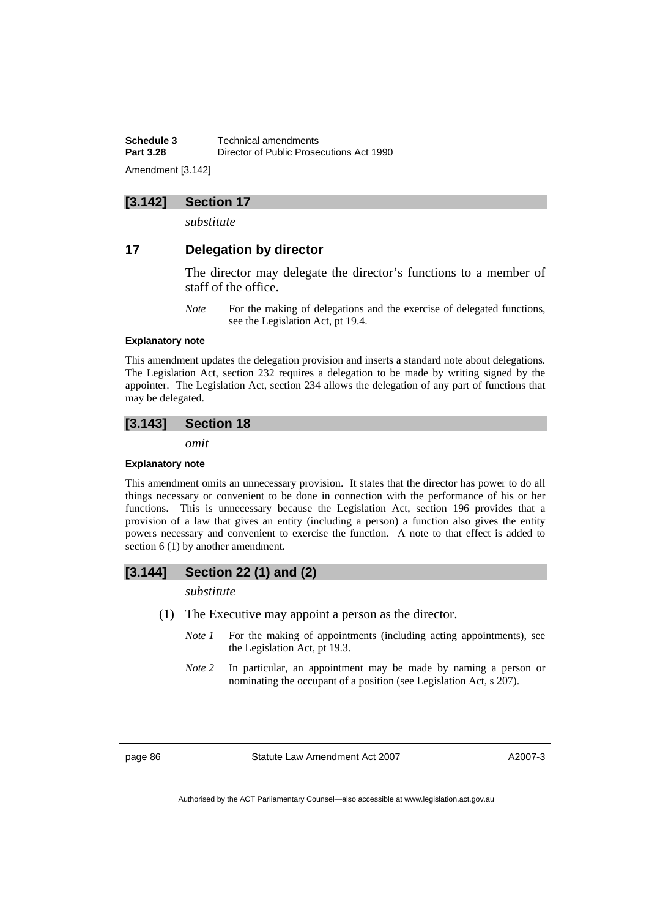## [3.142] Section 17

*substitute*

### 17 Delegation by director

The director may delegate the director's functions to a member of staff of the office.

*Note* For the making of delegations and the exercise of delegated functions, see the Legislation Act, pt 19.4.

**Explanatory note**

This amendment updates the delegation provision and inserts a standard note about delegations. The Legislation Act, section 232 requires a delegation to be made by writing signed by the appointer. The Legislation Act, section 234 allows the delegation of any part of functions that may be delegated.

## [3.143] Section 18

*omit*

**Explanatory note**

This amendment omits an unnecessary provision. It states that the director has power to do all things necessary or convenient to be done in connection with the performance of his or her functions. This is unnecessary because the Legislation Act, section 196 provides that a provision of a law that gives an entity (including a person) a function also gives the entity powers necessary and convenient to exercise the function. A note to that effect is added to section 6 (1) by another amendment.

## [3.144] Section 22 (1) and (2)

*substitute*

(1) The Executive may appoint a person as the director.

*Note 1* For the making of appointments (including acting appointments), see the Legislation Act, pt 19.3.

*Note 2* In particular, an appointment may be made by naming a person or nominating the occupant of a position (see Legislation Act, s 207).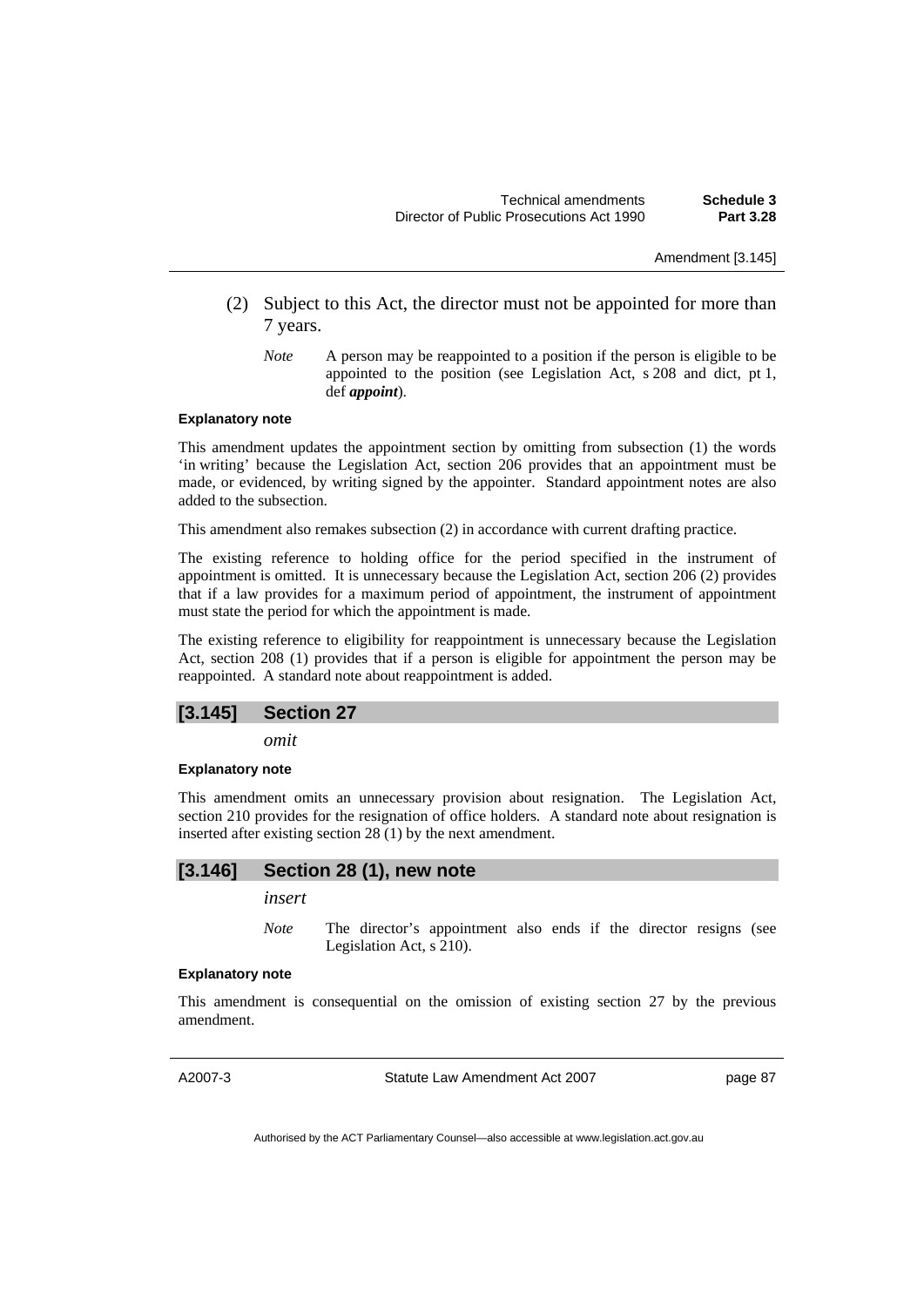(2) Subject to this Act, the director must not be appointed for more than 7 years.

*Note* A person may be reappointed to a position if the person is eligible to be appointed to the position (see Legislation Act, s 208 and dict, pt 1, def ***appoint***).

**Explanatory note**

This amendment updates the appointment section by omitting from subsection (1) the words 'in writing' because the Legislation Act, section 206 provides that an appointment must be made, or evidenced, by writing signed by the appointer. Standard appointment notes are also added to the subsection.

This amendment also remakes subsection (2) in accordance with current drafting practice.

The existing reference to holding office for the period specified in the instrument of appointment is omitted. It is unnecessary because the Legislation Act, section 206 (2) provides that if a law provides for a maximum period of appointment, the instrument of appointment must state the period for which the appointment is made.

The existing reference to eligibility for reappointment is unnecessary because the Legislation Act, section 208 (1) provides that if a person is eligible for appointment the person may be reappointed. A standard note about reappointment is added.

## [3.145] Section 27

*omit*

**Explanatory note**

This amendment omits an unnecessary provision about resignation. The Legislation Act, section 210 provides for the resignation of office holders. A standard note about resignation is inserted after existing section 28 (1) by the next amendment.

## [3.146] Section 28 (1), new note

*insert*

*Note* The director's appointment also ends if the director resigns (see Legislation Act, s 210).

**Explanatory note**

This amendment is consequential on the omission of existing section 27 by the previous amendment.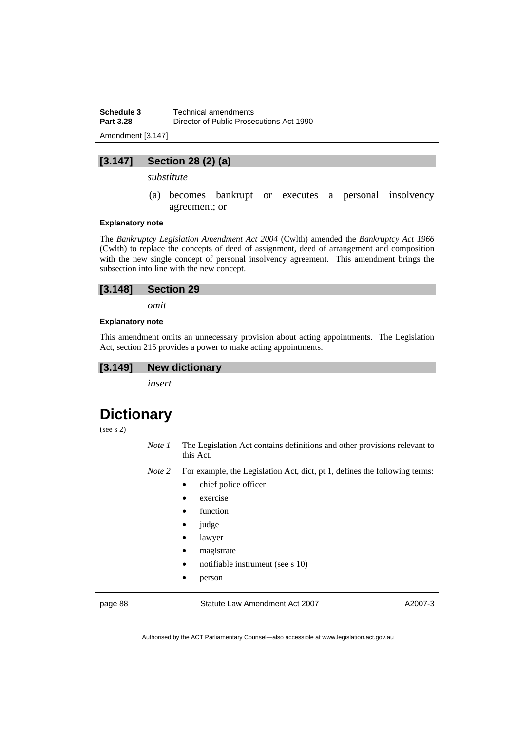### [3.147] Section 28 (2) (a)

*substitute*

(a) becomes bankrupt or executes a personal insolvency agreement; or

**Explanatory note**

The *Bankruptcy Legislation Amendment Act 2004* (Cwlth) amended the *Bankruptcy Act 1966* (Cwlth) to replace the concepts of deed of assignment, deed of arrangement and composition with the new single concept of personal insolvency agreement. This amendment brings the subsection into line with the new concept.

### [3.148] Section 29

*omit*

**Explanatory note**

This amendment omits an unnecessary provision about acting appointments. The Legislation Act, section 215 provides a power to make acting appointments.

### [3.149] New dictionary

*insert*

# Dictionary

(see s 2)

*Note 1* The Legislation Act contains definitions and other provisions relevant to this Act.

*Note 2* For example, the Legislation Act, dict, pt 1, defines the following terms:

- chief police officer
- exercise
- function
- judge
- lawyer
- magistrate
- notifiable instrument (see s 10)
- person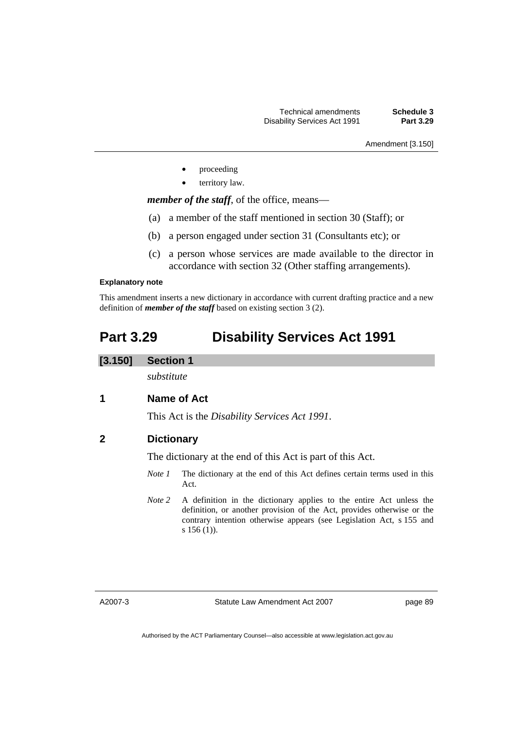- proceeding
- territory law.

***member of the staff***, of the office, means—

(a) a member of the staff mentioned in section 30 (Staff); or

(b) a person engaged under section 31 (Consultants etc); or

(c) a person whose services are made available to the director in accordance with section 32 (Other staffing arrangements).

**Explanatory note**

This amendment inserts a new dictionary in accordance with current drafting practice and a new definition of ***member of the staff*** based on existing section 3 (2).

# Part 3.29 Disability Services Act 1991

## [3.150] Section 1

*substitute*

### 1 Name of Act

This Act is the *Disability Services Act 1991*.

### 2 Dictionary

The dictionary at the end of this Act is part of this Act.

*Note 1* The dictionary at the end of this Act defines certain terms used in this Act.

*Note 2* A definition in the dictionary applies to the entire Act unless the definition, or another provision of the Act, provides otherwise or the contrary intention otherwise appears (see Legislation Act, s 155 and s 156 (1)).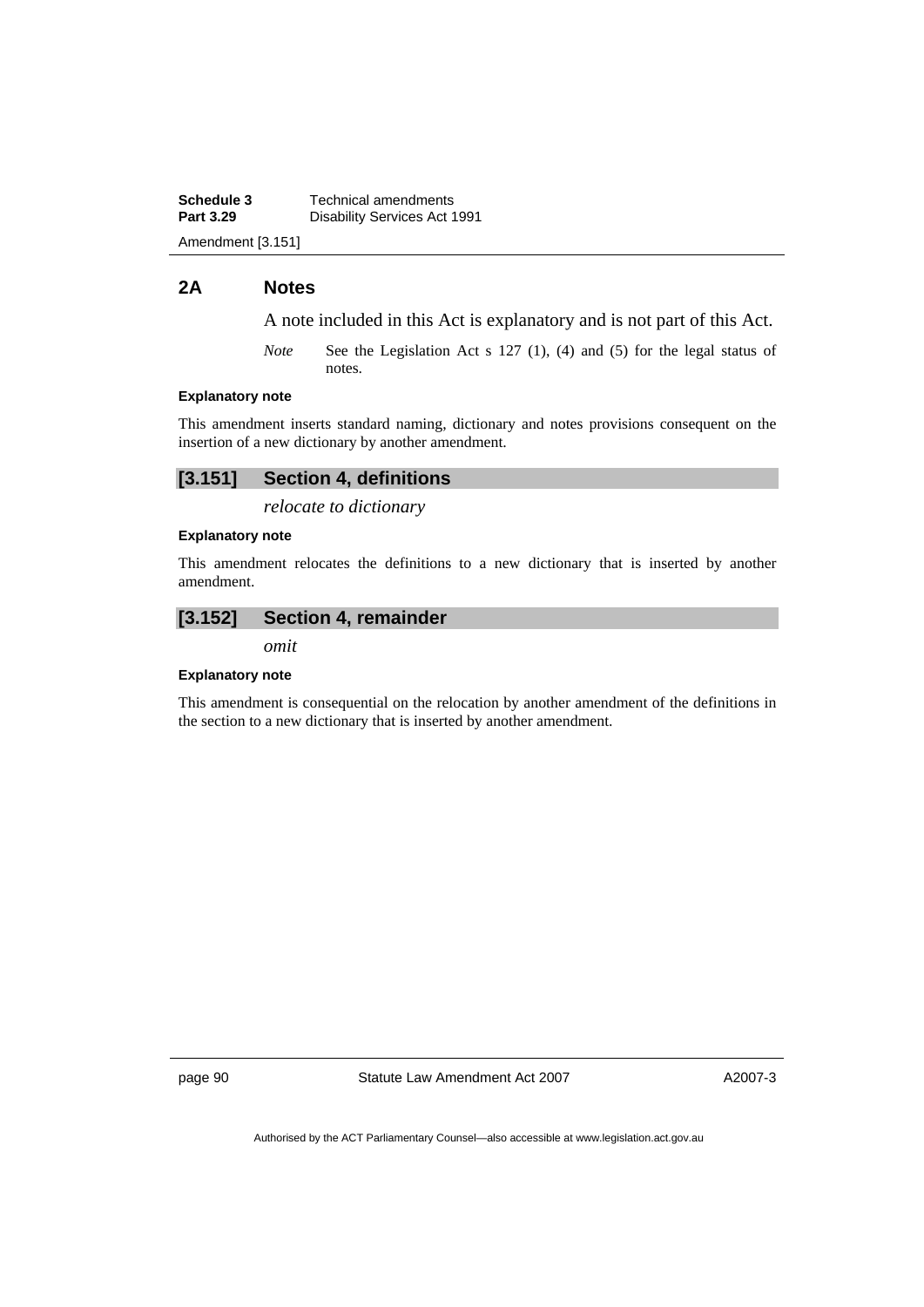## 2A Notes

A note included in this Act is explanatory and is not part of this Act.

*Note* See the Legislation Act s 127 (1), (4) and (5) for the legal status of notes.

**Explanatory note**

This amendment inserts standard naming, dictionary and notes provisions consequent on the insertion of a new dictionary by another amendment.

## [3.151] Section 4, definitions

*relocate to dictionary*

**Explanatory note**

This amendment relocates the definitions to a new dictionary that is inserted by another amendment.

## [3.152] Section 4, remainder

*omit*

**Explanatory note**

This amendment is consequential on the relocation by another amendment of the definitions in the section to a new dictionary that is inserted by another amendment.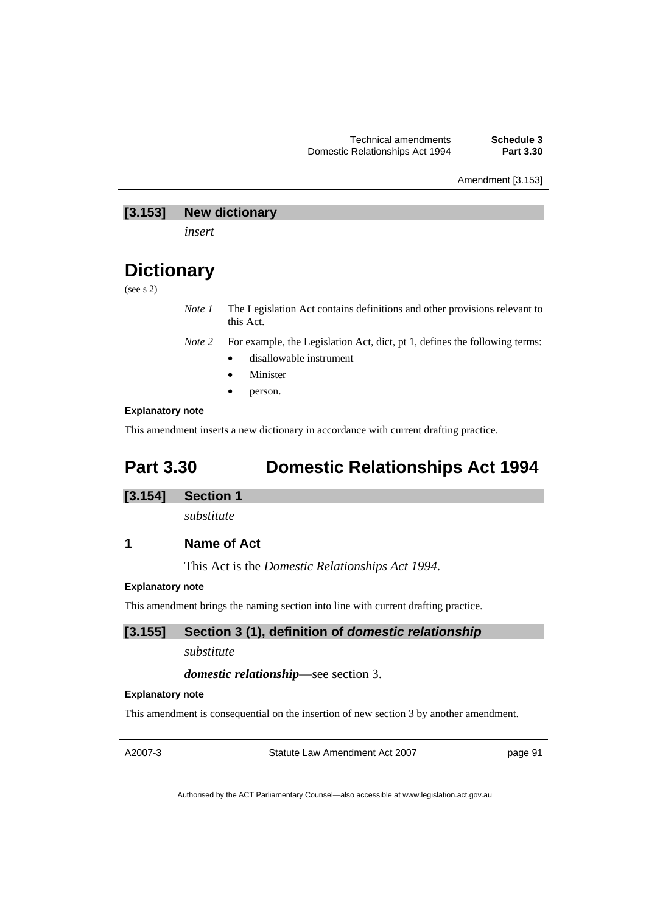### [3.153] New dictionary

*insert*

# Dictionary

(see s 2)

*Note 1* The Legislation Act contains definitions and other provisions relevant to this Act.

*Note 2* For example, the Legislation Act, dict, pt 1, defines the following terms:

- disallowable instrument
- Minister
- person.

**Explanatory note**

This amendment inserts a new dictionary in accordance with current drafting practice.

## Part 3.30 Domestic Relationships Act 1994

### [3.154] Section 1

*substitute*

### 1 Name of Act

This Act is the *Domestic Relationships Act 1994*.

**Explanatory note**

This amendment brings the naming section into line with current drafting practice.

### [3.155] Section 3 (1), definition of *domestic relationship*

*substitute*

***domestic relationship***—see section 3.

**Explanatory note**

This amendment is consequential on the insertion of new section 3 by another amendment.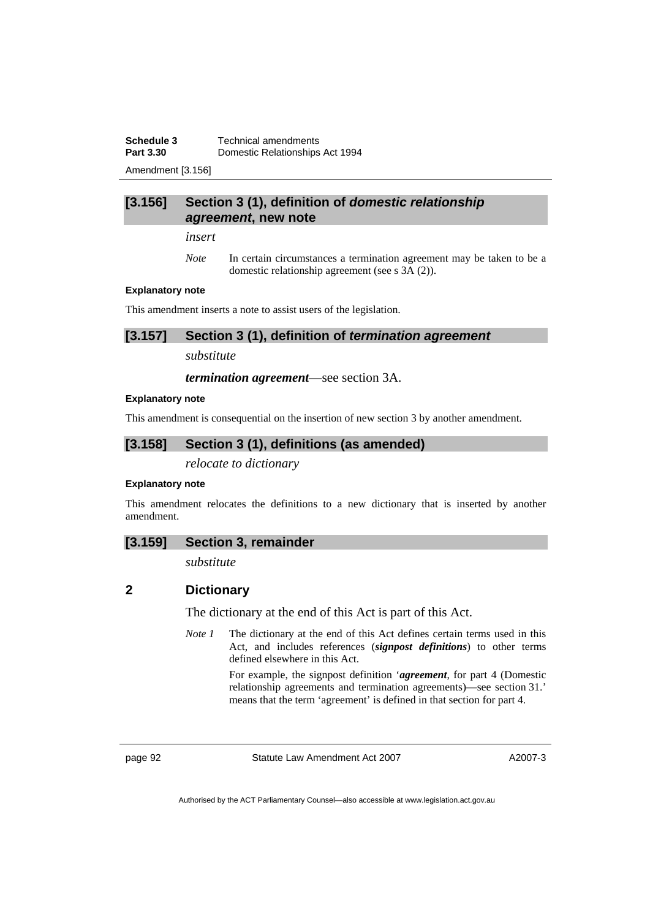### [3.156] Section 3 (1), definition of *domestic relationship agreement*, new note

*insert*

*Note* In certain circumstances a termination agreement may be taken to be a domestic relationship agreement (see s 3A (2)).

**Explanatory note**

This amendment inserts a note to assist users of the legislation.

### [3.157] Section 3 (1), definition of *termination agreement*

*substitute*

***termination agreement***—see section 3A.

**Explanatory note**

This amendment is consequential on the insertion of new section 3 by another amendment.

### [3.158] Section 3 (1), definitions (as amended)

*relocate to dictionary*

**Explanatory note**

This amendment relocates the definitions to a new dictionary that is inserted by another amendment.

### [3.159] Section 3, remainder

*substitute*

## 2 Dictionary

The dictionary at the end of this Act is part of this Act.

*Note 1* The dictionary at the end of this Act defines certain terms used in this Act, and includes references (***signpost definitions***) to other terms defined elsewhere in this Act.

For example, the signpost definition '***agreement***, for part 4 (Domestic relationship agreements and termination agreements)—see section 31.' means that the term 'agreement' is defined in that section for part 4.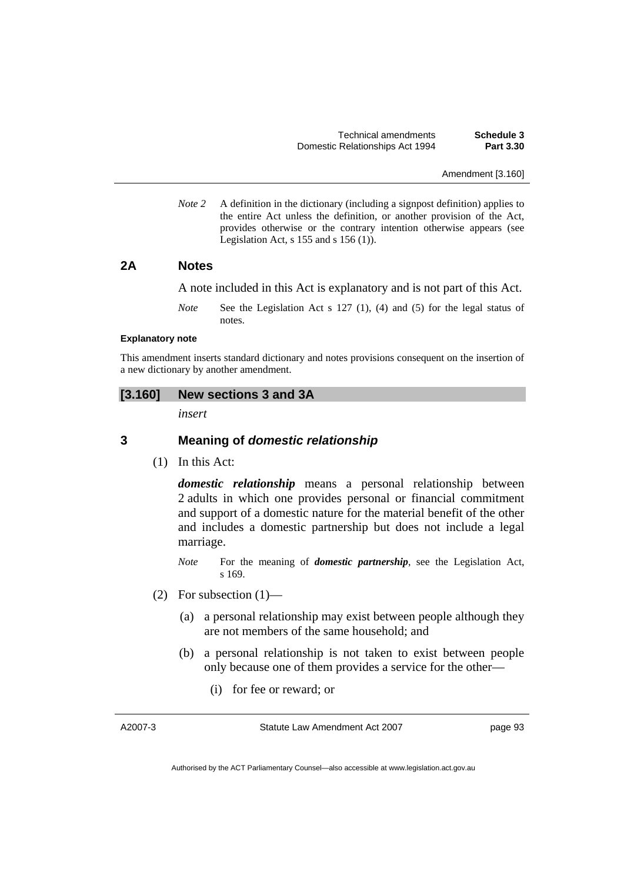*Note 2* A definition in the dictionary (including a signpost definition) applies to the entire Act unless the definition, or another provision of the Act, provides otherwise or the contrary intention otherwise appears (see Legislation Act, s 155 and s 156 (1)).

## 2A Notes

A note included in this Act is explanatory and is not part of this Act.

*Note* See the Legislation Act s 127 (1), (4) and (5) for the legal status of notes.

**Explanatory note**

This amendment inserts standard dictionary and notes provisions consequent on the insertion of a new dictionary by another amendment.

## [3.160] New sections 3 and 3A

*insert*

## 3 Meaning of *domestic relationship*

(1) In this Act:

***domestic relationship*** means a personal relationship between 2 adults in which one provides personal or financial commitment and support of a domestic nature for the material benefit of the other and includes a domestic partnership but does not include a legal marriage.

*Note* For the meaning of ***domestic partnership***, see the Legislation Act, s 169.

(2) For subsection (1)—

(a) a personal relationship may exist between people although they are not members of the same household; and

(b) a personal relationship is not taken to exist between people only because one of them provides a service for the other—

(i) for fee or reward; or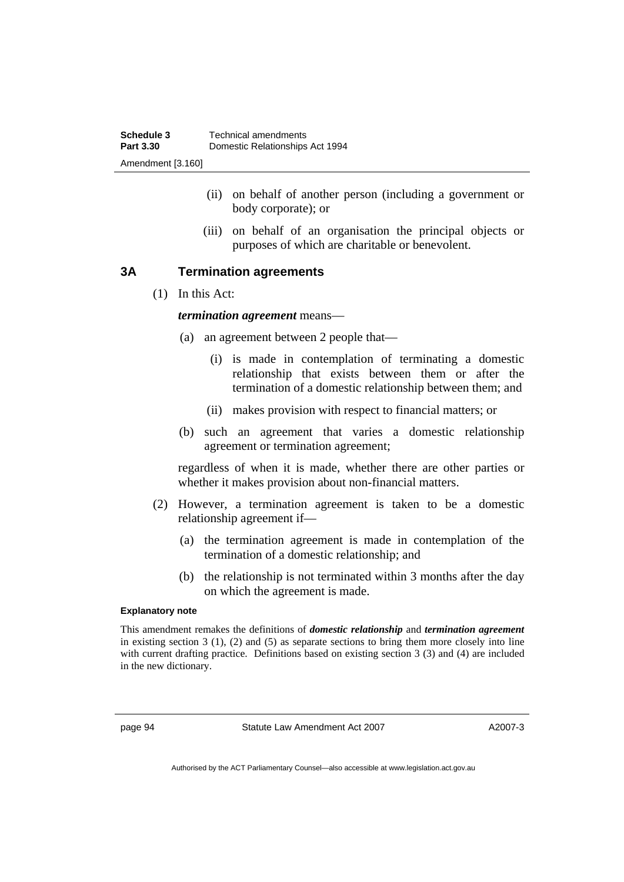(ii) on behalf of another person (including a government or body corporate); or

(iii) on behalf of an organisation the principal objects or purposes of which are charitable or benevolent.

### 3A Termination agreements

(1) In this Act:

***termination agreement*** means—

(a) an agreement between 2 people that—

(i) is made in contemplation of terminating a domestic relationship that exists between them or after the termination of a domestic relationship between them; and

(ii) makes provision with respect to financial matters; or

(b) such an agreement that varies a domestic relationship agreement or termination agreement;

regardless of when it is made, whether there are other parties or whether it makes provision about non-financial matters.

(2) However, a termination agreement is taken to be a domestic relationship agreement if—

(a) the termination agreement is made in contemplation of the termination of a domestic relationship; and

(b) the relationship is not terminated within 3 months after the day on which the agreement is made.

**Explanatory note**

This amendment remakes the definitions of ***domestic relationship*** and ***termination agreement*** in existing section 3 (1), (2) and (5) as separate sections to bring them more closely into line with current drafting practice. Definitions based on existing section 3 (3) and (4) are included in the new dictionary.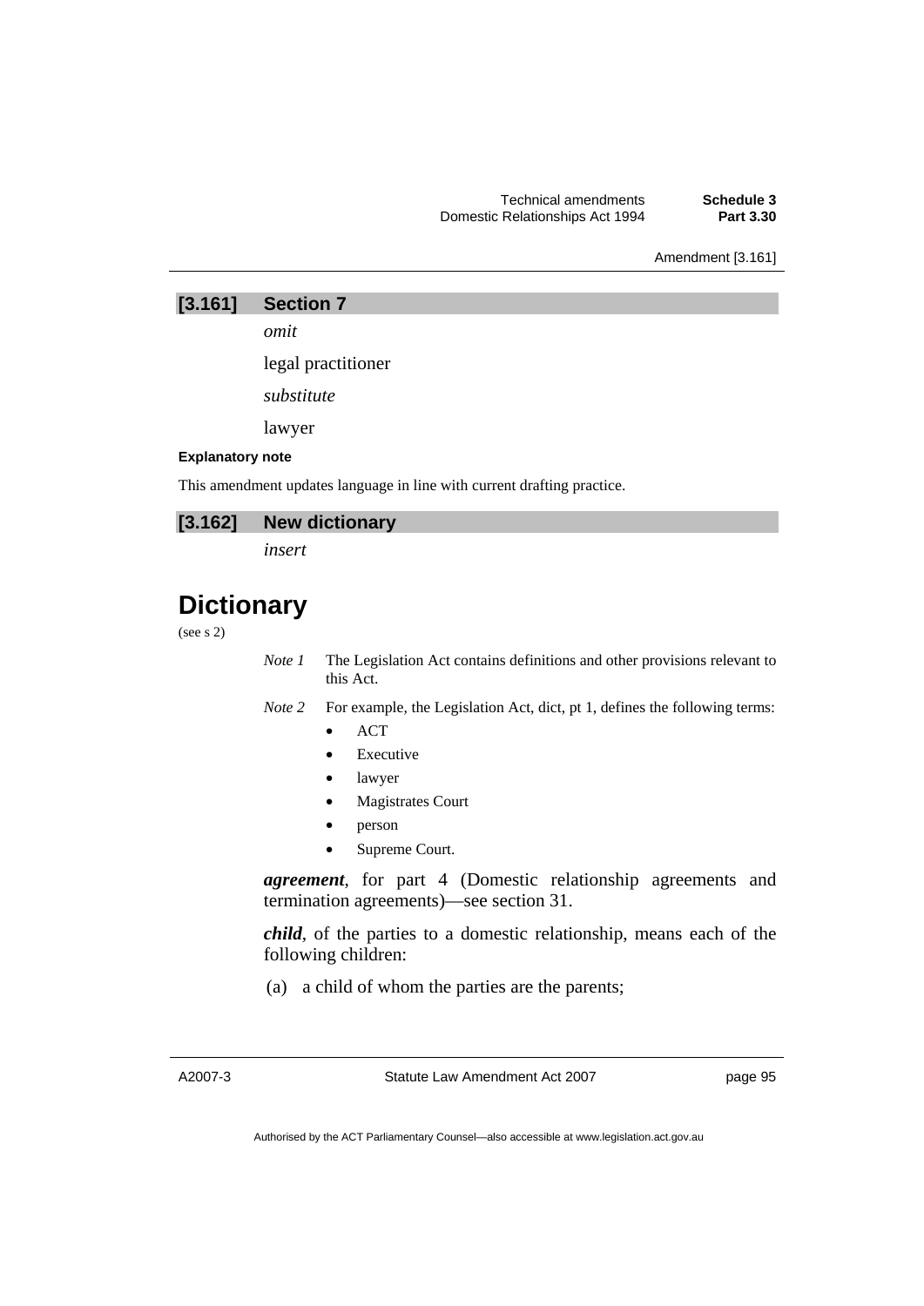Amendment [3.161]

## [3.161] Section 7

*omit*

legal practitioner

*substitute*

lawyer

**Explanatory note**

This amendment updates language in line with current drafting practice.

## [3.162] New dictionary

*insert*

# Dictionary

(see s 2)

*Note 1* The Legislation Act contains definitions and other provisions relevant to this Act.

*Note 2* For example, the Legislation Act, dict, pt 1, defines the following terms:

- ACT
- Executive
- lawyer
- Magistrates Court
- person
- Supreme Court.

***agreement***, for part 4 (Domestic relationship agreements and termination agreements)—see section 31.

***child***, of the parties to a domestic relationship, means each of the following children:

(a) a child of whom the parties are the parents;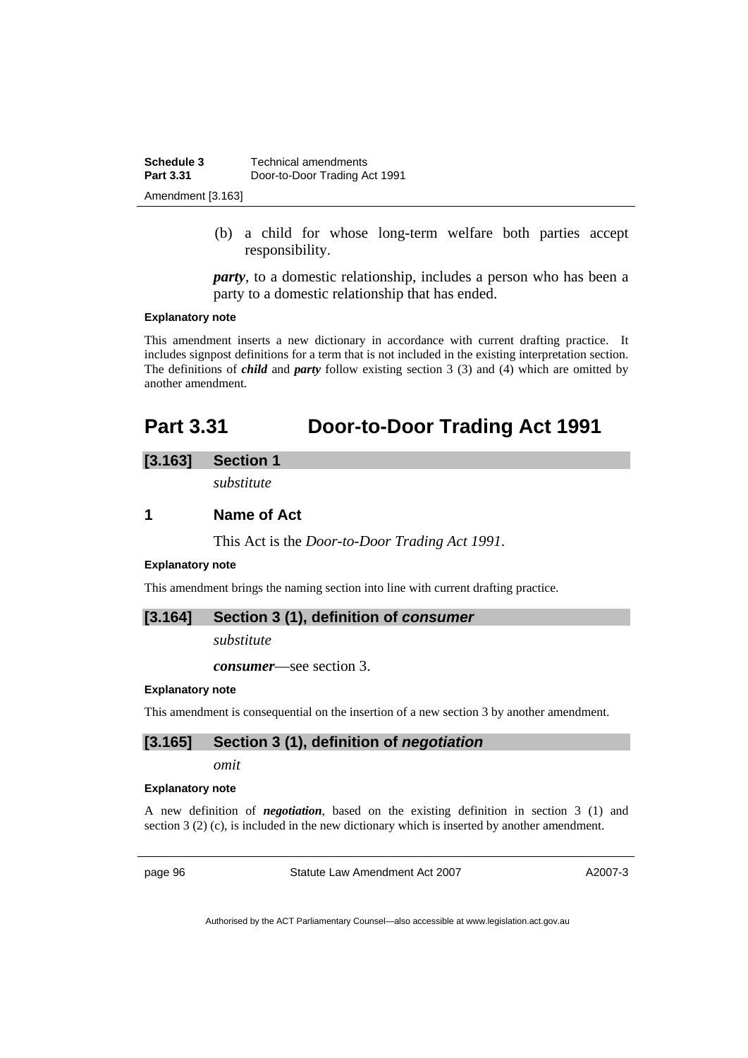(b) a child for whose long-term welfare both parties accept responsibility.

***party***, to a domestic relationship, includes a person who has been a party to a domestic relationship that has ended.

**Explanatory note**

This amendment inserts a new dictionary in accordance with current drafting practice. It includes signpost definitions for a term that is not included in the existing interpretation section. The definitions of ***child*** and ***party*** follow existing section 3 (3) and (4) which are omitted by another amendment.

# Part 3.31 Door-to-Door Trading Act 1991

## [3.163] Section 1

*substitute*

### 1 Name of Act

This Act is the *Door-to-Door Trading Act 1991*.

**Explanatory note**

This amendment brings the naming section into line with current drafting practice.

## [3.164] Section 3 (1), definition of *consumer*

*substitute*

***consumer***—see section 3.

**Explanatory note**

This amendment is consequential on the insertion of a new section 3 by another amendment.

## [3.165] Section 3 (1), definition of *negotiation*

*omit*

**Explanatory note**

A new definition of ***negotiation***, based on the existing definition in section 3 (1) and section 3 (2) (c), is included in the new dictionary which is inserted by another amendment.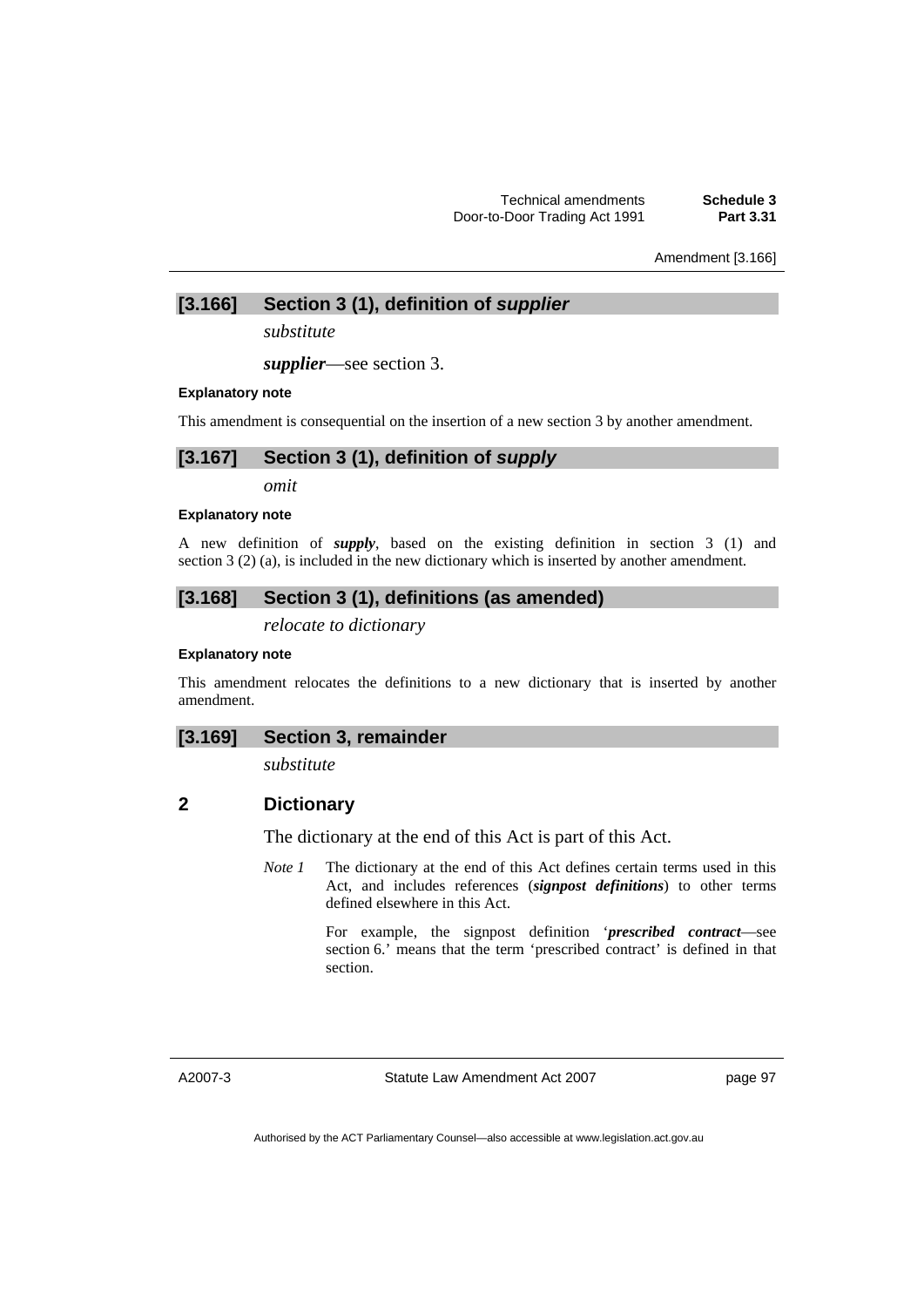## [3.166] Section 3 (1), definition of *supplier*

*substitute*

***supplier***—see section 3.

**Explanatory note**

This amendment is consequential on the insertion of a new section 3 by another amendment.

## [3.167] Section 3 (1), definition of *supply*

*omit*

**Explanatory note**

A new definition of ***supply***, based on the existing definition in section 3 (1) and section 3 (2) (a), is included in the new dictionary which is inserted by another amendment.

## [3.168] Section 3 (1), definitions (as amended)

*relocate to dictionary*

**Explanatory note**

This amendment relocates the definitions to a new dictionary that is inserted by another amendment.

## [3.169] Section 3, remainder

*substitute*

### 2 Dictionary

The dictionary at the end of this Act is part of this Act.

*Note 1* The dictionary at the end of this Act defines certain terms used in this Act, and includes references (***signpost definitions***) to other terms defined elsewhere in this Act.

For example, the signpost definition '***prescribed contract***—see section 6.' means that the term 'prescribed contract' is defined in that section.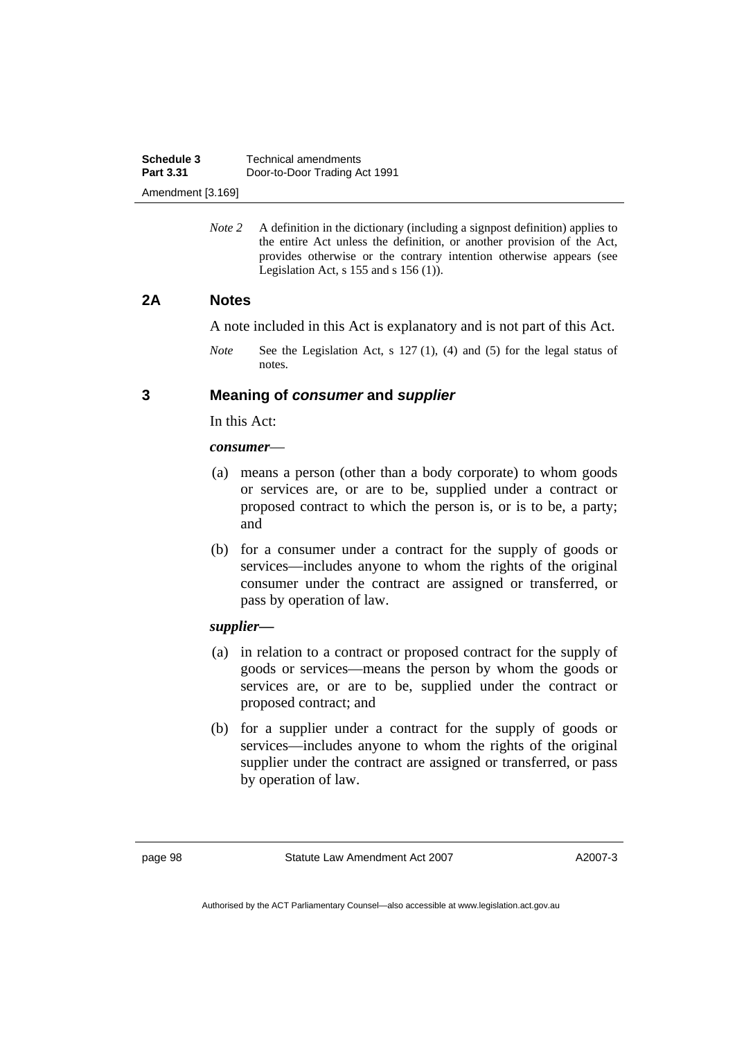*Note 2* A definition in the dictionary (including a signpost definition) applies to the entire Act unless the definition, or another provision of the Act, provides otherwise or the contrary intention otherwise appears (see Legislation Act, s 155 and s 156 (1)).

## 2A Notes

A note included in this Act is explanatory and is not part of this Act.

*Note* See the Legislation Act, s 127 (1), (4) and (5) for the legal status of notes.

## 3 Meaning of *consumer* and *supplier*

In this Act:

***consumer***—

(a) means a person (other than a body corporate) to whom goods or services are, or are to be, supplied under a contract or proposed contract to which the person is, or is to be, a party; and

(b) for a consumer under a contract for the supply of goods or services—includes anyone to whom the rights of the original consumer under the contract are assigned or transferred, or pass by operation of law.

***supplier—***

(a) in relation to a contract or proposed contract for the supply of goods or services—means the person by whom the goods or services are, or are to be, supplied under the contract or proposed contract; and

(b) for a supplier under a contract for the supply of goods or services—includes anyone to whom the rights of the original supplier under the contract are assigned or transferred, or pass by operation of law.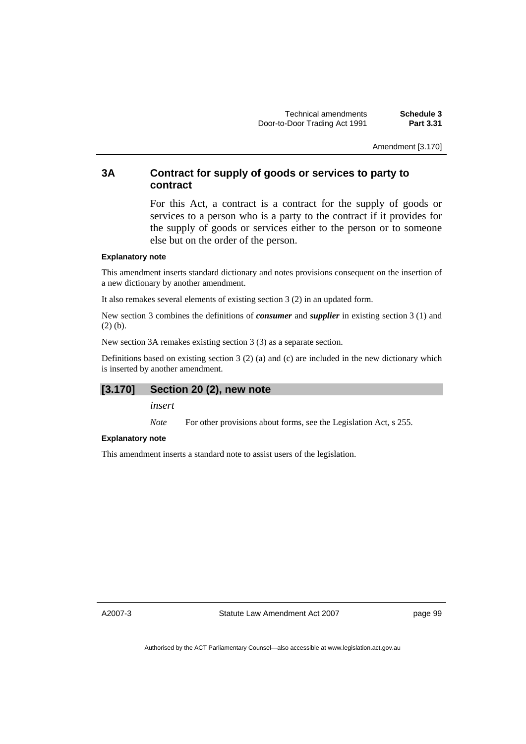### 3A Contract for supply of goods or services to party to contract

For this Act, a contract is a contract for the supply of goods or services to a person who is a party to the contract if it provides for the supply of goods or services either to the person or to someone else but on the order of the person.

#### Explanatory note

This amendment inserts standard dictionary and notes provisions consequent on the insertion of a new dictionary by another amendment.

It also remakes several elements of existing section 3 (2) in an updated form.

New section 3 combines the definitions of ***consumer*** and ***supplier*** in existing section 3 (1) and (2) (b).

New section 3A remakes existing section 3 (3) as a separate section.

Definitions based on existing section 3 (2) (a) and (c) are included in the new dictionary which is inserted by another amendment.

## [3.170] Section 20 (2), new note

*insert*

*Note* For other provisions about forms, see the Legislation Act, s 255.

#### Explanatory note

This amendment inserts a standard note to assist users of the legislation.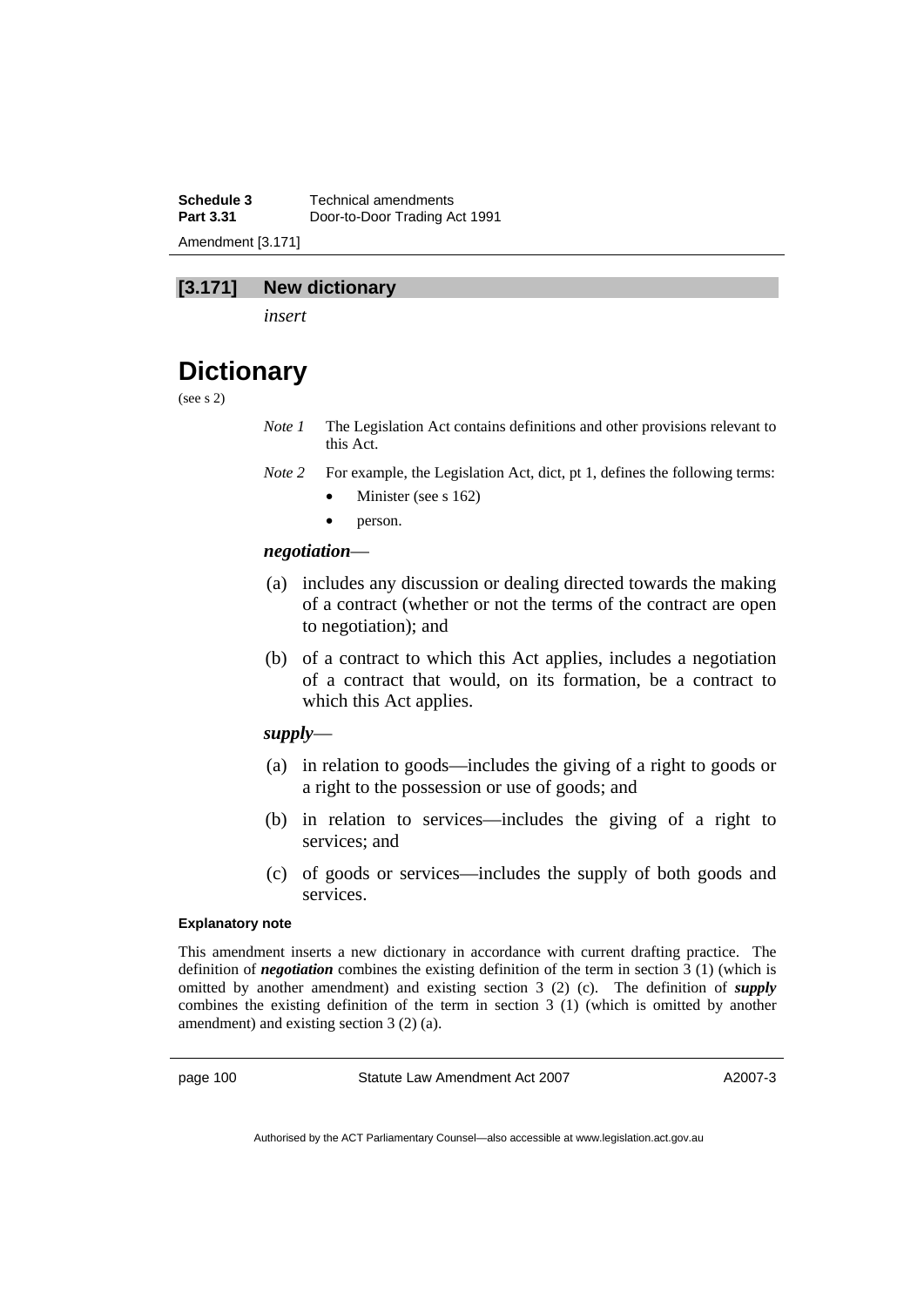## [3.171] New dictionary

*insert*

# Dictionary

(see s 2)

*Note 1* The Legislation Act contains definitions and other provisions relevant to this Act.

*Note 2* For example, the Legislation Act, dict, pt 1, defines the following terms:

- Minister (see s 162)
- person.

***negotiation***—

(a) includes any discussion or dealing directed towards the making of a contract (whether or not the terms of the contract are open to negotiation); and

(b) of a contract to which this Act applies, includes a negotiation of a contract that would, on its formation, be a contract to which this Act applies.

***supply***—

(a) in relation to goods—includes the giving of a right to goods or a right to the possession or use of goods; and

(b) in relation to services—includes the giving of a right to services; and

(c) of goods or services—includes the supply of both goods and services.

**Explanatory note**

This amendment inserts a new dictionary in accordance with current drafting practice. The definition of ***negotiation*** combines the existing definition of the term in section 3 (1) (which is omitted by another amendment) and existing section 3 (2) (c). The definition of ***supply*** combines the existing definition of the term in section 3 (1) (which is omitted by another amendment) and existing section 3 (2) (a).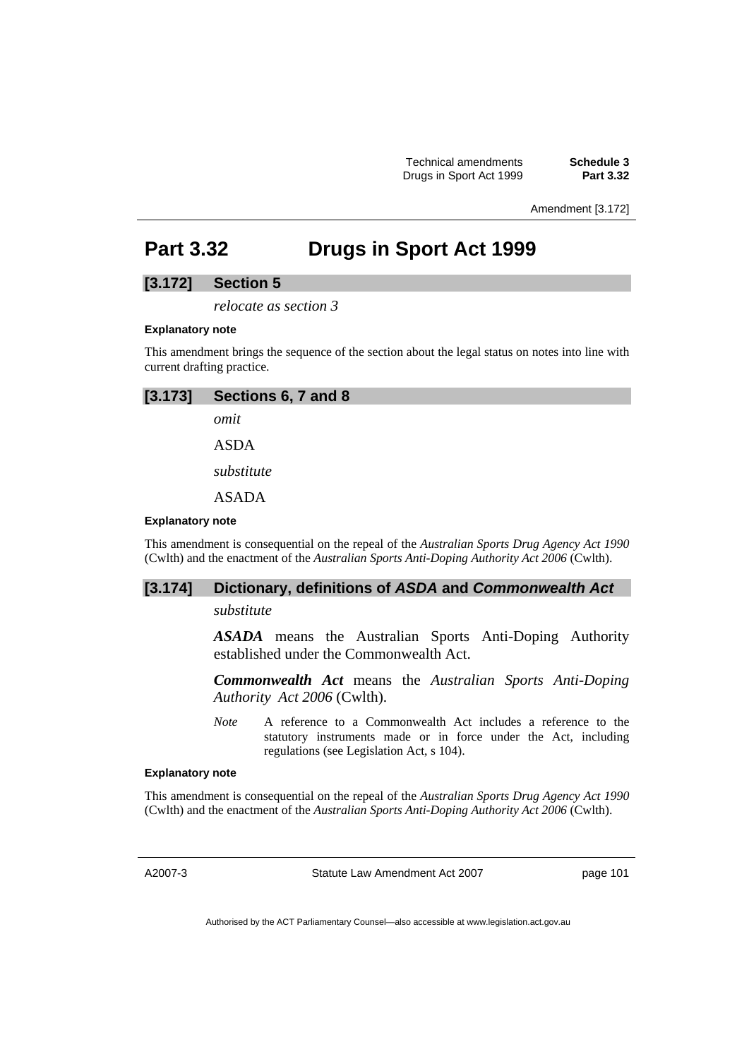# Part 3.32 Drugs in Sport Act 1999

## [3.172] Section 5

*relocate as section 3*

**Explanatory note**

This amendment brings the sequence of the section about the legal status on notes into line with current drafting practice.

## [3.173] Sections 6, 7 and 8

*omit*

ASDA

*substitute*

ASADA

**Explanatory note**

This amendment is consequential on the repeal of the *Australian Sports Drug Agency Act 1990* (Cwlth) and the enactment of the *Australian Sports Anti-Doping Authority Act 2006* (Cwlth).

## [3.174] Dictionary, definitions of *ASDA* and *Commonwealth Act*

*substitute*

***ASADA*** means the Australian Sports Anti-Doping Authority established under the Commonwealth Act.

***Commonwealth Act*** means the *Australian Sports Anti-Doping Authority Act 2006* (Cwlth).

*Note* A reference to a Commonwealth Act includes a reference to the statutory instruments made or in force under the Act, including regulations (see Legislation Act, s 104).

**Explanatory note**

This amendment is consequential on the repeal of the *Australian Sports Drug Agency Act 1990* (Cwlth) and the enactment of the *Australian Sports Anti-Doping Authority Act 2006* (Cwlth).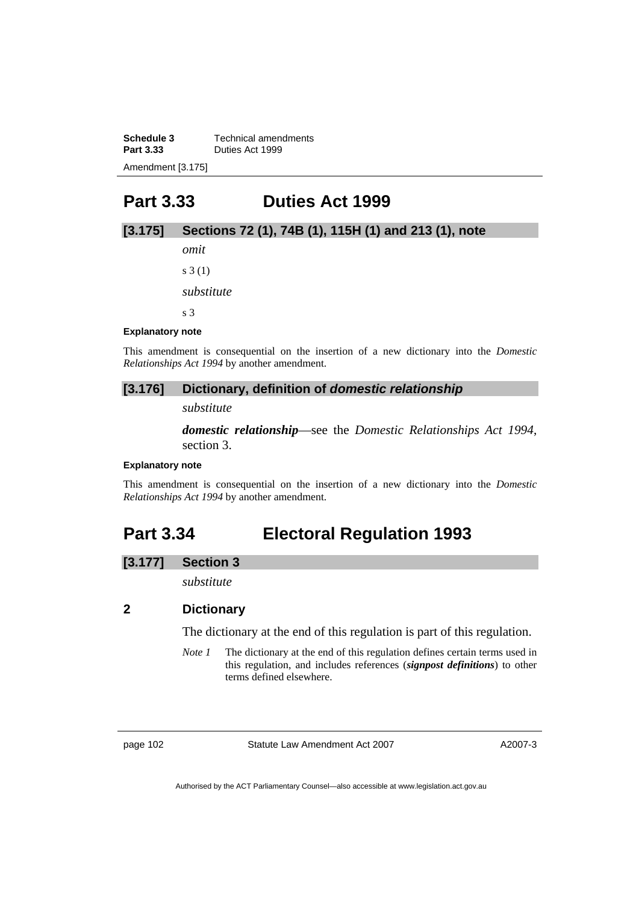# Part 3.33 Duties Act 1999

### [3.175] Sections 72 (1), 74B (1), 115H (1) and 213 (1), note

*omit*

s 3 (1)

*substitute*

s 3

**Explanatory note**

This amendment is consequential on the insertion of a new dictionary into the *Domestic Relationships Act 1994* by another amendment.

### [3.176] Dictionary, definition of *domestic relationship*

*substitute*

***domestic relationship***—see the *Domestic Relationships Act 1994*, section 3.

**Explanatory note**

This amendment is consequential on the insertion of a new dictionary into the *Domestic Relationships Act 1994* by another amendment.

# Part 3.34 Electoral Regulation 1993

### [3.177] Section 3

*substitute*

**2 Dictionary**

The dictionary at the end of this regulation is part of this regulation.

*Note 1* The dictionary at the end of this regulation defines certain terms used in this regulation, and includes references (***signpost definitions***) to other terms defined elsewhere.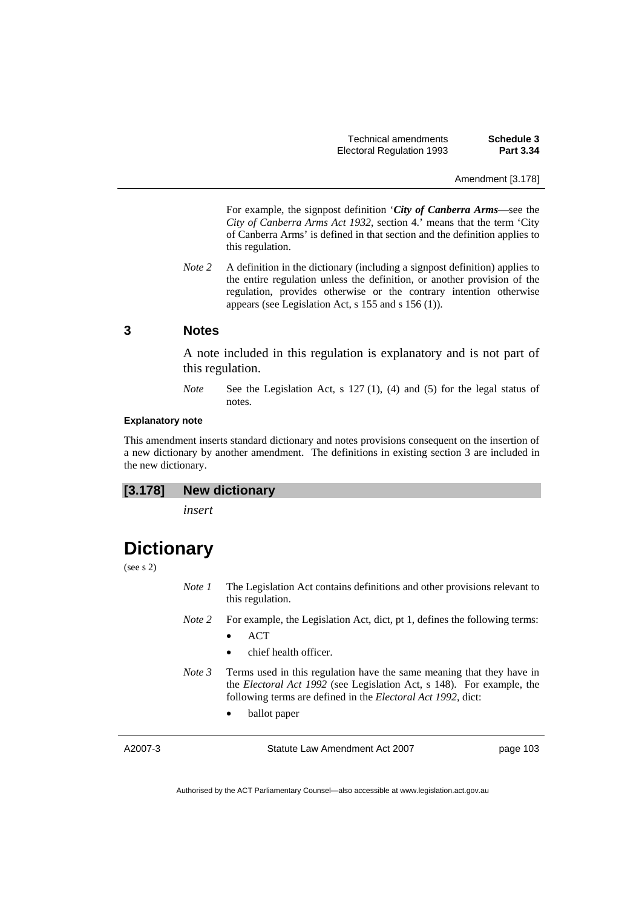For example, the signpost definition '***City of Canberra Arms***—see the *City of Canberra Arms Act 1932*, section 4.' means that the term 'City of Canberra Arms' is defined in that section and the definition applies to this regulation.

*Note 2* A definition in the dictionary (including a signpost definition) applies to the entire regulation unless the definition, or another provision of the regulation, provides otherwise or the contrary intention otherwise appears (see Legislation Act, s 155 and s 156 (1)).

### 3 Notes

A note included in this regulation is explanatory and is not part of this regulation.

*Note* See the Legislation Act, s 127 (1), (4) and (5) for the legal status of notes.

**Explanatory note**

This amendment inserts standard dictionary and notes provisions consequent on the insertion of a new dictionary by another amendment. The definitions in existing section 3 are included in the new dictionary.

### [3.178] New dictionary

*insert*

# Dictionary

(see s 2)

*Note 1* The Legislation Act contains definitions and other provisions relevant to this regulation.

*Note 2* For example, the Legislation Act, dict, pt 1, defines the following terms:

- ACT
- chief health officer.

*Note 3* Terms used in this regulation have the same meaning that they have in the *Electoral Act 1992* (see Legislation Act, s 148). For example, the following terms are defined in the *Electoral Act 1992*, dict:

- ballot paper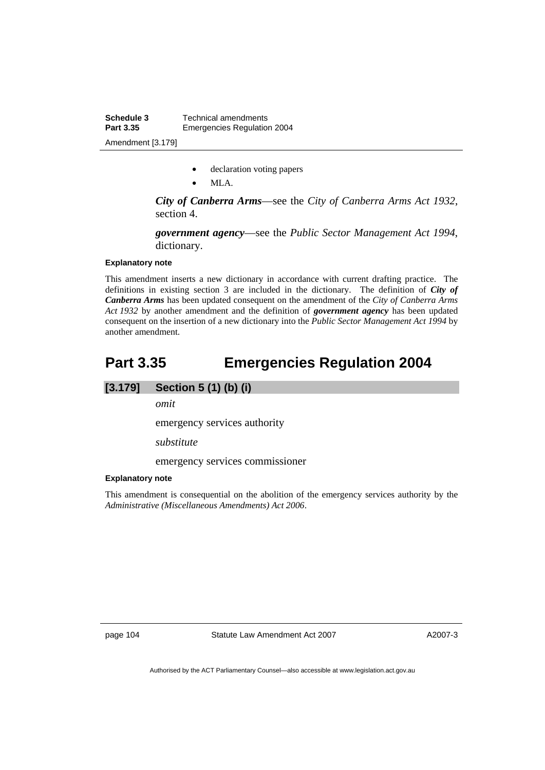- declaration voting papers
- MLA.

***City of Canberra Arms***—see the *City of Canberra Arms Act 1932*, section 4.

***government agency***—see the *Public Sector Management Act 1994*, dictionary.

#### Explanatory note

This amendment inserts a new dictionary in accordance with current drafting practice. The definitions in existing section 3 are included in the dictionary. The definition of ***City of Canberra Arms*** has been updated consequent on the amendment of the *City of Canberra Arms Act 1932* by another amendment and the definition of ***government agency*** has been updated consequent on the insertion of a new dictionary into the *Public Sector Management Act 1994* by another amendment.

## Part 3.35 Emergencies Regulation 2004

### [3.179] Section 5 (1) (b) (i)

*omit*

emergency services authority

*substitute*

emergency services commissioner

#### Explanatory note

This amendment is consequential on the abolition of the emergency services authority by the *Administrative (Miscellaneous Amendments) Act 2006*.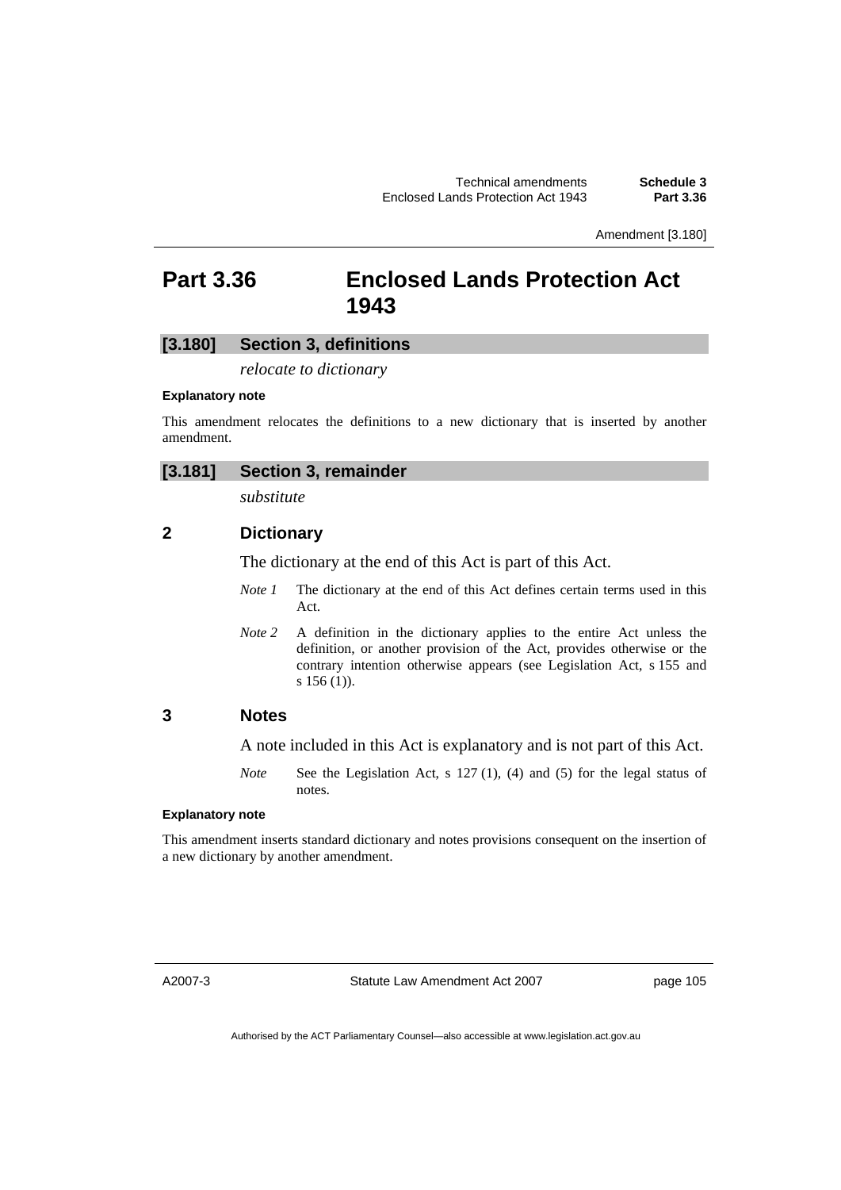# Part 3.36 Enclosed Lands Protection Act 1943

## [3.180] Section 3, definitions

*relocate to dictionary*

**Explanatory note**

This amendment relocates the definitions to a new dictionary that is inserted by another amendment.

## [3.181] Section 3, remainder

*substitute*

### 2 Dictionary

The dictionary at the end of this Act is part of this Act.

*Note 1* The dictionary at the end of this Act defines certain terms used in this Act.

*Note 2* A definition in the dictionary applies to the entire Act unless the definition, or another provision of the Act, provides otherwise or the contrary intention otherwise appears (see Legislation Act, s 155 and s 156 (1)).

### 3 Notes

A note included in this Act is explanatory and is not part of this Act.

*Note* See the Legislation Act, s 127 (1), (4) and (5) for the legal status of notes.

**Explanatory note**

This amendment inserts standard dictionary and notes provisions consequent on the insertion of a new dictionary by another amendment.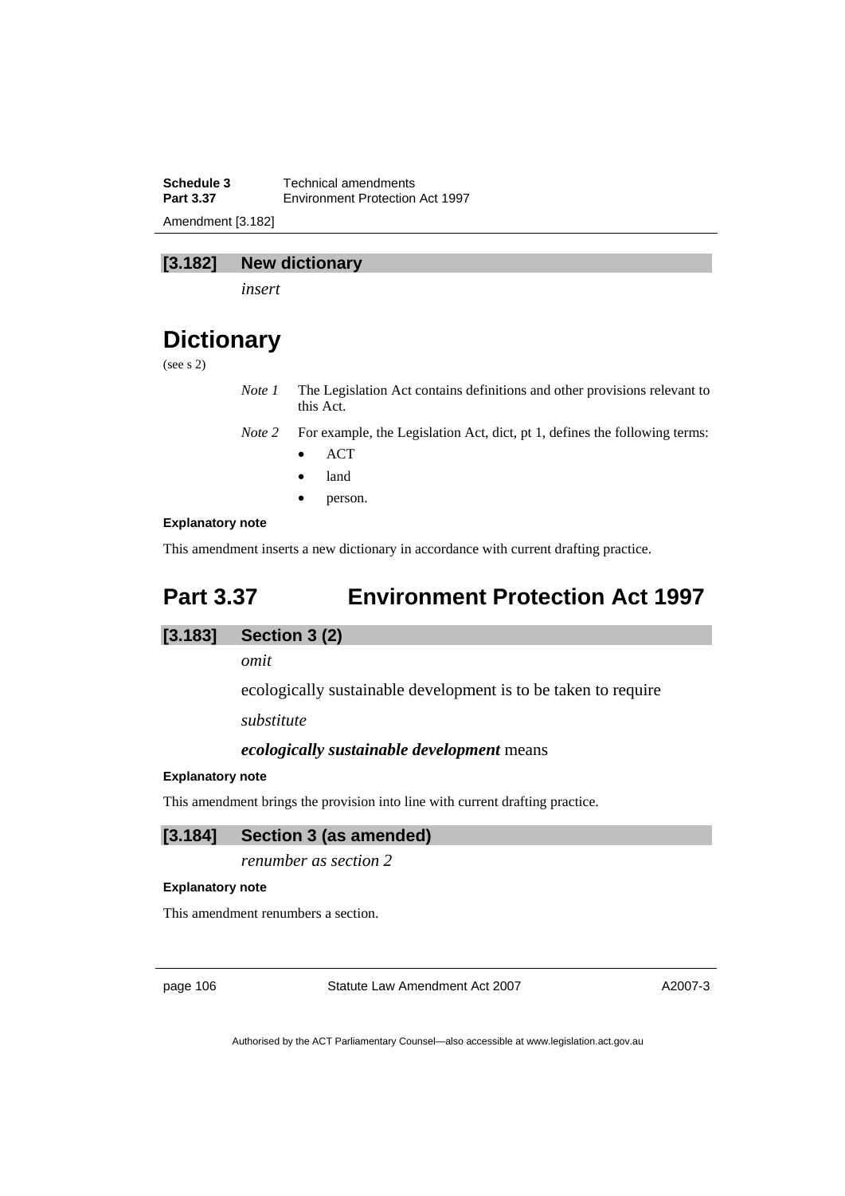### [3.182] New dictionary

*insert*

# Dictionary

(see s 2)

*Note 1* The Legislation Act contains definitions and other provisions relevant to this Act.

*Note 2* For example, the Legislation Act, dict, pt 1, defines the following terms:

- ACT
- land
- person.

**Explanatory note**

This amendment inserts a new dictionary in accordance with current drafting practice.

## Part 3.37 Environment Protection Act 1997

### [3.183] Section 3 (2)

*omit*

ecologically sustainable development is to be taken to require

*substitute*

***ecologically sustainable development*** means

**Explanatory note**

This amendment brings the provision into line with current drafting practice.

### [3.184] Section 3 (as amended)

*renumber as section 2*

**Explanatory note**

This amendment renumbers a section.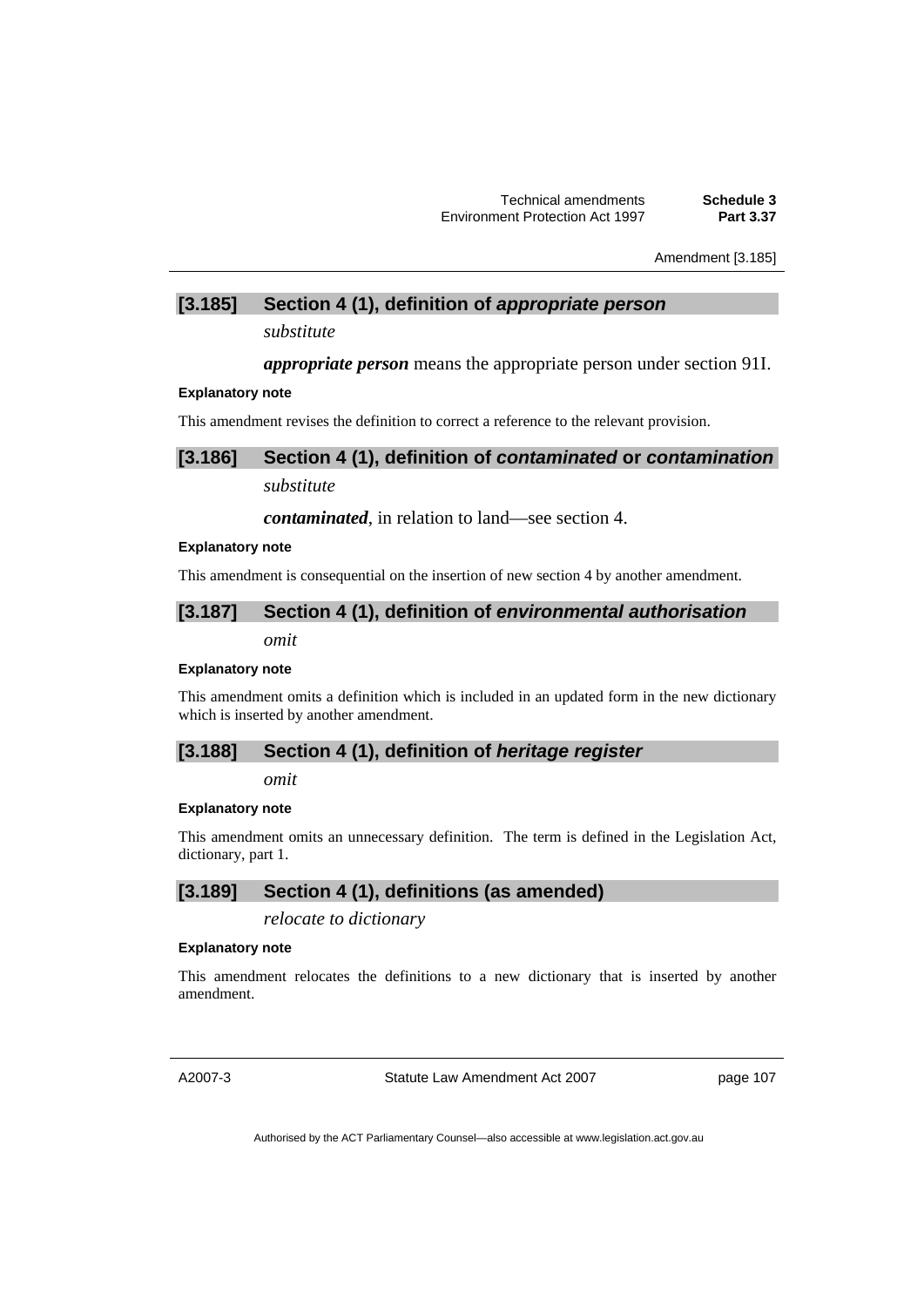### [3.185] Section 4 (1), definition of *appropriate person*

*substitute*

***appropriate person*** means the appropriate person under section 91I.

**Explanatory note**

This amendment revises the definition to correct a reference to the relevant provision.

### [3.186] Section 4 (1), definition of *contaminated* or *contamination*

*substitute*

***contaminated***, in relation to land—see section 4.

**Explanatory note**

This amendment is consequential on the insertion of new section 4 by another amendment.

### [3.187] Section 4 (1), definition of *environmental authorisation*

*omit*

**Explanatory note**

This amendment omits a definition which is included in an updated form in the new dictionary which is inserted by another amendment.

### [3.188] Section 4 (1), definition of *heritage register*

*omit*

**Explanatory note**

This amendment omits an unnecessary definition. The term is defined in the Legislation Act, dictionary, part 1.

### [3.189] Section 4 (1), definitions (as amended)

*relocate to dictionary*

**Explanatory note**

This amendment relocates the definitions to a new dictionary that is inserted by another amendment.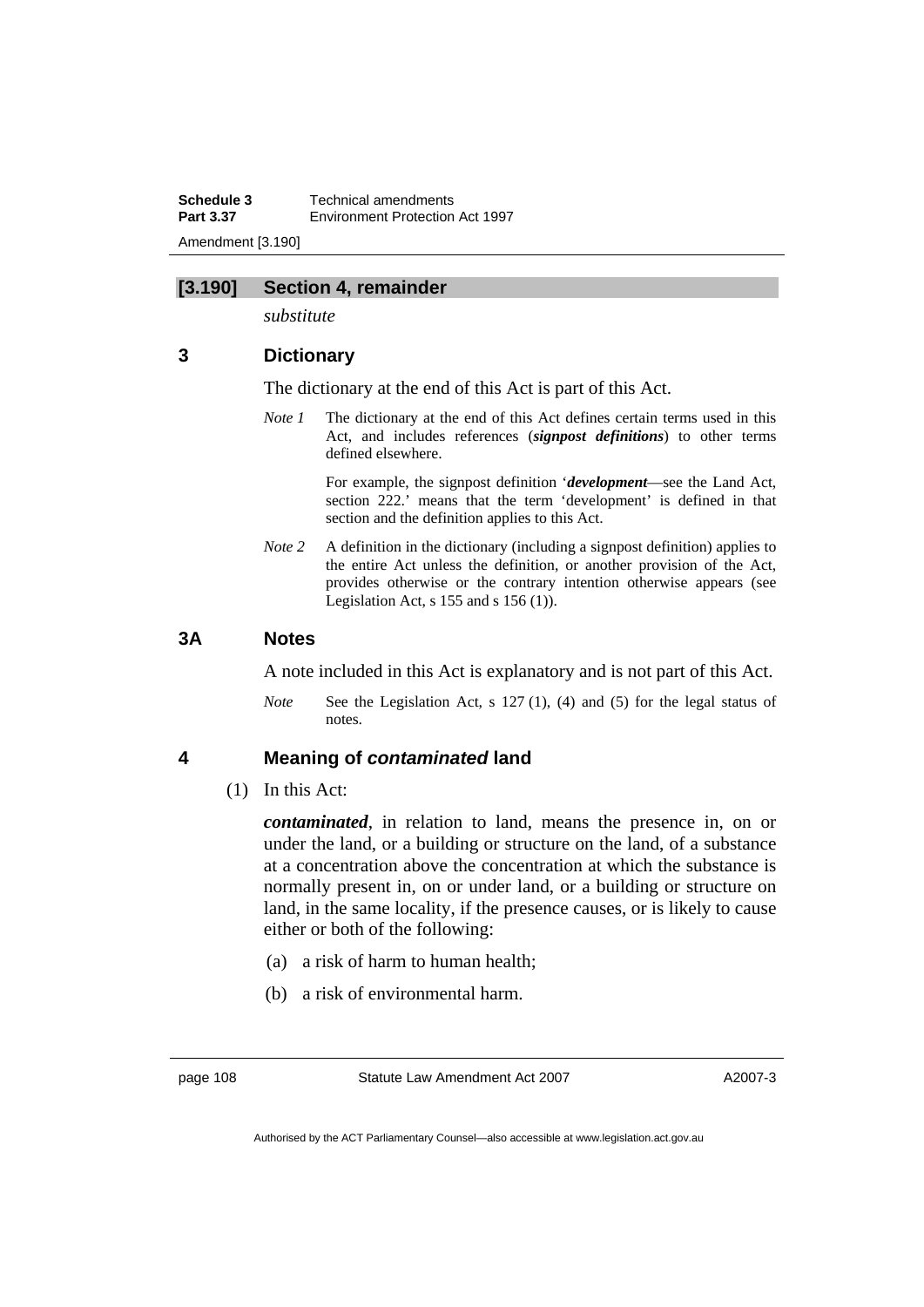## [3.190] Section 4, remainder

*substitute*

### 3 Dictionary

The dictionary at the end of this Act is part of this Act.

*Note 1* The dictionary at the end of this Act defines certain terms used in this Act, and includes references (***signpost definitions***) to other terms defined elsewhere.

For example, the signpost definition '***development***—see the Land Act, section 222.' means that the term 'development' is defined in that section and the definition applies to this Act.

*Note 2* A definition in the dictionary (including a signpost definition) applies to the entire Act unless the definition, or another provision of the Act, provides otherwise or the contrary intention otherwise appears (see Legislation Act, s 155 and s 156 (1)).

### 3A Notes

A note included in this Act is explanatory and is not part of this Act.

*Note* See the Legislation Act, s 127 (1), (4) and (5) for the legal status of notes.

### 4 Meaning of *contaminated* land

(1) In this Act:

***contaminated***, in relation to land, means the presence in, on or under the land, or a building or structure on the land, of a substance at a concentration above the concentration at which the substance is normally present in, on or under land, or a building or structure on land, in the same locality, if the presence causes, or is likely to cause either or both of the following:

(a) a risk of harm to human health;

(b) a risk of environmental harm.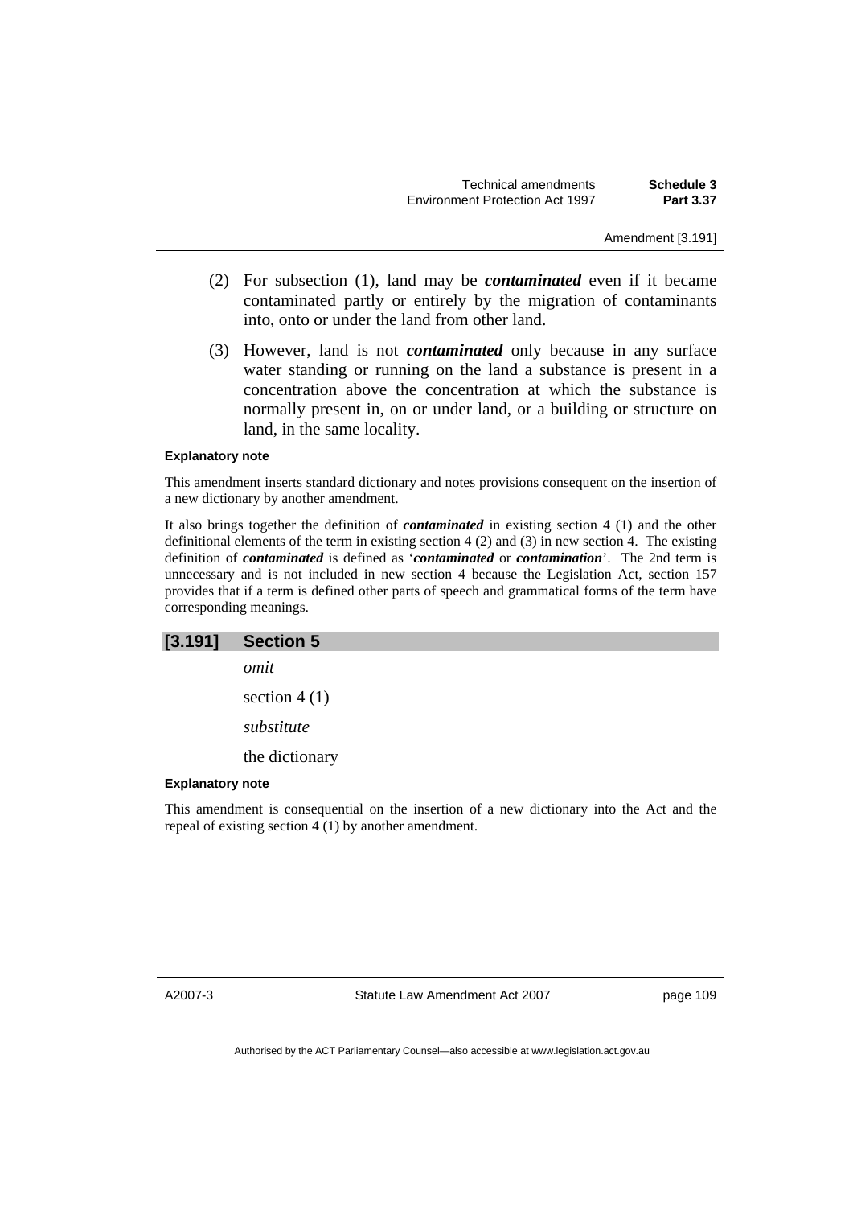(2) For subsection (1), land may be ***contaminated*** even if it became contaminated partly or entirely by the migration of contaminants into, onto or under the land from other land.

(3) However, land is not ***contaminated*** only because in any surface water standing or running on the land a substance is present in a concentration above the concentration at which the substance is normally present in, on or under land, or a building or structure on land, in the same locality.

**Explanatory note**

This amendment inserts standard dictionary and notes provisions consequent on the insertion of a new dictionary by another amendment.

It also brings together the definition of ***contaminated*** in existing section 4 (1) and the other definitional elements of the term in existing section 4 (2) and (3) in new section 4. The existing definition of ***contaminated*** is defined as '***contaminated*** or ***contamination***'. The 2nd term is unnecessary and is not included in new section 4 because the Legislation Act, section 157 provides that if a term is defined other parts of speech and grammatical forms of the term have corresponding meanings.

## [3.191] Section 5

*omit*

section 4 (1)

*substitute*

the dictionary

**Explanatory note**

This amendment is consequential on the insertion of a new dictionary into the Act and the repeal of existing section 4 (1) by another amendment.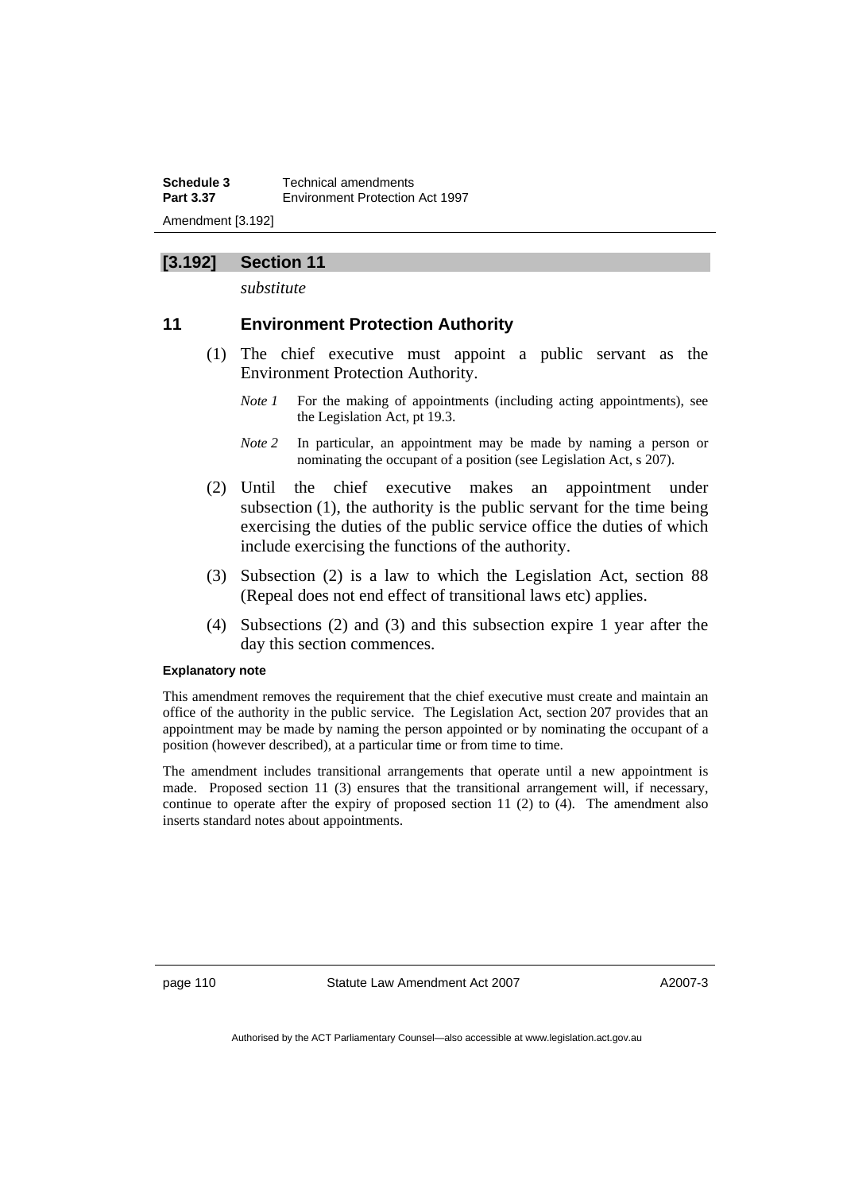## [3.192] Section 11

*substitute*

### 11 Environment Protection Authority

(1) The chief executive must appoint a public servant as the Environment Protection Authority.

*Note 1* For the making of appointments (including acting appointments), see the Legislation Act, pt 19.3.

*Note 2* In particular, an appointment may be made by naming a person or nominating the occupant of a position (see Legislation Act, s 207).

(2) Until the chief executive makes an appointment under subsection (1), the authority is the public servant for the time being exercising the duties of the public service office the duties of which include exercising the functions of the authority.

(3) Subsection (2) is a law to which the Legislation Act, section 88 (Repeal does not end effect of transitional laws etc) applies.

(4) Subsections (2) and (3) and this subsection expire 1 year after the day this section commences.

**Explanatory note**

This amendment removes the requirement that the chief executive must create and maintain an office of the authority in the public service. The Legislation Act, section 207 provides that an appointment may be made by naming the person appointed or by nominating the occupant of a position (however described), at a particular time or from time to time.

The amendment includes transitional arrangements that operate until a new appointment is made. Proposed section 11 (3) ensures that the transitional arrangement will, if necessary, continue to operate after the expiry of proposed section 11 (2) to (4). The amendment also inserts standard notes about appointments.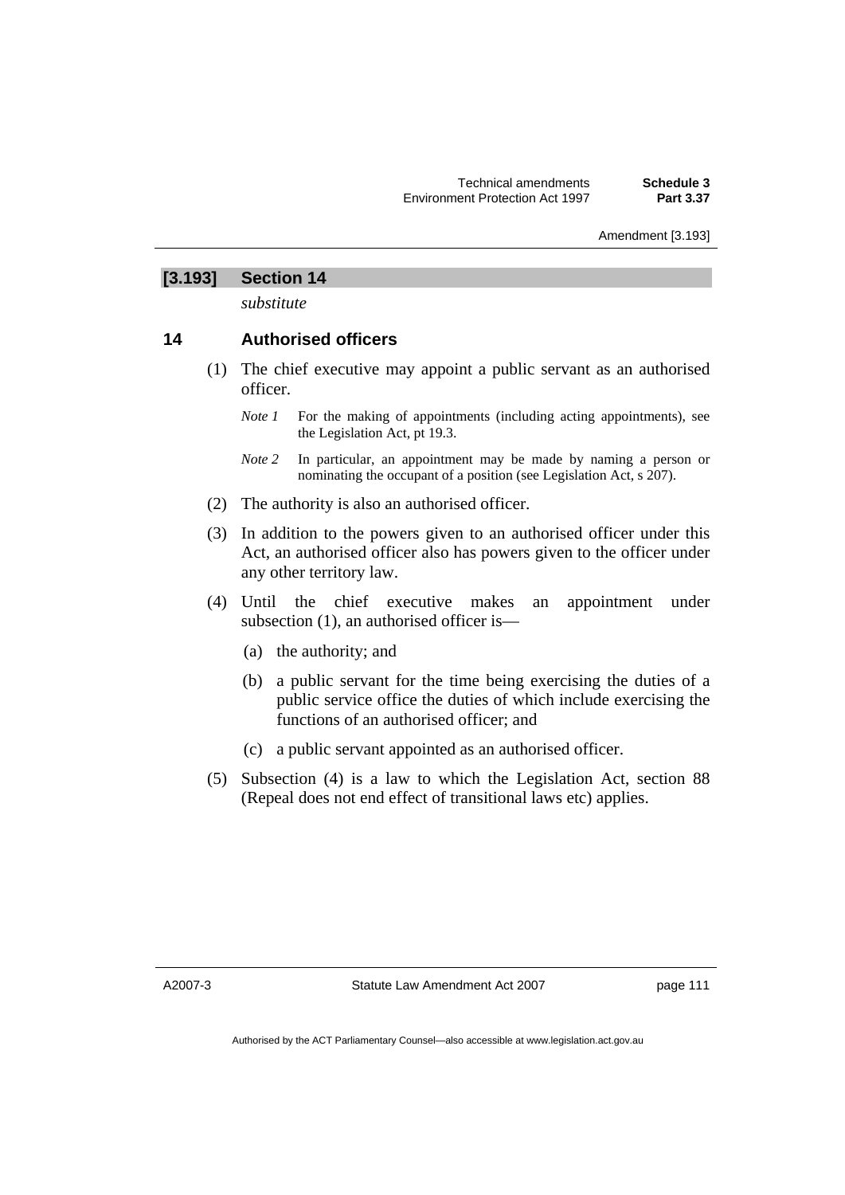## [3.193] Section 14

*substitute*

### 14 Authorised officers

(1) The chief executive may appoint a public servant as an authorised officer.

*Note 1* For the making of appointments (including acting appointments), see the Legislation Act, pt 19.3.

*Note 2* In particular, an appointment may be made by naming a person or nominating the occupant of a position (see Legislation Act, s 207).

(2) The authority is also an authorised officer.

(3) In addition to the powers given to an authorised officer under this Act, an authorised officer also has powers given to the officer under any other territory law.

(4) Until the chief executive makes an appointment under subsection (1), an authorised officer is—

(a) the authority; and

(b) a public servant for the time being exercising the duties of a public service office the duties of which include exercising the functions of an authorised officer; and

(c) a public servant appointed as an authorised officer.

(5) Subsection (4) is a law to which the Legislation Act, section 88 (Repeal does not end effect of transitional laws etc) applies.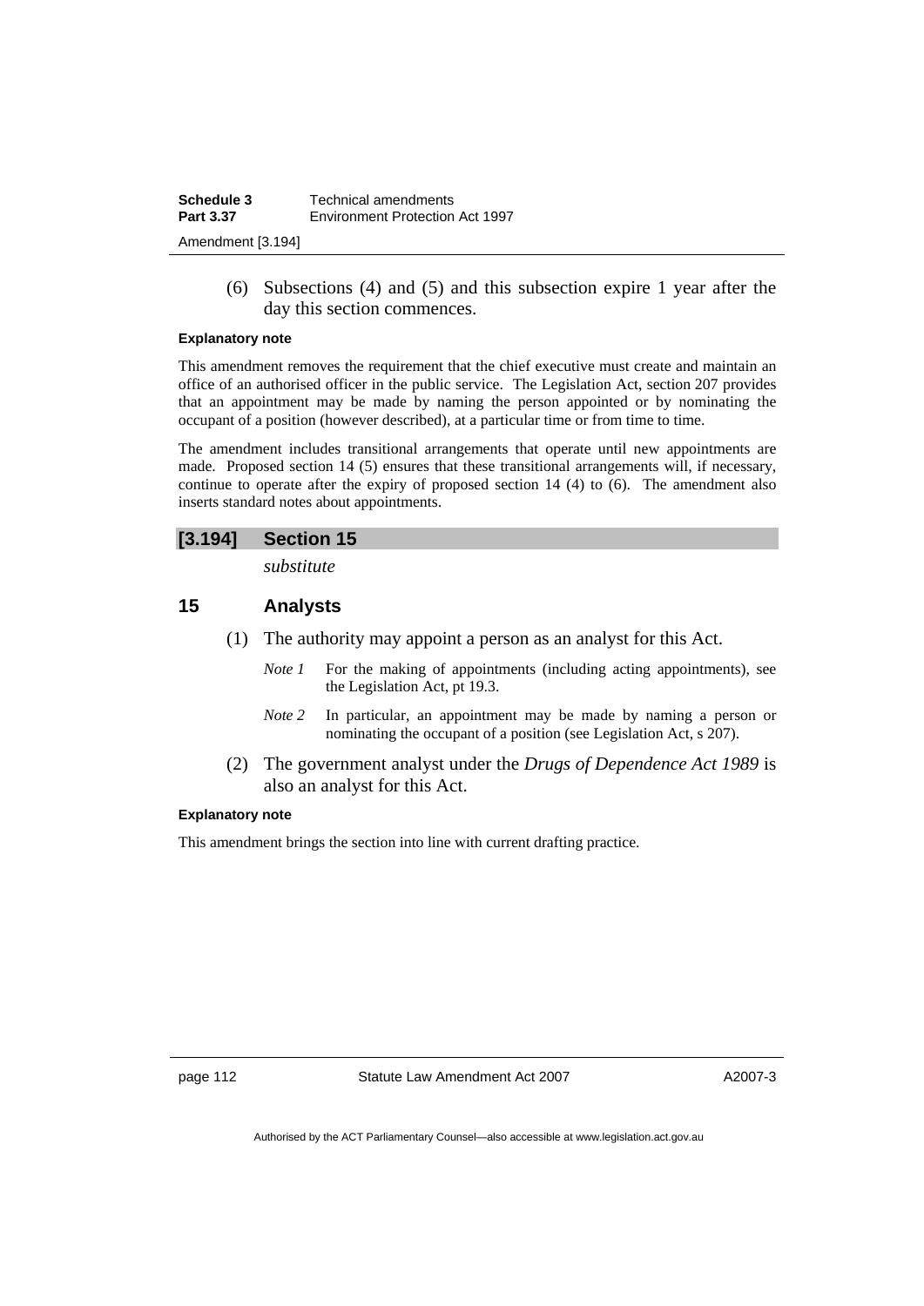(6) Subsections (4) and (5) and this subsection expire 1 year after the day this section commences.

**Explanatory note**

This amendment removes the requirement that the chief executive must create and maintain an office of an authorised officer in the public service. The Legislation Act, section 207 provides that an appointment may be made by naming the person appointed or by nominating the occupant of a position (however described), at a particular time or from time to time.

The amendment includes transitional arrangements that operate until new appointments are made. Proposed section 14 (5) ensures that these transitional arrangements will, if necessary, continue to operate after the expiry of proposed section 14 (4) to (6). The amendment also inserts standard notes about appointments.

## [3.194] Section 15

*substitute*

### 15 Analysts

(1) The authority may appoint a person as an analyst for this Act.

*Note 1* For the making of appointments (including acting appointments), see the Legislation Act, pt 19.3.

*Note 2* In particular, an appointment may be made by naming a person or nominating the occupant of a position (see Legislation Act, s 207).

(2) The government analyst under the *Drugs of Dependence Act 1989* is also an analyst for this Act.

**Explanatory note**

This amendment brings the section into line with current drafting practice.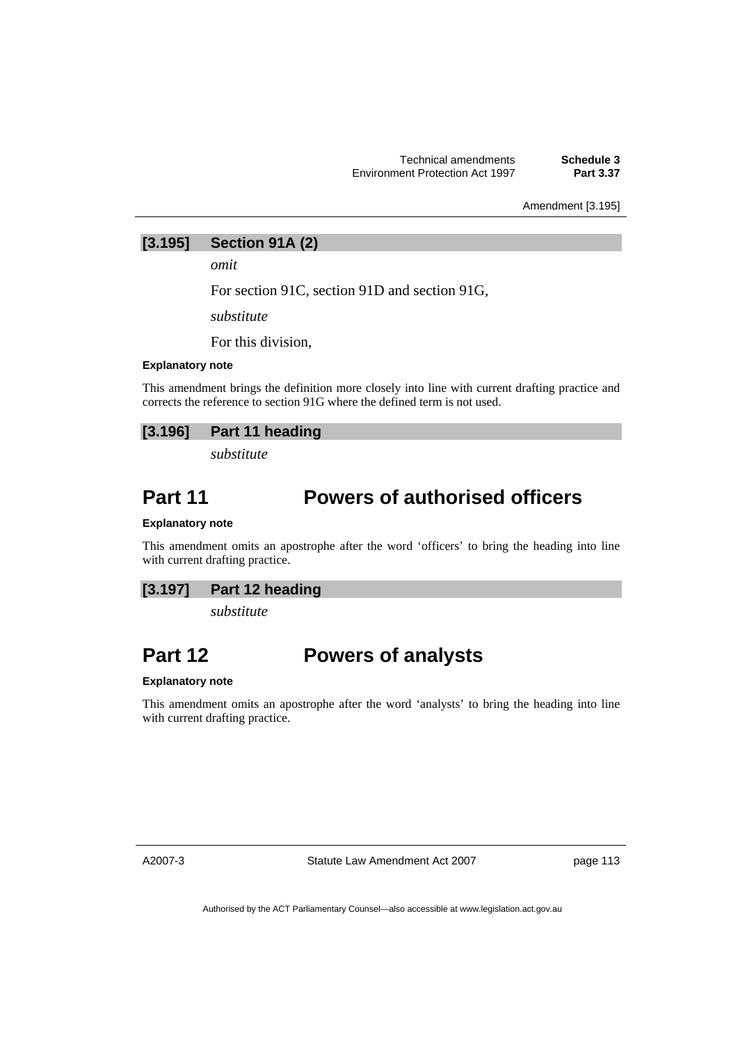### [3.195] Section 91A (2)

*omit*

For section 91C, section 91D and section 91G,

*substitute*

For this division,

**Explanatory note**

This amendment brings the definition more closely into line with current drafting practice and corrects the reference to section 91G where the defined term is not used.

### [3.196] Part 11 heading

*substitute*

# Part 11 Powers of authorised officers

**Explanatory note**

This amendment omits an apostrophe after the word ‘officers’ to bring the heading into line with current drafting practice.

### [3.197] Part 12 heading

*substitute*

# Part 12 Powers of analysts

**Explanatory note**

This amendment omits an apostrophe after the word ‘analysts’ to bring the heading into line with current drafting practice.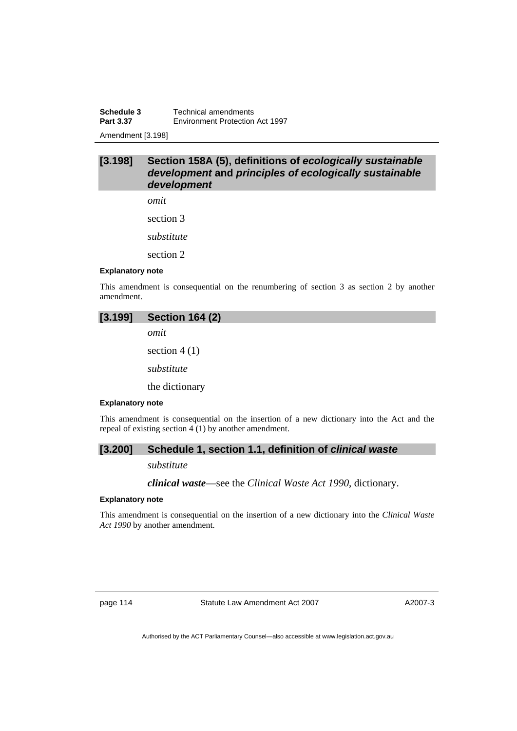## [3.198] Section 158A (5), definitions of *ecologically sustainable development* and *principles of ecologically sustainable development*

*omit*

section 3

*substitute*

section 2

**Explanatory note**

This amendment is consequential on the renumbering of section 3 as section 2 by another amendment.

## [3.199] Section 164 (2)

*omit*

section 4 (1)

*substitute*

the dictionary

**Explanatory note**

This amendment is consequential on the insertion of a new dictionary into the Act and the repeal of existing section 4 (1) by another amendment.

## [3.200] Schedule 1, section 1.1, definition of *clinical waste*

*substitute*

***clinical waste***—see the *Clinical Waste Act 1990*, dictionary.

**Explanatory note**

This amendment is consequential on the insertion of a new dictionary into the *Clinical Waste Act 1990* by another amendment.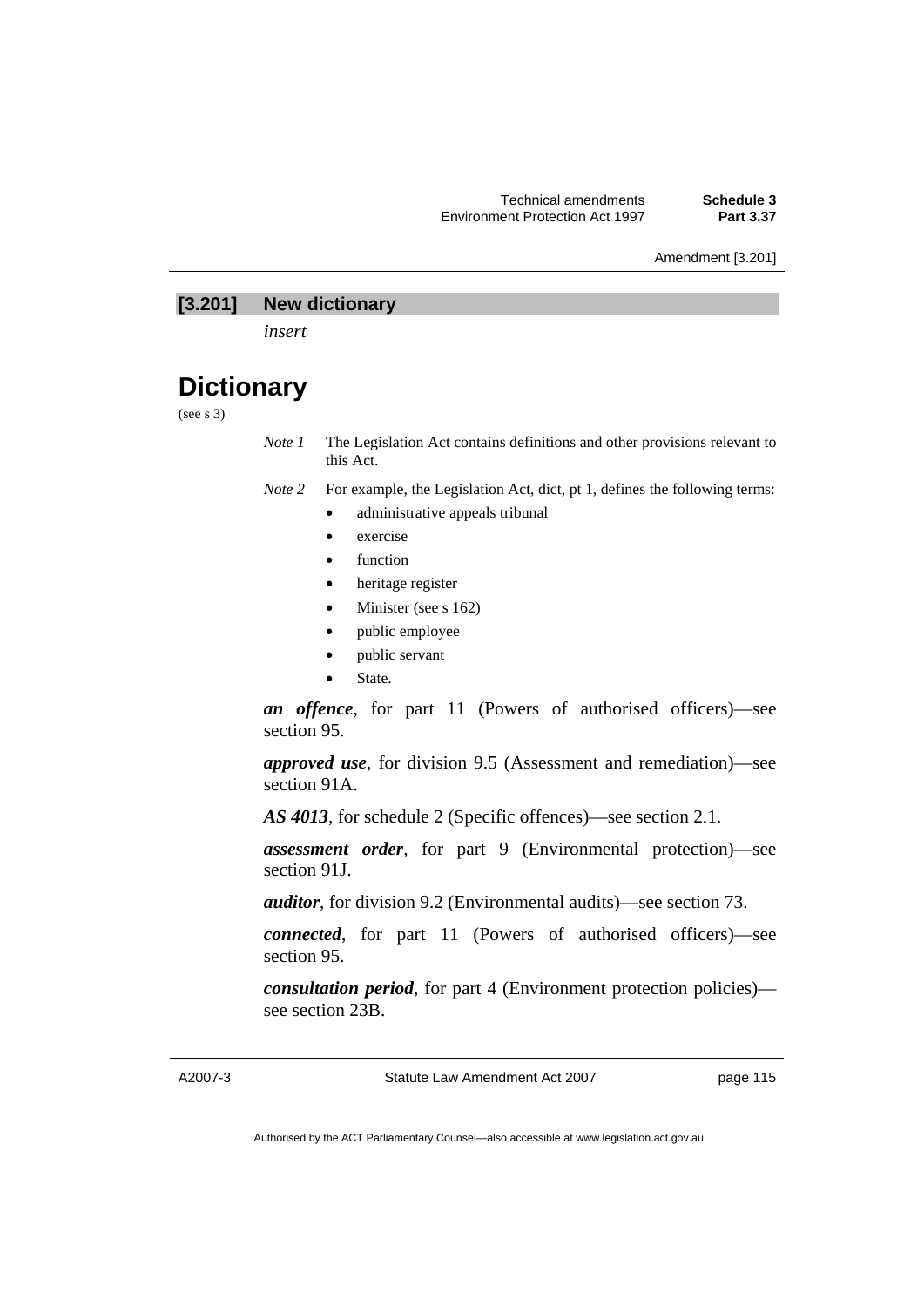## [3.201] New dictionary

*insert*

# Dictionary

(see s 3)

*Note 1* The Legislation Act contains definitions and other provisions relevant to this Act.

*Note 2* For example, the Legislation Act, dict, pt 1, defines the following terms:

- administrative appeals tribunal
- exercise
- function
- heritage register
- Minister (see s 162)
- public employee
- public servant
- State.

***an offence***, for part 11 (Powers of authorised officers)—see section 95.

***approved use***, for division 9.5 (Assessment and remediation)—see section 91A.

***AS 4013***, for schedule 2 (Specific offences)—see section 2.1.

***assessment order***, for part 9 (Environmental protection)—see section 91J.

***auditor***, for division 9.2 (Environmental audits)—see section 73.

***connected***, for part 11 (Powers of authorised officers)—see section 95.

***consultation period***, for part 4 (Environment protection policies)—see section 23B.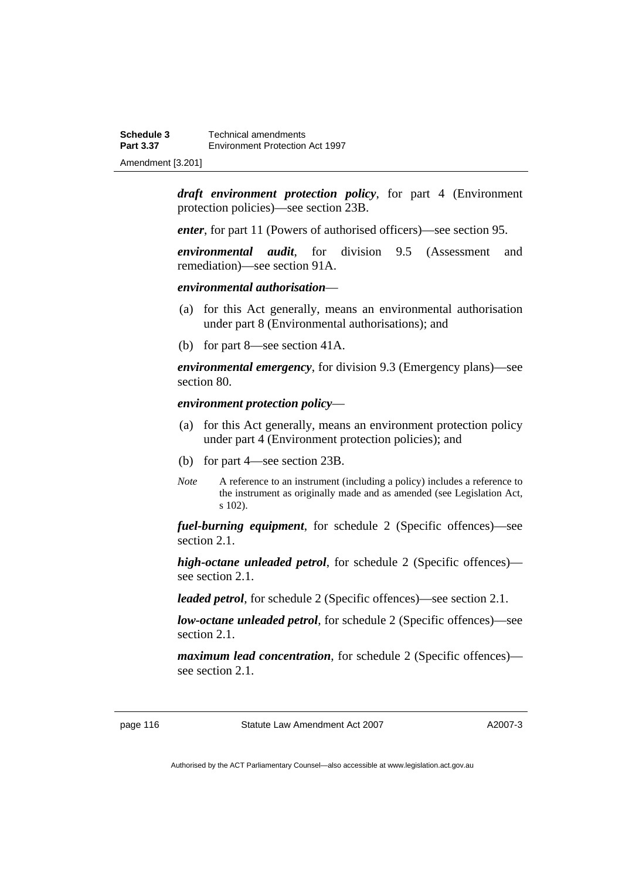***draft environment protection policy***, for part 4 (Environment protection policies)—see section 23B.

***enter***, for part 11 (Powers of authorised officers)—see section 95.

***environmental audit***, for division 9.5 (Assessment and remediation)—see section 91A.

***environmental authorisation***—

(a) for this Act generally, means an environmental authorisation under part 8 (Environmental authorisations); and

(b) for part 8—see section 41A.

***environmental emergency***, for division 9.3 (Emergency plans)—see section 80.

***environment protection policy***—

(a) for this Act generally, means an environment protection policy under part 4 (Environment protection policies); and

(b) for part 4—see section 23B.

*Note* A reference to an instrument (including a policy) includes a reference to the instrument as originally made and as amended (see Legislation Act, s 102).

***fuel-burning equipment***, for schedule 2 (Specific offences)—see section 2.1.

***high-octane unleaded petrol***, for schedule 2 (Specific offences)—see section 2.1.

***leaded petrol***, for schedule 2 (Specific offences)—see section 2.1.

***low-octane unleaded petrol***, for schedule 2 (Specific offences)—see section 2.1.

***maximum lead concentration***, for schedule 2 (Specific offences)—see section 2.1.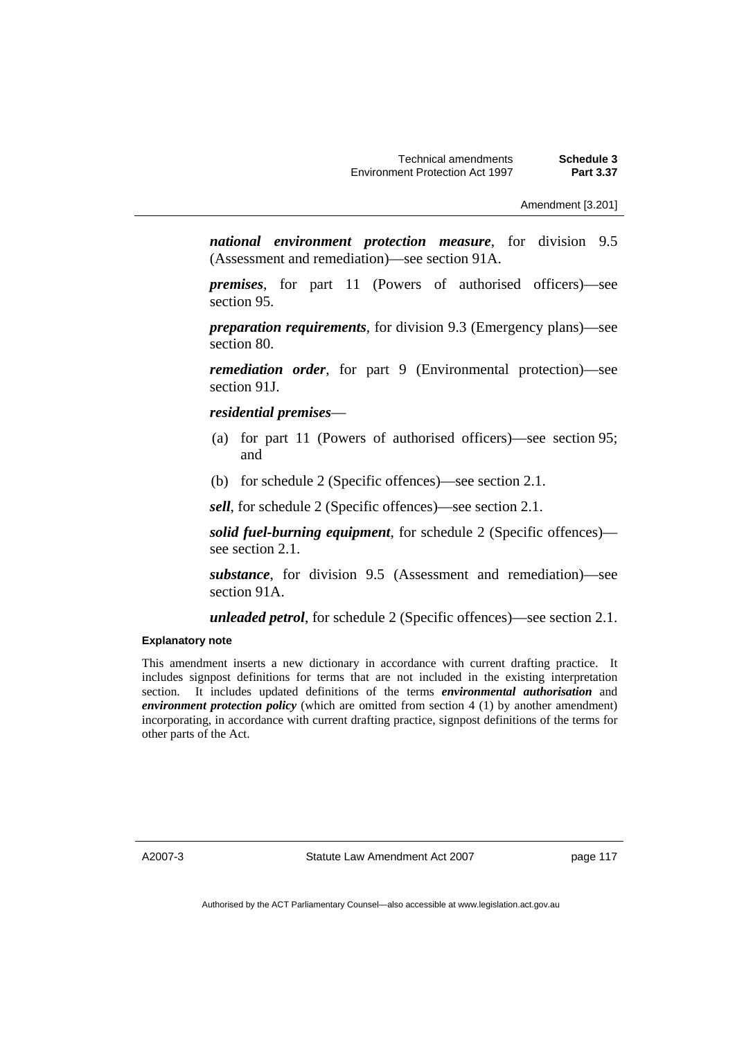***national environment protection measure***, for division 9.5 (Assessment and remediation)—see section 91A.

***premises***, for part 11 (Powers of authorised officers)—see section 95.

***preparation requirements***, for division 9.3 (Emergency plans)—see section 80.

***remediation order***, for part 9 (Environmental protection)—see section 91J.

***residential premises***—

(a) for part 11 (Powers of authorised officers)—see section 95; and

(b) for schedule 2 (Specific offences)—see section 2.1.

***sell***, for schedule 2 (Specific offences)—see section 2.1.

***solid fuel-burning equipment***, for schedule 2 (Specific offences)—see section 2.1.

***substance***, for division 9.5 (Assessment and remediation)—see section 91A.

***unleaded petrol***, for schedule 2 (Specific offences)—see section 2.1.

**Explanatory note**

This amendment inserts a new dictionary in accordance with current drafting practice. It includes signpost definitions for terms that are not included in the existing interpretation section. It includes updated definitions of the terms ***environmental authorisation*** and ***environment protection policy*** (which are omitted from section 4 (1) by another amendment) incorporating, in accordance with current drafting practice, signpost definitions of the terms for other parts of the Act.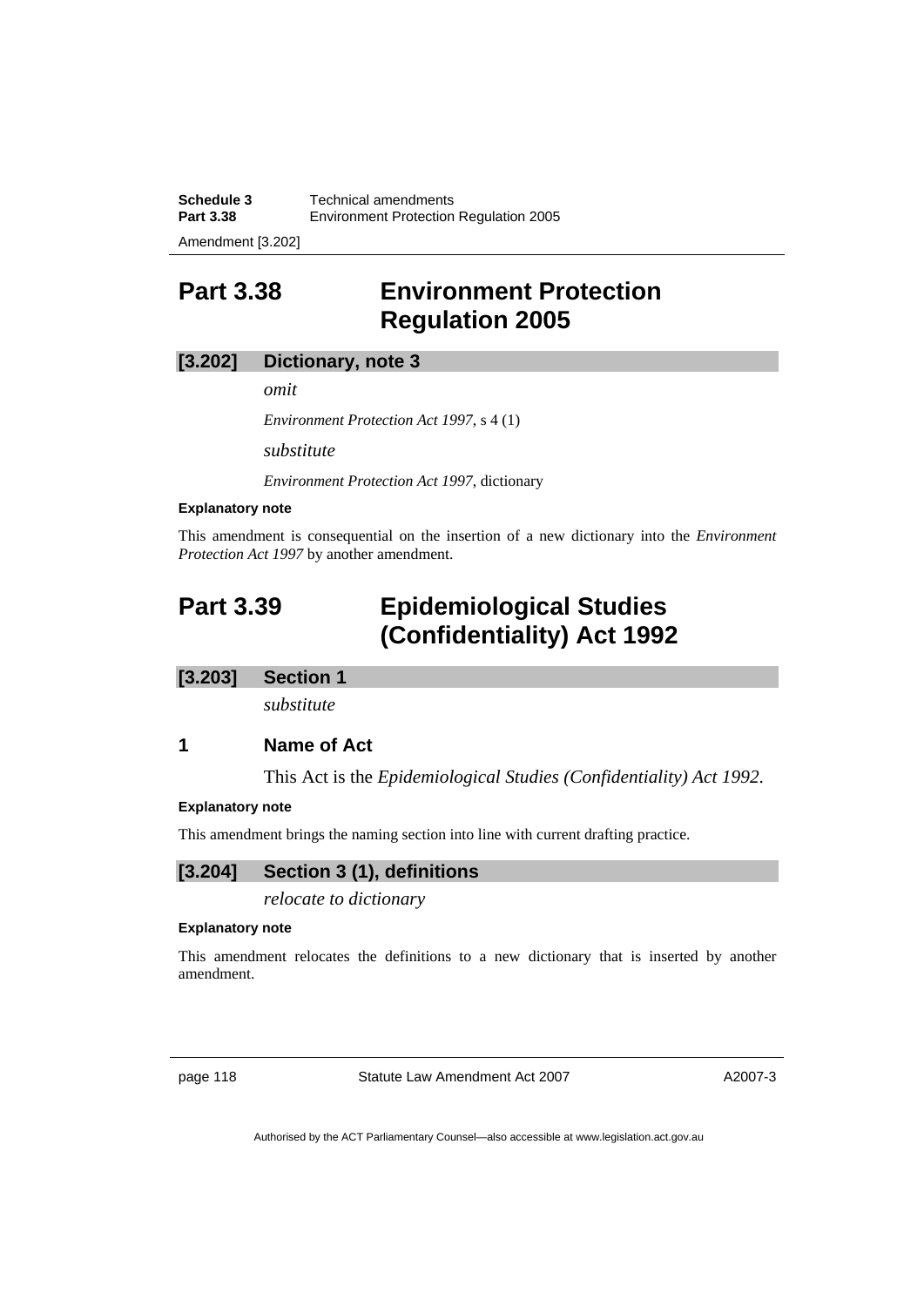# Part 3.38 Environment Protection Regulation 2005

## [3.202] Dictionary, note 3

*omit*

*Environment Protection Act 1997*, s 4 (1)

*substitute*

*Environment Protection Act 1997*, dictionary

**Explanatory note**

This amendment is consequential on the insertion of a new dictionary into the *Environment Protection Act 1997* by another amendment.

# Part 3.39 Epidemiological Studies (Confidentiality) Act 1992

## [3.203] Section 1

*substitute*

### 1 Name of Act

This Act is the *Epidemiological Studies (Confidentiality) Act 1992*.

**Explanatory note**

This amendment brings the naming section into line with current drafting practice.

## [3.204] Section 3 (1), definitions

*relocate to dictionary*

**Explanatory note**

This amendment relocates the definitions to a new dictionary that is inserted by another amendment.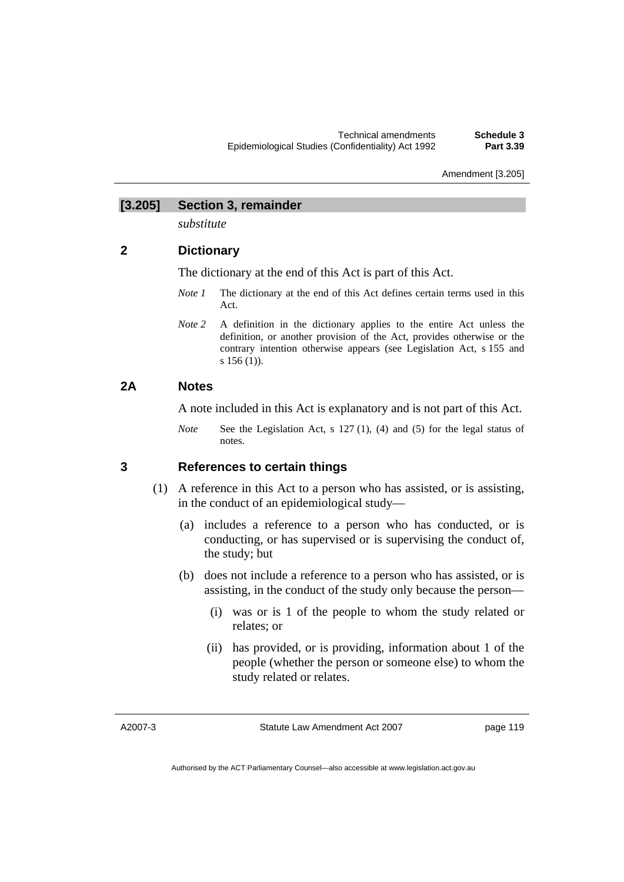## [3.205] Section 3, remainder

*substitute*

### 2 Dictionary

The dictionary at the end of this Act is part of this Act.

*Note 1* The dictionary at the end of this Act defines certain terms used in this Act.

*Note 2* A definition in the dictionary applies to the entire Act unless the definition, or another provision of the Act, provides otherwise or the contrary intention otherwise appears (see Legislation Act, s 155 and s 156 (1)).

### 2A Notes

A note included in this Act is explanatory and is not part of this Act.

*Note* See the Legislation Act, s 127 (1), (4) and (5) for the legal status of notes.

### 3 References to certain things

(1) A reference in this Act to a person who has assisted, or is assisting, in the conduct of an epidemiological study—

(a) includes a reference to a person who has conducted, or is conducting, or has supervised or is supervising the conduct of, the study; but

(b) does not include a reference to a person who has assisted, or is assisting, in the conduct of the study only because the person—

(i) was or is 1 of the people to whom the study related or relates; or

(ii) has provided, or is providing, information about 1 of the people (whether the person or someone else) to whom the study related or relates.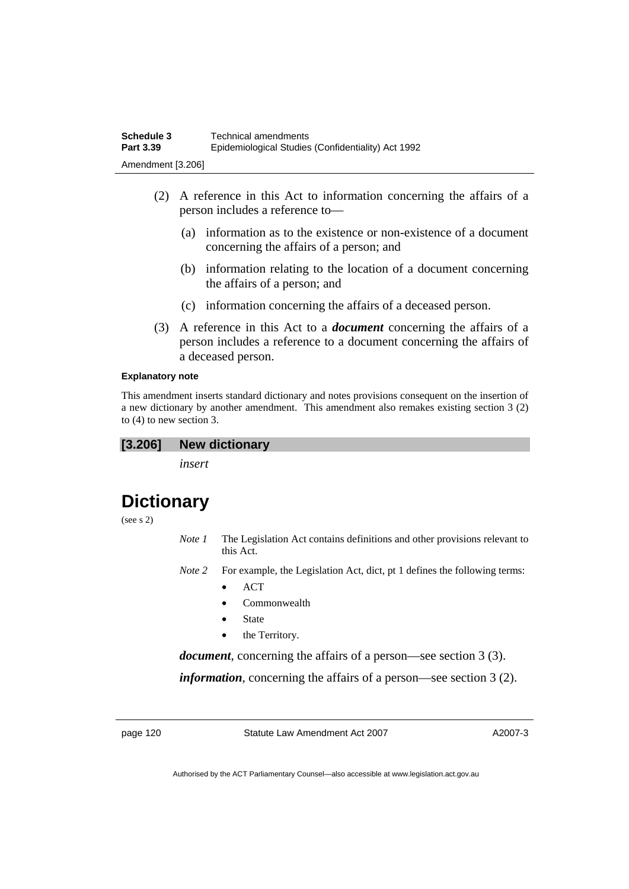(2) A reference in this Act to information concerning the affairs of a person includes a reference to—

(a) information as to the existence or non-existence of a document concerning the affairs of a person; and

(b) information relating to the location of a document concerning the affairs of a person; and

(c) information concerning the affairs of a deceased person.

(3) A reference in this Act to a ***document*** concerning the affairs of a person includes a reference to a document concerning the affairs of a deceased person.

**Explanatory note**

This amendment inserts standard dictionary and notes provisions consequent on the insertion of a new dictionary by another amendment. This amendment also remakes existing section 3 (2) to (4) to new section 3.

### [3.206] New dictionary

*insert*

# Dictionary

(see s 2)

*Note 1* The Legislation Act contains definitions and other provisions relevant to this Act.

*Note 2* For example, the Legislation Act, dict, pt 1 defines the following terms:

- ACT
- Commonwealth
- State
- the Territory.

***document***, concerning the affairs of a person—see section 3 (3).

***information***, concerning the affairs of a person—see section 3 (2).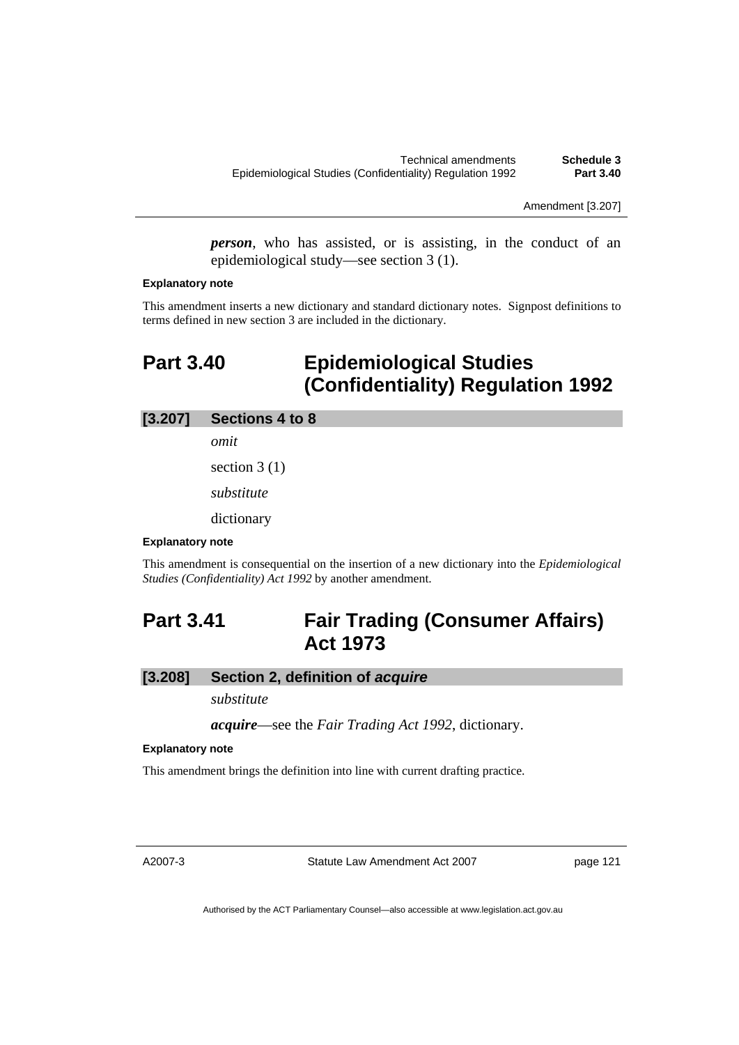***person***, who has assisted, or is assisting, in the conduct of an epidemiological study—see section 3 (1).

**Explanatory note**

This amendment inserts a new dictionary and standard dictionary notes. Signpost definitions to terms defined in new section 3 are included in the dictionary.

# Part 3.40 Epidemiological Studies (Confidentiality) Regulation 1992

### [3.207] Sections 4 to 8

*omit*

section 3 (1)

*substitute*

dictionary

**Explanatory note**

This amendment is consequential on the insertion of a new dictionary into the *Epidemiological Studies (Confidentiality) Act 1992* by another amendment.

# Part 3.41 Fair Trading (Consumer Affairs) Act 1973

### [3.208] Section 2, definition of *acquire*

*substitute*

***acquire***—see the *Fair Trading Act 1992*, dictionary.

**Explanatory note**

This amendment brings the definition into line with current drafting practice.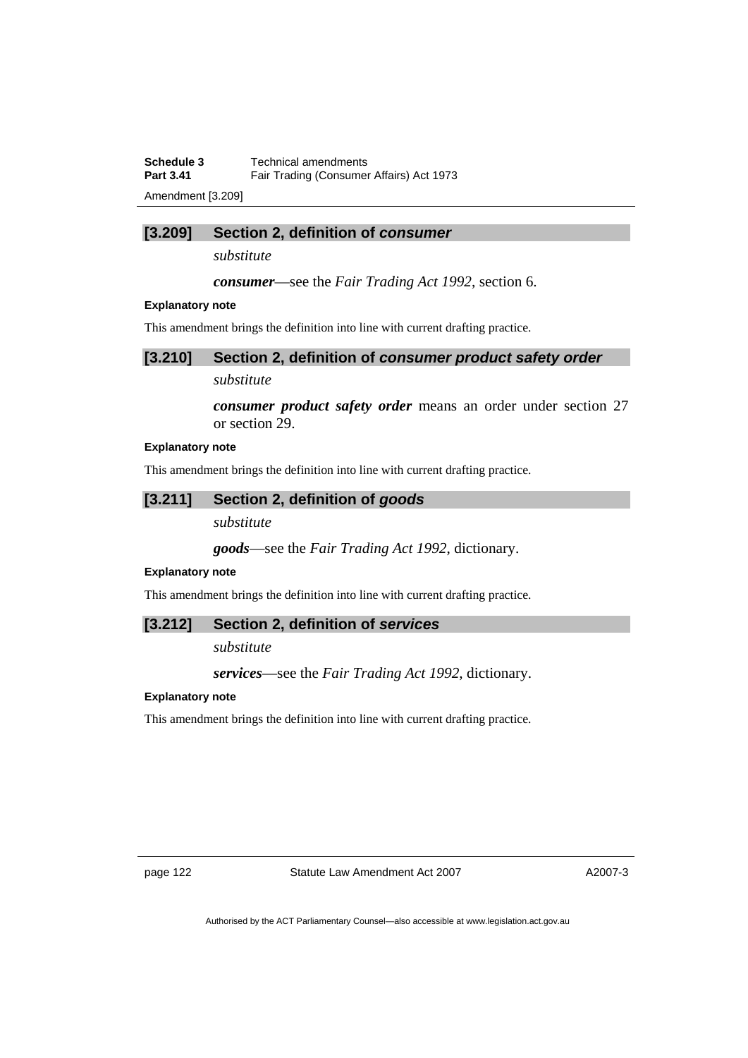### [3.209] Section 2, definition of *consumer*

*substitute*

***consumer***—see the *Fair Trading Act 1992*, section 6.

**Explanatory note**

This amendment brings the definition into line with current drafting practice.

### [3.210] Section 2, definition of *consumer product safety order*

*substitute*

***consumer product safety order*** means an order under section 27 or section 29.

**Explanatory note**

This amendment brings the definition into line with current drafting practice.

### [3.211] Section 2, definition of *goods*

*substitute*

***goods***—see the *Fair Trading Act 1992*, dictionary.

**Explanatory note**

This amendment brings the definition into line with current drafting practice.

### [3.212] Section 2, definition of *services*

*substitute*

***services***—see the *Fair Trading Act 1992*, dictionary.

**Explanatory note**

This amendment brings the definition into line with current drafting practice.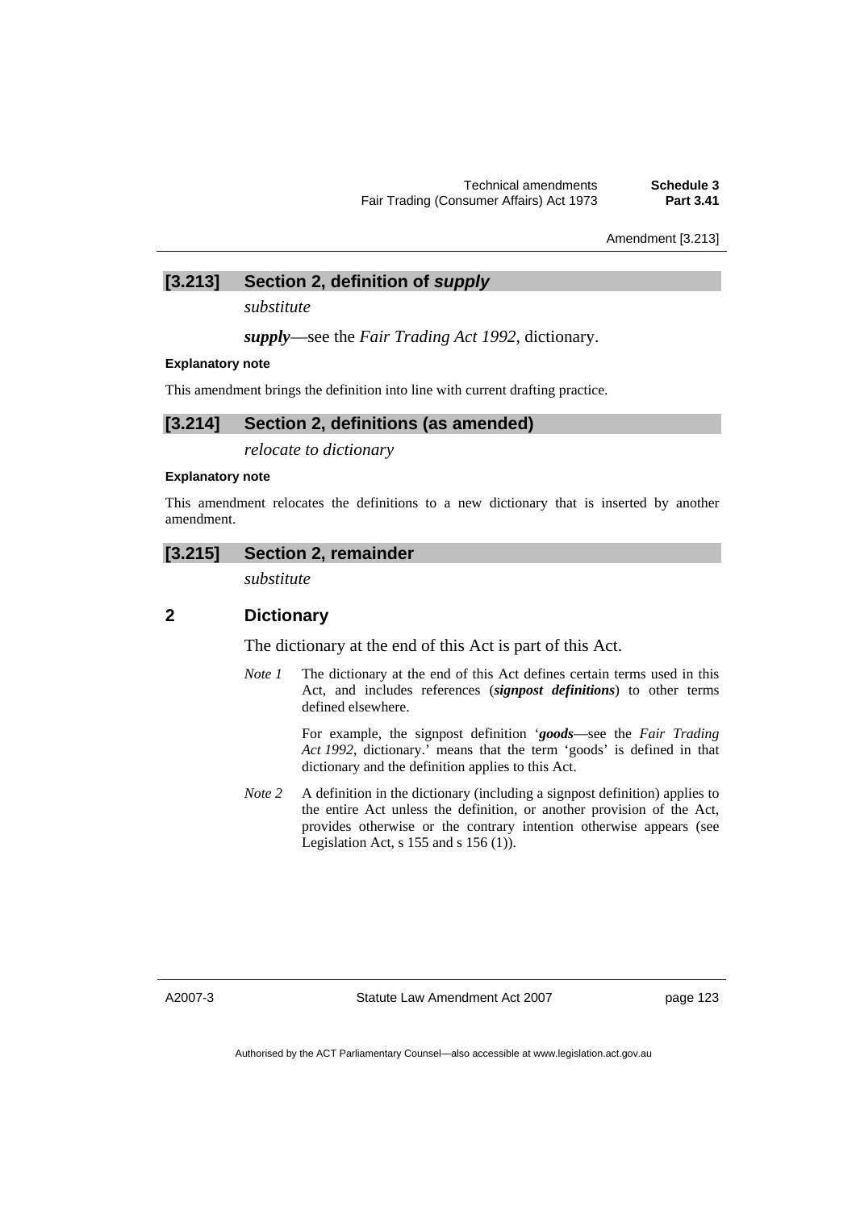### [3.213] Section 2, definition of *supply*

*substitute*

***supply***—see the *Fair Trading Act 1992*, dictionary.

**Explanatory note**

This amendment brings the definition into line with current drafting practice.

### [3.214] Section 2, definitions (as amended)

*relocate to dictionary*

**Explanatory note**

This amendment relocates the definitions to a new dictionary that is inserted by another amendment.

### [3.215] Section 2, remainder

*substitute*

## 2 Dictionary

The dictionary at the end of this Act is part of this Act.

*Note 1* The dictionary at the end of this Act defines certain terms used in this Act, and includes references (***signpost definitions***) to other terms defined elsewhere.

For example, the signpost definition '***goods***—see the *Fair Trading Act 1992*, dictionary.' means that the term 'goods' is defined in that dictionary and the definition applies to this Act.

*Note 2* A definition in the dictionary (including a signpost definition) applies to the entire Act unless the definition, or another provision of the Act, provides otherwise or the contrary intention otherwise appears (see Legislation Act, s 155 and s 156 (1)).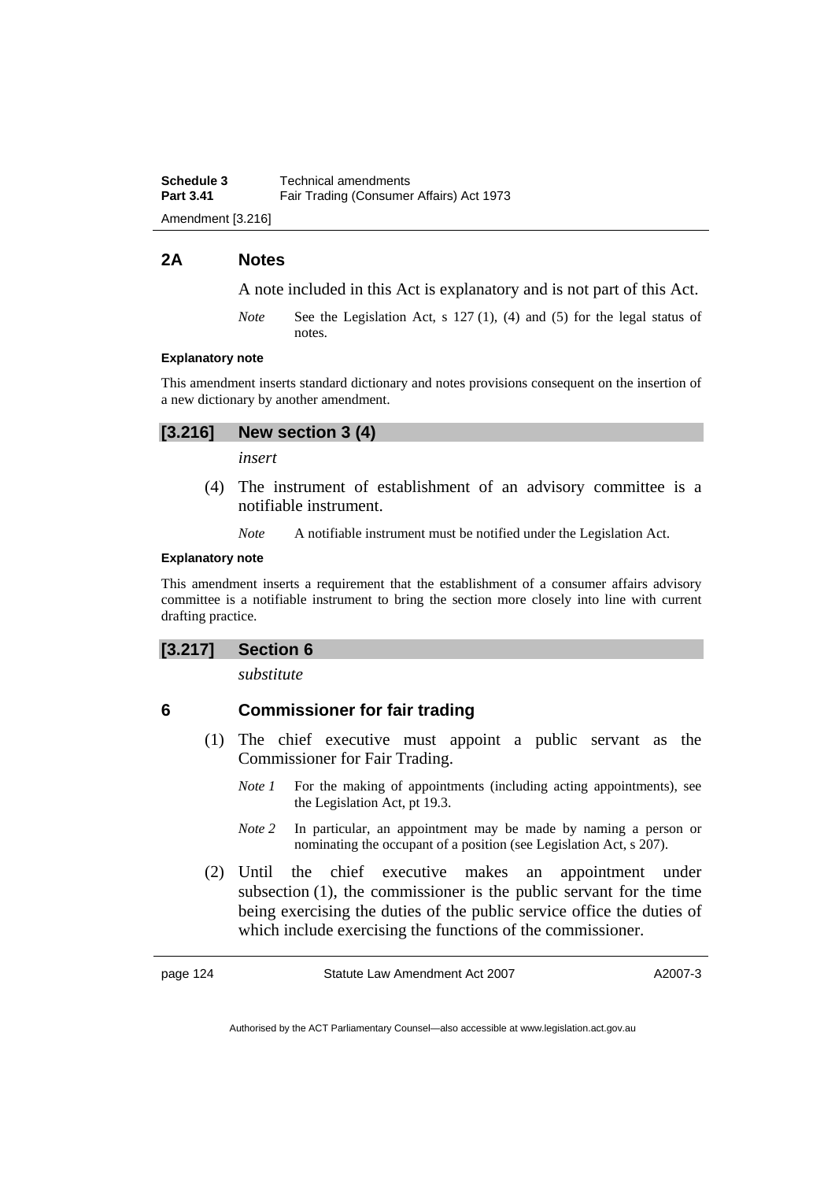## 2A Notes

A note included in this Act is explanatory and is not part of this Act.

*Note* See the Legislation Act, s 127 (1), (4) and (5) for the legal status of notes.

**Explanatory note**

This amendment inserts standard dictionary and notes provisions consequent on the insertion of a new dictionary by another amendment.

### [3.216] New section 3 (4)

*insert*

(4) The instrument of establishment of an advisory committee is a notifiable instrument.

*Note* A notifiable instrument must be notified under the Legislation Act.

**Explanatory note**

This amendment inserts a requirement that the establishment of a consumer affairs advisory committee is a notifiable instrument to bring the section more closely into line with current drafting practice.

### [3.217] Section 6

*substitute*

## 6 Commissioner for fair trading

(1) The chief executive must appoint a public servant as the Commissioner for Fair Trading.

*Note 1* For the making of appointments (including acting appointments), see the Legislation Act, pt 19.3.

*Note 2* In particular, an appointment may be made by naming a person or nominating the occupant of a position (see Legislation Act, s 207).

(2) Until the chief executive makes an appointment under subsection (1), the commissioner is the public servant for the time being exercising the duties of the public service office the duties of which include exercising the functions of the commissioner.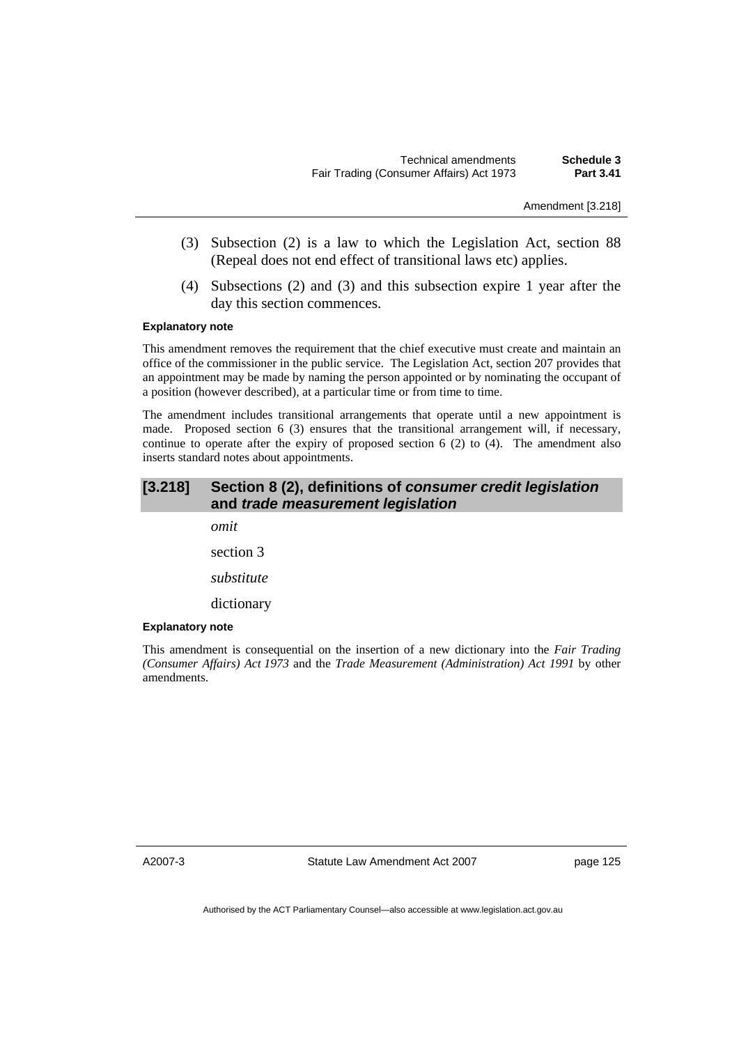(3) Subsection (2) is a law to which the Legislation Act, section 88 (Repeal does not end effect of transitional laws etc) applies.

(4) Subsections (2) and (3) and this subsection expire 1 year after the day this section commences.

**Explanatory note**

This amendment removes the requirement that the chief executive must create and maintain an office of the commissioner in the public service. The Legislation Act, section 207 provides that an appointment may be made by naming the person appointed or by nominating the occupant of a position (however described), at a particular time or from time to time.

The amendment includes transitional arrangements that operate until a new appointment is made. Proposed section 6 (3) ensures that the transitional arrangement will, if necessary, continue to operate after the expiry of proposed section 6 (2) to (4). The amendment also inserts standard notes about appointments.

## [3.218] Section 8 (2), definitions of *consumer credit legislation* and *trade measurement legislation*

*omit*

section 3

*substitute*

dictionary

**Explanatory note**

This amendment is consequential on the insertion of a new dictionary into the *Fair Trading (Consumer Affairs) Act 1973* and the *Trade Measurement (Administration) Act 1991* by other amendments.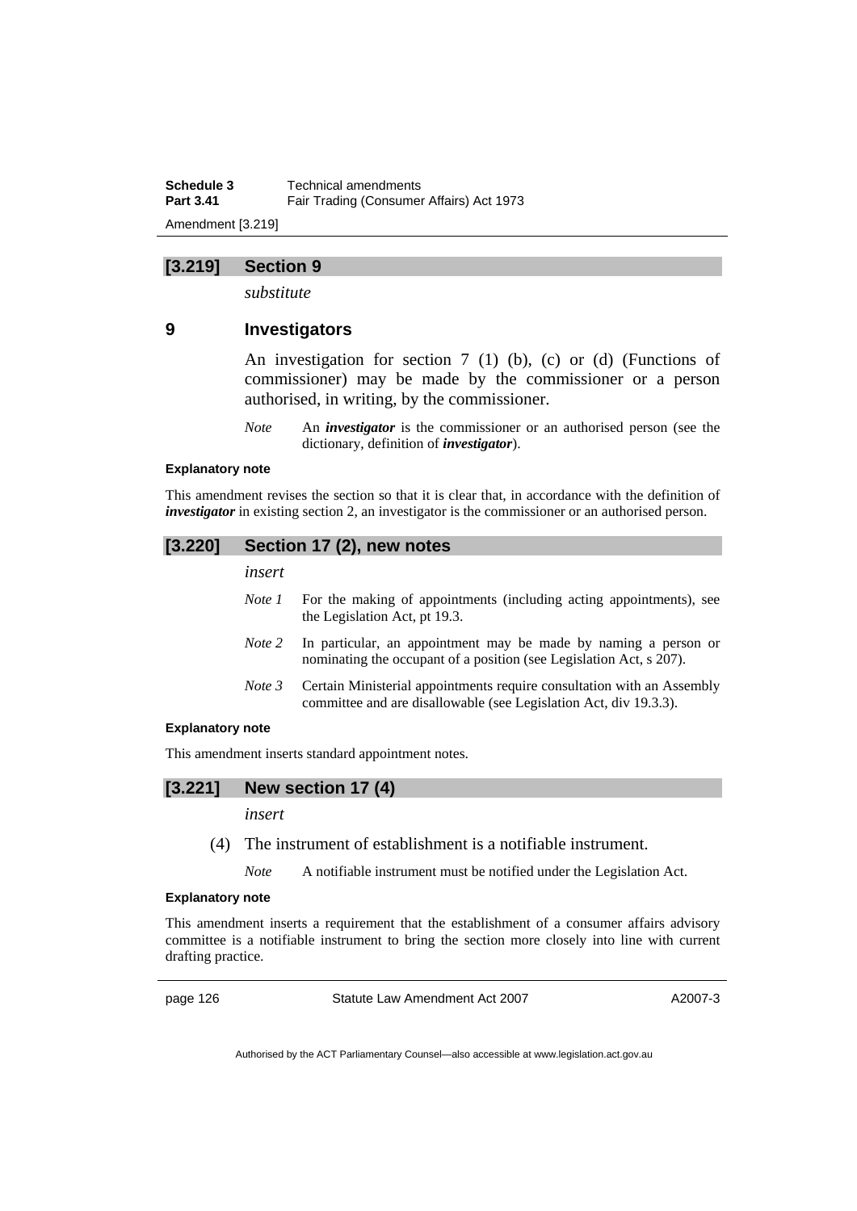## [3.219] Section 9

*substitute*

### 9 Investigators

An investigation for section 7 (1) (b), (c) or (d) (Functions of commissioner) may be made by the commissioner or a person authorised, in writing, by the commissioner.

*Note* An ***investigator*** is the commissioner or an authorised person (see the dictionary, definition of ***investigator***).

**Explanatory note**

This amendment revises the section so that it is clear that, in accordance with the definition of ***investigator*** in existing section 2, an investigator is the commissioner or an authorised person.

## [3.220] Section 17 (2), new notes

*insert*

*Note 1* For the making of appointments (including acting appointments), see the Legislation Act, pt 19.3.

*Note 2* In particular, an appointment may be made by naming a person or nominating the occupant of a position (see Legislation Act, s 207).

*Note 3* Certain Ministerial appointments require consultation with an Assembly committee and are disallowable (see Legislation Act, div 19.3.3).

**Explanatory note**

This amendment inserts standard appointment notes.

## [3.221] New section 17 (4)

*insert*

(4) The instrument of establishment is a notifiable instrument.

*Note* A notifiable instrument must be notified under the Legislation Act.

**Explanatory note**

This amendment inserts a requirement that the establishment of a consumer affairs advisory committee is a notifiable instrument to bring the section more closely into line with current drafting practice.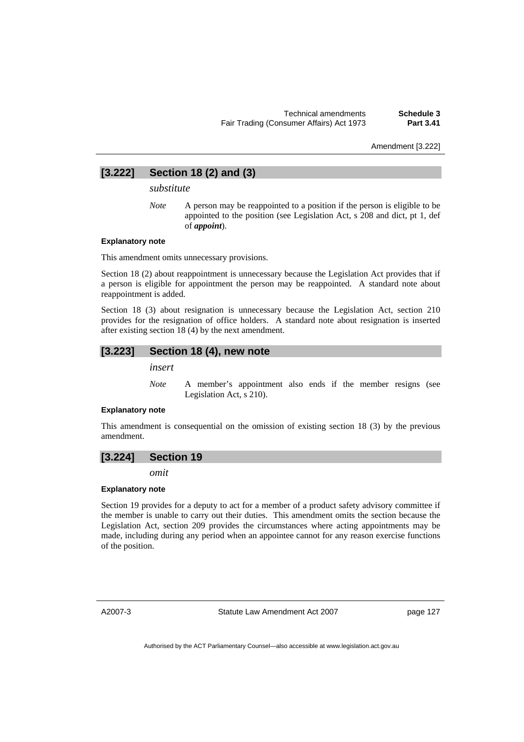## [3.222] Section 18 (2) and (3)

*substitute*

> *Note* A person may be reappointed to a position if the person is eligible to be appointed to the position (see Legislation Act, s 208 and dict, pt 1, def of ***appoint***).

#### Explanatory note

This amendment omits unnecessary provisions.

Section 18 (2) about reappointment is unnecessary because the Legislation Act provides that if a person is eligible for appointment the person may be reappointed. A standard note about reappointment is added.

Section 18 (3) about resignation is unnecessary because the Legislation Act, section 210 provides for the resignation of office holders. A standard note about resignation is inserted after existing section 18 (4) by the next amendment.

## [3.223] Section 18 (4), new note

*insert*

> *Note* A member's appointment also ends if the member resigns (see Legislation Act, s 210).

#### Explanatory note

This amendment is consequential on the omission of existing section 18 (3) by the previous amendment.

## [3.224] Section 19

*omit*

#### Explanatory note

Section 19 provides for a deputy to act for a member of a product safety advisory committee if the member is unable to carry out their duties. This amendment omits the section because the Legislation Act, section 209 provides the circumstances where acting appointments may be made, including during any period when an appointee cannot for any reason exercise functions of the position.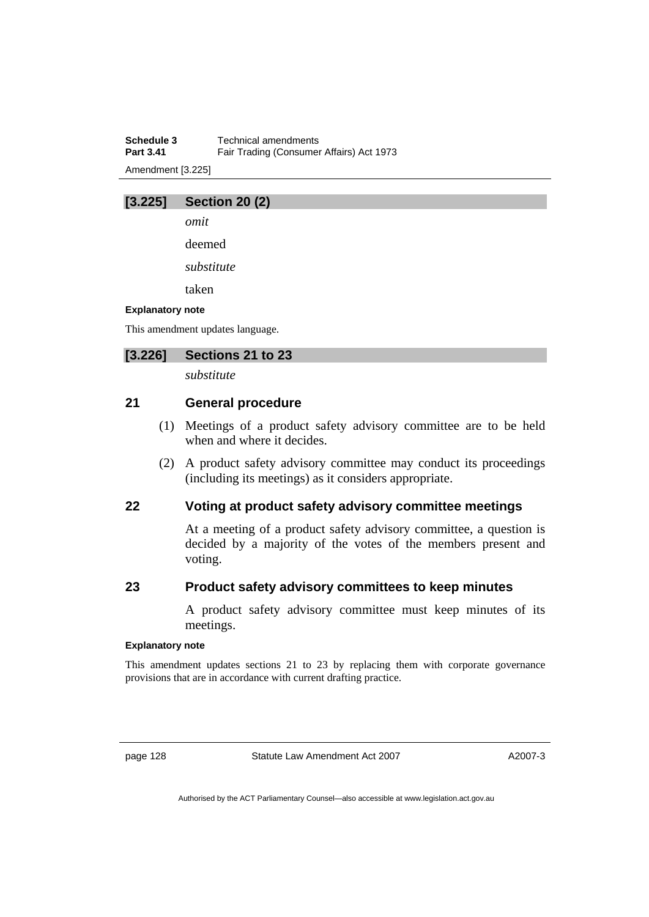## [3.225] Section 20 (2)

*omit*

deemed

*substitute*

taken

**Explanatory note**

This amendment updates language.

## [3.226] Sections 21 to 23

*substitute*

### 21 General procedure

(1) Meetings of a product safety advisory committee are to be held when and where it decides.

(2) A product safety advisory committee may conduct its proceedings (including its meetings) as it considers appropriate.

### 22 Voting at product safety advisory committee meetings

At a meeting of a product safety advisory committee, a question is decided by a majority of the votes of the members present and voting.

### 23 Product safety advisory committees to keep minutes

A product safety advisory committee must keep minutes of its meetings.

**Explanatory note**

This amendment updates sections 21 to 23 by replacing them with corporate governance provisions that are in accordance with current drafting practice.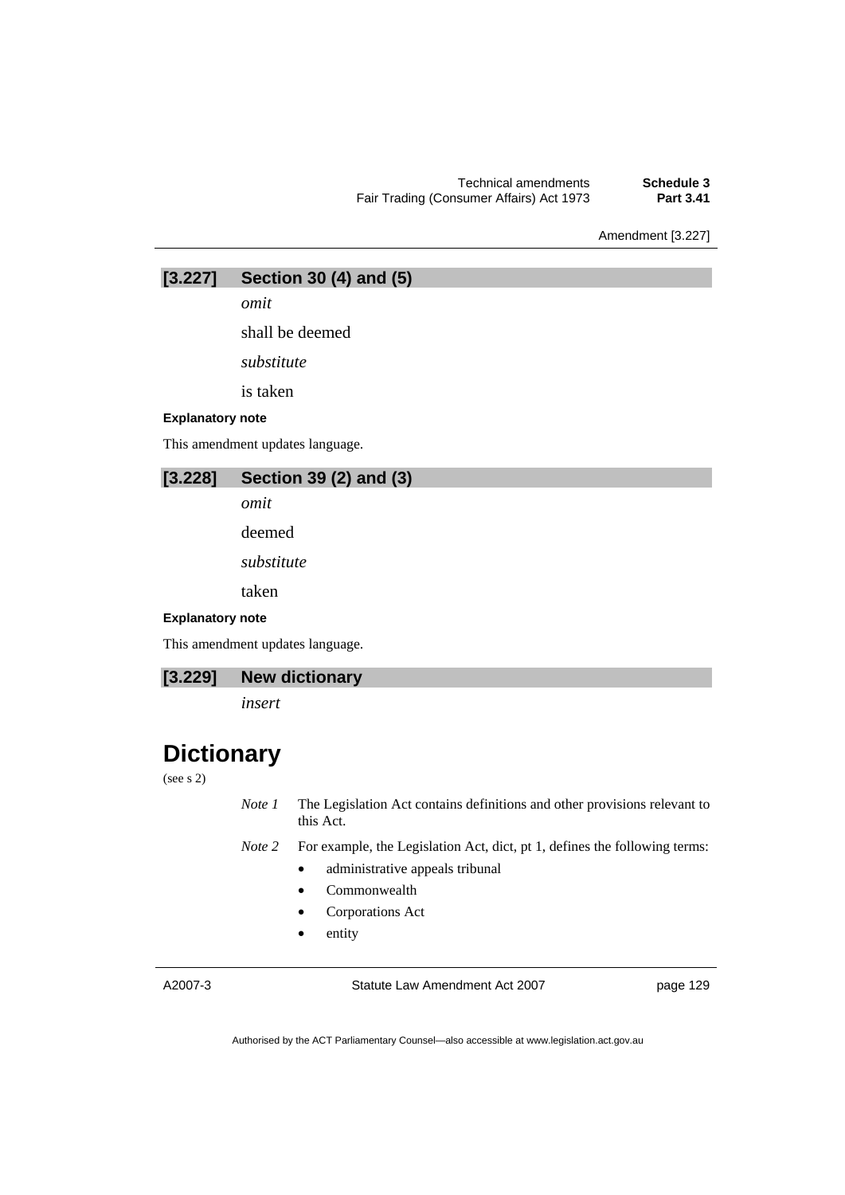### [3.227] Section 30 (4) and (5)

*omit*

shall be deemed

*substitute*

is taken

**Explanatory note**

This amendment updates language.

### [3.228] Section 39 (2) and (3)

*omit*

deemed

*substitute*

taken

**Explanatory note**

This amendment updates language.

### [3.229] New dictionary

*insert*

# Dictionary

(see s 2)

*Note 1* The Legislation Act contains definitions and other provisions relevant to this Act.

*Note 2* For example, the Legislation Act, dict, pt 1, defines the following terms:

- administrative appeals tribunal
- Commonwealth
- Corporations Act
- entity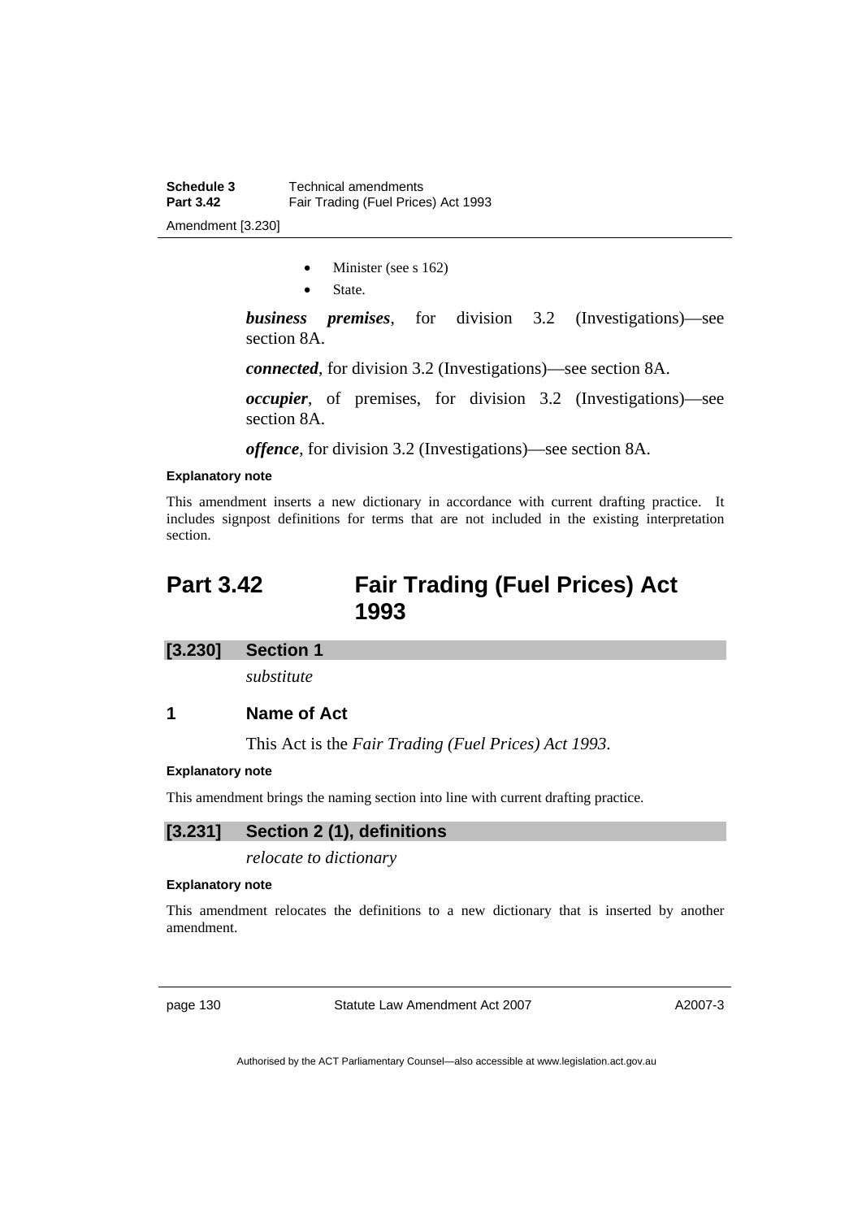- Minister (see s 162)
- State.

***business premises***, for division 3.2 (Investigations)—see section 8A.

***connected***, for division 3.2 (Investigations)—see section 8A.

***occupier***, of premises, for division 3.2 (Investigations)—see section 8A.

***offence***, for division 3.2 (Investigations)—see section 8A.

**Explanatory note**

This amendment inserts a new dictionary in accordance with current drafting practice. It includes signpost definitions for terms that are not included in the existing interpretation section.

# Part 3.42 Fair Trading (Fuel Prices) Act 1993

## [3.230] Section 1

*substitute*

### 1 Name of Act

This Act is the *Fair Trading (Fuel Prices) Act 1993*.

**Explanatory note**

This amendment brings the naming section into line with current drafting practice.

## [3.231] Section 2 (1), definitions

*relocate to dictionary*

**Explanatory note**

This amendment relocates the definitions to a new dictionary that is inserted by another amendment.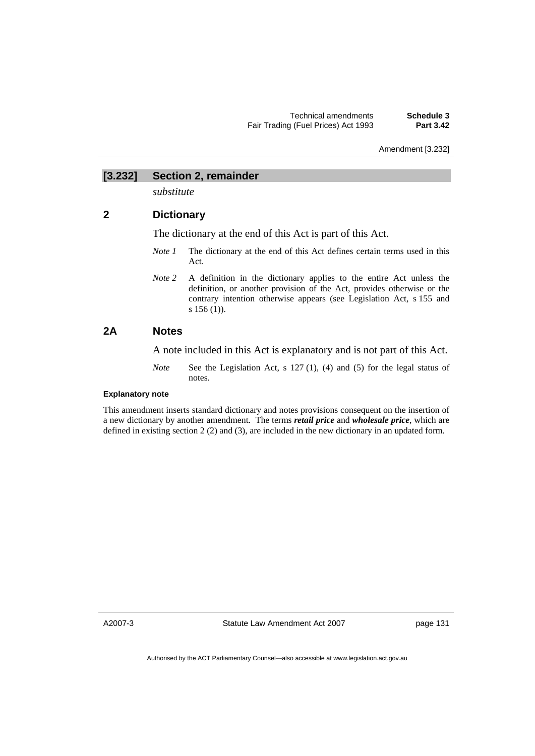## [3.232] Section 2, remainder

*substitute*

## 2 Dictionary

The dictionary at the end of this Act is part of this Act.

*Note 1* The dictionary at the end of this Act defines certain terms used in this Act.

*Note 2* A definition in the dictionary applies to the entire Act unless the definition, or another provision of the Act, provides otherwise or the contrary intention otherwise appears (see Legislation Act, s 155 and s 156 (1)).

## 2A Notes

A note included in this Act is explanatory and is not part of this Act.

*Note* See the Legislation Act, s 127 (1), (4) and (5) for the legal status of notes.

#### Explanatory note

This amendment inserts standard dictionary and notes provisions consequent on the insertion of a new dictionary by another amendment. The terms ***retail price*** and ***wholesale price***, which are defined in existing section 2 (2) and (3), are included in the new dictionary in an updated form.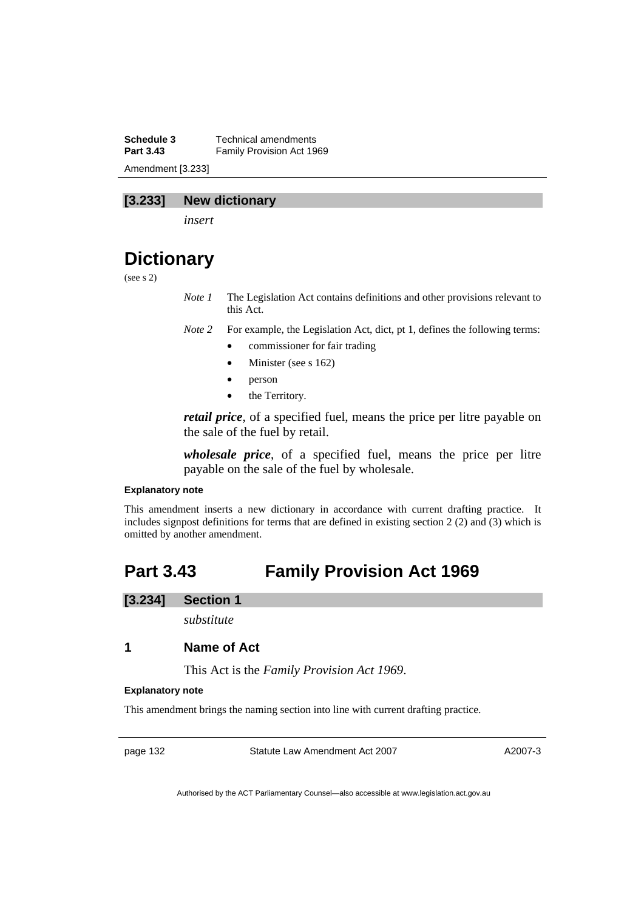## [3.233] New dictionary

*insert*

# Dictionary

(see s 2)

*Note 1* The Legislation Act contains definitions and other provisions relevant to this Act.

*Note 2* For example, the Legislation Act, dict, pt 1, defines the following terms:

- commissioner for fair trading
- Minister (see s 162)
- person
- the Territory.

***retail price***, of a specified fuel, means the price per litre payable on the sale of the fuel by retail.

***wholesale price***, of a specified fuel, means the price per litre payable on the sale of the fuel by wholesale.

#### Explanatory note

This amendment inserts a new dictionary in accordance with current drafting practice. It includes signpost definitions for terms that are defined in existing section 2 (2) and (3) which is omitted by another amendment.

# Part 3.43 Family Provision Act 1969

## [3.234] Section 1

*substitute*

### 1 Name of Act

This Act is the *Family Provision Act 1969*.

#### Explanatory note

This amendment brings the naming section into line with current drafting practice.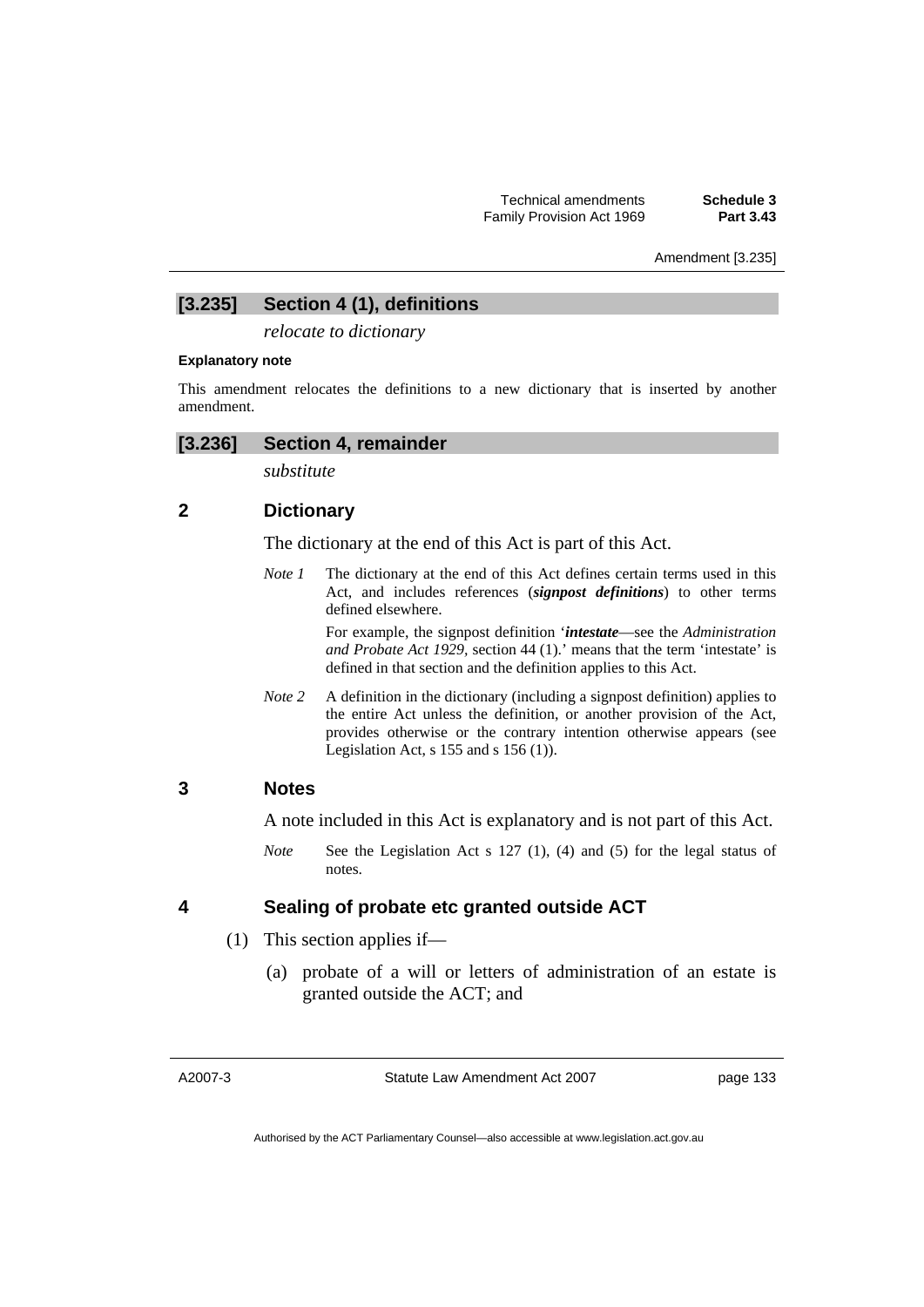### [3.235] Section 4 (1), definitions

*relocate to dictionary*

**Explanatory note**

This amendment relocates the definitions to a new dictionary that is inserted by another amendment.

### [3.236] Section 4, remainder

*substitute*

### 2 Dictionary

The dictionary at the end of this Act is part of this Act.

*Note 1* The dictionary at the end of this Act defines certain terms used in this Act, and includes references (***signpost definitions***) to other terms defined elsewhere.

For example, the signpost definition '***intestate***—see the *Administration and Probate Act 1929*, section 44 (1).' means that the term 'intestate' is defined in that section and the definition applies to this Act.

*Note 2* A definition in the dictionary (including a signpost definition) applies to the entire Act unless the definition, or another provision of the Act, provides otherwise or the contrary intention otherwise appears (see Legislation Act, s 155 and s 156 (1)).

### 3 Notes

A note included in this Act is explanatory and is not part of this Act.

*Note* See the Legislation Act s 127 (1), (4) and (5) for the legal status of notes.

### 4 Sealing of probate etc granted outside ACT

(1) This section applies if—

(a) probate of a will or letters of administration of an estate is granted outside the ACT; and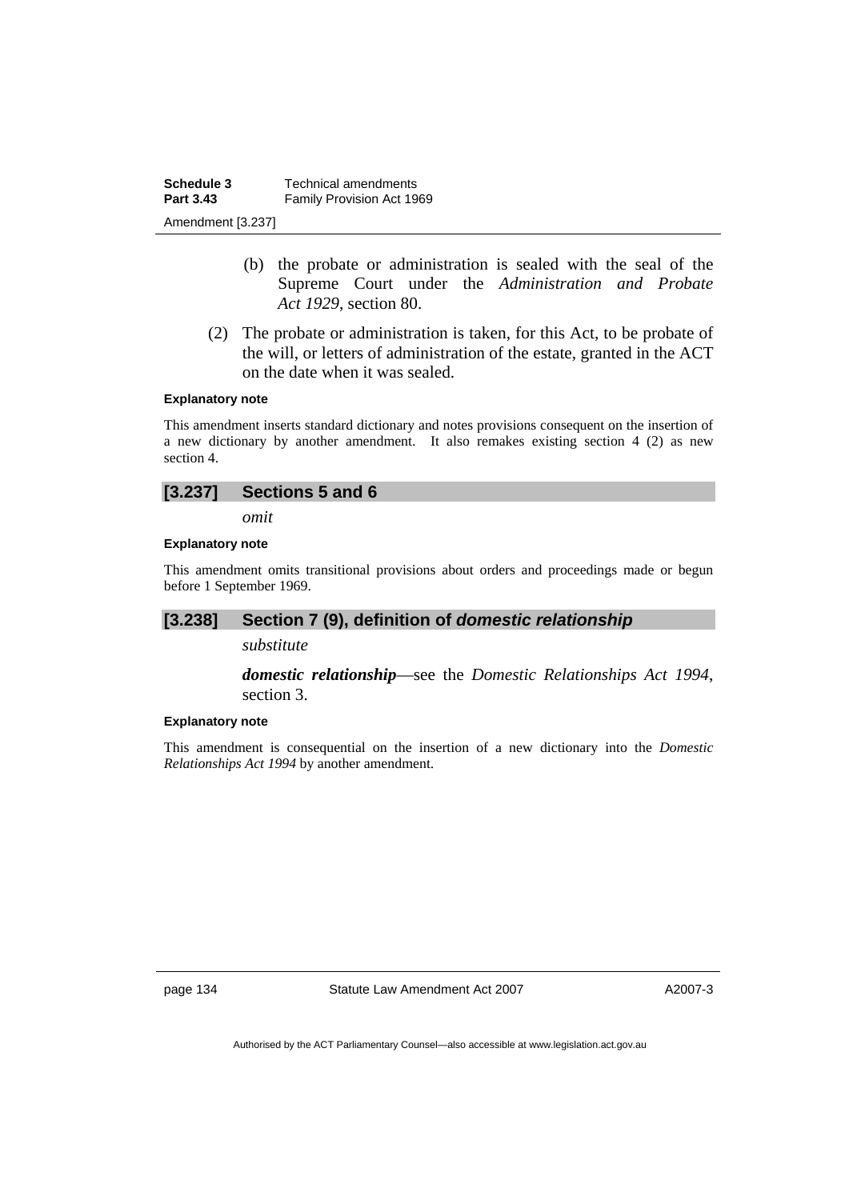(b) the probate or administration is sealed with the seal of the Supreme Court under the *Administration and Probate Act 1929*, section 80.

(2) The probate or administration is taken, for this Act, to be probate of the will, or letters of administration of the estate, granted in the ACT on the date when it was sealed.

**Explanatory note**

This amendment inserts standard dictionary and notes provisions consequent on the insertion of a new dictionary by another amendment. It also remakes existing section 4 (2) as new section 4.

## [3.237] Sections 5 and 6

*omit*

**Explanatory note**

This amendment omits transitional provisions about orders and proceedings made or begun before 1 September 1969.

## [3.238] Section 7 (9), definition of *domestic relationship*

*substitute*

***domestic relationship***—see the *Domestic Relationships Act 1994*, section 3.

**Explanatory note**

This amendment is consequential on the insertion of a new dictionary into the *Domestic Relationships Act 1994* by another amendment.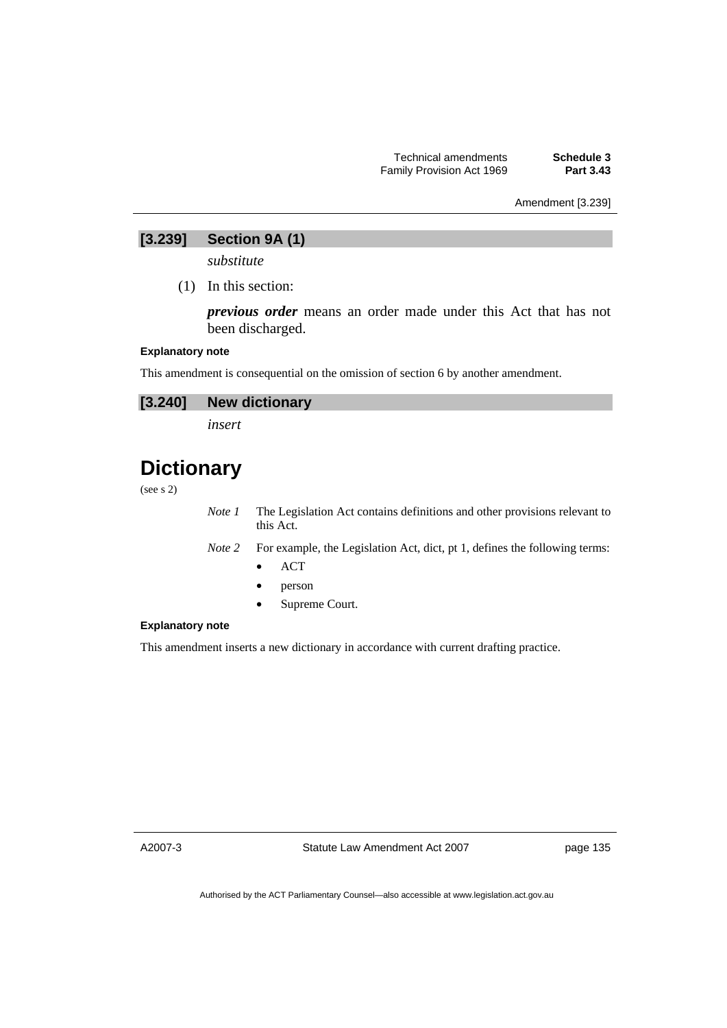### [3.239] Section 9A (1)

*substitute*

(1) In this section:

***previous order*** means an order made under this Act that has not been discharged.

**Explanatory note**

This amendment is consequential on the omission of section 6 by another amendment.

### [3.240] New dictionary

*insert*

# Dictionary

(see s 2)

*Note 1* The Legislation Act contains definitions and other provisions relevant to this Act.

*Note 2* For example, the Legislation Act, dict, pt 1, defines the following terms:

- ACT
- person
- Supreme Court.

**Explanatory note**

This amendment inserts a new dictionary in accordance with current drafting practice.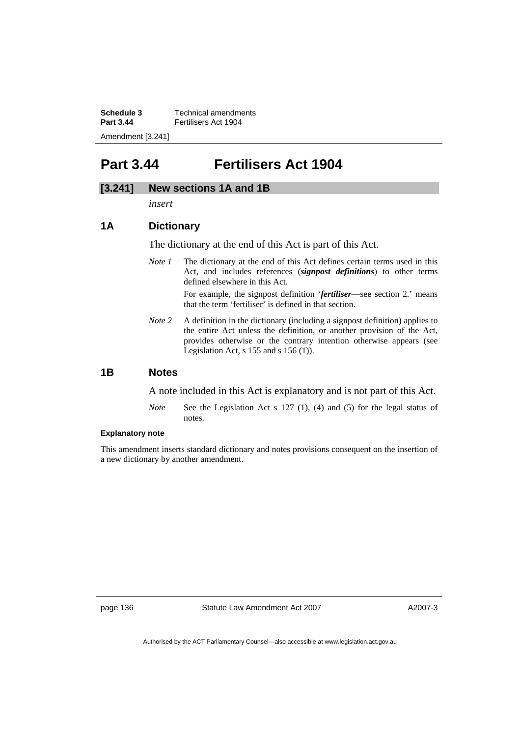# Part 3.44 Fertilisers Act 1904

## [3.241] New sections 1A and 1B

*insert*

### 1A Dictionary

The dictionary at the end of this Act is part of this Act.

*Note 1* The dictionary at the end of this Act defines certain terms used in this Act, and includes references (***signpost definitions***) to other terms defined elsewhere in this Act.

For example, the signpost definition '***fertiliser***—see section 2.' means that the term 'fertiliser' is defined in that section.

*Note 2* A definition in the dictionary (including a signpost definition) applies to the entire Act unless the definition, or another provision of the Act, provides otherwise or the contrary intention otherwise appears (see Legislation Act, s 155 and s 156 (1)).

### 1B Notes

A note included in this Act is explanatory and is not part of this Act.

*Note* See the Legislation Act s 127 (1), (4) and (5) for the legal status of notes.

**Explanatory note**

This amendment inserts standard dictionary and notes provisions consequent on the insertion of a new dictionary by another amendment.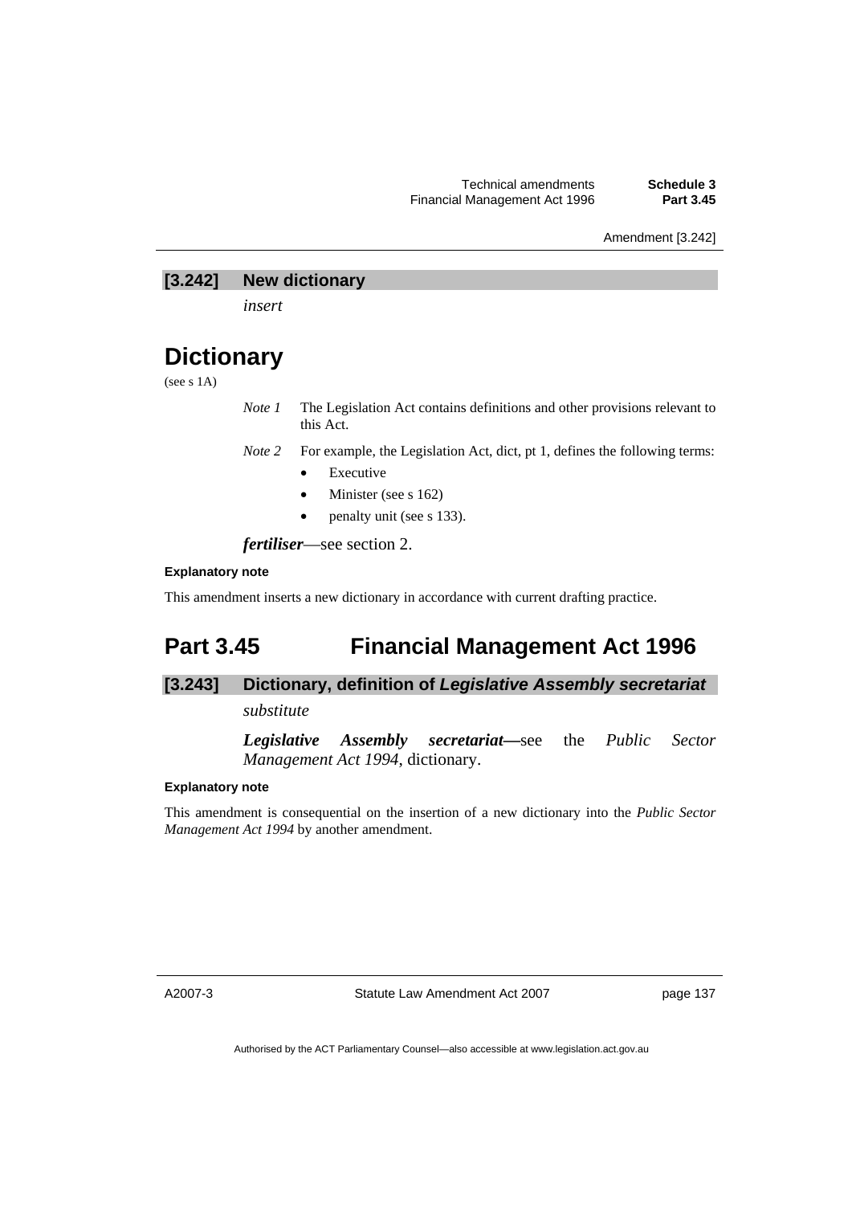**[3.242] New dictionary**

*insert*

# Dictionary

(see s 1A)

*Note 1* The Legislation Act contains definitions and other provisions relevant to this Act.

*Note 2* For example, the Legislation Act, dict, pt 1, defines the following terms:

- Executive
- Minister (see s 162)
- penalty unit (see s 133).

***fertiliser***—see section 2.

**Explanatory note**

This amendment inserts a new dictionary in accordance with current drafting practice.

## Part 3.45 Financial Management Act 1996

**[3.243] Dictionary, definition of *Legislative Assembly secretariat***

*substitute*

***Legislative Assembly secretariat*—**see the *Public Sector Management Act 1994*, dictionary.

**Explanatory note**

This amendment is consequential on the insertion of a new dictionary into the *Public Sector Management Act 1994* by another amendment.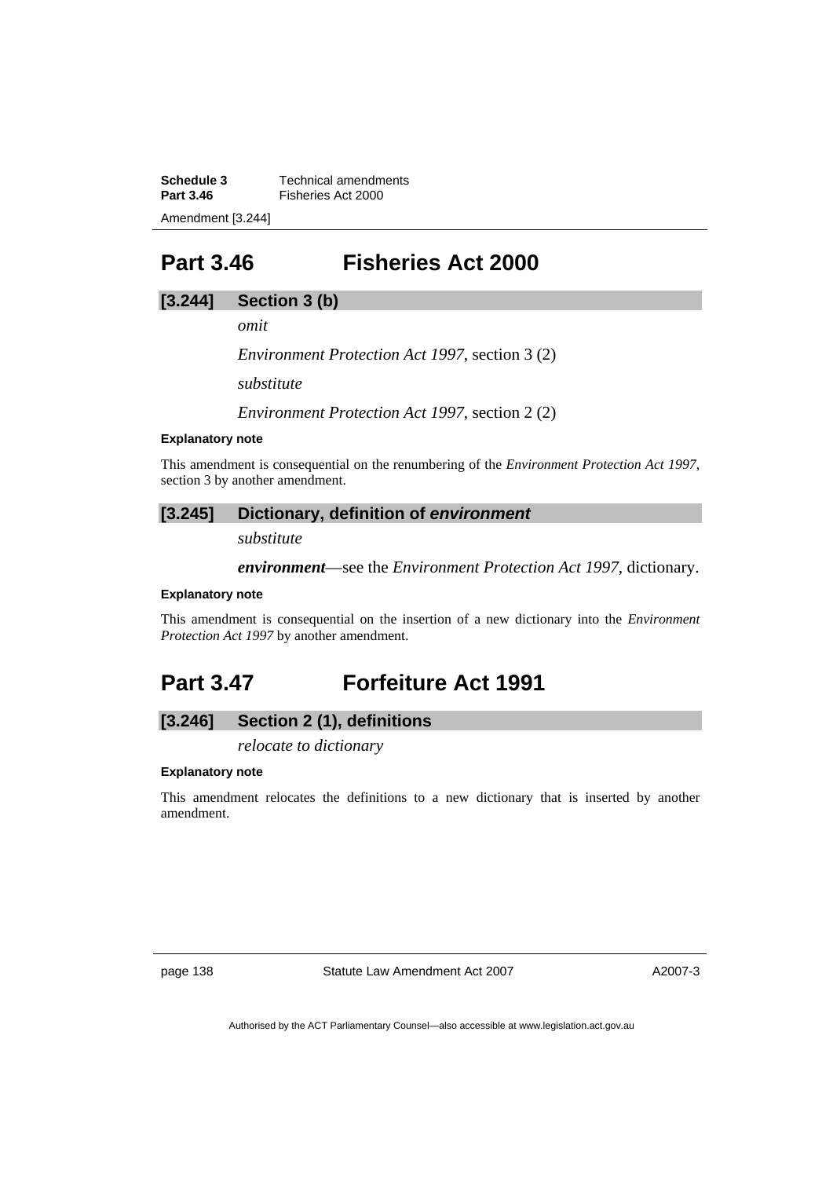## Part 3.46 Fisheries Act 2000

### [3.244] Section 3 (b)

*omit*

*Environment Protection Act 1997*, section 3 (2)

*substitute*

*Environment Protection Act 1997*, section 2 (2)

**Explanatory note**

This amendment is consequential on the renumbering of the *Environment Protection Act 1997*, section 3 by another amendment.

### [3.245] Dictionary, definition of *environment*

*substitute*

***environment***—see the *Environment Protection Act 1997*, dictionary.

**Explanatory note**

This amendment is consequential on the insertion of a new dictionary into the *Environment Protection Act 1997* by another amendment.

## Part 3.47 Forfeiture Act 1991

### [3.246] Section 2 (1), definitions

*relocate to dictionary*

**Explanatory note**

This amendment relocates the definitions to a new dictionary that is inserted by another amendment.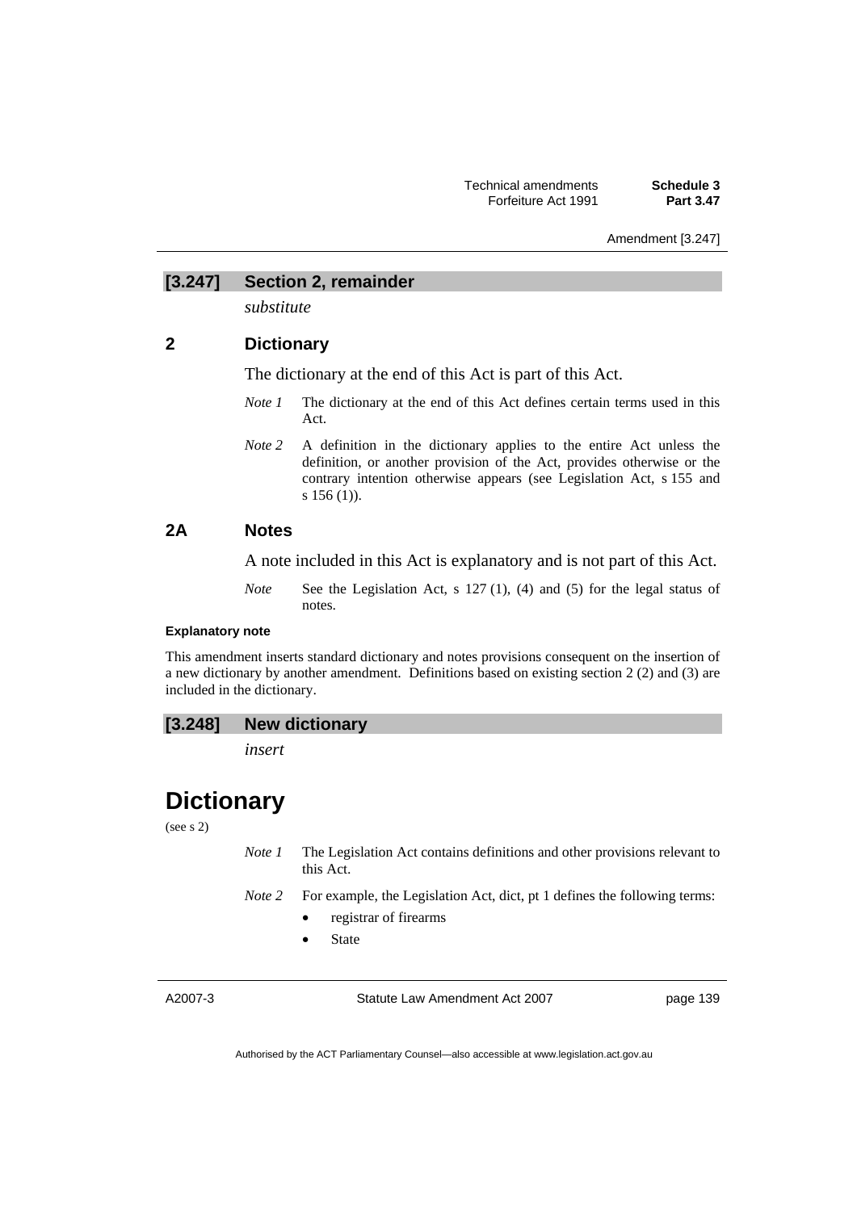## [3.247] Section 2, remainder

*substitute*

### 2 Dictionary

The dictionary at the end of this Act is part of this Act.

*Note 1* The dictionary at the end of this Act defines certain terms used in this Act.

*Note 2* A definition in the dictionary applies to the entire Act unless the definition, or another provision of the Act, provides otherwise or the contrary intention otherwise appears (see Legislation Act, s 155 and s 156 (1)).

### 2A Notes

A note included in this Act is explanatory and is not part of this Act.

*Note* See the Legislation Act, s 127 (1), (4) and (5) for the legal status of notes.

**Explanatory note**

This amendment inserts standard dictionary and notes provisions consequent on the insertion of a new dictionary by another amendment. Definitions based on existing section 2 (2) and (3) are included in the dictionary.

## [3.248] New dictionary

*insert*

# Dictionary

(see s 2)

*Note 1* The Legislation Act contains definitions and other provisions relevant to this Act.

*Note 2* For example, the Legislation Act, dict, pt 1 defines the following terms:

- registrar of firearms
- State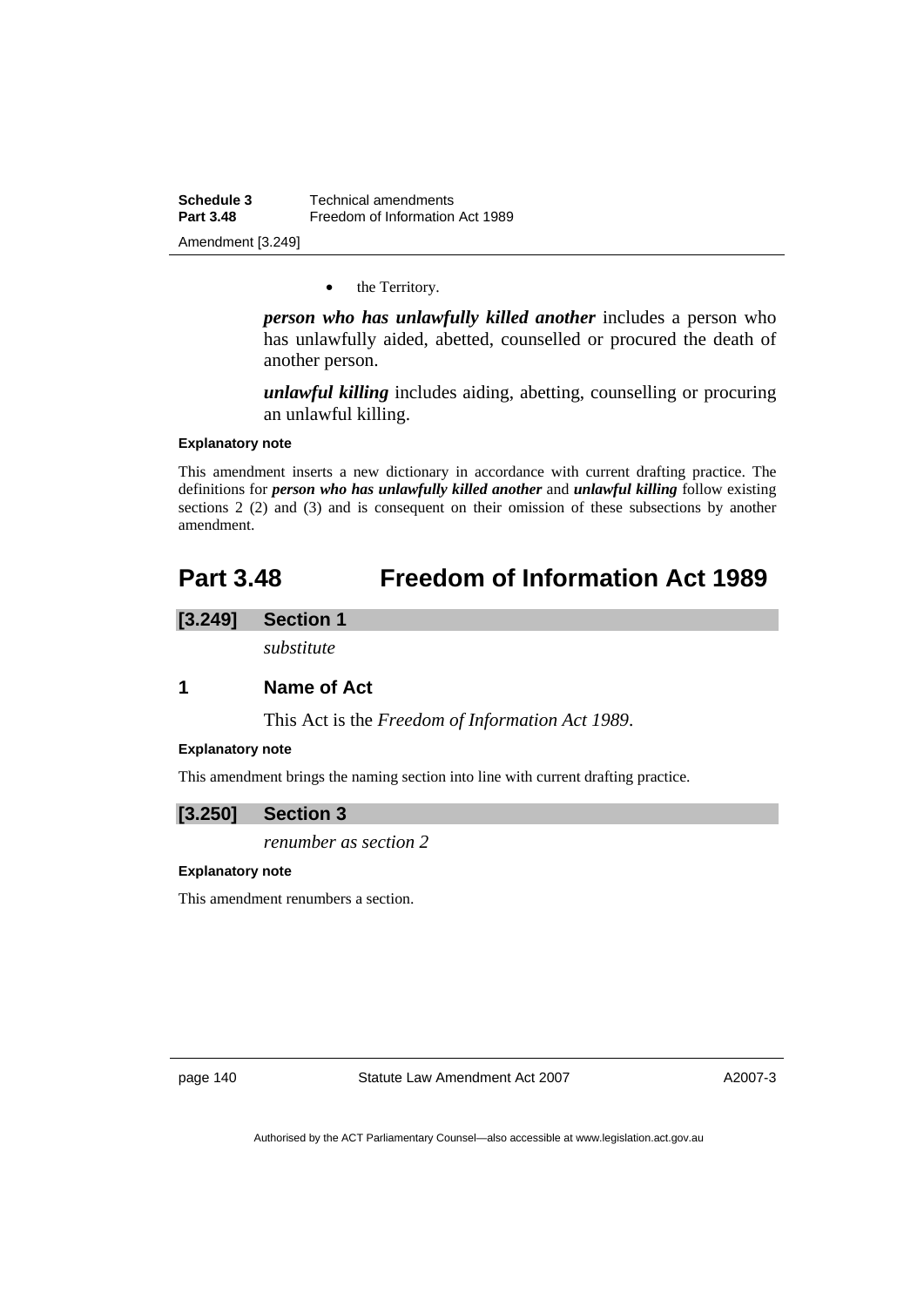- the Territory.

***person who has unlawfully killed another*** includes a person who has unlawfully aided, abetted, counselled or procured the death of another person.

***unlawful killing*** includes aiding, abetting, counselling or procuring an unlawful killing.

#### Explanatory note

This amendment inserts a new dictionary in accordance with current drafting practice. The definitions for ***person who has unlawfully killed another*** and ***unlawful killing*** follow existing sections 2 (2) and (3) and is consequent on their omission of these subsections by another amendment.

# Part 3.48 Freedom of Information Act 1989

## [3.249] Section 1

*substitute*

### 1 Name of Act

This Act is the *Freedom of Information Act 1989*.

#### Explanatory note

This amendment brings the naming section into line with current drafting practice.

## [3.250] Section 3

*renumber as section 2*

#### Explanatory note

This amendment renumbers a section.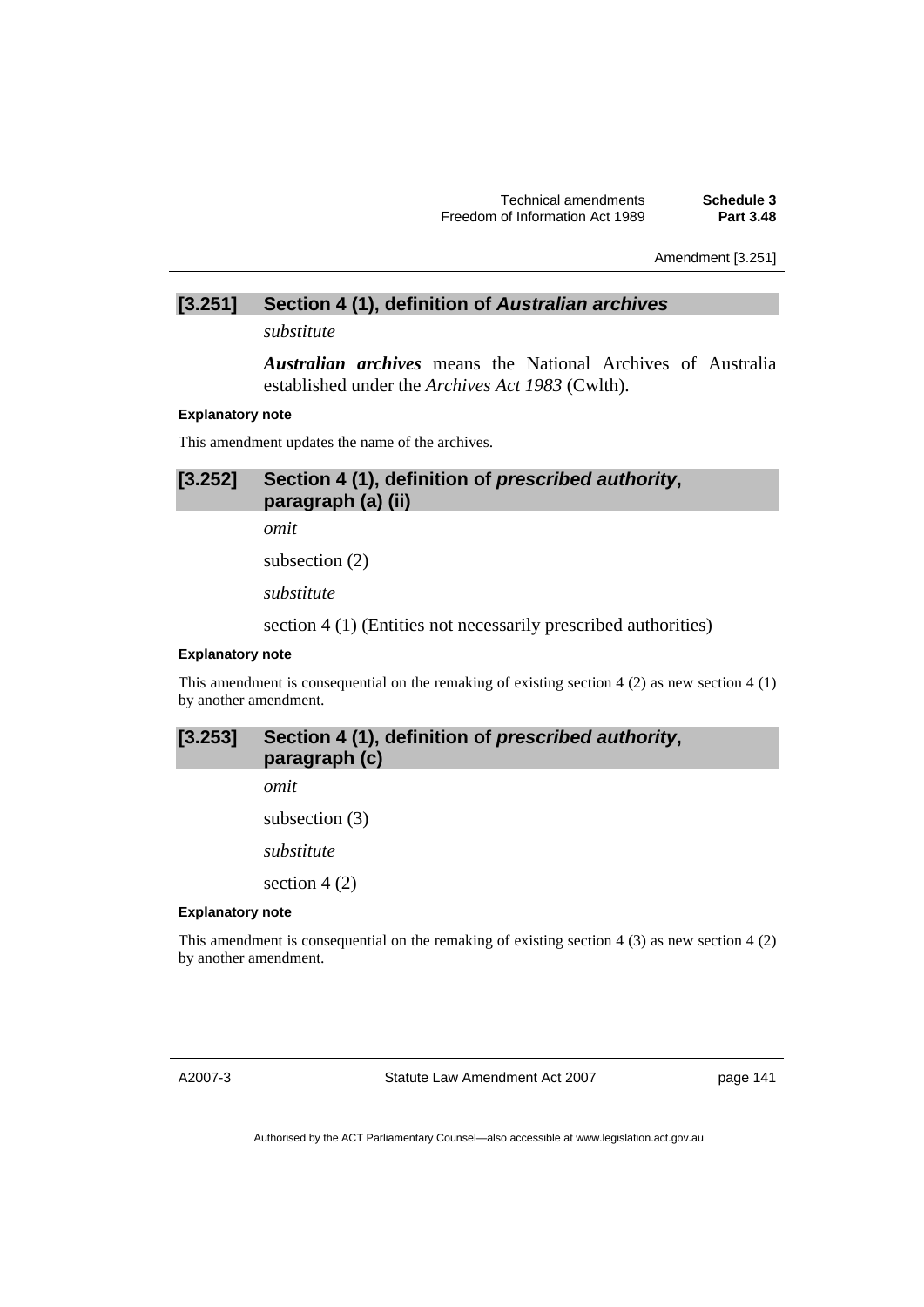### [3.251] Section 4 (1), definition of *Australian archives*

*substitute*

***Australian archives*** means the National Archives of Australia established under the *Archives Act 1983* (Cwlth).

**Explanatory note**

This amendment updates the name of the archives.

### [3.252] Section 4 (1), definition of *prescribed authority*, paragraph (a) (ii)

*omit*

subsection (2)

*substitute*

section 4 (1) (Entities not necessarily prescribed authorities)

**Explanatory note**

This amendment is consequential on the remaking of existing section 4 (2) as new section 4 (1) by another amendment.

### [3.253] Section 4 (1), definition of *prescribed authority*, paragraph (c)

*omit*

subsection (3)

*substitute*

section 4 (2)

**Explanatory note**

This amendment is consequential on the remaking of existing section 4 (3) as new section 4 (2) by another amendment.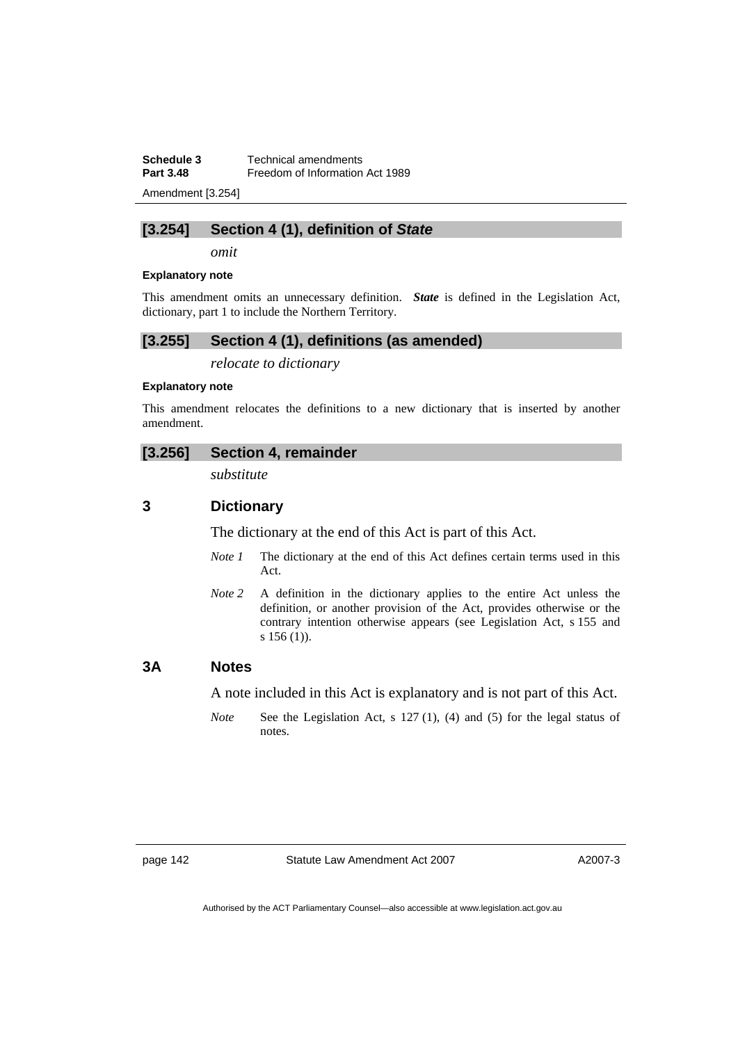### [3.254] Section 4 (1), definition of ***State***

*omit*

#### Explanatory note

This amendment omits an unnecessary definition. ***State*** is defined in the Legislation Act, dictionary, part 1 to include the Northern Territory.

### [3.255] Section 4 (1), definitions (as amended)

*relocate to dictionary*

#### Explanatory note

This amendment relocates the definitions to a new dictionary that is inserted by another amendment.

### [3.256] Section 4, remainder

*substitute*

## 3 Dictionary

The dictionary at the end of this Act is part of this Act.

*Note 1* The dictionary at the end of this Act defines certain terms used in this Act.

*Note 2* A definition in the dictionary applies to the entire Act unless the definition, or another provision of the Act, provides otherwise or the contrary intention otherwise appears (see Legislation Act, s 155 and s 156 (1)).

## 3A Notes

A note included in this Act is explanatory and is not part of this Act.

*Note* See the Legislation Act, s 127 (1), (4) and (5) for the legal status of notes.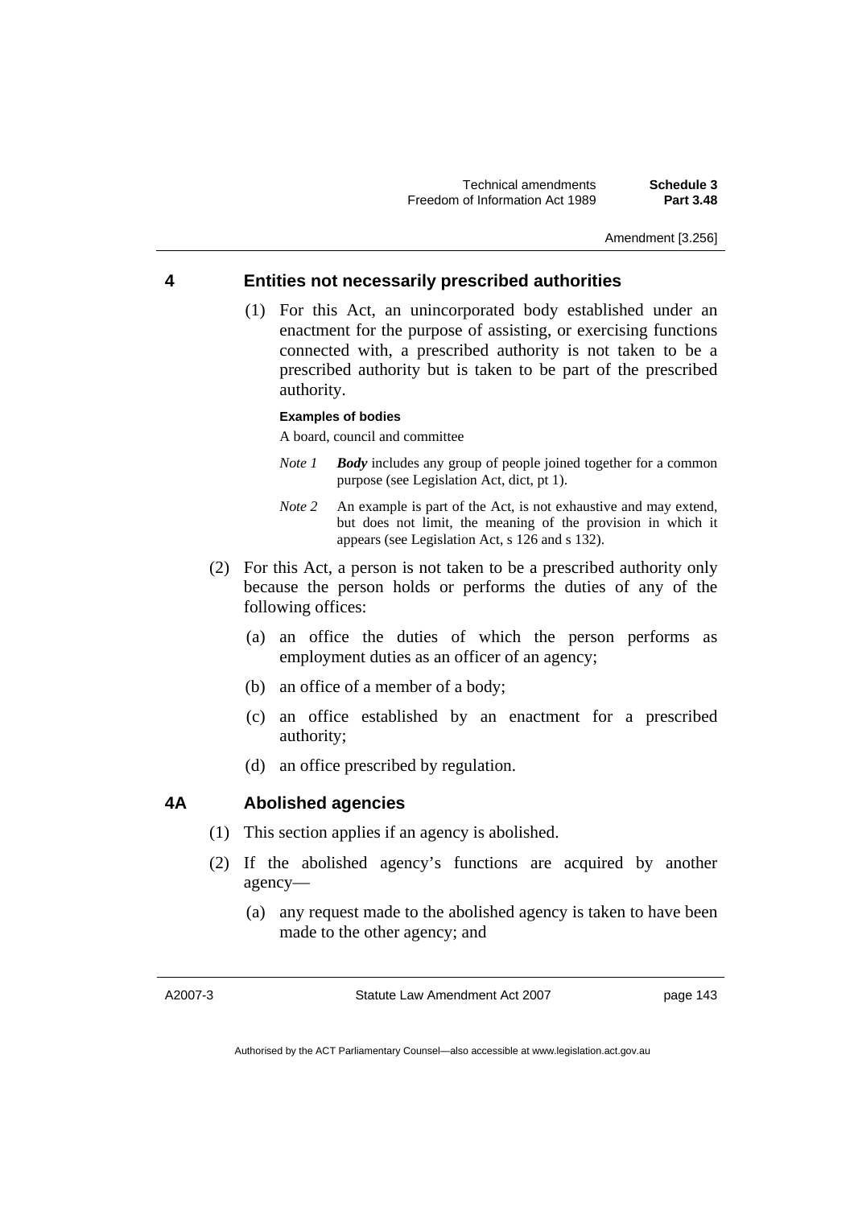## 4 Entities not necessarily prescribed authorities

(1) For this Act, an unincorporated body established under an enactment for the purpose of assisting, or exercising functions connected with, a prescribed authority is not taken to be a prescribed authority but is taken to be part of the prescribed authority.

**Examples of bodies**

A board, council and committee

*Note 1* ***Body*** includes any group of people joined together for a common purpose (see Legislation Act, dict, pt 1).

*Note 2* An example is part of the Act, is not exhaustive and may extend, but does not limit, the meaning of the provision in which it appears (see Legislation Act, s 126 and s 132).

(2) For this Act, a person is not taken to be a prescribed authority only because the person holds or performs the duties of any of the following offices:

(a) an office the duties of which the person performs as employment duties as an officer of an agency;

(b) an office of a member of a body;

(c) an office established by an enactment for a prescribed authority;

(d) an office prescribed by regulation.

## 4A Abolished agencies

(1) This section applies if an agency is abolished.

(2) If the abolished agency's functions are acquired by another agency—

(a) any request made to the abolished agency is taken to have been made to the other agency; and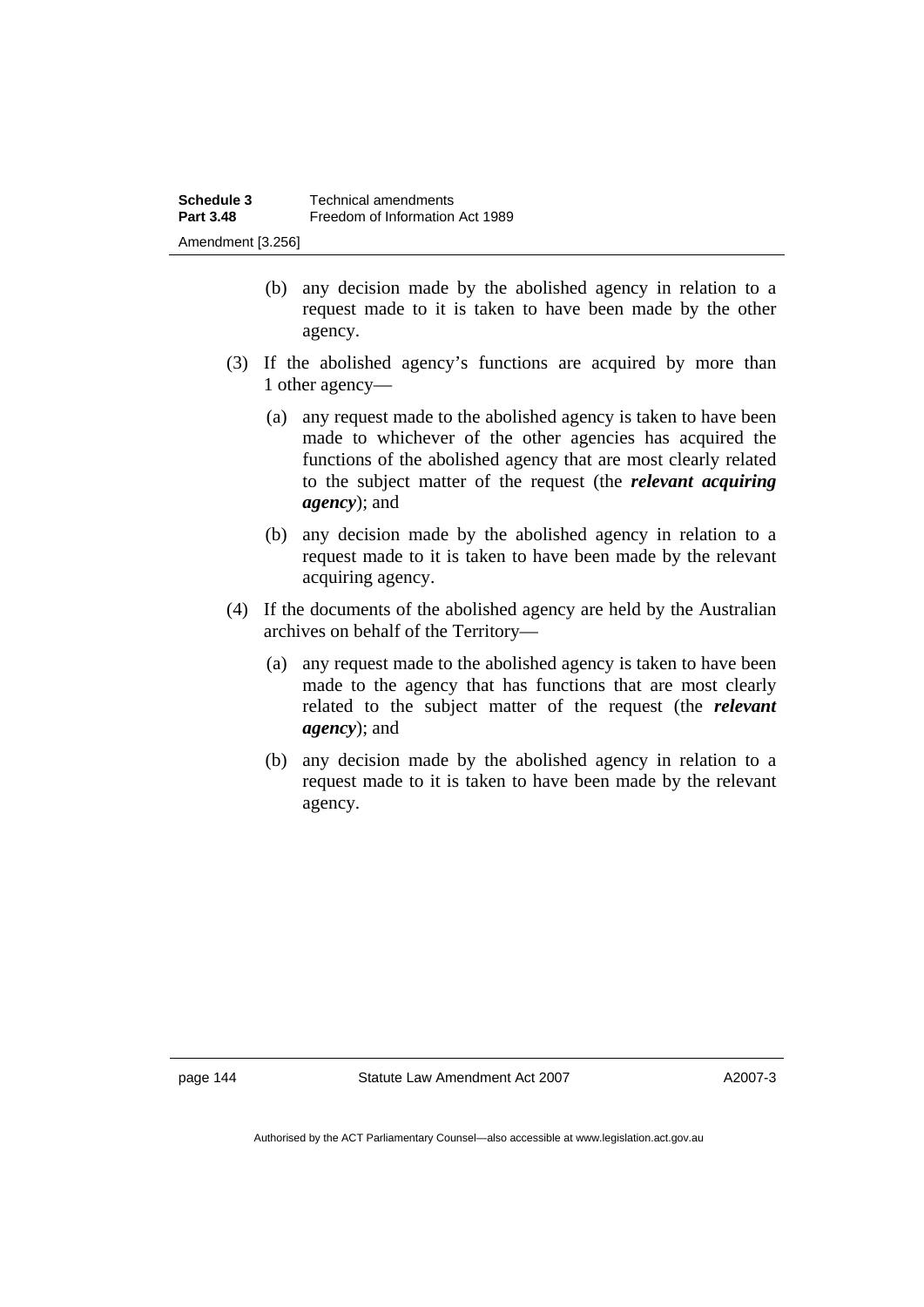(b) any decision made by the abolished agency in relation to a request made to it is taken to have been made by the other agency.

(3) If the abolished agency's functions are acquired by more than 1 other agency—

(a) any request made to the abolished agency is taken to have been made to whichever of the other agencies has acquired the functions of the abolished agency that are most clearly related to the subject matter of the request (the ***relevant acquiring agency***); and

(b) any decision made by the abolished agency in relation to a request made to it is taken to have been made by the relevant acquiring agency.

(4) If the documents of the abolished agency are held by the Australian archives on behalf of the Territory—

(a) any request made to the abolished agency is taken to have been made to the agency that has functions that are most clearly related to the subject matter of the request (the ***relevant agency***); and

(b) any decision made by the abolished agency in relation to a request made to it is taken to have been made by the relevant agency.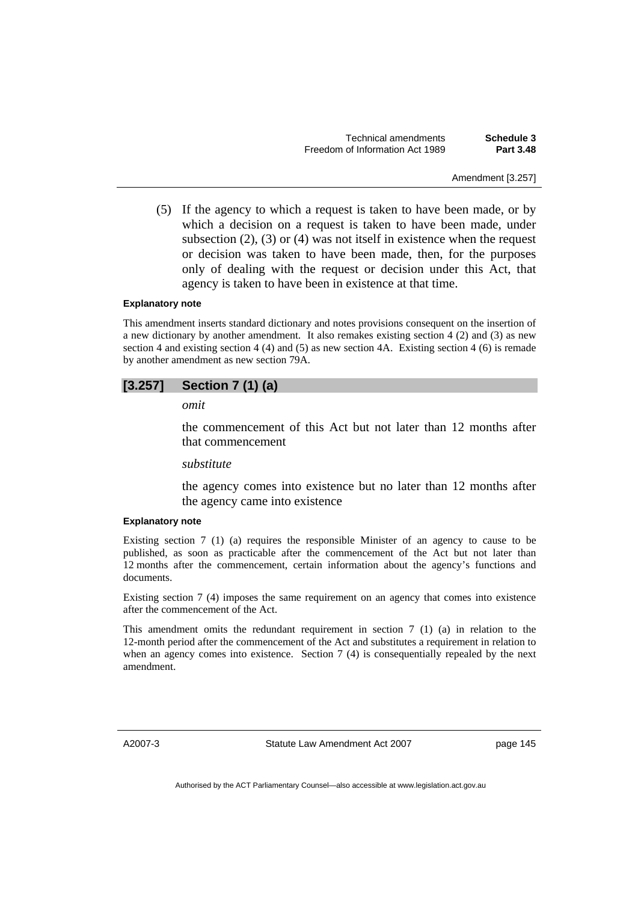(5) If the agency to which a request is taken to have been made, or by which a decision on a request is taken to have been made, under subsection (2), (3) or (4) was not itself in existence when the request or decision was taken to have been made, then, for the purposes only of dealing with the request or decision under this Act, that agency is taken to have been in existence at that time.

**Explanatory note**

This amendment inserts standard dictionary and notes provisions consequent on the insertion of a new dictionary by another amendment. It also remakes existing section 4 (2) and (3) as new section 4 and existing section 4 (4) and (5) as new section 4A. Existing section 4 (6) is remade by another amendment as new section 79A.

## [3.257] Section 7 (1) (a)

*omit*

the commencement of this Act but not later than 12 months after that commencement

*substitute*

the agency comes into existence but no later than 12 months after the agency came into existence

**Explanatory note**

Existing section 7 (1) (a) requires the responsible Minister of an agency to cause to be published, as soon as practicable after the commencement of the Act but not later than 12 months after the commencement, certain information about the agency's functions and documents.

Existing section 7 (4) imposes the same requirement on an agency that comes into existence after the commencement of the Act.

This amendment omits the redundant requirement in section 7 (1) (a) in relation to the 12-month period after the commencement of the Act and substitutes a requirement in relation to when an agency comes into existence. Section 7 (4) is consequentially repealed by the next amendment.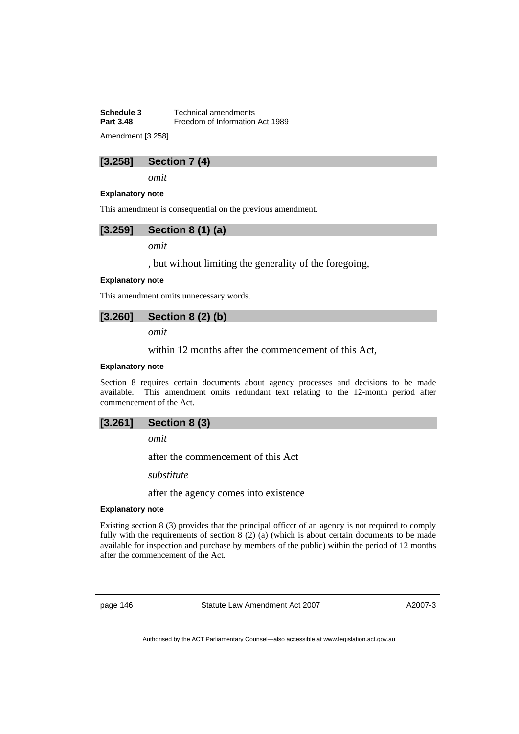## [3.258] Section 7 (4)

*omit*

**Explanatory note**

This amendment is consequential on the previous amendment.

## [3.259] Section 8 (1) (a)

*omit*

, but without limiting the generality of the foregoing,

**Explanatory note**

This amendment omits unnecessary words.

## [3.260] Section 8 (2) (b)

*omit*

within 12 months after the commencement of this Act,

**Explanatory note**

Section 8 requires certain documents about agency processes and decisions to be made available. This amendment omits redundant text relating to the 12-month period after commencement of the Act.

## [3.261] Section 8 (3)

*omit*

after the commencement of this Act

*substitute*

after the agency comes into existence

**Explanatory note**

Existing section 8 (3) provides that the principal officer of an agency is not required to comply fully with the requirements of section 8 (2) (a) (which is about certain documents to be made available for inspection and purchase by members of the public) within the period of 12 months after the commencement of the Act.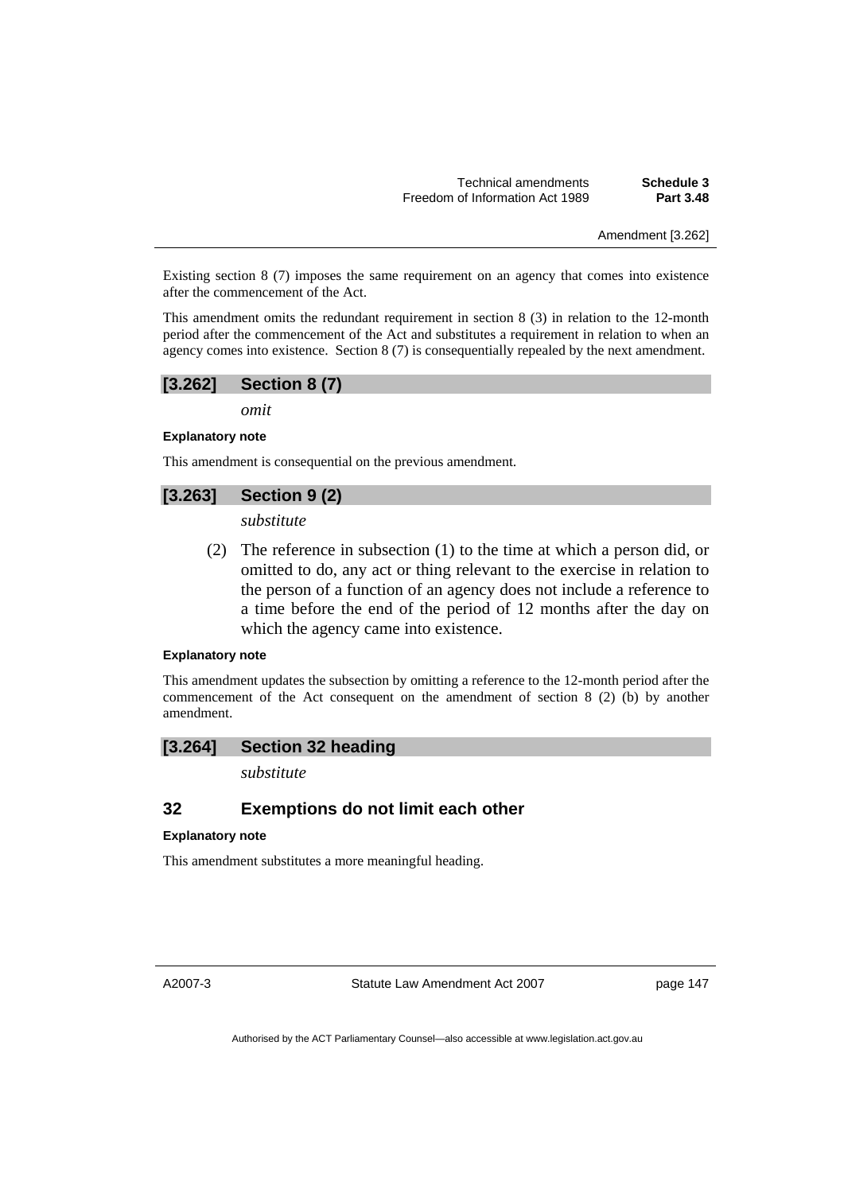Existing section 8 (7) imposes the same requirement on an agency that comes into existence after the commencement of the Act.

This amendment omits the redundant requirement in section 8 (3) in relation to the 12-month period after the commencement of the Act and substitutes a requirement in relation to when an agency comes into existence. Section 8 (7) is consequentially repealed by the next amendment.

### [3.262] Section 8 (7)

*omit*

#### Explanatory note

This amendment is consequential on the previous amendment.

### [3.263] Section 9 (2)

*substitute*

(2) The reference in subsection (1) to the time at which a person did, or omitted to do, any act or thing relevant to the exercise in relation to the person of a function of an agency does not include a reference to a time before the end of the period of 12 months after the day on which the agency came into existence.

#### Explanatory note

This amendment updates the subsection by omitting a reference to the 12-month period after the commencement of the Act consequent on the amendment of section 8 (2) (b) by another amendment.

### [3.264] Section 32 heading

*substitute*

## 32 Exemptions do not limit each other

#### Explanatory note

This amendment substitutes a more meaningful heading.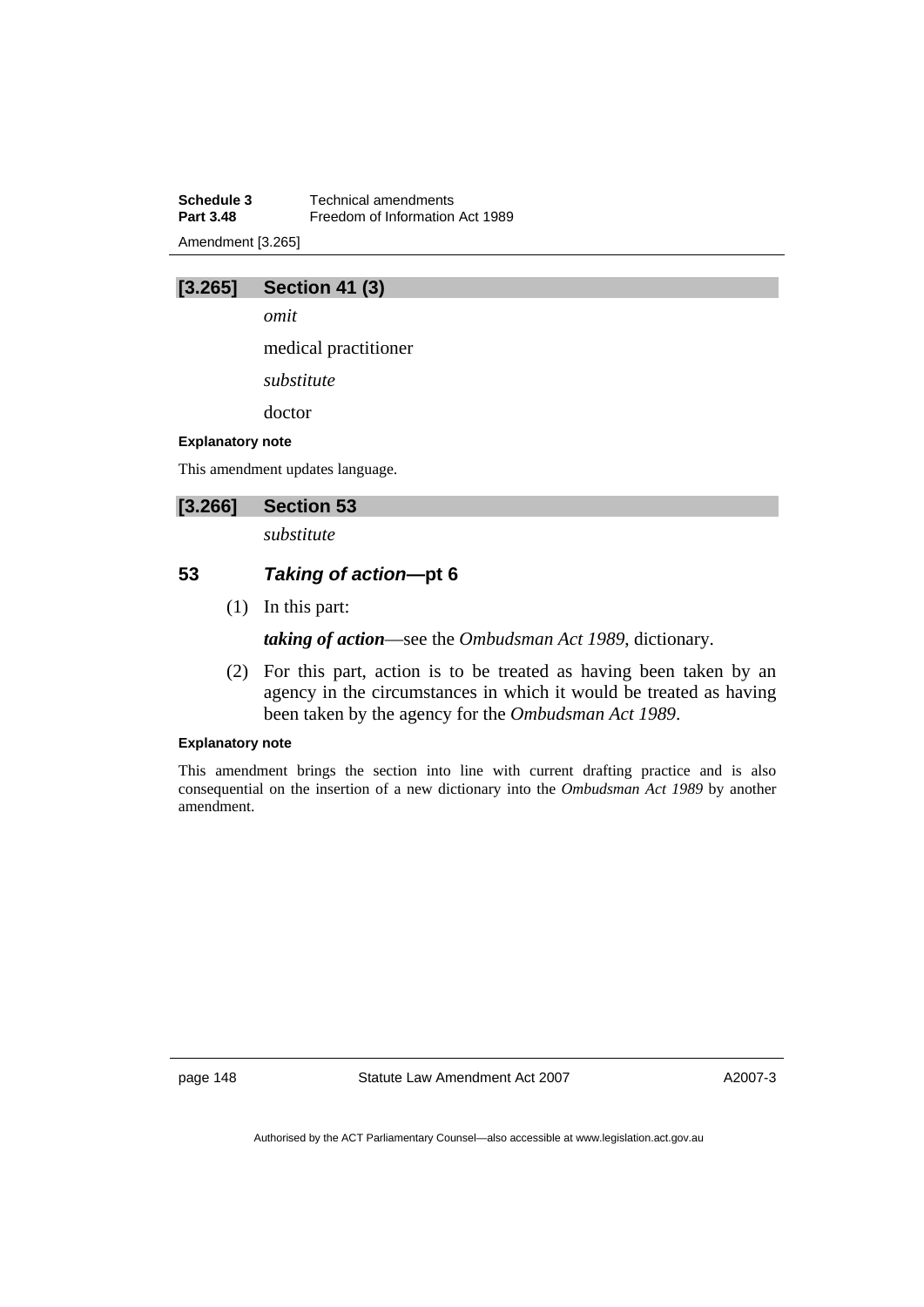## [3.265] Section 41 (3)

*omit*

medical practitioner

*substitute*

doctor

**Explanatory note**

This amendment updates language.

## [3.266] Section 53

*substitute*

### 53 *Taking of action*—pt 6

(1) In this part:

***taking of action***—see the *Ombudsman Act 1989*, dictionary.

(2) For this part, action is to be treated as having been taken by an agency in the circumstances in which it would be treated as having been taken by the agency for the *Ombudsman Act 1989*.

**Explanatory note**

This amendment brings the section into line with current drafting practice and is also consequential on the insertion of a new dictionary into the *Ombudsman Act 1989* by another amendment.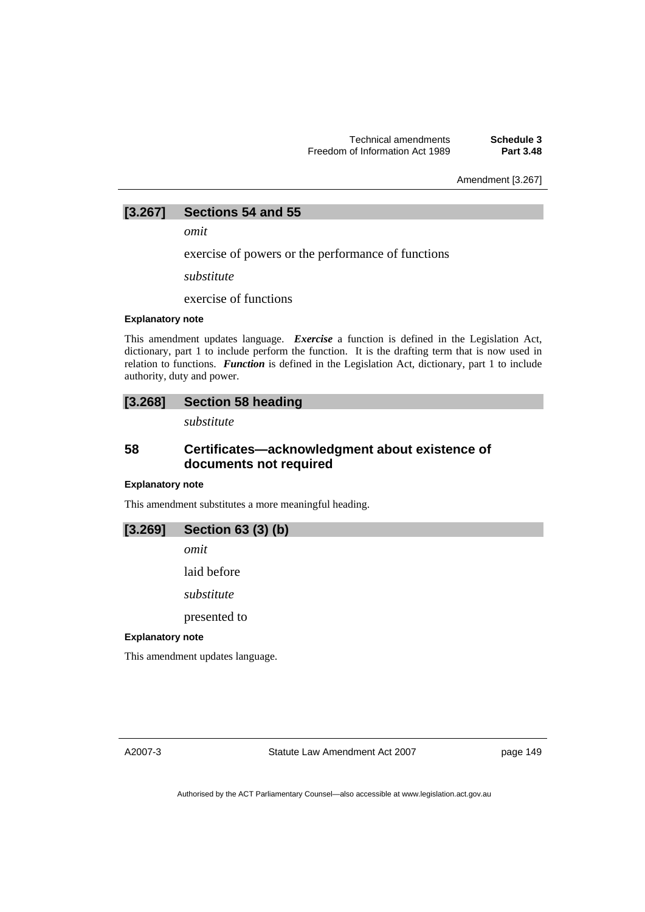## [3.267] Sections 54 and 55

*omit*

exercise of powers or the performance of functions

*substitute*

exercise of functions

**Explanatory note**

This amendment updates language. ***Exercise*** a function is defined in the Legislation Act, dictionary, part 1 to include perform the function. It is the drafting term that is now used in relation to functions. ***Function*** is defined in the Legislation Act, dictionary, part 1 to include authority, duty and power.

## [3.268] Section 58 heading

*substitute*

### 58 Certificates—acknowledgment about existence of documents not required

**Explanatory note**

This amendment substitutes a more meaningful heading.

## [3.269] Section 63 (3) (b)

*omit*

laid before

*substitute*

presented to

**Explanatory note**

This amendment updates language.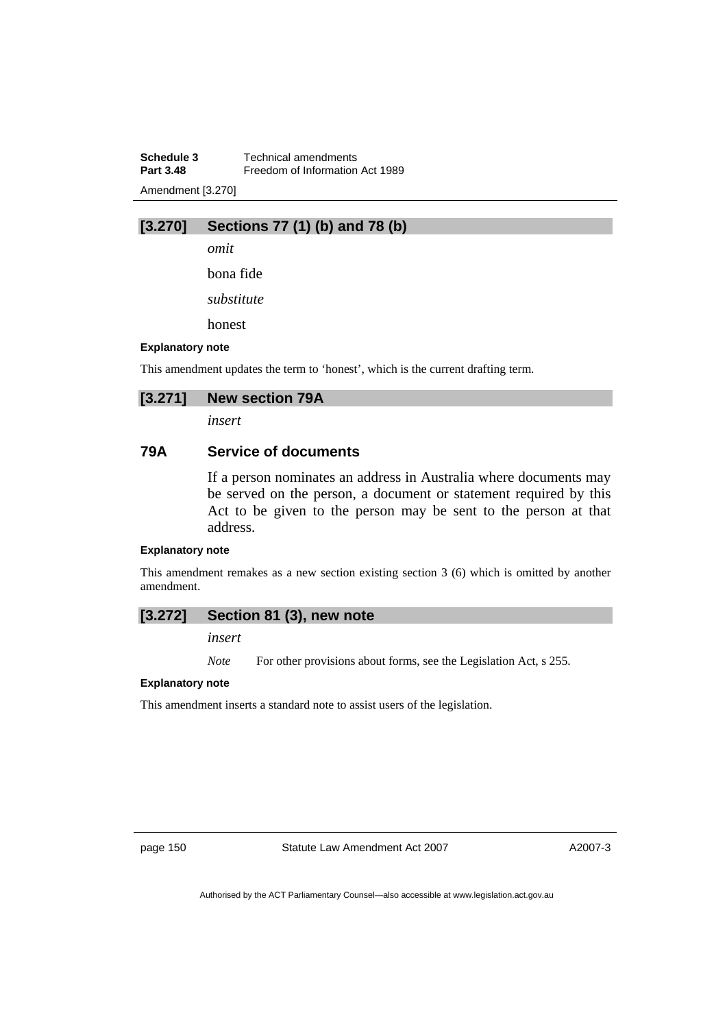## [3.270] Sections 77 (1) (b) and 78 (b)

*omit*

bona fide

*substitute*

honest

**Explanatory note**

This amendment updates the term to 'honest', which is the current drafting term.

## [3.271] New section 79A

*insert*

### 79A Service of documents

If a person nominates an address in Australia where documents may be served on the person, a document or statement required by this Act to be given to the person may be sent to the person at that address.

**Explanatory note**

This amendment remakes as a new section existing section 3 (6) which is omitted by another amendment.

## [3.272] Section 81 (3), new note

*insert*

*Note* For other provisions about forms, see the Legislation Act, s 255.

**Explanatory note**

This amendment inserts a standard note to assist users of the legislation.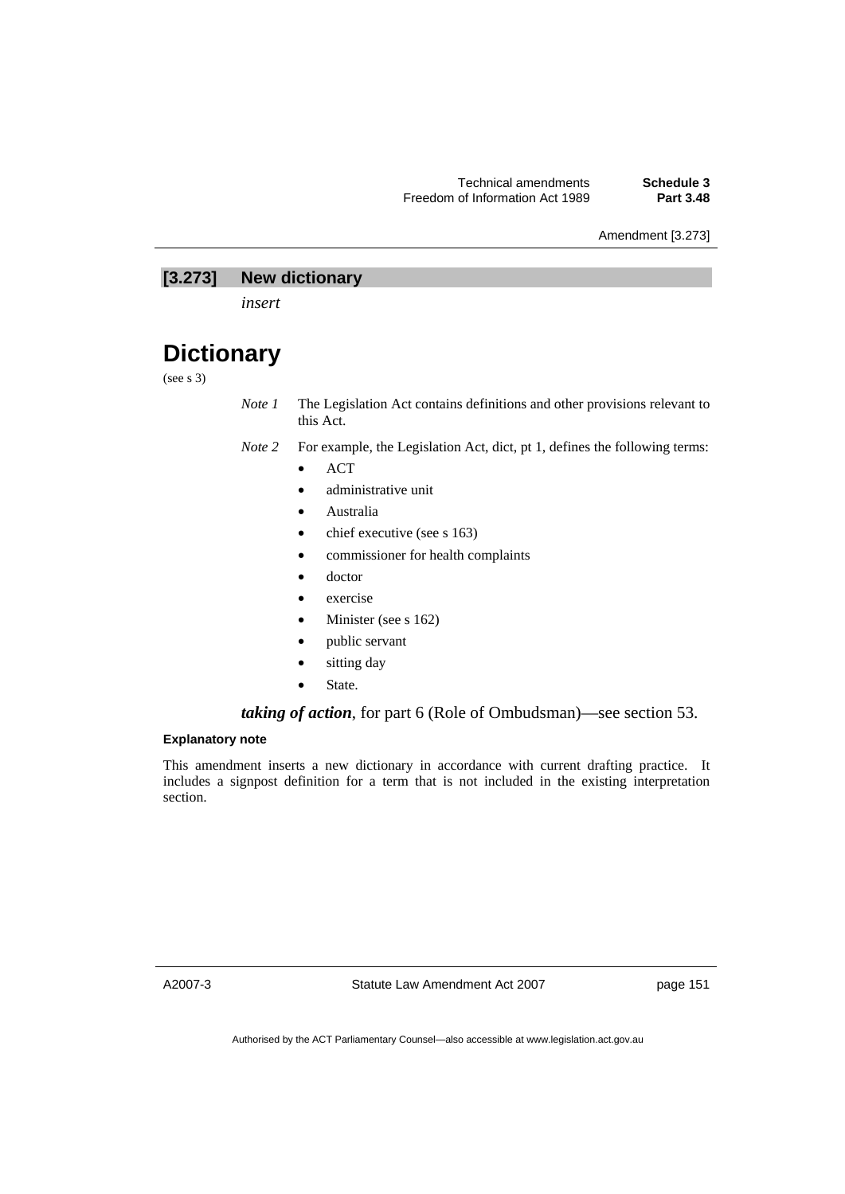## [3.273] New dictionary

*insert*

# Dictionary

(see s 3)

*Note 1* The Legislation Act contains definitions and other provisions relevant to this Act.

*Note 2* For example, the Legislation Act, dict, pt 1, defines the following terms:

- ACT
- administrative unit
- Australia
- chief executive (see s 163)
- commissioner for health complaints
- doctor
- exercise
- Minister (see s 162)
- public servant
- sitting day
- State.

***taking of action***, for part 6 (Role of Ombudsman)—see section 53.

#### Explanatory note

This amendment inserts a new dictionary in accordance with current drafting practice. It includes a signpost definition for a term that is not included in the existing interpretation section.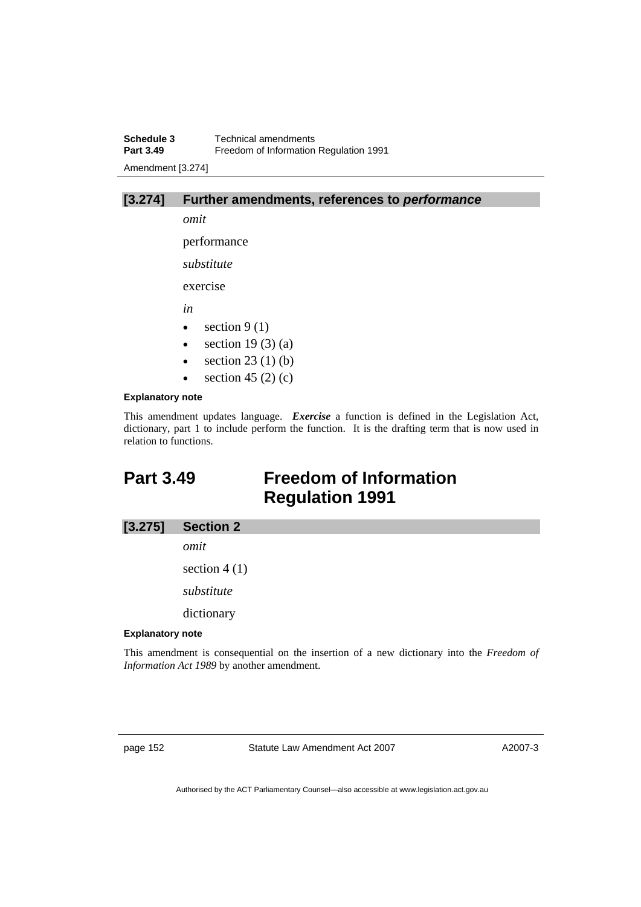### [3.274] Further amendments, references to *performance*

*omit*

performance

*substitute*

exercise

*in*

- section 9 (1)
- section 19 (3) (a)
- section 23 (1) (b)
- section 45 (2) (c)

**Explanatory note**

This amendment updates language. ***Exercise*** a function is defined in the Legislation Act, dictionary, part 1 to include perform the function. It is the drafting term that is now used in relation to functions.

## Part 3.49 Freedom of Information Regulation 1991

### [3.275] Section 2

*omit*

section 4 (1)

*substitute*

dictionary

**Explanatory note**

This amendment is consequential on the insertion of a new dictionary into the *Freedom of Information Act 1989* by another amendment.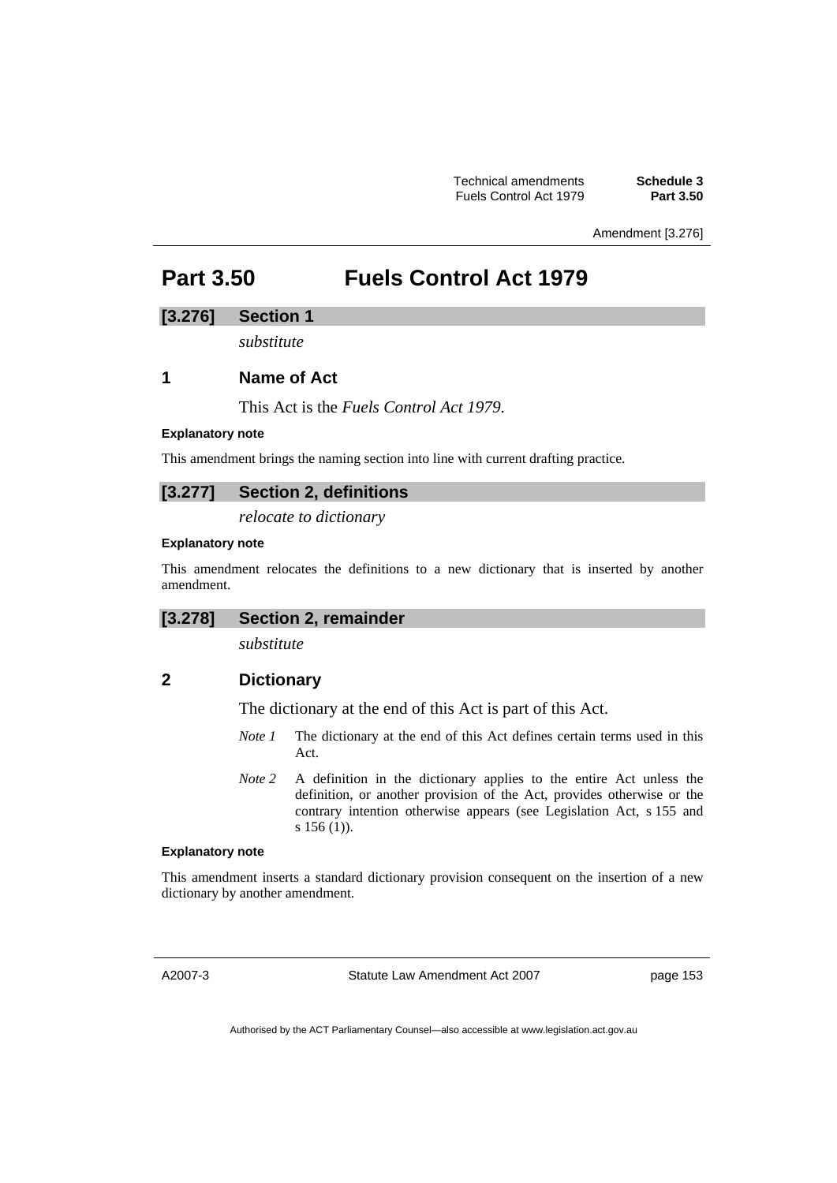# Part 3.50 Fuels Control Act 1979

## [3.276] Section 1

*substitute*

### 1 Name of Act

This Act is the *Fuels Control Act 1979*.

#### Explanatory note

This amendment brings the naming section into line with current drafting practice.

## [3.277] Section 2, definitions

*relocate to dictionary*

#### Explanatory note

This amendment relocates the definitions to a new dictionary that is inserted by another amendment.

## [3.278] Section 2, remainder

*substitute*

### 2 Dictionary

The dictionary at the end of this Act is part of this Act.

*Note 1* The dictionary at the end of this Act defines certain terms used in this Act.

*Note 2* A definition in the dictionary applies to the entire Act unless the definition, or another provision of the Act, provides otherwise or the contrary intention otherwise appears (see Legislation Act, s 155 and s 156 (1)).

#### Explanatory note

This amendment inserts a standard dictionary provision consequent on the insertion of a new dictionary by another amendment.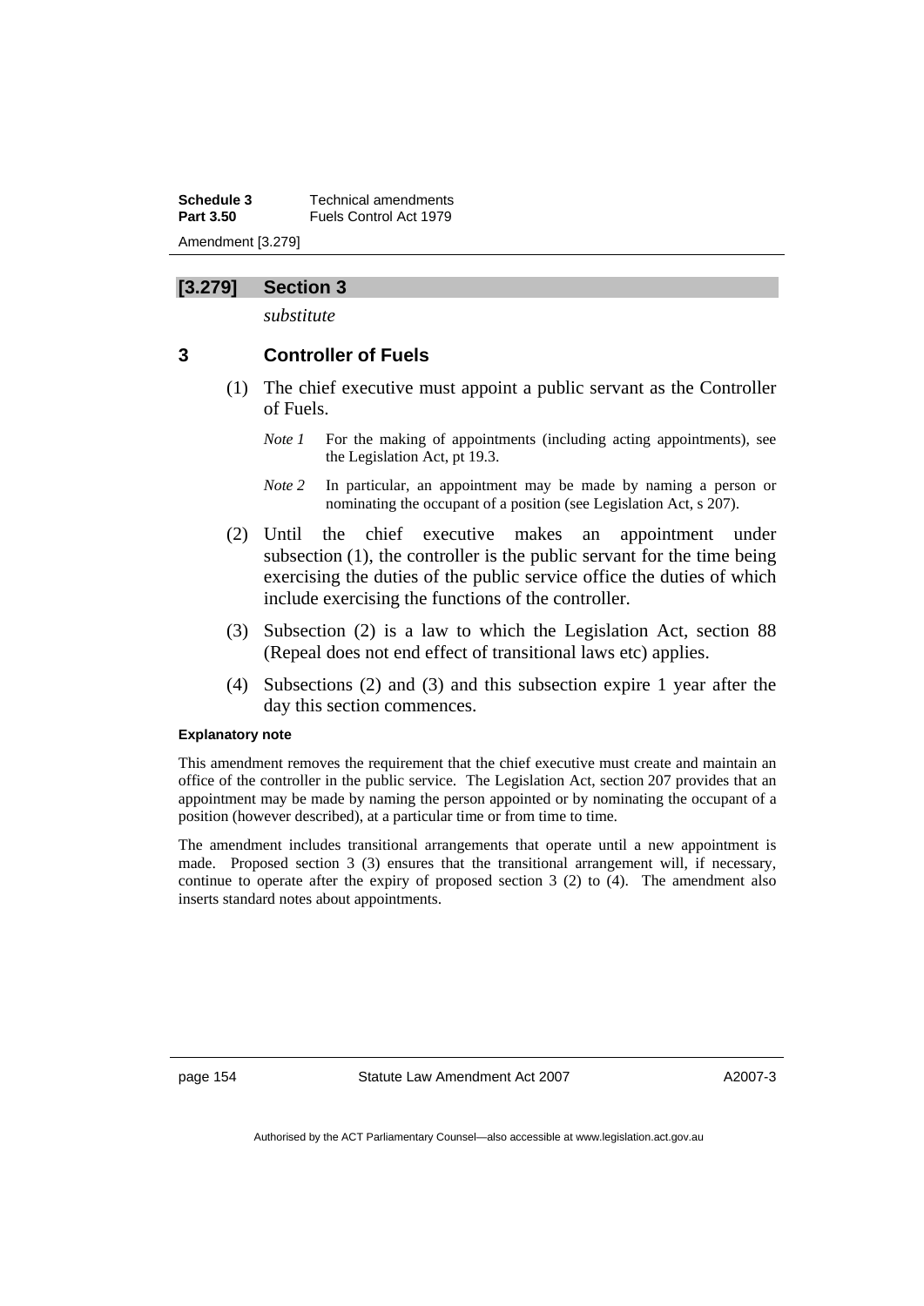## [3.279] Section 3

*substitute*

### 3 Controller of Fuels

(1) The chief executive must appoint a public servant as the Controller of Fuels.

*Note 1* For the making of appointments (including acting appointments), see the Legislation Act, pt 19.3.

*Note 2* In particular, an appointment may be made by naming a person or nominating the occupant of a position (see Legislation Act, s 207).

(2) Until the chief executive makes an appointment under subsection (1), the controller is the public servant for the time being exercising the duties of the public service office the duties of which include exercising the functions of the controller.

(3) Subsection (2) is a law to which the Legislation Act, section 88 (Repeal does not end effect of transitional laws etc) applies.

(4) Subsections (2) and (3) and this subsection expire 1 year after the day this section commences.

**Explanatory note**

This amendment removes the requirement that the chief executive must create and maintain an office of the controller in the public service. The Legislation Act, section 207 provides that an appointment may be made by naming the person appointed or by nominating the occupant of a position (however described), at a particular time or from time to time.

The amendment includes transitional arrangements that operate until a new appointment is made. Proposed section 3 (3) ensures that the transitional arrangement will, if necessary, continue to operate after the expiry of proposed section 3 (2) to (4). The amendment also inserts standard notes about appointments.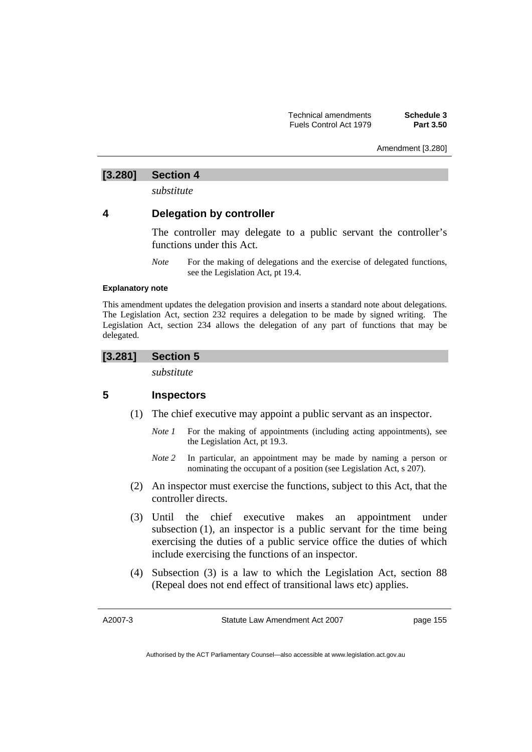## [3.280] Section 4

*substitute*

### 4 Delegation by controller

The controller may delegate to a public servant the controller's functions under this Act.

*Note* For the making of delegations and the exercise of delegated functions, see the Legislation Act, pt 19.4.

**Explanatory note**

This amendment updates the delegation provision and inserts a standard note about delegations. The Legislation Act, section 232 requires a delegation to be made by signed writing. The Legislation Act, section 234 allows the delegation of any part of functions that may be delegated.

## [3.281] Section 5

*substitute*

### 5 Inspectors

(1) The chief executive may appoint a public servant as an inspector.

*Note 1* For the making of appointments (including acting appointments), see the Legislation Act, pt 19.3.

*Note 2* In particular, an appointment may be made by naming a person or nominating the occupant of a position (see Legislation Act, s 207).

(2) An inspector must exercise the functions, subject to this Act, that the controller directs.

(3) Until the chief executive makes an appointment under subsection (1), an inspector is a public servant for the time being exercising the duties of a public service office the duties of which include exercising the functions of an inspector.

(4) Subsection (3) is a law to which the Legislation Act, section 88 (Repeal does not end effect of transitional laws etc) applies.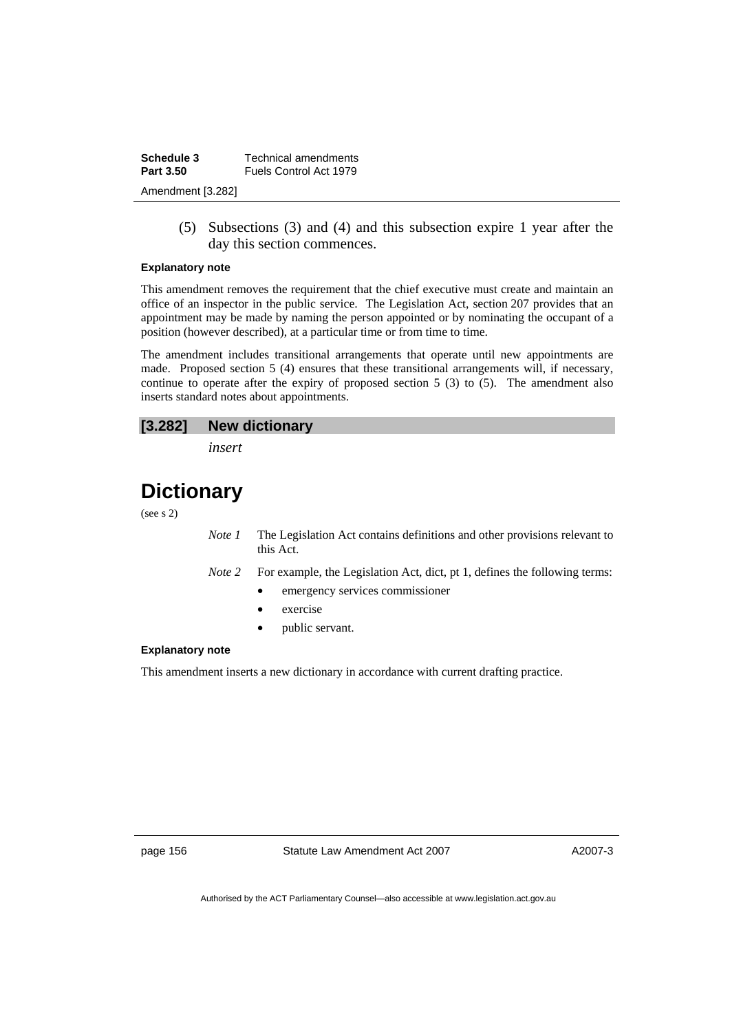(5) Subsections (3) and (4) and this subsection expire 1 year after the day this section commences.

**Explanatory note**

This amendment removes the requirement that the chief executive must create and maintain an office of an inspector in the public service. The Legislation Act, section 207 provides that an appointment may be made by naming the person appointed or by nominating the occupant of a position (however described), at a particular time or from time to time.

The amendment includes transitional arrangements that operate until new appointments are made. Proposed section 5 (4) ensures that these transitional arrangements will, if necessary, continue to operate after the expiry of proposed section 5 (3) to (5). The amendment also inserts standard notes about appointments.

### [3.282] New dictionary

*insert*

# Dictionary

(see s 2)

*Note 1* The Legislation Act contains definitions and other provisions relevant to this Act.

*Note 2* For example, the Legislation Act, dict, pt 1, defines the following terms:

- emergency services commissioner
- exercise
- public servant.

**Explanatory note**

This amendment inserts a new dictionary in accordance with current drafting practice.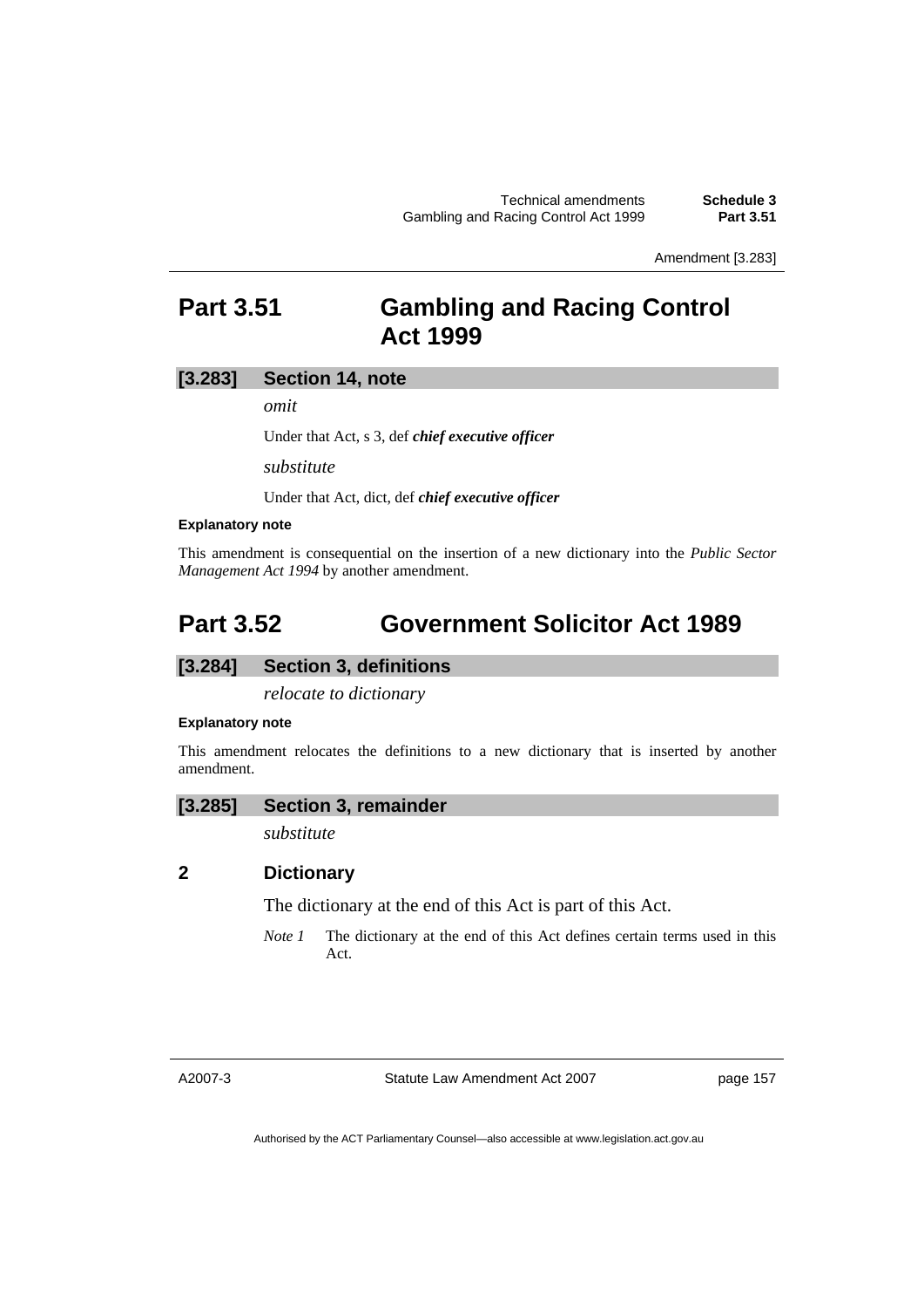Amendment [3.283]

# Part 3.51 Gambling and Racing Control Act 1999

## [3.283] Section 14, note

*omit*

Under that Act, s 3, def ***chief executive officer***

*substitute*

Under that Act, dict, def ***chief executive officer***

**Explanatory note**

This amendment is consequential on the insertion of a new dictionary into the *Public Sector Management Act 1994* by another amendment.

# Part 3.52 Government Solicitor Act 1989

## [3.284] Section 3, definitions

*relocate to dictionary*

**Explanatory note**

This amendment relocates the definitions to a new dictionary that is inserted by another amendment.

## [3.285] Section 3, remainder

*substitute*

### 2 Dictionary

The dictionary at the end of this Act is part of this Act.

*Note 1* The dictionary at the end of this Act defines certain terms used in this Act.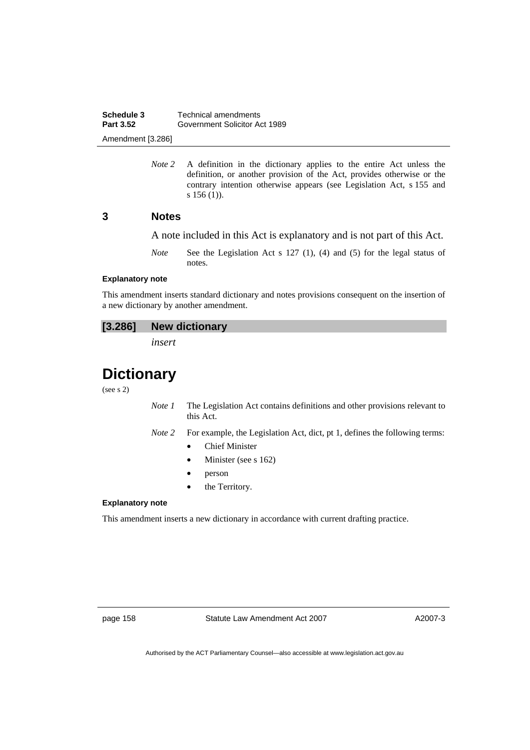*Note 2* A definition in the dictionary applies to the entire Act unless the definition, or another provision of the Act, provides otherwise or the contrary intention otherwise appears (see Legislation Act, s 155 and s 156 (1)).

### 3 Notes

A note included in this Act is explanatory and is not part of this Act.

*Note* See the Legislation Act s 127 (1), (4) and (5) for the legal status of notes.

**Explanatory note**

This amendment inserts standard dictionary and notes provisions consequent on the insertion of a new dictionary by another amendment.

### [3.286] New dictionary

*insert*

# Dictionary

(see s 2)

*Note 1* The Legislation Act contains definitions and other provisions relevant to this Act.

*Note 2* For example, the Legislation Act, dict, pt 1, defines the following terms:

- Chief Minister
- Minister (see s 162)
- person
- the Territory.

**Explanatory note**

This amendment inserts a new dictionary in accordance with current drafting practice.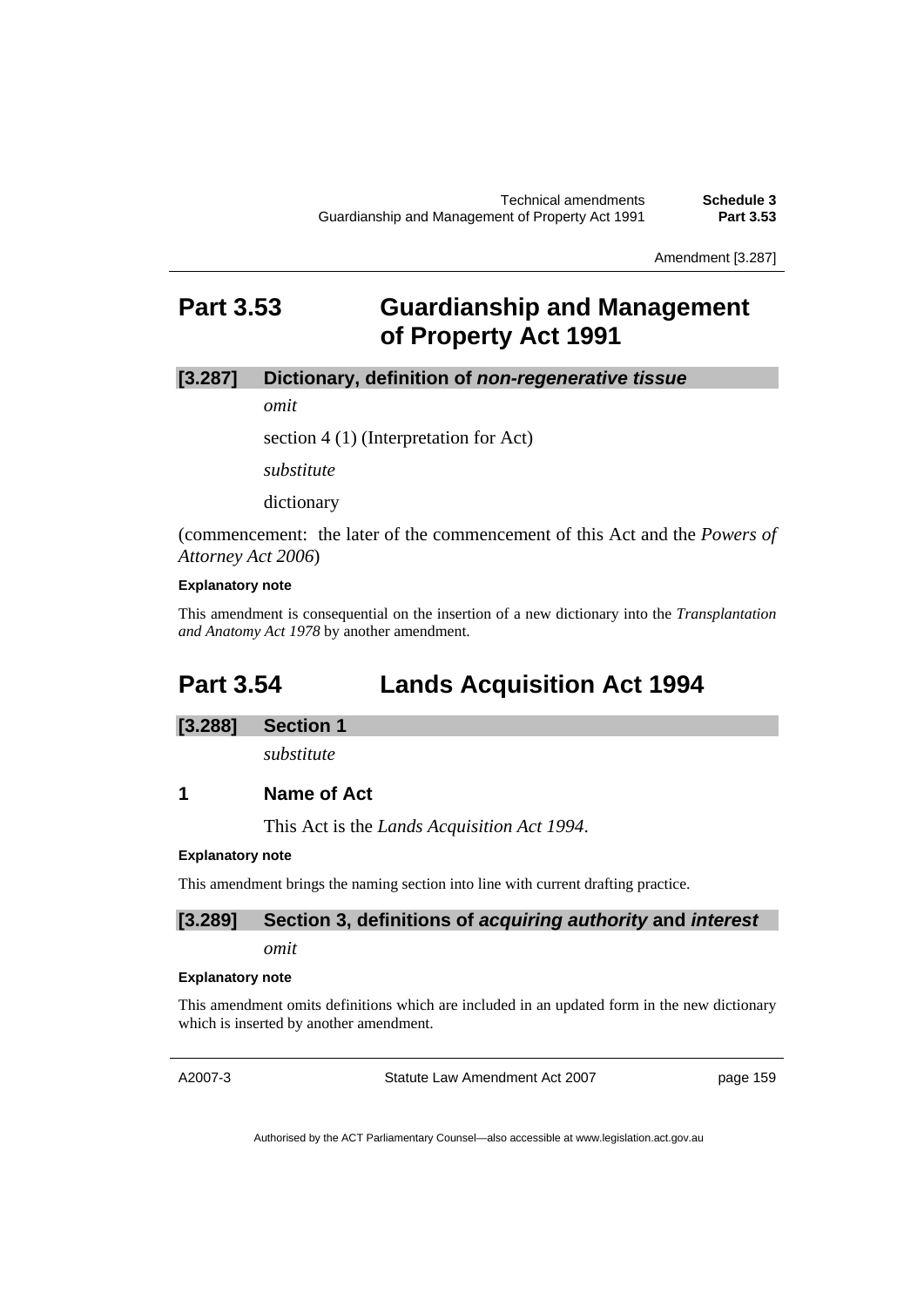# Part 3.53 Guardianship and Management of Property Act 1991

### [3.287] Dictionary, definition of ***non-regenerative tissue***

*omit*

section 4 (1) (Interpretation for Act)

*substitute*

dictionary

(commencement: the later of the commencement of this Act and the *Powers of Attorney Act 2006*)

**Explanatory note**

This amendment is consequential on the insertion of a new dictionary into the *Transplantation and Anatomy Act 1978* by another amendment.

# Part 3.54 Lands Acquisition Act 1994

### [3.288] Section 1

*substitute*

### 1 Name of Act

This Act is the *Lands Acquisition Act 1994*.

**Explanatory note**

This amendment brings the naming section into line with current drafting practice.

### [3.289] Section 3, definitions of ***acquiring authority*** and ***interest***

*omit*

**Explanatory note**

This amendment omits definitions which are included in an updated form in the new dictionary which is inserted by another amendment.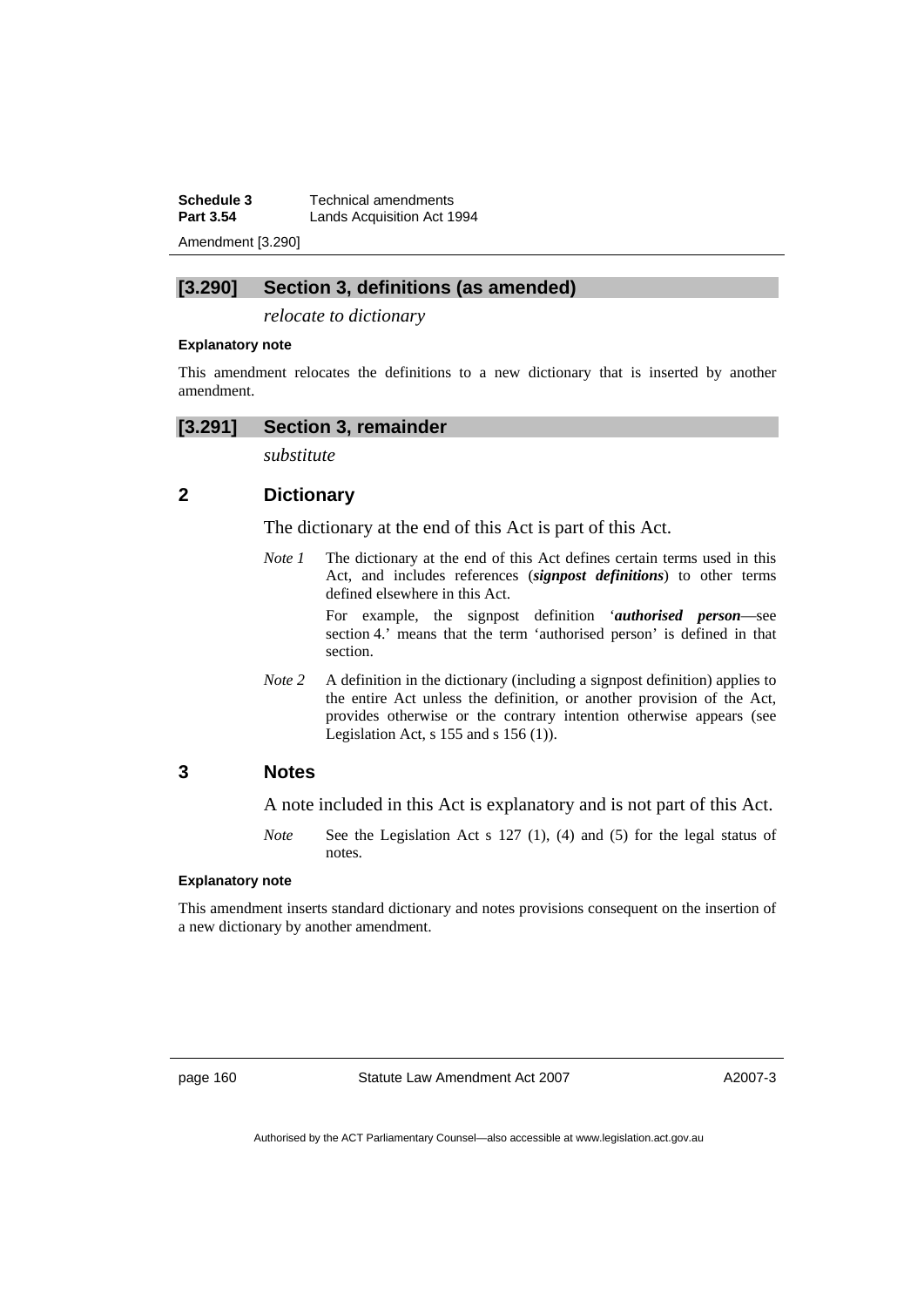## [3.290] Section 3, definitions (as amended)

*relocate to dictionary*

**Explanatory note**

This amendment relocates the definitions to a new dictionary that is inserted by another amendment.

## [3.291] Section 3, remainder

*substitute*

### 2 Dictionary

The dictionary at the end of this Act is part of this Act.

*Note 1* The dictionary at the end of this Act defines certain terms used in this Act, and includes references (***signpost definitions***) to other terms defined elsewhere in this Act.

For example, the signpost definition '***authorised person***—see section 4.' means that the term 'authorised person' is defined in that section.

*Note 2* A definition in the dictionary (including a signpost definition) applies to the entire Act unless the definition, or another provision of the Act, provides otherwise or the contrary intention otherwise appears (see Legislation Act, s 155 and s 156 (1)).

### 3 Notes

A note included in this Act is explanatory and is not part of this Act.

*Note* See the Legislation Act s 127 (1), (4) and (5) for the legal status of notes.

**Explanatory note**

This amendment inserts standard dictionary and notes provisions consequent on the insertion of a new dictionary by another amendment.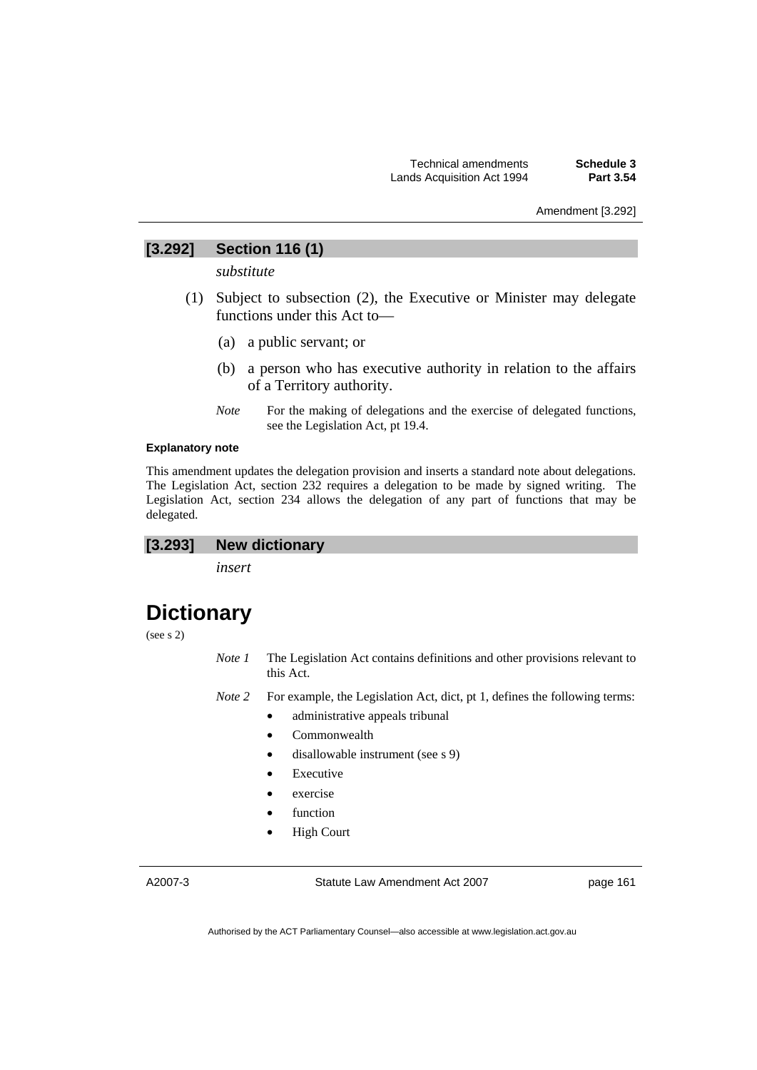## [3.292] Section 116 (1)

*substitute*

(1) Subject to subsection (2), the Executive or Minister may delegate functions under this Act to—

(a) a public servant; or

(b) a person who has executive authority in relation to the affairs of a Territory authority.

*Note* For the making of delegations and the exercise of delegated functions, see the Legislation Act, pt 19.4.

**Explanatory note**

This amendment updates the delegation provision and inserts a standard note about delegations. The Legislation Act, section 232 requires a delegation to be made by signed writing. The Legislation Act, section 234 allows the delegation of any part of functions that may be delegated.

## [3.293] New dictionary

*insert*

# Dictionary

(see s 2)

*Note 1* The Legislation Act contains definitions and other provisions relevant to this Act.

*Note 2* For example, the Legislation Act, dict, pt 1, defines the following terms:

- administrative appeals tribunal
- Commonwealth
- disallowable instrument (see s 9)
- Executive
- exercise
- function
- High Court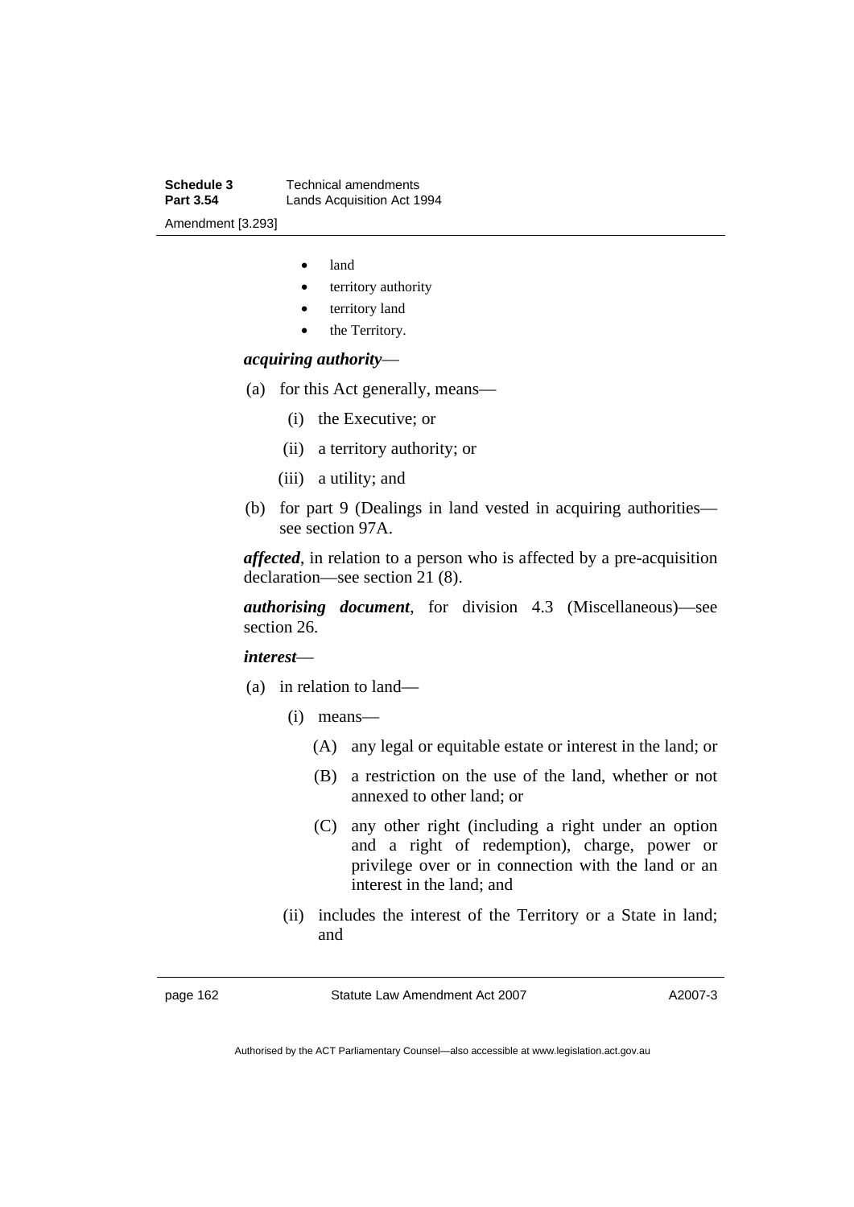- land
- territory authority
- territory land
- the Territory.

***acquiring authority***—

(a) for this Act generally, means—

  (i) the Executive; or

  (ii) a territory authority; or

  (iii) a utility; and

(b) for part 9 (Dealings in land vested in acquiring authorities—see section 97A.

***affected***, in relation to a person who is affected by a pre-acquisition declaration—see section 21 (8).

***authorising document***, for division 4.3 (Miscellaneous)—see section 26.

***interest***—

(a) in relation to land—

  (i) means—

    (A) any legal or equitable estate or interest in the land; or

    (B) a restriction on the use of the land, whether or not annexed to other land; or

    (C) any other right (including a right under an option and a right of redemption), charge, power or privilege over or in connection with the land or an interest in the land; and

  (ii) includes the interest of the Territory or a State in land; and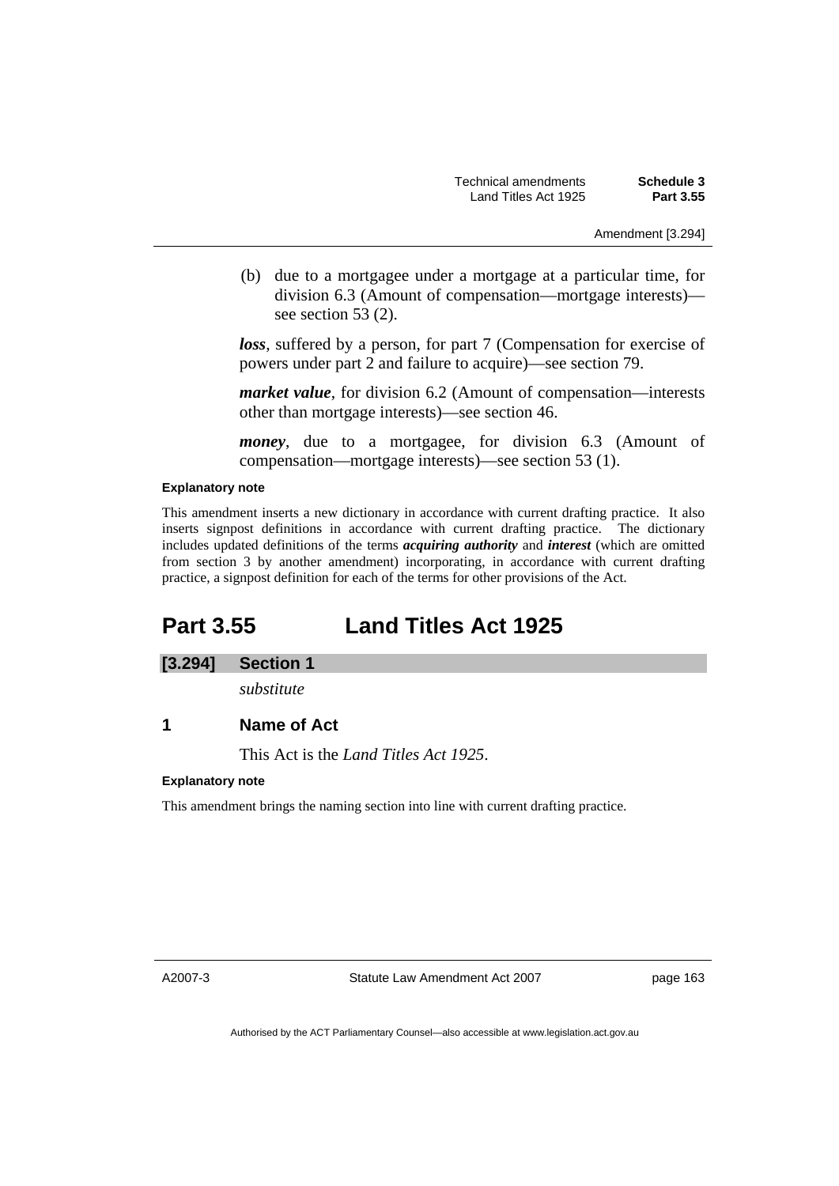(b) due to a mortgagee under a mortgage at a particular time, for division 6.3 (Amount of compensation—mortgage interests)—see section 53 (2).

***loss***, suffered by a person, for part 7 (Compensation for exercise of powers under part 2 and failure to acquire)—see section 79.

***market value***, for division 6.2 (Amount of compensation—interests other than mortgage interests)—see section 46.

***money***, due to a mortgagee, for division 6.3 (Amount of compensation—mortgage interests)—see section 53 (1).

**Explanatory note**

This amendment inserts a new dictionary in accordance with current drafting practice. It also inserts signpost definitions in accordance with current drafting practice. The dictionary includes updated definitions of the terms ***acquiring authority*** and ***interest*** (which are omitted from section 3 by another amendment) incorporating, in accordance with current drafting practice, a signpost definition for each of the terms for other provisions of the Act.

# Part 3.55 Land Titles Act 1925

## [3.294] Section 1

*substitute*

### 1 Name of Act

This Act is the *Land Titles Act 1925*.

**Explanatory note**

This amendment brings the naming section into line with current drafting practice.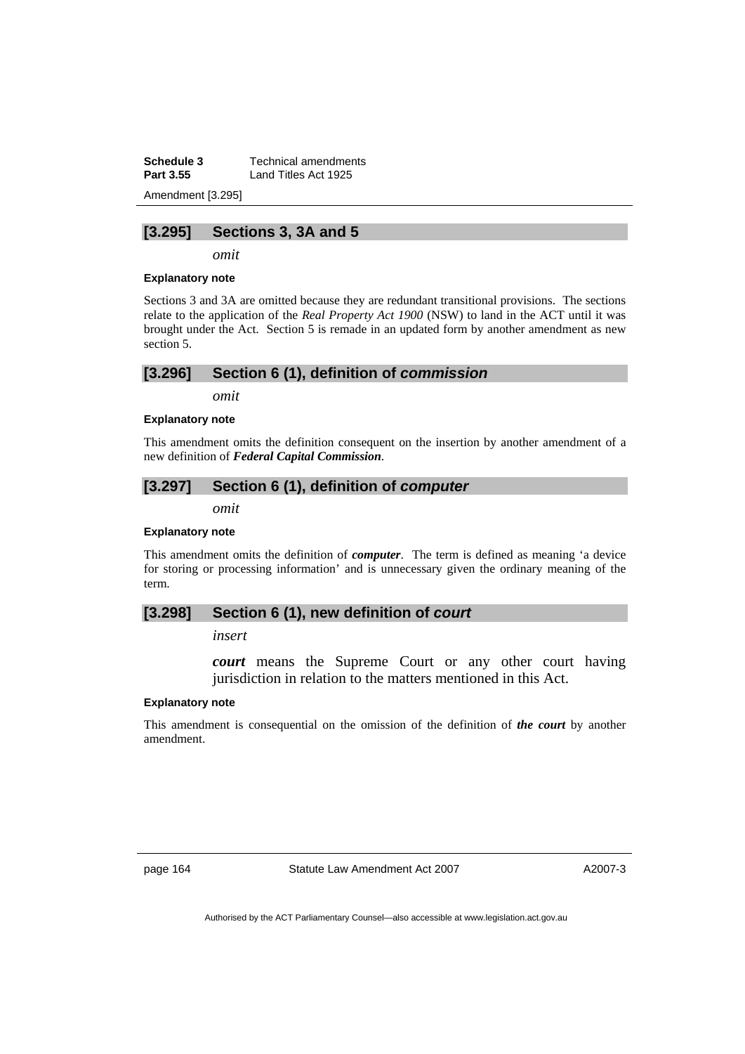## [3.295] Sections 3, 3A and 5

*omit*

**Explanatory note**

Sections 3 and 3A are omitted because they are redundant transitional provisions. The sections relate to the application of the *Real Property Act 1900* (NSW) to land in the ACT until it was brought under the Act. Section 5 is remade in an updated form by another amendment as new section 5.

## [3.296] Section 6 (1), definition of *commission*

*omit*

**Explanatory note**

This amendment omits the definition consequent on the insertion by another amendment of a new definition of ***Federal Capital Commission***.

## [3.297] Section 6 (1), definition of *computer*

*omit*

**Explanatory note**

This amendment omits the definition of ***computer***. The term is defined as meaning 'a device for storing or processing information' and is unnecessary given the ordinary meaning of the term.

## [3.298] Section 6 (1), new definition of *court*

*insert*

***court*** means the Supreme Court or any other court having jurisdiction in relation to the matters mentioned in this Act.

**Explanatory note**

This amendment is consequential on the omission of the definition of ***the court*** by another amendment.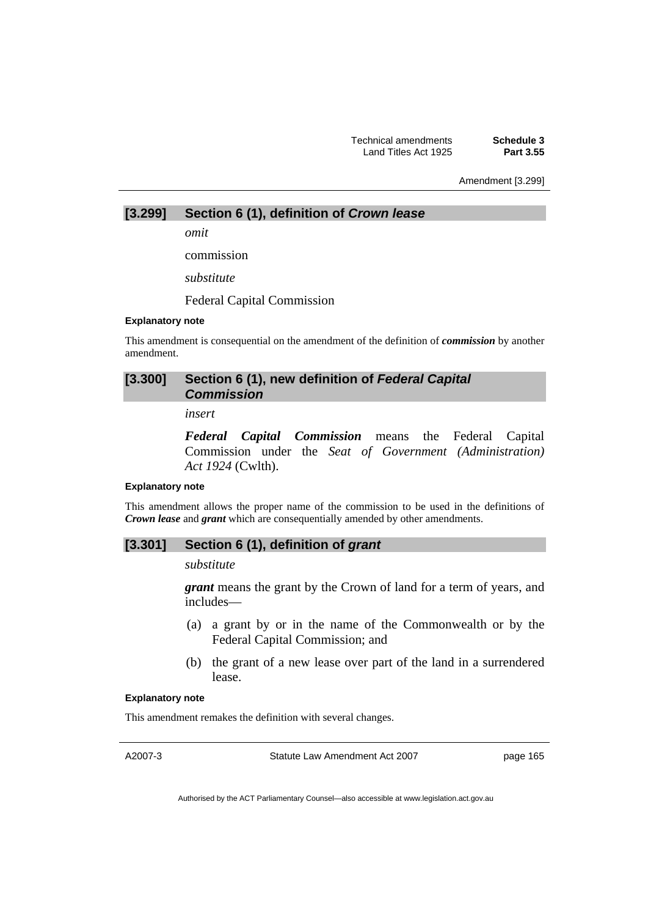### [3.299] Section 6 (1), definition of *Crown lease*

*omit*

commission

*substitute*

Federal Capital Commission

**Explanatory note**

This amendment is consequential on the amendment of the definition of ***commission*** by another amendment.

### [3.300] Section 6 (1), new definition of *Federal Capital Commission*

*insert*

***Federal Capital Commission*** means the Federal Capital Commission under the *Seat of Government (Administration) Act 1924* (Cwlth).

**Explanatory note**

This amendment allows the proper name of the commission to be used in the definitions of ***Crown lease*** and ***grant*** which are consequentially amended by other amendments.

### [3.301] Section 6 (1), definition of *grant*

*substitute*

***grant*** means the grant by the Crown of land for a term of years, and includes—

(a) a grant by or in the name of the Commonwealth or by the Federal Capital Commission; and

(b) the grant of a new lease over part of the land in a surrendered lease.

**Explanatory note**

This amendment remakes the definition with several changes.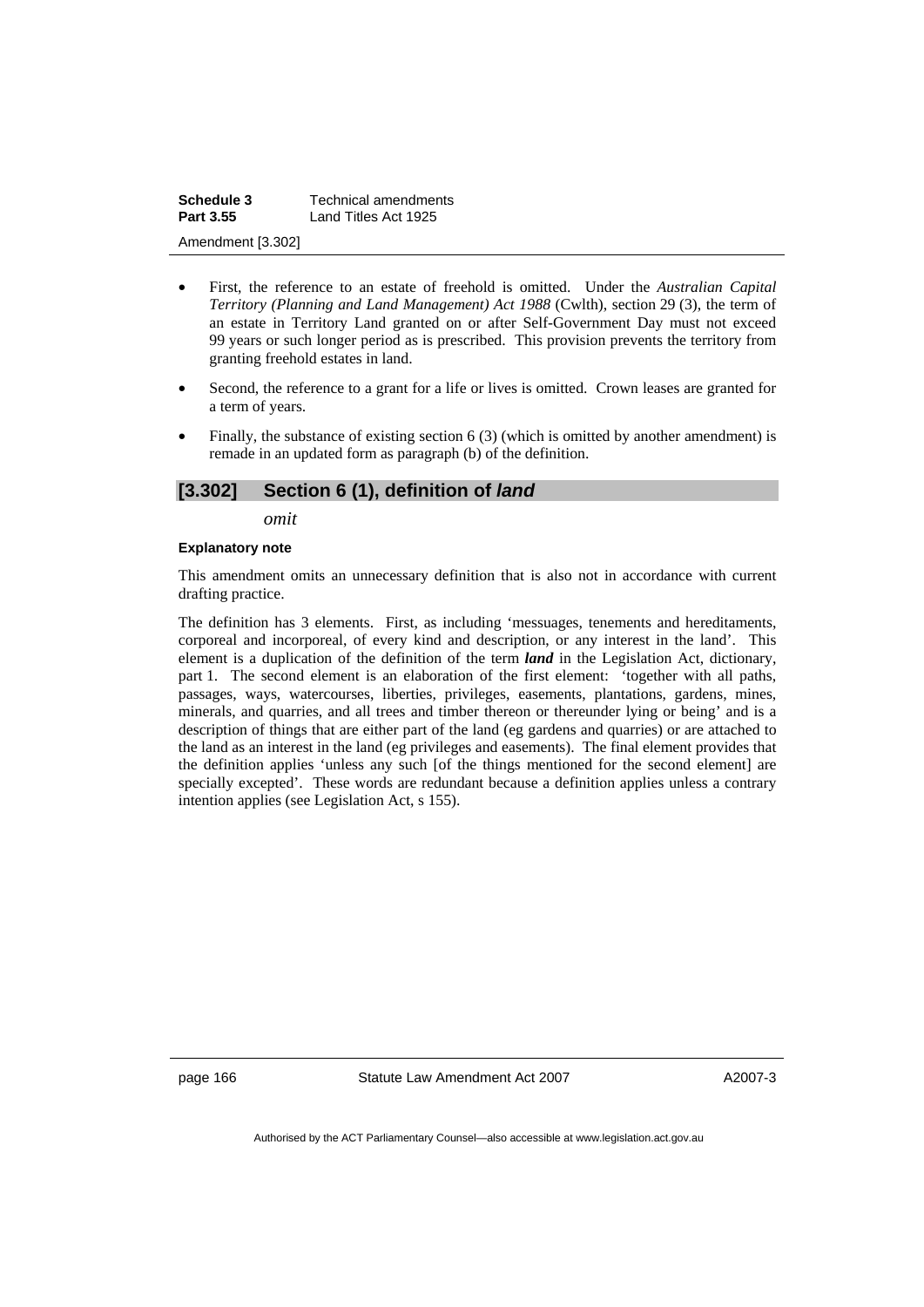- First, the reference to an estate of freehold is omitted. Under the *Australian Capital Territory (Planning and Land Management) Act 1988* (Cwlth), section 29 (3), the term of an estate in Territory Land granted on or after Self-Government Day must not exceed 99 years or such longer period as is prescribed. This provision prevents the territory from granting freehold estates in land.
- Second, the reference to a grant for a life or lives is omitted. Crown leases are granted for a term of years.
- Finally, the substance of existing section 6 (3) (which is omitted by another amendment) is remade in an updated form as paragraph (b) of the definition.

## [3.302] Section 6 (1), definition of *land*

*omit*

**Explanatory note**

This amendment omits an unnecessary definition that is also not in accordance with current drafting practice.

The definition has 3 elements. First, as including 'messuages, tenements and hereditaments, corporeal and incorporeal, of every kind and description, or any interest in the land'. This element is a duplication of the definition of the term ***land*** in the Legislation Act, dictionary, part 1. The second element is an elaboration of the first element: 'together with all paths, passages, ways, watercourses, liberties, privileges, easements, plantations, gardens, mines, minerals, and quarries, and all trees and timber thereon or thereunder lying or being' and is a description of things that are either part of the land (eg gardens and quarries) or are attached to the land as an interest in the land (eg privileges and easements). The final element provides that the definition applies 'unless any such [of the things mentioned for the second element] are specially excepted'. These words are redundant because a definition applies unless a contrary intention applies (see Legislation Act, s 155).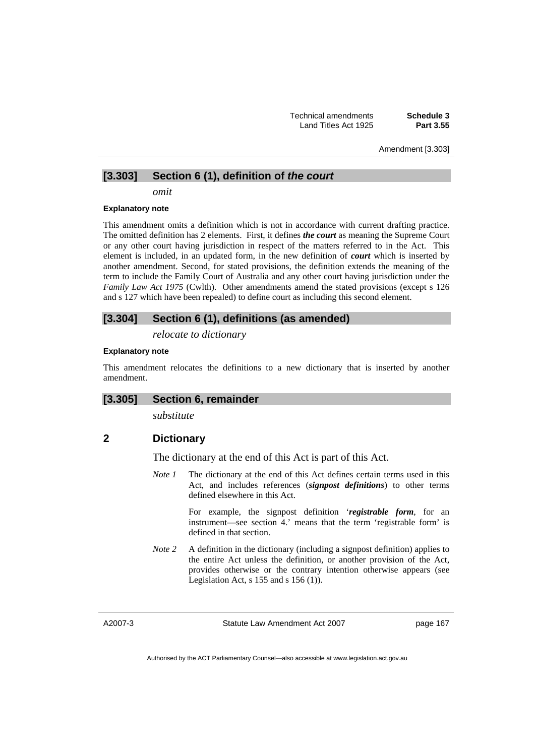## [3.303] Section 6 (1), definition of *the court*

*omit*

#### Explanatory note

This amendment omits a definition which is not in accordance with current drafting practice. The omitted definition has 2 elements. First, it defines ***the court*** as meaning the Supreme Court or any other court having jurisdiction in respect of the matters referred to in the Act. This element is included, in an updated form, in the new definition of ***court*** which is inserted by another amendment. Second, for stated provisions, the definition extends the meaning of the term to include the Family Court of Australia and any other court having jurisdiction under the *Family Law Act 1975* (Cwlth). Other amendments amend the stated provisions (except s 126 and s 127 which have been repealed) to define court as including this second element.

## [3.304] Section 6 (1), definitions (as amended)

*relocate to dictionary*

#### Explanatory note

This amendment relocates the definitions to a new dictionary that is inserted by another amendment.

## [3.305] Section 6, remainder

*substitute*

### 2 Dictionary

The dictionary at the end of this Act is part of this Act.

*Note 1* The dictionary at the end of this Act defines certain terms used in this Act, and includes references (***signpost definitions***) to other terms defined elsewhere in this Act.

For example, the signpost definition '***registrable form***, for an instrument—see section 4.' means that the term 'registrable form' is defined in that section.

*Note 2* A definition in the dictionary (including a signpost definition) applies to the entire Act unless the definition, or another provision of the Act, provides otherwise or the contrary intention otherwise appears (see Legislation Act, s 155 and s 156 (1)).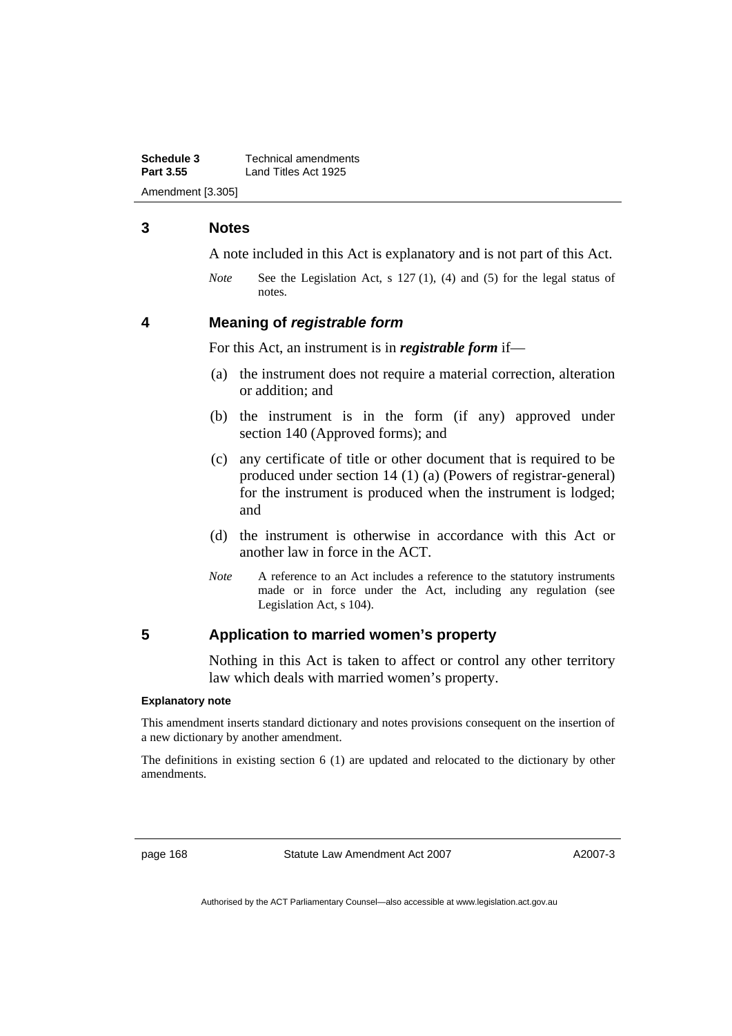## 3 Notes

A note included in this Act is explanatory and is not part of this Act.

*Note* See the Legislation Act, s 127 (1), (4) and (5) for the legal status of notes.

## 4 Meaning of *registrable form*

For this Act, an instrument is in ***registrable form*** if—

(a) the instrument does not require a material correction, alteration or addition; and

(b) the instrument is in the form (if any) approved under section 140 (Approved forms); and

(c) any certificate of title or other document that is required to be produced under section 14 (1) (a) (Powers of registrar-general) for the instrument is produced when the instrument is lodged; and

(d) the instrument is otherwise in accordance with this Act or another law in force in the ACT.

*Note* A reference to an Act includes a reference to the statutory instruments made or in force under the Act, including any regulation (see Legislation Act, s 104).

## 5 Application to married women's property

Nothing in this Act is taken to affect or control any other territory law which deals with married women's property.

**Explanatory note**

This amendment inserts standard dictionary and notes provisions consequent on the insertion of a new dictionary by another amendment.

The definitions in existing section 6 (1) are updated and relocated to the dictionary by other amendments.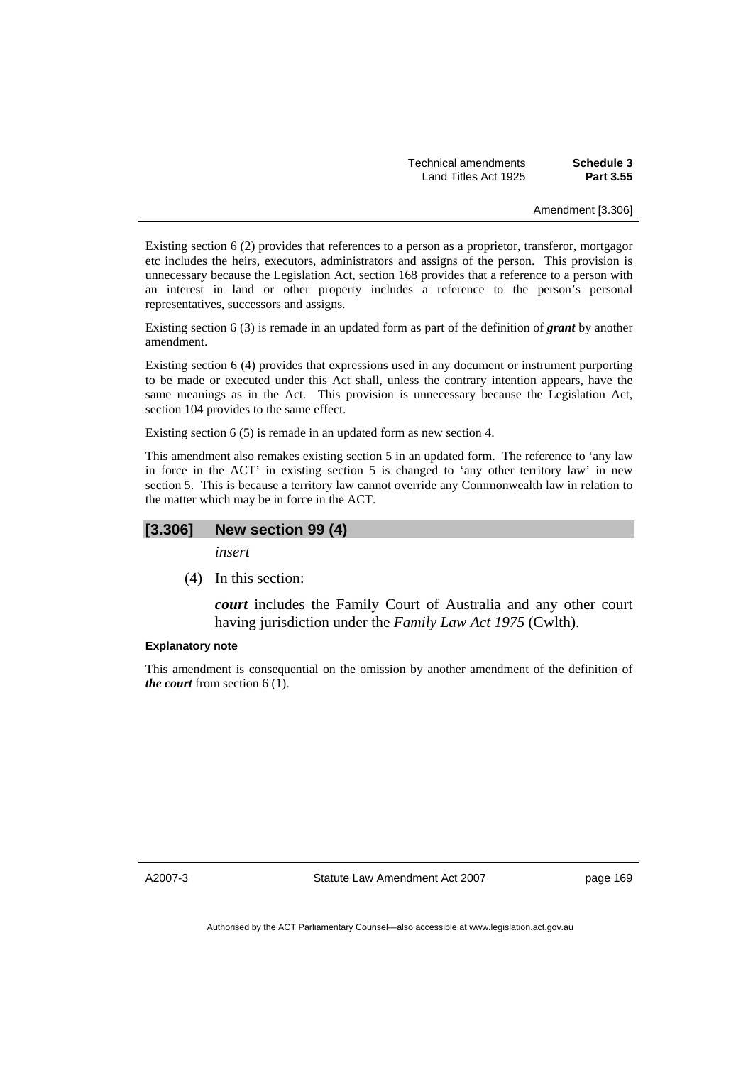Existing section 6 (2) provides that references to a person as a proprietor, transferor, mortgagor etc includes the heirs, executors, administrators and assigns of the person. This provision is unnecessary because the Legislation Act, section 168 provides that a reference to a person with an interest in land or other property includes a reference to the person's personal representatives, successors and assigns.

Existing section 6 (3) is remade in an updated form as part of the definition of ***grant*** by another amendment.

Existing section 6 (4) provides that expressions used in any document or instrument purporting to be made or executed under this Act shall, unless the contrary intention appears, have the same meanings as in the Act. This provision is unnecessary because the Legislation Act, section 104 provides to the same effect.

Existing section 6 (5) is remade in an updated form as new section 4.

This amendment also remakes existing section 5 in an updated form. The reference to 'any law in force in the ACT' in existing section 5 is changed to 'any other territory law' in new section 5. This is because a territory law cannot override any Commonwealth law in relation to the matter which may be in force in the ACT.

## [3.306] New section 99 (4)

*insert*

(4) In this section:

***court*** includes the Family Court of Australia and any other court having jurisdiction under the *Family Law Act 1975* (Cwlth).

#### Explanatory note

This amendment is consequential on the omission by another amendment of the definition of ***the court*** from section 6 (1).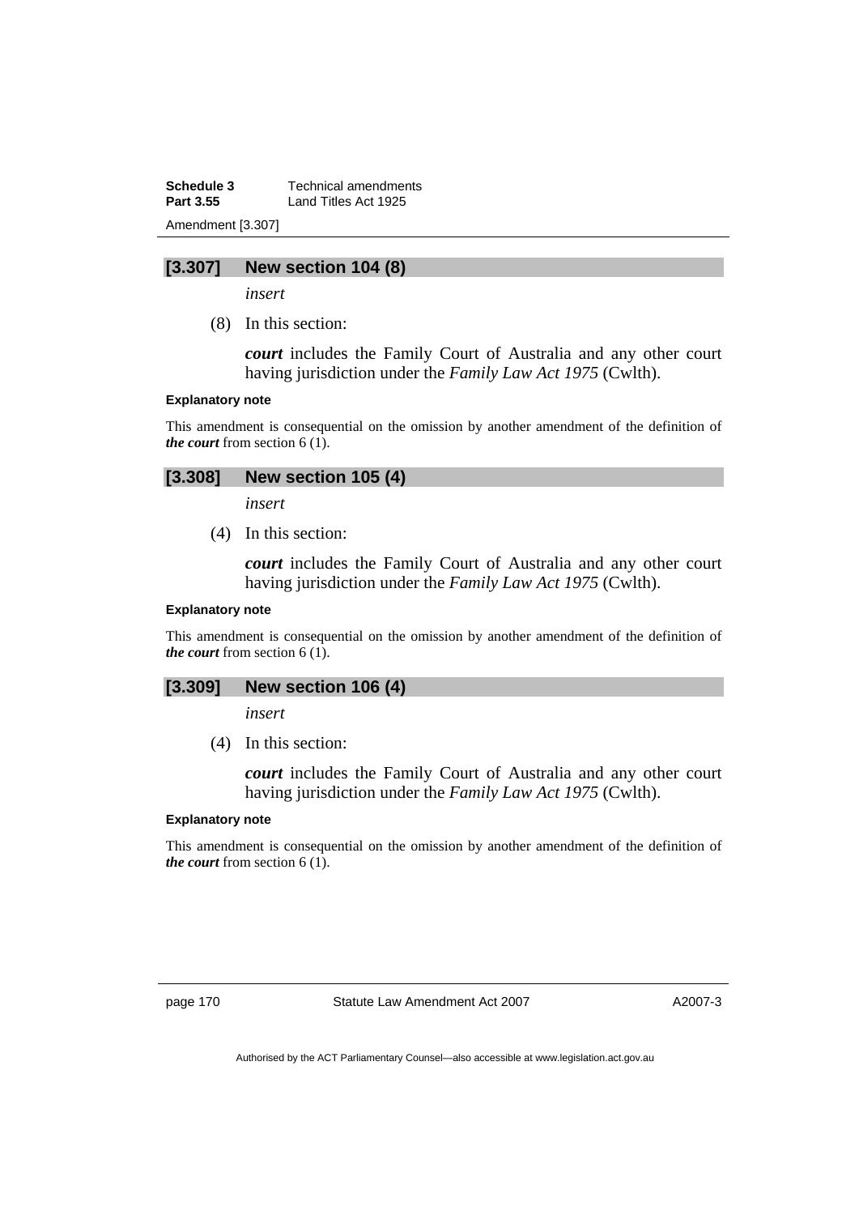### [3.307] New section 104 (8)

*insert*

(8) In this section:

***court*** includes the Family Court of Australia and any other court having jurisdiction under the *Family Law Act 1975* (Cwlth).

**Explanatory note**

This amendment is consequential on the omission by another amendment of the definition of ***the court*** from section 6 (1).

### [3.308] New section 105 (4)

*insert*

(4) In this section:

***court*** includes the Family Court of Australia and any other court having jurisdiction under the *Family Law Act 1975* (Cwlth).

**Explanatory note**

This amendment is consequential on the omission by another amendment of the definition of ***the court*** from section 6 (1).

### [3.309] New section 106 (4)

*insert*

(4) In this section:

***court*** includes the Family Court of Australia and any other court having jurisdiction under the *Family Law Act 1975* (Cwlth).

**Explanatory note**

This amendment is consequential on the omission by another amendment of the definition of ***the court*** from section 6 (1).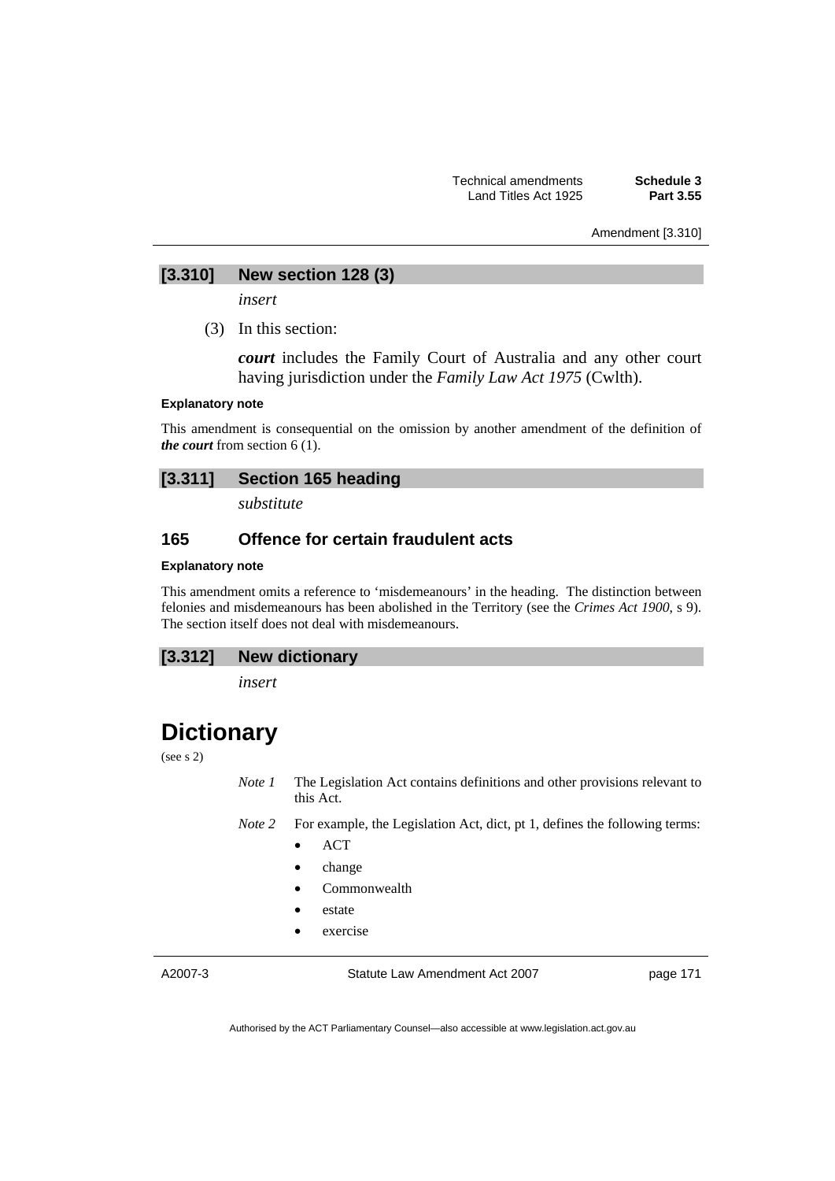Amendment [3.310]

### [3.310] New section 128 (3)

*insert*

(3) In this section:

***court*** includes the Family Court of Australia and any other court having jurisdiction under the *Family Law Act 1975* (Cwlth).

**Explanatory note**

This amendment is consequential on the omission by another amendment of the definition of ***the court*** from section 6 (1).

### [3.311] Section 165 heading

*substitute*

### 165 Offence for certain fraudulent acts

**Explanatory note**

This amendment omits a reference to 'misdemeanours' in the heading. The distinction between felonies and misdemeanours has been abolished in the Territory (see the *Crimes Act 1900*, s 9). The section itself does not deal with misdemeanours.

### [3.312] New dictionary

*insert*

# Dictionary

(see s 2)

*Note 1* The Legislation Act contains definitions and other provisions relevant to this Act.

*Note 2* For example, the Legislation Act, dict, pt 1, defines the following terms:

- ACT
- change
- Commonwealth
- estate
- exercise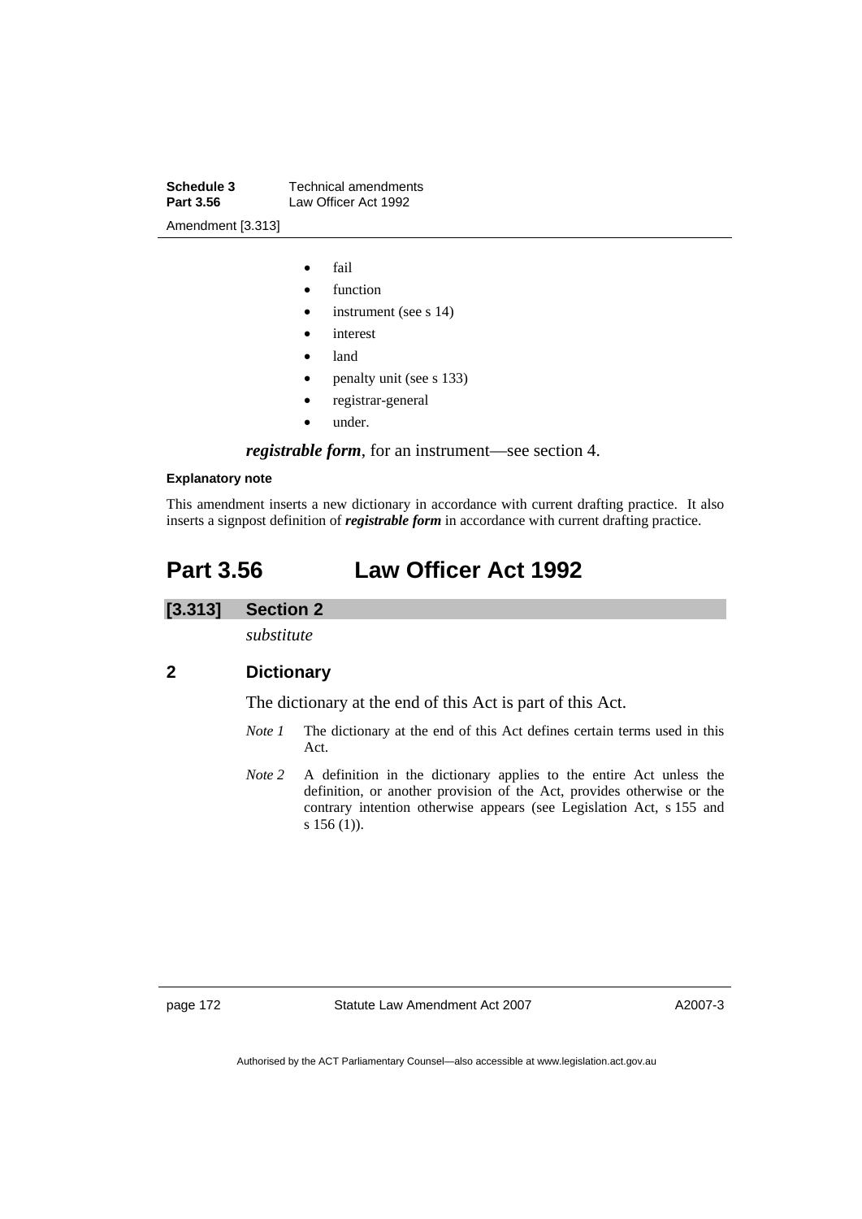- fail
- function
- instrument (see s 14)
- interest
- land
- penalty unit (see s 133)
- registrar-general
- under.

***registrable form***, for an instrument—see section 4.

**Explanatory note**

This amendment inserts a new dictionary in accordance with current drafting practice. It also inserts a signpost definition of ***registrable form*** in accordance with current drafting practice.

# Part 3.56 Law Officer Act 1992

## [3.313] Section 2

*substitute*

### 2 Dictionary

The dictionary at the end of this Act is part of this Act.

*Note 1* The dictionary at the end of this Act defines certain terms used in this Act.

*Note 2* A definition in the dictionary applies to the entire Act unless the definition, or another provision of the Act, provides otherwise or the contrary intention otherwise appears (see Legislation Act, s 155 and s 156 (1)).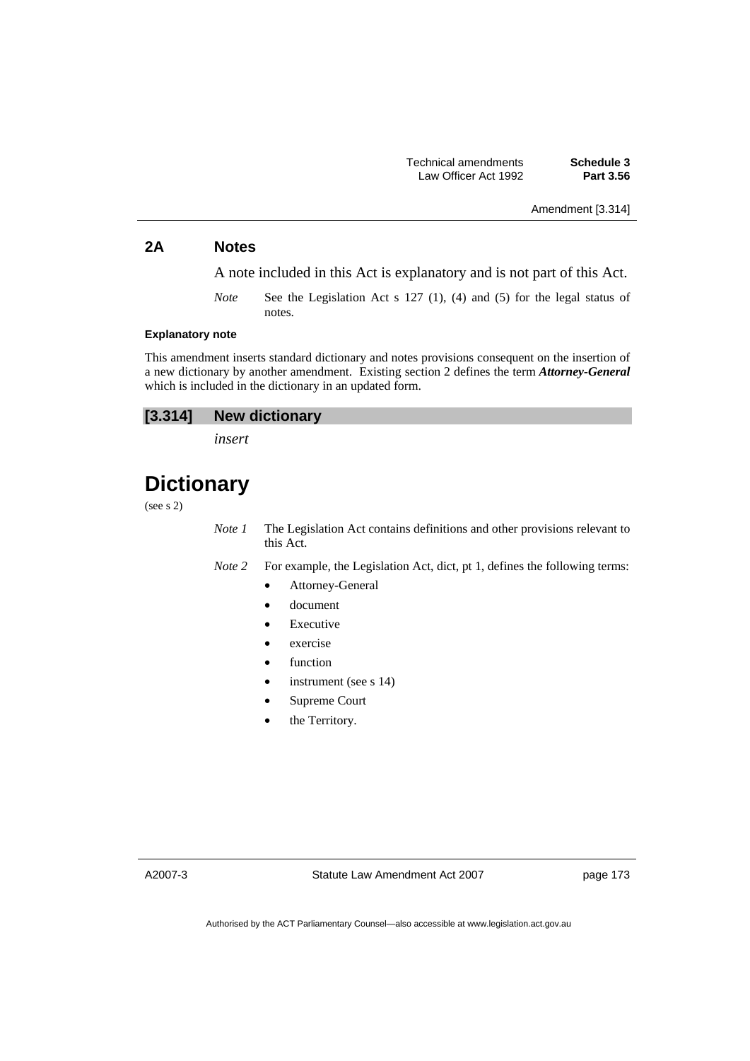## 2A Notes

A note included in this Act is explanatory and is not part of this Act.

*Note* See the Legislation Act s 127 (1), (4) and (5) for the legal status of notes.

**Explanatory note**

This amendment inserts standard dictionary and notes provisions consequent on the insertion of a new dictionary by another amendment. Existing section 2 defines the term ***Attorney-General*** which is included in the dictionary in an updated form.

## [3.314] New dictionary

*insert*

# Dictionary

(see s 2)

*Note 1* The Legislation Act contains definitions and other provisions relevant to this Act.

*Note 2* For example, the Legislation Act, dict, pt 1, defines the following terms:

- Attorney-General
- document
- Executive
- exercise
- function
- instrument (see s 14)
- Supreme Court
- the Territory.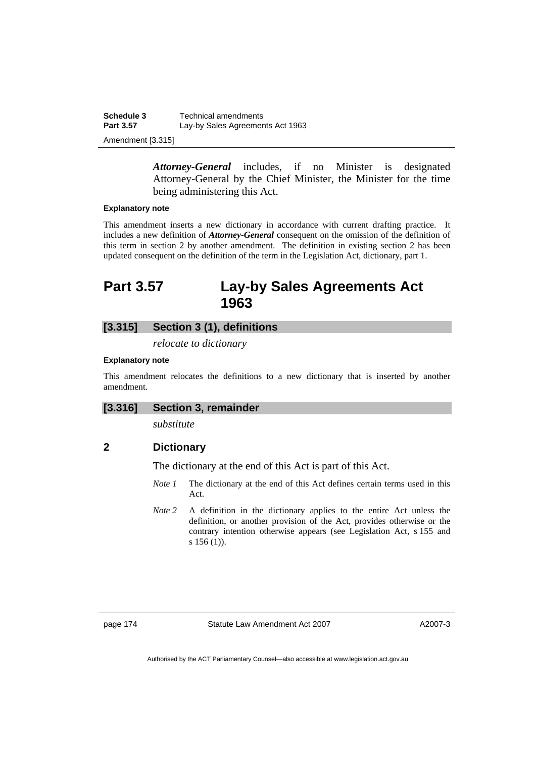***Attorney-General*** includes, if no Minister is designated Attorney-General by the Chief Minister, the Minister for the time being administering this Act.

**Explanatory note**

This amendment inserts a new dictionary in accordance with current drafting practice. It includes a new definition of ***Attorney-General*** consequent on the omission of the definition of this term in section 2 by another amendment. The definition in existing section 2 has been updated consequent on the definition of the term in the Legislation Act, dictionary, part 1.

# Part 3.57 Lay-by Sales Agreements Act 1963

## [3.315] Section 3 (1), definitions

*relocate to dictionary*

**Explanatory note**

This amendment relocates the definitions to a new dictionary that is inserted by another amendment.

## [3.316] Section 3, remainder

*substitute*

### 2 Dictionary

The dictionary at the end of this Act is part of this Act.

*Note 1* The dictionary at the end of this Act defines certain terms used in this Act.

*Note 2* A definition in the dictionary applies to the entire Act unless the definition, or another provision of the Act, provides otherwise or the contrary intention otherwise appears (see Legislation Act, s 155 and s 156 (1)).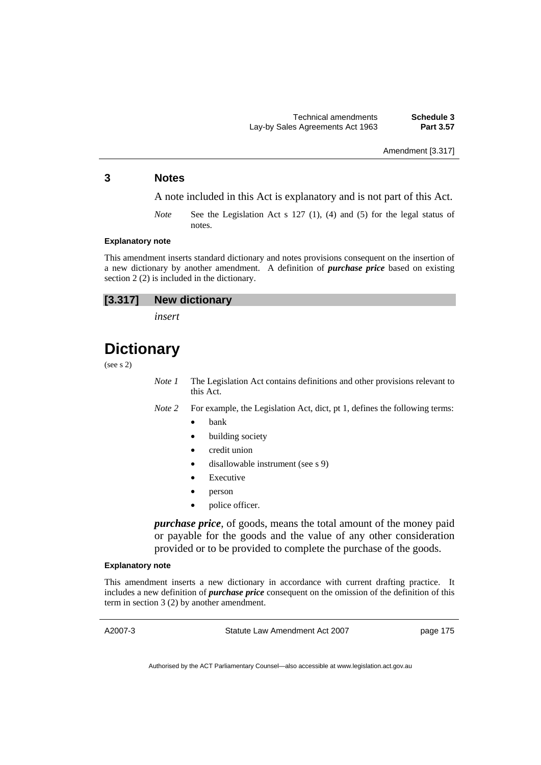## 3 Notes

A note included in this Act is explanatory and is not part of this Act.

*Note* See the Legislation Act s 127 (1), (4) and (5) for the legal status of notes.

#### Explanatory note

This amendment inserts standard dictionary and notes provisions consequent on the insertion of a new dictionary by another amendment. A definition of ***purchase price*** based on existing section 2 (2) is included in the dictionary.

### [3.317] New dictionary

*insert*

# Dictionary

(see s 2)

*Note 1* The Legislation Act contains definitions and other provisions relevant to this Act.

*Note 2* For example, the Legislation Act, dict, pt 1, defines the following terms:

- bank
- building society
- credit union
- disallowable instrument (see s 9)
- Executive
- person
- police officer.

***purchase price***, of goods, means the total amount of the money paid or payable for the goods and the value of any other consideration provided or to be provided to complete the purchase of the goods.

#### Explanatory note

This amendment inserts a new dictionary in accordance with current drafting practice. It includes a new definition of ***purchase price*** consequent on the omission of the definition of this term in section 3 (2) by another amendment.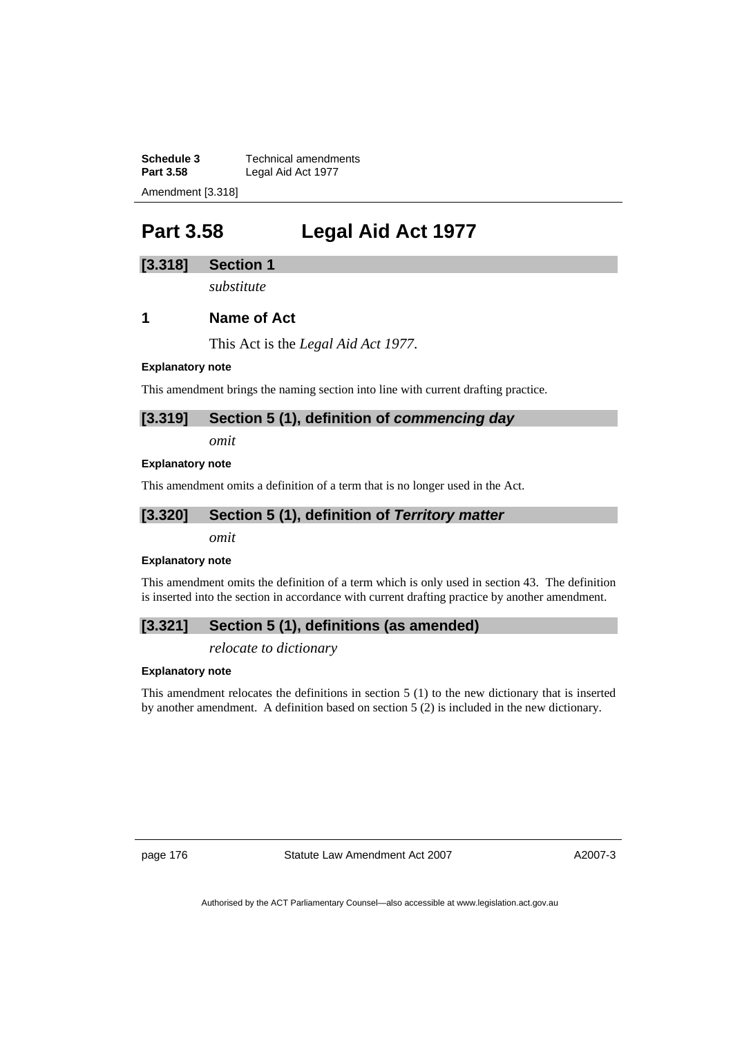# Part 3.58 Legal Aid Act 1977

## [3.318] Section 1

*substitute*

### 1 Name of Act

This Act is the *Legal Aid Act 1977*.

**Explanatory note**

This amendment brings the naming section into line with current drafting practice.

## [3.319] Section 5 (1), definition of *commencing day*

*omit*

**Explanatory note**

This amendment omits a definition of a term that is no longer used in the Act.

## [3.320] Section 5 (1), definition of *Territory matter*

*omit*

**Explanatory note**

This amendment omits the definition of a term which is only used in section 43. The definition is inserted into the section in accordance with current drafting practice by another amendment.

## [3.321] Section 5 (1), definitions (as amended)

*relocate to dictionary*

**Explanatory note**

This amendment relocates the definitions in section 5 (1) to the new dictionary that is inserted by another amendment. A definition based on section 5 (2) is included in the new dictionary.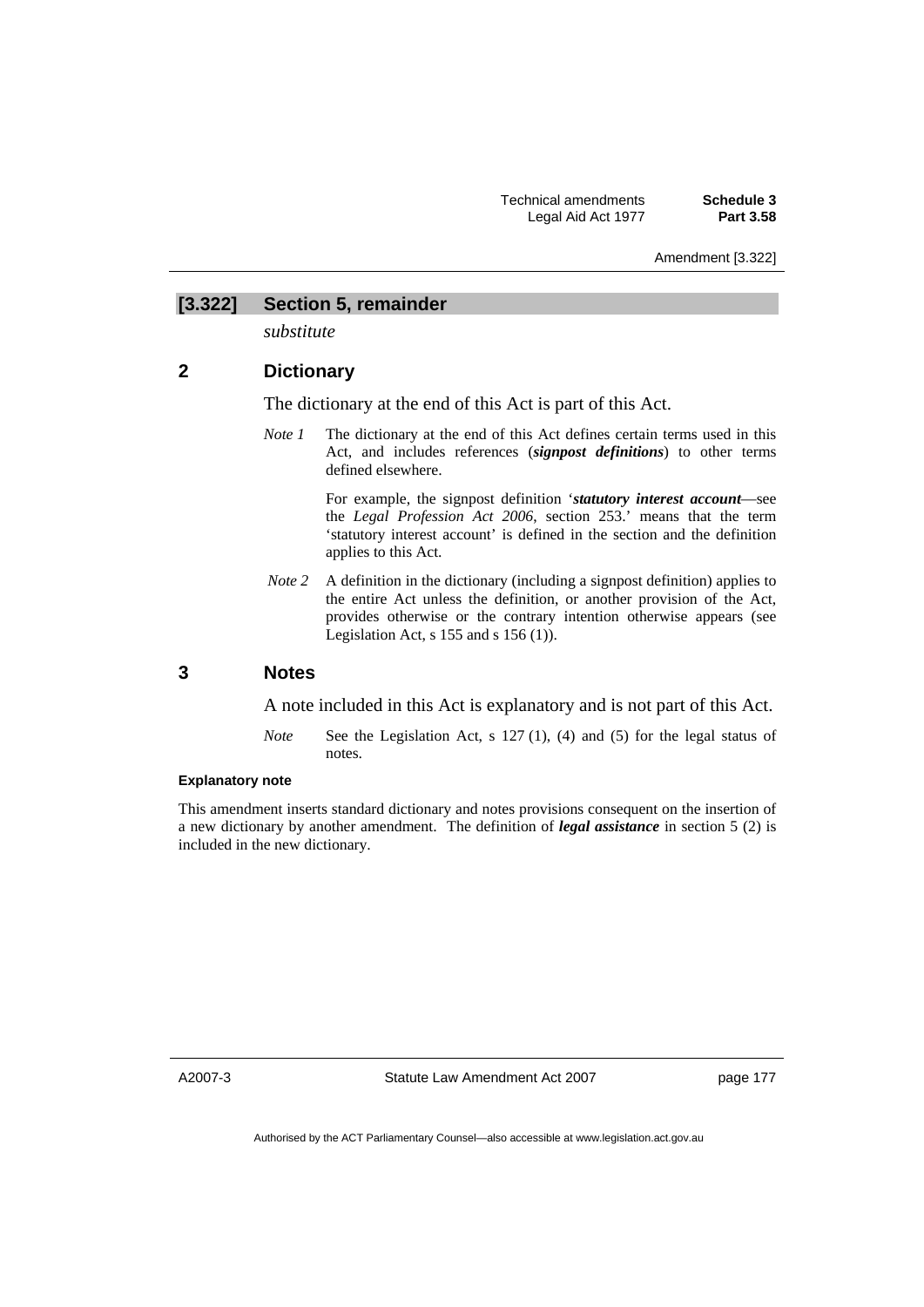## [3.322] Section 5, remainder

*substitute*

### 2 Dictionary

The dictionary at the end of this Act is part of this Act.

*Note 1* The dictionary at the end of this Act defines certain terms used in this Act, and includes references (***signpost definitions***) to other terms defined elsewhere.

For example, the signpost definition '***statutory interest account***—see the *Legal Profession Act 2006*, section 253.' means that the term 'statutory interest account' is defined in the section and the definition applies to this Act.

*Note 2* A definition in the dictionary (including a signpost definition) applies to the entire Act unless the definition, or another provision of the Act, provides otherwise or the contrary intention otherwise appears (see Legislation Act, s 155 and s 156 (1)).

### 3 Notes

A note included in this Act is explanatory and is not part of this Act.

*Note* See the Legislation Act, s 127 (1), (4) and (5) for the legal status of notes.

**Explanatory note**

This amendment inserts standard dictionary and notes provisions consequent on the insertion of a new dictionary by another amendment. The definition of ***legal assistance*** in section 5 (2) is included in the new dictionary.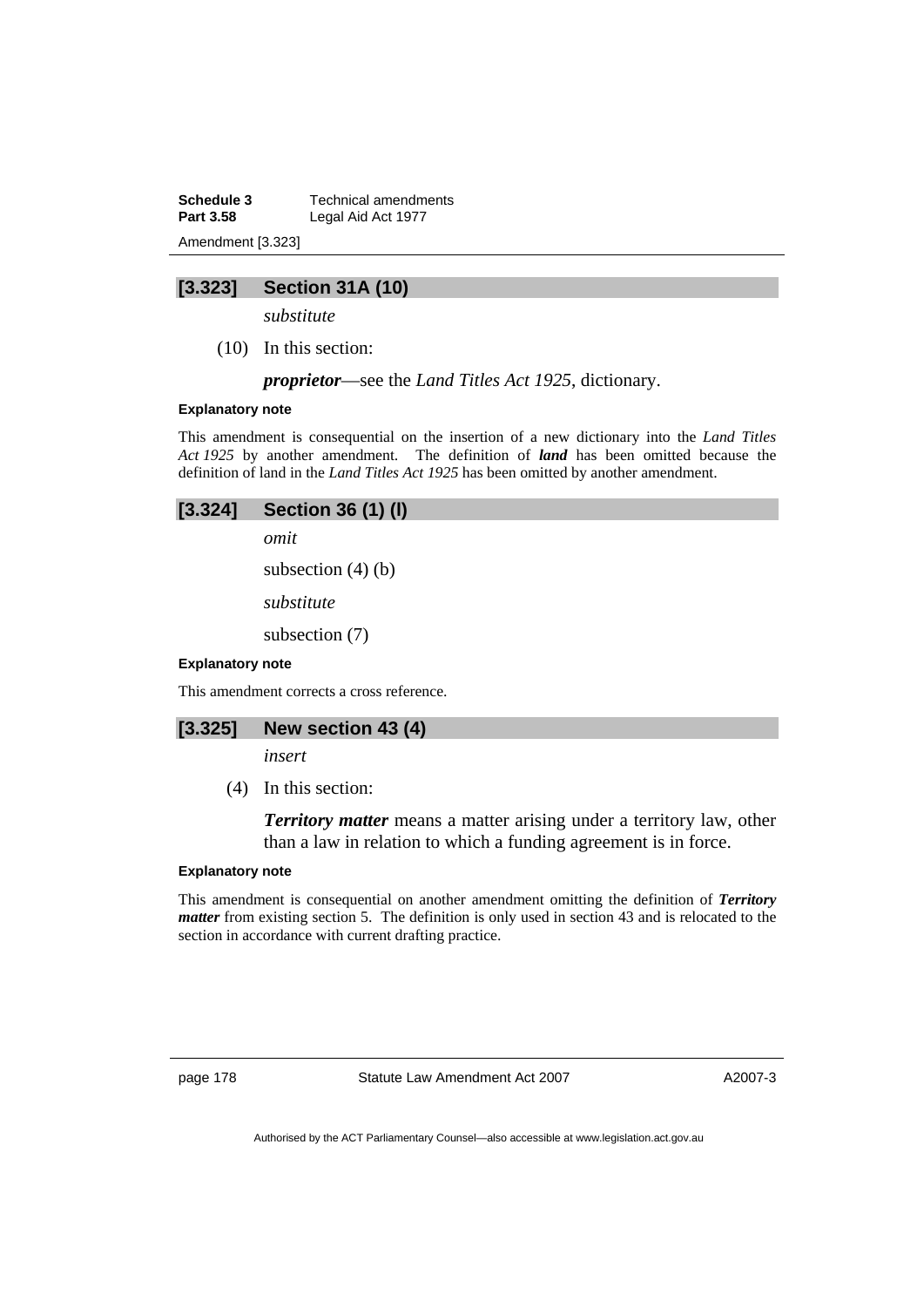## [3.323] Section 31A (10)

*substitute*

(10) In this section:

***proprietor***—see the *Land Titles Act 1925*, dictionary.

**Explanatory note**

This amendment is consequential on the insertion of a new dictionary into the *Land Titles Act 1925* by another amendment. The definition of ***land*** has been omitted because the definition of land in the *Land Titles Act 1925* has been omitted by another amendment.

## [3.324] Section 36 (1) (l)

*omit*

subsection (4) (b)

*substitute*

subsection (7)

**Explanatory note**

This amendment corrects a cross reference.

## [3.325] New section 43 (4)

*insert*

(4) In this section:

***Territory matter*** means a matter arising under a territory law, other than a law in relation to which a funding agreement is in force.

**Explanatory note**

This amendment is consequential on another amendment omitting the definition of ***Territory matter*** from existing section 5. The definition is only used in section 43 and is relocated to the section in accordance with current drafting practice.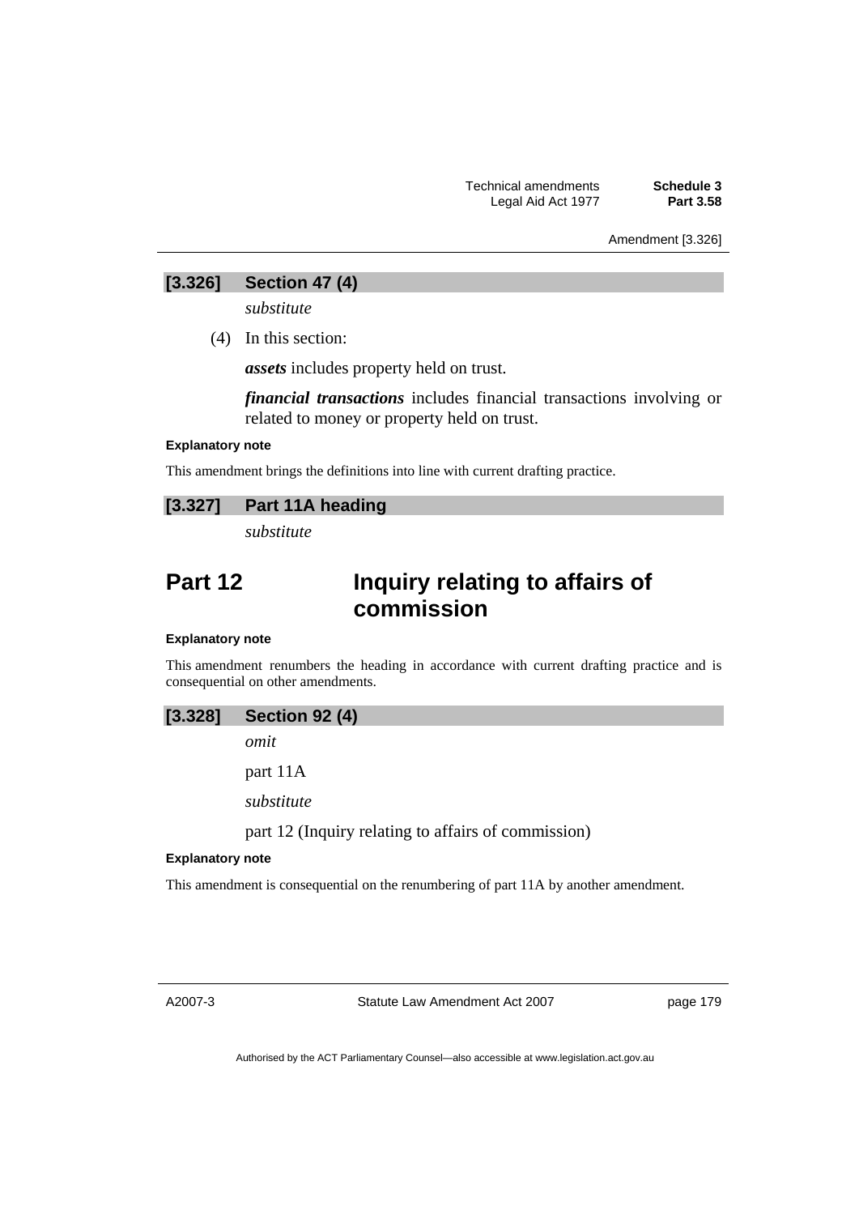### [3.326] Section 47 (4)

*substitute*

(4) In this section:

***assets*** includes property held on trust.

***financial transactions*** includes financial transactions involving or related to money or property held on trust.

**Explanatory note**

This amendment brings the definitions into line with current drafting practice.

### [3.327] Part 11A heading

*substitute*

## Part 12 Inquiry relating to affairs of commission

**Explanatory note**

This amendment renumbers the heading in accordance with current drafting practice and is consequential on other amendments.

### [3.328] Section 92 (4)

*omit*

part 11A

*substitute*

part 12 (Inquiry relating to affairs of commission)

**Explanatory note**

This amendment is consequential on the renumbering of part 11A by another amendment.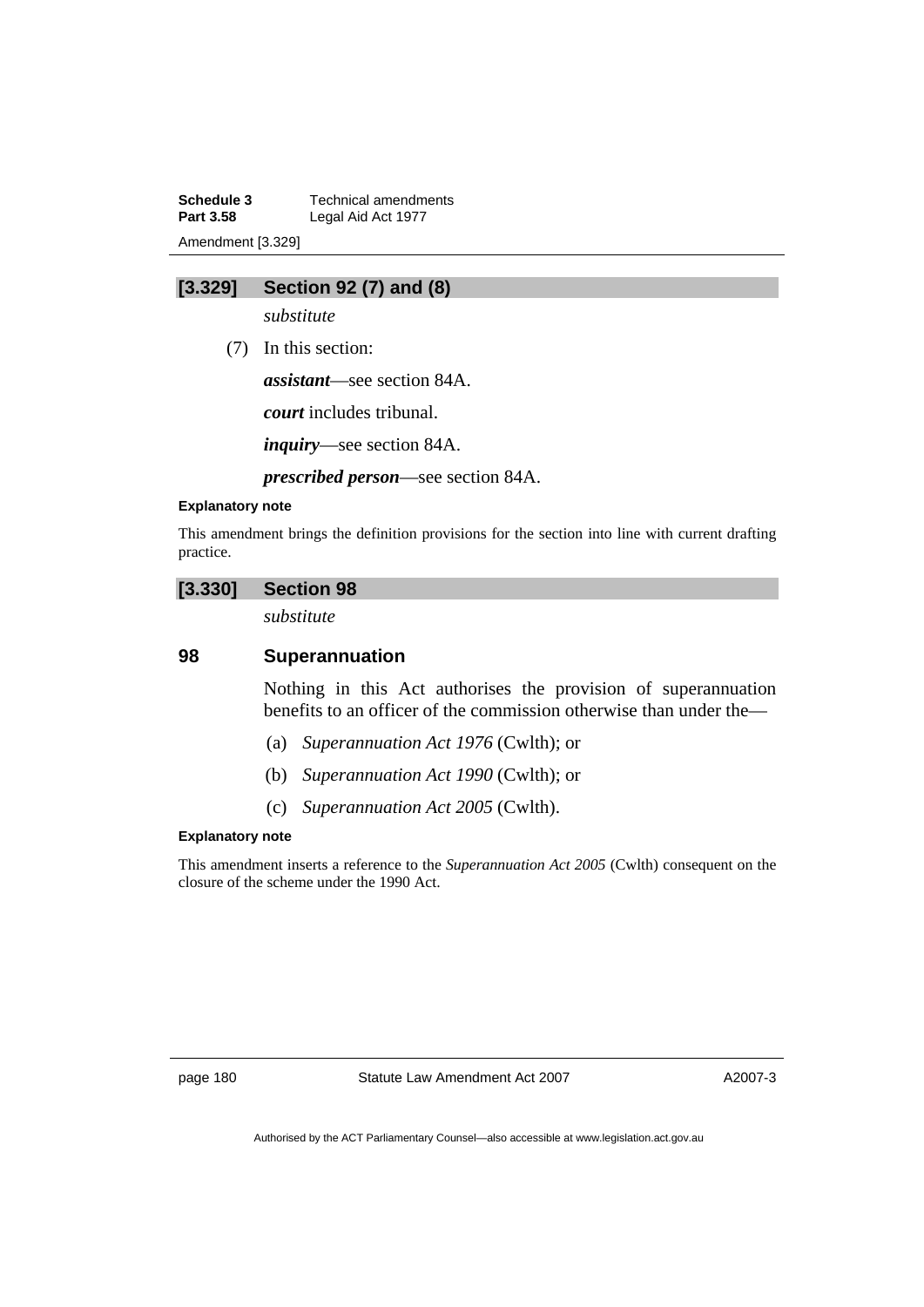## [3.329] Section 92 (7) and (8)

*substitute*

(7) In this section:

***assistant***—see section 84A.

***court*** includes tribunal.

***inquiry***—see section 84A.

***prescribed person***—see section 84A.

**Explanatory note**

This amendment brings the definition provisions for the section into line with current drafting practice.

## [3.330] Section 98

*substitute*

### 98 Superannuation

Nothing in this Act authorises the provision of superannuation benefits to an officer of the commission otherwise than under the—

(a) *Superannuation Act 1976* (Cwlth); or

(b) *Superannuation Act 1990* (Cwlth); or

(c) *Superannuation Act 2005* (Cwlth).

**Explanatory note**

This amendment inserts a reference to the *Superannuation Act 2005* (Cwlth) consequent on the closure of the scheme under the 1990 Act.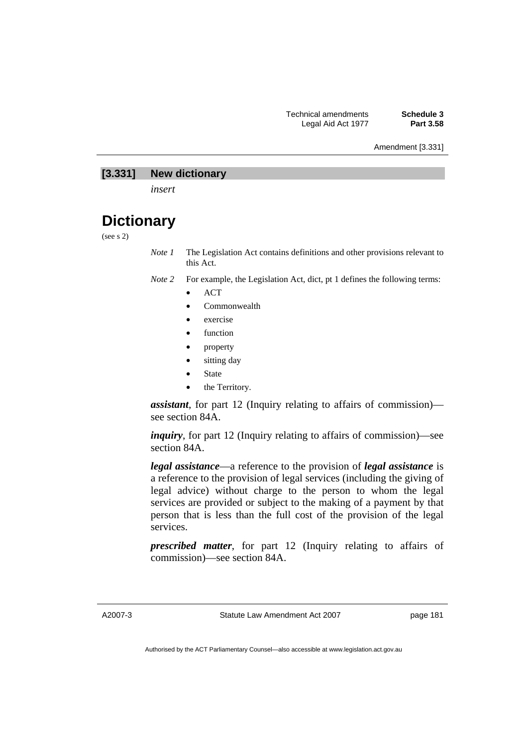## [3.331] New dictionary

*insert*

# Dictionary

(see s 2)

*Note 1* The Legislation Act contains definitions and other provisions relevant to this Act.

*Note 2* For example, the Legislation Act, dict, pt 1 defines the following terms:

- ACT
- Commonwealth
- exercise
- function
- property
- sitting day
- State
- the Territory.

***assistant***, for part 12 (Inquiry relating to affairs of commission)—see section 84A.

***inquiry***, for part 12 (Inquiry relating to affairs of commission)—see section 84A.

***legal assistance***—a reference to the provision of ***legal assistance*** is a reference to the provision of legal services (including the giving of legal advice) without charge to the person to whom the legal services are provided or subject to the making of a payment by that person that is less than the full cost of the provision of the legal services.

***prescribed matter***, for part 12 (Inquiry relating to affairs of commission)—see section 84A.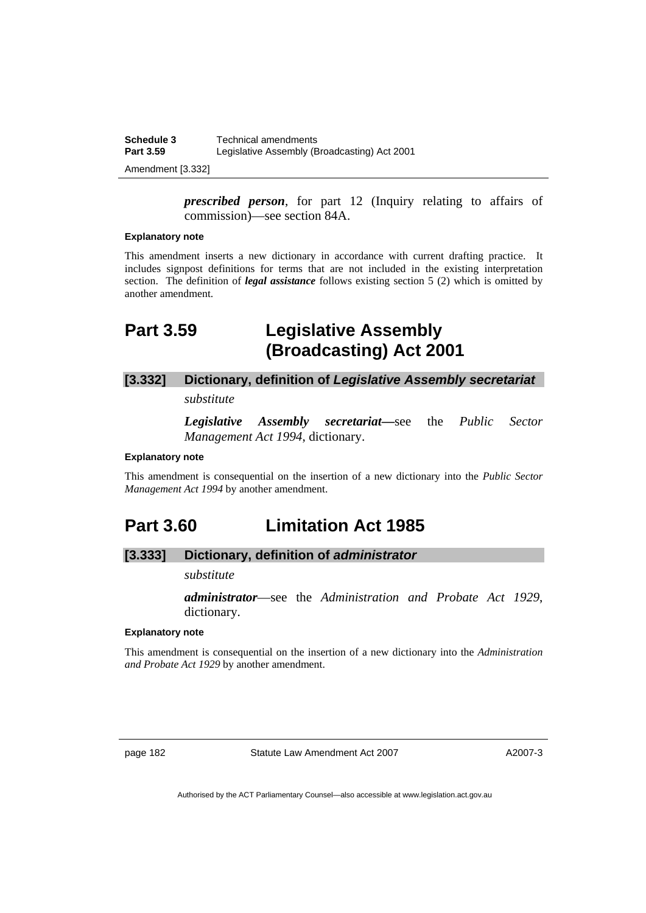***prescribed person***, for part 12 (Inquiry relating to affairs of commission)—see section 84A.

**Explanatory note**

This amendment inserts a new dictionary in accordance with current drafting practice. It includes signpost definitions for terms that are not included in the existing interpretation section. The definition of ***legal assistance*** follows existing section 5 (2) which is omitted by another amendment.

# Part 3.59 Legislative Assembly (Broadcasting) Act 2001

### [3.332] Dictionary, definition of *Legislative Assembly secretariat*

*substitute*

***Legislative Assembly secretariat***—see the *Public Sector Management Act 1994*, dictionary.

**Explanatory note**

This amendment is consequential on the insertion of a new dictionary into the *Public Sector Management Act 1994* by another amendment.

# Part 3.60 Limitation Act 1985

### [3.333] Dictionary, definition of *administrator*

*substitute*

***administrator***—see the *Administration and Probate Act 1929*, dictionary.

**Explanatory note**

This amendment is consequential on the insertion of a new dictionary into the *Administration and Probate Act 1929* by another amendment.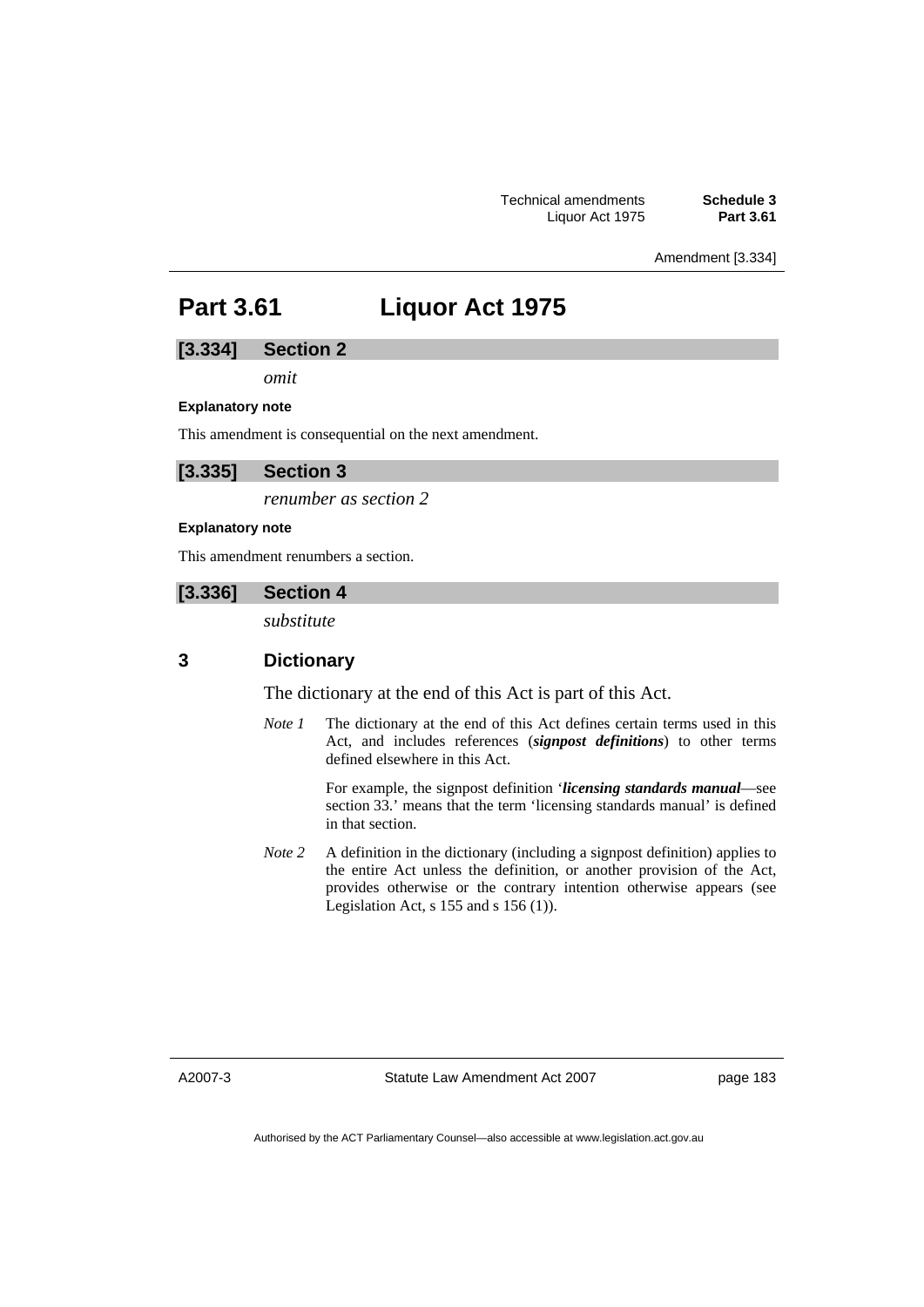# Part 3.61 Liquor Act 1975

## [3.334] Section 2

*omit*

**Explanatory note**

This amendment is consequential on the next amendment.

## [3.335] Section 3

*renumber as section 2*

**Explanatory note**

This amendment renumbers a section.

## [3.336] Section 4

*substitute*

### 3 Dictionary

The dictionary at the end of this Act is part of this Act.

*Note 1* The dictionary at the end of this Act defines certain terms used in this Act, and includes references (***signpost definitions***) to other terms defined elsewhere in this Act.

For example, the signpost definition '***licensing standards manual***—see section 33.' means that the term 'licensing standards manual' is defined in that section.

*Note 2* A definition in the dictionary (including a signpost definition) applies to the entire Act unless the definition, or another provision of the Act, provides otherwise or the contrary intention otherwise appears (see Legislation Act, s 155 and s 156 (1)).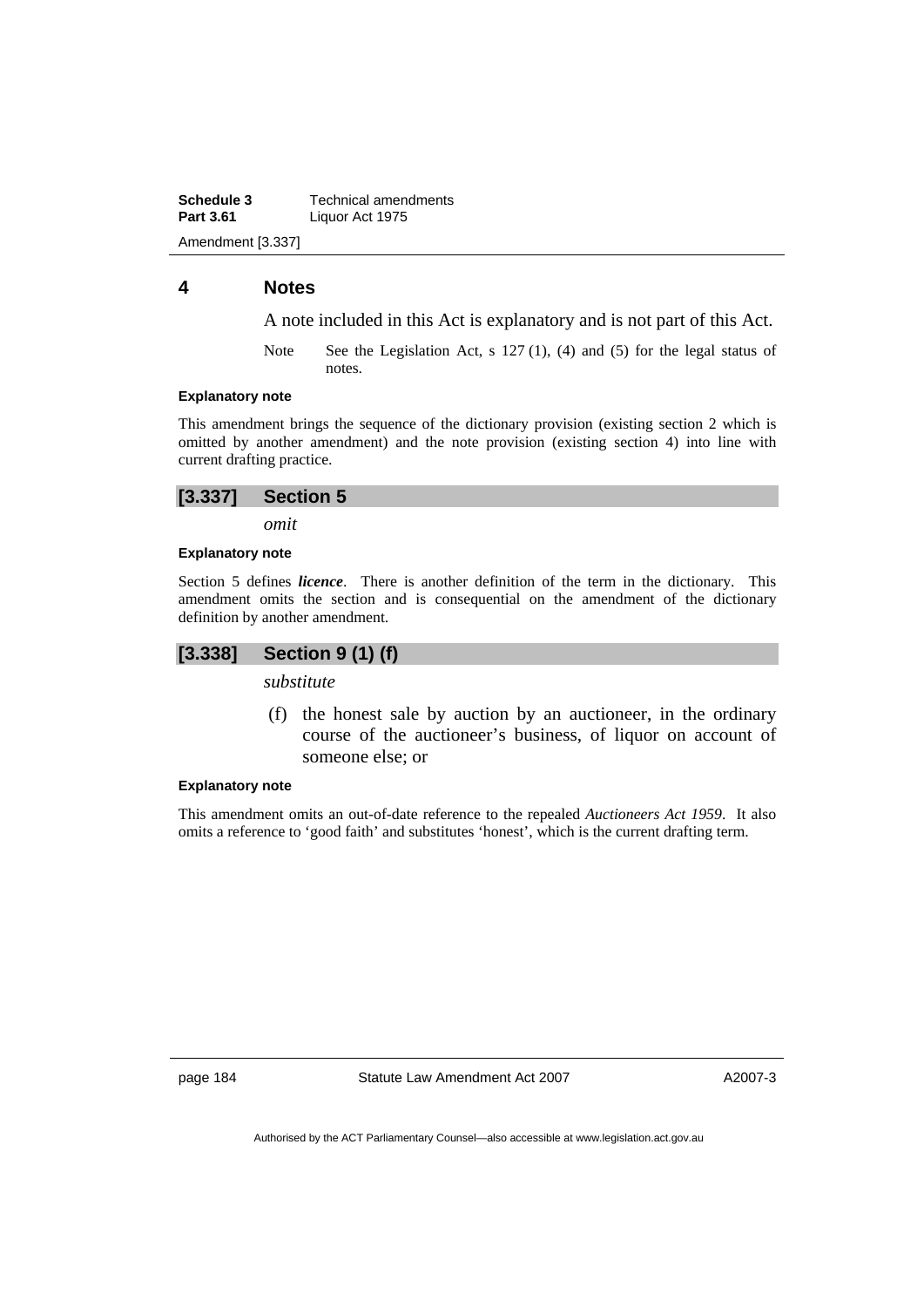## 4 Notes

A note included in this Act is explanatory and is not part of this Act.

Note See the Legislation Act, s 127 (1), (4) and (5) for the legal status of notes.

**Explanatory note**

This amendment brings the sequence of the dictionary provision (existing section 2 which is omitted by another amendment) and the note provision (existing section 4) into line with current drafting practice.

### [3.337] Section 5

*omit*

**Explanatory note**

Section 5 defines ***licence***. There is another definition of the term in the dictionary. This amendment omits the section and is consequential on the amendment of the dictionary definition by another amendment.

### [3.338] Section 9 (1) (f)

*substitute*

(f) the honest sale by auction by an auctioneer, in the ordinary course of the auctioneer's business, of liquor on account of someone else; or

**Explanatory note**

This amendment omits an out-of-date reference to the repealed *Auctioneers Act 1959*. It also omits a reference to 'good faith' and substitutes 'honest', which is the current drafting term.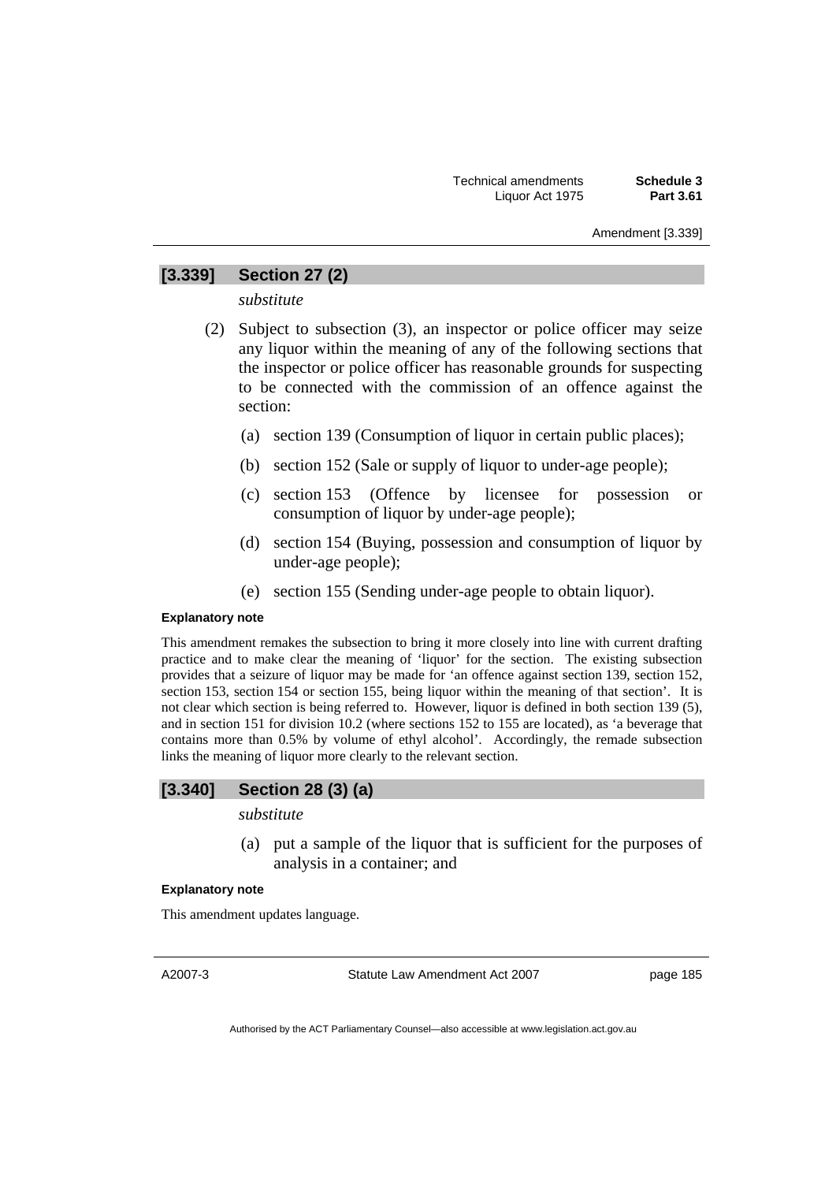## [3.339] Section 27 (2)

*substitute*

(2) Subject to subsection (3), an inspector or police officer may seize any liquor within the meaning of any of the following sections that the inspector or police officer has reasonable grounds for suspecting to be connected with the commission of an offence against the section:

(a) section 139 (Consumption of liquor in certain public places);

(b) section 152 (Sale or supply of liquor to under-age people);

(c) section 153 (Offence by licensee for possession or consumption of liquor by under-age people);

(d) section 154 (Buying, possession and consumption of liquor by under-age people);

(e) section 155 (Sending under-age people to obtain liquor).

**Explanatory note**

This amendment remakes the subsection to bring it more closely into line with current drafting practice and to make clear the meaning of 'liquor' for the section. The existing subsection provides that a seizure of liquor may be made for 'an offence against section 139, section 152, section 153, section 154 or section 155, being liquor within the meaning of that section'. It is not clear which section is being referred to. However, liquor is defined in both section 139 (5), and in section 151 for division 10.2 (where sections 152 to 155 are located), as 'a beverage that contains more than 0.5% by volume of ethyl alcohol'. Accordingly, the remade subsection links the meaning of liquor more clearly to the relevant section.

## [3.340] Section 28 (3) (a)

*substitute*

(a) put a sample of the liquor that is sufficient for the purposes of analysis in a container; and

**Explanatory note**

This amendment updates language.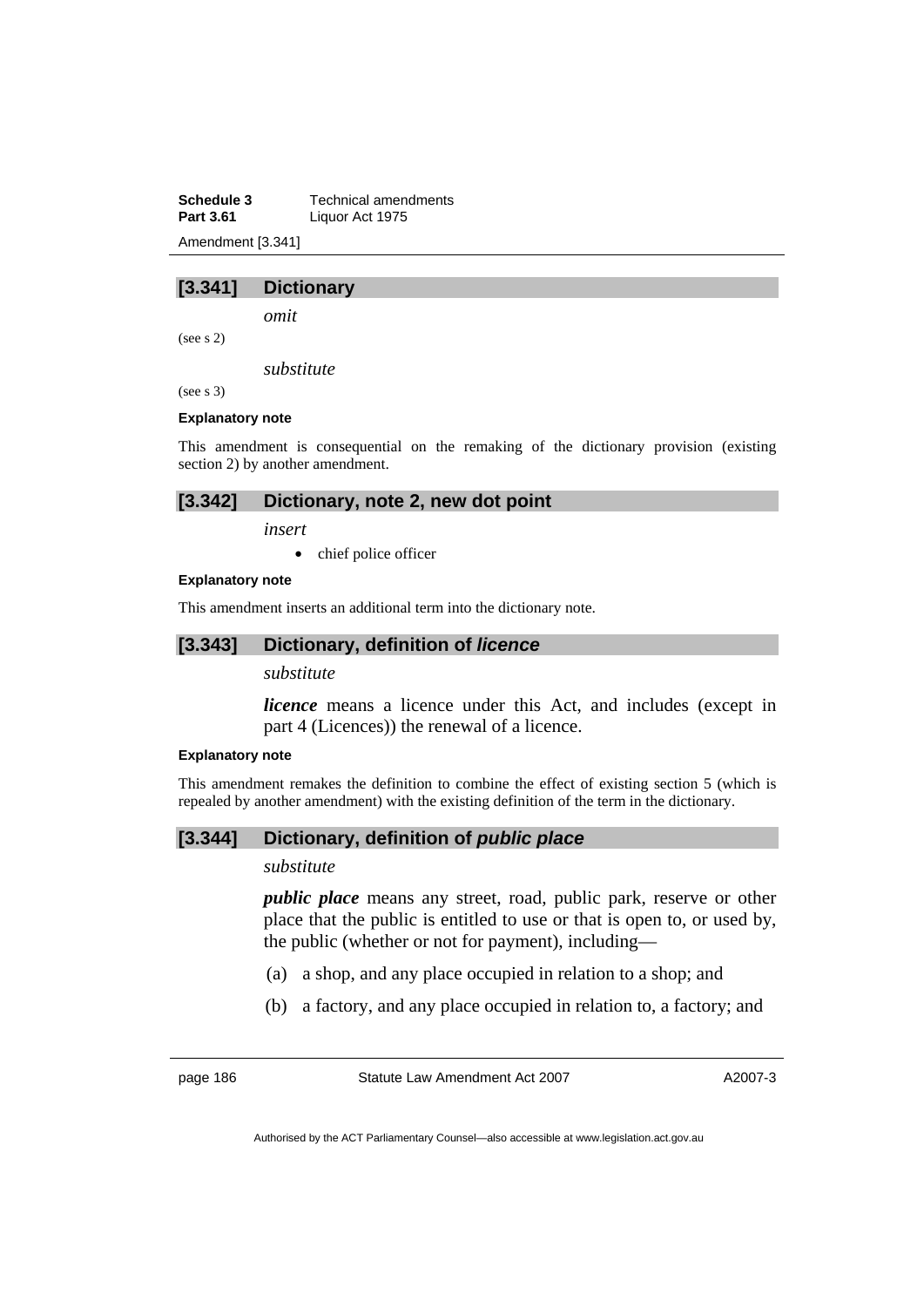## [3.341] Dictionary

*omit*

(see s 2)

*substitute*

(see s 3)

**Explanatory note**

This amendment is consequential on the remaking of the dictionary provision (existing section 2) by another amendment.

## [3.342] Dictionary, note 2, new dot point

*insert*

- chief police officer

**Explanatory note**

This amendment inserts an additional term into the dictionary note.

## [3.343] Dictionary, definition of *licence*

*substitute*

***licence*** means a licence under this Act, and includes (except in part 4 (Licences)) the renewal of a licence.

**Explanatory note**

This amendment remakes the definition to combine the effect of existing section 5 (which is repealed by another amendment) with the existing definition of the term in the dictionary.

## [3.344] Dictionary, definition of *public place*

*substitute*

***public place*** means any street, road, public park, reserve or other place that the public is entitled to use or that is open to, or used by, the public (whether or not for payment), including—

(a) a shop, and any place occupied in relation to a shop; and

(b) a factory, and any place occupied in relation to, a factory; and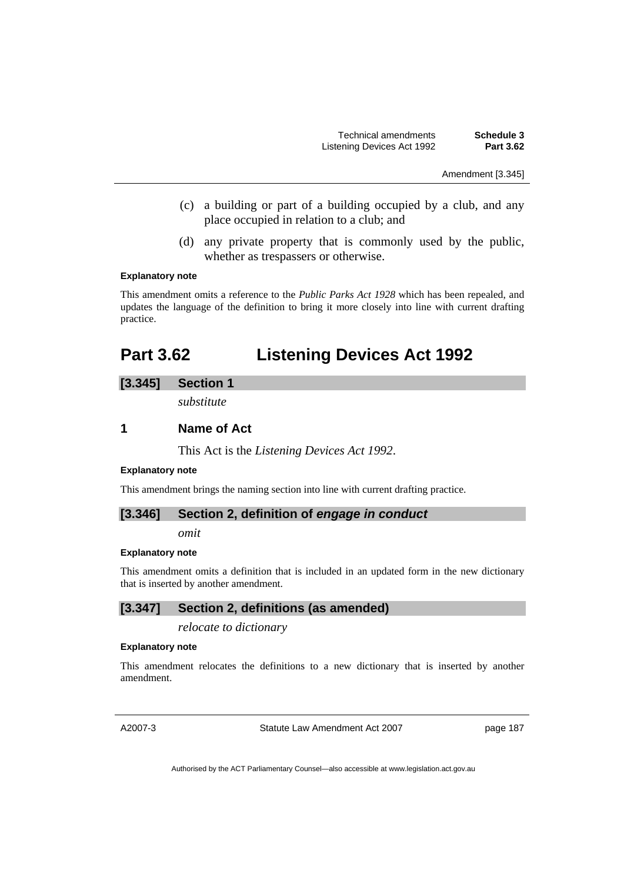(c) a building or part of a building occupied by a club, and any place occupied in relation to a club; and

(d) any private property that is commonly used by the public, whether as trespassers or otherwise.

**Explanatory note**

This amendment omits a reference to the *Public Parks Act 1928* which has been repealed, and updates the language of the definition to bring it more closely into line with current drafting practice.

# Part 3.62 Listening Devices Act 1992

## [3.345] Section 1

*substitute*

### 1 Name of Act

This Act is the *Listening Devices Act 1992*.

**Explanatory note**

This amendment brings the naming section into line with current drafting practice.

## [3.346] Section 2, definition of ***engage in conduct***

*omit*

**Explanatory note**

This amendment omits a definition that is included in an updated form in the new dictionary that is inserted by another amendment.

## [3.347] Section 2, definitions (as amended)

*relocate to dictionary*

**Explanatory note**

This amendment relocates the definitions to a new dictionary that is inserted by another amendment.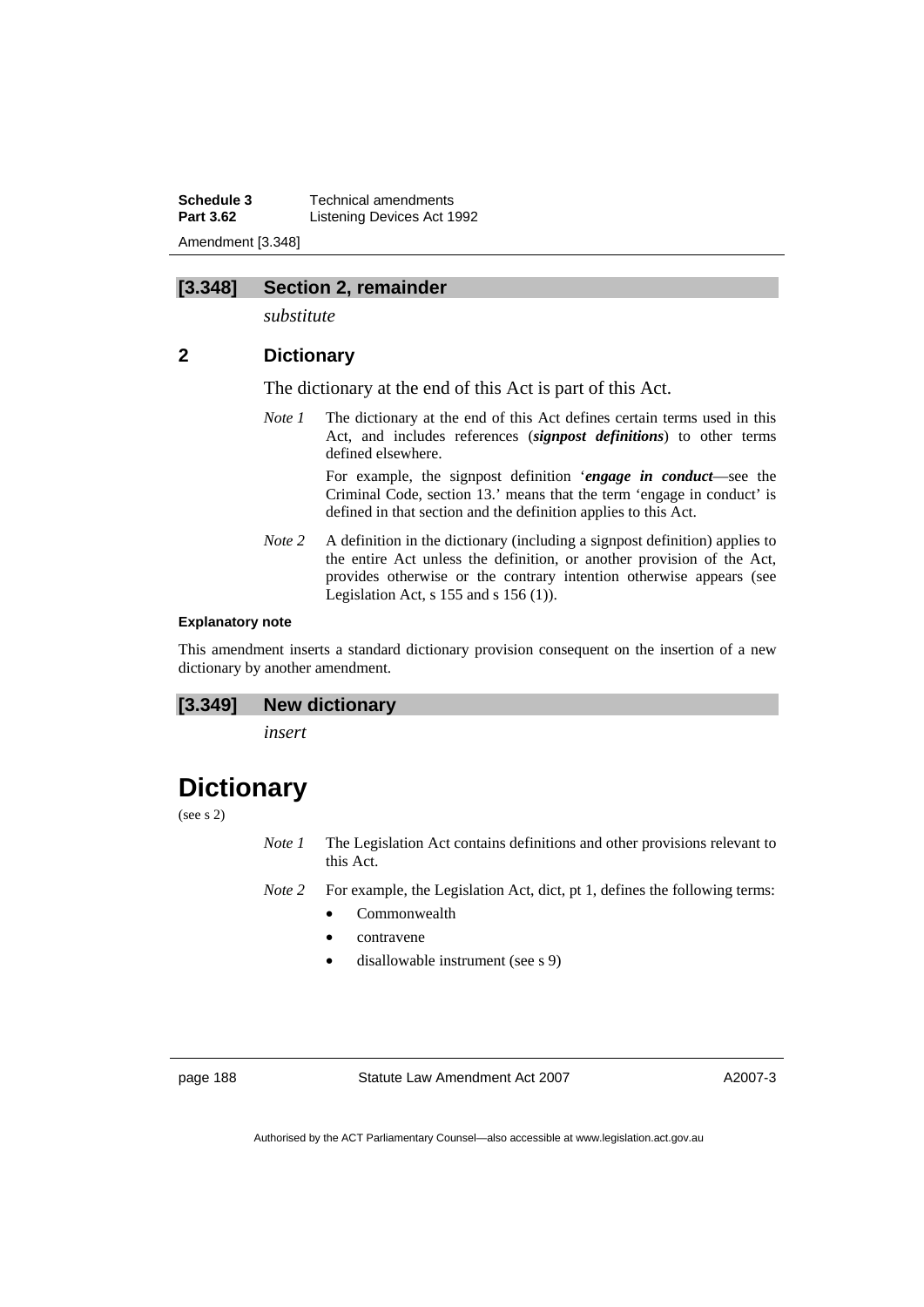## [3.348] Section 2, remainder

*substitute*

### 2 Dictionary

The dictionary at the end of this Act is part of this Act.

*Note 1* The dictionary at the end of this Act defines certain terms used in this Act, and includes references (***signpost definitions***) to other terms defined elsewhere.

For example, the signpost definition '***engage in conduct***—see the Criminal Code, section 13.' means that the term 'engage in conduct' is defined in that section and the definition applies to this Act.

*Note 2* A definition in the dictionary (including a signpost definition) applies to the entire Act unless the definition, or another provision of the Act, provides otherwise or the contrary intention otherwise appears (see Legislation Act, s 155 and s 156 (1)).

**Explanatory note**

This amendment inserts a standard dictionary provision consequent on the insertion of a new dictionary by another amendment.

## [3.349] New dictionary

*insert*

# Dictionary

(see s 2)

*Note 1* The Legislation Act contains definitions and other provisions relevant to this Act.

*Note 2* For example, the Legislation Act, dict, pt 1, defines the following terms:

- Commonwealth
- contravene
- disallowable instrument (see s 9)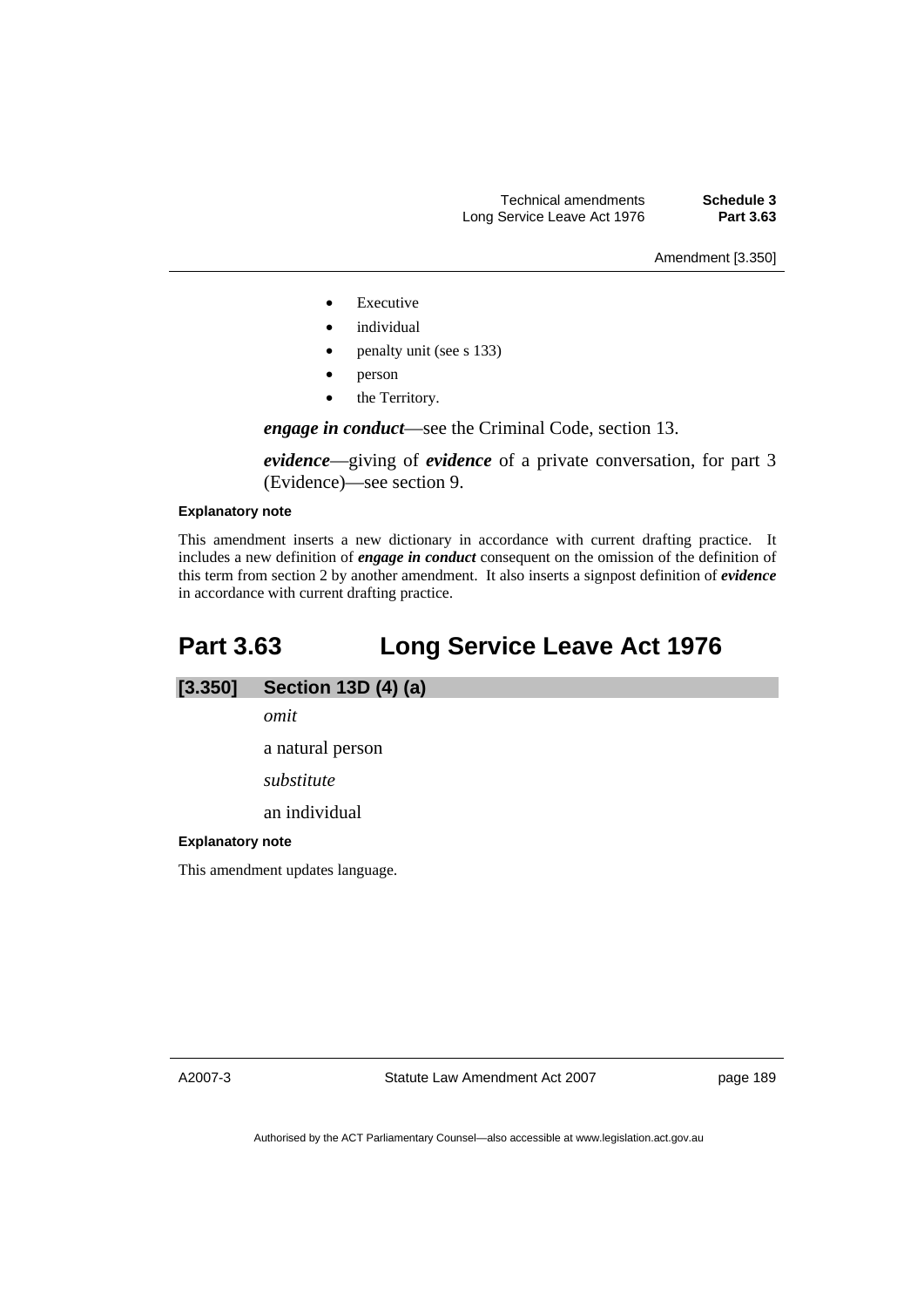- Executive
- individual
- penalty unit (see s 133)
- person
- the Territory.

***engage in conduct***—see the Criminal Code, section 13.

***evidence***—giving of ***evidence*** of a private conversation, for part 3 (Evidence)—see section 9.

**Explanatory note**

This amendment inserts a new dictionary in accordance with current drafting practice. It includes a new definition of ***engage in conduct*** consequent on the omission of the definition of this term from section 2 by another amendment. It also inserts a signpost definition of ***evidence*** in accordance with current drafting practice.

# Part 3.63 Long Service Leave Act 1976

## [3.350] Section 13D (4) (a)

*omit*

a natural person

*substitute*

an individual

**Explanatory note**

This amendment updates language.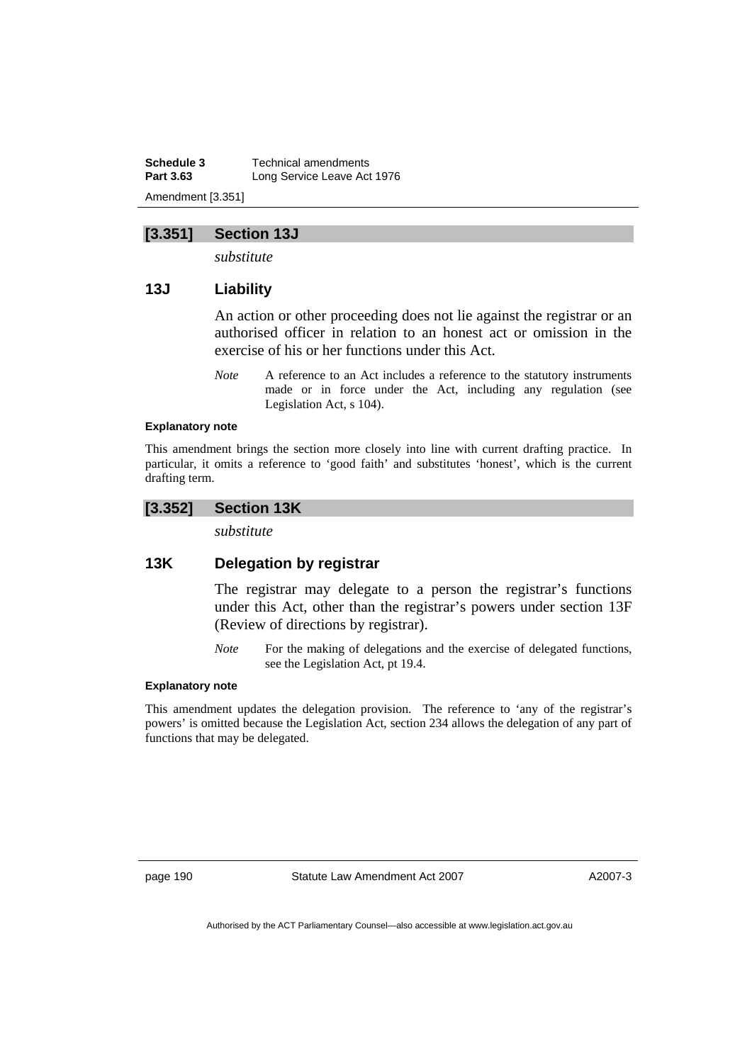## [3.351] Section 13J

*substitute*

### 13J Liability

An action or other proceeding does not lie against the registrar or an authorised officer in relation to an honest act or omission in the exercise of his or her functions under this Act.

*Note* A reference to an Act includes a reference to the statutory instruments made or in force under the Act, including any regulation (see Legislation Act, s 104).

**Explanatory note**

This amendment brings the section more closely into line with current drafting practice. In particular, it omits a reference to 'good faith' and substitutes 'honest', which is the current drafting term.

## [3.352] Section 13K

*substitute*

### 13K Delegation by registrar

The registrar may delegate to a person the registrar's functions under this Act, other than the registrar's powers under section 13F (Review of directions by registrar).

*Note* For the making of delegations and the exercise of delegated functions, see the Legislation Act, pt 19.4.

**Explanatory note**

This amendment updates the delegation provision. The reference to 'any of the registrar's powers' is omitted because the Legislation Act, section 234 allows the delegation of any part of functions that may be delegated.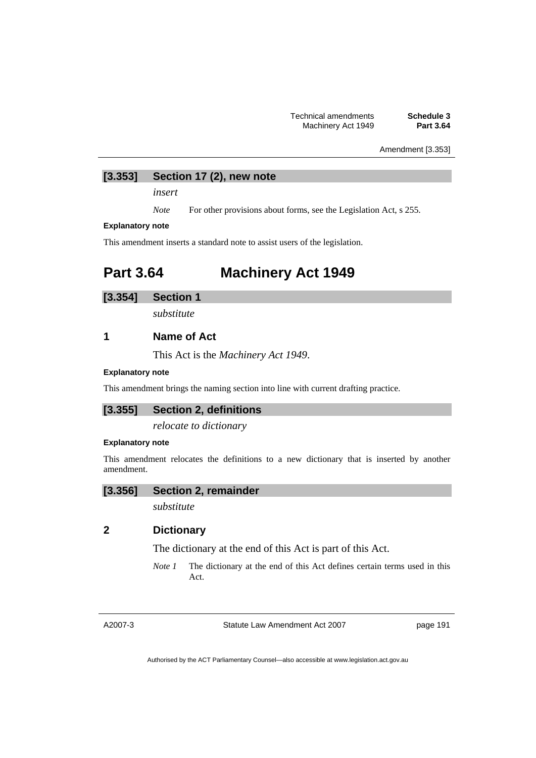### [3.353] Section 17 (2), new note

*insert*

*Note* For other provisions about forms, see the Legislation Act, s 255.

**Explanatory note**

This amendment inserts a standard note to assist users of the legislation.

## Part 3.64 Machinery Act 1949

### [3.354] Section 1

*substitute*

### 1 Name of Act

This Act is the *Machinery Act 1949*.

**Explanatory note**

This amendment brings the naming section into line with current drafting practice.

### [3.355] Section 2, definitions

*relocate to dictionary*

**Explanatory note**

This amendment relocates the definitions to a new dictionary that is inserted by another amendment.

### [3.356] Section 2, remainder

*substitute*

### 2 Dictionary

The dictionary at the end of this Act is part of this Act.

*Note 1* The dictionary at the end of this Act defines certain terms used in this Act.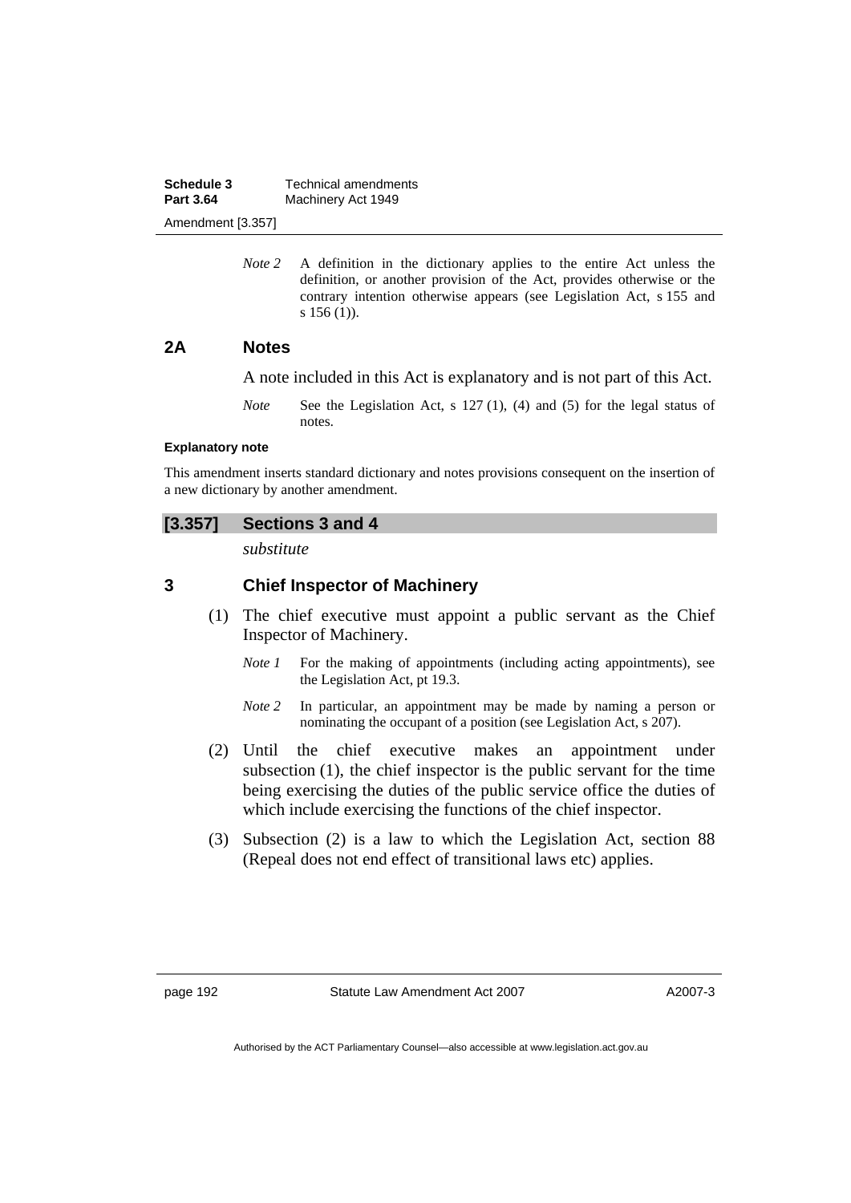*Note 2* A definition in the dictionary applies to the entire Act unless the definition, or another provision of the Act, provides otherwise or the contrary intention otherwise appears (see Legislation Act, s 155 and s 156 (1)).

### 2A Notes

A note included in this Act is explanatory and is not part of this Act.

*Note* See the Legislation Act, s 127 (1), (4) and (5) for the legal status of notes.

**Explanatory note**

This amendment inserts standard dictionary and notes provisions consequent on the insertion of a new dictionary by another amendment.

## [3.357] Sections 3 and 4

*substitute*

### 3 Chief Inspector of Machinery

(1) The chief executive must appoint a public servant as the Chief Inspector of Machinery.

*Note 1* For the making of appointments (including acting appointments), see the Legislation Act, pt 19.3.

*Note 2* In particular, an appointment may be made by naming a person or nominating the occupant of a position (see Legislation Act, s 207).

(2) Until the chief executive makes an appointment under subsection (1), the chief inspector is the public servant for the time being exercising the duties of the public service office the duties of which include exercising the functions of the chief inspector.

(3) Subsection (2) is a law to which the Legislation Act, section 88 (Repeal does not end effect of transitional laws etc) applies.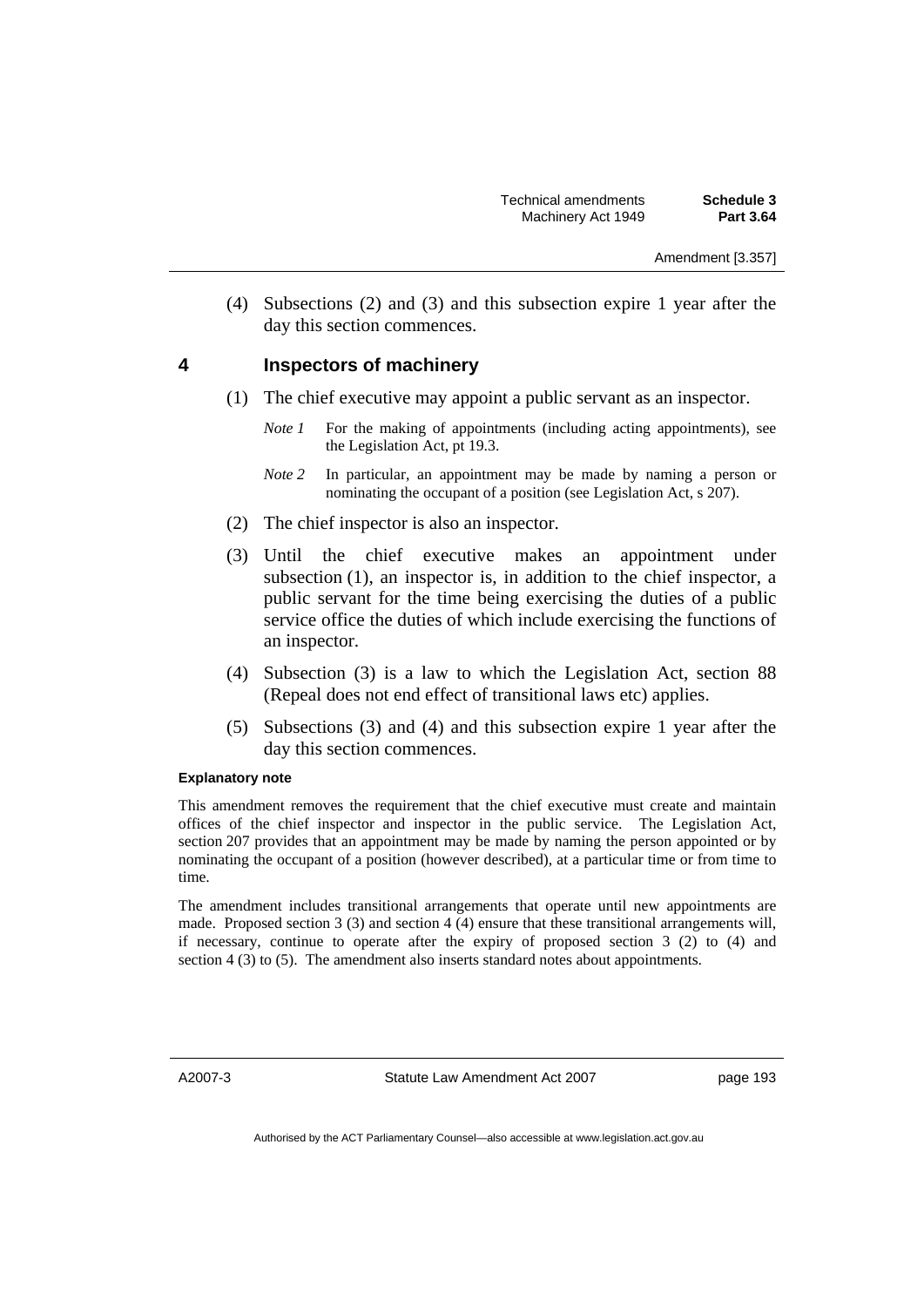(4) Subsections (2) and (3) and this subsection expire 1 year after the day this section commences.

## 4 Inspectors of machinery

(1) The chief executive may appoint a public servant as an inspector.

*Note 1* For the making of appointments (including acting appointments), see the Legislation Act, pt 19.3.

*Note 2* In particular, an appointment may be made by naming a person or nominating the occupant of a position (see Legislation Act, s 207).

(2) The chief inspector is also an inspector.

(3) Until the chief executive makes an appointment under subsection (1), an inspector is, in addition to the chief inspector, a public servant for the time being exercising the duties of a public service office the duties of which include exercising the functions of an inspector.

(4) Subsection (3) is a law to which the Legislation Act, section 88 (Repeal does not end effect of transitional laws etc) applies.

(5) Subsections (3) and (4) and this subsection expire 1 year after the day this section commences.

**Explanatory note**

This amendment removes the requirement that the chief executive must create and maintain offices of the chief inspector and inspector in the public service. The Legislation Act, section 207 provides that an appointment may be made by naming the person appointed or by nominating the occupant of a position (however described), at a particular time or from time to time.

The amendment includes transitional arrangements that operate until new appointments are made. Proposed section 3 (3) and section 4 (4) ensure that these transitional arrangements will, if necessary, continue to operate after the expiry of proposed section 3 (2) to (4) and section 4 (3) to (5). The amendment also inserts standard notes about appointments.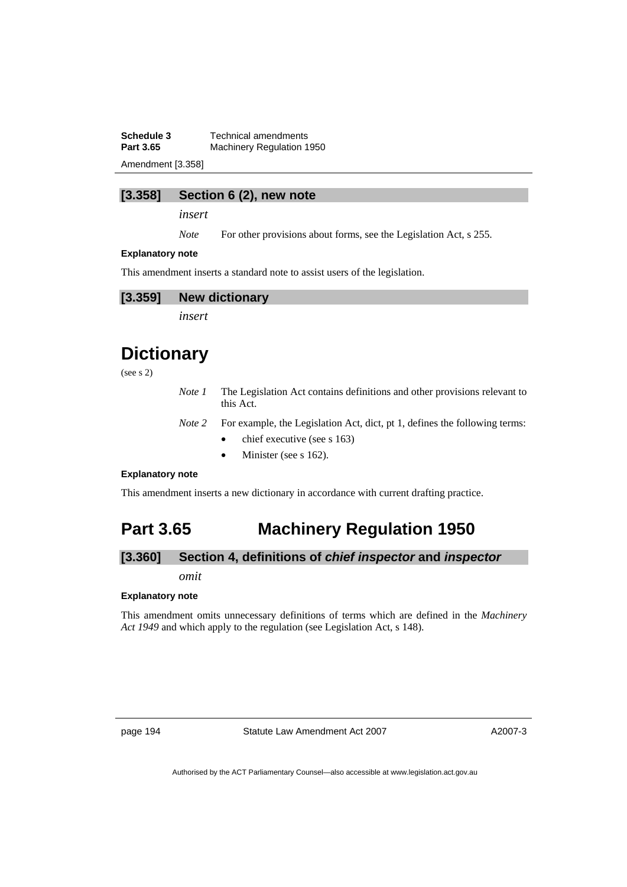### [3.358] Section 6 (2), new note

*insert*

*Note* For other provisions about forms, see the Legislation Act, s 255.

**Explanatory note**

This amendment inserts a standard note to assist users of the legislation.

### [3.359] New dictionary

*insert*

# Dictionary

(see s 2)

*Note 1* The Legislation Act contains definitions and other provisions relevant to this Act.

*Note 2* For example, the Legislation Act, dict, pt 1, defines the following terms:

- chief executive (see s 163)
- Minister (see s 162).

**Explanatory note**

This amendment inserts a new dictionary in accordance with current drafting practice.

## Part 3.65 Machinery Regulation 1950

### [3.360] Section 4, definitions of *chief inspector* and *inspector*

*omit*

**Explanatory note**

This amendment omits unnecessary definitions of terms which are defined in the *Machinery Act 1949* and which apply to the regulation (see Legislation Act, s 148).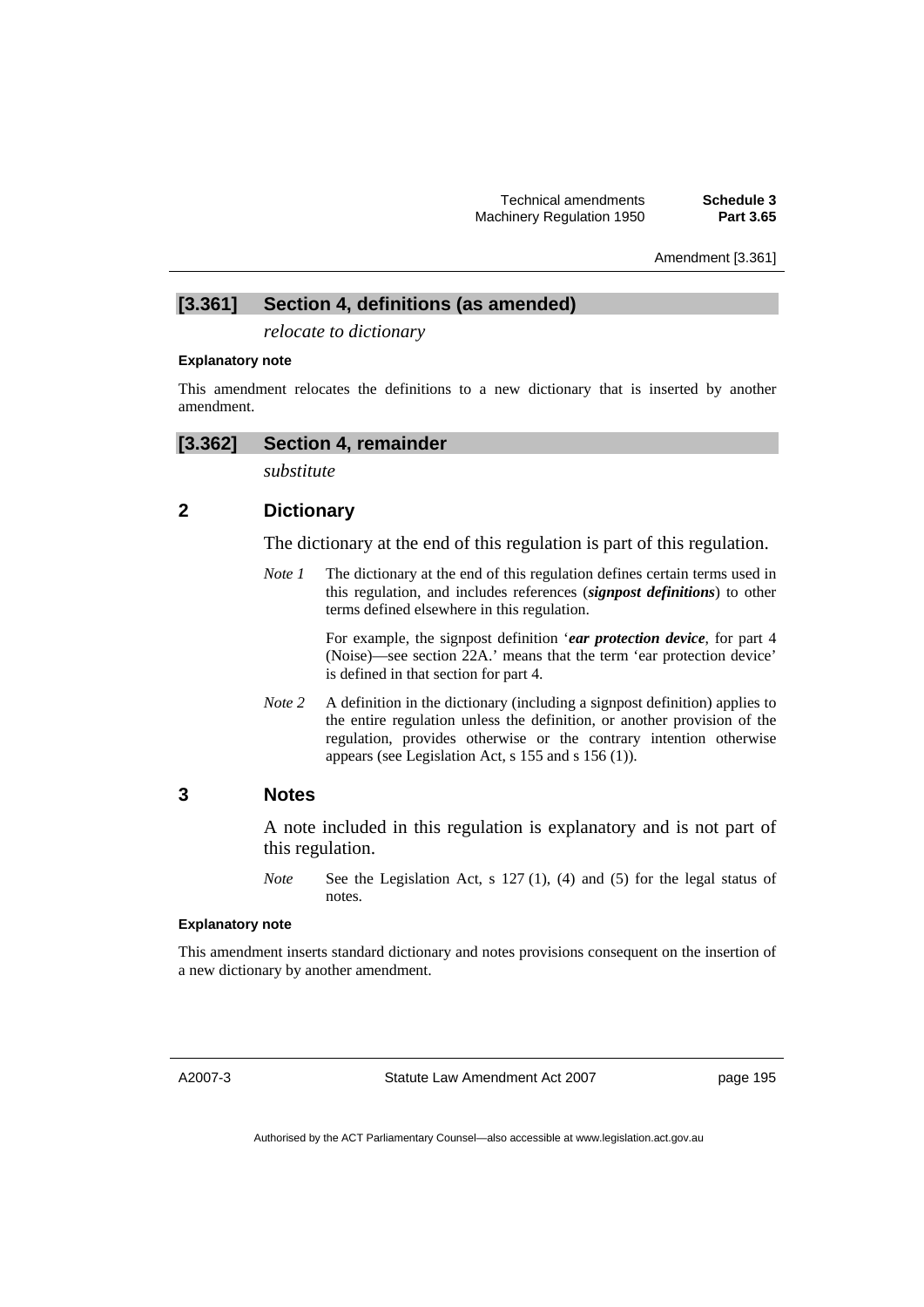## [3.361] Section 4, definitions (as amended)

*relocate to dictionary*

**Explanatory note**

This amendment relocates the definitions to a new dictionary that is inserted by another amendment.

## [3.362] Section 4, remainder

*substitute*

### 2 Dictionary

The dictionary at the end of this regulation is part of this regulation.

*Note 1* The dictionary at the end of this regulation defines certain terms used in this regulation, and includes references (***signpost definitions***) to other terms defined elsewhere in this regulation.

For example, the signpost definition '***ear protection device***, for part 4 (Noise)—see section 22A.' means that the term 'ear protection device' is defined in that section for part 4.

*Note 2* A definition in the dictionary (including a signpost definition) applies to the entire regulation unless the definition, or another provision of the regulation, provides otherwise or the contrary intention otherwise appears (see Legislation Act, s 155 and s 156 (1)).

### 3 Notes

A note included in this regulation is explanatory and is not part of this regulation.

*Note* See the Legislation Act, s 127 (1), (4) and (5) for the legal status of notes.

**Explanatory note**

This amendment inserts standard dictionary and notes provisions consequent on the insertion of a new dictionary by another amendment.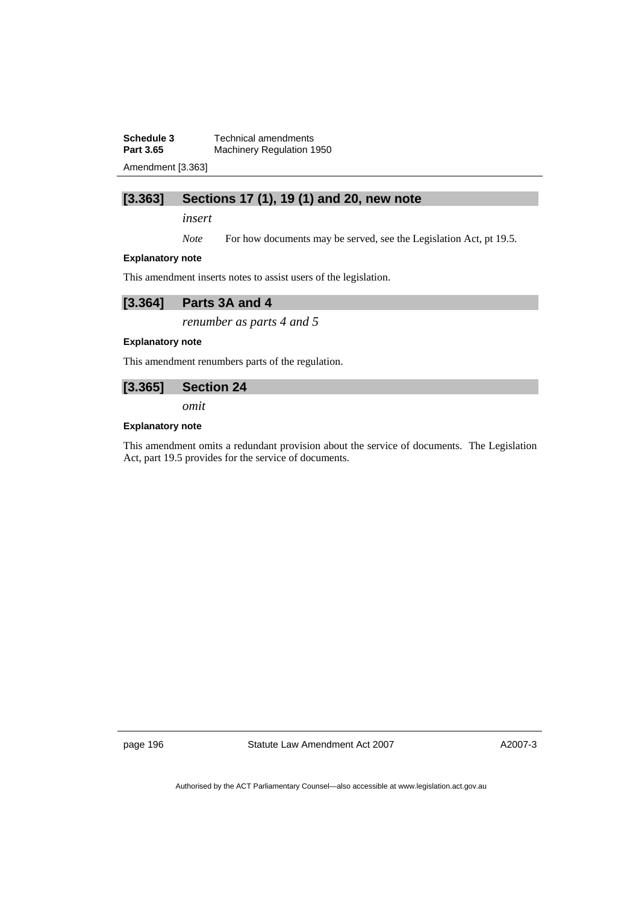## [3.363] Sections 17 (1), 19 (1) and 20, new note

*insert*

*Note* For how documents may be served, see the Legislation Act, pt 19.5.

**Explanatory note**

This amendment inserts notes to assist users of the legislation.

## [3.364] Parts 3A and 4

*renumber as parts 4 and 5*

**Explanatory note**

This amendment renumbers parts of the regulation.

## [3.365] Section 24

*omit*

**Explanatory note**

This amendment omits a redundant provision about the service of documents. The Legislation Act, part 19.5 provides for the service of documents.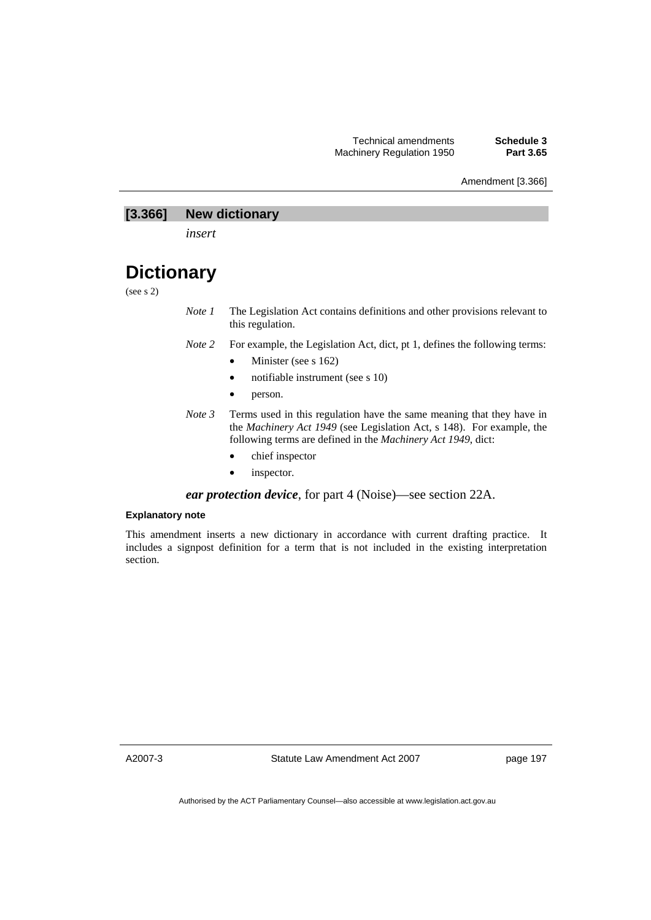## [3.366] New dictionary

*insert*

# Dictionary

(see s 2)

*Note 1* The Legislation Act contains definitions and other provisions relevant to this regulation.

*Note 2* For example, the Legislation Act, dict, pt 1, defines the following terms:

- Minister (see s 162)
- notifiable instrument (see s 10)
- person.

*Note 3* Terms used in this regulation have the same meaning that they have in the *Machinery Act 1949* (see Legislation Act, s 148). For example, the following terms are defined in the *Machinery Act 1949*, dict:

- chief inspector
- inspector.

***ear protection device***, for part 4 (Noise)—see section 22A.

**Explanatory note**

This amendment inserts a new dictionary in accordance with current drafting practice. It includes a signpost definition for a term that is not included in the existing interpretation section.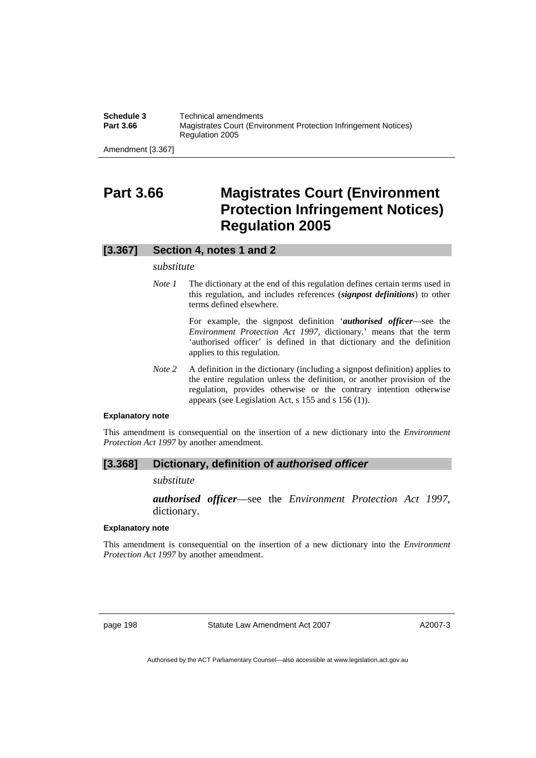# Part 3.66 Magistrates Court (Environment Protection Infringement Notices) Regulation 2005

## [3.367] Section 4, notes 1 and 2

*substitute*

*Note 1* The dictionary at the end of this regulation defines certain terms used in this regulation, and includes references (***signpost definitions***) to other terms defined elsewhere.

For example, the signpost definition '***authorised officer***—see the *Environment Protection Act 1997*, dictionary.' means that the term 'authorised officer' is defined in that dictionary and the definition applies to this regulation.

*Note 2* A definition in the dictionary (including a signpost definition) applies to the entire regulation unless the definition, or another provision of the regulation, provides otherwise or the contrary intention otherwise appears (see Legislation Act, s 155 and s 156 (1)).

**Explanatory note**

This amendment is consequential on the insertion of a new dictionary into the *Environment Protection Act 1997* by another amendment.

## [3.368] Dictionary, definition of *authorised officer*

*substitute*

***authorised officer***—see the *Environment Protection Act 1997*, dictionary.

**Explanatory note**

This amendment is consequential on the insertion of a new dictionary into the *Environment Protection Act 1997* by another amendment.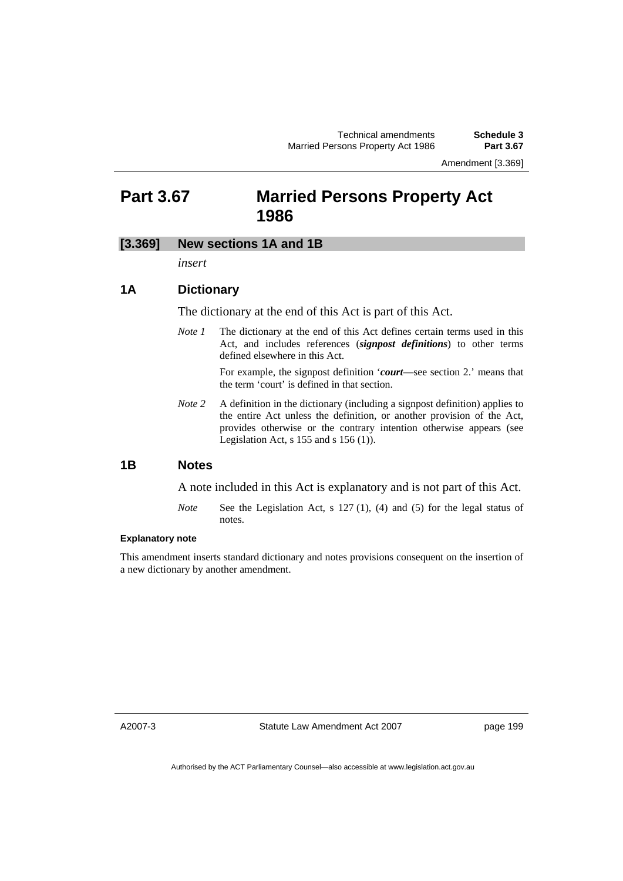# Part 3.67 Married Persons Property Act 1986

## [3.369] New sections 1A and 1B

*insert*

### 1A Dictionary

The dictionary at the end of this Act is part of this Act.

*Note 1* The dictionary at the end of this Act defines certain terms used in this Act, and includes references (***signpost definitions***) to other terms defined elsewhere in this Act.

For example, the signpost definition '***court***—see section 2.' means that the term 'court' is defined in that section.

*Note 2* A definition in the dictionary (including a signpost definition) applies to the entire Act unless the definition, or another provision of the Act, provides otherwise or the contrary intention otherwise appears (see Legislation Act, s 155 and s 156 (1)).

### 1B Notes

A note included in this Act is explanatory and is not part of this Act.

*Note* See the Legislation Act, s 127 (1), (4) and (5) for the legal status of notes.

**Explanatory note**

This amendment inserts standard dictionary and notes provisions consequent on the insertion of a new dictionary by another amendment.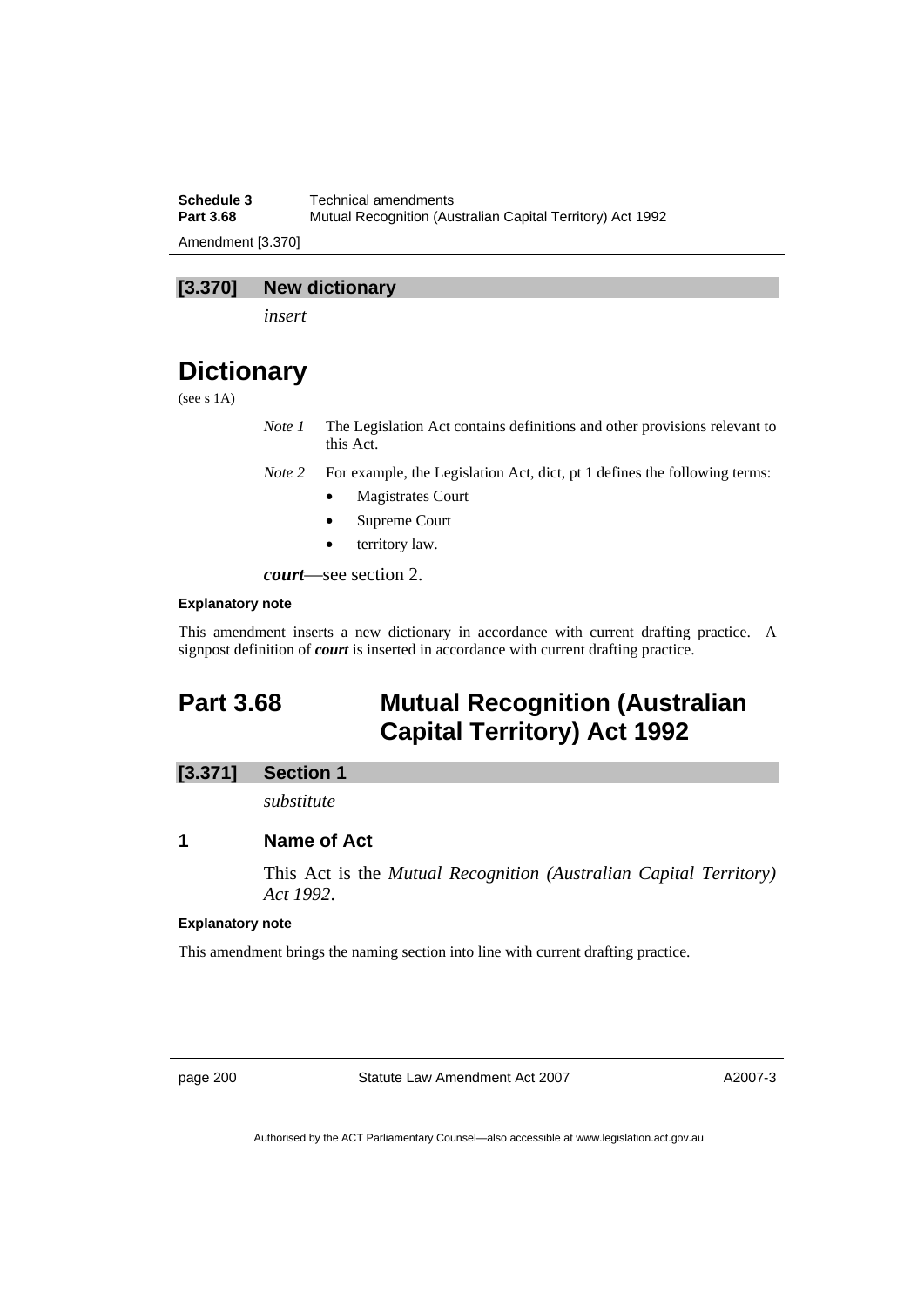### [3.370] New dictionary

*insert*

# Dictionary

(see s 1A)

*Note 1* The Legislation Act contains definitions and other provisions relevant to this Act.

*Note 2* For example, the Legislation Act, dict, pt 1 defines the following terms:

- Magistrates Court
- Supreme Court
- territory law.

***court***—see section 2.

#### Explanatory note

This amendment inserts a new dictionary in accordance with current drafting practice. A signpost definition of ***court*** is inserted in accordance with current drafting practice.

## Part 3.68 Mutual Recognition (Australian Capital Territory) Act 1992

### [3.371] Section 1

*substitute*

### 1 Name of Act

This Act is the *Mutual Recognition (Australian Capital Territory) Act 1992*.

#### Explanatory note

This amendment brings the naming section into line with current drafting practice.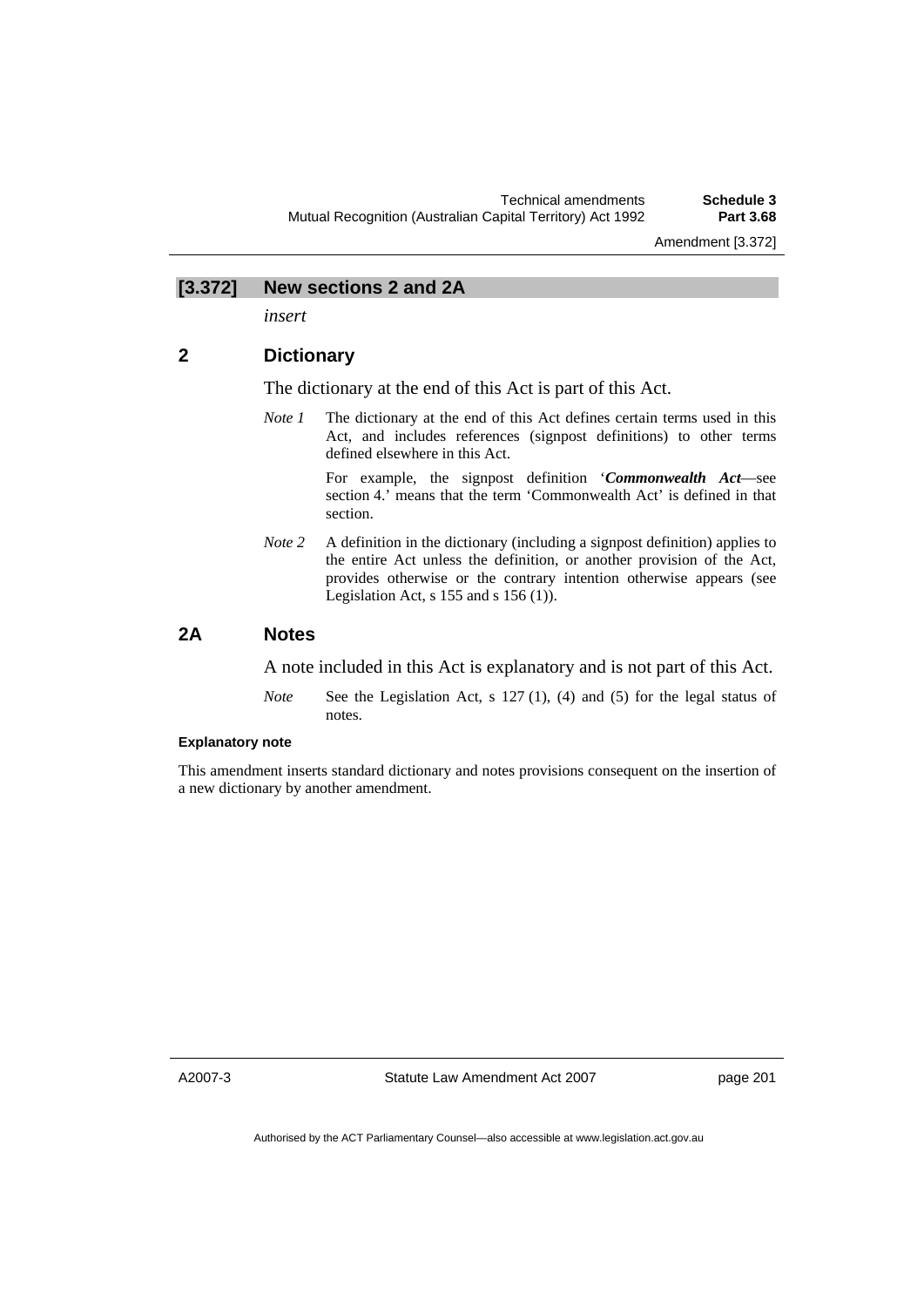## [3.372] New sections 2 and 2A

*insert*

### 2 Dictionary

The dictionary at the end of this Act is part of this Act.

*Note 1* The dictionary at the end of this Act defines certain terms used in this Act, and includes references (signpost definitions) to other terms defined elsewhere in this Act.

For example, the signpost definition '***Commonwealth Act***—see section 4.' means that the term 'Commonwealth Act' is defined in that section.

*Note 2* A definition in the dictionary (including a signpost definition) applies to the entire Act unless the definition, or another provision of the Act, provides otherwise or the contrary intention otherwise appears (see Legislation Act, s 155 and s 156 (1)).

### 2A Notes

A note included in this Act is explanatory and is not part of this Act.

*Note* See the Legislation Act, s 127 (1), (4) and (5) for the legal status of notes.

**Explanatory note**

This amendment inserts standard dictionary and notes provisions consequent on the insertion of a new dictionary by another amendment.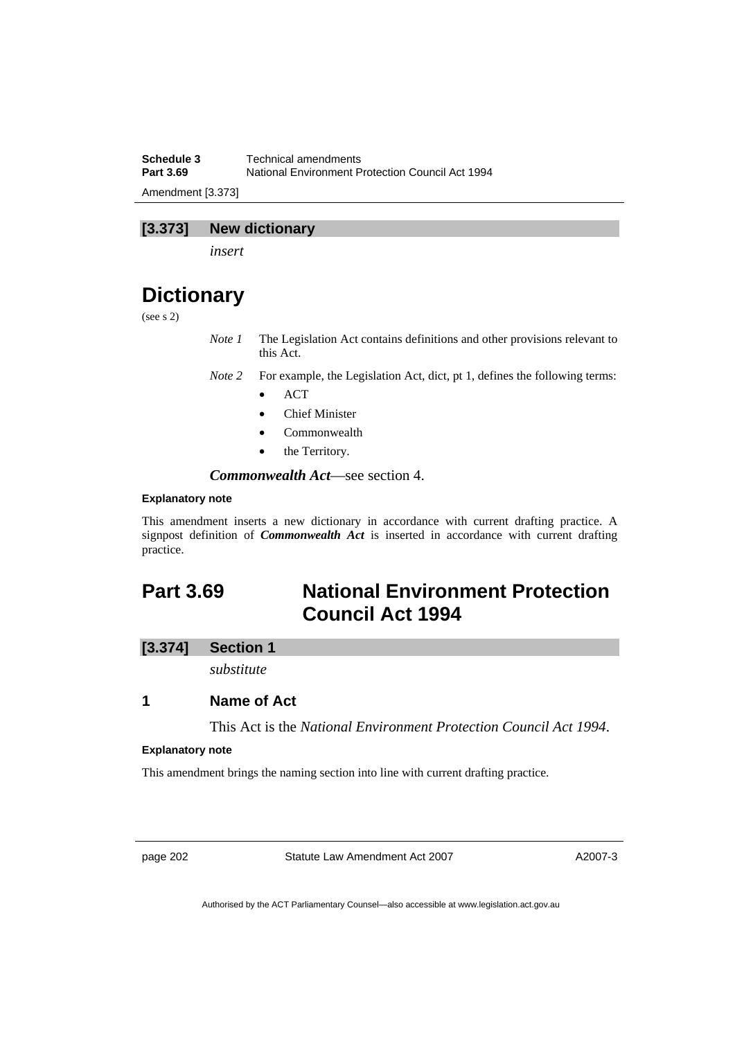## [3.373] New dictionary

*insert*

# Dictionary

(see s 2)

*Note 1* The Legislation Act contains definitions and other provisions relevant to this Act.

*Note 2* For example, the Legislation Act, dict, pt 1, defines the following terms:

- ACT
- Chief Minister
- Commonwealth
- the Territory.

***Commonwealth Act***—see section 4.

**Explanatory note**

This amendment inserts a new dictionary in accordance with current drafting practice. A signpost definition of ***Commonwealth Act*** is inserted in accordance with current drafting practice.

# Part 3.69 National Environment Protection Council Act 1994

## [3.374] Section 1

*substitute*

### 1 Name of Act

This Act is the *National Environment Protection Council Act 1994*.

**Explanatory note**

This amendment brings the naming section into line with current drafting practice.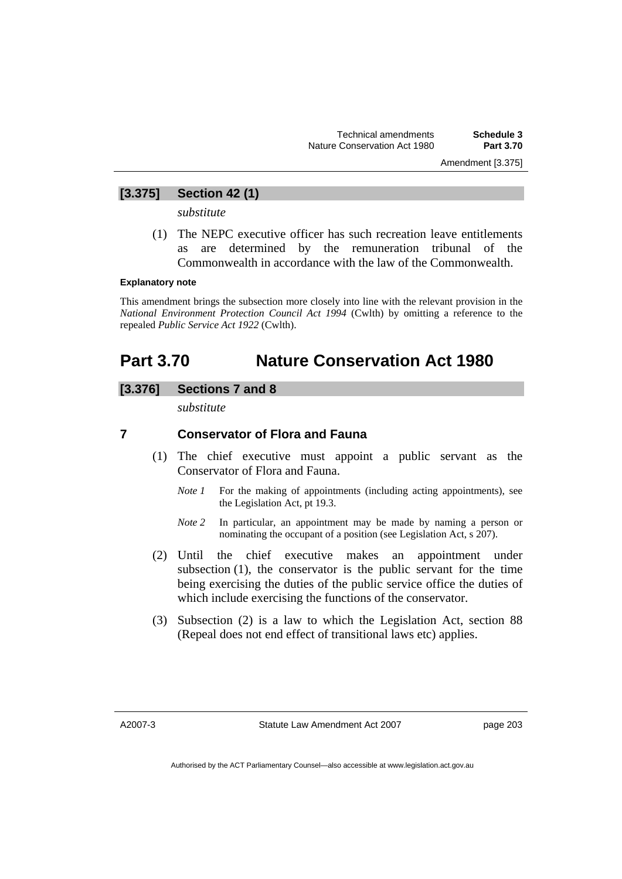## [3.375] Section 42 (1)

*substitute*

(1) The NEPC executive officer has such recreation leave entitlements as are determined by the remuneration tribunal of the Commonwealth in accordance with the law of the Commonwealth.

**Explanatory note**

This amendment brings the subsection more closely into line with the relevant provision in the *National Environment Protection Council Act 1994* (Cwlth) by omitting a reference to the repealed *Public Service Act 1922* (Cwlth).

# Part 3.70 Nature Conservation Act 1980

## [3.376] Sections 7 and 8

*substitute*

### 7 Conservator of Flora and Fauna

(1) The chief executive must appoint a public servant as the Conservator of Flora and Fauna.

*Note 1* For the making of appointments (including acting appointments), see the Legislation Act, pt 19.3.

*Note 2* In particular, an appointment may be made by naming a person or nominating the occupant of a position (see Legislation Act, s 207).

(2) Until the chief executive makes an appointment under subsection (1), the conservator is the public servant for the time being exercising the duties of the public service office the duties of which include exercising the functions of the conservator.

(3) Subsection (2) is a law to which the Legislation Act, section 88 (Repeal does not end effect of transitional laws etc) applies.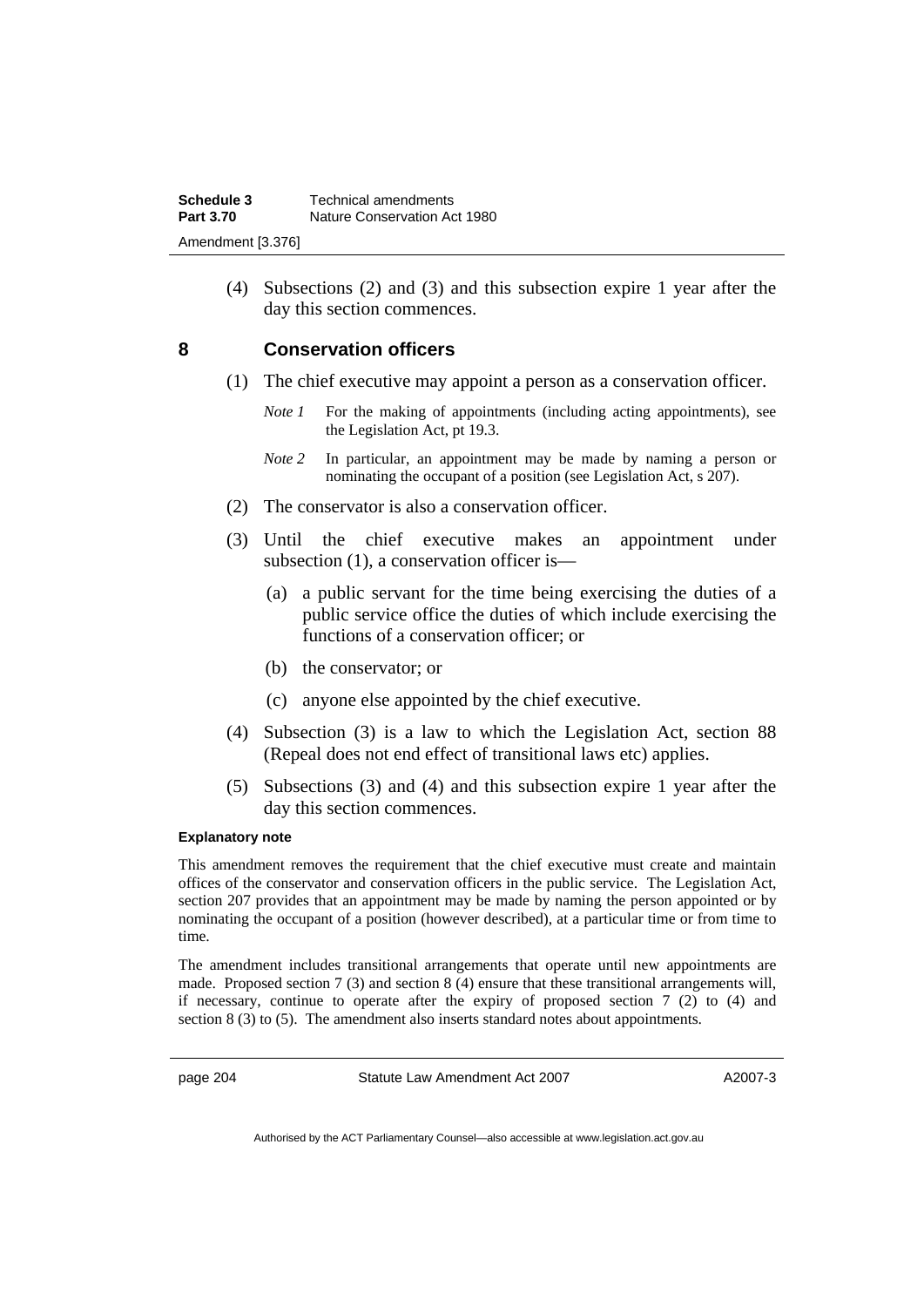(4) Subsections (2) and (3) and this subsection expire 1 year after the day this section commences.

## 8 Conservation officers

(1) The chief executive may appoint a person as a conservation officer.

*Note 1* For the making of appointments (including acting appointments), see the Legislation Act, pt 19.3.

*Note 2* In particular, an appointment may be made by naming a person or nominating the occupant of a position (see Legislation Act, s 207).

(2) The conservator is also a conservation officer.

(3) Until the chief executive makes an appointment under subsection (1), a conservation officer is—

(a) a public servant for the time being exercising the duties of a public service office the duties of which include exercising the functions of a conservation officer; or

(b) the conservator; or

(c) anyone else appointed by the chief executive.

(4) Subsection (3) is a law to which the Legislation Act, section 88 (Repeal does not end effect of transitional laws etc) applies.

(5) Subsections (3) and (4) and this subsection expire 1 year after the day this section commences.

**Explanatory note**

This amendment removes the requirement that the chief executive must create and maintain offices of the conservator and conservation officers in the public service. The Legislation Act, section 207 provides that an appointment may be made by naming the person appointed or by nominating the occupant of a position (however described), at a particular time or from time to time.

The amendment includes transitional arrangements that operate until new appointments are made. Proposed section 7 (3) and section 8 (4) ensure that these transitional arrangements will, if necessary, continue to operate after the expiry of proposed section 7 (2) to (4) and section 8 (3) to (5). The amendment also inserts standard notes about appointments.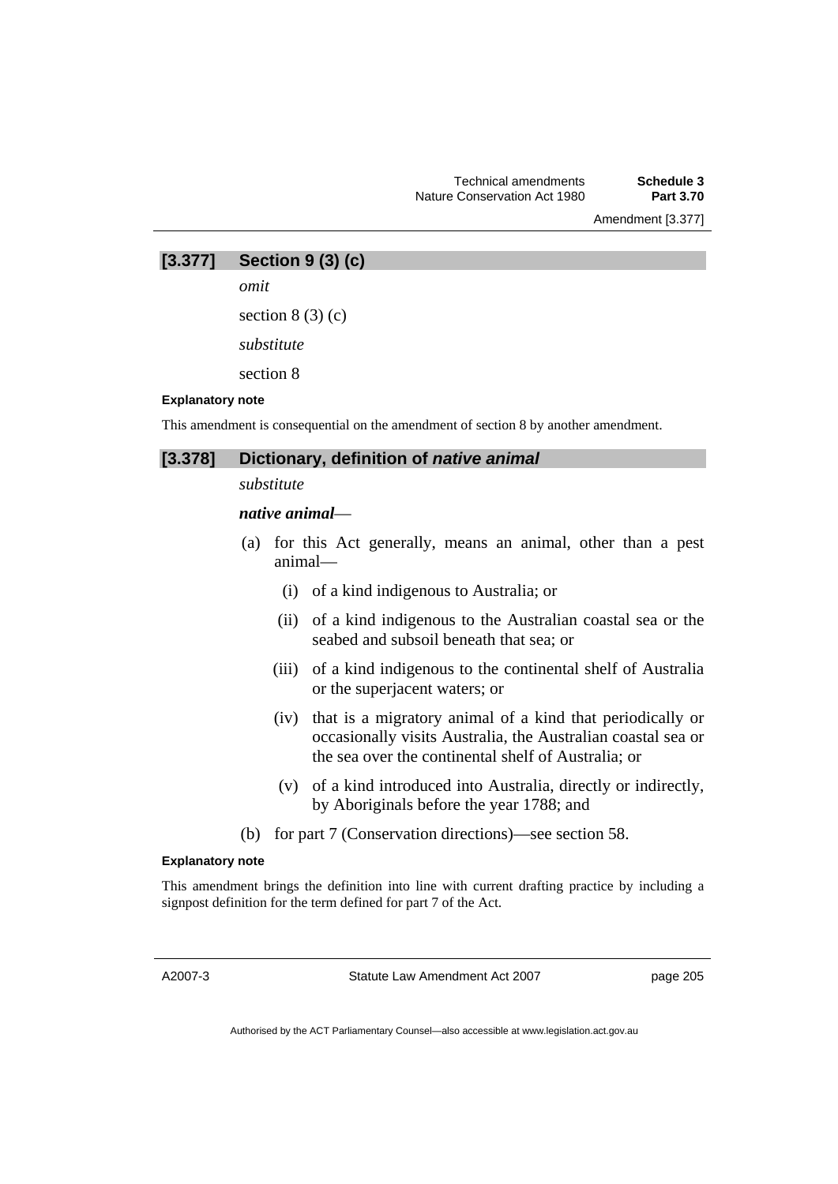## [3.377] Section 9 (3) (c)

*omit*

section 8 (3) (c)

*substitute*

section 8

**Explanatory note**

This amendment is consequential on the amendment of section 8 by another amendment.

## [3.378] Dictionary, definition of *native animal*

*substitute*

***native animal***—

(a) for this Act generally, means an animal, other than a pest animal—

   (i) of a kind indigenous to Australia; or

   (ii) of a kind indigenous to the Australian coastal sea or the seabed and subsoil beneath that sea; or

   (iii) of a kind indigenous to the continental shelf of Australia or the superjacent waters; or

   (iv) that is a migratory animal of a kind that periodically or occasionally visits Australia, the Australian coastal sea or the sea over the continental shelf of Australia; or

   (v) of a kind introduced into Australia, directly or indirectly, by Aboriginals before the year 1788; and

(b) for part 7 (Conservation directions)—see section 58.

**Explanatory note**

This amendment brings the definition into line with current drafting practice by including a signpost definition for the term defined for part 7 of the Act.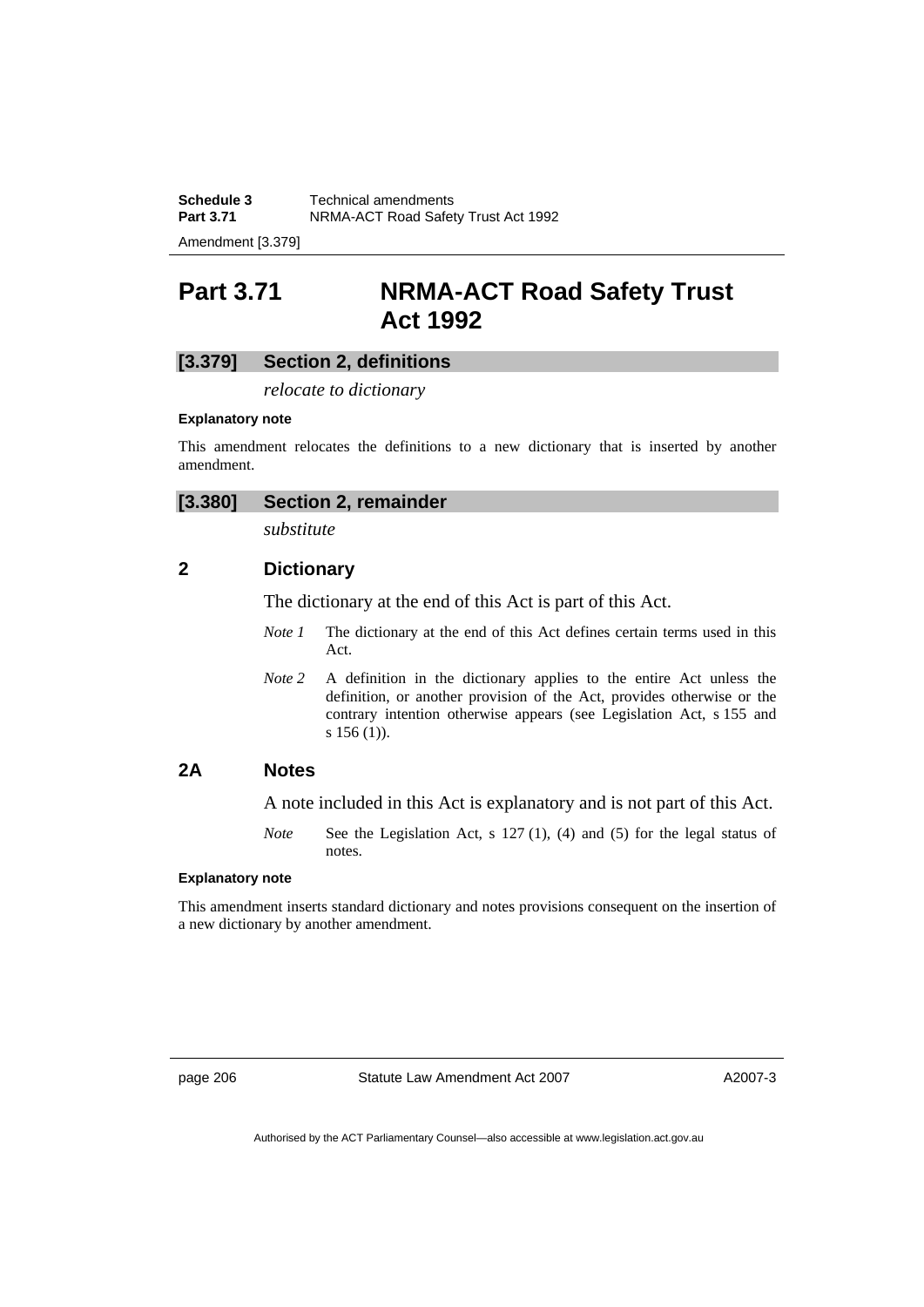# Part 3.71 NRMA-ACT Road Safety Trust Act 1992

## [3.379] Section 2, definitions

*relocate to dictionary*

**Explanatory note**

This amendment relocates the definitions to a new dictionary that is inserted by another amendment.

## [3.380] Section 2, remainder

*substitute*

### 2 Dictionary

The dictionary at the end of this Act is part of this Act.

*Note 1* The dictionary at the end of this Act defines certain terms used in this Act.

*Note 2* A definition in the dictionary applies to the entire Act unless the definition, or another provision of the Act, provides otherwise or the contrary intention otherwise appears (see Legislation Act, s 155 and s 156 (1)).

### 2A Notes

A note included in this Act is explanatory and is not part of this Act.

*Note* See the Legislation Act, s 127 (1), (4) and (5) for the legal status of notes.

**Explanatory note**

This amendment inserts standard dictionary and notes provisions consequent on the insertion of a new dictionary by another amendment.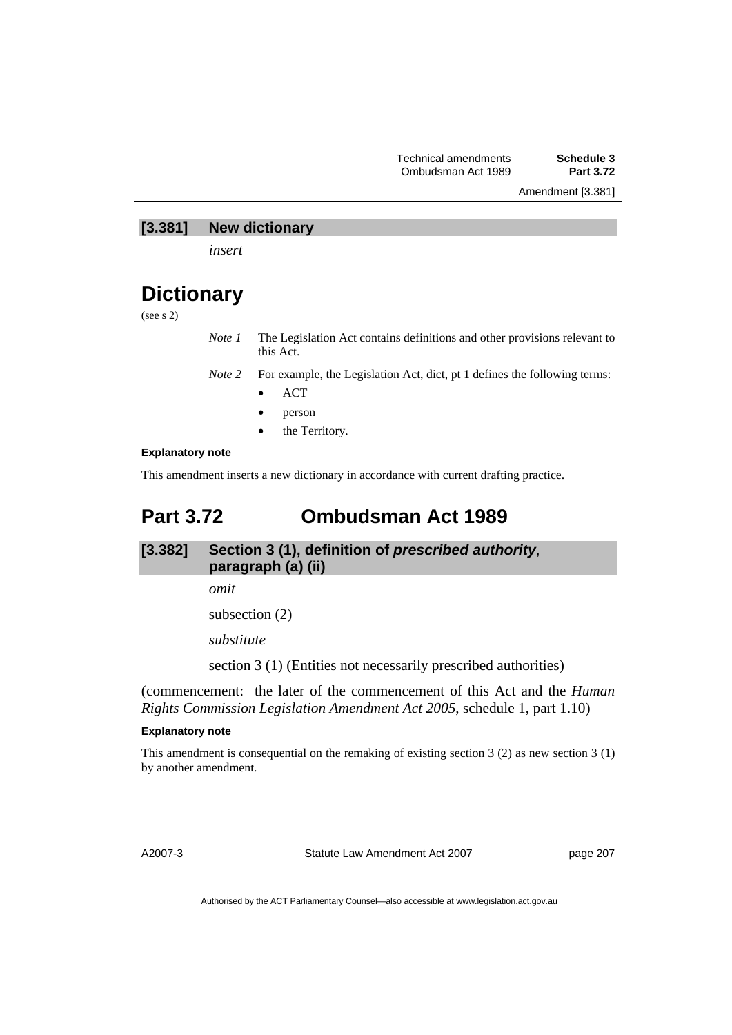### [3.381] New dictionary

*insert*

# Dictionary

(see s 2)

*Note 1* The Legislation Act contains definitions and other provisions relevant to this Act.

*Note 2* For example, the Legislation Act, dict, pt 1 defines the following terms:

- ACT
- person
- the Territory.

**Explanatory note**

This amendment inserts a new dictionary in accordance with current drafting practice.

## Part 3.72 Ombudsman Act 1989

### [3.382] Section 3 (1), definition of ***prescribed authority***, paragraph (a) (ii)

*omit*

subsection (2)

*substitute*

section 3 (1) (Entities not necessarily prescribed authorities)

(commencement: the later of the commencement of this Act and the *Human Rights Commission Legislation Amendment Act 2005*, schedule 1, part 1.10)

**Explanatory note**

This amendment is consequential on the remaking of existing section 3 (2) as new section 3 (1) by another amendment.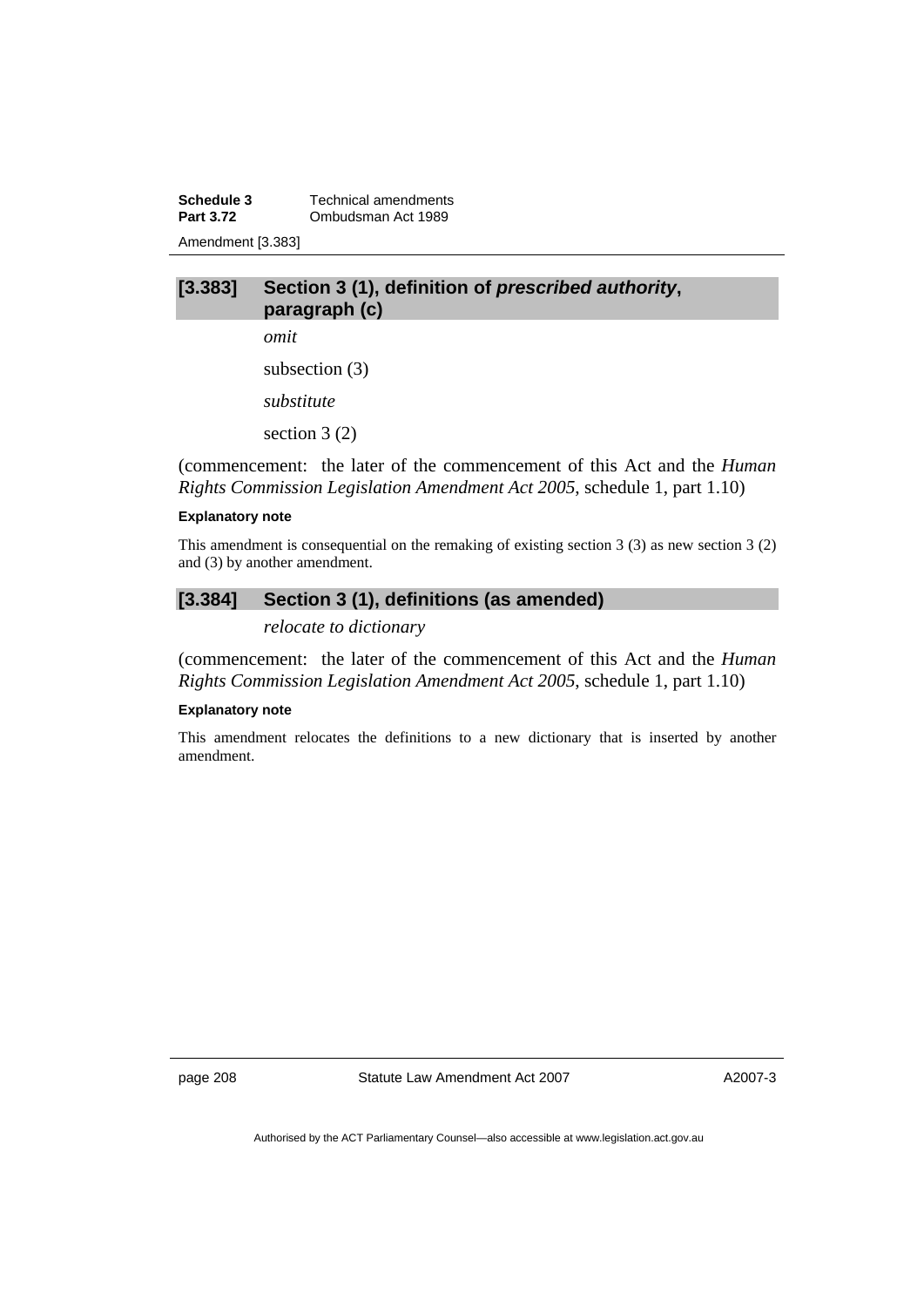### [3.383] Section 3 (1), definition of ***prescribed authority***, paragraph (c)

*omit*

subsection (3)

*substitute*

section 3 (2)

(commencement: the later of the commencement of this Act and the *Human Rights Commission Legislation Amendment Act 2005*, schedule 1, part 1.10)

**Explanatory note**

This amendment is consequential on the remaking of existing section 3 (3) as new section 3 (2) and (3) by another amendment.

### [3.384] Section 3 (1), definitions (as amended)

*relocate to dictionary*

(commencement: the later of the commencement of this Act and the *Human Rights Commission Legislation Amendment Act 2005*, schedule 1, part 1.10)

**Explanatory note**

This amendment relocates the definitions to a new dictionary that is inserted by another amendment.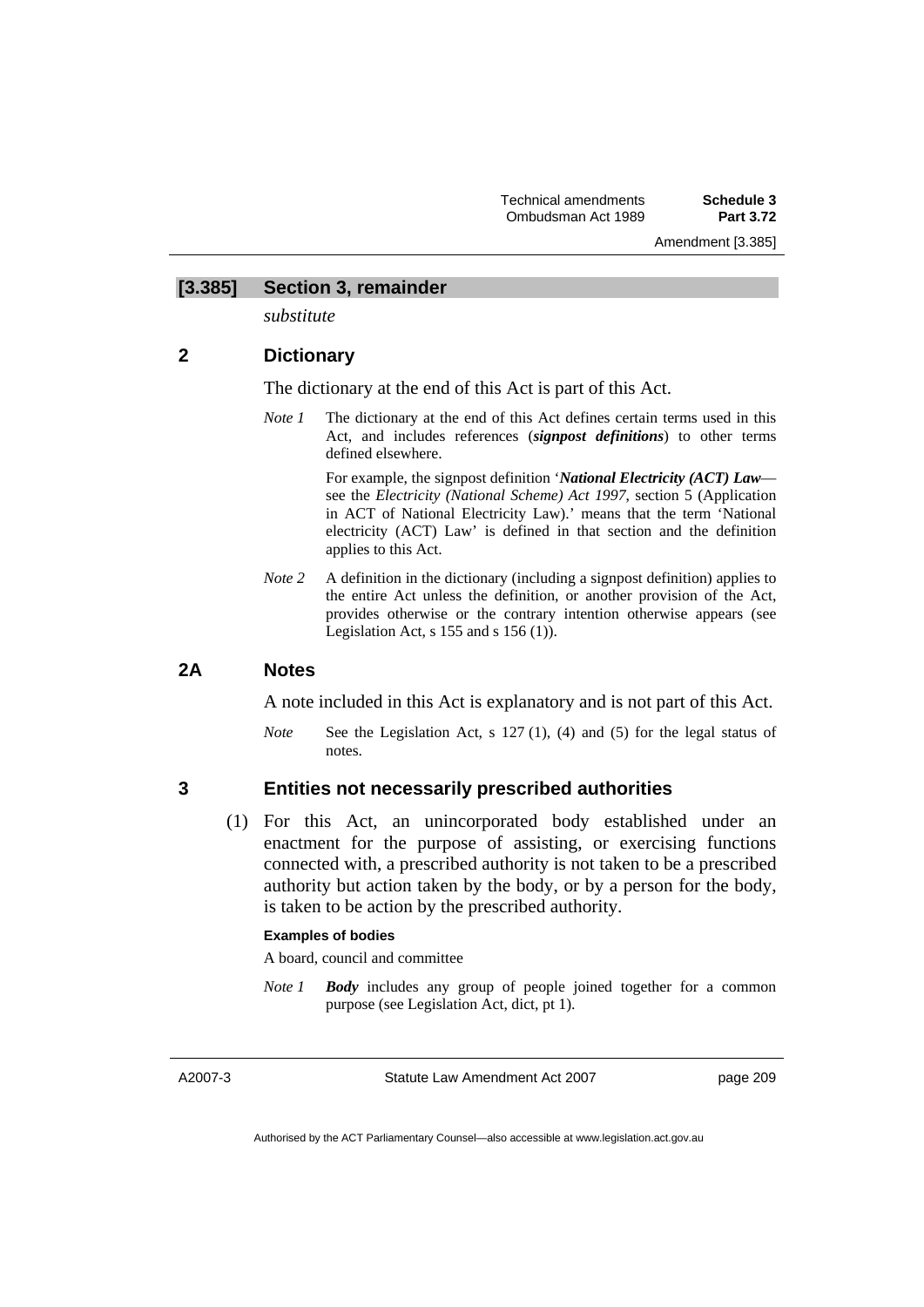## [3.385] Section 3, remainder

*substitute*

### 2 Dictionary

The dictionary at the end of this Act is part of this Act.

*Note 1* The dictionary at the end of this Act defines certain terms used in this Act, and includes references (***signpost definitions***) to other terms defined elsewhere.

For example, the signpost definition '***National Electricity (ACT) Law***—see the *Electricity (National Scheme) Act 1997*, section 5 (Application in ACT of National Electricity Law).' means that the term 'National electricity (ACT) Law' is defined in that section and the definition applies to this Act.

*Note 2* A definition in the dictionary (including a signpost definition) applies to the entire Act unless the definition, or another provision of the Act, provides otherwise or the contrary intention otherwise appears (see Legislation Act, s 155 and s 156 (1)).

### 2A Notes

A note included in this Act is explanatory and is not part of this Act.

*Note* See the Legislation Act, s 127 (1), (4) and (5) for the legal status of notes.

### 3 Entities not necessarily prescribed authorities

(1) For this Act, an unincorporated body established under an enactment for the purpose of assisting, or exercising functions connected with, a prescribed authority is not taken to be a prescribed authority but action taken by the body, or by a person for the body, is taken to be action by the prescribed authority.

**Examples of bodies**

A board, council and committee

*Note 1* ***Body*** includes any group of people joined together for a common purpose (see Legislation Act, dict, pt 1).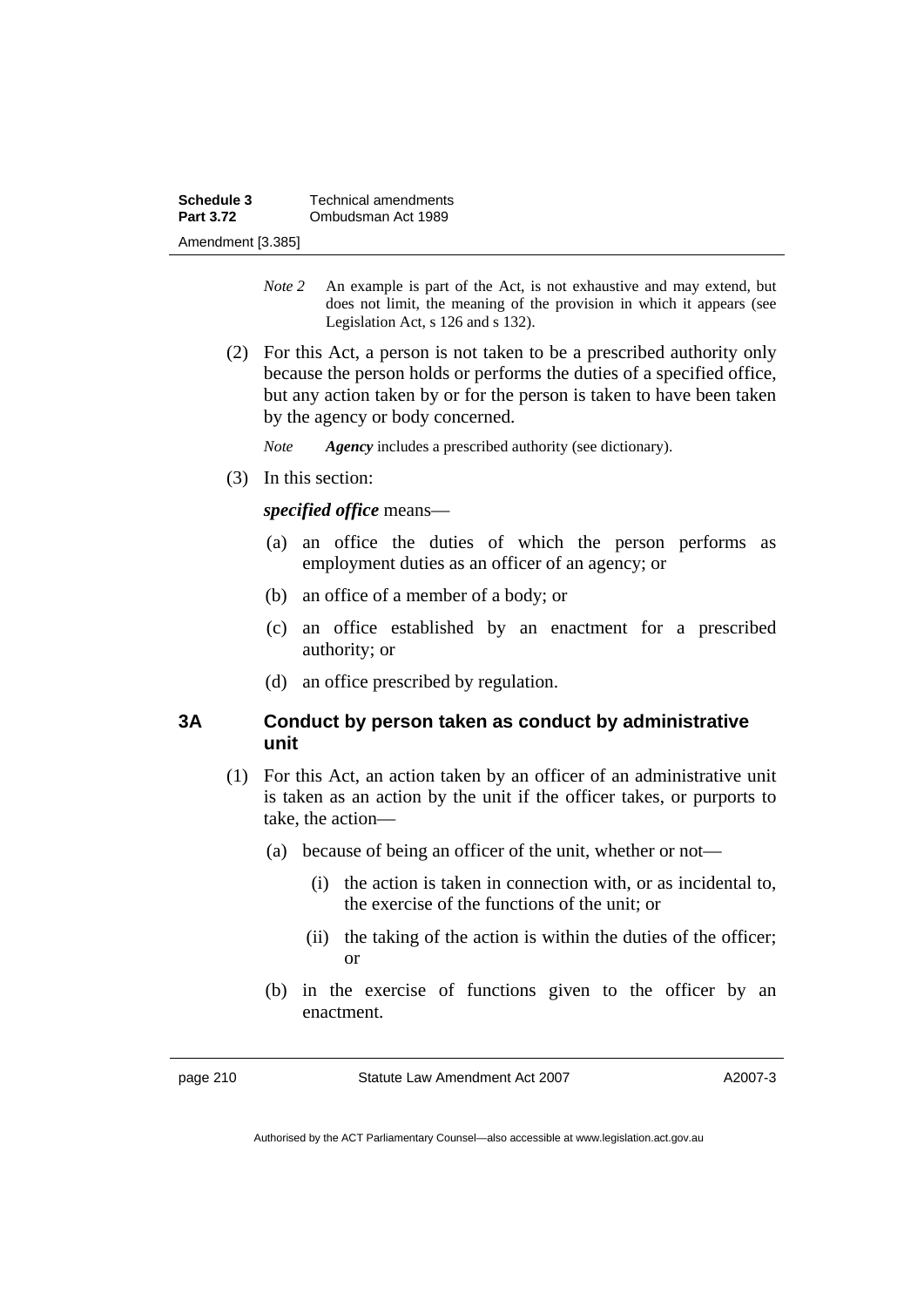*Note 2* An example is part of the Act, is not exhaustive and may extend, but does not limit, the meaning of the provision in which it appears (see Legislation Act, s 126 and s 132).

(2) For this Act, a person is not taken to be a prescribed authority only because the person holds or performs the duties of a specified office, but any action taken by or for the person is taken to have been taken by the agency or body concerned.

*Note* ***Agency*** includes a prescribed authority (see dictionary).

(3) In this section:

***specified office*** means—

(a) an office the duties of which the person performs as employment duties as an officer of an agency; or

(b) an office of a member of a body; or

(c) an office established by an enactment for a prescribed authority; or

(d) an office prescribed by regulation.

### 3A Conduct by person taken as conduct by administrative unit

(1) For this Act, an action taken by an officer of an administrative unit is taken as an action by the unit if the officer takes, or purports to take, the action—

(a) because of being an officer of the unit, whether or not—

(i) the action is taken in connection with, or as incidental to, the exercise of the functions of the unit; or

(ii) the taking of the action is within the duties of the officer; or

(b) in the exercise of functions given to the officer by an enactment.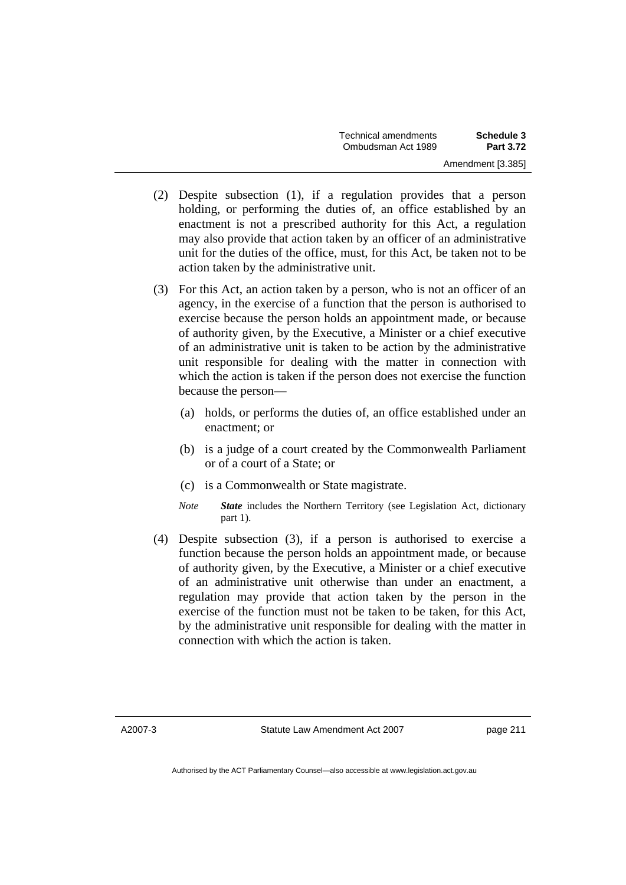(2) Despite subsection (1), if a regulation provides that a person holding, or performing the duties of, an office established by an enactment is not a prescribed authority for this Act, a regulation may also provide that action taken by an officer of an administrative unit for the duties of the office, must, for this Act, be taken not to be action taken by the administrative unit.

(3) For this Act, an action taken by a person, who is not an officer of an agency, in the exercise of a function that the person is authorised to exercise because the person holds an appointment made, or because of authority given, by the Executive, a Minister or a chief executive of an administrative unit is taken to be action by the administrative unit responsible for dealing with the matter in connection with which the action is taken if the person does not exercise the function because the person—

(a) holds, or performs the duties of, an office established under an enactment; or

(b) is a judge of a court created by the Commonwealth Parliament or of a court of a State; or

(c) is a Commonwealth or State magistrate.

*Note* ***State*** includes the Northern Territory (see Legislation Act, dictionary part 1).

(4) Despite subsection (3), if a person is authorised to exercise a function because the person holds an appointment made, or because of authority given, by the Executive, a Minister or a chief executive of an administrative unit otherwise than under an enactment, a regulation may provide that action taken by the person in the exercise of the function must not be taken to be taken, for this Act, by the administrative unit responsible for dealing with the matter in connection with which the action is taken.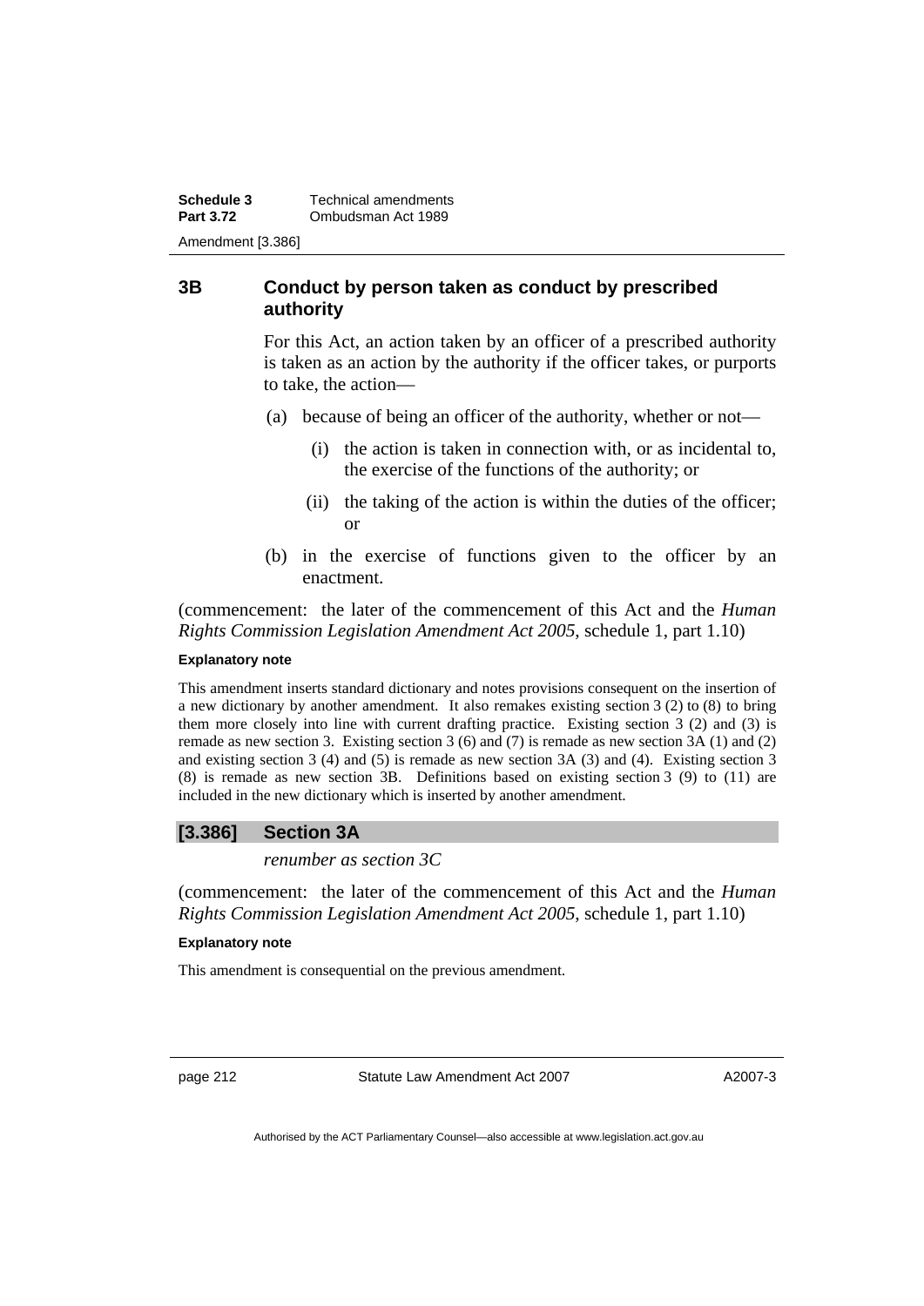## 3B Conduct by person taken as conduct by prescribed authority

For this Act, an action taken by an officer of a prescribed authority is taken as an action by the authority if the officer takes, or purports to take, the action—

(a) because of being an officer of the authority, whether or not—

(i) the action is taken in connection with, or as incidental to, the exercise of the functions of the authority; or

(ii) the taking of the action is within the duties of the officer; or

(b) in the exercise of functions given to the officer by an enactment.

(commencement: the later of the commencement of this Act and the *Human Rights Commission Legislation Amendment Act 2005*, schedule 1, part 1.10)

**Explanatory note**

This amendment inserts standard dictionary and notes provisions consequent on the insertion of a new dictionary by another amendment. It also remakes existing section 3 (2) to (8) to bring them more closely into line with current drafting practice. Existing section 3 (2) and (3) is remade as new section 3. Existing section 3 (6) and (7) is remade as new section 3A (1) and (2) and existing section 3 (4) and (5) is remade as new section 3A (3) and (4). Existing section 3 (8) is remade as new section 3B. Definitions based on existing section 3 (9) to (11) are included in the new dictionary which is inserted by another amendment.

## [3.386] Section 3A

*renumber as section 3C*

(commencement: the later of the commencement of this Act and the *Human Rights Commission Legislation Amendment Act 2005*, schedule 1, part 1.10)

**Explanatory note**

This amendment is consequential on the previous amendment.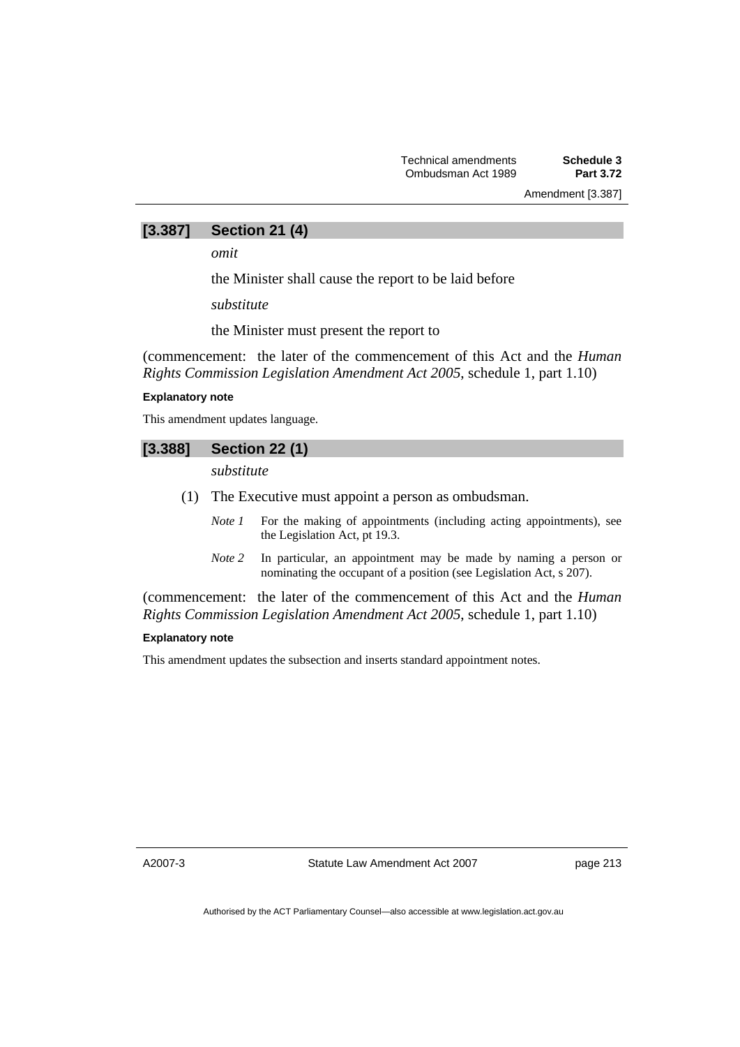### [3.387] Section 21 (4)

*omit*

the Minister shall cause the report to be laid before

*substitute*

the Minister must present the report to

(commencement: the later of the commencement of this Act and the *Human Rights Commission Legislation Amendment Act 2005*, schedule 1, part 1.10)

**Explanatory note**

This amendment updates language.

### [3.388] Section 22 (1)

*substitute*

(1) The Executive must appoint a person as ombudsman.

*Note 1* For the making of appointments (including acting appointments), see the Legislation Act, pt 19.3.

*Note 2* In particular, an appointment may be made by naming a person or nominating the occupant of a position (see Legislation Act, s 207).

(commencement: the later of the commencement of this Act and the *Human Rights Commission Legislation Amendment Act 2005*, schedule 1, part 1.10)

**Explanatory note**

This amendment updates the subsection and inserts standard appointment notes.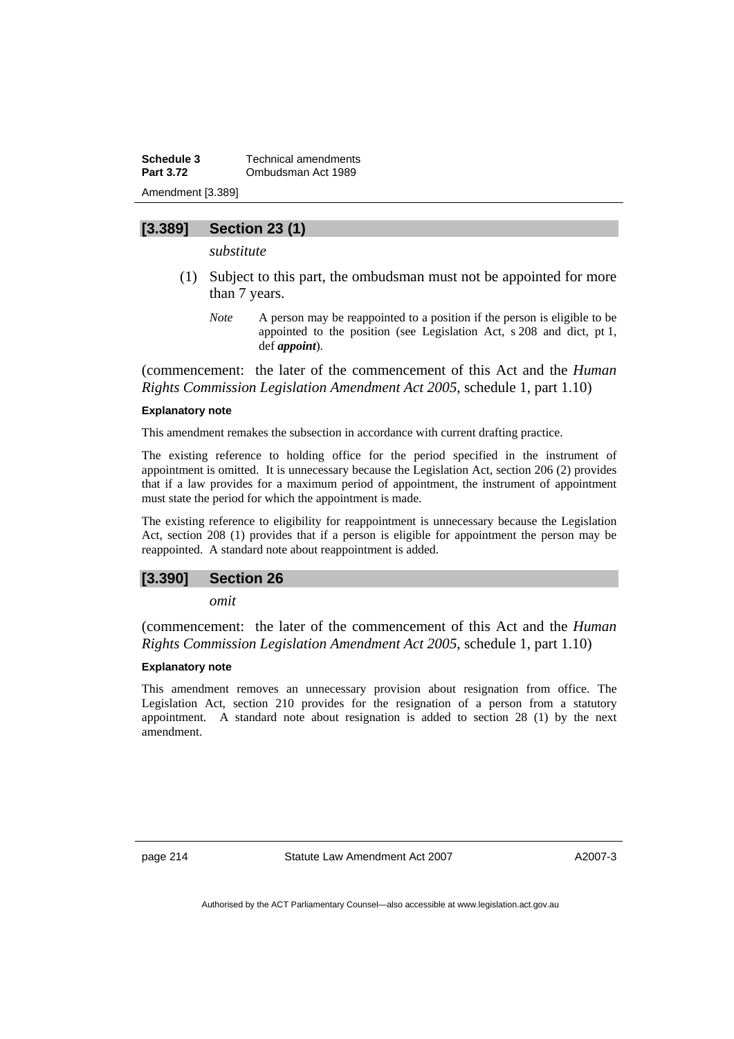## [3.389] Section 23 (1)

*substitute*

(1) Subject to this part, the ombudsman must not be appointed for more than 7 years.

*Note* A person may be reappointed to a position if the person is eligible to be appointed to the position (see Legislation Act, s 208 and dict, pt 1, def ***appoint***).

(commencement: the later of the commencement of this Act and the *Human Rights Commission Legislation Amendment Act 2005*, schedule 1, part 1.10)

#### Explanatory note

This amendment remakes the subsection in accordance with current drafting practice.

The existing reference to holding office for the period specified in the instrument of appointment is omitted. It is unnecessary because the Legislation Act, section 206 (2) provides that if a law provides for a maximum period of appointment, the instrument of appointment must state the period for which the appointment is made.

The existing reference to eligibility for reappointment is unnecessary because the Legislation Act, section 208 (1) provides that if a person is eligible for appointment the person may be reappointed. A standard note about reappointment is added.

## [3.390] Section 26

*omit*

(commencement: the later of the commencement of this Act and the *Human Rights Commission Legislation Amendment Act 2005*, schedule 1, part 1.10)

#### Explanatory note

This amendment removes an unnecessary provision about resignation from office. The Legislation Act, section 210 provides for the resignation of a person from a statutory appointment. A standard note about resignation is added to section 28 (1) by the next amendment.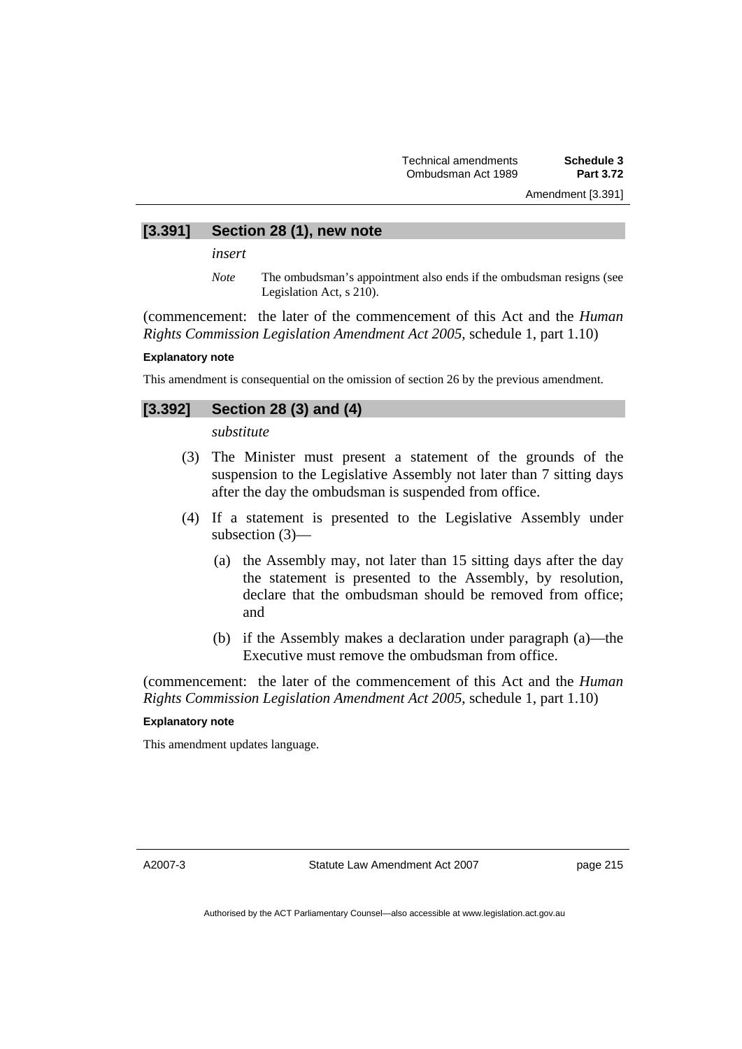### [3.391] Section 28 (1), new note

*insert*

*Note* The ombudsman's appointment also ends if the ombudsman resigns (see Legislation Act, s 210).

(commencement: the later of the commencement of this Act and the *Human Rights Commission Legislation Amendment Act 2005*, schedule 1, part 1.10)

**Explanatory note**

This amendment is consequential on the omission of section 26 by the previous amendment.

### [3.392] Section 28 (3) and (4)

*substitute*

(3) The Minister must present a statement of the grounds of the suspension to the Legislative Assembly not later than 7 sitting days after the day the ombudsman is suspended from office.

(4) If a statement is presented to the Legislative Assembly under subsection (3)—

(a) the Assembly may, not later than 15 sitting days after the day the statement is presented to the Assembly, by resolution, declare that the ombudsman should be removed from office; and

(b) if the Assembly makes a declaration under paragraph (a)—the Executive must remove the ombudsman from office.

(commencement: the later of the commencement of this Act and the *Human Rights Commission Legislation Amendment Act 2005*, schedule 1, part 1.10)

**Explanatory note**

This amendment updates language.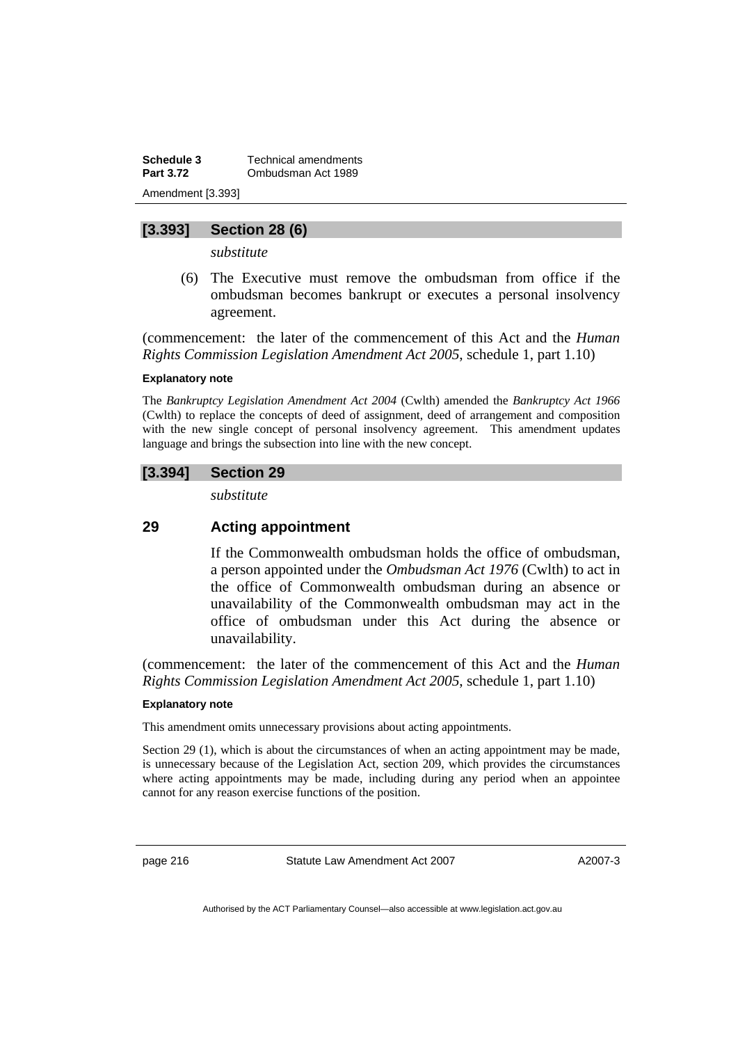## [3.393] Section 28 (6)

*substitute*

(6) The Executive must remove the ombudsman from office if the ombudsman becomes bankrupt or executes a personal insolvency agreement.

(commencement: the later of the commencement of this Act and the *Human Rights Commission Legislation Amendment Act 2005*, schedule 1, part 1.10)

**Explanatory note**

The *Bankruptcy Legislation Amendment Act 2004* (Cwlth) amended the *Bankruptcy Act 1966* (Cwlth) to replace the concepts of deed of assignment, deed of arrangement and composition with the new single concept of personal insolvency agreement. This amendment updates language and brings the subsection into line with the new concept.

## [3.394] Section 29

*substitute*

### 29 Acting appointment

If the Commonwealth ombudsman holds the office of ombudsman, a person appointed under the *Ombudsman Act 1976* (Cwlth) to act in the office of Commonwealth ombudsman during an absence or unavailability of the Commonwealth ombudsman may act in the office of ombudsman under this Act during the absence or unavailability.

(commencement: the later of the commencement of this Act and the *Human Rights Commission Legislation Amendment Act 2005*, schedule 1, part 1.10)

**Explanatory note**

This amendment omits unnecessary provisions about acting appointments.

Section 29 (1), which is about the circumstances of when an acting appointment may be made, is unnecessary because of the Legislation Act, section 209, which provides the circumstances where acting appointments may be made, including during any period when an appointee cannot for any reason exercise functions of the position.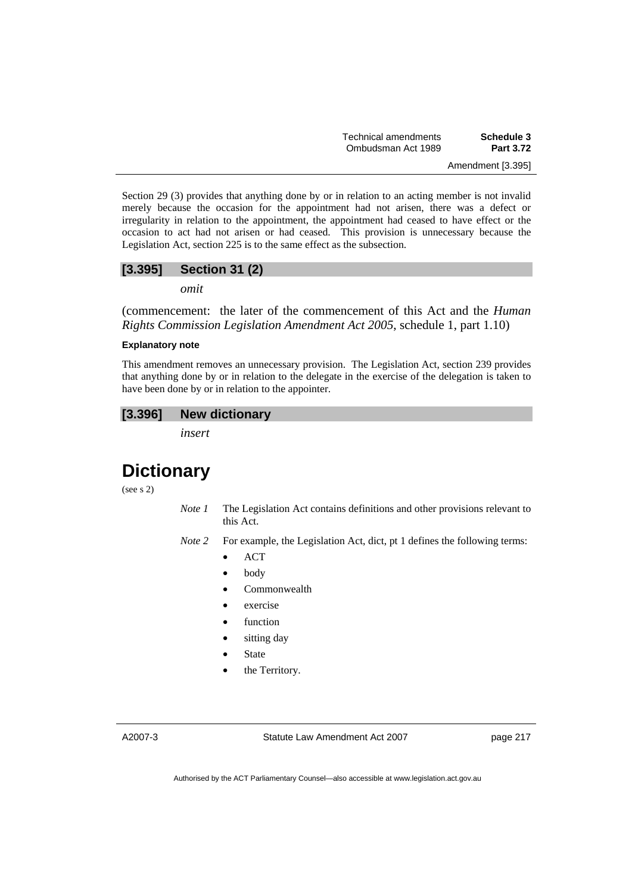Section 29 (3) provides that anything done by or in relation to an acting member is not invalid merely because the occasion for the appointment had not arisen, there was a defect or irregularity in relation to the appointment, the appointment had ceased to have effect or the occasion to act had not arisen or had ceased. This provision is unnecessary because the Legislation Act, section 225 is to the same effect as the subsection.

### [3.395] Section 31 (2)

*omit*

(commencement: the later of the commencement of this Act and the *Human Rights Commission Legislation Amendment Act 2005*, schedule 1, part 1.10)

**Explanatory note**

This amendment removes an unnecessary provision. The Legislation Act, section 239 provides that anything done by or in relation to the delegate in the exercise of the delegation is taken to have been done by or in relation to the appointer.

### [3.396] New dictionary

*insert*

# Dictionary

(see s 2)

*Note 1* The Legislation Act contains definitions and other provisions relevant to this Act.

*Note 2* For example, the Legislation Act, dict, pt 1 defines the following terms:

- ACT
- body
- Commonwealth
- exercise
- function
- sitting day
- State
- the Territory.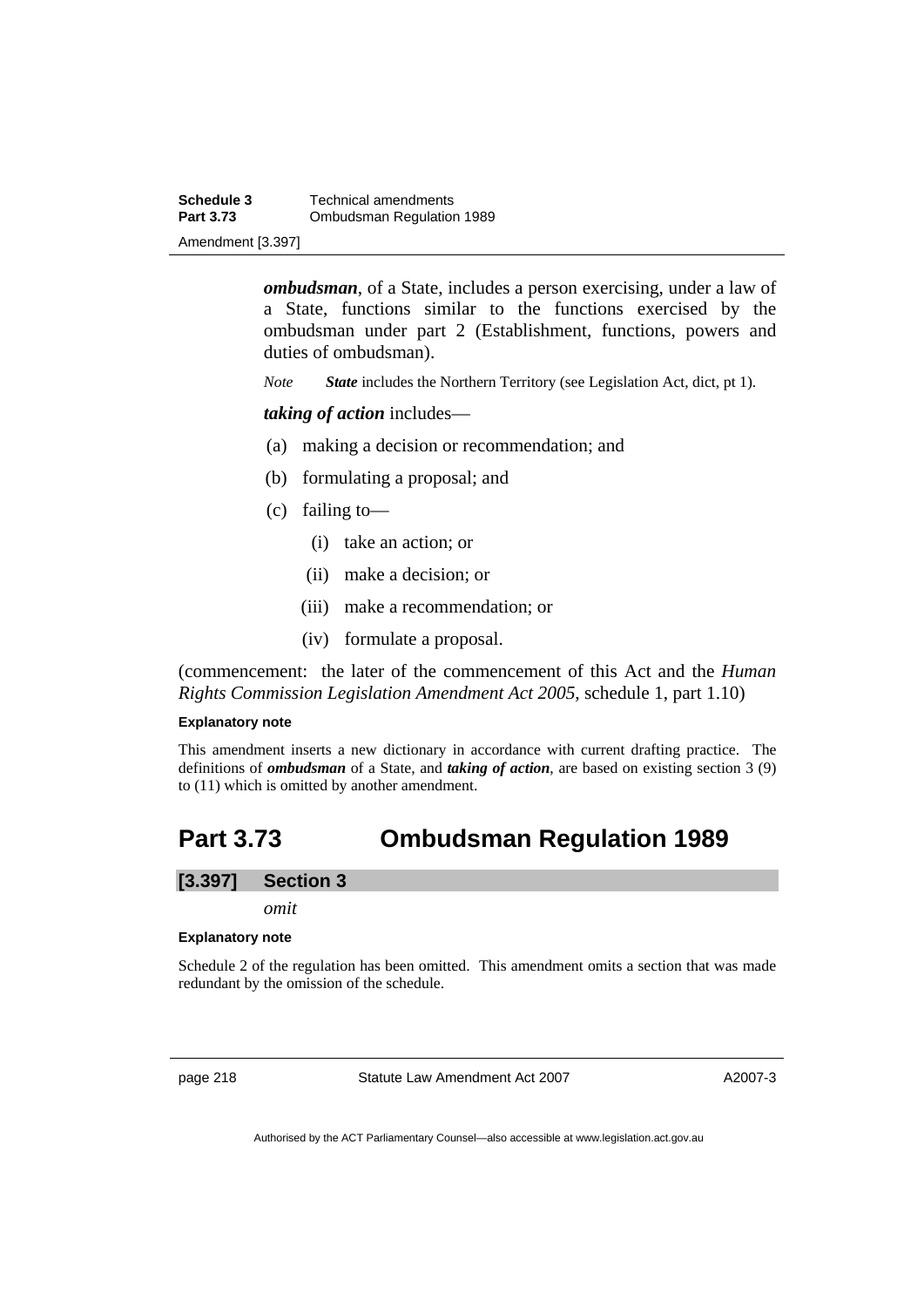***ombudsman***, of a State, includes a person exercising, under a law of a State, functions similar to the functions exercised by the ombudsman under part 2 (Establishment, functions, powers and duties of ombudsman).

*Note* ***State*** includes the Northern Territory (see Legislation Act, dict, pt 1).

***taking of action*** includes—

(a) making a decision or recommendation; and

(b) formulating a proposal; and

(c) failing to—

  (i) take an action; or

  (ii) make a decision; or

  (iii) make a recommendation; or

  (iv) formulate a proposal.

(commencement: the later of the commencement of this Act and the *Human Rights Commission Legislation Amendment Act 2005*, schedule 1, part 1.10)

**Explanatory note**

This amendment inserts a new dictionary in accordance with current drafting practice. The definitions of ***ombudsman*** of a State, and ***taking of action***, are based on existing section 3 (9) to (11) which is omitted by another amendment.

# Part 3.73 Ombudsman Regulation 1989

## [3.397] Section 3

*omit*

**Explanatory note**

Schedule 2 of the regulation has been omitted. This amendment omits a section that was made redundant by the omission of the schedule.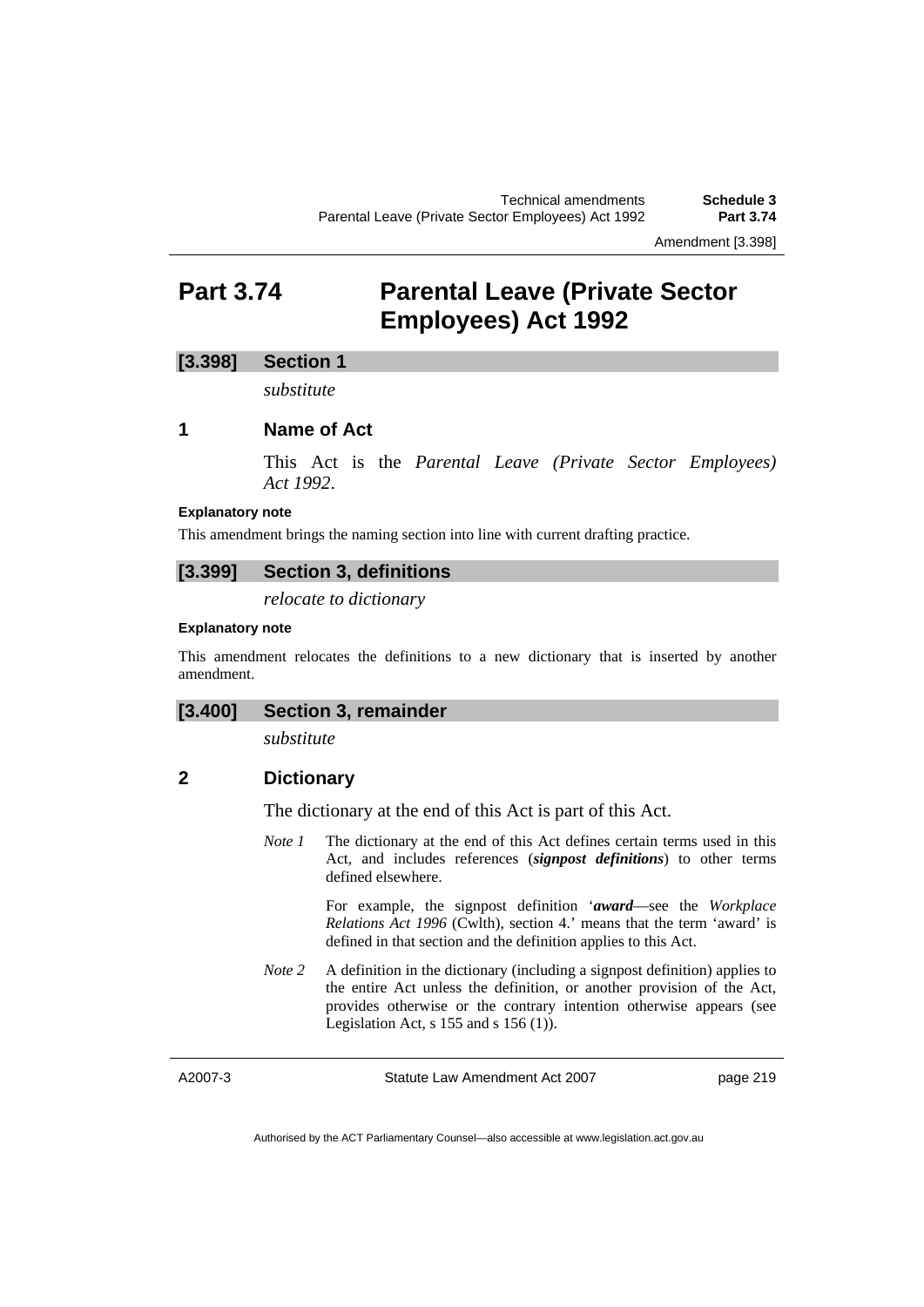# Part 3.74 Parental Leave (Private Sector Employees) Act 1992

## [3.398] Section 1

*substitute*

### 1 Name of Act

This Act is the *Parental Leave (Private Sector Employees) Act 1992*.

**Explanatory note**

This amendment brings the naming section into line with current drafting practice.

## [3.399] Section 3, definitions

*relocate to dictionary*

**Explanatory note**

This amendment relocates the definitions to a new dictionary that is inserted by another amendment.

## [3.400] Section 3, remainder

*substitute*

### 2 Dictionary

The dictionary at the end of this Act is part of this Act.

*Note 1* The dictionary at the end of this Act defines certain terms used in this Act, and includes references (***signpost definitions***) to other terms defined elsewhere.

For example, the signpost definition '***award***—see the *Workplace Relations Act 1996* (Cwlth), section 4.' means that the term 'award' is defined in that section and the definition applies to this Act.

*Note 2* A definition in the dictionary (including a signpost definition) applies to the entire Act unless the definition, or another provision of the Act, provides otherwise or the contrary intention otherwise appears (see Legislation Act, s 155 and s 156 (1)).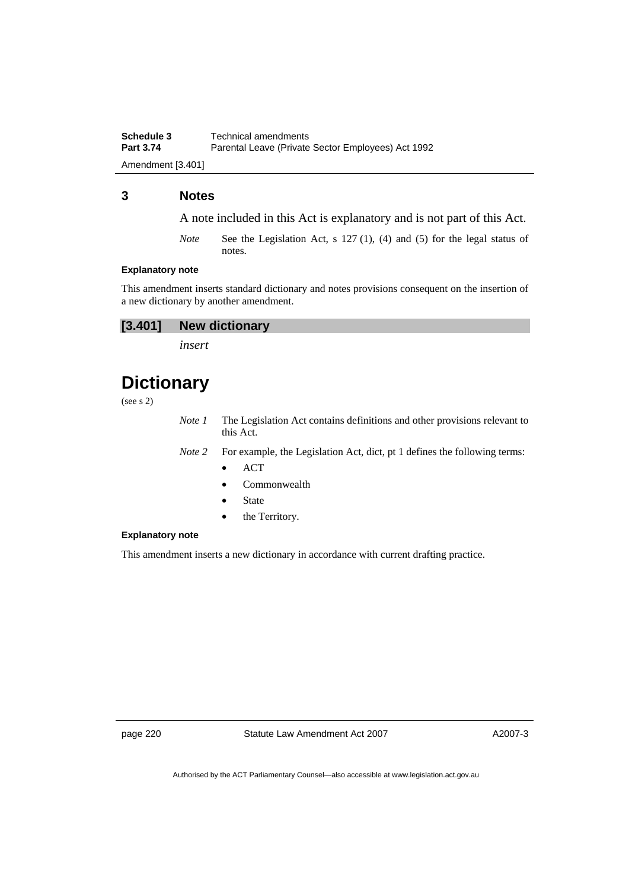## 3 Notes

A note included in this Act is explanatory and is not part of this Act.

*Note* See the Legislation Act, s 127 (1), (4) and (5) for the legal status of notes.

**Explanatory note**

This amendment inserts standard dictionary and notes provisions consequent on the insertion of a new dictionary by another amendment.

### [3.401] New dictionary

*insert*

# Dictionary

(see s 2)

*Note 1* The Legislation Act contains definitions and other provisions relevant to this Act.

*Note 2* For example, the Legislation Act, dict, pt 1 defines the following terms:

- ACT
- Commonwealth
- State
- the Territory.

**Explanatory note**

This amendment inserts a new dictionary in accordance with current drafting practice.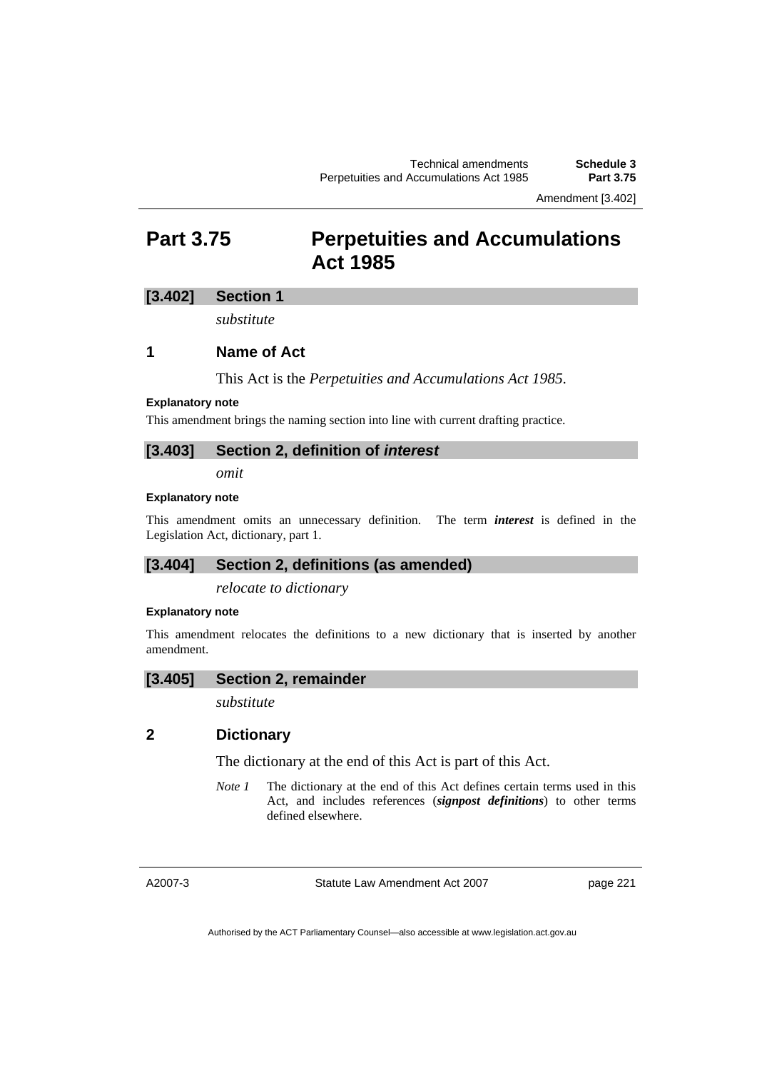# Part 3.75 Perpetuities and Accumulations Act 1985

## [3.402] Section 1

*substitute*

### 1 Name of Act

This Act is the *Perpetuities and Accumulations Act 1985*.

**Explanatory note**

This amendment brings the naming section into line with current drafting practice.

## [3.403] Section 2, definition of *interest*

*omit*

**Explanatory note**

This amendment omits an unnecessary definition. The term ***interest*** is defined in the Legislation Act, dictionary, part 1.

## [3.404] Section 2, definitions (as amended)

*relocate to dictionary*

**Explanatory note**

This amendment relocates the definitions to a new dictionary that is inserted by another amendment.

## [3.405] Section 2, remainder

*substitute*

### 2 Dictionary

The dictionary at the end of this Act is part of this Act.

*Note 1* The dictionary at the end of this Act defines certain terms used in this Act, and includes references (***signpost definitions***) to other terms defined elsewhere.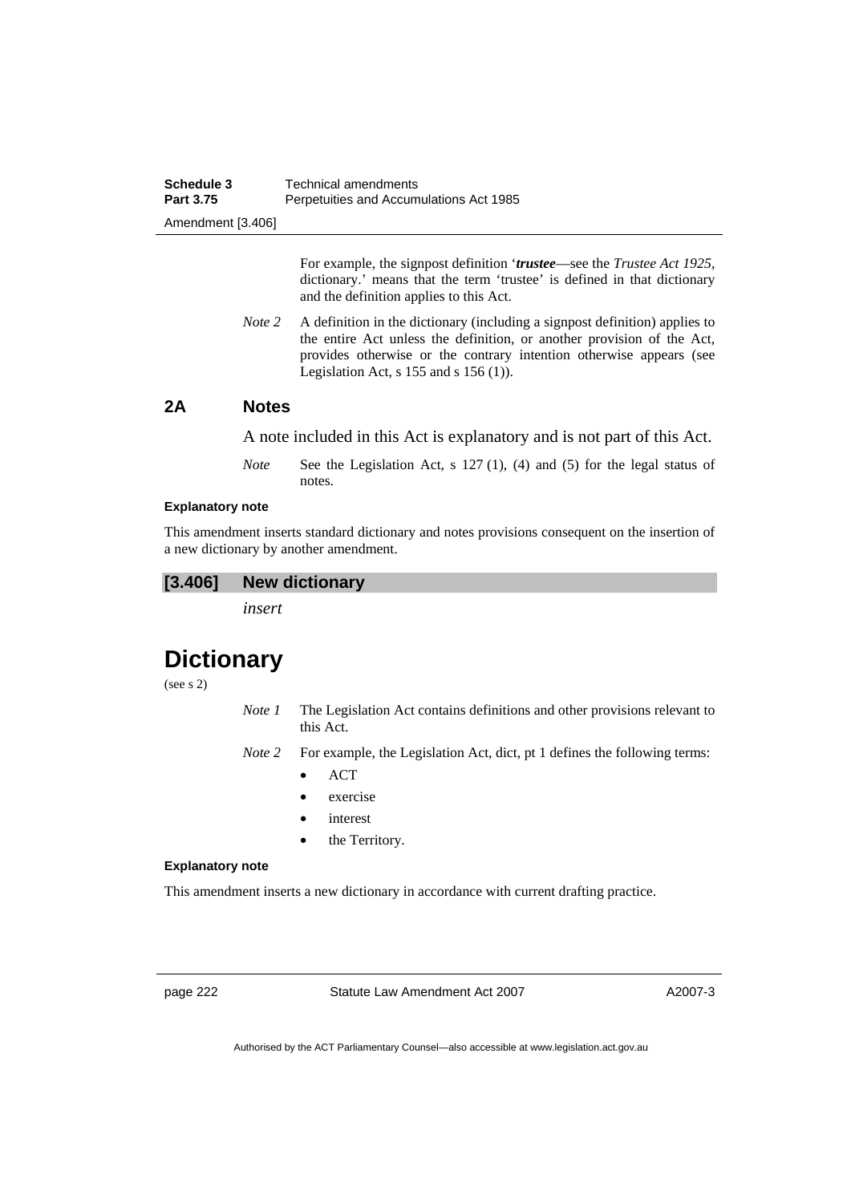For example, the signpost definition '***trustee***—see the *Trustee Act 1925*, dictionary.' means that the term 'trustee' is defined in that dictionary and the definition applies to this Act.

*Note 2* A definition in the dictionary (including a signpost definition) applies to the entire Act unless the definition, or another provision of the Act, provides otherwise or the contrary intention otherwise appears (see Legislation Act, s 155 and s 156 (1)).

## 2A Notes

A note included in this Act is explanatory and is not part of this Act.

*Note* See the Legislation Act, s 127 (1), (4) and (5) for the legal status of notes.

**Explanatory note**

This amendment inserts standard dictionary and notes provisions consequent on the insertion of a new dictionary by another amendment.

### [3.406] New dictionary

*insert*

# Dictionary

(see s 2)

*Note 1* The Legislation Act contains definitions and other provisions relevant to this Act.

*Note 2* For example, the Legislation Act, dict, pt 1 defines the following terms:

- ACT
- exercise
- interest
- the Territory.

**Explanatory note**

This amendment inserts a new dictionary in accordance with current drafting practice.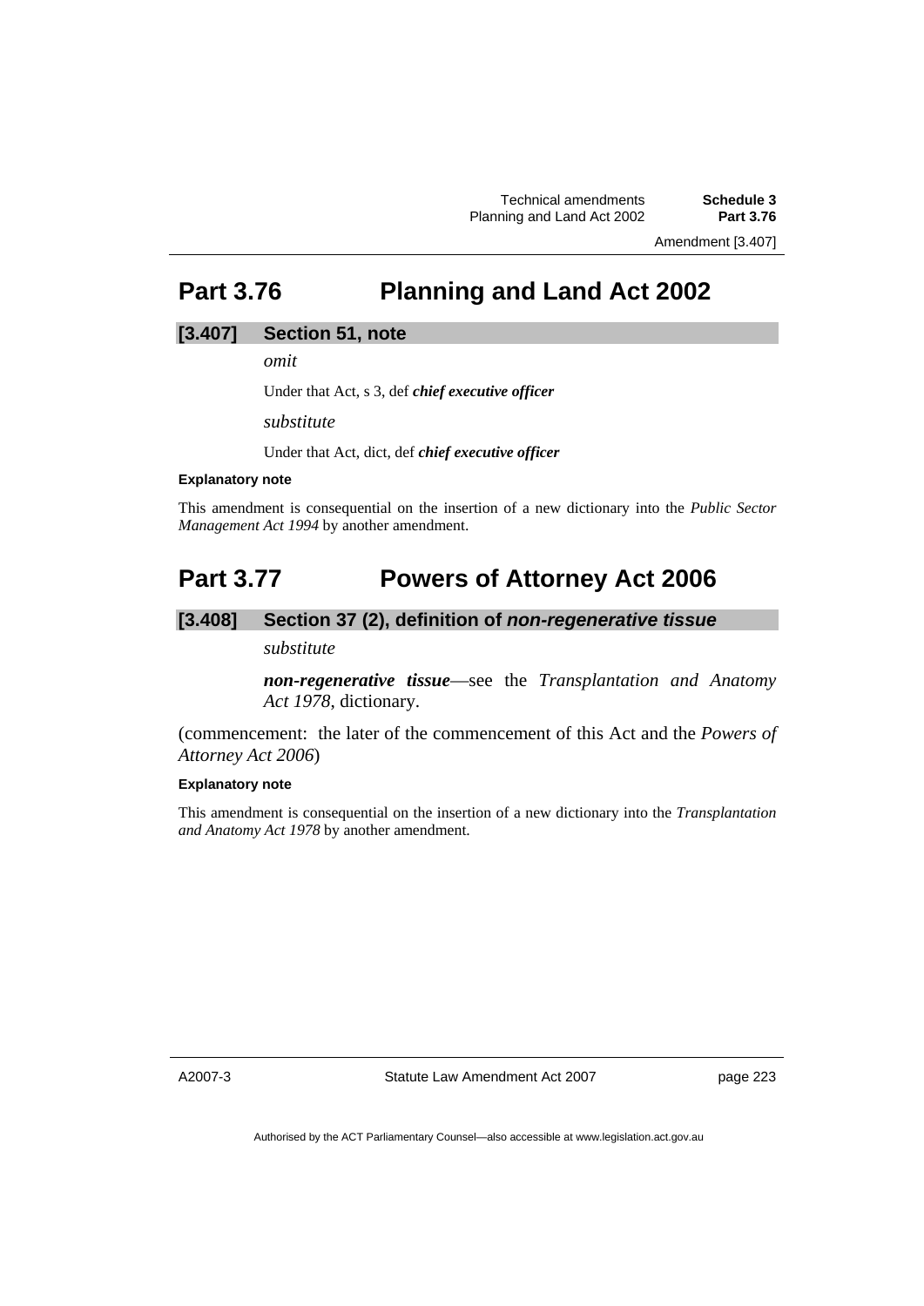## Part 3.76 Planning and Land Act 2002

### [3.407] Section 51, note

*omit*

Under that Act, s 3, def ***chief executive officer***

*substitute*

Under that Act, dict, def ***chief executive officer***

**Explanatory note**

This amendment is consequential on the insertion of a new dictionary into the *Public Sector Management Act 1994* by another amendment.

## Part 3.77 Powers of Attorney Act 2006

### [3.408] Section 37 (2), definition of *non-regenerative tissue*

*substitute*

***non-regenerative tissue***—see the *Transplantation and Anatomy Act 1978*, dictionary.

(commencement: the later of the commencement of this Act and the *Powers of Attorney Act 2006*)

**Explanatory note**

This amendment is consequential on the insertion of a new dictionary into the *Transplantation and Anatomy Act 1978* by another amendment.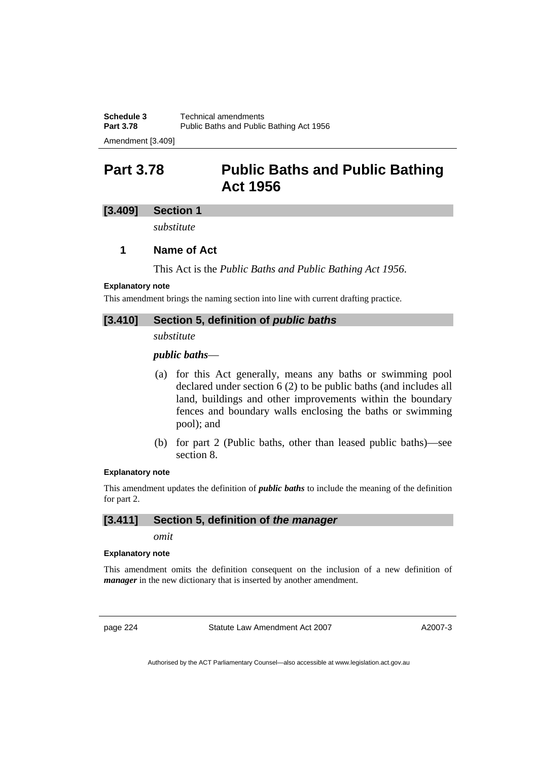# Part 3.78 Public Baths and Public Bathing Act 1956

## [3.409] Section 1

*substitute*

### 1 Name of Act

This Act is the *Public Baths and Public Bathing Act 1956*.

**Explanatory note**

This amendment brings the naming section into line with current drafting practice.

## [3.410] Section 5, definition of *public baths*

*substitute*

***public baths***—

(a) for this Act generally, means any baths or swimming pool declared under section 6 (2) to be public baths (and includes all land, buildings and other improvements within the boundary fences and boundary walls enclosing the baths or swimming pool); and

(b) for part 2 (Public baths, other than leased public baths)—see section 8.

**Explanatory note**

This amendment updates the definition of ***public baths*** to include the meaning of the definition for part 2.

## [3.411] Section 5, definition of *the manager*

*omit*

**Explanatory note**

This amendment omits the definition consequent on the inclusion of a new definition of ***manager*** in the new dictionary that is inserted by another amendment.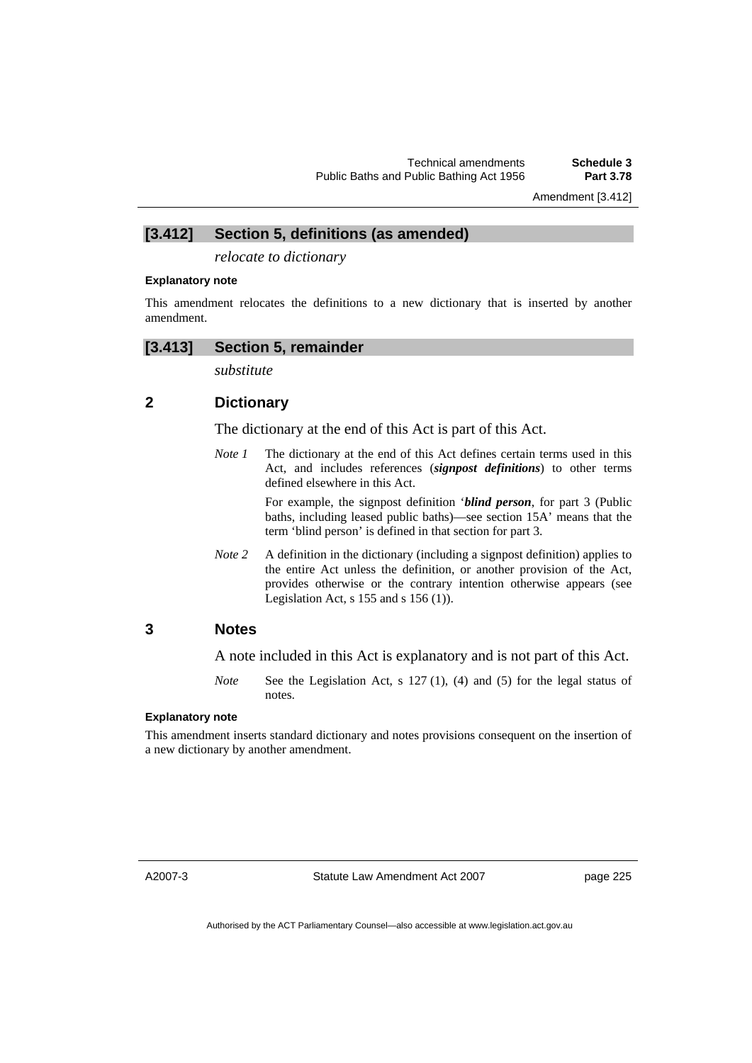## [3.412] Section 5, definitions (as amended)

*relocate to dictionary*

**Explanatory note**

This amendment relocates the definitions to a new dictionary that is inserted by another amendment.

## [3.413] Section 5, remainder

*substitute*

### 2 Dictionary

The dictionary at the end of this Act is part of this Act.

*Note 1* The dictionary at the end of this Act defines certain terms used in this Act, and includes references (***signpost definitions***) to other terms defined elsewhere in this Act.

For example, the signpost definition '***blind person***, for part 3 (Public baths, including leased public baths)—see section 15A' means that the term 'blind person' is defined in that section for part 3.

*Note 2* A definition in the dictionary (including a signpost definition) applies to the entire Act unless the definition, or another provision of the Act, provides otherwise or the contrary intention otherwise appears (see Legislation Act, s 155 and s 156 (1)).

### 3 Notes

A note included in this Act is explanatory and is not part of this Act.

*Note* See the Legislation Act, s 127 (1), (4) and (5) for the legal status of notes.

**Explanatory note**

This amendment inserts standard dictionary and notes provisions consequent on the insertion of a new dictionary by another amendment.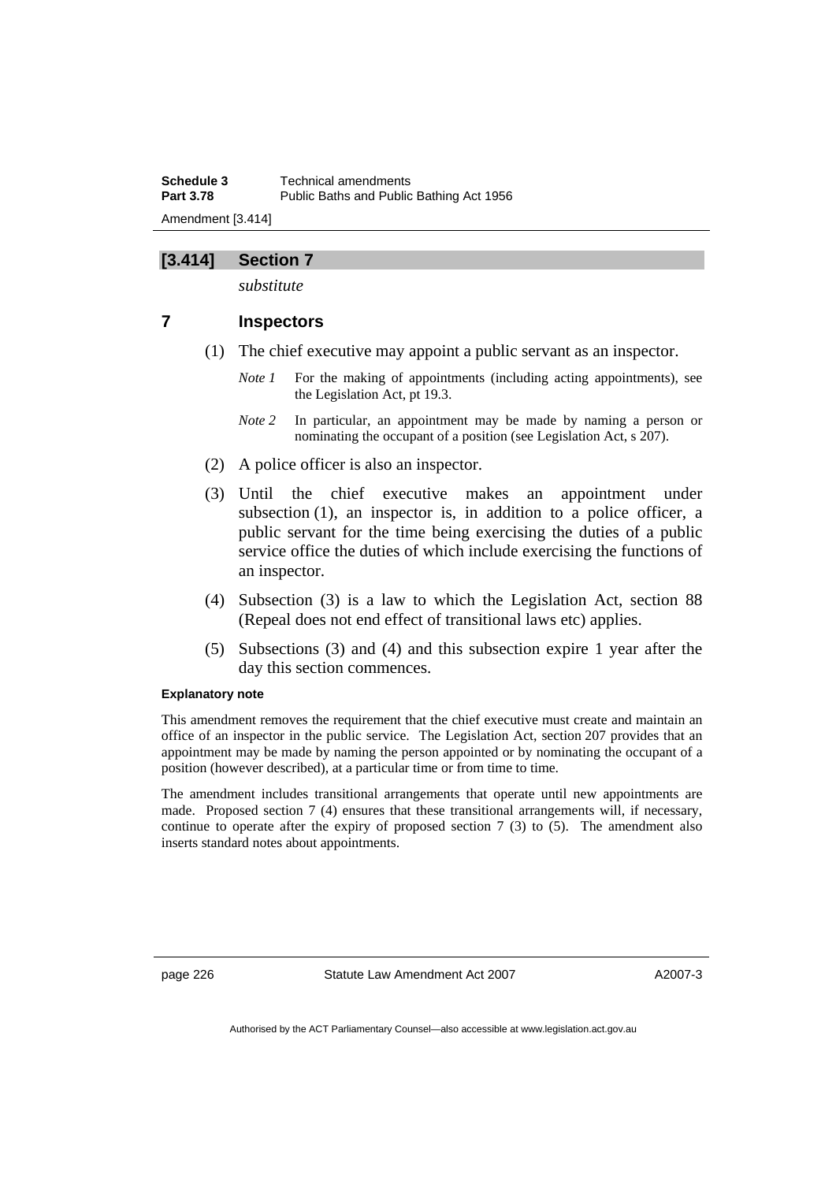## [3.414] Section 7

*substitute*

### 7 Inspectors

(1) The chief executive may appoint a public servant as an inspector.

*Note 1* For the making of appointments (including acting appointments), see the Legislation Act, pt 19.3.

*Note 2* In particular, an appointment may be made by naming a person or nominating the occupant of a position (see Legislation Act, s 207).

(2) A police officer is also an inspector.

(3) Until the chief executive makes an appointment under subsection (1), an inspector is, in addition to a police officer, a public servant for the time being exercising the duties of a public service office the duties of which include exercising the functions of an inspector.

(4) Subsection (3) is a law to which the Legislation Act, section 88 (Repeal does not end effect of transitional laws etc) applies.

(5) Subsections (3) and (4) and this subsection expire 1 year after the day this section commences.

**Explanatory note**

This amendment removes the requirement that the chief executive must create and maintain an office of an inspector in the public service. The Legislation Act, section 207 provides that an appointment may be made by naming the person appointed or by nominating the occupant of a position (however described), at a particular time or from time to time.

The amendment includes transitional arrangements that operate until new appointments are made. Proposed section 7 (4) ensures that these transitional arrangements will, if necessary, continue to operate after the expiry of proposed section 7 (3) to (5). The amendment also inserts standard notes about appointments.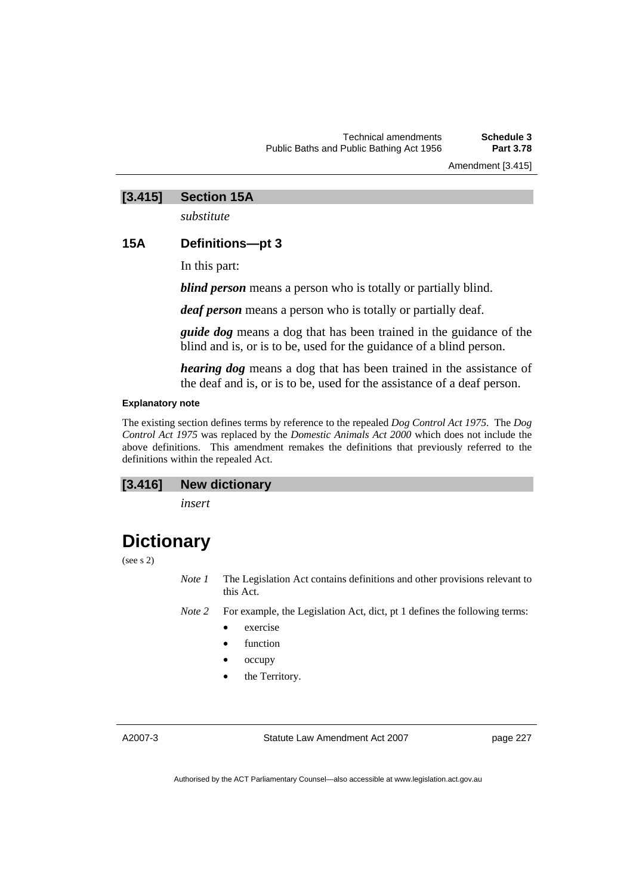### [3.415] Section 15A

*substitute*

### 15A Definitions—pt 3

In this part:

***blind person*** means a person who is totally or partially blind.

***deaf person*** means a person who is totally or partially deaf.

***guide dog*** means a dog that has been trained in the guidance of the blind and is, or is to be, used for the guidance of a blind person.

***hearing dog*** means a dog that has been trained in the assistance of the deaf and is, or is to be, used for the assistance of a deaf person.

**Explanatory note**

The existing section defines terms by reference to the repealed *Dog Control Act 1975*. The *Dog Control Act 1975* was replaced by the *Domestic Animals Act 2000* which does not include the above definitions. This amendment remakes the definitions that previously referred to the definitions within the repealed Act.

### [3.416] New dictionary

*insert*

# Dictionary

(see s 2)

*Note 1* The Legislation Act contains definitions and other provisions relevant to this Act.

*Note 2* For example, the Legislation Act, dict, pt 1 defines the following terms:

- exercise
- function
- occupy
- the Territory.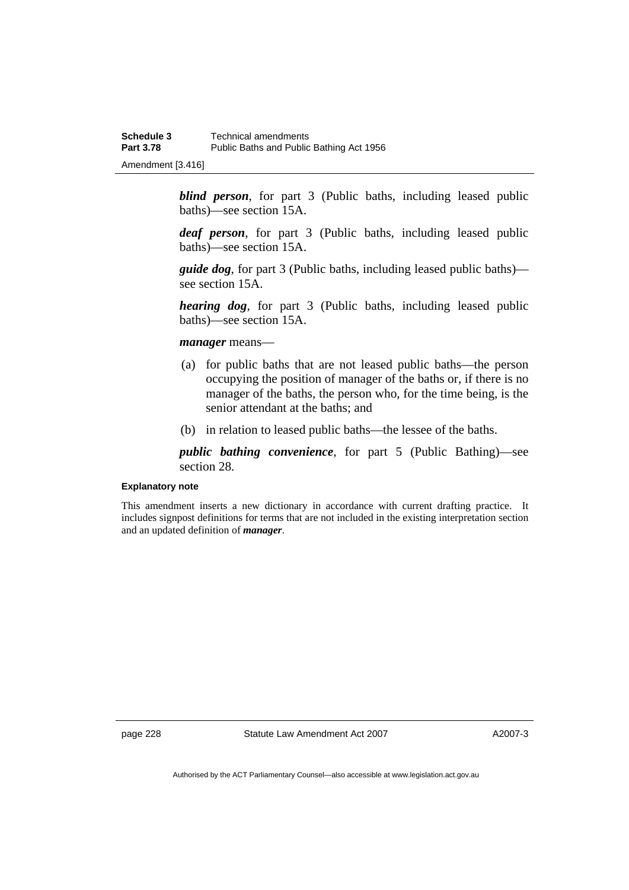***blind person***, for part 3 (Public baths, including leased public baths)—see section 15A.

***deaf person***, for part 3 (Public baths, including leased public baths)—see section 15A.

***guide dog***, for part 3 (Public baths, including leased public baths)—see section 15A.

***hearing dog***, for part 3 (Public baths, including leased public baths)—see section 15A.

***manager*** means—

(a) for public baths that are not leased public baths—the person occupying the position of manager of the baths or, if there is no manager of the baths, the person who, for the time being, is the senior attendant at the baths; and

(b) in relation to leased public baths—the lessee of the baths.

***public bathing convenience***, for part 5 (Public Bathing)—see section 28.

**Explanatory note**

This amendment inserts a new dictionary in accordance with current drafting practice. It includes signpost definitions for terms that are not included in the existing interpretation section and an updated definition of ***manager***.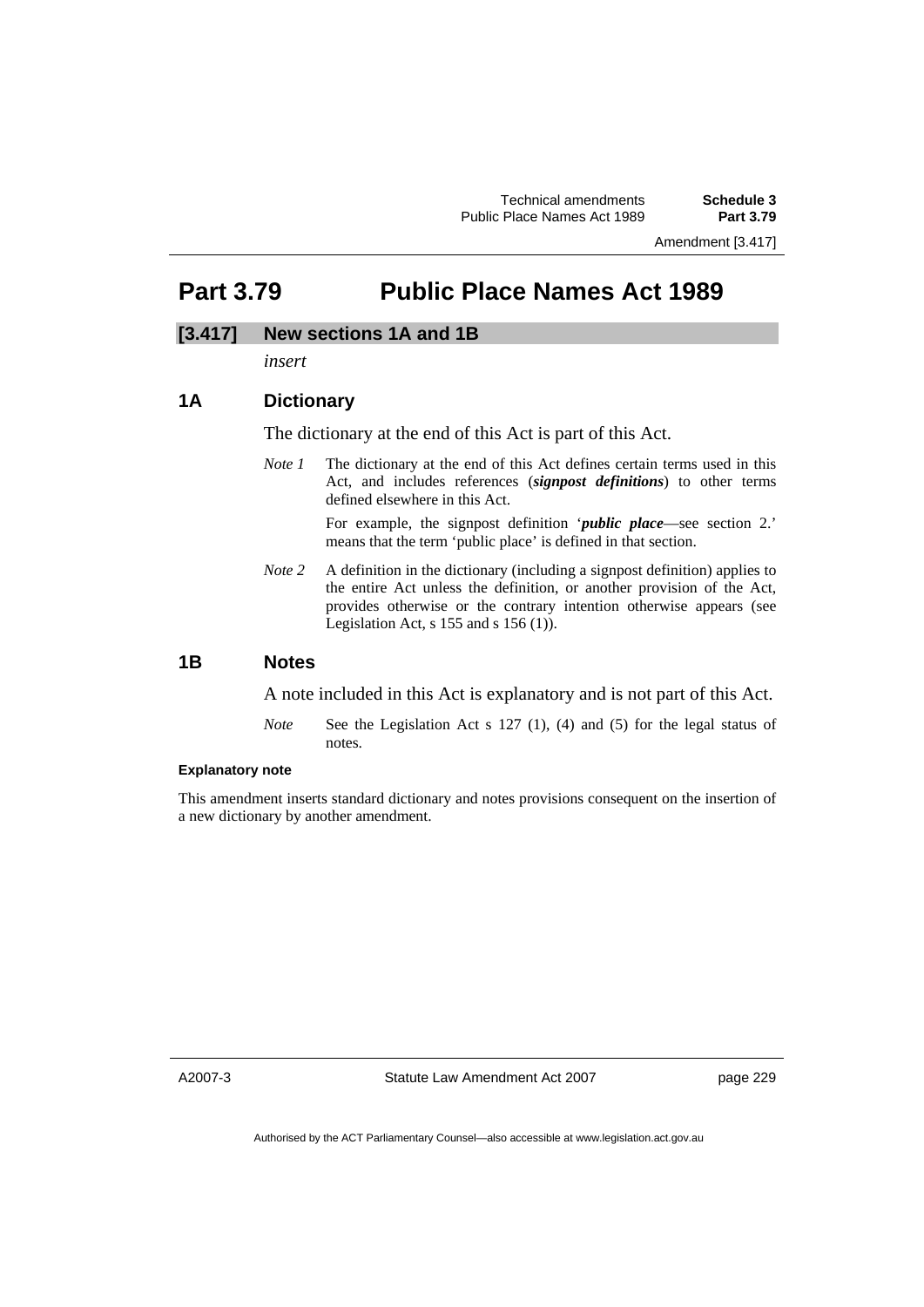# Part 3.79 Public Place Names Act 1989

## [3.417] New sections 1A and 1B

*insert*

### 1A Dictionary

The dictionary at the end of this Act is part of this Act.

*Note 1* The dictionary at the end of this Act defines certain terms used in this Act, and includes references (***signpost definitions***) to other terms defined elsewhere in this Act.

For example, the signpost definition '***public place***—see section 2.' means that the term 'public place' is defined in that section.

*Note 2* A definition in the dictionary (including a signpost definition) applies to the entire Act unless the definition, or another provision of the Act, provides otherwise or the contrary intention otherwise appears (see Legislation Act, s 155 and s 156 (1)).

### 1B Notes

A note included in this Act is explanatory and is not part of this Act.

*Note* See the Legislation Act s 127 (1), (4) and (5) for the legal status of notes.

**Explanatory note**

This amendment inserts standard dictionary and notes provisions consequent on the insertion of a new dictionary by another amendment.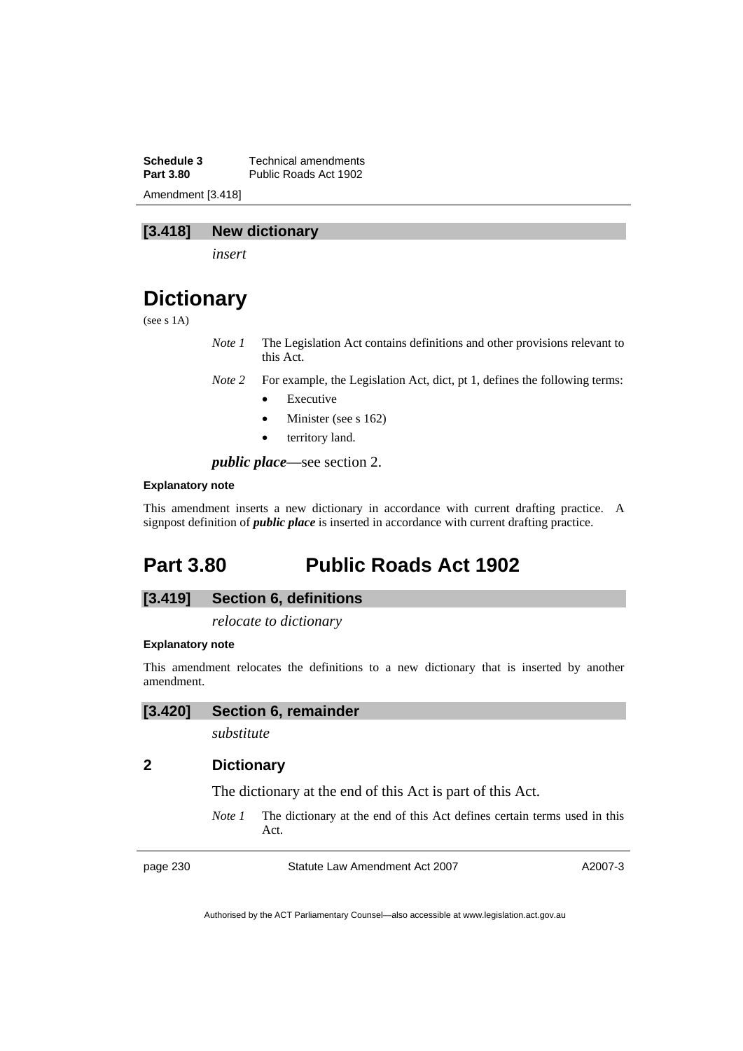### [3.418] New dictionary

*insert*

# Dictionary

(see s 1A)

*Note 1* The Legislation Act contains definitions and other provisions relevant to this Act.

*Note 2* For example, the Legislation Act, dict, pt 1, defines the following terms:

- Executive
- Minister (see s 162)
- territory land.

***public place***—see section 2.

**Explanatory note**

This amendment inserts a new dictionary in accordance with current drafting practice. A signpost definition of ***public place*** is inserted in accordance with current drafting practice.

## Part 3.80 Public Roads Act 1902

### [3.419] Section 6, definitions

*relocate to dictionary*

**Explanatory note**

This amendment relocates the definitions to a new dictionary that is inserted by another amendment.

### [3.420] Section 6, remainder

*substitute*

### 2 Dictionary

The dictionary at the end of this Act is part of this Act.

*Note 1* The dictionary at the end of this Act defines certain terms used in this Act.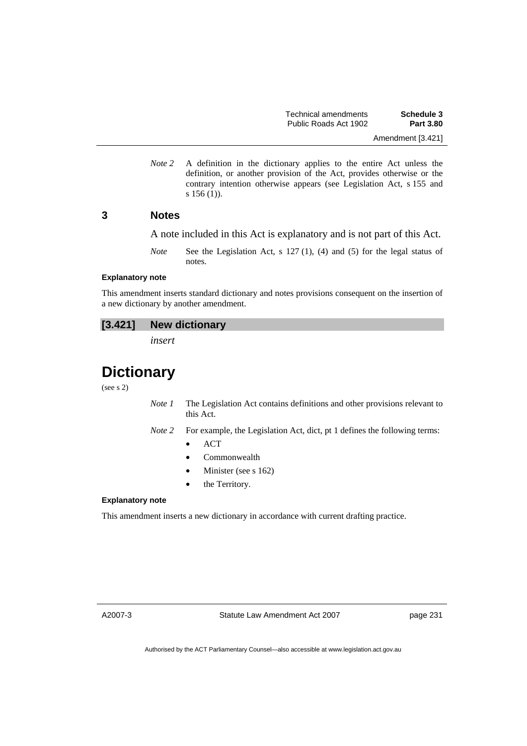*Note 2* A definition in the dictionary applies to the entire Act unless the definition, or another provision of the Act, provides otherwise or the contrary intention otherwise appears (see Legislation Act, s 155 and s 156 (1)).

## 3 Notes

A note included in this Act is explanatory and is not part of this Act.

*Note* See the Legislation Act, s 127 (1), (4) and (5) for the legal status of notes.

#### Explanatory note

This amendment inserts standard dictionary and notes provisions consequent on the insertion of a new dictionary by another amendment.

### [3.421] New dictionary

*insert*

# Dictionary

(see s 2)

*Note 1* The Legislation Act contains definitions and other provisions relevant to this Act.

*Note 2* For example, the Legislation Act, dict, pt 1 defines the following terms:

- ACT
- Commonwealth
- Minister (see s 162)
- the Territory.

#### Explanatory note

This amendment inserts a new dictionary in accordance with current drafting practice.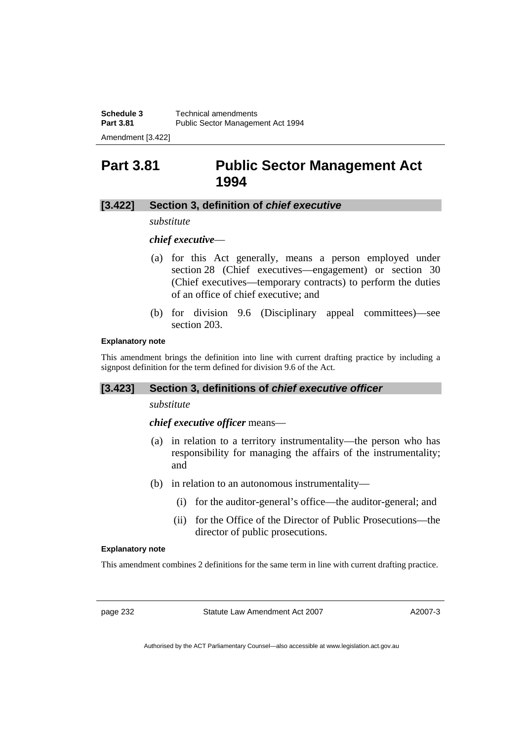# Part 3.81 Public Sector Management Act 1994

## [3.422] Section 3, definition of *chief executive*

*substitute*

***chief executive***—

(a) for this Act generally, means a person employed under section 28 (Chief executives—engagement) or section 30 (Chief executives—temporary contracts) to perform the duties of an office of chief executive; and

(b) for division 9.6 (Disciplinary appeal committees)—see section 203.

#### Explanatory note

This amendment brings the definition into line with current drafting practice by including a signpost definition for the term defined for division 9.6 of the Act.

## [3.423] Section 3, definitions of *chief executive officer*

*substitute*

***chief executive officer*** means—

(a) in relation to a territory instrumentality—the person who has responsibility for managing the affairs of the instrumentality; and

(b) in relation to an autonomous instrumentality—

(i) for the auditor-general's office—the auditor-general; and

(ii) for the Office of the Director of Public Prosecutions—the director of public prosecutions.

#### Explanatory note

This amendment combines 2 definitions for the same term in line with current drafting practice.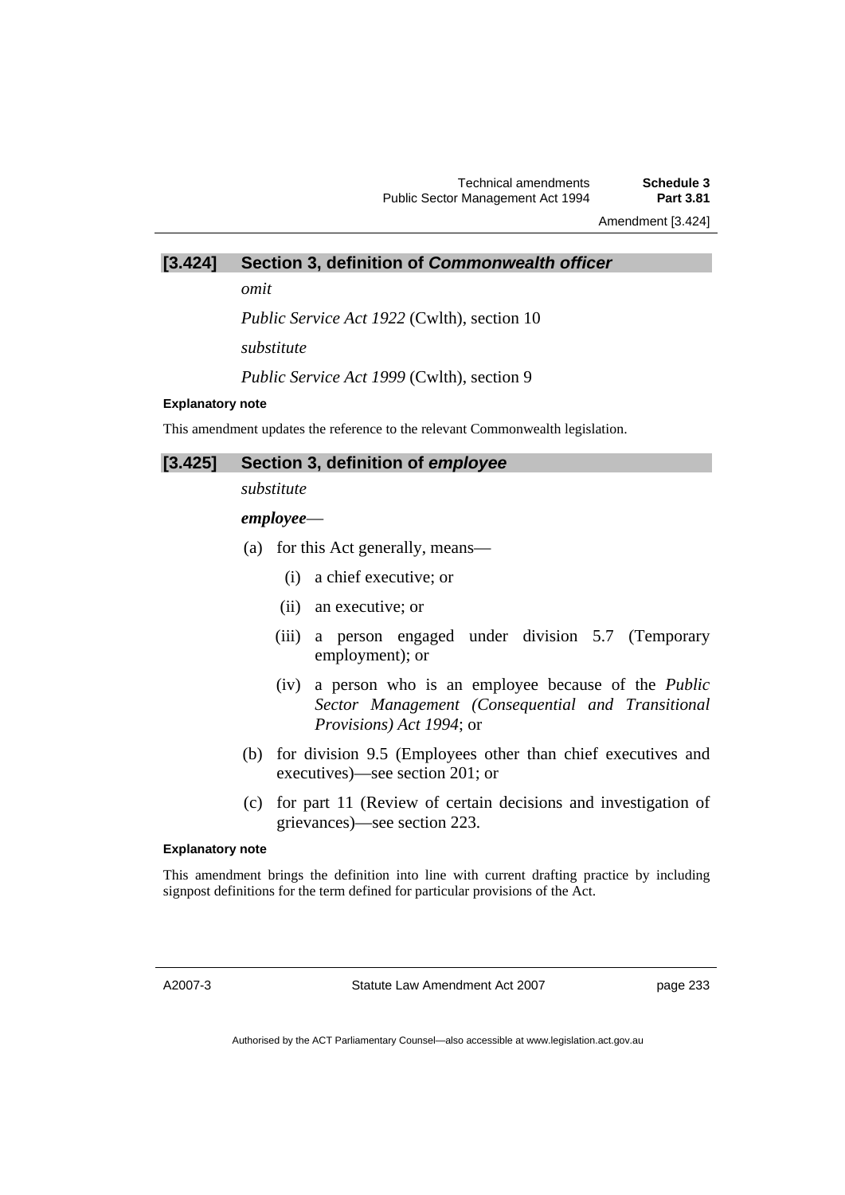## [3.424] Section 3, definition of *Commonwealth officer*

*omit*

*Public Service Act 1922* (Cwlth), section 10

*substitute*

*Public Service Act 1999* (Cwlth), section 9

**Explanatory note**

This amendment updates the reference to the relevant Commonwealth legislation.

## [3.425] Section 3, definition of *employee*

*substitute*

***employee***—

(a) for this Act generally, means—

(i) a chief executive; or

(ii) an executive; or

(iii) a person engaged under division 5.7 (Temporary employment); or

(iv) a person who is an employee because of the *Public Sector Management (Consequential and Transitional Provisions) Act 1994*; or

(b) for division 9.5 (Employees other than chief executives and executives)—see section 201; or

(c) for part 11 (Review of certain decisions and investigation of grievances)—see section 223.

**Explanatory note**

This amendment brings the definition into line with current drafting practice by including signpost definitions for the term defined for particular provisions of the Act.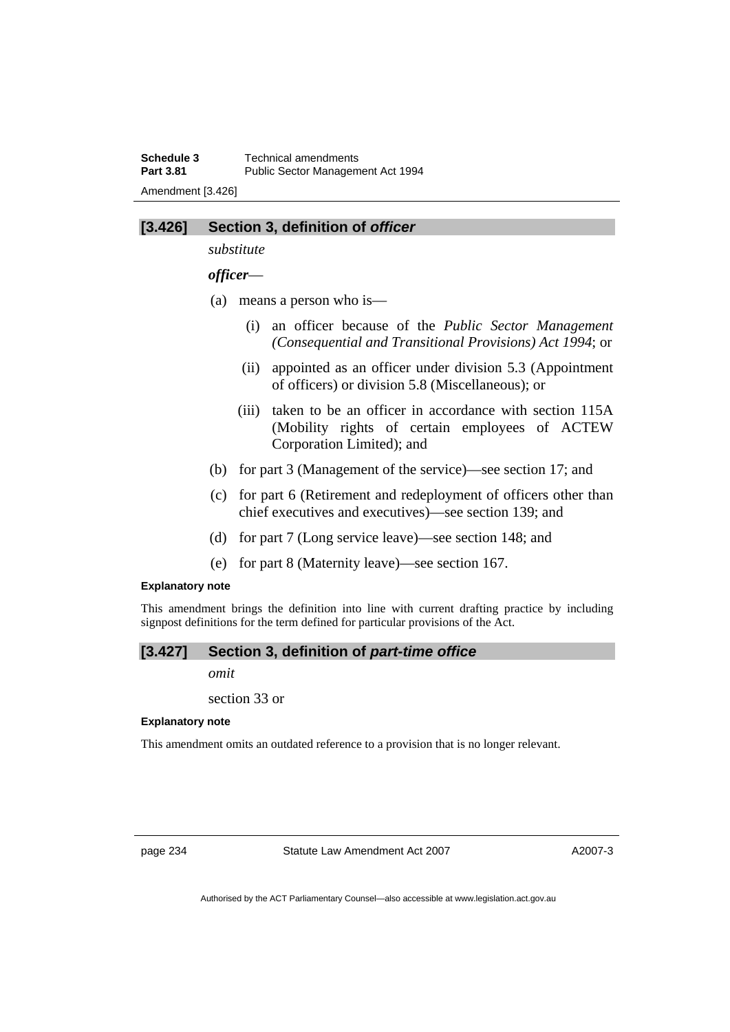### [3.426] Section 3, definition of *officer*

*substitute*

***officer***—

(a) means a person who is—

   (i) an officer because of the *Public Sector Management (Consequential and Transitional Provisions) Act 1994*; or

   (ii) appointed as an officer under division 5.3 (Appointment of officers) or division 5.8 (Miscellaneous); or

   (iii) taken to be an officer in accordance with section 115A (Mobility rights of certain employees of ACTEW Corporation Limited); and

(b) for part 3 (Management of the service)—see section 17; and

(c) for part 6 (Retirement and redeployment of officers other than chief executives and executives)—see section 139; and

(d) for part 7 (Long service leave)—see section 148; and

(e) for part 8 (Maternity leave)—see section 167.

**Explanatory note**

This amendment brings the definition into line with current drafting practice by including signpost definitions for the term defined for particular provisions of the Act.

### [3.427] Section 3, definition of *part-time office*

*omit*

section 33 or

**Explanatory note**

This amendment omits an outdated reference to a provision that is no longer relevant.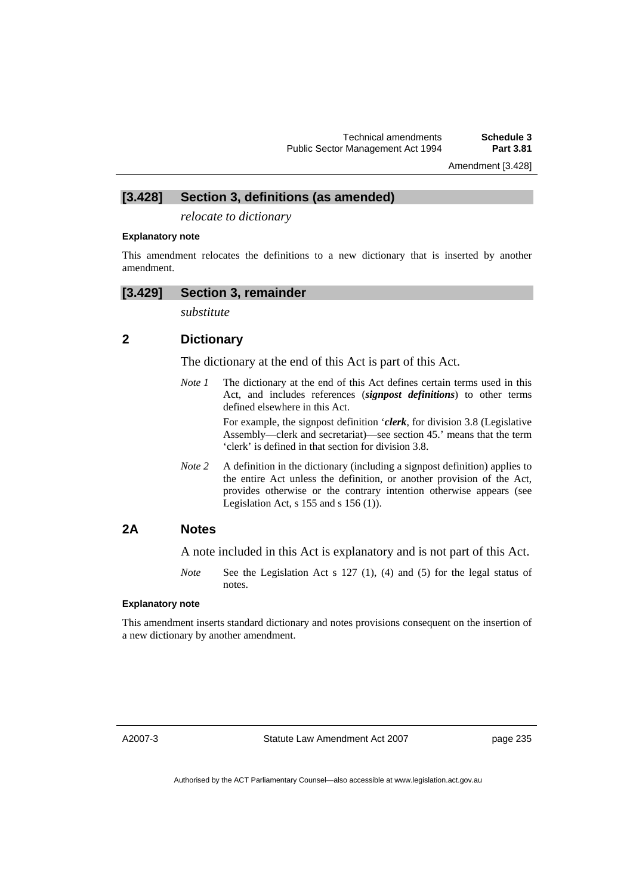## [3.428] Section 3, definitions (as amended)

*relocate to dictionary*

**Explanatory note**

This amendment relocates the definitions to a new dictionary that is inserted by another amendment.

## [3.429] Section 3, remainder

*substitute*

### 2 Dictionary

The dictionary at the end of this Act is part of this Act.

*Note 1* The dictionary at the end of this Act defines certain terms used in this Act, and includes references (***signpost definitions***) to other terms defined elsewhere in this Act.

For example, the signpost definition '***clerk***, for division 3.8 (Legislative Assembly—clerk and secretariat)—see section 45.' means that the term 'clerk' is defined in that section for division 3.8.

*Note 2* A definition in the dictionary (including a signpost definition) applies to the entire Act unless the definition, or another provision of the Act, provides otherwise or the contrary intention otherwise appears (see Legislation Act, s 155 and s 156 (1)).

### 2A Notes

A note included in this Act is explanatory and is not part of this Act.

*Note* See the Legislation Act s 127 (1), (4) and (5) for the legal status of notes.

**Explanatory note**

This amendment inserts standard dictionary and notes provisions consequent on the insertion of a new dictionary by another amendment.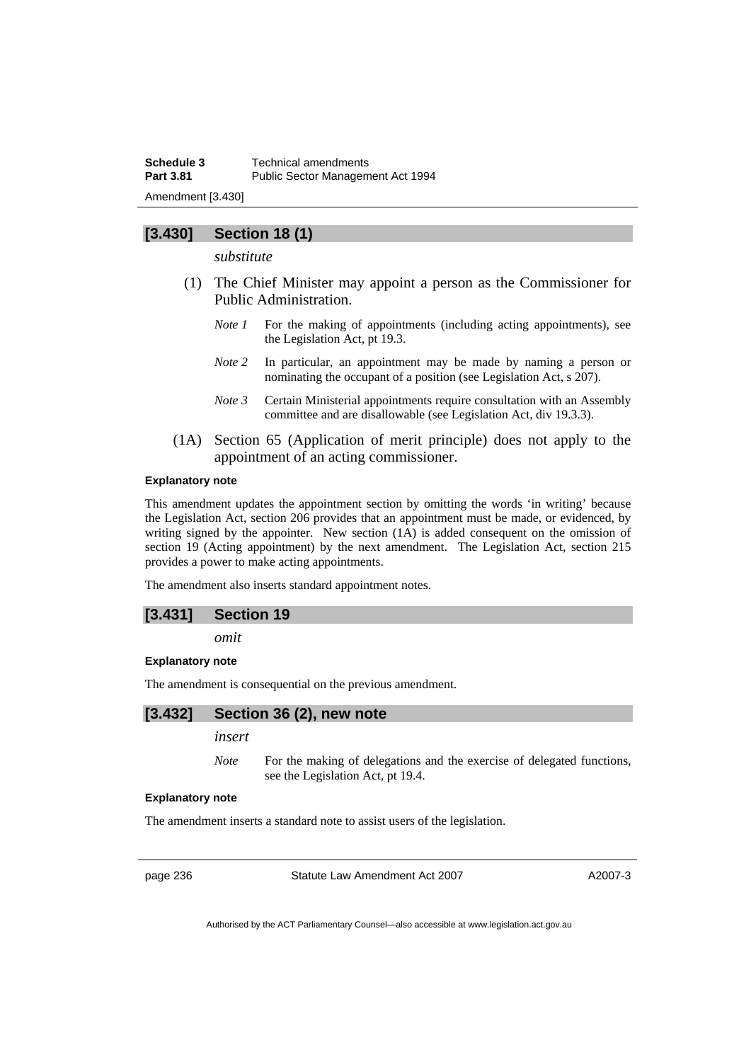### [3.430] Section 18 (1)

*substitute*

(1) The Chief Minister may appoint a person as the Commissioner for Public Administration.

*Note 1* For the making of appointments (including acting appointments), see the Legislation Act, pt 19.3.

*Note 2* In particular, an appointment may be made by naming a person or nominating the occupant of a position (see Legislation Act, s 207).

*Note 3* Certain Ministerial appointments require consultation with an Assembly committee and are disallowable (see Legislation Act, div 19.3.3).

(1A) Section 65 (Application of merit principle) does not apply to the appointment of an acting commissioner.

**Explanatory note**

This amendment updates the appointment section by omitting the words 'in writing' because the Legislation Act, section 206 provides that an appointment must be made, or evidenced, by writing signed by the appointer. New section (1A) is added consequent on the omission of section 19 (Acting appointment) by the next amendment. The Legislation Act, section 215 provides a power to make acting appointments.

The amendment also inserts standard appointment notes.

### [3.431] Section 19

*omit*

**Explanatory note**

The amendment is consequential on the previous amendment.

### [3.432] Section 36 (2), new note

*insert*

*Note* For the making of delegations and the exercise of delegated functions, see the Legislation Act, pt 19.4.

**Explanatory note**

The amendment inserts a standard note to assist users of the legislation.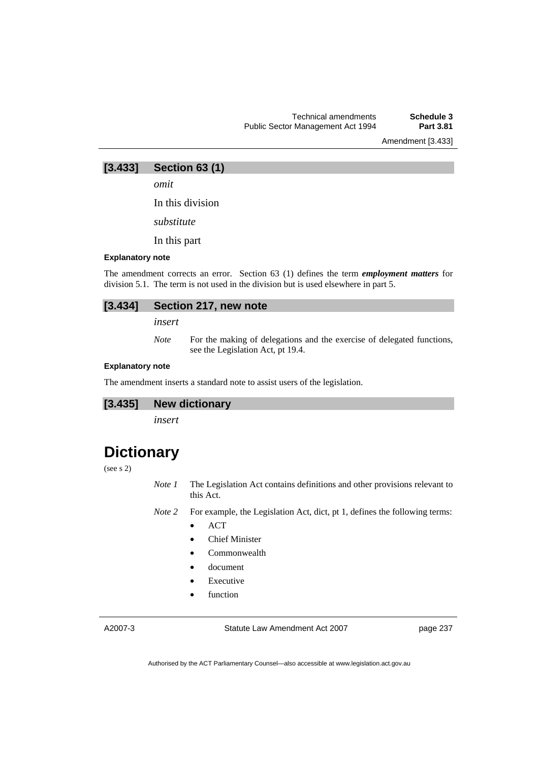## [3.433] Section 63 (1)

*omit*

In this division

*substitute*

In this part

**Explanatory note**

The amendment corrects an error. Section 63 (1) defines the term ***employment matters*** for division 5.1. The term is not used in the division but is used elsewhere in part 5.

## [3.434] Section 217, new note

*insert*

*Note* For the making of delegations and the exercise of delegated functions, see the Legislation Act, pt 19.4.

**Explanatory note**

The amendment inserts a standard note to assist users of the legislation.

## [3.435] New dictionary

*insert*

# Dictionary

(see s 2)

*Note 1* The Legislation Act contains definitions and other provisions relevant to this Act.

*Note 2* For example, the Legislation Act, dict, pt 1, defines the following terms:

- ACT
- Chief Minister
- Commonwealth
- document
- Executive
- function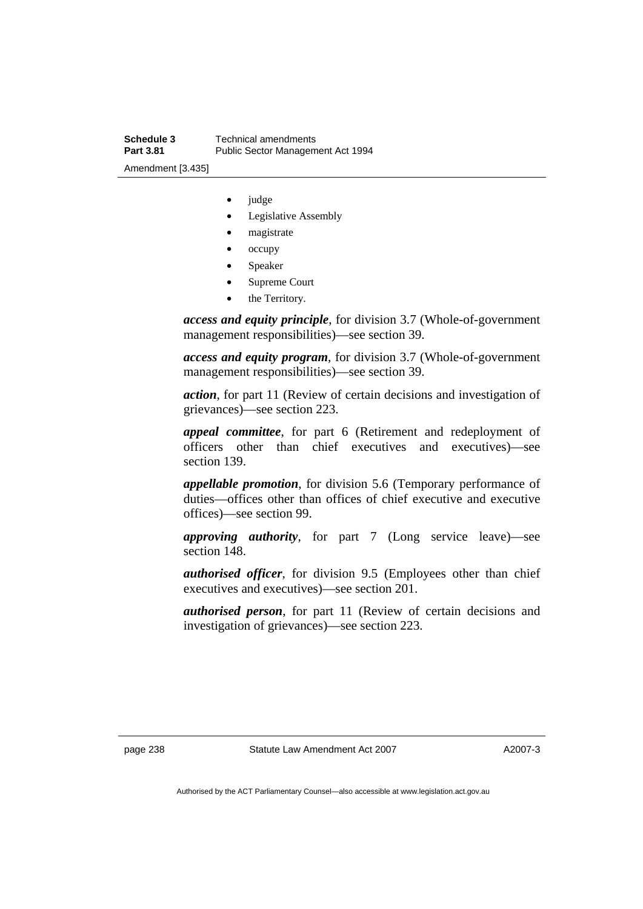- judge
- Legislative Assembly
- magistrate
- occupy
- Speaker
- Supreme Court
- the Territory.

***access and equity principle***, for division 3.7 (Whole-of-government management responsibilities)—see section 39.

***access and equity program***, for division 3.7 (Whole-of-government management responsibilities)—see section 39.

***action***, for part 11 (Review of certain decisions and investigation of grievances)—see section 223.

***appeal committee***, for part 6 (Retirement and redeployment of officers other than chief executives and executives)—see section 139.

***appellable promotion***, for division 5.6 (Temporary performance of duties—offices other than offices of chief executive and executive offices)—see section 99.

***approving authority***, for part 7 (Long service leave)—see section 148.

***authorised officer***, for division 9.5 (Employees other than chief executives and executives)—see section 201.

***authorised person***, for part 11 (Review of certain decisions and investigation of grievances)—see section 223.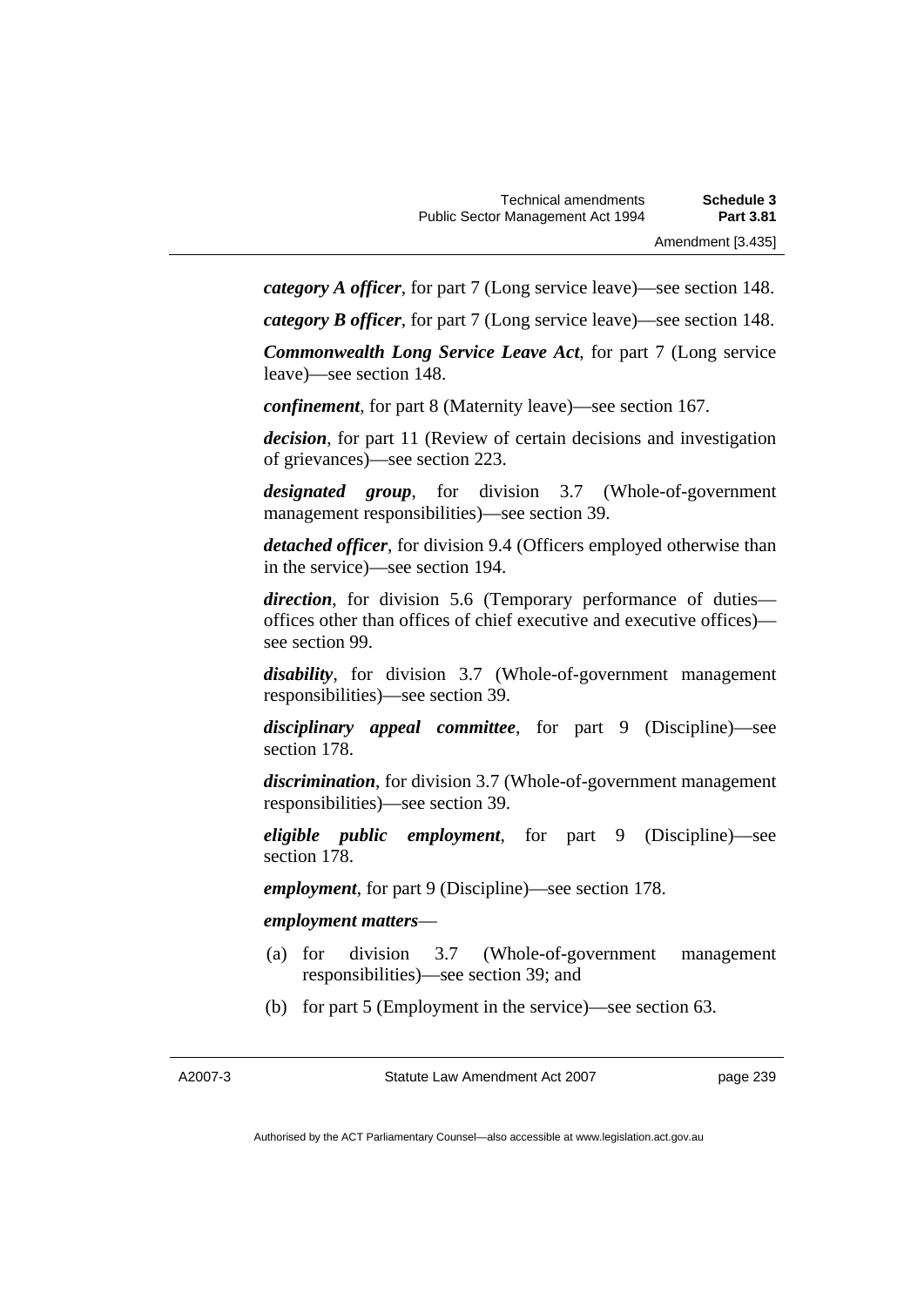***category A officer***, for part 7 (Long service leave)—see section 148.

***category B officer***, for part 7 (Long service leave)—see section 148.

***Commonwealth Long Service Leave Act***, for part 7 (Long service leave)—see section 148.

***confinement***, for part 8 (Maternity leave)—see section 167.

***decision***, for part 11 (Review of certain decisions and investigation of grievances)—see section 223.

***designated group***, for division 3.7 (Whole-of-government management responsibilities)—see section 39.

***detached officer***, for division 9.4 (Officers employed otherwise than in the service)—see section 194.

***direction***, for division 5.6 (Temporary performance of duties—offices other than offices of chief executive and executive offices)—see section 99.

***disability***, for division 3.7 (Whole-of-government management responsibilities)—see section 39.

***disciplinary appeal committee***, for part 9 (Discipline)—see section 178.

***discrimination***, for division 3.7 (Whole-of-government management responsibilities)—see section 39.

***eligible public employment***, for part 9 (Discipline)—see section 178.

***employment***, for part 9 (Discipline)—see section 178.

***employment matters***—

(a) for division 3.7 (Whole-of-government management responsibilities)—see section 39; and

(b) for part 5 (Employment in the service)—see section 63.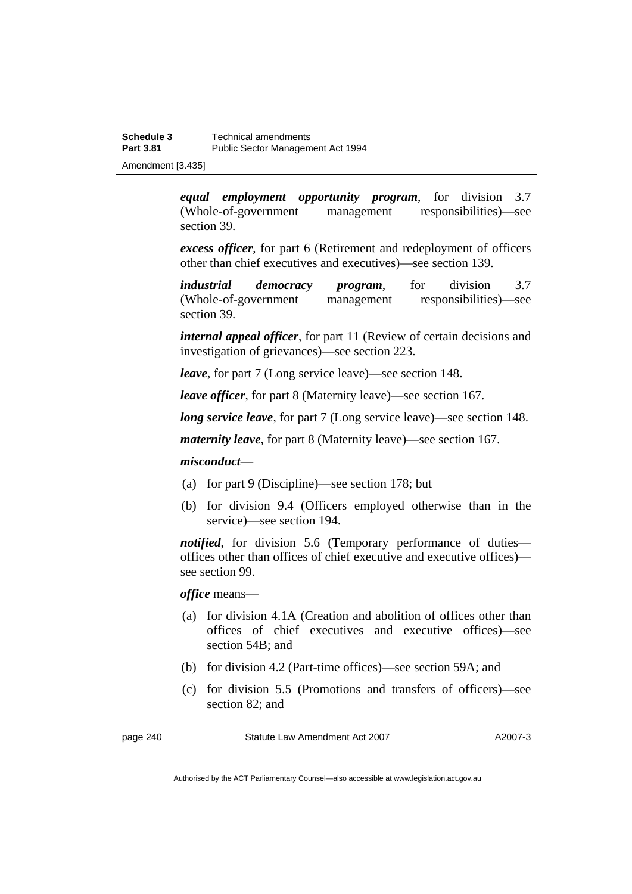***equal employment opportunity program***, for division 3.7 (Whole-of-government management responsibilities)—see section 39.

***excess officer***, for part 6 (Retirement and redeployment of officers other than chief executives and executives)—see section 139.

***industrial democracy program***, for division 3.7 (Whole-of-government management responsibilities)—see section 39.

***internal appeal officer***, for part 11 (Review of certain decisions and investigation of grievances)—see section 223.

***leave***, for part 7 (Long service leave)—see section 148.

***leave officer***, for part 8 (Maternity leave)—see section 167.

***long service leave***, for part 7 (Long service leave)—see section 148.

***maternity leave***, for part 8 (Maternity leave)—see section 167.

***misconduct***—

(a) for part 9 (Discipline)—see section 178; but

(b) for division 9.4 (Officers employed otherwise than in the service)—see section 194.

***notified***, for division 5.6 (Temporary performance of duties—offices other than offices of chief executive and executive offices)—see section 99.

***office*** means—

(a) for division 4.1A (Creation and abolition of offices other than offices of chief executives and executive offices)—see section 54B; and

(b) for division 4.2 (Part-time offices)—see section 59A; and

(c) for division 5.5 (Promotions and transfers of officers)—see section 82; and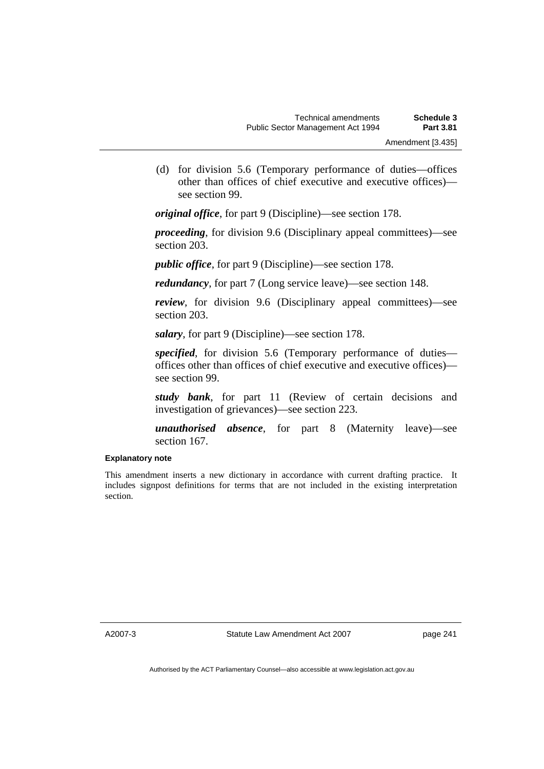(d) for division 5.6 (Temporary performance of duties—offices other than offices of chief executive and executive offices)—see section 99.

***original office***, for part 9 (Discipline)—see section 178.

***proceeding***, for division 9.6 (Disciplinary appeal committees)—see section 203.

***public office***, for part 9 (Discipline)—see section 178.

***redundancy***, for part 7 (Long service leave)—see section 148.

***review***, for division 9.6 (Disciplinary appeal committees)—see section 203.

***salary***, for part 9 (Discipline)—see section 178.

***specified***, for division 5.6 (Temporary performance of duties—offices other than offices of chief executive and executive offices)—see section 99.

***study bank***, for part 11 (Review of certain decisions and investigation of grievances)—see section 223.

***unauthorised absence***, for part 8 (Maternity leave)—see section 167.

**Explanatory note**

This amendment inserts a new dictionary in accordance with current drafting practice. It includes signpost definitions for terms that are not included in the existing interpretation section.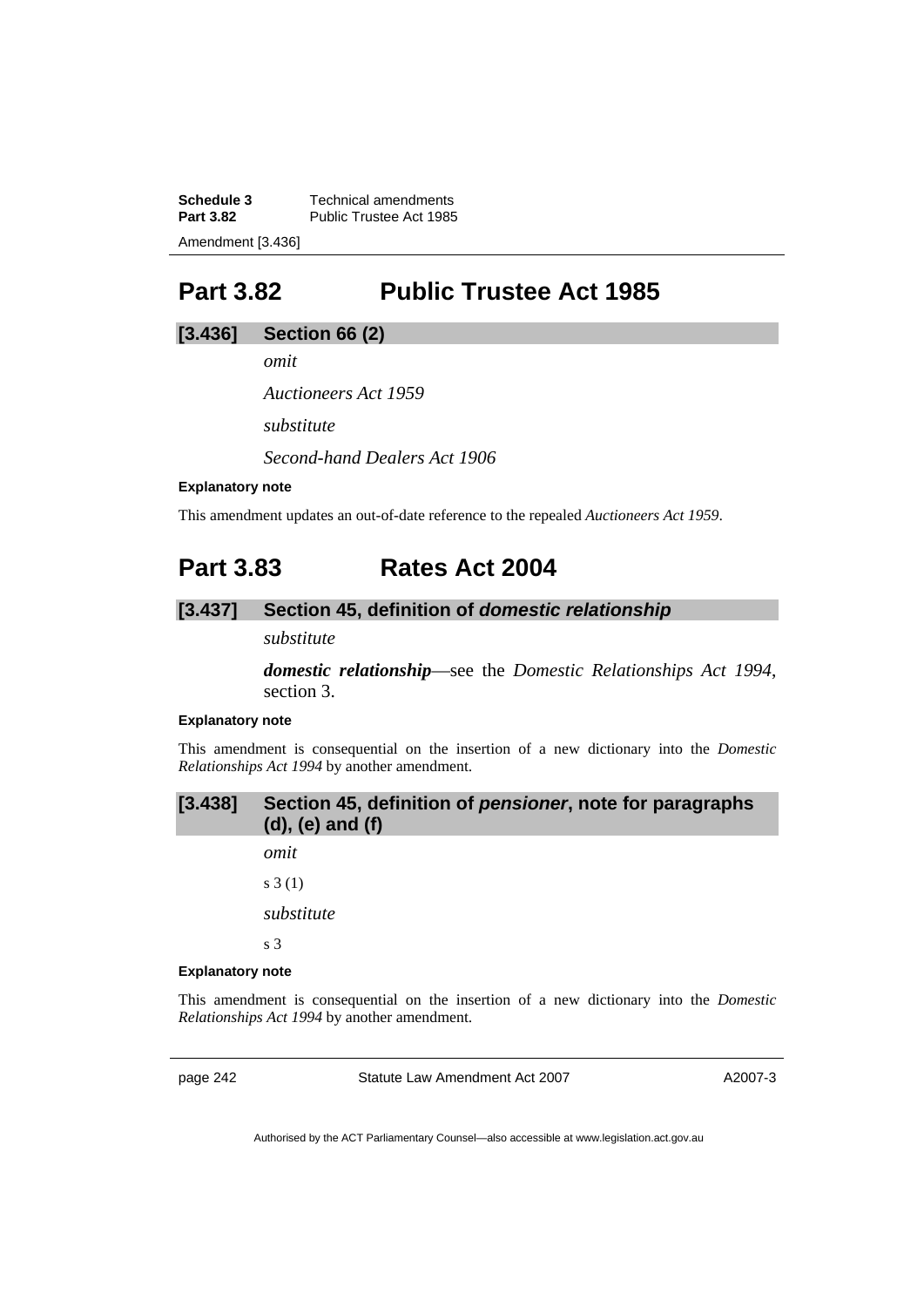# Part 3.82 Public Trustee Act 1985

### [3.436] Section 66 (2)

*omit*

*Auctioneers Act 1959*

*substitute*

*Second-hand Dealers Act 1906*

**Explanatory note**

This amendment updates an out-of-date reference to the repealed *Auctioneers Act 1959*.

# Part 3.83 Rates Act 2004

### [3.437] Section 45, definition of *domestic relationship*

*substitute*

***domestic relationship***—see the *Domestic Relationships Act 1994*, section 3.

**Explanatory note**

This amendment is consequential on the insertion of a new dictionary into the *Domestic Relationships Act 1994* by another amendment.

### [3.438] Section 45, definition of *pensioner*, note for paragraphs (d), (e) and (f)

*omit*

s 3 (1)

*substitute*

s 3

**Explanatory note**

This amendment is consequential on the insertion of a new dictionary into the *Domestic Relationships Act 1994* by another amendment.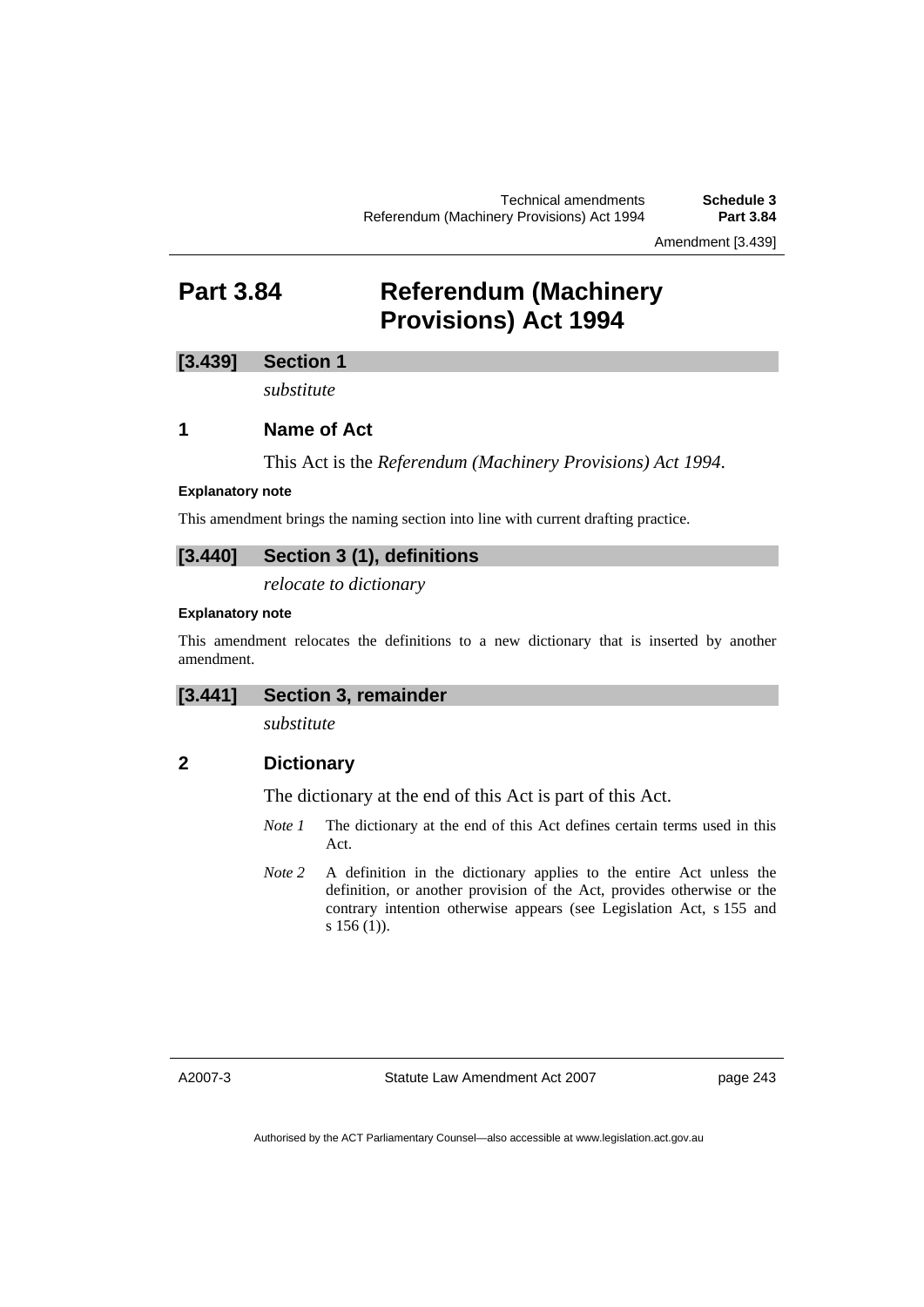# Part 3.84 Referendum (Machinery Provisions) Act 1994

### [3.439] Section 1

*substitute*

### 1 Name of Act

This Act is the *Referendum (Machinery Provisions) Act 1994*.

**Explanatory note**

This amendment brings the naming section into line with current drafting practice.

### [3.440] Section 3 (1), definitions

*relocate to dictionary*

**Explanatory note**

This amendment relocates the definitions to a new dictionary that is inserted by another amendment.

### [3.441] Section 3, remainder

*substitute*

### 2 Dictionary

The dictionary at the end of this Act is part of this Act.

*Note 1* The dictionary at the end of this Act defines certain terms used in this Act.

*Note 2* A definition in the dictionary applies to the entire Act unless the definition, or another provision of the Act, provides otherwise or the contrary intention otherwise appears (see Legislation Act, s 155 and s 156 (1)).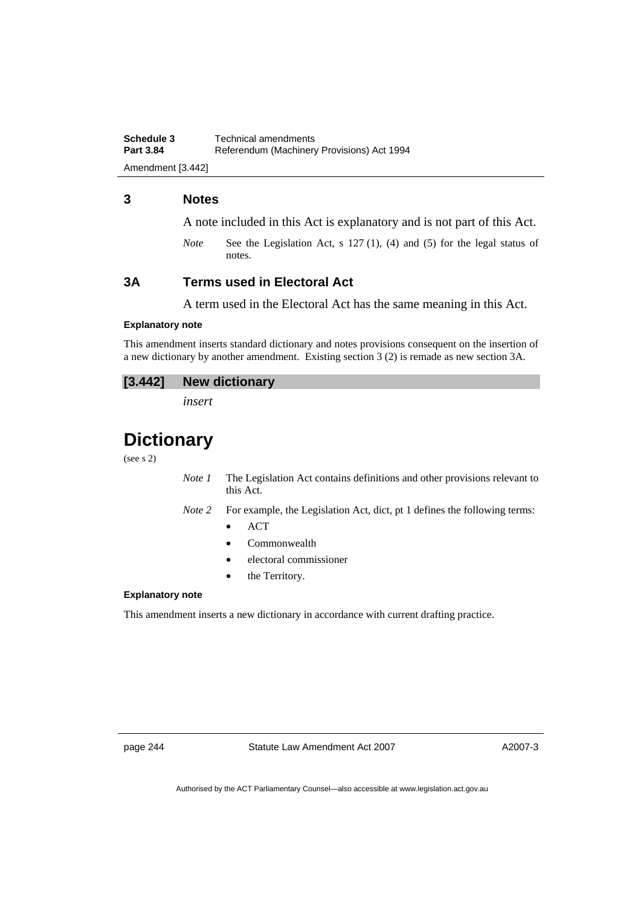## 3 Notes

A note included in this Act is explanatory and is not part of this Act.

*Note* See the Legislation Act, s 127 (1), (4) and (5) for the legal status of notes.

## 3A Terms used in Electoral Act

A term used in the Electoral Act has the same meaning in this Act.

**Explanatory note**

This amendment inserts standard dictionary and notes provisions consequent on the insertion of a new dictionary by another amendment. Existing section 3 (2) is remade as new section 3A.

### [3.442] New dictionary

*insert*

# Dictionary

(see s 2)

*Note 1* The Legislation Act contains definitions and other provisions relevant to this Act.

*Note 2* For example, the Legislation Act, dict, pt 1 defines the following terms:

- ACT
- Commonwealth
- electoral commissioner
- the Territory.

**Explanatory note**

This amendment inserts a new dictionary in accordance with current drafting practice.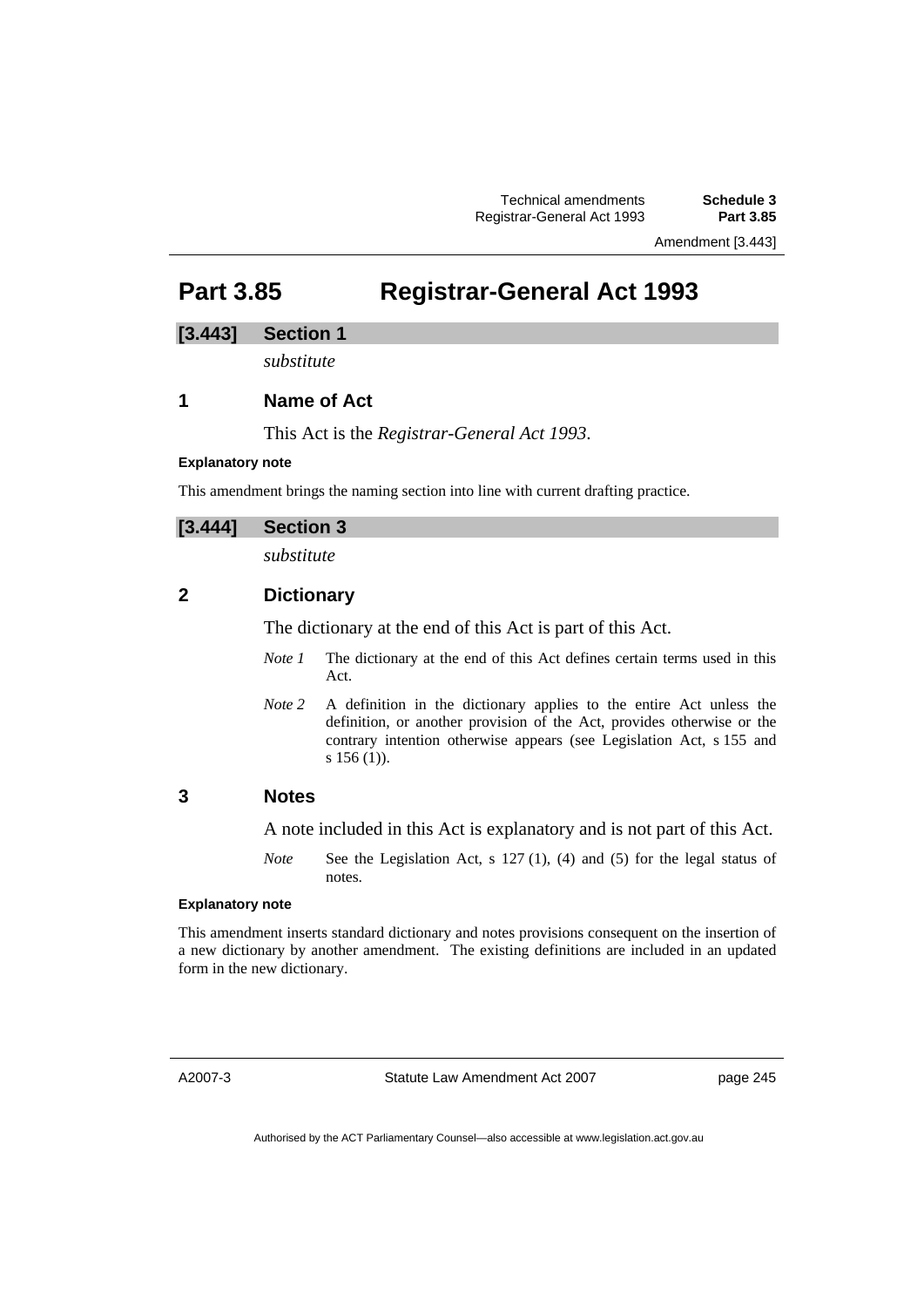# Part 3.85 Registrar-General Act 1993

## [3.443] Section 1

*substitute*

### 1 Name of Act

This Act is the *Registrar-General Act 1993*.

**Explanatory note**

This amendment brings the naming section into line with current drafting practice.

## [3.444] Section 3

*substitute*

### 2 Dictionary

The dictionary at the end of this Act is part of this Act.

*Note 1* The dictionary at the end of this Act defines certain terms used in this Act.

*Note 2* A definition in the dictionary applies to the entire Act unless the definition, or another provision of the Act, provides otherwise or the contrary intention otherwise appears (see Legislation Act, s 155 and s 156 (1)).

### 3 Notes

A note included in this Act is explanatory and is not part of this Act.

*Note* See the Legislation Act, s 127 (1), (4) and (5) for the legal status of notes.

**Explanatory note**

This amendment inserts standard dictionary and notes provisions consequent on the insertion of a new dictionary by another amendment. The existing definitions are included in an updated form in the new dictionary.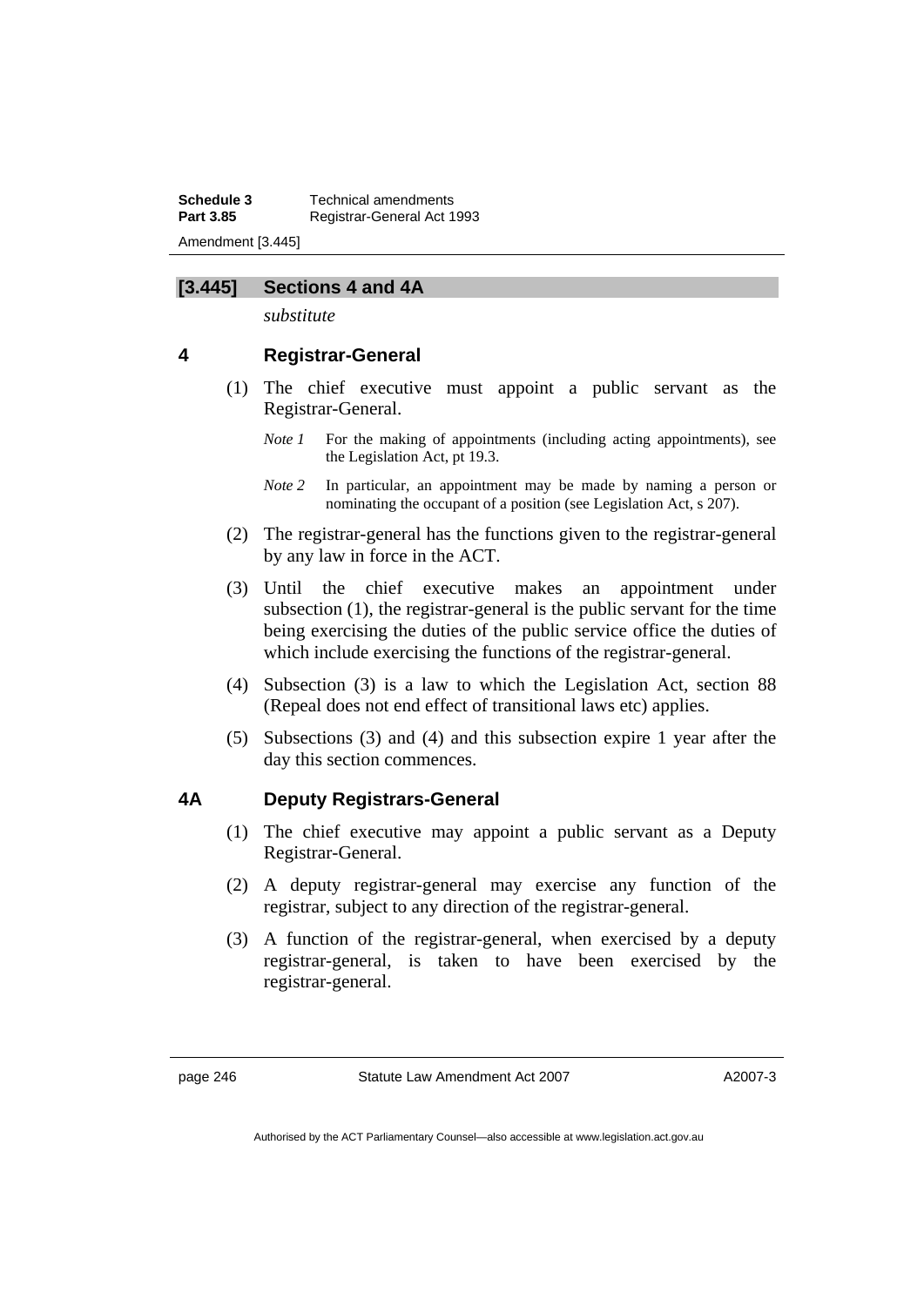## [3.445] Sections 4 and 4A

*substitute*

### 4 Registrar-General

(1) The chief executive must appoint a public servant as the Registrar-General.

*Note 1* For the making of appointments (including acting appointments), see the Legislation Act, pt 19.3.

*Note 2* In particular, an appointment may be made by naming a person or nominating the occupant of a position (see Legislation Act, s 207).

(2) The registrar-general has the functions given to the registrar-general by any law in force in the ACT.

(3) Until the chief executive makes an appointment under subsection (1), the registrar-general is the public servant for the time being exercising the duties of the public service office the duties of which include exercising the functions of the registrar-general.

(4) Subsection (3) is a law to which the Legislation Act, section 88 (Repeal does not end effect of transitional laws etc) applies.

(5) Subsections (3) and (4) and this subsection expire 1 year after the day this section commences.

### 4A Deputy Registrars-General

(1) The chief executive may appoint a public servant as a Deputy Registrar-General.

(2) A deputy registrar-general may exercise any function of the registrar, subject to any direction of the registrar-general.

(3) A function of the registrar-general, when exercised by a deputy registrar-general, is taken to have been exercised by the registrar-general.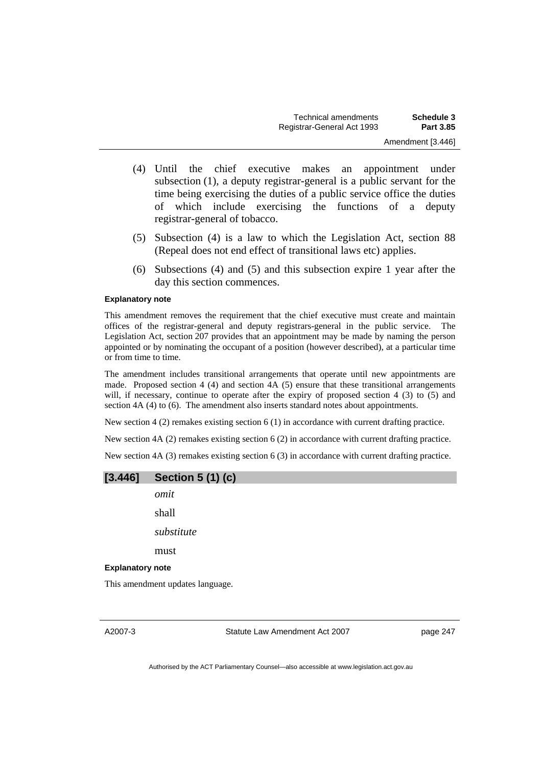(4) Until the chief executive makes an appointment under subsection (1), a deputy registrar-general is a public servant for the time being exercising the duties of a public service office the duties of which include exercising the functions of a deputy registrar-general of tobacco.

(5) Subsection (4) is a law to which the Legislation Act, section 88 (Repeal does not end effect of transitional laws etc) applies.

(6) Subsections (4) and (5) and this subsection expire 1 year after the day this section commences.

**Explanatory note**

This amendment removes the requirement that the chief executive must create and maintain offices of the registrar-general and deputy registrars-general in the public service. The Legislation Act, section 207 provides that an appointment may be made by naming the person appointed or by nominating the occupant of a position (however described), at a particular time or from time to time.

The amendment includes transitional arrangements that operate until new appointments are made. Proposed section 4 (4) and section 4A (5) ensure that these transitional arrangements will, if necessary, continue to operate after the expiry of proposed section 4 (3) to (5) and section 4A (4) to (6). The amendment also inserts standard notes about appointments.

New section 4 (2) remakes existing section 6 (1) in accordance with current drafting practice.

New section 4A (2) remakes existing section 6 (2) in accordance with current drafting practice.

New section 4A (3) remakes existing section 6 (3) in accordance with current drafting practice.

## [3.446] Section 5 (1) (c)

*omit*

shall

*substitute*

must

**Explanatory note**

This amendment updates language.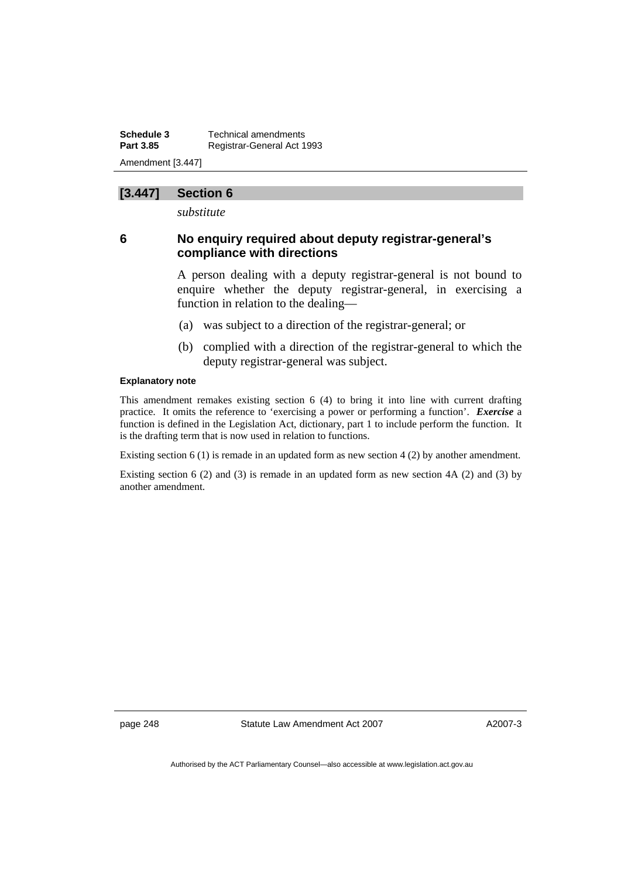## [3.447] Section 6

*substitute*

### 6 No enquiry required about deputy registrar-general's compliance with directions

A person dealing with a deputy registrar-general is not bound to enquire whether the deputy registrar-general, in exercising a function in relation to the dealing—

(a) was subject to a direction of the registrar-general; or

(b) complied with a direction of the registrar-general to which the deputy registrar-general was subject.

**Explanatory note**

This amendment remakes existing section 6 (4) to bring it into line with current drafting practice. It omits the reference to 'exercising a power or performing a function'. ***Exercise*** a function is defined in the Legislation Act, dictionary, part 1 to include perform the function. It is the drafting term that is now used in relation to functions.

Existing section 6 (1) is remade in an updated form as new section 4 (2) by another amendment.

Existing section 6 (2) and (3) is remade in an updated form as new section 4A (2) and (3) by another amendment.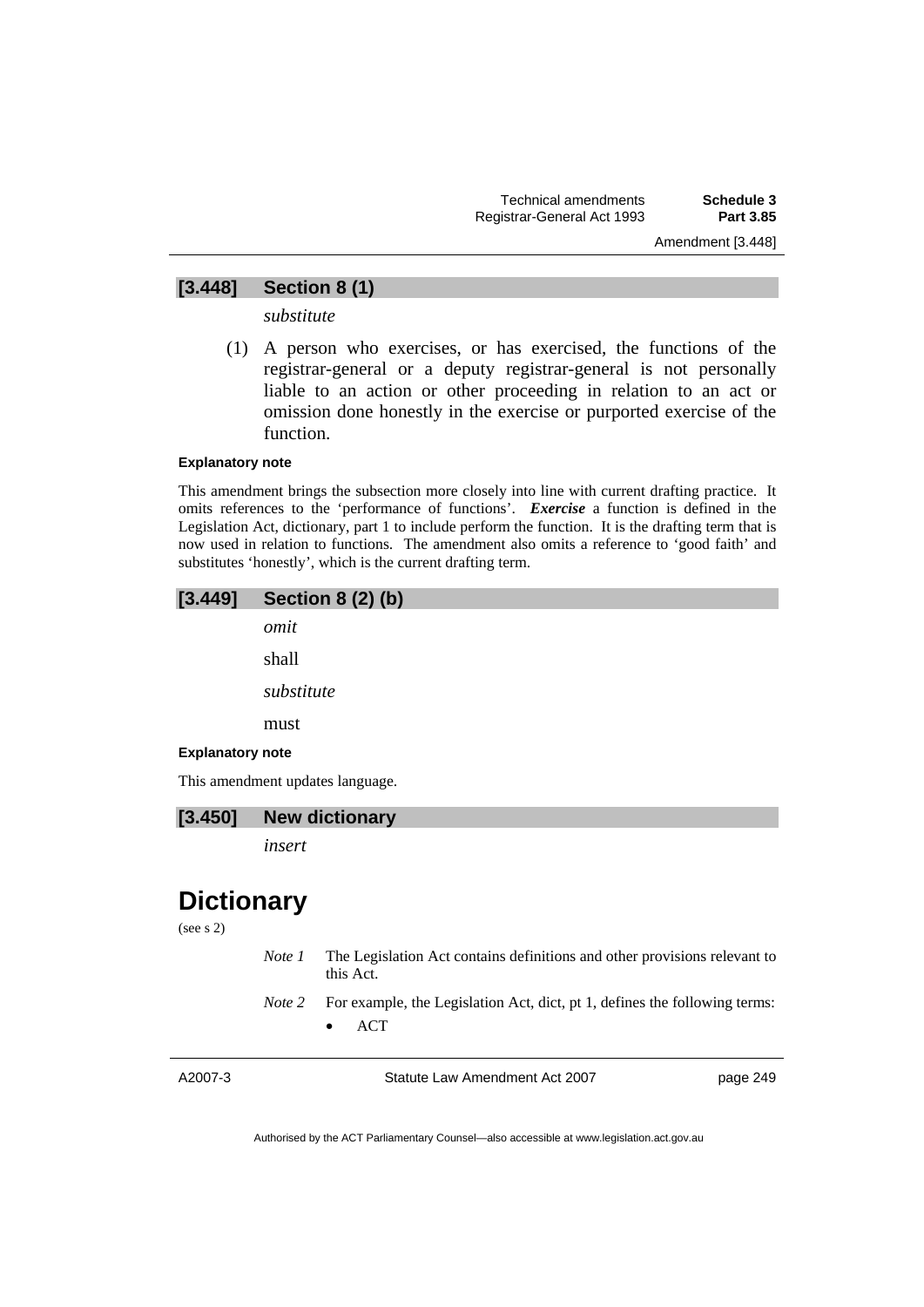## [3.448] Section 8 (1)

*substitute*

(1) A person who exercises, or has exercised, the functions of the registrar-general or a deputy registrar-general is not personally liable to an action or other proceeding in relation to an act or omission done honestly in the exercise or purported exercise of the function.

#### Explanatory note

This amendment brings the subsection more closely into line with current drafting practice. It omits references to the 'performance of functions'. ***Exercise*** a function is defined in the Legislation Act, dictionary, part 1 to include perform the function. It is the drafting term that is now used in relation to functions. The amendment also omits a reference to 'good faith' and substitutes 'honestly', which is the current drafting term.

## [3.449] Section 8 (2) (b)

*omit*

shall

*substitute*

must

#### Explanatory note

This amendment updates language.

## [3.450] New dictionary

*insert*

# Dictionary

(see s 2)

*Note 1* The Legislation Act contains definitions and other provisions relevant to this Act.

*Note 2* For example, the Legislation Act, dict, pt 1, defines the following terms:

- ACT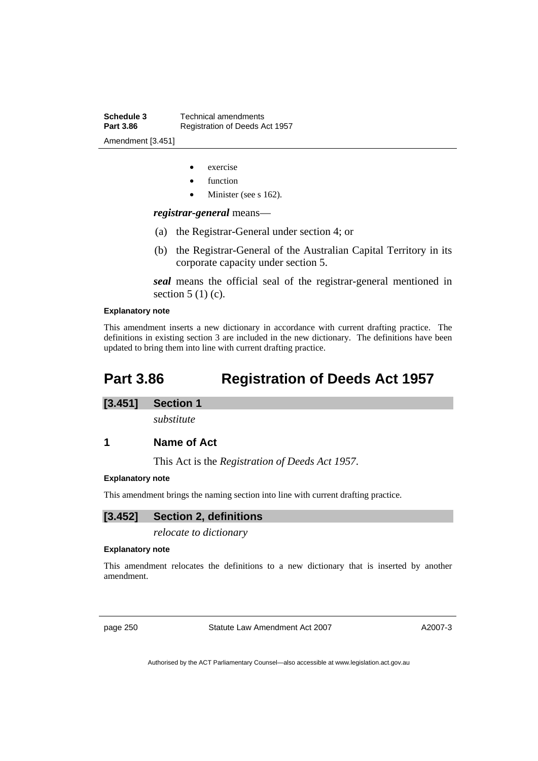- exercise
- function
- Minister (see s 162).

***registrar-general*** means—

(a) the Registrar-General under section 4; or

(b) the Registrar-General of the Australian Capital Territory in its corporate capacity under section 5.

***seal*** means the official seal of the registrar-general mentioned in section 5 (1) (c).

**Explanatory note**

This amendment inserts a new dictionary in accordance with current drafting practice. The definitions in existing section 3 are included in the new dictionary. The definitions have been updated to bring them into line with current drafting practice.

# Part 3.86 Registration of Deeds Act 1957

### [3.451] Section 1

*substitute*

### 1 Name of Act

This Act is the *Registration of Deeds Act 1957*.

**Explanatory note**

This amendment brings the naming section into line with current drafting practice.

### [3.452] Section 2, definitions

*relocate to dictionary*

**Explanatory note**

This amendment relocates the definitions to a new dictionary that is inserted by another amendment.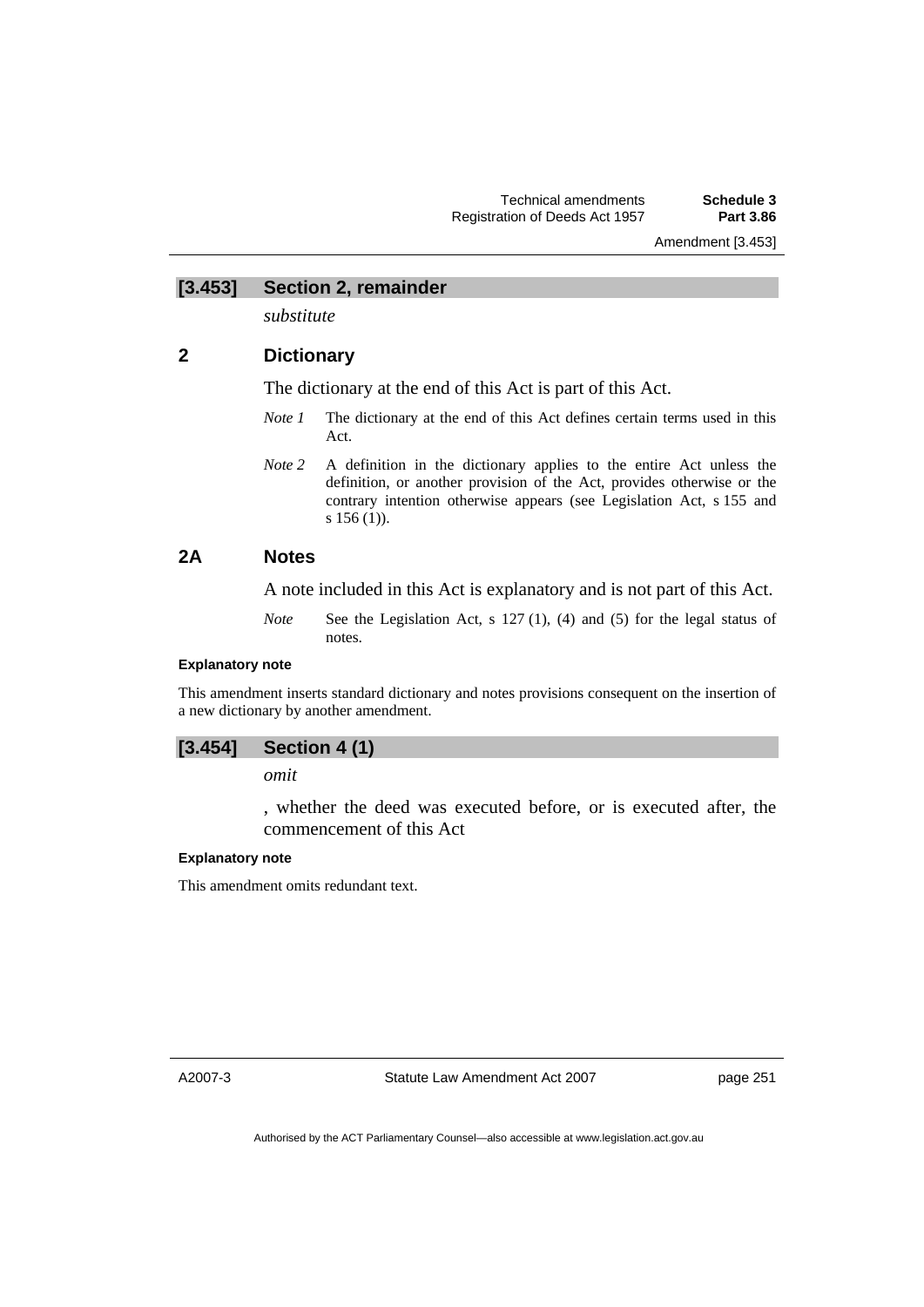## [3.453] Section 2, remainder

*substitute*

### 2 Dictionary

The dictionary at the end of this Act is part of this Act.

*Note 1* The dictionary at the end of this Act defines certain terms used in this Act.

*Note 2* A definition in the dictionary applies to the entire Act unless the definition, or another provision of the Act, provides otherwise or the contrary intention otherwise appears (see Legislation Act, s 155 and s 156 (1)).

### 2A Notes

A note included in this Act is explanatory and is not part of this Act.

*Note* See the Legislation Act, s 127 (1), (4) and (5) for the legal status of notes.

**Explanatory note**

This amendment inserts standard dictionary and notes provisions consequent on the insertion of a new dictionary by another amendment.

## [3.454] Section 4 (1)

*omit*

, whether the deed was executed before, or is executed after, the commencement of this Act

**Explanatory note**

This amendment omits redundant text.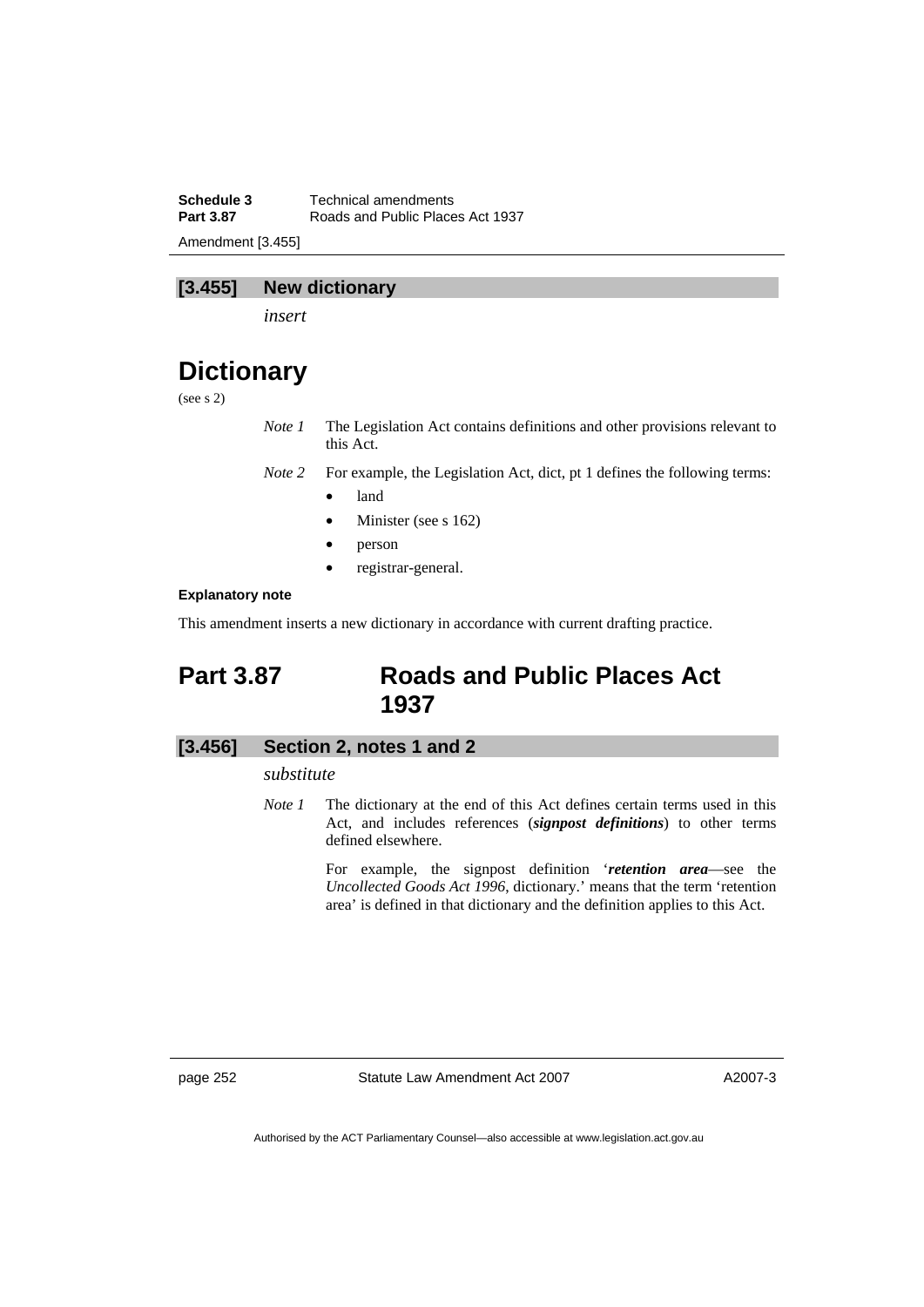### [3.455] New dictionary

*insert*

# Dictionary

(see s 2)

*Note 1* The Legislation Act contains definitions and other provisions relevant to this Act.

*Note 2* For example, the Legislation Act, dict, pt 1 defines the following terms:

- land
- Minister (see s 162)
- person
- registrar-general.

**Explanatory note**

This amendment inserts a new dictionary in accordance with current drafting practice.

## Part 3.87 Roads and Public Places Act 1937

### [3.456] Section 2, notes 1 and 2

*substitute*

*Note 1* The dictionary at the end of this Act defines certain terms used in this Act, and includes references (***signpost definitions***) to other terms defined elsewhere.

For example, the signpost definition '***retention area***—see the *Uncollected Goods Act 1996*, dictionary.' means that the term 'retention area' is defined in that dictionary and the definition applies to this Act.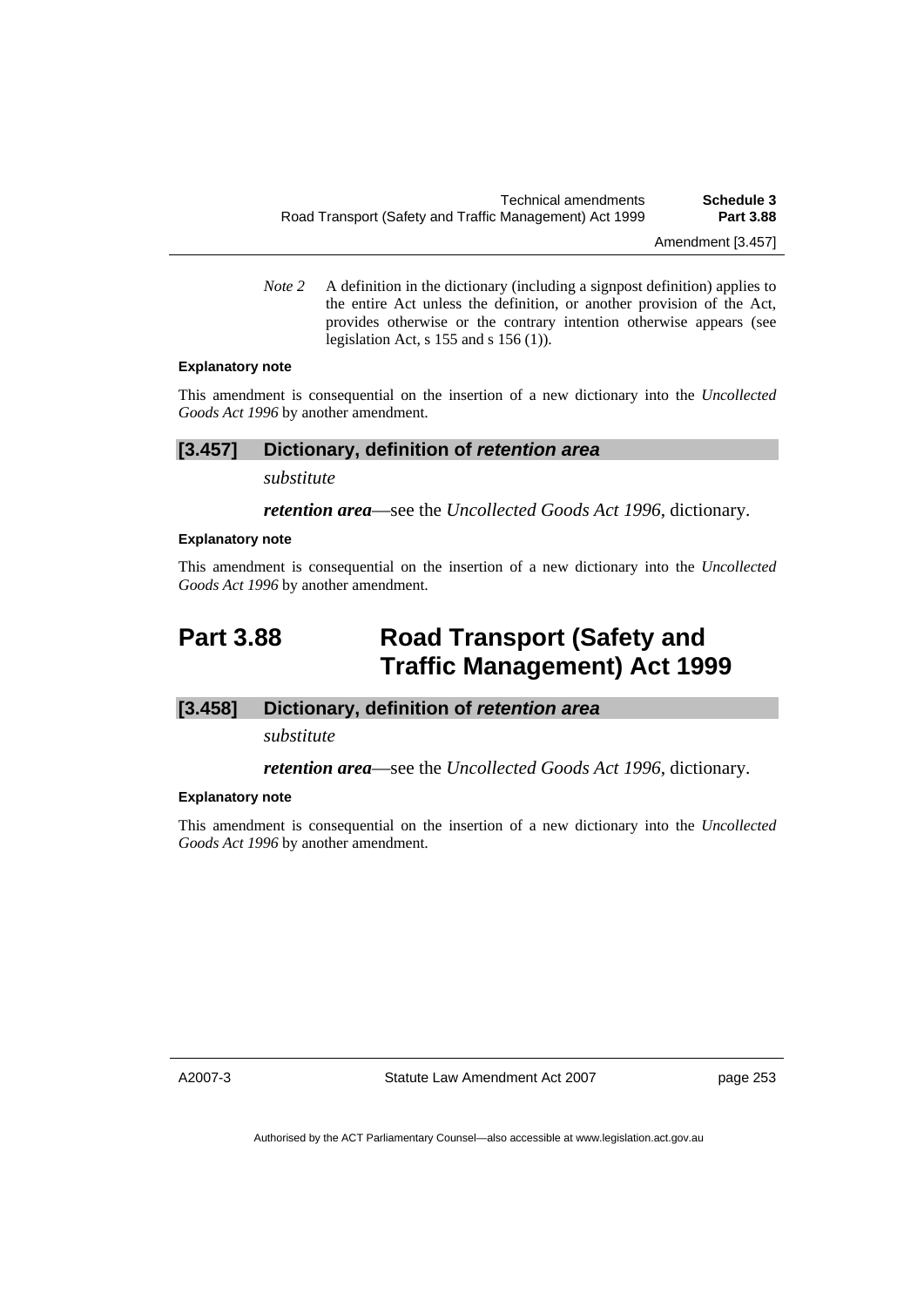*Note 2* A definition in the dictionary (including a signpost definition) applies to the entire Act unless the definition, or another provision of the Act, provides otherwise or the contrary intention otherwise appears (see legislation Act, s 155 and s 156 (1)).

**Explanatory note**

This amendment is consequential on the insertion of a new dictionary into the *Uncollected Goods Act 1996* by another amendment.

### [3.457] Dictionary, definition of *retention area*

*substitute*

***retention area***—see the *Uncollected Goods Act 1996*, dictionary.

**Explanatory note**

This amendment is consequential on the insertion of a new dictionary into the *Uncollected Goods Act 1996* by another amendment.

## Part 3.88 Road Transport (Safety and Traffic Management) Act 1999

### [3.458] Dictionary, definition of *retention area*

*substitute*

***retention area***—see the *Uncollected Goods Act 1996*, dictionary.

**Explanatory note**

This amendment is consequential on the insertion of a new dictionary into the *Uncollected Goods Act 1996* by another amendment.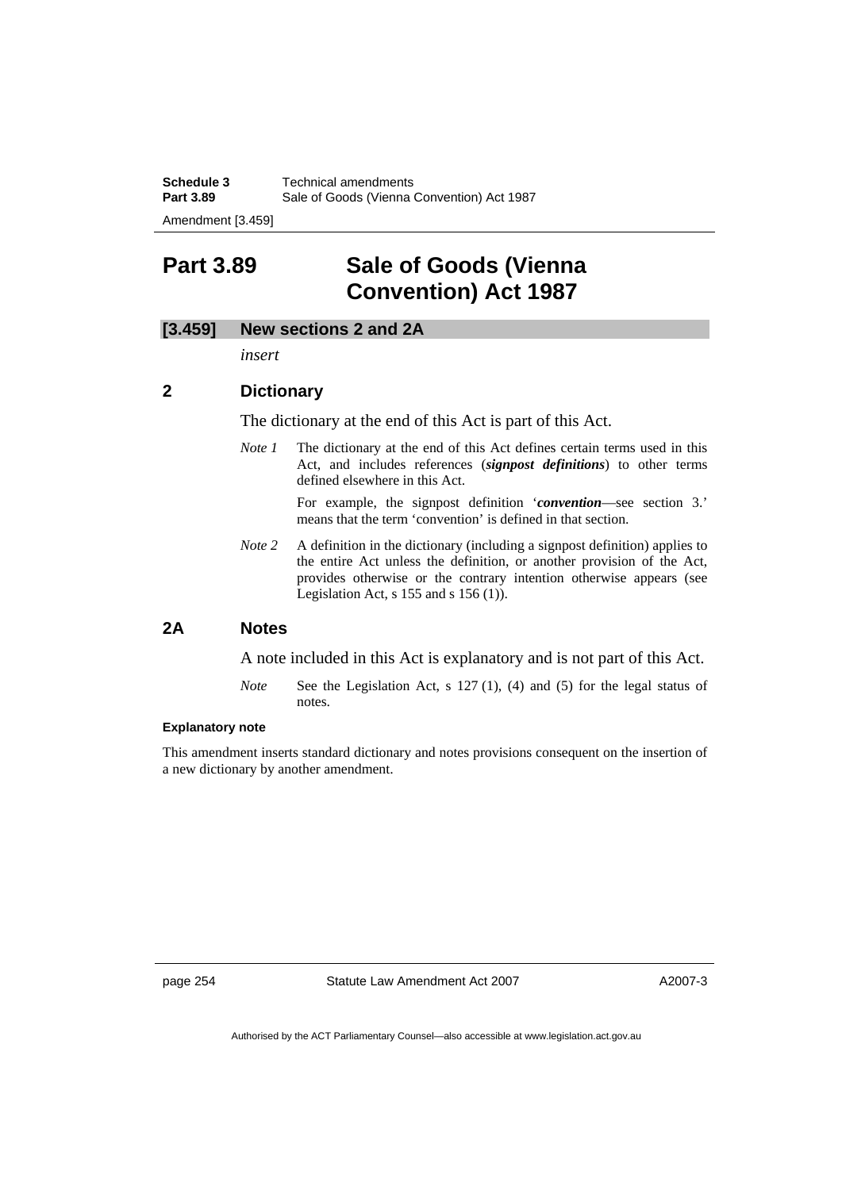# Part 3.89 Sale of Goods (Vienna Convention) Act 1987

## [3.459] New sections 2 and 2A

*insert*

### 2 Dictionary

The dictionary at the end of this Act is part of this Act.

*Note 1* The dictionary at the end of this Act defines certain terms used in this Act, and includes references (***signpost definitions***) to other terms defined elsewhere in this Act.

For example, the signpost definition '***convention***—see section 3.' means that the term 'convention' is defined in that section.

*Note 2* A definition in the dictionary (including a signpost definition) applies to the entire Act unless the definition, or another provision of the Act, provides otherwise or the contrary intention otherwise appears (see Legislation Act, s 155 and s 156 (1)).

### 2A Notes

A note included in this Act is explanatory and is not part of this Act.

*Note* See the Legislation Act, s 127 (1), (4) and (5) for the legal status of notes.

#### Explanatory note

This amendment inserts standard dictionary and notes provisions consequent on the insertion of a new dictionary by another amendment.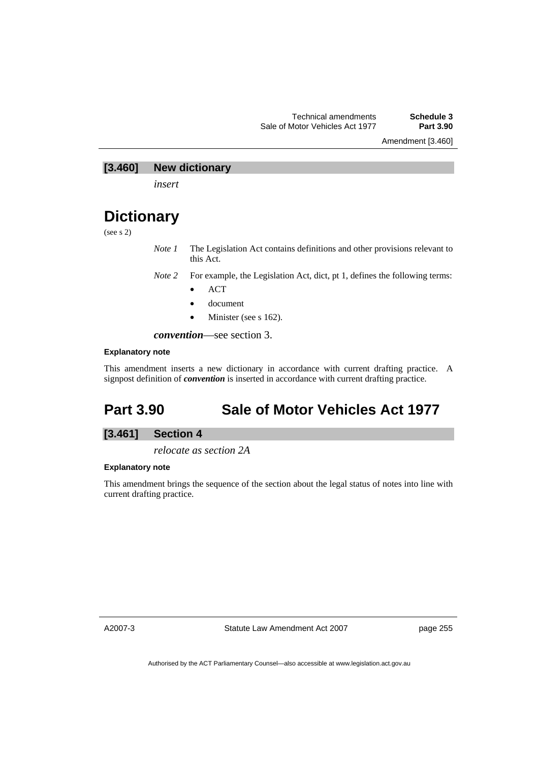## [3.460] New dictionary

*insert*

# Dictionary

(see s 2)

*Note 1* The Legislation Act contains definitions and other provisions relevant to this Act.

*Note 2* For example, the Legislation Act, dict, pt 1, defines the following terms:

- ACT
- document
- Minister (see s 162).

***convention***—see section 3.

#### Explanatory note

This amendment inserts a new dictionary in accordance with current drafting practice. A signpost definition of ***convention*** is inserted in accordance with current drafting practice.

# Part 3.90 Sale of Motor Vehicles Act 1977

## [3.461] Section 4

*relocate as section 2A*

#### Explanatory note

This amendment brings the sequence of the section about the legal status of notes into line with current drafting practice.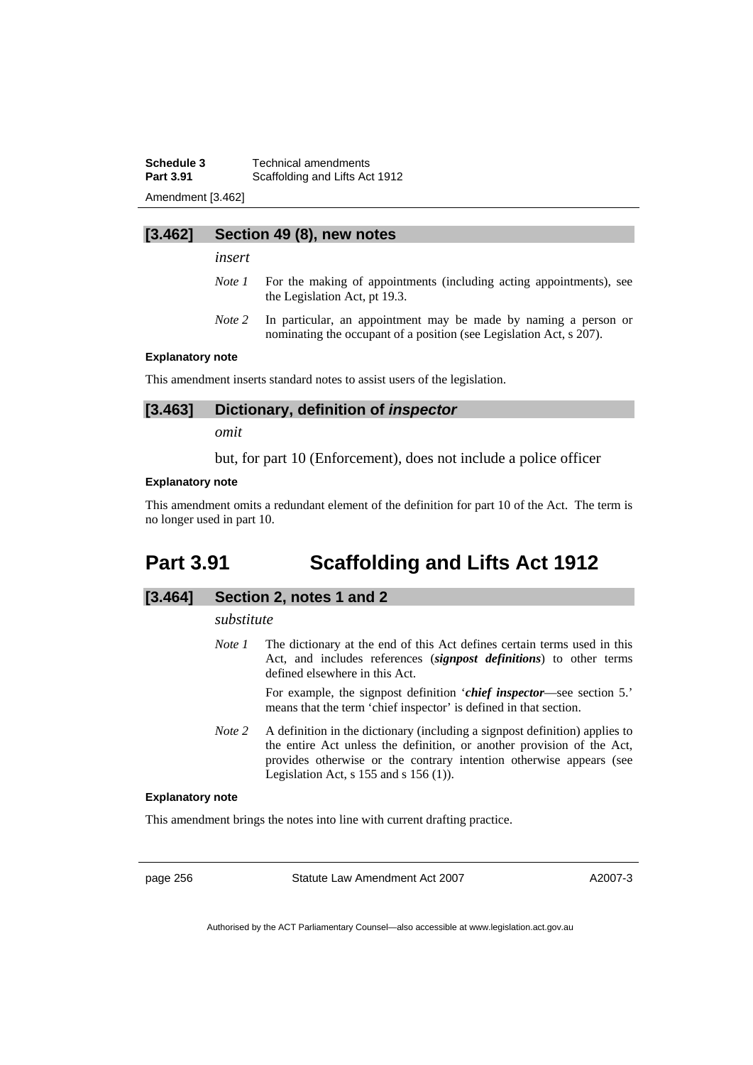### [3.462] Section 49 (8), new notes

*insert*

*Note 1* For the making of appointments (including acting appointments), see the Legislation Act, pt 19.3.

*Note 2* In particular, an appointment may be made by naming a person or nominating the occupant of a position (see Legislation Act, s 207).

**Explanatory note**

This amendment inserts standard notes to assist users of the legislation.

### [3.463] Dictionary, definition of *inspector*

*omit*

but, for part 10 (Enforcement), does not include a police officer

**Explanatory note**

This amendment omits a redundant element of the definition for part 10 of the Act. The term is no longer used in part 10.

## Part 3.91 Scaffolding and Lifts Act 1912

### [3.464] Section 2, notes 1 and 2

*substitute*

*Note 1* The dictionary at the end of this Act defines certain terms used in this Act, and includes references (***signpost definitions***) to other terms defined elsewhere in this Act.

For example, the signpost definition '***chief inspector***—see section 5.' means that the term 'chief inspector' is defined in that section.

*Note 2* A definition in the dictionary (including a signpost definition) applies to the entire Act unless the definition, or another provision of the Act, provides otherwise or the contrary intention otherwise appears (see Legislation Act, s 155 and s 156 (1)).

**Explanatory note**

This amendment brings the notes into line with current drafting practice.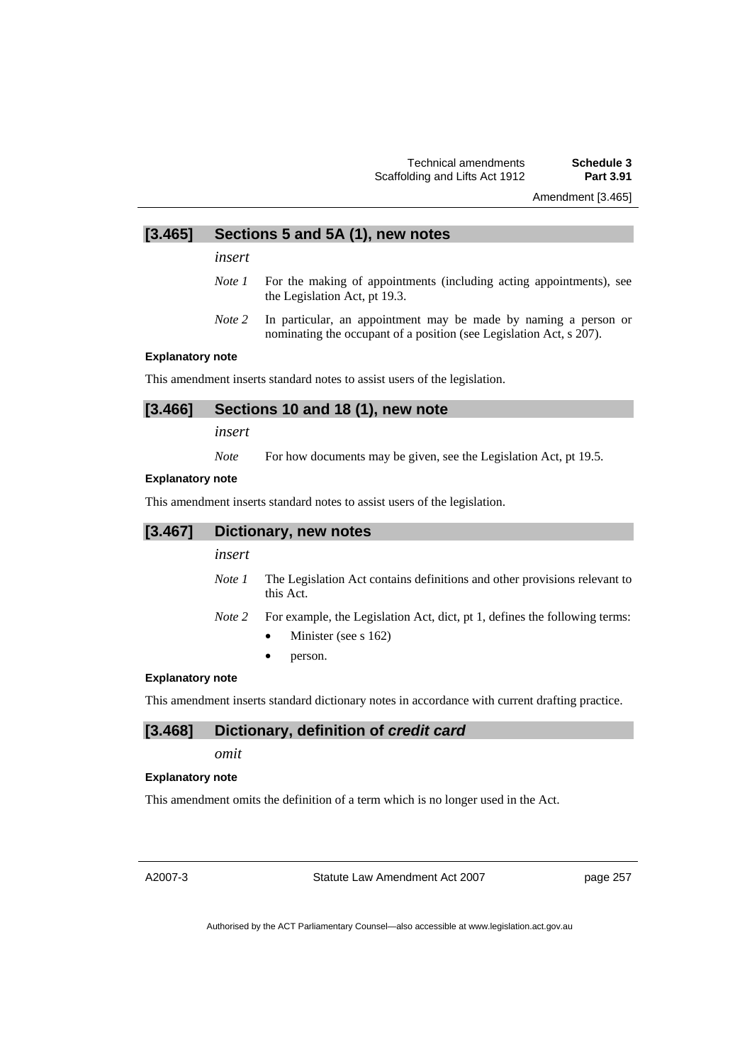## [3.465] Sections 5 and 5A (1), new notes

*insert*

*Note 1* For the making of appointments (including acting appointments), see the Legislation Act, pt 19.3.

*Note 2* In particular, an appointment may be made by naming a person or nominating the occupant of a position (see Legislation Act, s 207).

**Explanatory note**

This amendment inserts standard notes to assist users of the legislation.

## [3.466] Sections 10 and 18 (1), new note

*insert*

*Note* For how documents may be given, see the Legislation Act, pt 19.5.

**Explanatory note**

This amendment inserts standard notes to assist users of the legislation.

## [3.467] Dictionary, new notes

*insert*

*Note 1* The Legislation Act contains definitions and other provisions relevant to this Act.

*Note 2* For example, the Legislation Act, dict, pt 1, defines the following terms:

- Minister (see s 162)
- person.

**Explanatory note**

This amendment inserts standard dictionary notes in accordance with current drafting practice.

## [3.468] Dictionary, definition of ***credit card***

*omit*

**Explanatory note**

This amendment omits the definition of a term which is no longer used in the Act.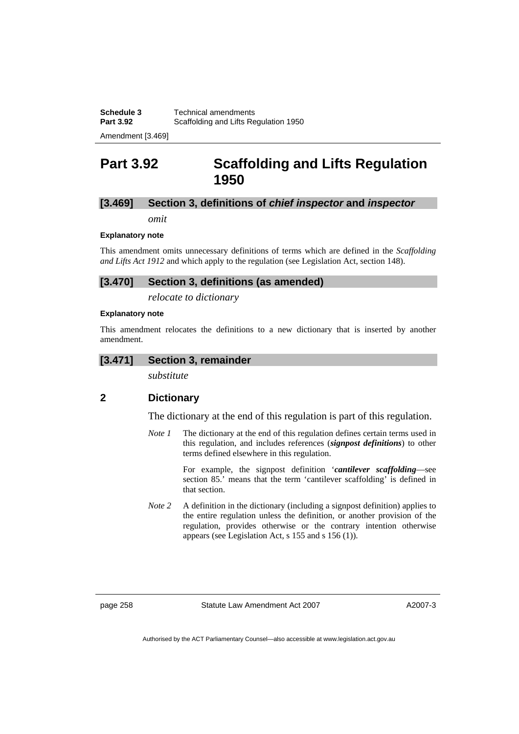# Part 3.92 Scaffolding and Lifts Regulation 1950

## [3.469] Section 3, definitions of *chief inspector* and *inspector*

*omit*

#### Explanatory note

This amendment omits unnecessary definitions of terms which are defined in the *Scaffolding and Lifts Act 1912* and which apply to the regulation (see Legislation Act, section 148).

## [3.470] Section 3, definitions (as amended)

*relocate to dictionary*

#### Explanatory note

This amendment relocates the definitions to a new dictionary that is inserted by another amendment.

## [3.471] Section 3, remainder

*substitute*

### 2 Dictionary

The dictionary at the end of this regulation is part of this regulation.

*Note 1* The dictionary at the end of this regulation defines certain terms used in this regulation, and includes references (***signpost definitions***) to other terms defined elsewhere in this regulation.

For example, the signpost definition '***cantilever scaffolding***—see section 85.' means that the term 'cantilever scaffolding' is defined in that section.

*Note 2* A definition in the dictionary (including a signpost definition) applies to the entire regulation unless the definition, or another provision of the regulation, provides otherwise or the contrary intention otherwise appears (see Legislation Act, s 155 and s 156 (1)).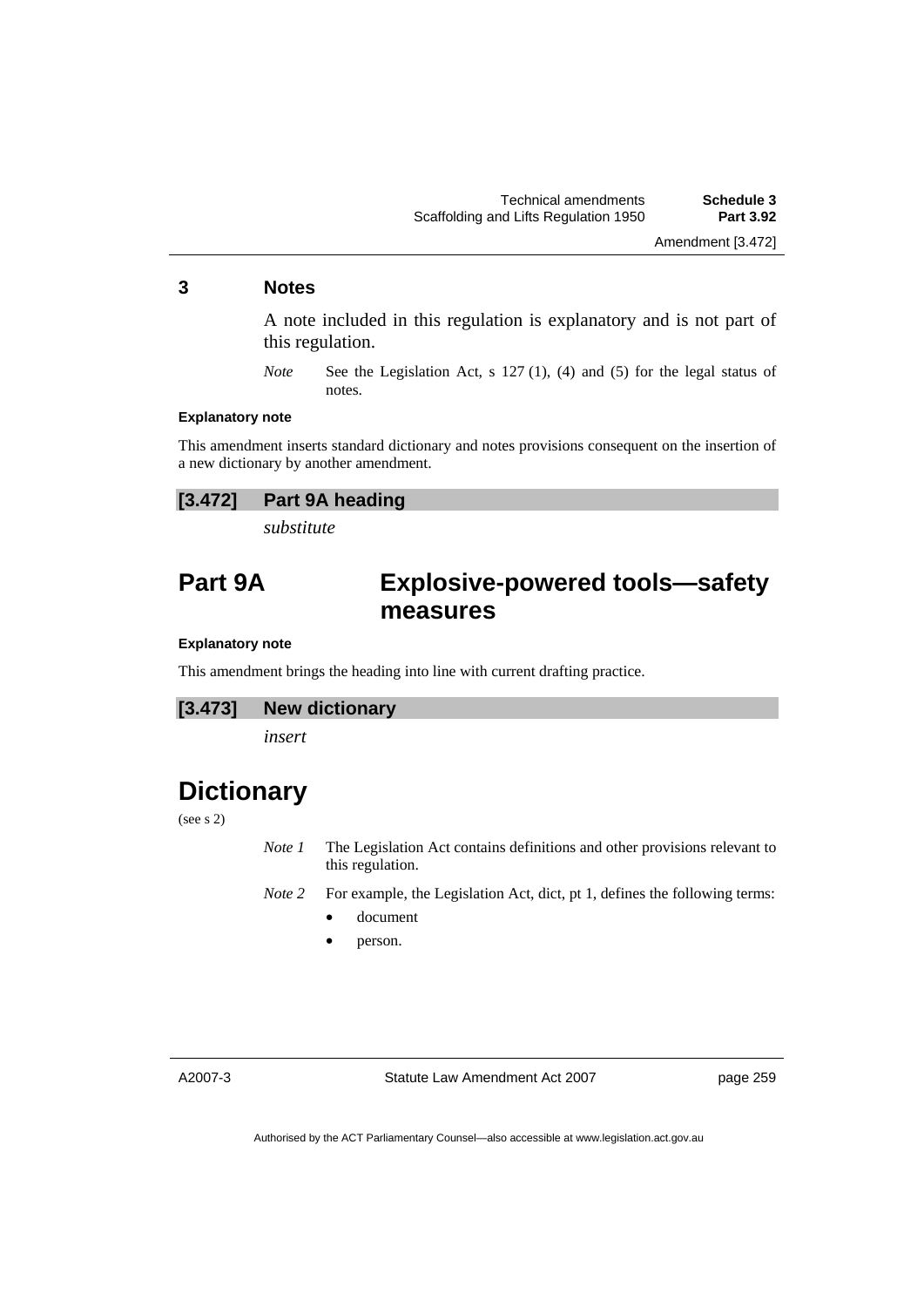## 3 Notes

A note included in this regulation is explanatory and is not part of this regulation.

*Note* See the Legislation Act, s 127 (1), (4) and (5) for the legal status of notes.

**Explanatory note**

This amendment inserts standard dictionary and notes provisions consequent on the insertion of a new dictionary by another amendment.

### [3.472] Part 9A heading

*substitute*

# Part 9A Explosive-powered tools—safety measures

**Explanatory note**

This amendment brings the heading into line with current drafting practice.

### [3.473] New dictionary

*insert*

# Dictionary

(see s 2)

*Note 1* The Legislation Act contains definitions and other provisions relevant to this regulation.

*Note 2* For example, the Legislation Act, dict, pt 1, defines the following terms:

- document
- person.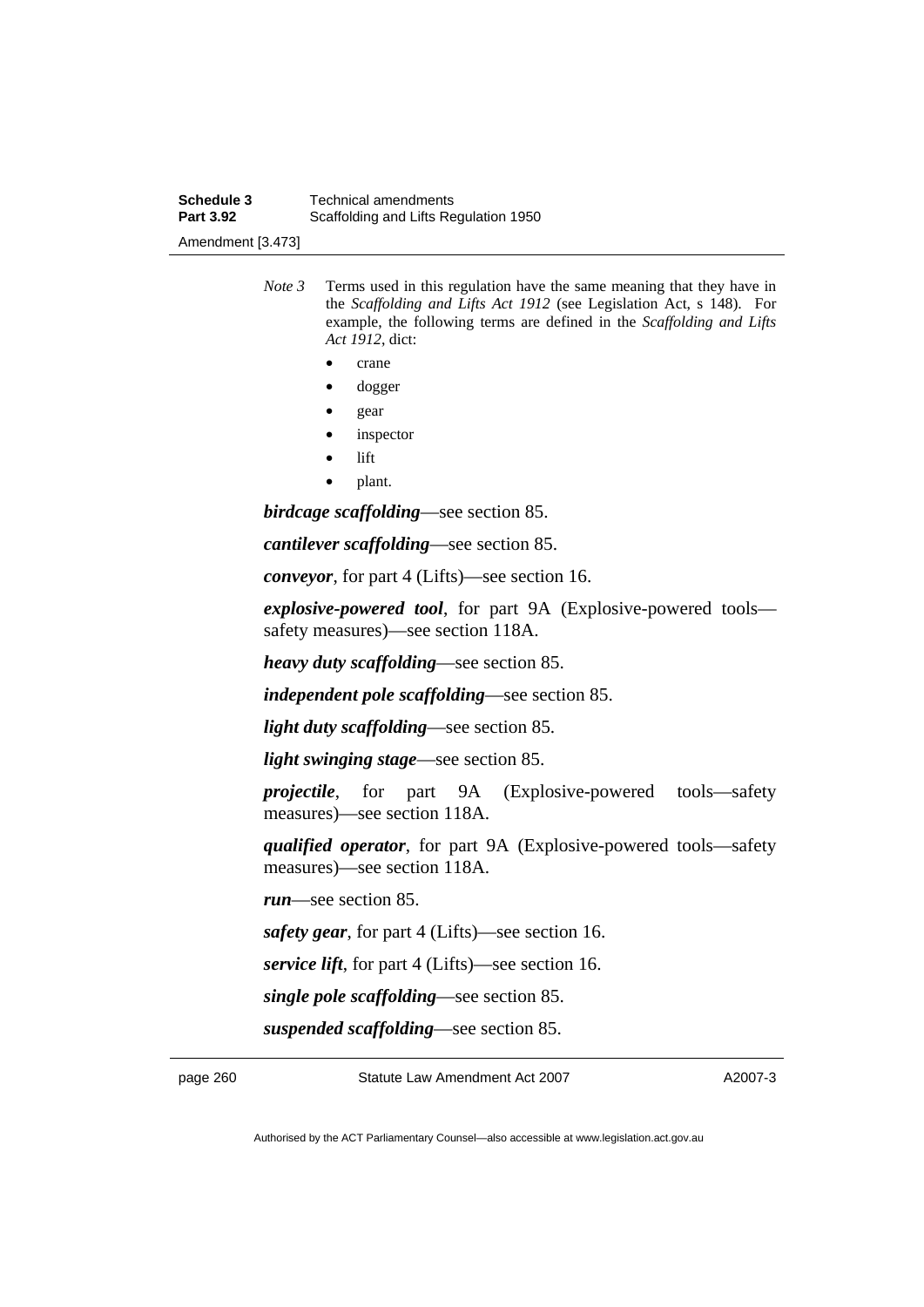*Note 3* Terms used in this regulation have the same meaning that they have in the *Scaffolding and Lifts Act 1912* (see Legislation Act, s 148). For example, the following terms are defined in the *Scaffolding and Lifts Act 1912*, dict:

- crane
- dogger
- gear
- inspector
- lift
- plant.

***birdcage scaffolding***—see section 85.

***cantilever scaffolding***—see section 85.

***conveyor***, for part 4 (Lifts)—see section 16.

***explosive-powered tool***, for part 9A (Explosive-powered tools—safety measures)—see section 118A.

***heavy duty scaffolding***—see section 85.

***independent pole scaffolding***—see section 85.

***light duty scaffolding***—see section 85.

***light swinging stage***—see section 85.

***projectile***, for part 9A (Explosive-powered tools—safety measures)—see section 118A.

***qualified operator***, for part 9A (Explosive-powered tools—safety measures)—see section 118A.

***run***—see section 85.

***safety gear***, for part 4 (Lifts)—see section 16.

***service lift***, for part 4 (Lifts)—see section 16.

***single pole scaffolding***—see section 85.

***suspended scaffolding***—see section 85.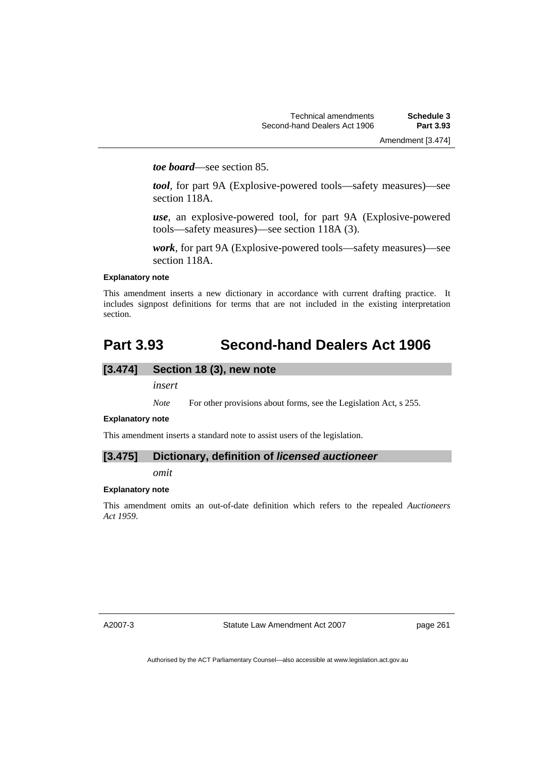***toe board***—see section 85.

***tool***, for part 9A (Explosive-powered tools—safety measures)—see section 118A.

***use***, an explosive-powered tool, for part 9A (Explosive-powered tools—safety measures)—see section 118A (3).

***work***, for part 9A (Explosive-powered tools—safety measures)—see section 118A.

**Explanatory note**

This amendment inserts a new dictionary in accordance with current drafting practice. It includes signpost definitions for terms that are not included in the existing interpretation section.

# Part 3.93 Second-hand Dealers Act 1906

### [3.474] Section 18 (3), new note

*insert*

*Note* For other provisions about forms, see the Legislation Act, s 255.

**Explanatory note**

This amendment inserts a standard note to assist users of the legislation.

### [3.475] Dictionary, definition of *licensed auctioneer*

*omit*

**Explanatory note**

This amendment omits an out-of-date definition which refers to the repealed *Auctioneers Act 1959*.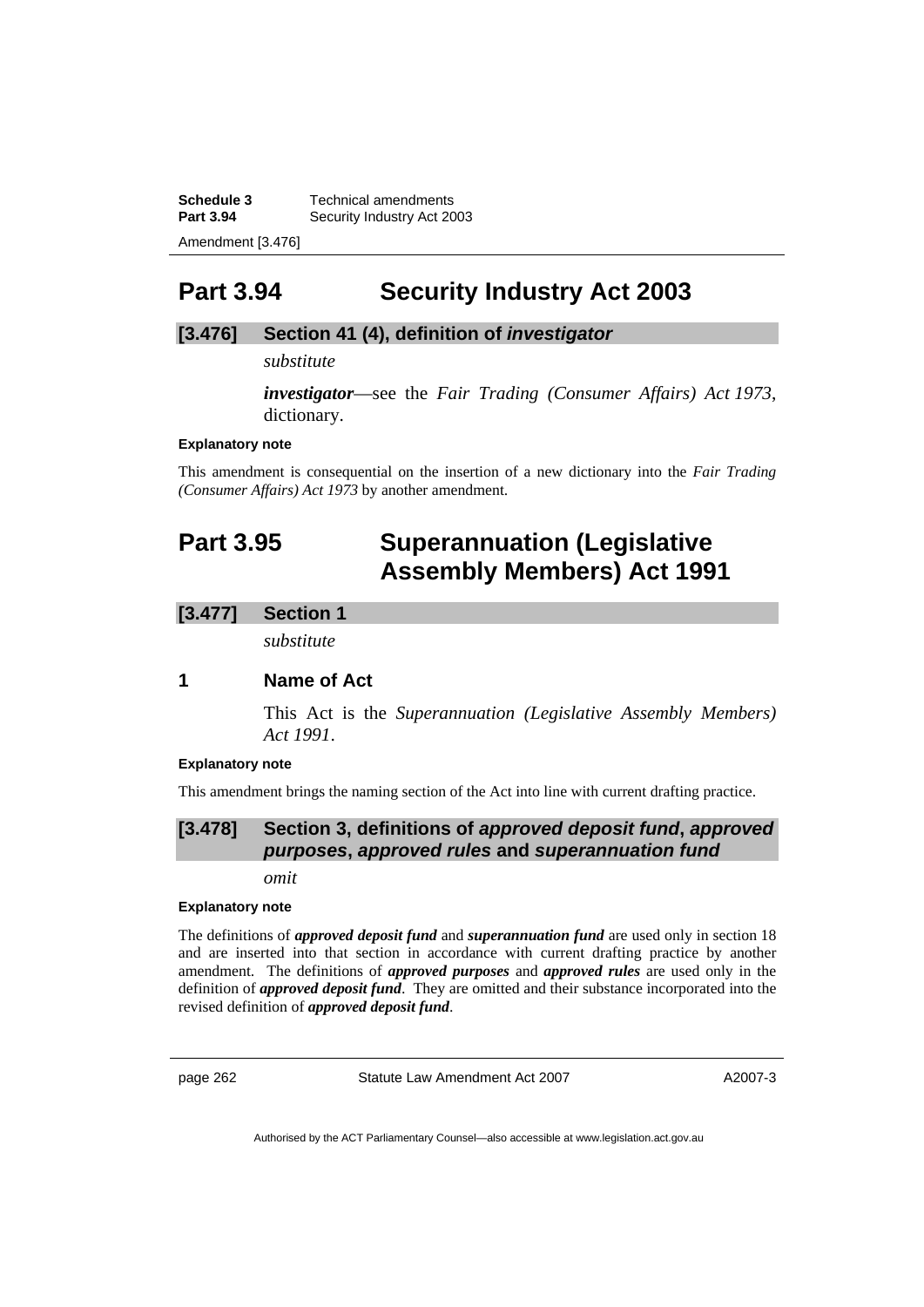## Part 3.94 Security Industry Act 2003

### [3.476] Section 41 (4), definition of *investigator*

*substitute*

***investigator***—see the *Fair Trading (Consumer Affairs) Act 1973*, dictionary.

**Explanatory note**

This amendment is consequential on the insertion of a new dictionary into the *Fair Trading (Consumer Affairs) Act 1973* by another amendment.

## Part 3.95 Superannuation (Legislative Assembly Members) Act 1991

### [3.477] Section 1

*substitute*

### 1 Name of Act

This Act is the *Superannuation (Legislative Assembly Members) Act 1991*.

**Explanatory note**

This amendment brings the naming section of the Act into line with current drafting practice.

### [3.478] Section 3, definitions of *approved deposit fund*, *approved purposes*, *approved rules* and *superannuation fund*

*omit*

**Explanatory note**

The definitions of ***approved deposit fund*** and ***superannuation fund*** are used only in section 18 and are inserted into that section in accordance with current drafting practice by another amendment. The definitions of ***approved purposes*** and ***approved rules*** are used only in the definition of ***approved deposit fund***. They are omitted and their substance incorporated into the revised definition of ***approved deposit fund***.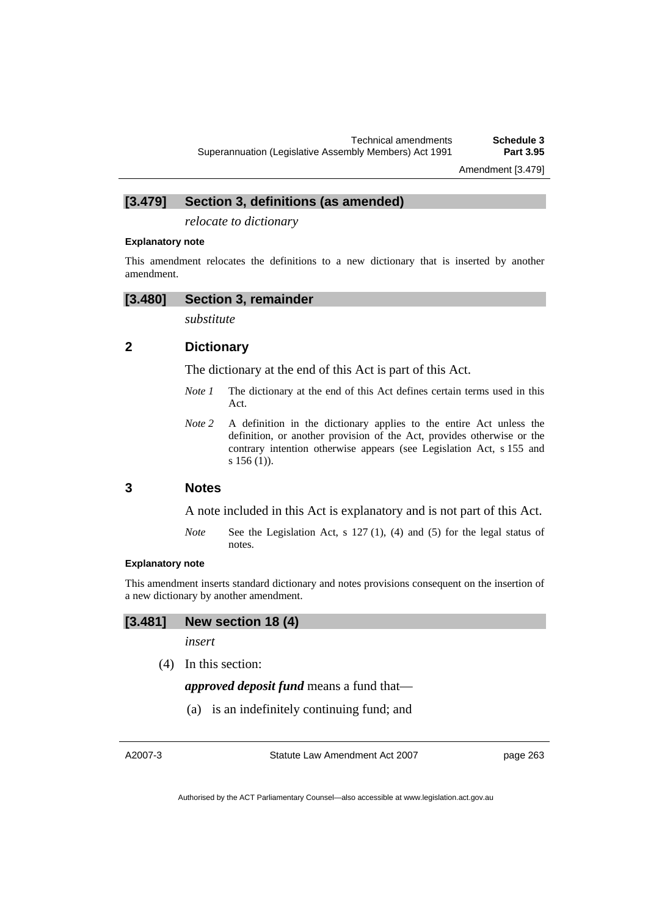### [3.479] Section 3, definitions (as amended)

*relocate to dictionary*

**Explanatory note**

This amendment relocates the definitions to a new dictionary that is inserted by another amendment.

### [3.480] Section 3, remainder

*substitute*

### 2 Dictionary

The dictionary at the end of this Act is part of this Act.

*Note 1* The dictionary at the end of this Act defines certain terms used in this Act.

*Note 2* A definition in the dictionary applies to the entire Act unless the definition, or another provision of the Act, provides otherwise or the contrary intention otherwise appears (see Legislation Act, s 155 and s 156 (1)).

### 3 Notes

A note included in this Act is explanatory and is not part of this Act.

*Note* See the Legislation Act, s 127 (1), (4) and (5) for the legal status of notes.

**Explanatory note**

This amendment inserts standard dictionary and notes provisions consequent on the insertion of a new dictionary by another amendment.

### [3.481] New section 18 (4)

*insert*

(4) In this section:

***approved deposit fund*** means a fund that—

(a) is an indefinitely continuing fund; and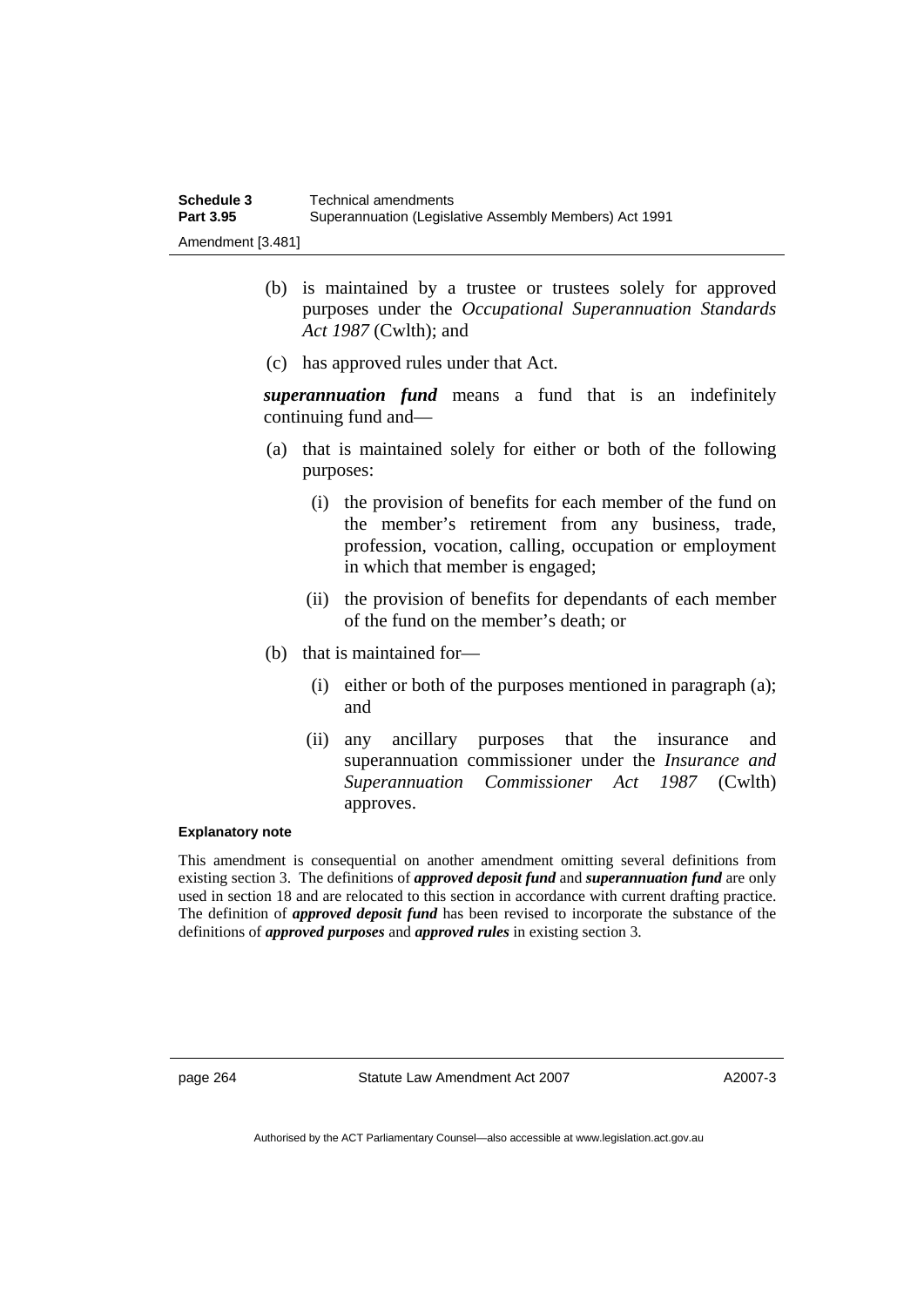(b) is maintained by a trustee or trustees solely for approved purposes under the *Occupational Superannuation Standards Act 1987* (Cwlth); and

(c) has approved rules under that Act.

***superannuation fund*** means a fund that is an indefinitely continuing fund and—

(a) that is maintained solely for either or both of the following purposes:

  (i) the provision of benefits for each member of the fund on the member's retirement from any business, trade, profession, vocation, calling, occupation or employment in which that member is engaged;

  (ii) the provision of benefits for dependants of each member of the fund on the member's death; or

(b) that is maintained for—

  (i) either or both of the purposes mentioned in paragraph (a); and

  (ii) any ancillary purposes that the insurance and superannuation commissioner under the *Insurance and Superannuation Commissioner Act 1987* (Cwlth) approves.

**Explanatory note**

This amendment is consequential on another amendment omitting several definitions from existing section 3. The definitions of ***approved deposit fund*** and ***superannuation fund*** are only used in section 18 and are relocated to this section in accordance with current drafting practice. The definition of ***approved deposit fund*** has been revised to incorporate the substance of the definitions of ***approved purposes*** and ***approved rules*** in existing section 3.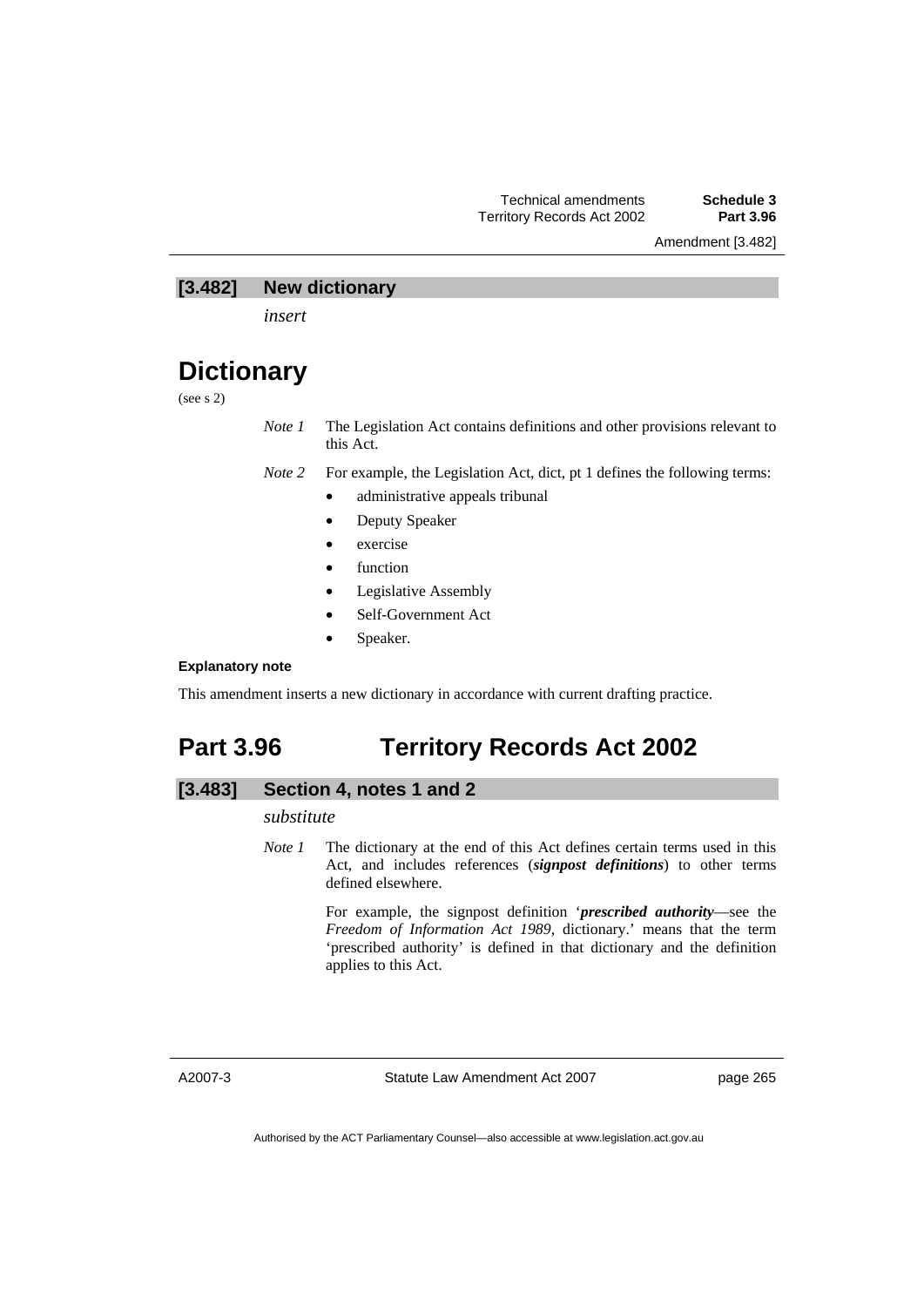### [3.482] New dictionary

*insert*

# Dictionary

(see s 2)

*Note 1* The Legislation Act contains definitions and other provisions relevant to this Act.

*Note 2* For example, the Legislation Act, dict, pt 1 defines the following terms:

- administrative appeals tribunal
- Deputy Speaker
- exercise
- function
- Legislative Assembly
- Self-Government Act
- Speaker.

**Explanatory note**

This amendment inserts a new dictionary in accordance with current drafting practice.

## Part 3.96 Territory Records Act 2002

### [3.483] Section 4, notes 1 and 2

*substitute*

*Note 1* The dictionary at the end of this Act defines certain terms used in this Act, and includes references (***signpost definitions***) to other terms defined elsewhere.

For example, the signpost definition '***prescribed authority***—see the *Freedom of Information Act 1989*, dictionary.' means that the term 'prescribed authority' is defined in that dictionary and the definition applies to this Act.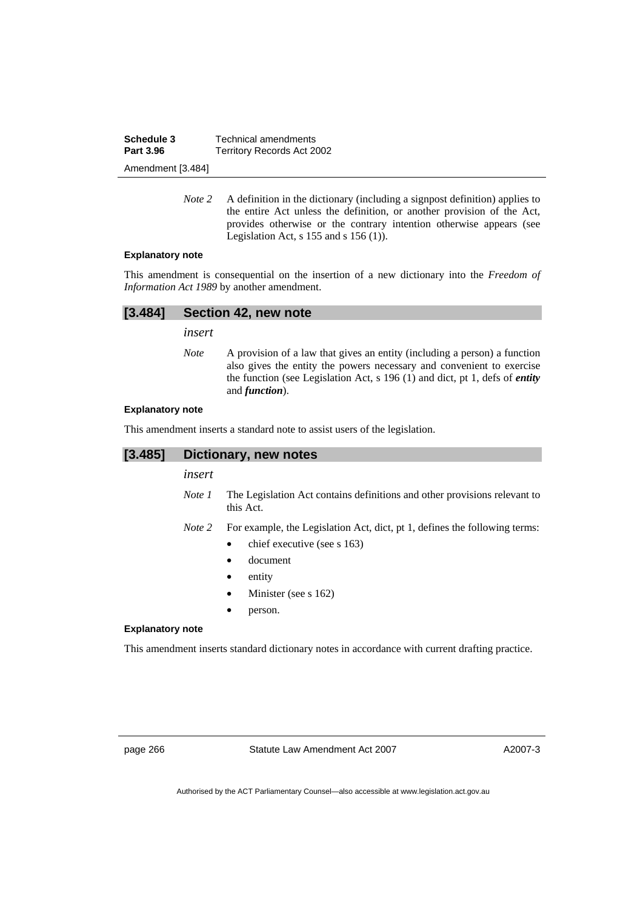*Note 2* A definition in the dictionary (including a signpost definition) applies to the entire Act unless the definition, or another provision of the Act, provides otherwise or the contrary intention otherwise appears (see Legislation Act, s 155 and s 156 (1)).

**Explanatory note**

This amendment is consequential on the insertion of a new dictionary into the *Freedom of Information Act 1989* by another amendment.

## [3.484] Section 42, new note

*insert*

*Note* A provision of a law that gives an entity (including a person) a function also gives the entity the powers necessary and convenient to exercise the function (see Legislation Act, s 196 (1) and dict, pt 1, defs of ***entity*** and ***function***).

**Explanatory note**

This amendment inserts a standard note to assist users of the legislation.

## [3.485] Dictionary, new notes

*insert*

*Note 1* The Legislation Act contains definitions and other provisions relevant to this Act.

*Note 2* For example, the Legislation Act, dict, pt 1, defines the following terms:

- chief executive (see s 163)
- document
- entity
- Minister (see s 162)
- person.

**Explanatory note**

This amendment inserts standard dictionary notes in accordance with current drafting practice.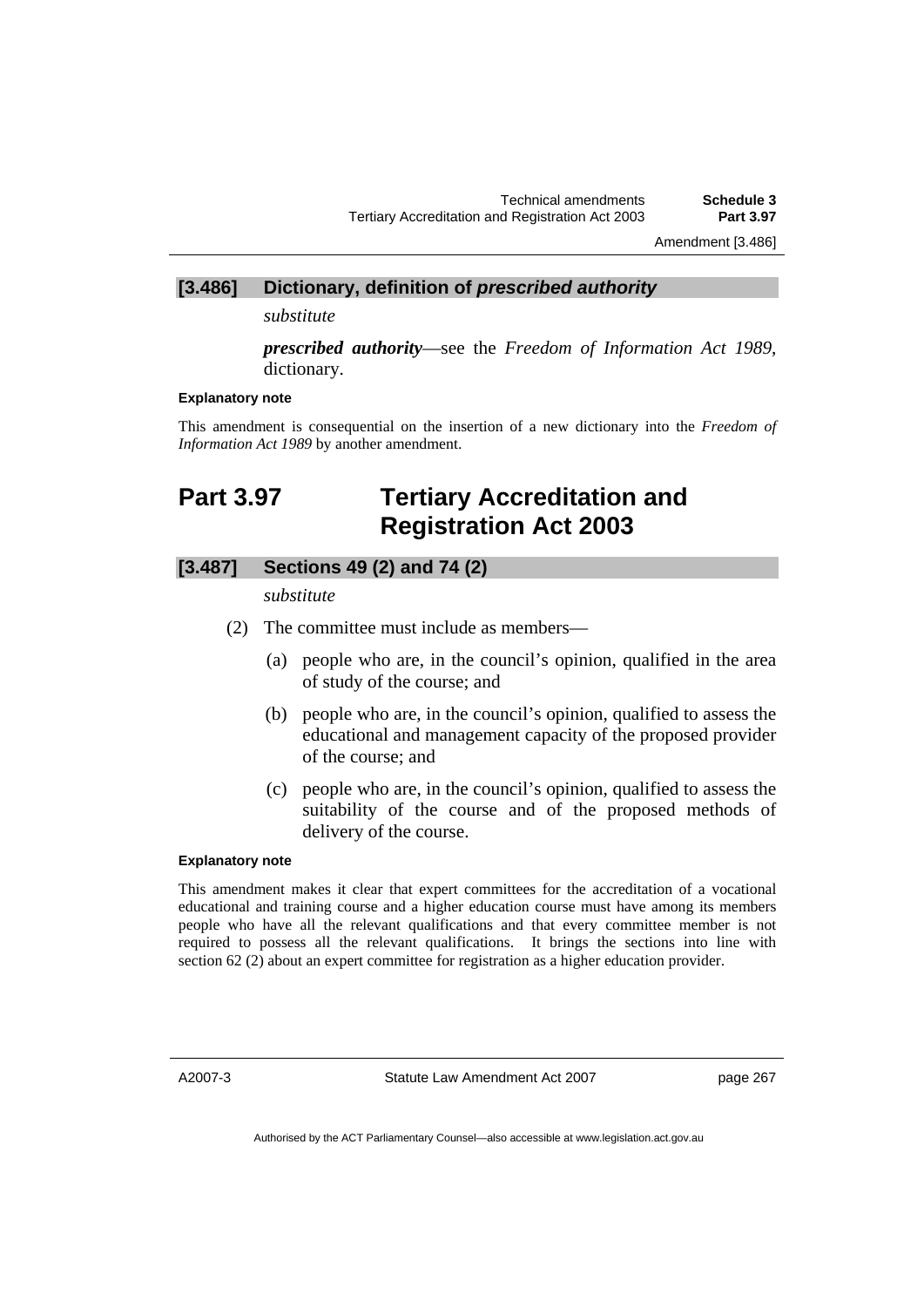### [3.486] Dictionary, definition of *prescribed authority*

*substitute*

***prescribed authority***—see the *Freedom of Information Act 1989*, dictionary.

**Explanatory note**

This amendment is consequential on the insertion of a new dictionary into the *Freedom of Information Act 1989* by another amendment.

# Part 3.97 Tertiary Accreditation and Registration Act 2003

### [3.487] Sections 49 (2) and 74 (2)

*substitute*

(2) The committee must include as members—

(a) people who are, in the council's opinion, qualified in the area of study of the course; and

(b) people who are, in the council's opinion, qualified to assess the educational and management capacity of the proposed provider of the course; and

(c) people who are, in the council's opinion, qualified to assess the suitability of the course and of the proposed methods of delivery of the course.

**Explanatory note**

This amendment makes it clear that expert committees for the accreditation of a vocational educational and training course and a higher education course must have among its members people who have all the relevant qualifications and that every committee member is not required to possess all the relevant qualifications. It brings the sections into line with section 62 (2) about an expert committee for registration as a higher education provider.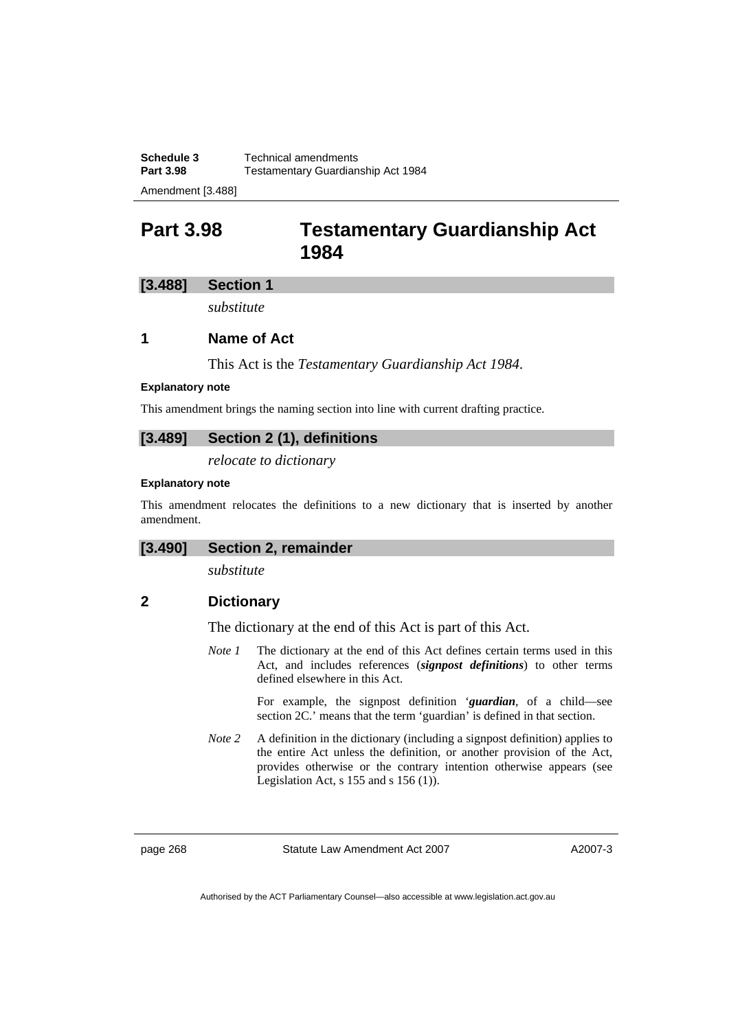# Part 3.98 Testamentary Guardianship Act 1984

## [3.488] Section 1

*substitute*

### 1 Name of Act

This Act is the *Testamentary Guardianship Act 1984*.

**Explanatory note**

This amendment brings the naming section into line with current drafting practice.

## [3.489] Section 2 (1), definitions

*relocate to dictionary*

**Explanatory note**

This amendment relocates the definitions to a new dictionary that is inserted by another amendment.

## [3.490] Section 2, remainder

*substitute*

### 2 Dictionary

The dictionary at the end of this Act is part of this Act.

*Note 1* The dictionary at the end of this Act defines certain terms used in this Act, and includes references (***signpost definitions***) to other terms defined elsewhere in this Act.

For example, the signpost definition '***guardian***, of a child—see section 2C.' means that the term 'guardian' is defined in that section.

*Note 2* A definition in the dictionary (including a signpost definition) applies to the entire Act unless the definition, or another provision of the Act, provides otherwise or the contrary intention otherwise appears (see Legislation Act, s 155 and s 156 (1)).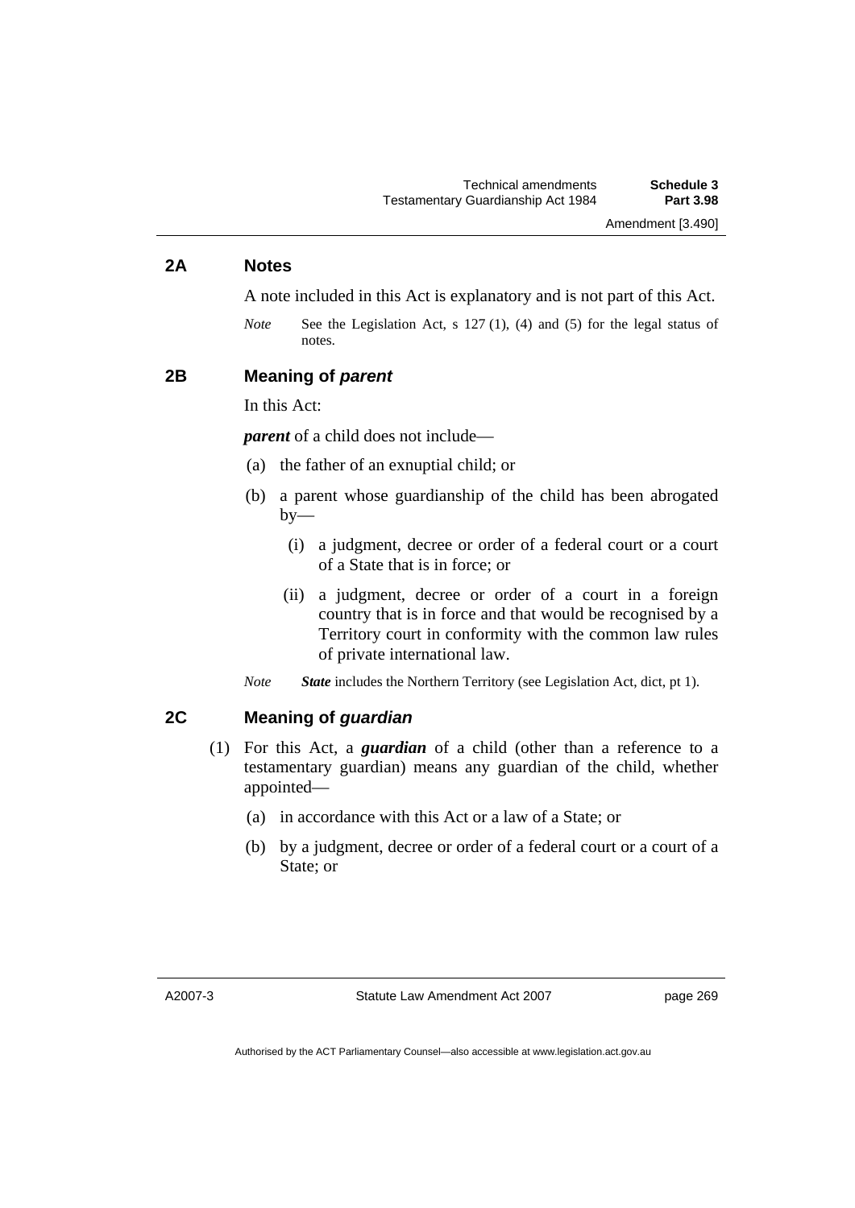## 2A Notes

A note included in this Act is explanatory and is not part of this Act.

*Note* See the Legislation Act, s 127 (1), (4) and (5) for the legal status of notes.

## 2B Meaning of *parent*

In this Act:

***parent*** of a child does not include—

(a) the father of an exnuptial child; or

(b) a parent whose guardianship of the child has been abrogated by—

(i) a judgment, decree or order of a federal court or a court of a State that is in force; or

(ii) a judgment, decree or order of a court in a foreign country that is in force and that would be recognised by a Territory court in conformity with the common law rules of private international law.

*Note* ***State*** includes the Northern Territory (see Legislation Act, dict, pt 1).

## 2C Meaning of *guardian*

(1) For this Act, a ***guardian*** of a child (other than a reference to a testamentary guardian) means any guardian of the child, whether appointed—

(a) in accordance with this Act or a law of a State; or

(b) by a judgment, decree or order of a federal court or a court of a State; or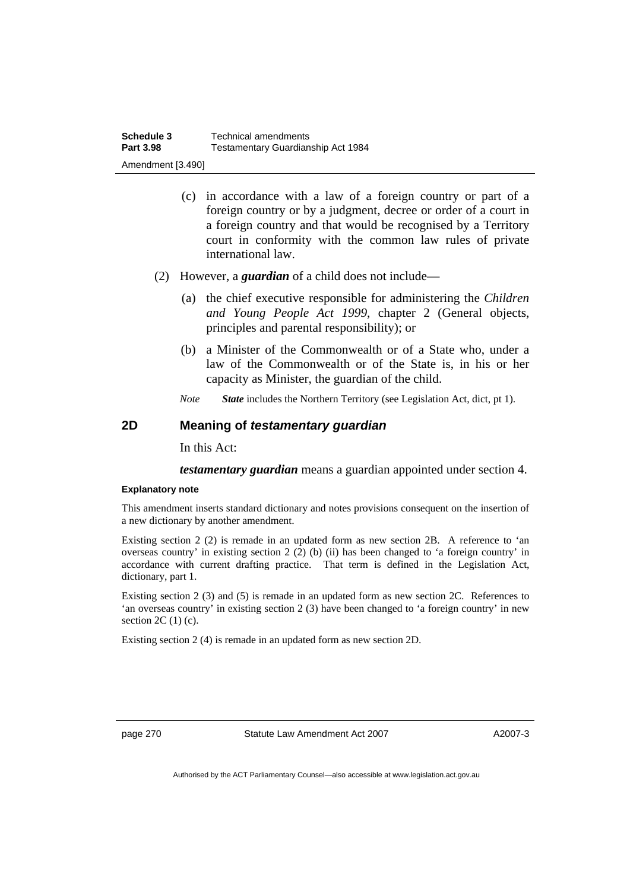(c) in accordance with a law of a foreign country or part of a foreign country or by a judgment, decree or order of a court in a foreign country and that would be recognised by a Territory court in conformity with the common law rules of private international law.

(2) However, a ***guardian*** of a child does not include—

(a) the chief executive responsible for administering the *Children and Young People Act 1999*, chapter 2 (General objects, principles and parental responsibility); or

(b) a Minister of the Commonwealth or of a State who, under a law of the Commonwealth or of the State is, in his or her capacity as Minister, the guardian of the child.

*Note* ***State*** includes the Northern Territory (see Legislation Act, dict, pt 1).

## 2D Meaning of *testamentary guardian*

In this Act:

***testamentary guardian*** means a guardian appointed under section 4.

**Explanatory note**

This amendment inserts standard dictionary and notes provisions consequent on the insertion of a new dictionary by another amendment.

Existing section 2 (2) is remade in an updated form as new section 2B. A reference to 'an overseas country' in existing section 2 (2) (b) (ii) has been changed to 'a foreign country' in accordance with current drafting practice. That term is defined in the Legislation Act, dictionary, part 1.

Existing section 2 (3) and (5) is remade in an updated form as new section 2C. References to 'an overseas country' in existing section 2 (3) have been changed to 'a foreign country' in new section 2C (1) (c).

Existing section 2 (4) is remade in an updated form as new section 2D.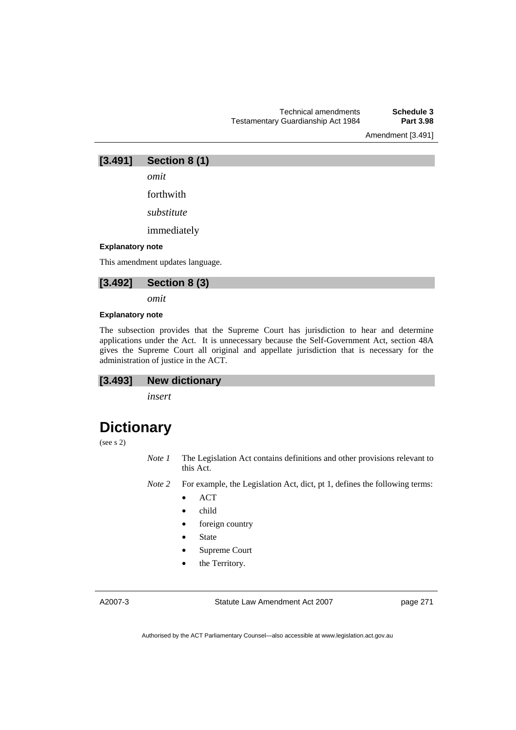### [3.491] Section 8 (1)

*omit*

forthwith

*substitute*

immediately

**Explanatory note**

This amendment updates language.

### [3.492] Section 8 (3)

*omit*

**Explanatory note**

The subsection provides that the Supreme Court has jurisdiction to hear and determine applications under the Act. It is unnecessary because the Self-Government Act, section 48A gives the Supreme Court all original and appellate jurisdiction that is necessary for the administration of justice in the ACT.

### [3.493] New dictionary

*insert*

# Dictionary

(see s 2)

*Note 1* The Legislation Act contains definitions and other provisions relevant to this Act.

*Note 2* For example, the Legislation Act, dict, pt 1, defines the following terms:

- ACT
- child
- foreign country
- State
- Supreme Court
- the Territory.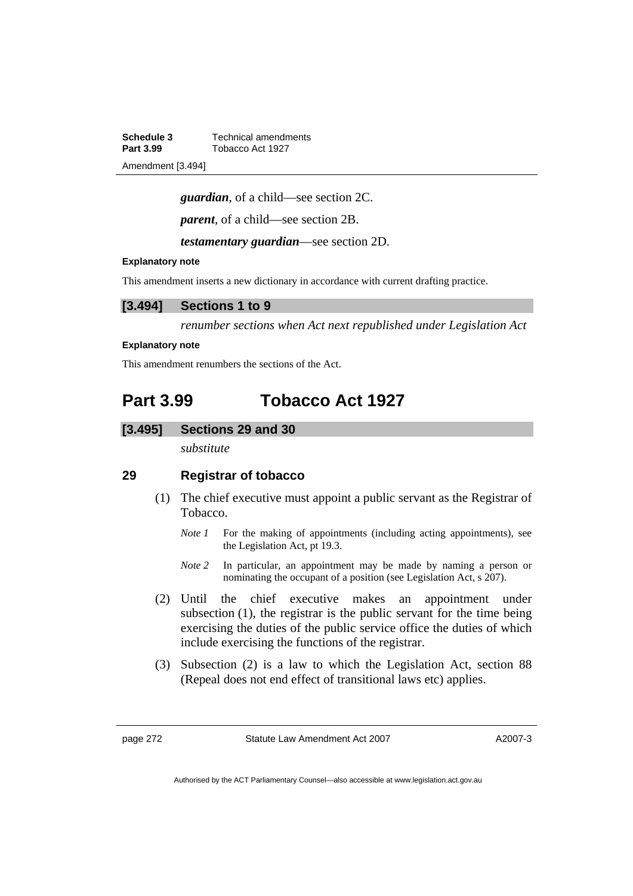***guardian***, of a child—see section 2C.

***parent***, of a child—see section 2B.

***testamentary guardian***—see section 2D.

**Explanatory note**

This amendment inserts a new dictionary in accordance with current drafting practice.

### [3.494] Sections 1 to 9

*renumber sections when Act next republished under Legislation Act*

**Explanatory note**

This amendment renumbers the sections of the Act.

## Part 3.99 Tobacco Act 1927

### [3.495] Sections 29 and 30

*substitute*

### 29 Registrar of tobacco

(1) The chief executive must appoint a public servant as the Registrar of Tobacco.

*Note 1* For the making of appointments (including acting appointments), see the Legislation Act, pt 19.3.

*Note 2* In particular, an appointment may be made by naming a person or nominating the occupant of a position (see Legislation Act, s 207).

(2) Until the chief executive makes an appointment under subsection (1), the registrar is the public servant for the time being exercising the duties of the public service office the duties of which include exercising the functions of the registrar.

(3) Subsection (2) is a law to which the Legislation Act, section 88 (Repeal does not end effect of transitional laws etc) applies.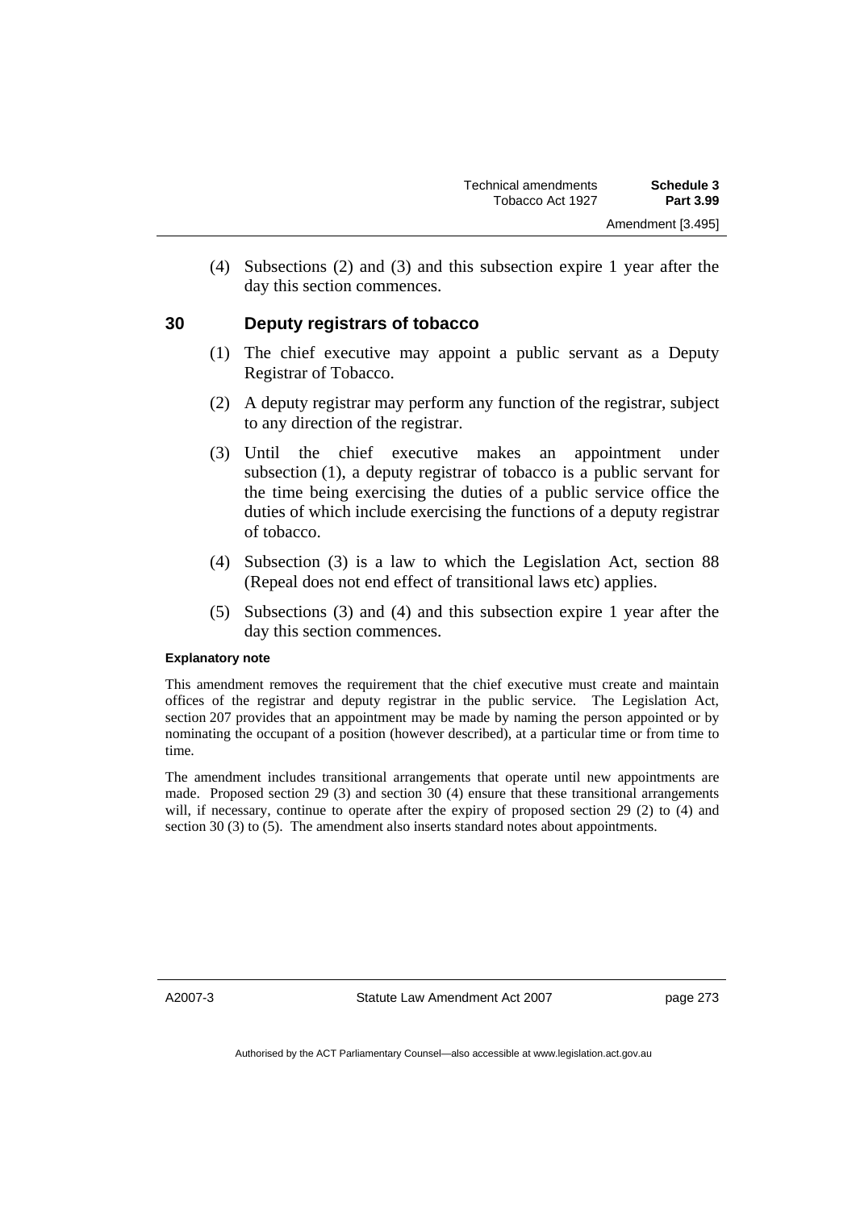(4) Subsections (2) and (3) and this subsection expire 1 year after the day this section commences.

## 30 Deputy registrars of tobacco

(1) The chief executive may appoint a public servant as a Deputy Registrar of Tobacco.

(2) A deputy registrar may perform any function of the registrar, subject to any direction of the registrar.

(3) Until the chief executive makes an appointment under subsection (1), a deputy registrar of tobacco is a public servant for the time being exercising the duties of a public service office the duties of which include exercising the functions of a deputy registrar of tobacco.

(4) Subsection (3) is a law to which the Legislation Act, section 88 (Repeal does not end effect of transitional laws etc) applies.

(5) Subsections (3) and (4) and this subsection expire 1 year after the day this section commences.

**Explanatory note**

This amendment removes the requirement that the chief executive must create and maintain offices of the registrar and deputy registrar in the public service. The Legislation Act, section 207 provides that an appointment may be made by naming the person appointed or by nominating the occupant of a position (however described), at a particular time or from time to time.

The amendment includes transitional arrangements that operate until new appointments are made. Proposed section 29 (3) and section 30 (4) ensure that these transitional arrangements will, if necessary, continue to operate after the expiry of proposed section 29 (2) to (4) and section 30 (3) to (5). The amendment also inserts standard notes about appointments.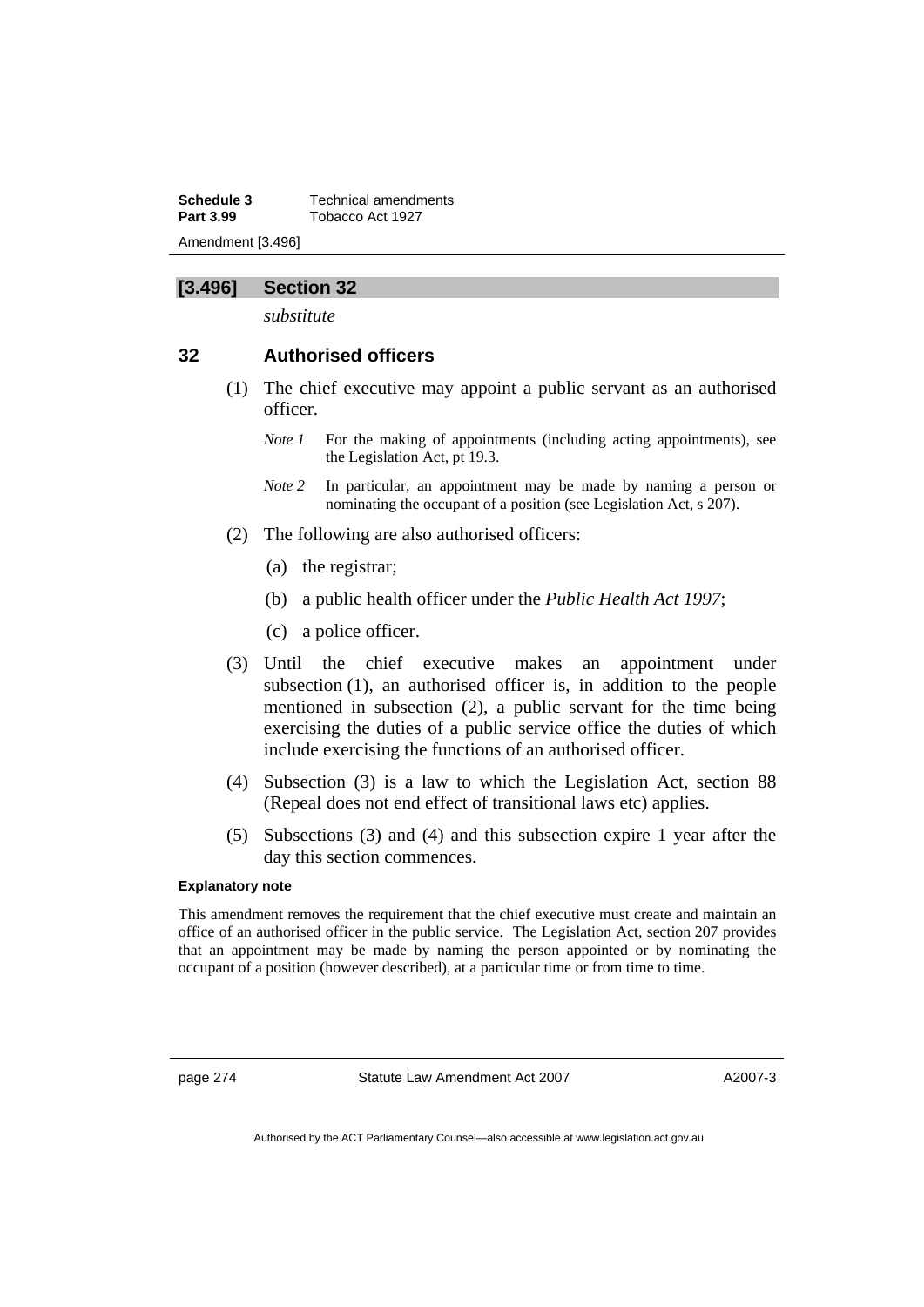## [3.496] Section 32

*substitute*

### 32 Authorised officers

(1) The chief executive may appoint a public servant as an authorised officer.

*Note 1* For the making of appointments (including acting appointments), see the Legislation Act, pt 19.3.

*Note 2* In particular, an appointment may be made by naming a person or nominating the occupant of a position (see Legislation Act, s 207).

(2) The following are also authorised officers:

(a) the registrar;

(b) a public health officer under the *Public Health Act 1997*;

(c) a police officer.

(3) Until the chief executive makes an appointment under subsection (1), an authorised officer is, in addition to the people mentioned in subsection (2), a public servant for the time being exercising the duties of a public service office the duties of which include exercising the functions of an authorised officer.

(4) Subsection (3) is a law to which the Legislation Act, section 88 (Repeal does not end effect of transitional laws etc) applies.

(5) Subsections (3) and (4) and this subsection expire 1 year after the day this section commences.

**Explanatory note**

This amendment removes the requirement that the chief executive must create and maintain an office of an authorised officer in the public service. The Legislation Act, section 207 provides that an appointment may be made by naming the person appointed or by nominating the occupant of a position (however described), at a particular time or from time to time.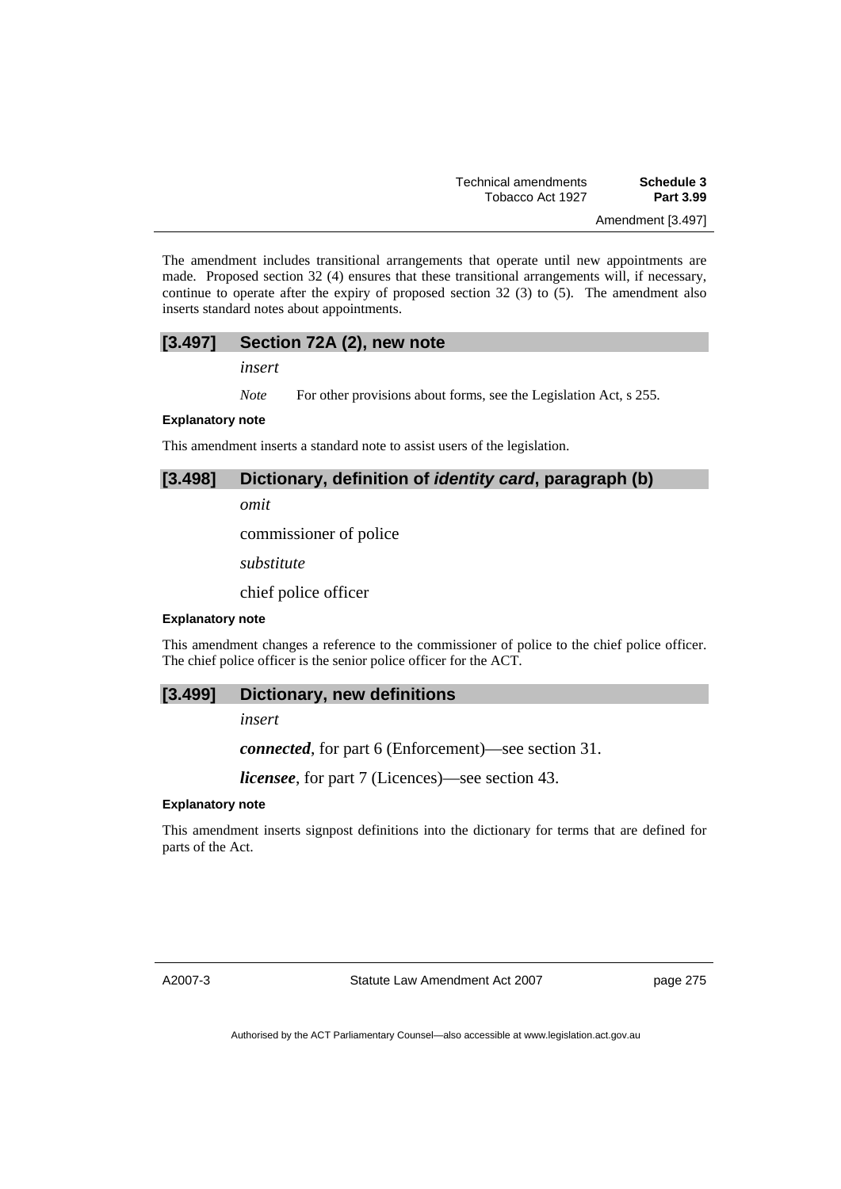The amendment includes transitional arrangements that operate until new appointments are made. Proposed section 32 (4) ensures that these transitional arrangements will, if necessary, continue to operate after the expiry of proposed section 32 (3) to (5). The amendment also inserts standard notes about appointments.

### [3.497] Section 72A (2), new note

*insert*

*Note* For other provisions about forms, see the Legislation Act, s 255.

#### Explanatory note

This amendment inserts a standard note to assist users of the legislation.

### [3.498] Dictionary, definition of *identity card*, paragraph (b)

*omit*

commissioner of police

*substitute*

chief police officer

#### Explanatory note

This amendment changes a reference to the commissioner of police to the chief police officer. The chief police officer is the senior police officer for the ACT.

### [3.499] Dictionary, new definitions

*insert*

***connected***, for part 6 (Enforcement)—see section 31.

***licensee***, for part 7 (Licences)—see section 43.

#### Explanatory note

This amendment inserts signpost definitions into the dictionary for terms that are defined for parts of the Act.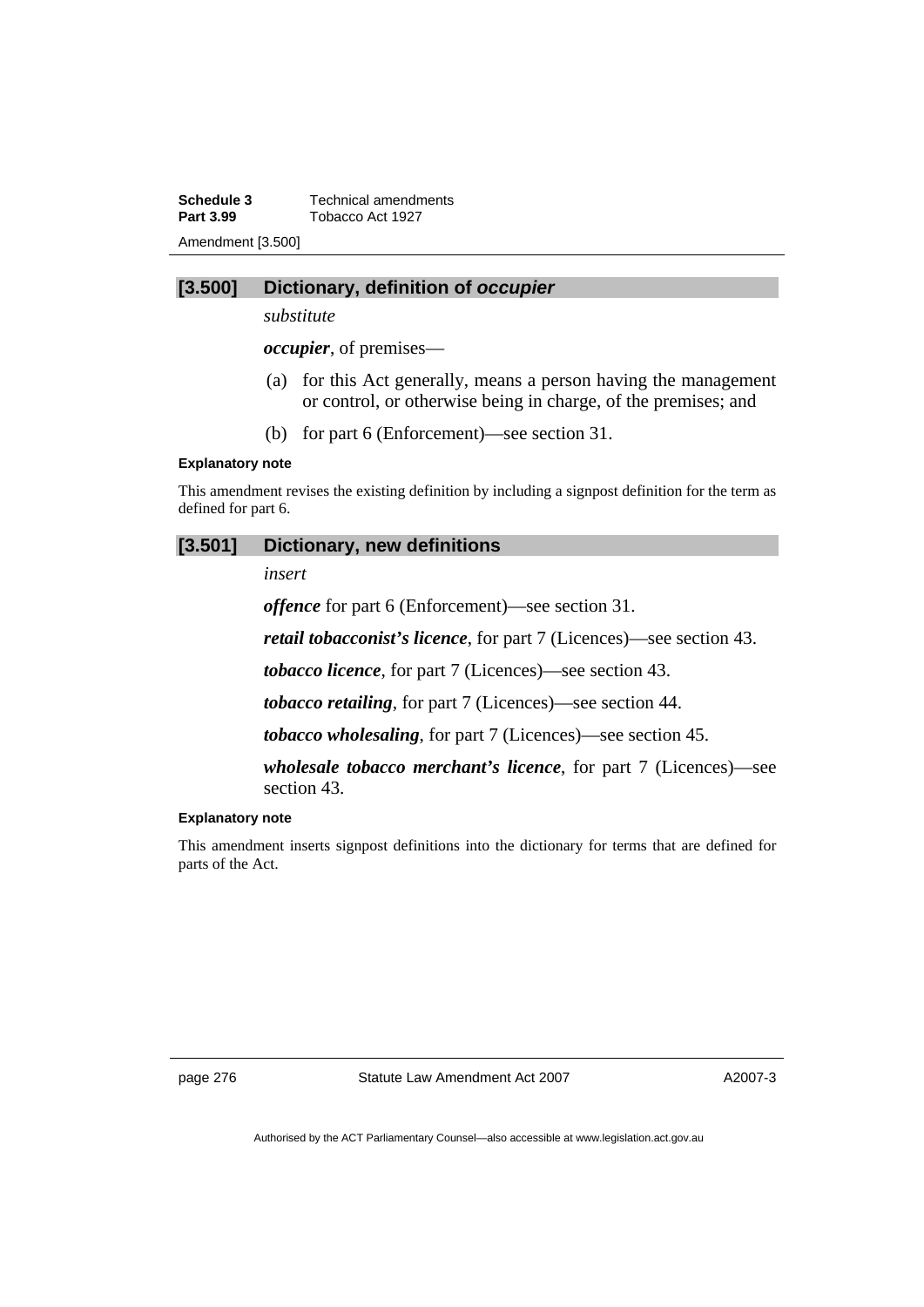## [3.500] Dictionary, definition of *occupier*

*substitute*

***occupier***, of premises—

(a) for this Act generally, means a person having the management or control, or otherwise being in charge, of the premises; and

(b) for part 6 (Enforcement)—see section 31.

#### Explanatory note

This amendment revises the existing definition by including a signpost definition for the term as defined for part 6.

## [3.501] Dictionary, new definitions

*insert*

***offence*** for part 6 (Enforcement)—see section 31.

***retail tobacconist's licence***, for part 7 (Licences)—see section 43.

***tobacco licence***, for part 7 (Licences)—see section 43.

***tobacco retailing***, for part 7 (Licences)—see section 44.

***tobacco wholesaling***, for part 7 (Licences)—see section 45.

***wholesale tobacco merchant's licence***, for part 7 (Licences)—see section 43.

#### Explanatory note

This amendment inserts signpost definitions into the dictionary for terms that are defined for parts of the Act.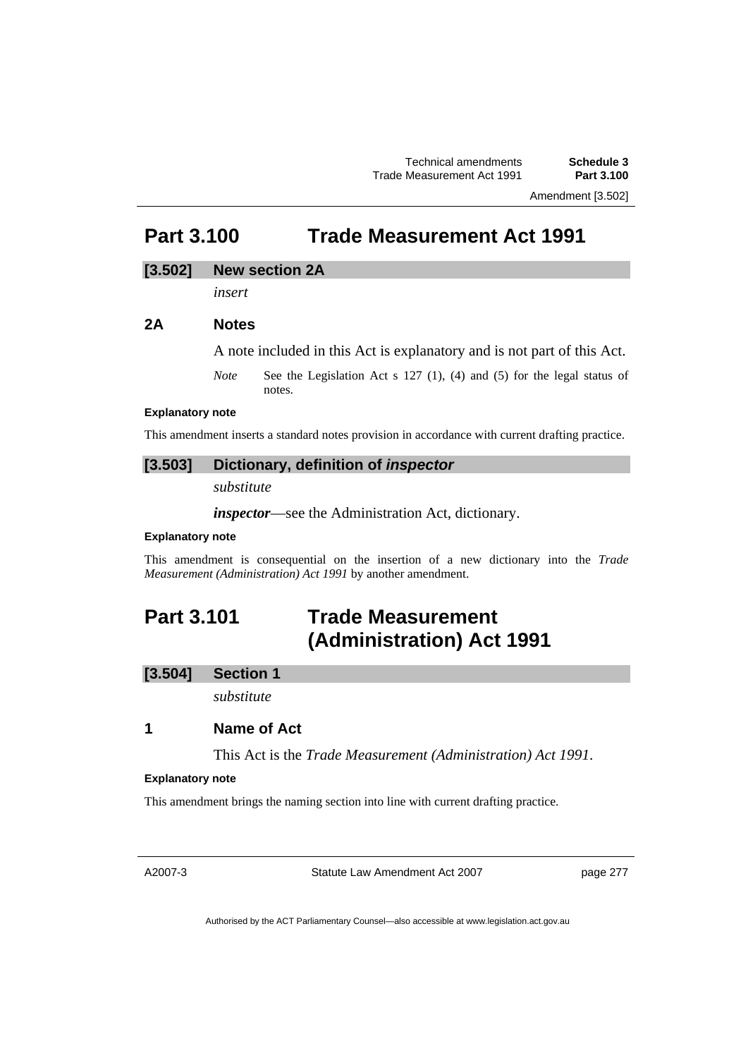# Part 3.100 Trade Measurement Act 1991

### [3.502] New section 2A

*insert*

### 2A Notes

A note included in this Act is explanatory and is not part of this Act.

*Note* See the Legislation Act s 127 (1), (4) and (5) for the legal status of notes.

**Explanatory note**

This amendment inserts a standard notes provision in accordance with current drafting practice.

### [3.503] Dictionary, definition of *inspector*

*substitute*

***inspector***—see the Administration Act, dictionary.

**Explanatory note**

This amendment is consequential on the insertion of a new dictionary into the *Trade Measurement (Administration) Act 1991* by another amendment.

# Part 3.101 Trade Measurement (Administration) Act 1991

### [3.504] Section 1

*substitute*

### 1 Name of Act

This Act is the *Trade Measurement (Administration) Act 1991*.

**Explanatory note**

This amendment brings the naming section into line with current drafting practice.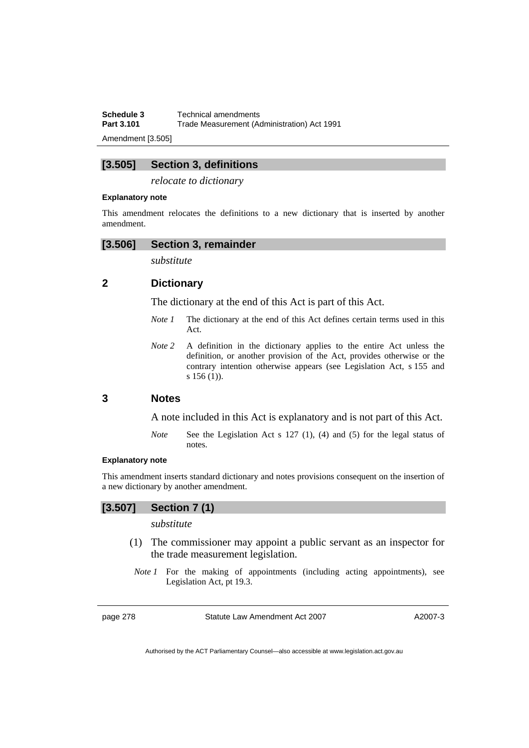### [3.505] Section 3, definitions

*relocate to dictionary*

#### Explanatory note

This amendment relocates the definitions to a new dictionary that is inserted by another amendment.

### [3.506] Section 3, remainder

*substitute*

### 2 Dictionary

The dictionary at the end of this Act is part of this Act.

*Note 1* The dictionary at the end of this Act defines certain terms used in this Act.

*Note 2* A definition in the dictionary applies to the entire Act unless the definition, or another provision of the Act, provides otherwise or the contrary intention otherwise appears (see Legislation Act, s 155 and s 156 (1)).

### 3 Notes

A note included in this Act is explanatory and is not part of this Act.

*Note* See the Legislation Act s 127 (1), (4) and (5) for the legal status of notes.

#### Explanatory note

This amendment inserts standard dictionary and notes provisions consequent on the insertion of a new dictionary by another amendment.

### [3.507] Section 7 (1)

*substitute*

(1) The commissioner may appoint a public servant as an inspector for the trade measurement legislation.

*Note 1* For the making of appointments (including acting appointments), see Legislation Act, pt 19.3.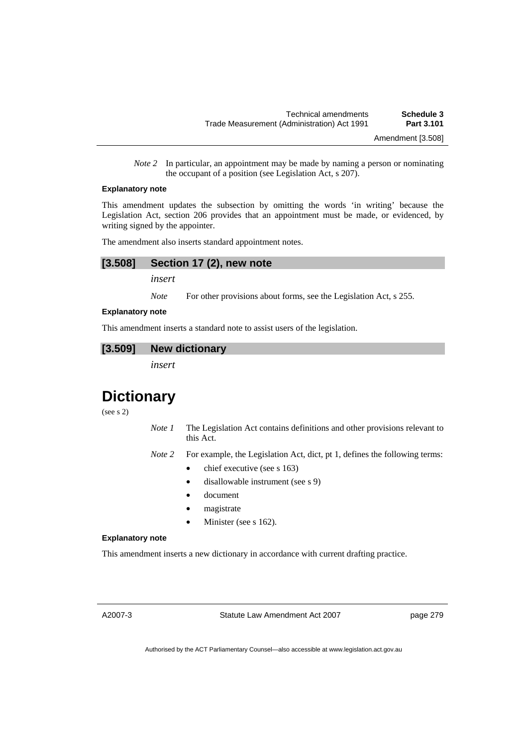*Note 2* In particular, an appointment may be made by naming a person or nominating the occupant of a position (see Legislation Act, s 207).

**Explanatory note**

This amendment updates the subsection by omitting the words 'in writing' because the Legislation Act, section 206 provides that an appointment must be made, or evidenced, by writing signed by the appointer.

The amendment also inserts standard appointment notes.

### [3.508] Section 17 (2), new note

*insert*

*Note* For other provisions about forms, see the Legislation Act, s 255.

**Explanatory note**

This amendment inserts a standard note to assist users of the legislation.

### [3.509] New dictionary

*insert*

# Dictionary

(see s 2)

*Note 1* The Legislation Act contains definitions and other provisions relevant to this Act.

*Note 2* For example, the Legislation Act, dict, pt 1, defines the following terms:

- chief executive (see s 163)
- disallowable instrument (see s 9)
- document
- magistrate
- Minister (see s 162).

**Explanatory note**

This amendment inserts a new dictionary in accordance with current drafting practice.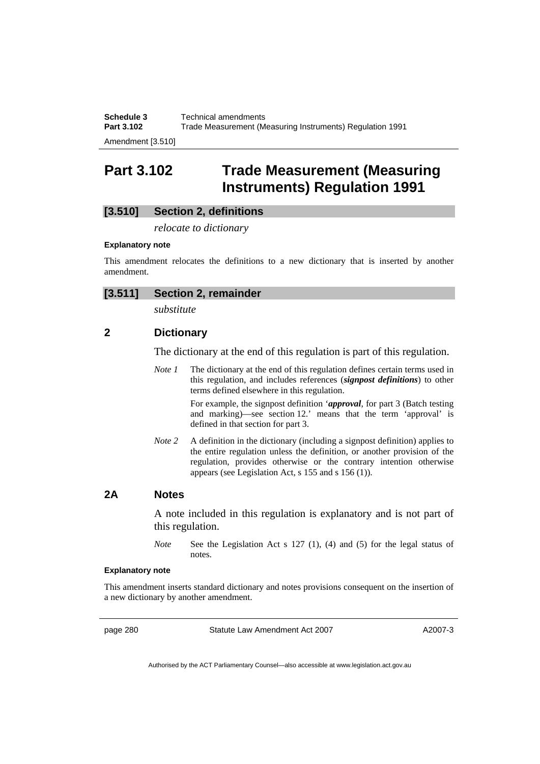# Part 3.102 Trade Measurement (Measuring Instruments) Regulation 1991

## [3.510] Section 2, definitions

*relocate to dictionary*

**Explanatory note**

This amendment relocates the definitions to a new dictionary that is inserted by another amendment.

## [3.511] Section 2, remainder

*substitute*

### 2 Dictionary

The dictionary at the end of this regulation is part of this regulation.

*Note 1* The dictionary at the end of this regulation defines certain terms used in this regulation, and includes references (***signpost definitions***) to other terms defined elsewhere in this regulation.

For example, the signpost definition '***approval***, for part 3 (Batch testing and marking)—see section 12.' means that the term 'approval' is defined in that section for part 3.

*Note 2* A definition in the dictionary (including a signpost definition) applies to the entire regulation unless the definition, or another provision of the regulation, provides otherwise or the contrary intention otherwise appears (see Legislation Act, s 155 and s 156 (1)).

### 2A Notes

A note included in this regulation is explanatory and is not part of this regulation.

*Note* See the Legislation Act s 127 (1), (4) and (5) for the legal status of notes.

**Explanatory note**

This amendment inserts standard dictionary and notes provisions consequent on the insertion of a new dictionary by another amendment.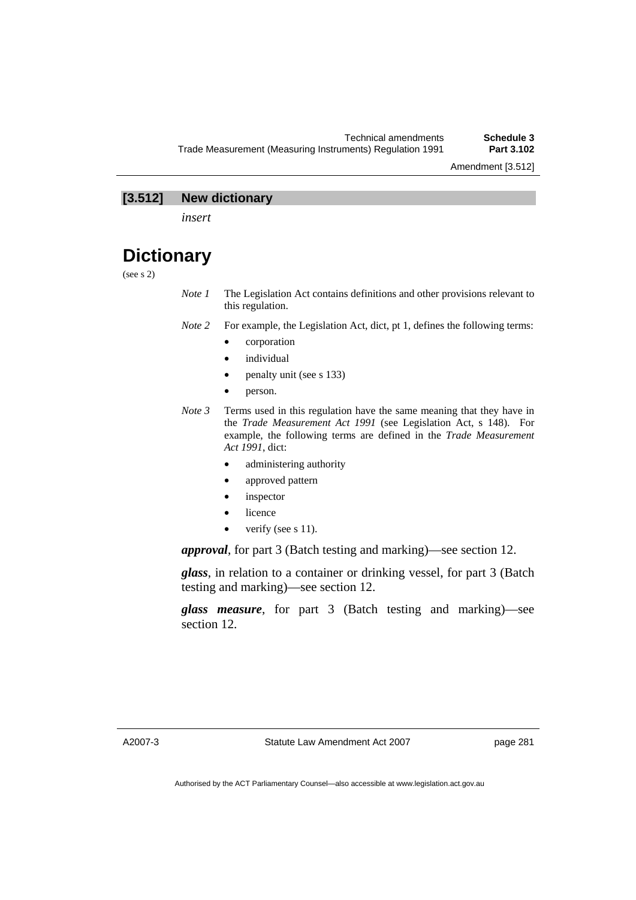## [3.512] New dictionary

*insert*

# Dictionary

(see s 2)

*Note 1* The Legislation Act contains definitions and other provisions relevant to this regulation.

*Note 2* For example, the Legislation Act, dict, pt 1, defines the following terms:

- corporation
- individual
- penalty unit (see s 133)
- person.

*Note 3* Terms used in this regulation have the same meaning that they have in the *Trade Measurement Act 1991* (see Legislation Act, s 148). For example, the following terms are defined in the *Trade Measurement Act 1991*, dict:

- administering authority
- approved pattern
- inspector
- licence
- verify (see s 11).

***approval***, for part 3 (Batch testing and marking)—see section 12.

***glass***, in relation to a container or drinking vessel, for part 3 (Batch testing and marking)—see section 12.

***glass measure***, for part 3 (Batch testing and marking)—see section 12.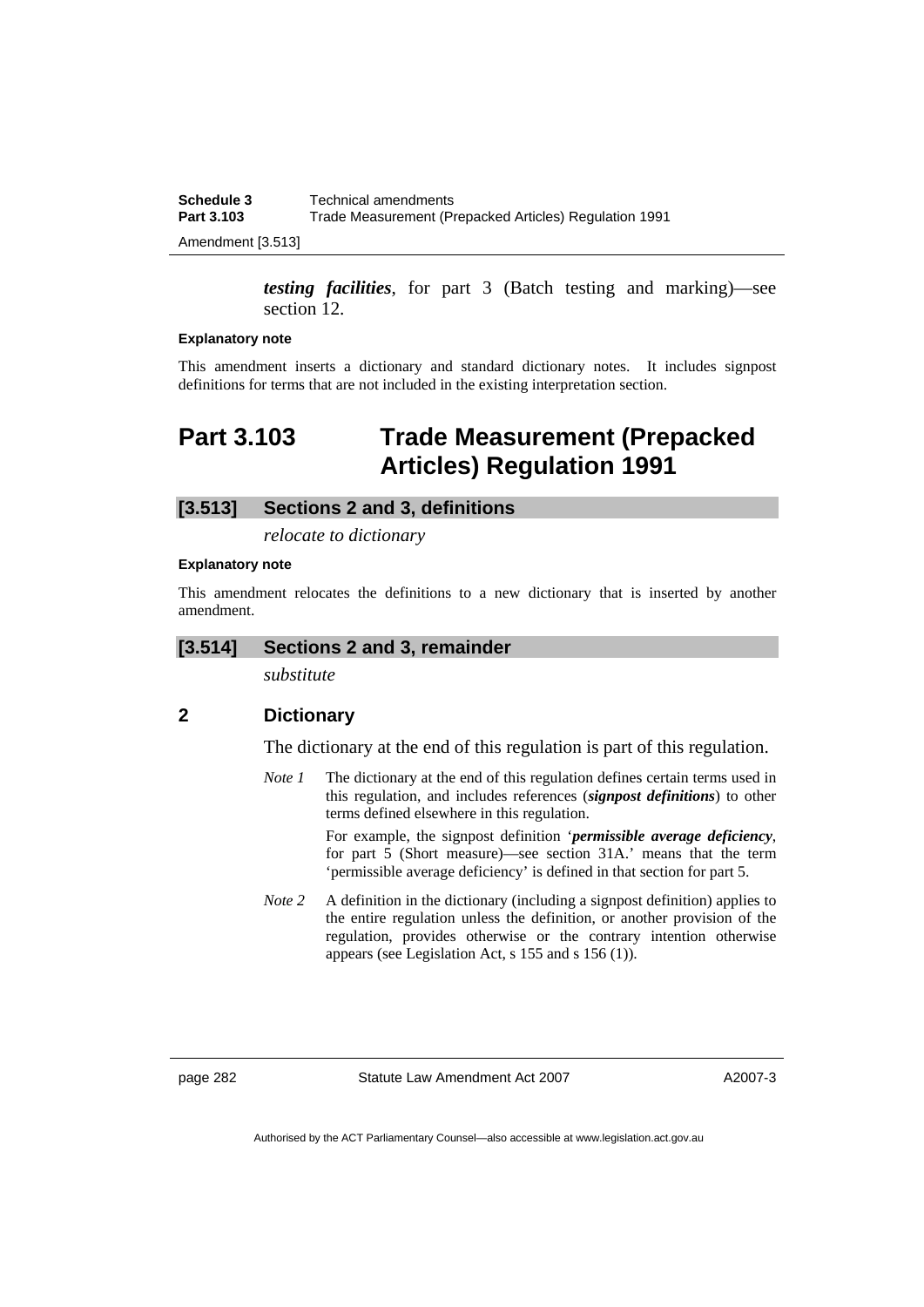*testing facilities*, for part 3 (Batch testing and marking)—see section 12.

#### Explanatory note

This amendment inserts a dictionary and standard dictionary notes. It includes signpost definitions for terms that are not included in the existing interpretation section.

# Part 3.103 Trade Measurement (Prepacked Articles) Regulation 1991

## [3.513] Sections 2 and 3, definitions

*relocate to dictionary*

#### Explanatory note

This amendment relocates the definitions to a new dictionary that is inserted by another amendment.

## [3.514] Sections 2 and 3, remainder

*substitute*

### 2 Dictionary

The dictionary at the end of this regulation is part of this regulation.

*Note 1* The dictionary at the end of this regulation defines certain terms used in this regulation, and includes references (***signpost definitions***) to other terms defined elsewhere in this regulation.

For example, the signpost definition '***permissible average deficiency***, for part 5 (Short measure)—see section 31A.' means that the term 'permissible average deficiency' is defined in that section for part 5.

*Note 2* A definition in the dictionary (including a signpost definition) applies to the entire regulation unless the definition, or another provision of the regulation, provides otherwise or the contrary intention otherwise appears (see Legislation Act, s 155 and s 156 (1)).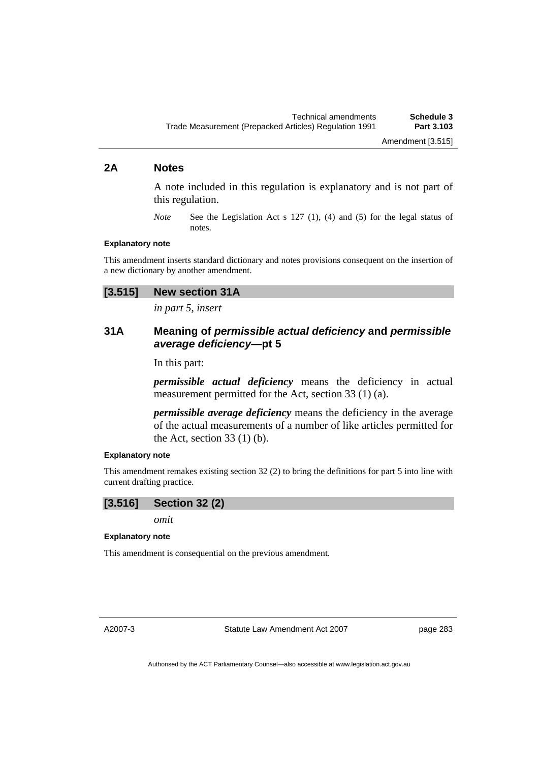## 2A Notes

A note included in this regulation is explanatory and is not part of this regulation.

*Note* See the Legislation Act s 127 (1), (4) and (5) for the legal status of notes.

**Explanatory note**

This amendment inserts standard dictionary and notes provisions consequent on the insertion of a new dictionary by another amendment.

### [3.515] New section 31A

*in part 5, insert*

## 31A Meaning of *permissible actual deficiency* and *permissible average deficiency*—pt 5

In this part:

***permissible actual deficiency*** means the deficiency in actual measurement permitted for the Act, section 33 (1) (a).

***permissible average deficiency*** means the deficiency in the average of the actual measurements of a number of like articles permitted for the Act, section 33 (1) (b).

**Explanatory note**

This amendment remakes existing section 32 (2) to bring the definitions for part 5 into line with current drafting practice.

### [3.516] Section 32 (2)

*omit*

**Explanatory note**

This amendment is consequential on the previous amendment.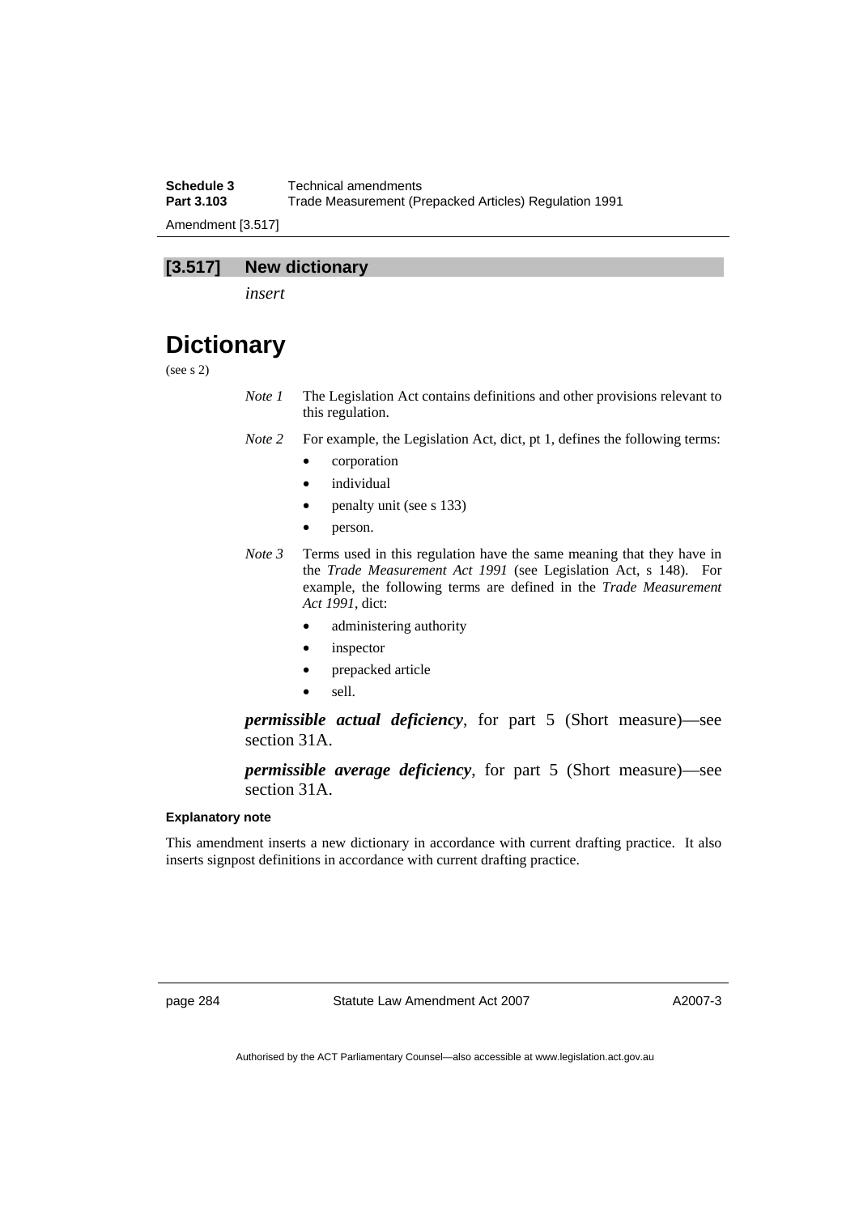## [3.517] New dictionary

*insert*

# Dictionary

(see s 2)

*Note 1* The Legislation Act contains definitions and other provisions relevant to this regulation.

*Note 2* For example, the Legislation Act, dict, pt 1, defines the following terms:

- corporation
- individual
- penalty unit (see s 133)
- person.

*Note 3* Terms used in this regulation have the same meaning that they have in the *Trade Measurement Act 1991* (see Legislation Act, s 148). For example, the following terms are defined in the *Trade Measurement Act 1991*, dict:

- administering authority
- inspector
- prepacked article
- sell.

***permissible actual deficiency***, for part 5 (Short measure)—see section 31A.

***permissible average deficiency***, for part 5 (Short measure)—see section 31A.

#### Explanatory note

This amendment inserts a new dictionary in accordance with current drafting practice. It also inserts signpost definitions in accordance with current drafting practice.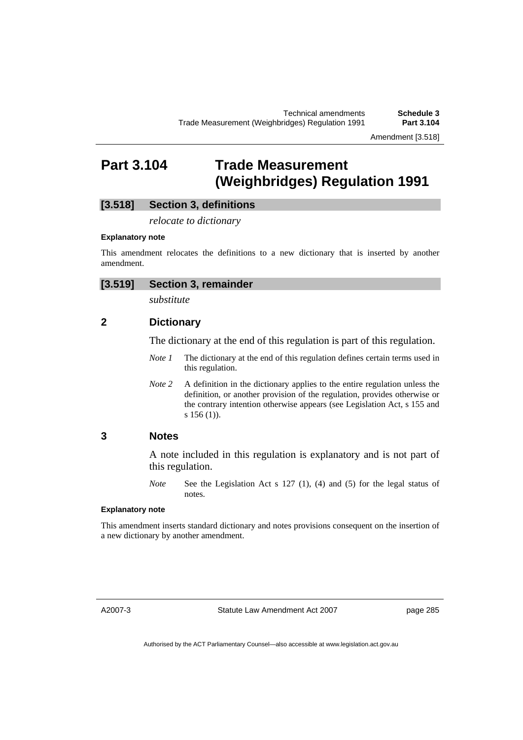# Part 3.104 Trade Measurement (Weighbridges) Regulation 1991

## [3.518] Section 3, definitions

*relocate to dictionary*

**Explanatory note**

This amendment relocates the definitions to a new dictionary that is inserted by another amendment.

## [3.519] Section 3, remainder

*substitute*

### 2 Dictionary

The dictionary at the end of this regulation is part of this regulation.

*Note 1* The dictionary at the end of this regulation defines certain terms used in this regulation.

*Note 2* A definition in the dictionary applies to the entire regulation unless the definition, or another provision of the regulation, provides otherwise or the contrary intention otherwise appears (see Legislation Act, s 155 and s 156 (1)).

### 3 Notes

A note included in this regulation is explanatory and is not part of this regulation.

*Note* See the Legislation Act s 127 (1), (4) and (5) for the legal status of notes.

**Explanatory note**

This amendment inserts standard dictionary and notes provisions consequent on the insertion of a new dictionary by another amendment.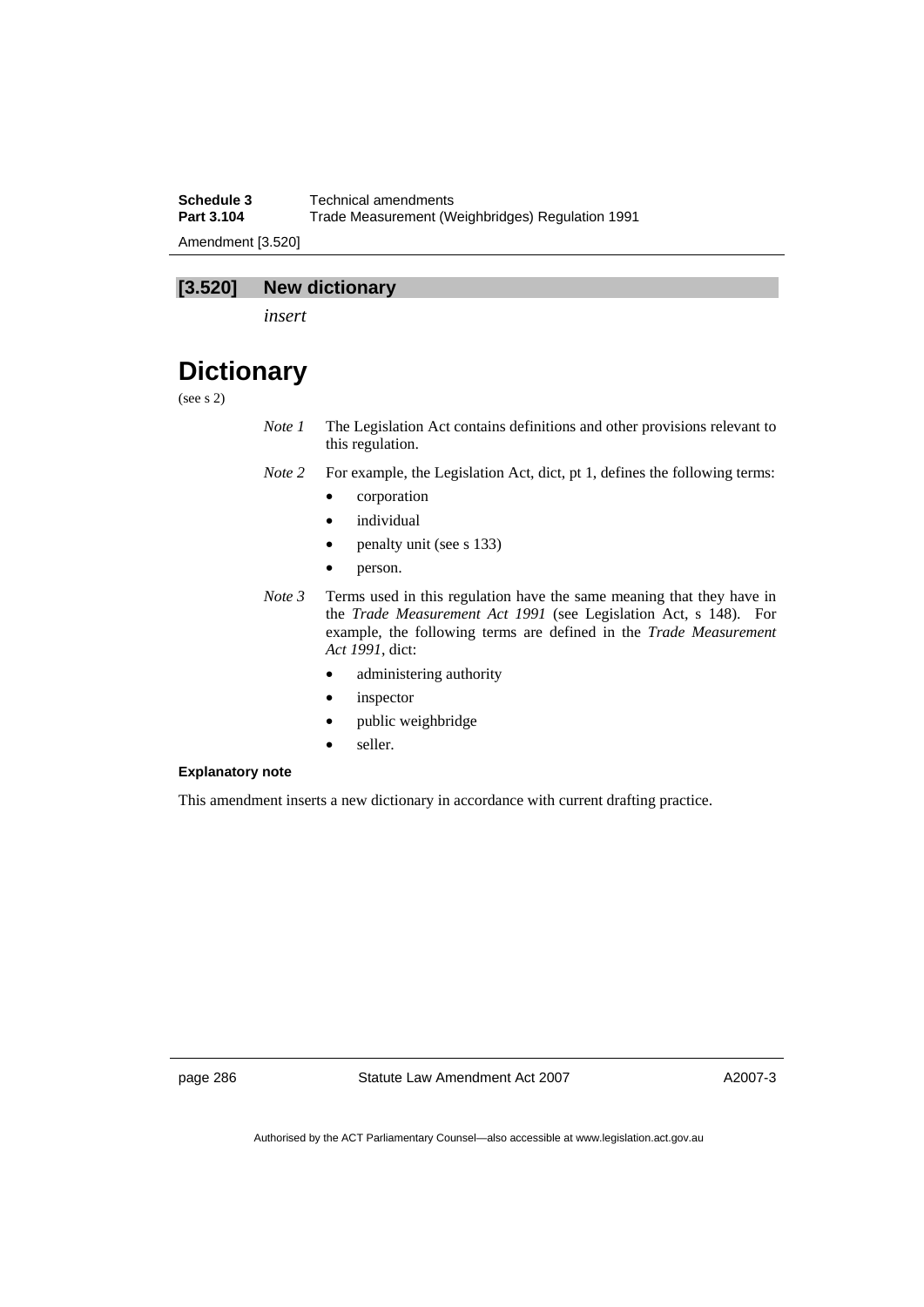## [3.520] New dictionary

*insert*

# Dictionary

(see s 2)

*Note 1* The Legislation Act contains definitions and other provisions relevant to this regulation.

*Note 2* For example, the Legislation Act, dict, pt 1, defines the following terms:

- corporation
- individual
- penalty unit (see s 133)
- person.

*Note 3* Terms used in this regulation have the same meaning that they have in the *Trade Measurement Act 1991* (see Legislation Act, s 148). For example, the following terms are defined in the *Trade Measurement Act 1991*, dict:

- administering authority
- inspector
- public weighbridge
- seller.

**Explanatory note**

This amendment inserts a new dictionary in accordance with current drafting practice.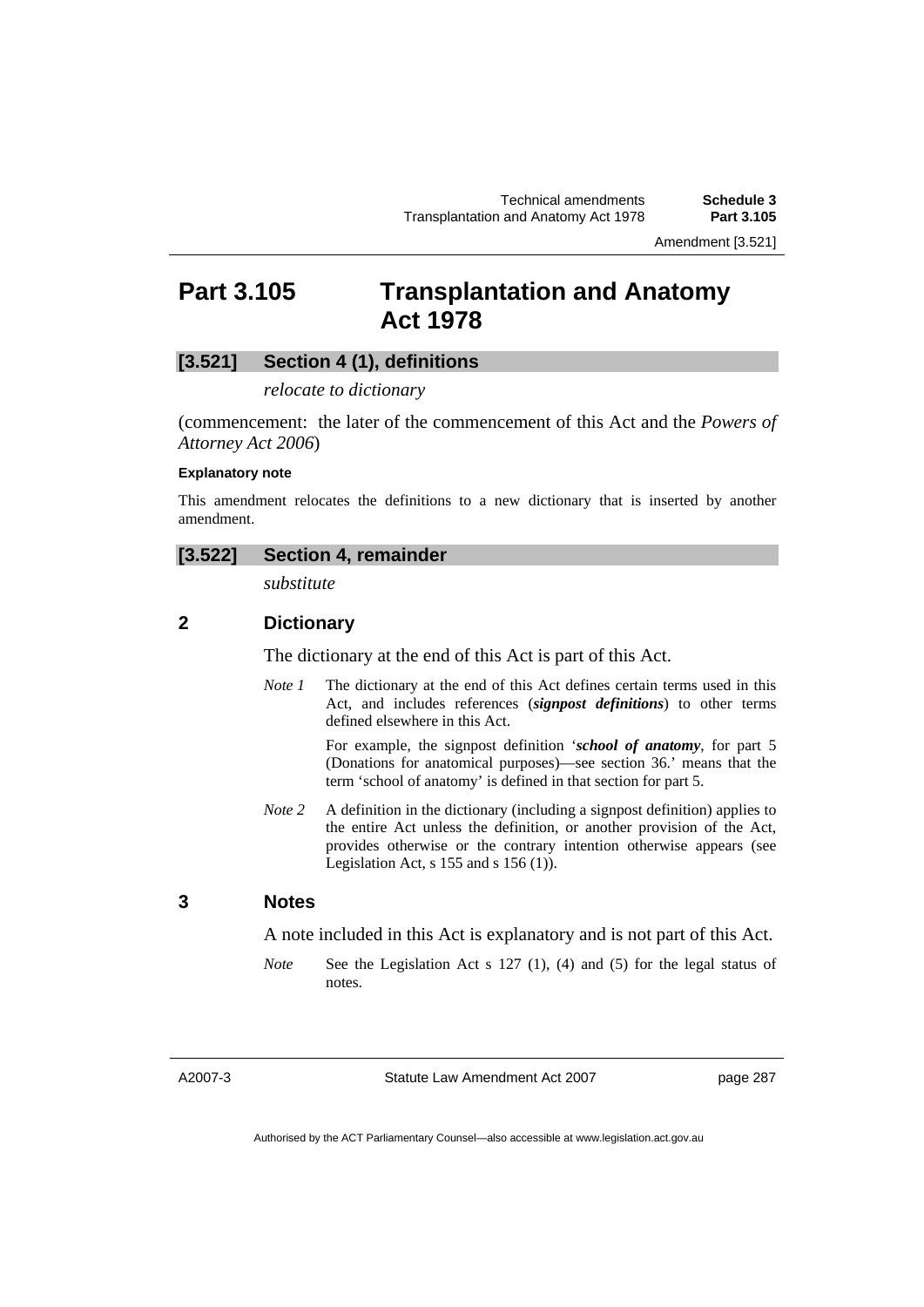# Part 3.105 Transplantation and Anatomy Act 1978

## [3.521] Section 4 (1), definitions

*relocate to dictionary*

(commencement: the later of the commencement of this Act and the *Powers of Attorney Act 2006*)

**Explanatory note**

This amendment relocates the definitions to a new dictionary that is inserted by another amendment.

## [3.522] Section 4, remainder

*substitute*

### 2 Dictionary

The dictionary at the end of this Act is part of this Act.

*Note 1* The dictionary at the end of this Act defines certain terms used in this Act, and includes references (***signpost definitions***) to other terms defined elsewhere in this Act.

For example, the signpost definition '***school of anatomy***, for part 5 (Donations for anatomical purposes)—see section 36.' means that the term 'school of anatomy' is defined in that section for part 5.

*Note 2* A definition in the dictionary (including a signpost definition) applies to the entire Act unless the definition, or another provision of the Act, provides otherwise or the contrary intention otherwise appears (see Legislation Act, s 155 and s 156 (1)).

### 3 Notes

A note included in this Act is explanatory and is not part of this Act.

*Note* See the Legislation Act s 127 (1), (4) and (5) for the legal status of notes.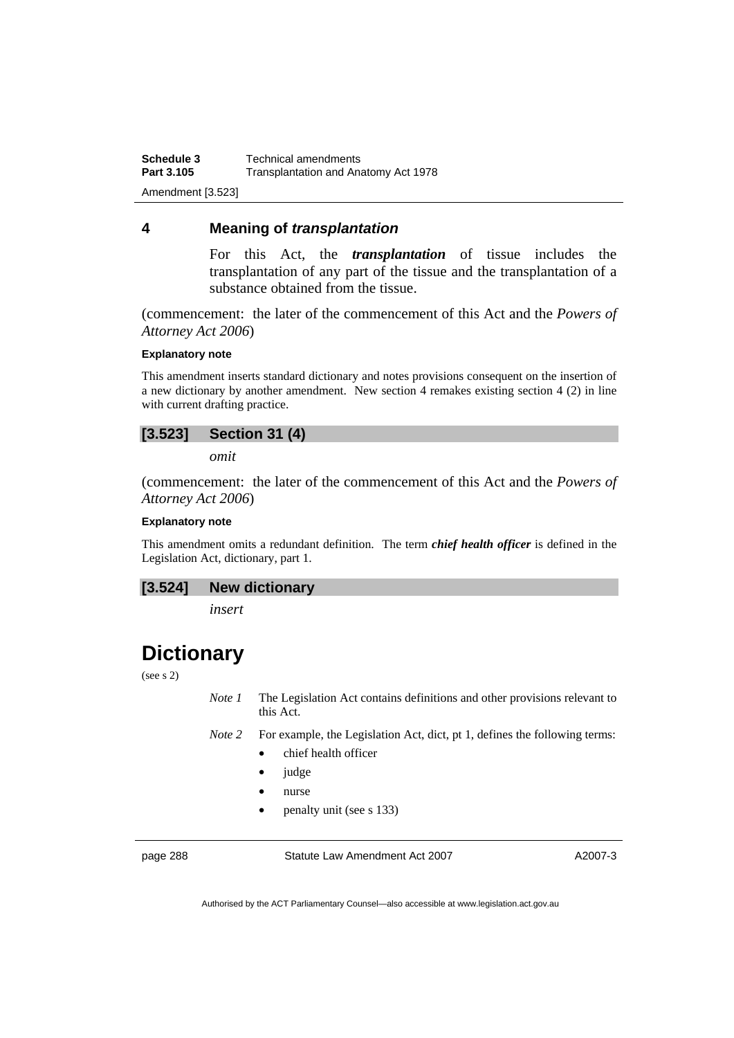## 4 Meaning of ***transplantation***

For this Act, the ***transplantation*** of tissue includes the transplantation of any part of the tissue and the transplantation of a substance obtained from the tissue.

(commencement: the later of the commencement of this Act and the *Powers of Attorney Act 2006*)

**Explanatory note**

This amendment inserts standard dictionary and notes provisions consequent on the insertion of a new dictionary by another amendment. New section 4 remakes existing section 4 (2) in line with current drafting practice.

### [3.523] Section 31 (4)

*omit*

(commencement: the later of the commencement of this Act and the *Powers of Attorney Act 2006*)

**Explanatory note**

This amendment omits a redundant definition. The term ***chief health officer*** is defined in the Legislation Act, dictionary, part 1.

### [3.524] New dictionary

*insert*

# Dictionary

(see s 2)

*Note 1* The Legislation Act contains definitions and other provisions relevant to this Act.

*Note 2* For example, the Legislation Act, dict, pt 1, defines the following terms:

- chief health officer
- judge
- nurse
- penalty unit (see s 133)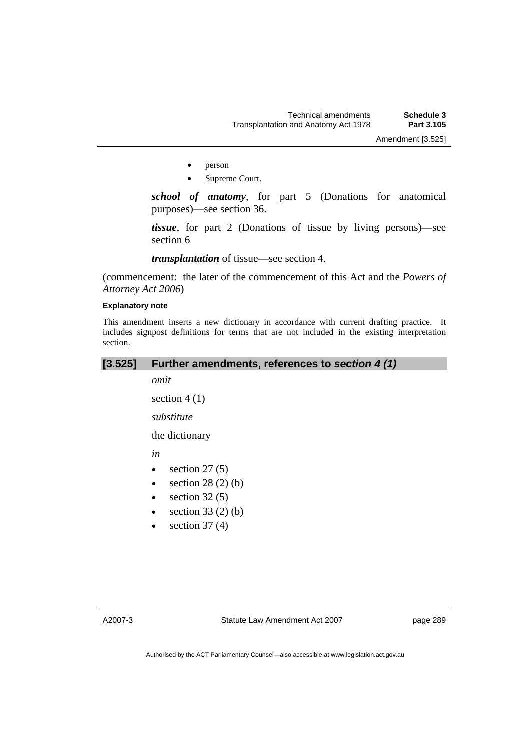- person
- Supreme Court.

***school of anatomy***, for part 5 (Donations for anatomical purposes)—see section 36.

***tissue***, for part 2 (Donations of tissue by living persons)—see section 6

***transplantation*** of tissue—see section 4.

(commencement: the later of the commencement of this Act and the *Powers of Attorney Act 2006*)

**Explanatory note**

This amendment inserts a new dictionary in accordance with current drafting practice. It includes signpost definitions for terms that are not included in the existing interpretation section.

## [3.525] Further amendments, references to *section 4 (1)*

*omit*

section 4 (1)

*substitute*

the dictionary

*in*

- section 27 (5)
- section 28 (2) (b)
- section 32 (5)
- section 33 (2) (b)
- section 37 (4)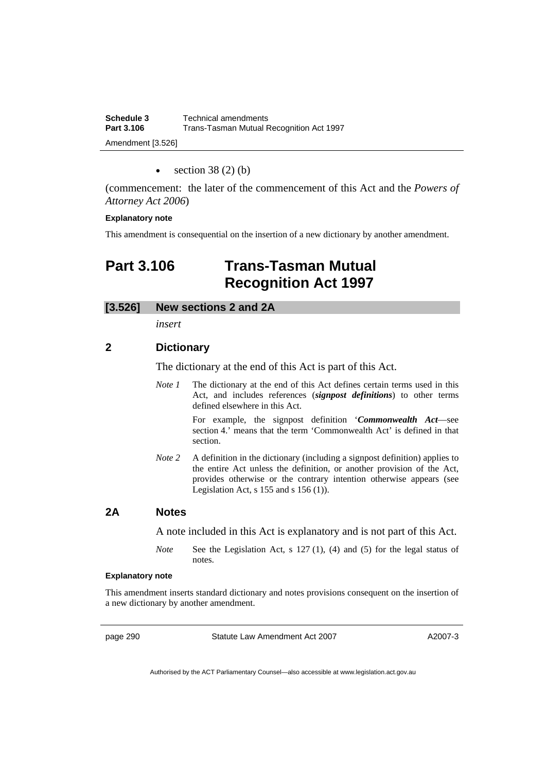- section 38 (2) (b)

(commencement: the later of the commencement of this Act and the *Powers of Attorney Act 2006*)

**Explanatory note**

This amendment is consequential on the insertion of a new dictionary by another amendment.

# Part 3.106 Trans-Tasman Mutual Recognition Act 1997

## [3.526] New sections 2 and 2A

*insert*

### 2 Dictionary

The dictionary at the end of this Act is part of this Act.

*Note 1* The dictionary at the end of this Act defines certain terms used in this Act, and includes references (***signpost definitions***) to other terms defined elsewhere in this Act.

For example, the signpost definition '***Commonwealth Act***—see section 4.' means that the term 'Commonwealth Act' is defined in that section.

*Note 2* A definition in the dictionary (including a signpost definition) applies to the entire Act unless the definition, or another provision of the Act, provides otherwise or the contrary intention otherwise appears (see Legislation Act, s 155 and s 156 (1)).

### 2A Notes

A note included in this Act is explanatory and is not part of this Act.

*Note* See the Legislation Act, s 127 (1), (4) and (5) for the legal status of notes.

**Explanatory note**

This amendment inserts standard dictionary and notes provisions consequent on the insertion of a new dictionary by another amendment.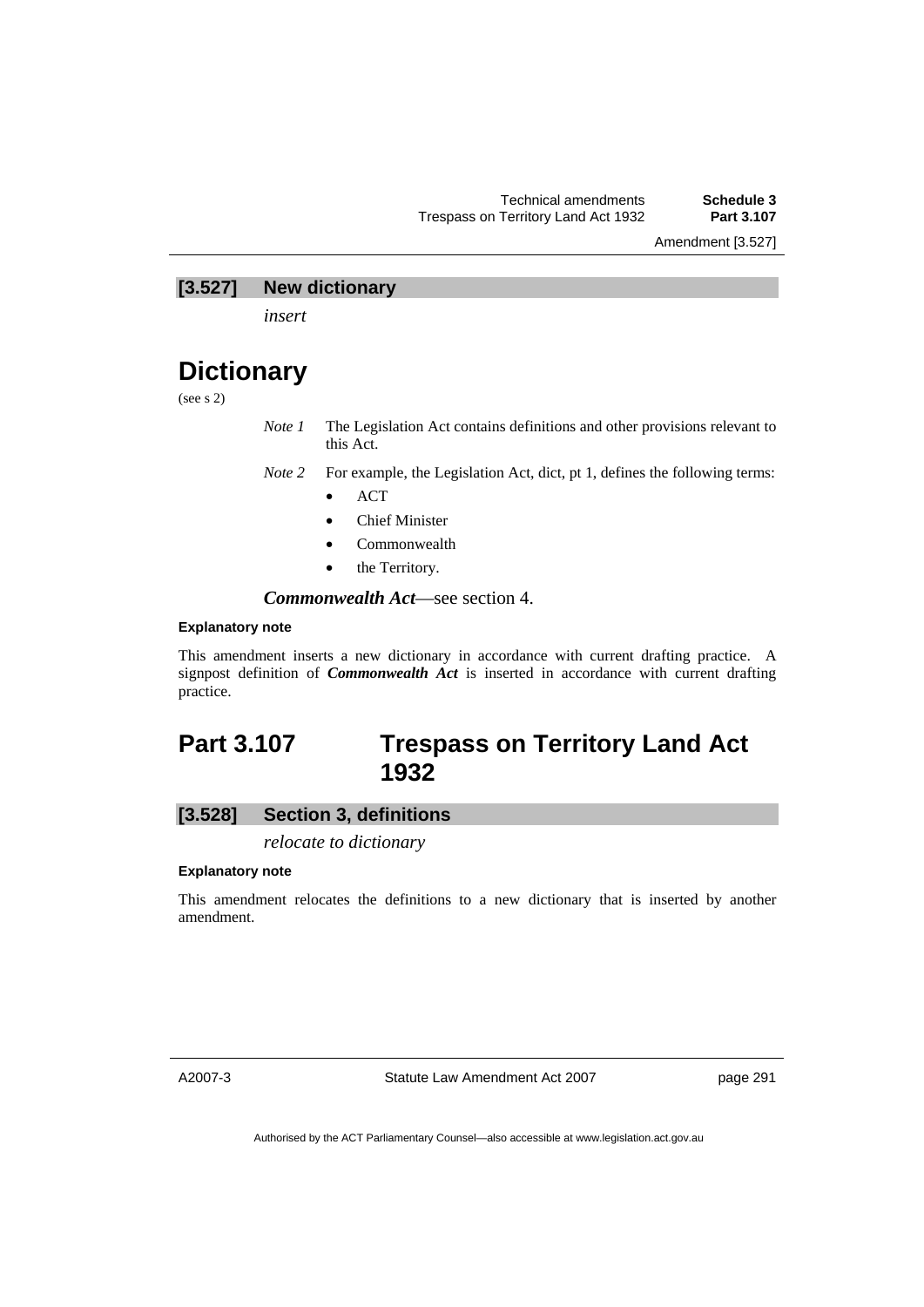### [3.527] New dictionary

*insert*

# Dictionary

(see s 2)

*Note 1* The Legislation Act contains definitions and other provisions relevant to this Act.

*Note 2* For example, the Legislation Act, dict, pt 1, defines the following terms:

- ACT
- Chief Minister
- Commonwealth
- the Territory.

***Commonwealth Act***—see section 4.

#### Explanatory note

This amendment inserts a new dictionary in accordance with current drafting practice. A signpost definition of ***Commonwealth Act*** is inserted in accordance with current drafting practice.

## Part 3.107 Trespass on Territory Land Act 1932

### [3.528] Section 3, definitions

*relocate to dictionary*

#### Explanatory note

This amendment relocates the definitions to a new dictionary that is inserted by another amendment.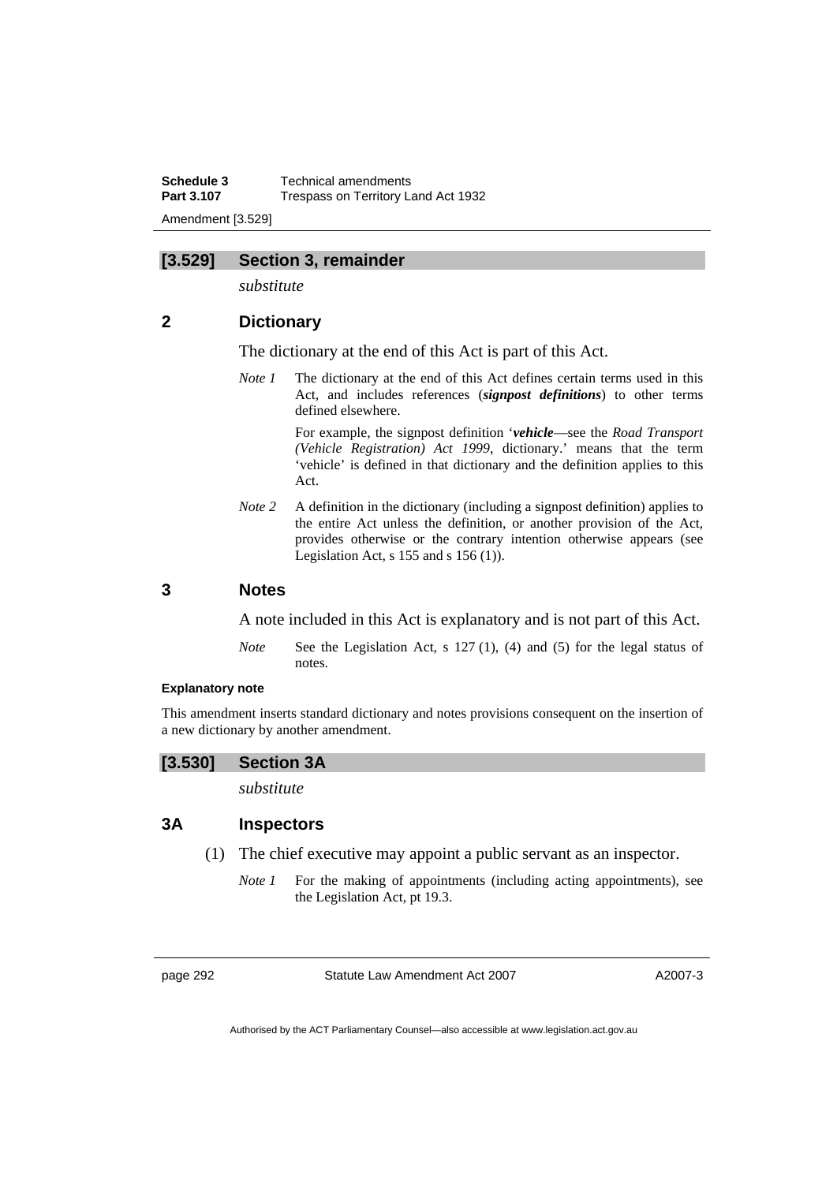## [3.529] Section 3, remainder

*substitute*

### 2 Dictionary

The dictionary at the end of this Act is part of this Act.

*Note 1* The dictionary at the end of this Act defines certain terms used in this Act, and includes references (***signpost definitions***) to other terms defined elsewhere.

For example, the signpost definition '***vehicle***—see the *Road Transport (Vehicle Registration) Act 1999*, dictionary.' means that the term 'vehicle' is defined in that dictionary and the definition applies to this Act.

*Note 2* A definition in the dictionary (including a signpost definition) applies to the entire Act unless the definition, or another provision of the Act, provides otherwise or the contrary intention otherwise appears (see Legislation Act, s 155 and s 156 (1)).

### 3 Notes

A note included in this Act is explanatory and is not part of this Act.

*Note* See the Legislation Act, s 127 (1), (4) and (5) for the legal status of notes.

**Explanatory note**

This amendment inserts standard dictionary and notes provisions consequent on the insertion of a new dictionary by another amendment.

## [3.530] Section 3A

*substitute*

### 3A Inspectors

(1) The chief executive may appoint a public servant as an inspector.

*Note 1* For the making of appointments (including acting appointments), see the Legislation Act, pt 19.3.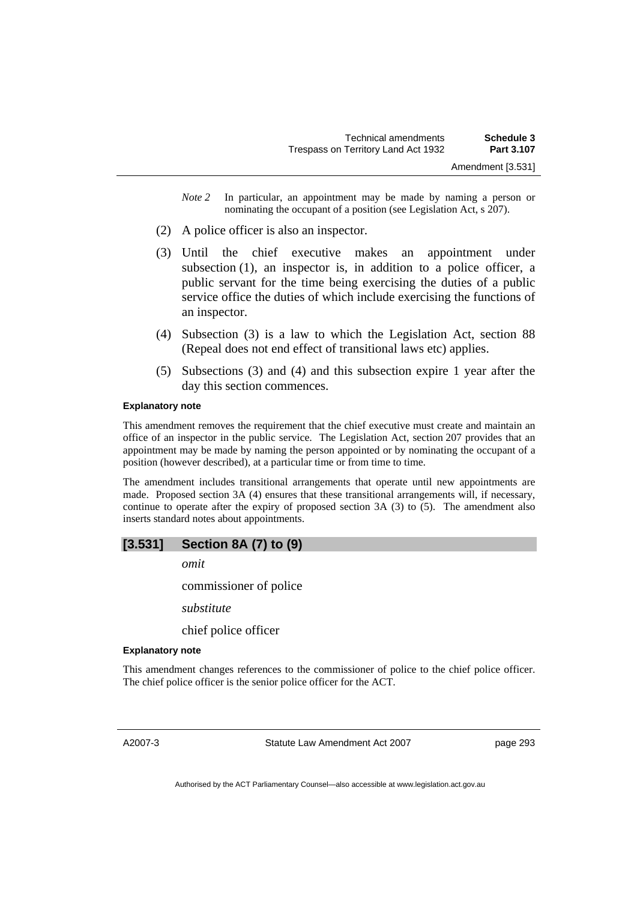*Note 2* In particular, an appointment may be made by naming a person or nominating the occupant of a position (see Legislation Act, s 207).

(2) A police officer is also an inspector.

(3) Until the chief executive makes an appointment under subsection (1), an inspector is, in addition to a police officer, a public servant for the time being exercising the duties of a public service office the duties of which include exercising the functions of an inspector.

(4) Subsection (3) is a law to which the Legislation Act, section 88 (Repeal does not end effect of transitional laws etc) applies.

(5) Subsections (3) and (4) and this subsection expire 1 year after the day this section commences.

**Explanatory note**

This amendment removes the requirement that the chief executive must create and maintain an office of an inspector in the public service. The Legislation Act, section 207 provides that an appointment may be made by naming the person appointed or by nominating the occupant of a position (however described), at a particular time or from time to time.

The amendment includes transitional arrangements that operate until new appointments are made. Proposed section 3A (4) ensures that these transitional arrangements will, if necessary, continue to operate after the expiry of proposed section 3A (3) to (5). The amendment also inserts standard notes about appointments.

## [3.531] Section 8A (7) to (9)

*omit*

commissioner of police

*substitute*

chief police officer

**Explanatory note**

This amendment changes references to the commissioner of police to the chief police officer. The chief police officer is the senior police officer for the ACT.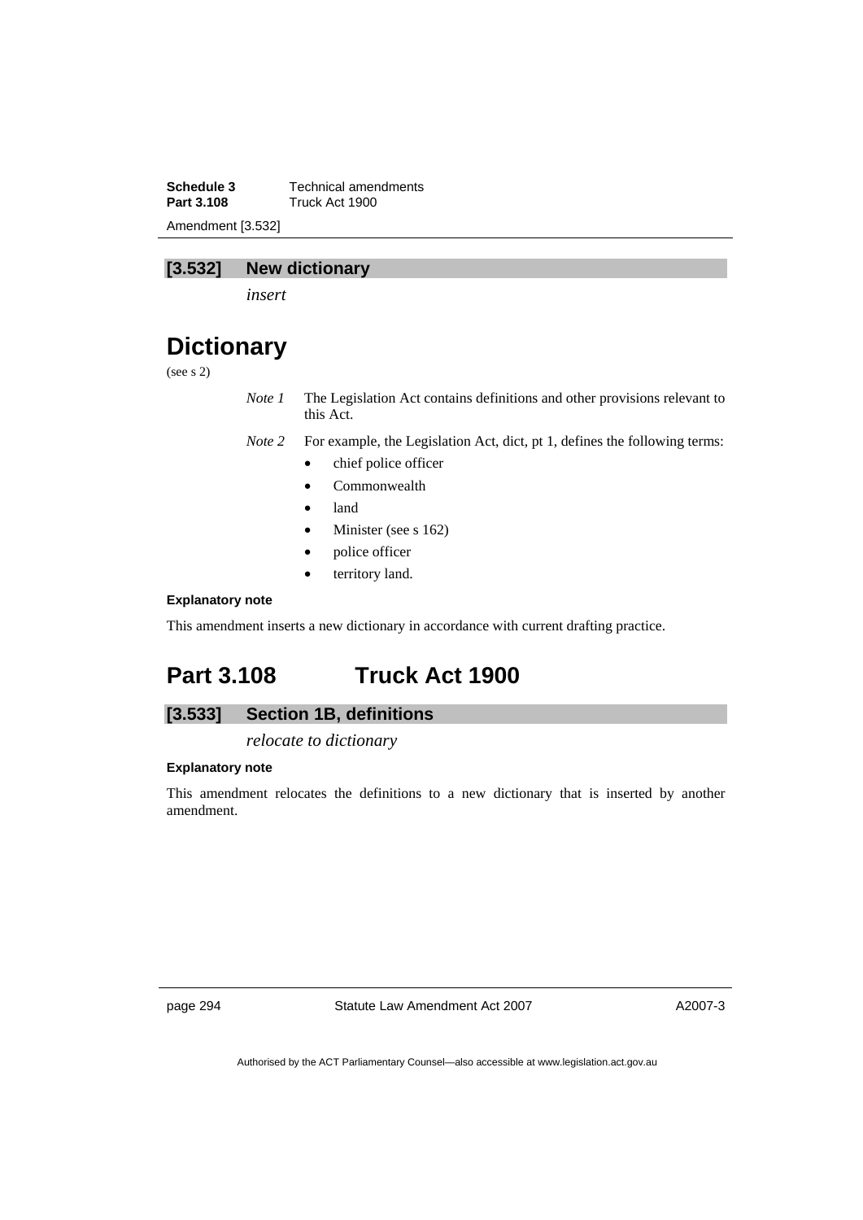## [3.532] New dictionary

*insert*

# Dictionary

(see s 2)

*Note 1* The Legislation Act contains definitions and other provisions relevant to this Act.

*Note 2* For example, the Legislation Act, dict, pt 1, defines the following terms:

- chief police officer
- Commonwealth
- land
- Minister (see s 162)
- police officer
- territory land.

**Explanatory note**

This amendment inserts a new dictionary in accordance with current drafting practice.

# Part 3.108 Truck Act 1900

## [3.533] Section 1B, definitions

*relocate to dictionary*

**Explanatory note**

This amendment relocates the definitions to a new dictionary that is inserted by another amendment.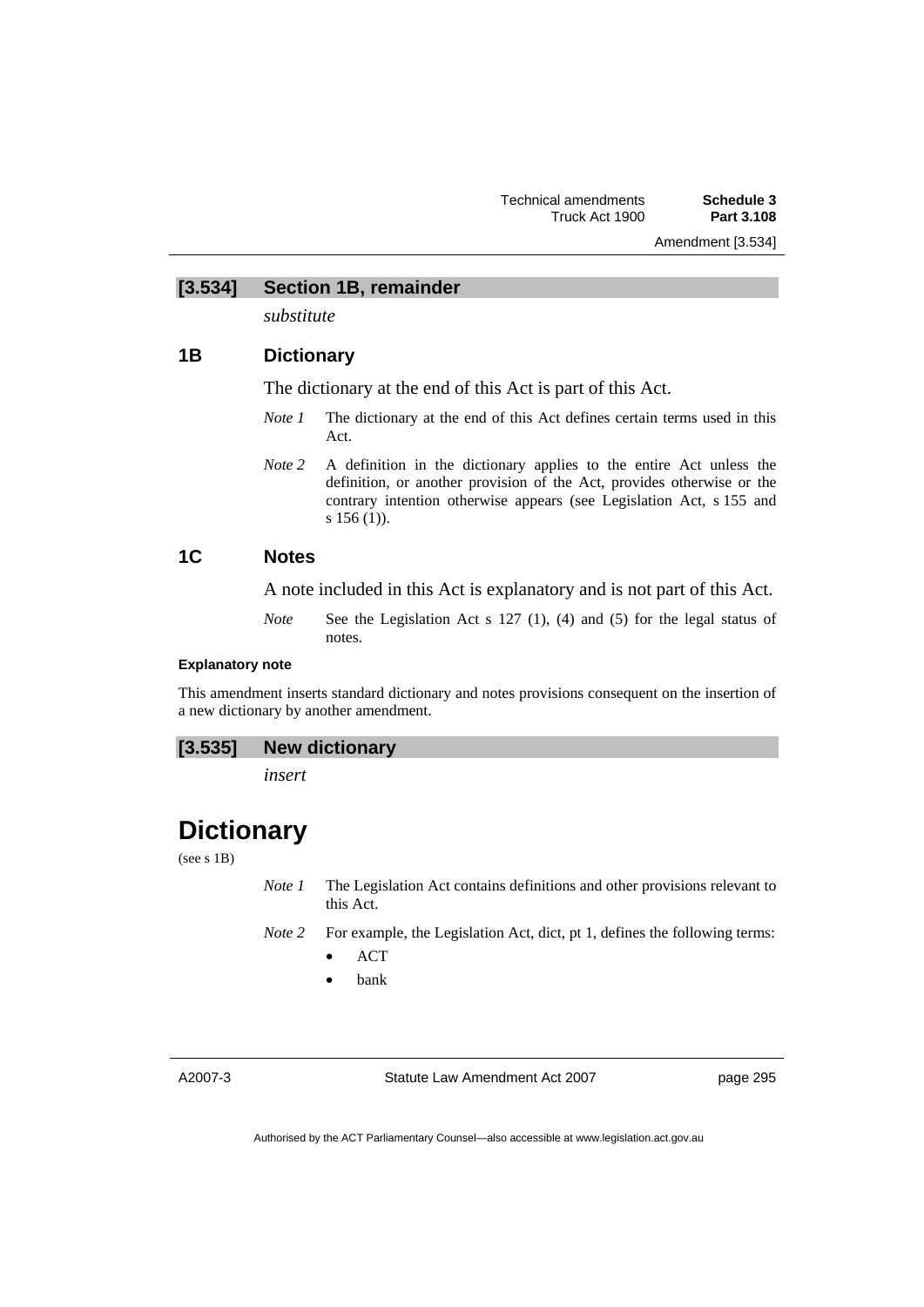### [3.534] Section 1B, remainder

*substitute*

### 1B Dictionary

The dictionary at the end of this Act is part of this Act.

*Note 1* The dictionary at the end of this Act defines certain terms used in this Act.

*Note 2* A definition in the dictionary applies to the entire Act unless the definition, or another provision of the Act, provides otherwise or the contrary intention otherwise appears (see Legislation Act, s 155 and s 156 (1)).

### 1C Notes

A note included in this Act is explanatory and is not part of this Act.

*Note* See the Legislation Act s 127 (1), (4) and (5) for the legal status of notes.

**Explanatory note**

This amendment inserts standard dictionary and notes provisions consequent on the insertion of a new dictionary by another amendment.

### [3.535] New dictionary

*insert*

# Dictionary

(see s 1B)

*Note 1* The Legislation Act contains definitions and other provisions relevant to this Act.

*Note 2* For example, the Legislation Act, dict, pt 1, defines the following terms:

- ACT
- bank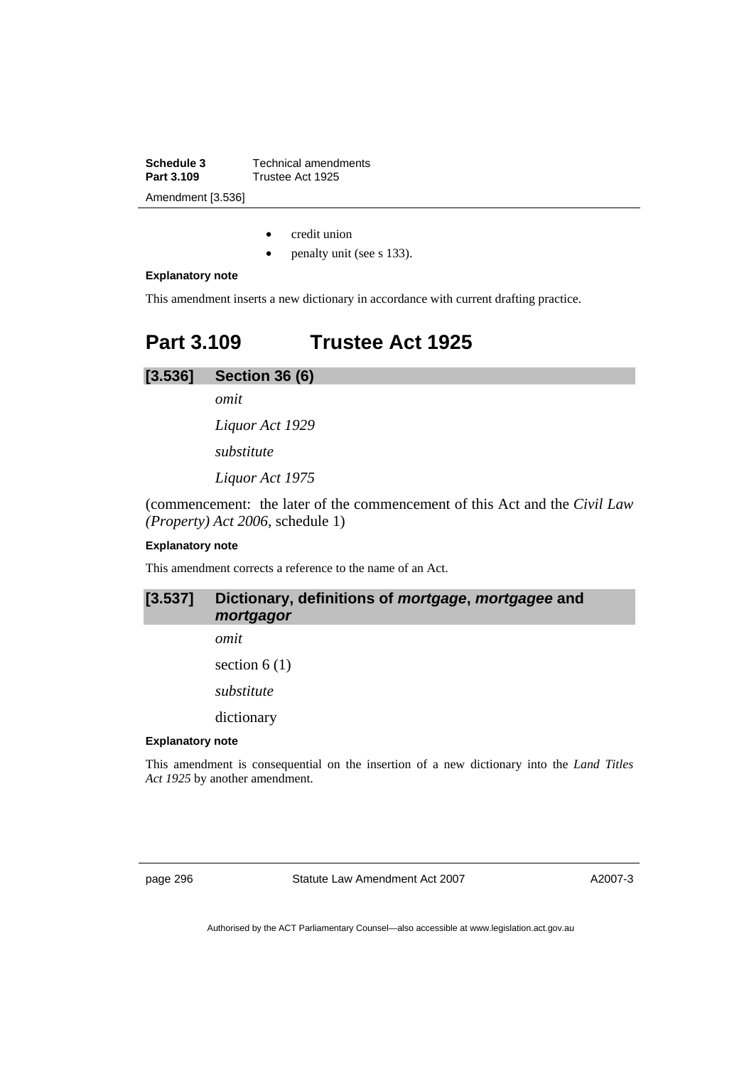- credit union
- penalty unit (see s 133).

**Explanatory note**

This amendment inserts a new dictionary in accordance with current drafting practice.

# Part 3.109 Trustee Act 1925

## [3.536] Section 36 (6)

*omit*

*Liquor Act 1929*

*substitute*

*Liquor Act 1975*

(commencement: the later of the commencement of this Act and the *Civil Law (Property) Act 2006*, schedule 1)

**Explanatory note**

This amendment corrects a reference to the name of an Act.

## [3.537] Dictionary, definitions of ***mortgage***, ***mortgagee*** and ***mortgagor***

*omit*

section 6 (1)

*substitute*

dictionary

**Explanatory note**

This amendment is consequential on the insertion of a new dictionary into the *Land Titles Act 1925* by another amendment.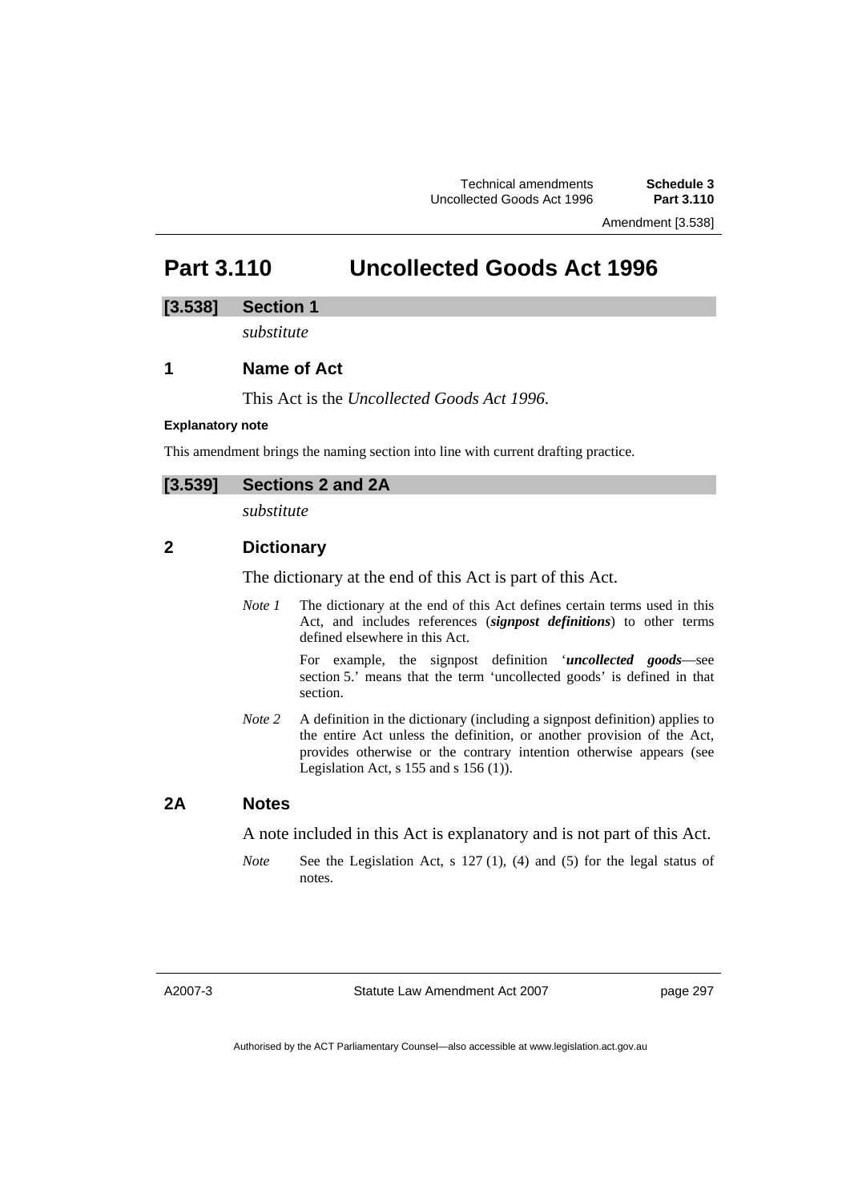# Part 3.110 Uncollected Goods Act 1996

## [3.538] Section 1

*substitute*

### 1 Name of Act

This Act is the *Uncollected Goods Act 1996*.

**Explanatory note**

This amendment brings the naming section into line with current drafting practice.

## [3.539] Sections 2 and 2A

*substitute*

### 2 Dictionary

The dictionary at the end of this Act is part of this Act.

*Note 1* The dictionary at the end of this Act defines certain terms used in this Act, and includes references (***signpost definitions***) to other terms defined elsewhere in this Act.

For example, the signpost definition '***uncollected goods***—see section 5.' means that the term 'uncollected goods' is defined in that section.

*Note 2* A definition in the dictionary (including a signpost definition) applies to the entire Act unless the definition, or another provision of the Act, provides otherwise or the contrary intention otherwise appears (see Legislation Act, s 155 and s 156 (1)).

### 2A Notes

A note included in this Act is explanatory and is not part of this Act.

*Note* See the Legislation Act, s 127 (1), (4) and (5) for the legal status of notes.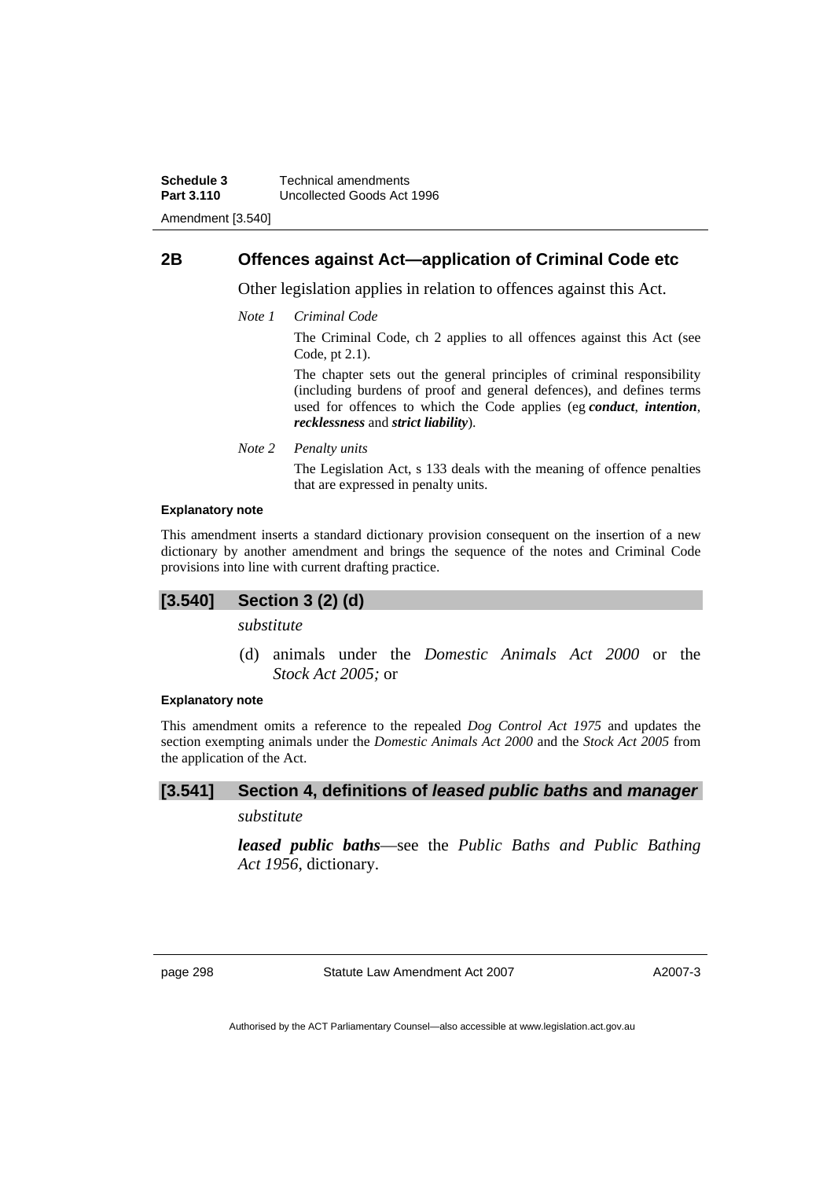## 2B Offences against Act—application of Criminal Code etc

Other legislation applies in relation to offences against this Act.

*Note 1* *Criminal Code*

The Criminal Code, ch 2 applies to all offences against this Act (see Code, pt 2.1).

The chapter sets out the general principles of criminal responsibility (including burdens of proof and general defences), and defines terms used for offences to which the Code applies (eg ***conduct***, ***intention***, ***recklessness*** and ***strict liability***).

*Note 2* *Penalty units*

The Legislation Act, s 133 deals with the meaning of offence penalties that are expressed in penalty units.

**Explanatory note**

This amendment inserts a standard dictionary provision consequent on the insertion of a new dictionary by another amendment and brings the sequence of the notes and Criminal Code provisions into line with current drafting practice.

### [3.540] Section 3 (2) (d)

*substitute*

(d) animals under the *Domestic Animals Act 2000* or the *Stock Act 2005;* or

**Explanatory note**

This amendment omits a reference to the repealed *Dog Control Act 1975* and updates the section exempting animals under the *Domestic Animals Act 2000* and the *Stock Act 2005* from the application of the Act.

### [3.541] Section 4, definitions of *leased public baths* and *manager*

*substitute*

***leased public baths***—see the *Public Baths and Public Bathing Act 1956*, dictionary.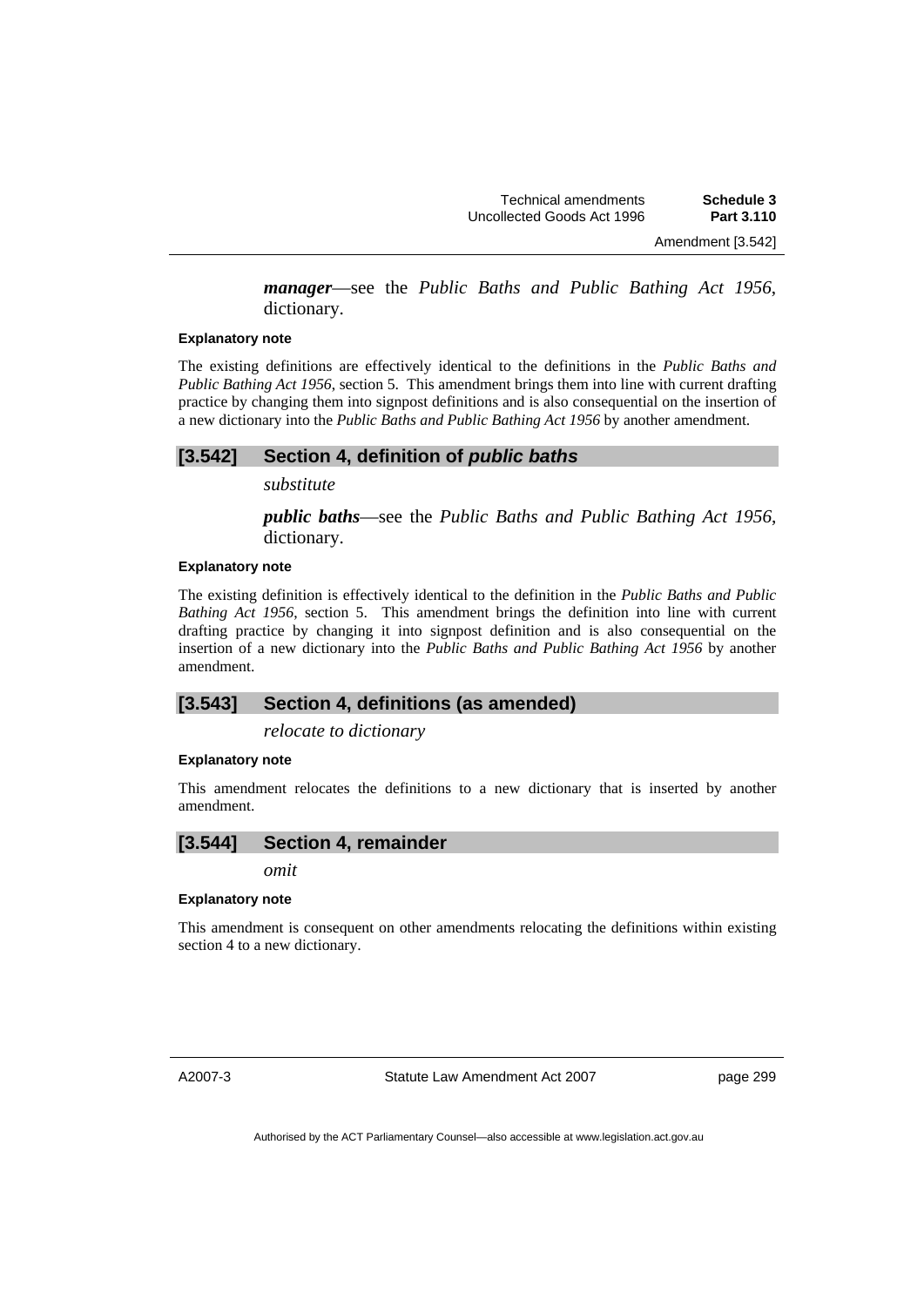***manager***—see the *Public Baths and Public Bathing Act 1956*, dictionary.

**Explanatory note**

The existing definitions are effectively identical to the definitions in the *Public Baths and Public Bathing Act 1956*, section 5. This amendment brings them into line with current drafting practice by changing them into signpost definitions and is also consequential on the insertion of a new dictionary into the *Public Baths and Public Bathing Act 1956* by another amendment.

### [3.542] Section 4, definition of *public baths*

*substitute*

***public baths***—see the *Public Baths and Public Bathing Act 1956*, dictionary.

**Explanatory note**

The existing definition is effectively identical to the definition in the *Public Baths and Public Bathing Act 1956*, section 5. This amendment brings the definition into line with current drafting practice by changing it into signpost definition and is also consequential on the insertion of a new dictionary into the *Public Baths and Public Bathing Act 1956* by another amendment.

### [3.543] Section 4, definitions (as amended)

*relocate to dictionary*

**Explanatory note**

This amendment relocates the definitions to a new dictionary that is inserted by another amendment.

### [3.544] Section 4, remainder

*omit*

**Explanatory note**

This amendment is consequent on other amendments relocating the definitions within existing section 4 to a new dictionary.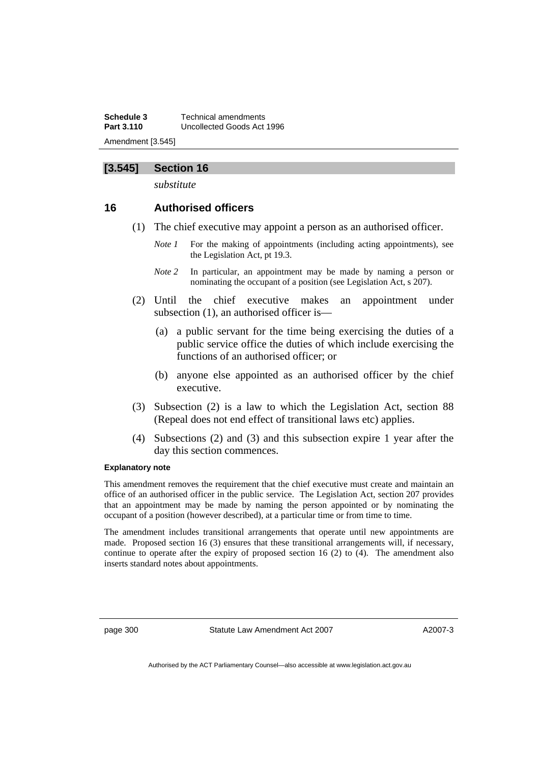## [3.545] Section 16

*substitute*

### 16 Authorised officers

(1) The chief executive may appoint a person as an authorised officer.

*Note 1* For the making of appointments (including acting appointments), see the Legislation Act, pt 19.3.

*Note 2* In particular, an appointment may be made by naming a person or nominating the occupant of a position (see Legislation Act, s 207).

(2) Until the chief executive makes an appointment under subsection (1), an authorised officer is—

(a) a public servant for the time being exercising the duties of a public service office the duties of which include exercising the functions of an authorised officer; or

(b) anyone else appointed as an authorised officer by the chief executive.

(3) Subsection (2) is a law to which the Legislation Act, section 88 (Repeal does not end effect of transitional laws etc) applies.

(4) Subsections (2) and (3) and this subsection expire 1 year after the day this section commences.

**Explanatory note**

This amendment removes the requirement that the chief executive must create and maintain an office of an authorised officer in the public service. The Legislation Act, section 207 provides that an appointment may be made by naming the person appointed or by nominating the occupant of a position (however described), at a particular time or from time to time.

The amendment includes transitional arrangements that operate until new appointments are made. Proposed section 16 (3) ensures that these transitional arrangements will, if necessary, continue to operate after the expiry of proposed section 16 (2) to (4). The amendment also inserts standard notes about appointments.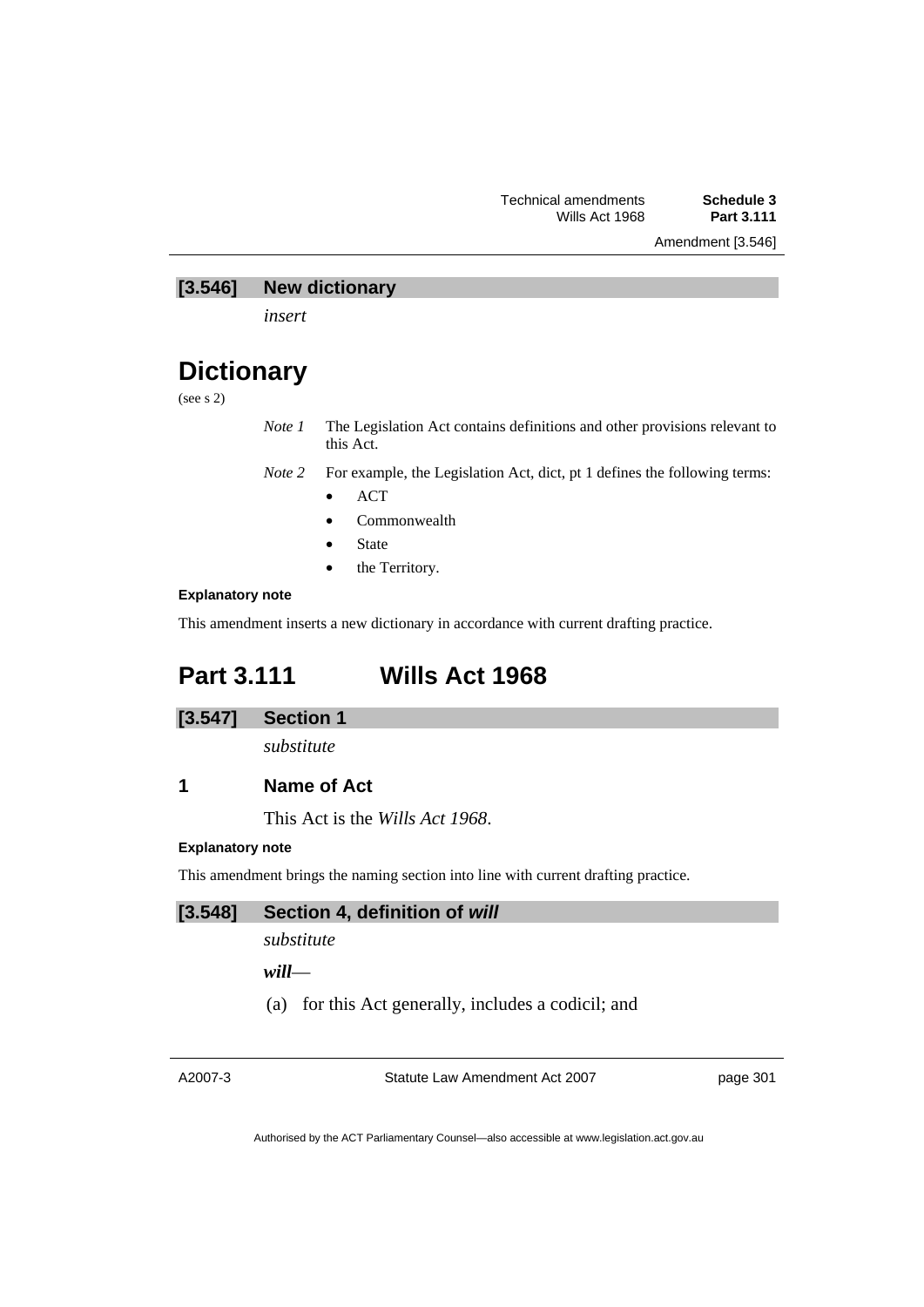## [3.546] New dictionary

*insert*

# Dictionary

(see s 2)

*Note 1* The Legislation Act contains definitions and other provisions relevant to this Act.

*Note 2* For example, the Legislation Act, dict, pt 1 defines the following terms:

- ACT
- Commonwealth
- State
- the Territory.

**Explanatory note**

This amendment inserts a new dictionary in accordance with current drafting practice.

# Part 3.111 Wills Act 1968

## [3.547] Section 1

*substitute*

### 1 Name of Act

This Act is the *Wills Act 1968*.

**Explanatory note**

This amendment brings the naming section into line with current drafting practice.

## [3.548] Section 4, definition of *will*

*substitute*

***will***—

(a) for this Act generally, includes a codicil; and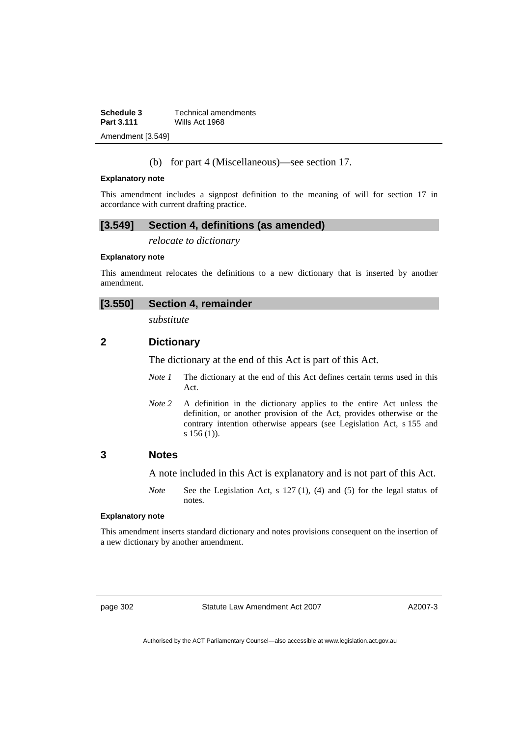(b) for part 4 (Miscellaneous)—see section 17.

**Explanatory note**

This amendment includes a signpost definition to the meaning of will for section 17 in accordance with current drafting practice.

## [3.549] Section 4, definitions (as amended)

*relocate to dictionary*

**Explanatory note**

This amendment relocates the definitions to a new dictionary that is inserted by another amendment.

## [3.550] Section 4, remainder

*substitute*

### 2 Dictionary

The dictionary at the end of this Act is part of this Act.

*Note 1* The dictionary at the end of this Act defines certain terms used in this Act.

*Note 2* A definition in the dictionary applies to the entire Act unless the definition, or another provision of the Act, provides otherwise or the contrary intention otherwise appears (see Legislation Act, s 155 and s 156 (1)).

### 3 Notes

A note included in this Act is explanatory and is not part of this Act.

*Note* See the Legislation Act, s 127 (1), (4) and (5) for the legal status of notes.

**Explanatory note**

This amendment inserts standard dictionary and notes provisions consequent on the insertion of a new dictionary by another amendment.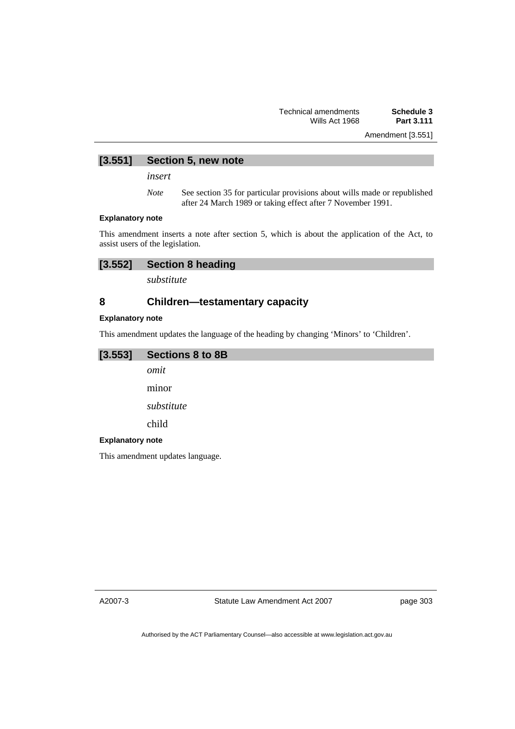## [3.551] Section 5, new note

*insert*

*Note* See section 35 for particular provisions about wills made or republished after 24 March 1989 or taking effect after 7 November 1991.

#### Explanatory note

This amendment inserts a note after section 5, which is about the application of the Act, to assist users of the legislation.

## [3.552] Section 8 heading

*substitute*

### 8 Children—testamentary capacity

#### Explanatory note

This amendment updates the language of the heading by changing 'Minors' to 'Children'.

## [3.553] Sections 8 to 8B

*omit*

minor

*substitute*

child

#### Explanatory note

This amendment updates language.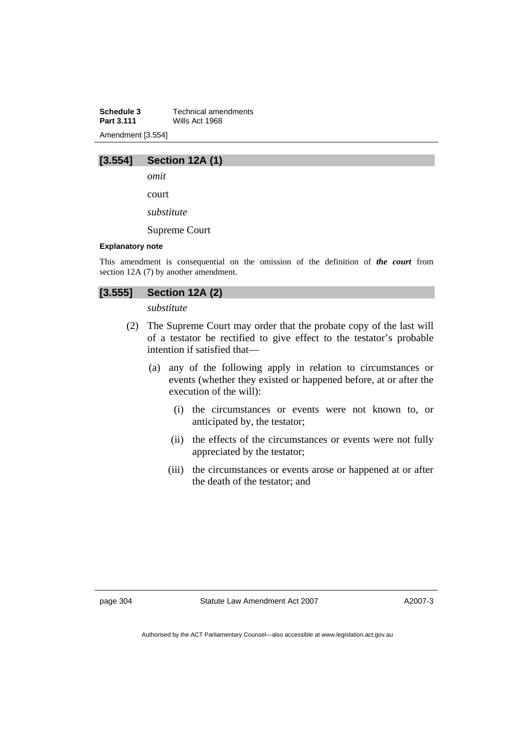### [3.554] Section 12A (1)

*omit*

court

*substitute*

Supreme Court

**Explanatory note**

This amendment is consequential on the omission of the definition of ***the court*** from section 12A (7) by another amendment.

### [3.555] Section 12A (2)

*substitute*

(2) The Supreme Court may order that the probate copy of the last will of a testator be rectified to give effect to the testator's probable intention if satisfied that—

(a) any of the following apply in relation to circumstances or events (whether they existed or happened before, at or after the execution of the will):

(i) the circumstances or events were not known to, or anticipated by, the testator;

(ii) the effects of the circumstances or events were not fully appreciated by the testator;

(iii) the circumstances or events arose or happened at or after the death of the testator; and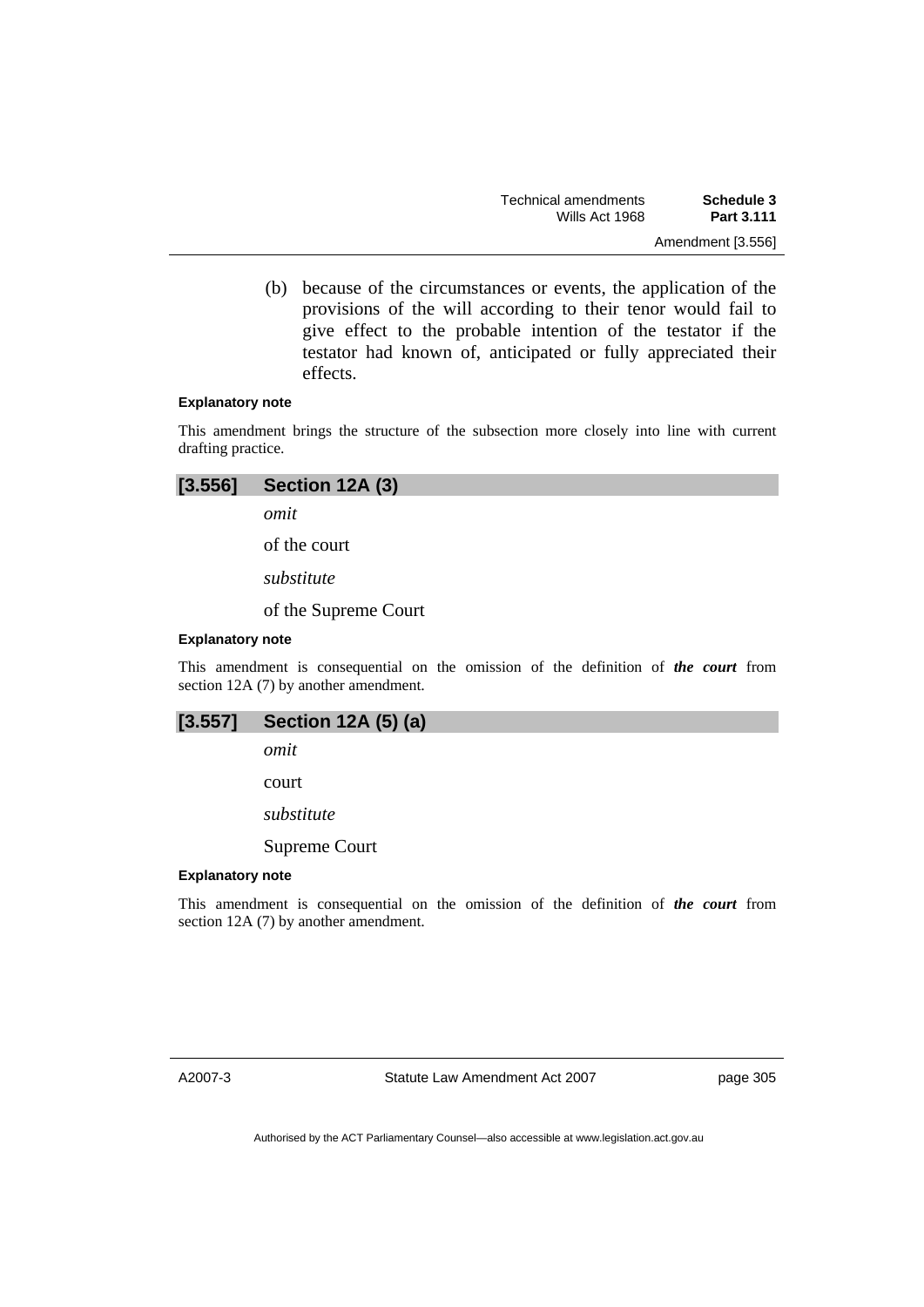(b) because of the circumstances or events, the application of the provisions of the will according to their tenor would fail to give effect to the probable intention of the testator if the testator had known of, anticipated or fully appreciated their effects.

#### Explanatory note

This amendment brings the structure of the subsection more closely into line with current drafting practice.

### [3.556] Section 12A (3)

*omit*

of the court

*substitute*

of the Supreme Court

#### Explanatory note

This amendment is consequential on the omission of the definition of ***the court*** from section 12A (7) by another amendment.

### [3.557] Section 12A (5) (a)

*omit*

court

*substitute*

Supreme Court

#### Explanatory note

This amendment is consequential on the omission of the definition of ***the court*** from section 12A (7) by another amendment.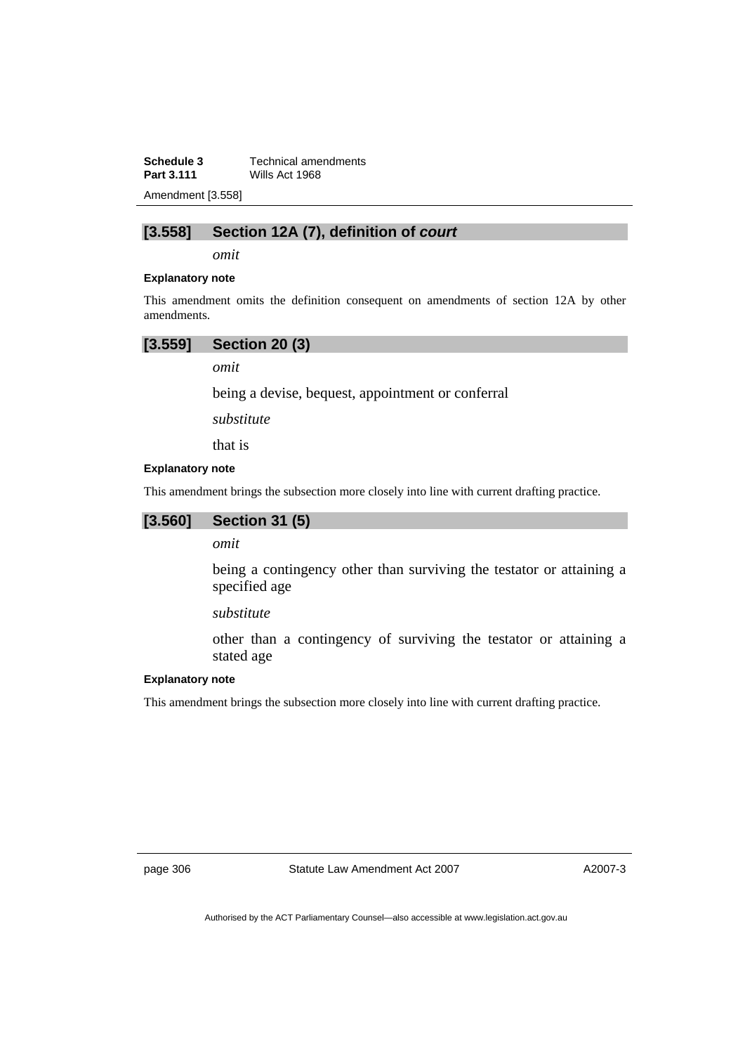## [3.558] Section 12A (7), definition of *court*

*omit*

#### Explanatory note

This amendment omits the definition consequent on amendments of section 12A by other amendments.

## [3.559] Section 20 (3)

*omit*

being a devise, bequest, appointment or conferral

*substitute*

that is

#### Explanatory note

This amendment brings the subsection more closely into line with current drafting practice.

## [3.560] Section 31 (5)

*omit*

being a contingency other than surviving the testator or attaining a specified age

*substitute*

other than a contingency of surviving the testator or attaining a stated age

#### Explanatory note

This amendment brings the subsection more closely into line with current drafting practice.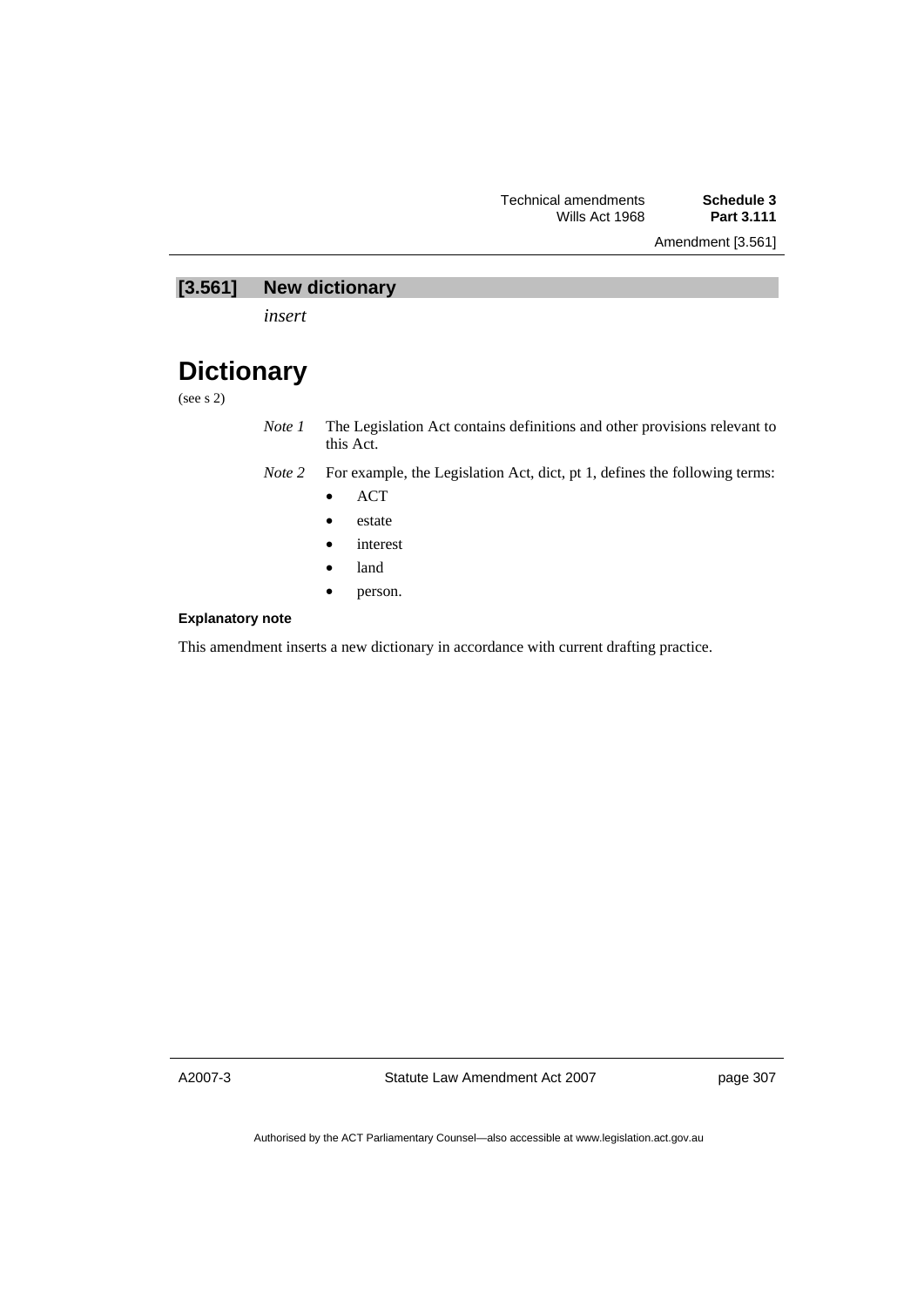### [3.561] New dictionary

*insert*

# Dictionary

(see s 2)

*Note 1* The Legislation Act contains definitions and other provisions relevant to this Act.

*Note 2* For example, the Legislation Act, dict, pt 1, defines the following terms:

- ACT
- estate
- interest
- land
- person.

**Explanatory note**

This amendment inserts a new dictionary in accordance with current drafting practice.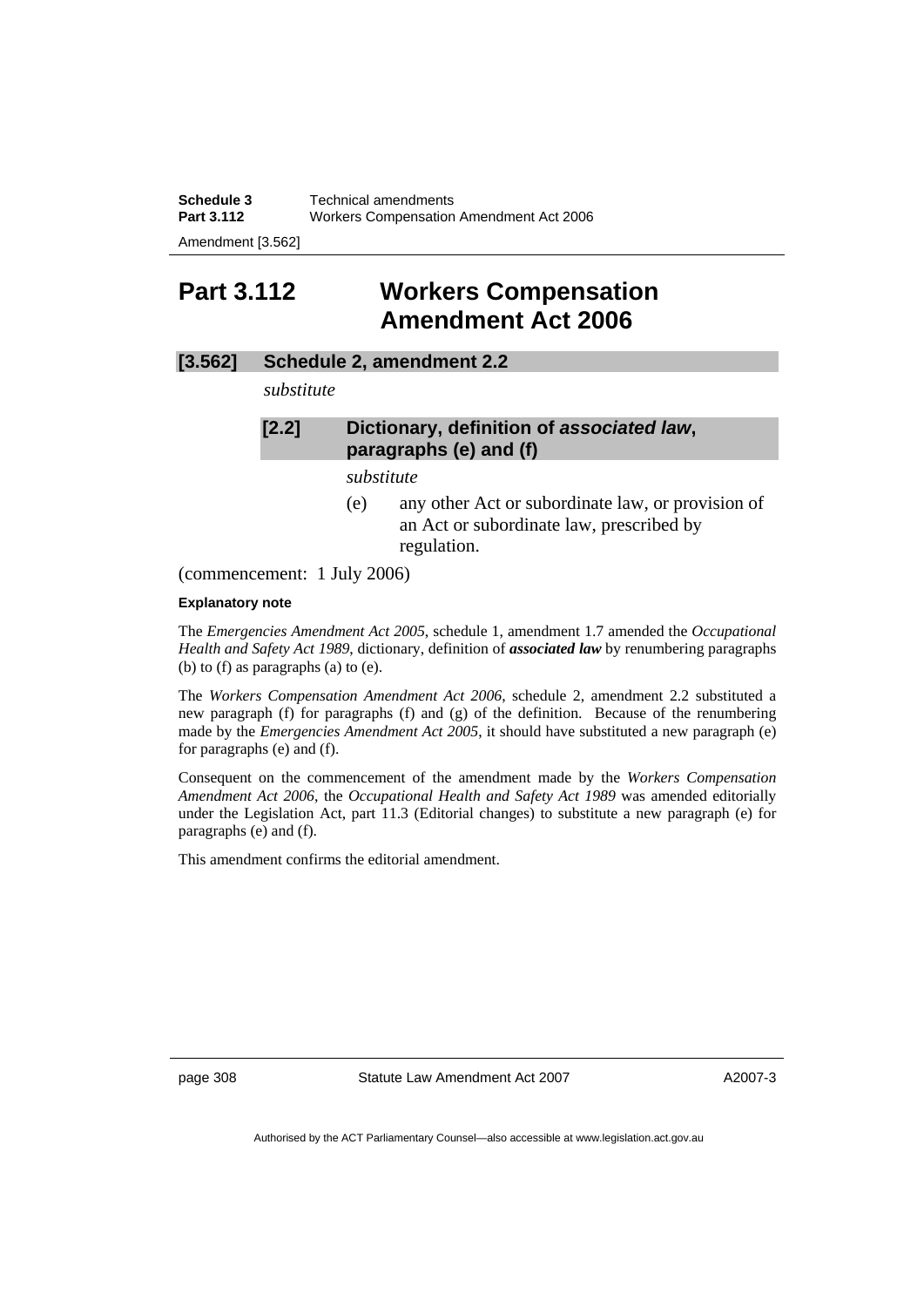# Part 3.112 Workers Compensation Amendment Act 2006

## [3.562] Schedule 2, amendment 2.2

*substitute*

### [2.2] Dictionary, definition of *associated law*, paragraphs (e) and (f)

*substitute*

(e) any other Act or subordinate law, or provision of an Act or subordinate law, prescribed by regulation.

(commencement: 1 July 2006)

**Explanatory note**

The *Emergencies Amendment Act 2005*, schedule 1, amendment 1.7 amended the *Occupational Health and Safety Act 1989*, dictionary, definition of ***associated law*** by renumbering paragraphs (b) to (f) as paragraphs (a) to (e).

The *Workers Compensation Amendment Act 2006*, schedule 2, amendment 2.2 substituted a new paragraph (f) for paragraphs (f) and (g) of the definition. Because of the renumbering made by the *Emergencies Amendment Act 2005*, it should have substituted a new paragraph (e) for paragraphs (e) and (f).

Consequent on the commencement of the amendment made by the *Workers Compensation Amendment Act 2006*, the *Occupational Health and Safety Act 1989* was amended editorially under the Legislation Act, part 11.3 (Editorial changes) to substitute a new paragraph (e) for paragraphs (e) and (f).

This amendment confirms the editorial amendment.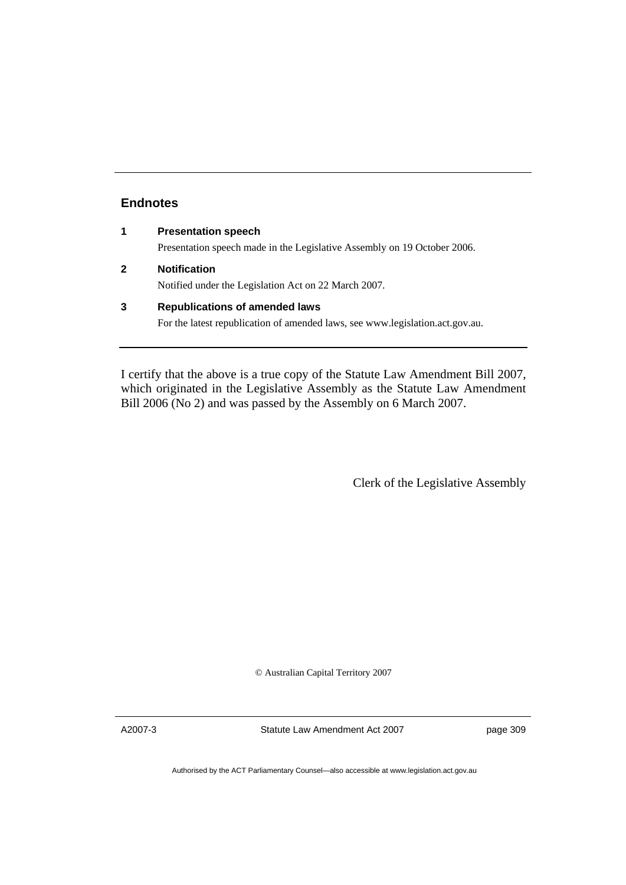## Endnotes

**1 Presentation speech**

Presentation speech made in the Legislative Assembly on 19 October 2006.

**2 Notification**

Notified under the Legislation Act on 22 March 2007.

**3 Republications of amended laws**

For the latest republication of amended laws, see www.legislation.act.gov.au.

---

I certify that the above is a true copy of the Statute Law Amendment Bill 2007, which originated in the Legislative Assembly as the Statute Law Amendment Bill 2006 (No 2) and was passed by the Assembly on 6 March 2007.

Clerk of the Legislative Assembly

© Australian Capital Territory 2007